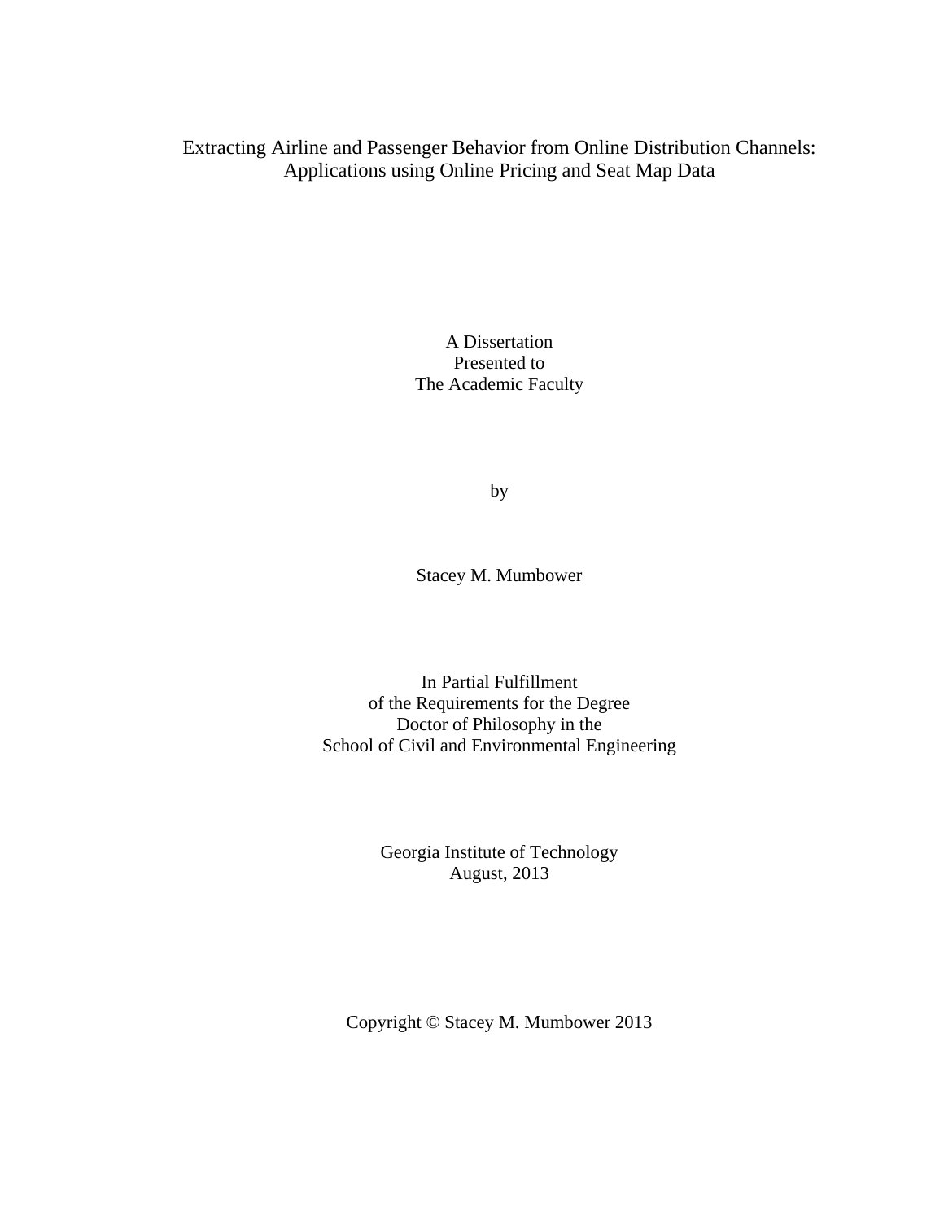# Extracting Airline and Passenger Behavior from Online Distribution Channels: Applications using Online Pricing and Seat Map Data

A Dissertation
Presented to
The Academic Faculty

by

Stacey M. Mumbower

In Partial Fulfillment
of the Requirements for the Degree
Doctor of Philosophy in the
School of Civil and Environmental Engineering

Georgia Institute of Technology
August, 2013

Copyright © Stacey M. Mumbower 2013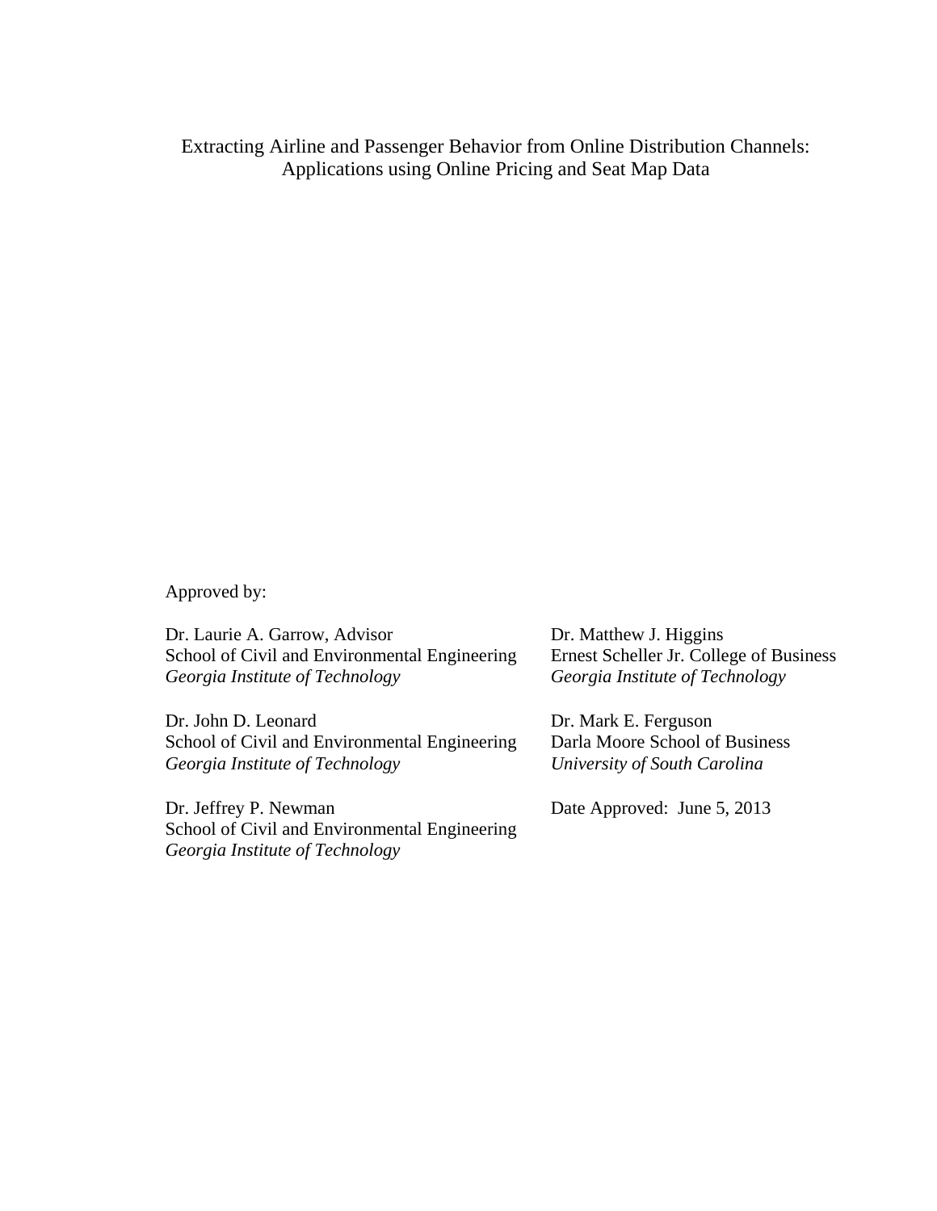Extracting Airline and Passenger Behavior from Online Distribution Channels: Applications using Online Pricing and Seat Map Data

Approved by:

Dr. Laurie A. Garrow, Advisor
School of Civil and Environmental Engineering
*Georgia Institute of Technology*

Dr. John D. Leonard
School of Civil and Environmental Engineering
*Georgia Institute of Technology*

Dr. Jeffrey P. Newman
School of Civil and Environmental Engineering
*Georgia Institute of Technology*

Dr. Matthew J. Higgins
Ernest Scheller Jr. College of Business
*Georgia Institute of Technology*

Dr. Mark E. Ferguson
Darla Moore School of Business
*University of South Carolina*

Date Approved: June 5, 2013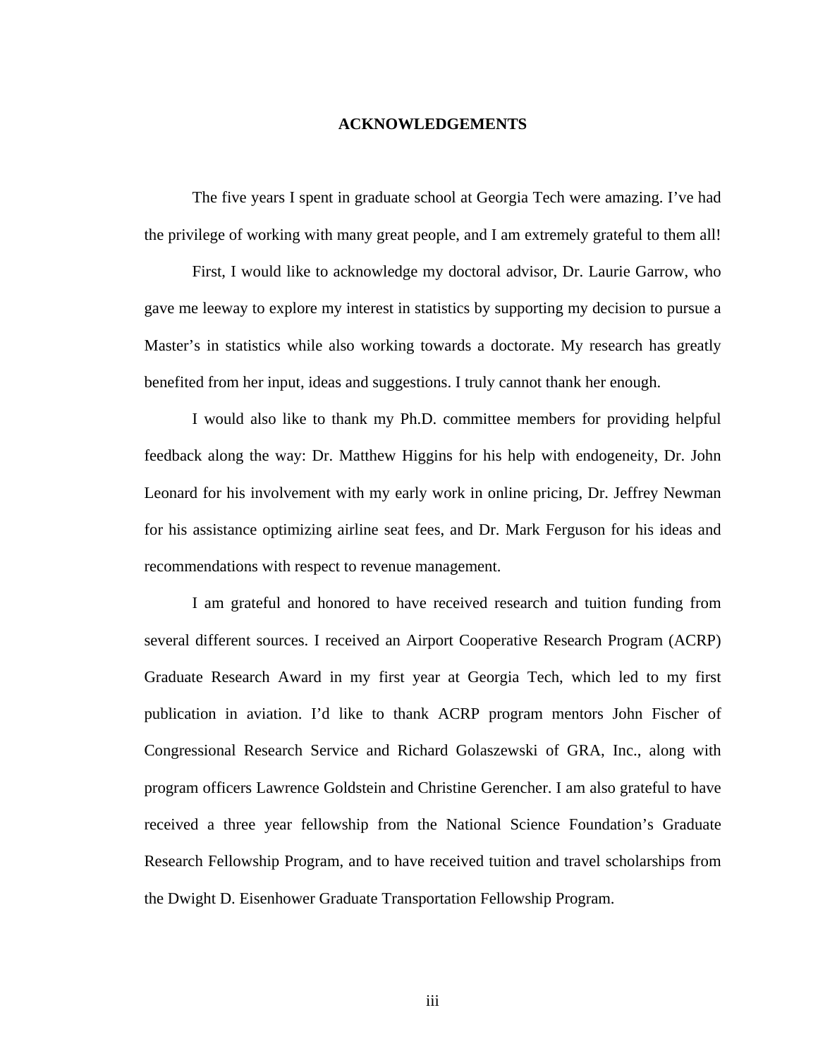# ACKNOWLEDGEMENTS

The five years I spent in graduate school at Georgia Tech were amazing. I've had the privilege of working with many great people, and I am extremely grateful to them all!

First, I would like to acknowledge my doctoral advisor, Dr. Laurie Garrow, who gave me leeway to explore my interest in statistics by supporting my decision to pursue a Master's in statistics while also working towards a doctorate. My research has greatly benefited from her input, ideas and suggestions. I truly cannot thank her enough.

I would also like to thank my Ph.D. committee members for providing helpful feedback along the way: Dr. Matthew Higgins for his help with endogeneity, Dr. John Leonard for his involvement with my early work in online pricing, Dr. Jeffrey Newman for his assistance optimizing airline seat fees, and Dr. Mark Ferguson for his ideas and recommendations with respect to revenue management.

I am grateful and honored to have received research and tuition funding from several different sources. I received an Airport Cooperative Research Program (ACRP) Graduate Research Award in my first year at Georgia Tech, which led to my first publication in aviation. I'd like to thank ACRP program mentors John Fischer of Congressional Research Service and Richard Golaszewski of GRA, Inc., along with program officers Lawrence Goldstein and Christine Gerencher. I am also grateful to have received a three year fellowship from the National Science Foundation's Graduate Research Fellowship Program, and to have received tuition and travel scholarships from the Dwight D. Eisenhower Graduate Transportation Fellowship Program.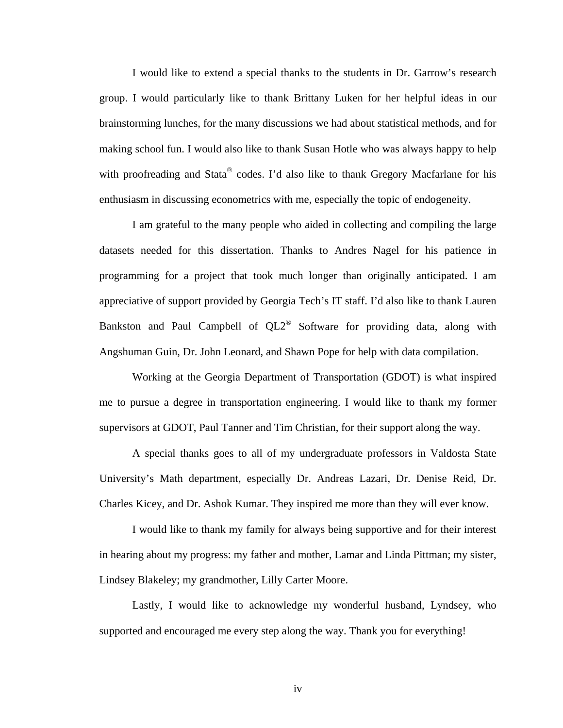I would like to extend a special thanks to the students in Dr. Garrow's research group. I would particularly like to thank Brittany Luken for her helpful ideas in our brainstorming lunches, for the many discussions we had about statistical methods, and for making school fun. I would also like to thank Susan Hotle who was always happy to help with proofreading and Stata® codes. I'd also like to thank Gregory Macfarlane for his enthusiasm in discussing econometrics with me, especially the topic of endogeneity.

I am grateful to the many people who aided in collecting and compiling the large datasets needed for this dissertation. Thanks to Andres Nagel for his patience in programming for a project that took much longer than originally anticipated. I am appreciative of support provided by Georgia Tech's IT staff. I'd also like to thank Lauren Bankston and Paul Campbell of QL2® Software for providing data, along with Angshuman Guin, Dr. John Leonard, and Shawn Pope for help with data compilation.

Working at the Georgia Department of Transportation (GDOT) is what inspired me to pursue a degree in transportation engineering. I would like to thank my former supervisors at GDOT, Paul Tanner and Tim Christian, for their support along the way.

A special thanks goes to all of my undergraduate professors in Valdosta State University's Math department, especially Dr. Andreas Lazari, Dr. Denise Reid, Dr. Charles Kicey, and Dr. Ashok Kumar. They inspired me more than they will ever know.

I would like to thank my family for always being supportive and for their interest in hearing about my progress: my father and mother, Lamar and Linda Pittman; my sister, Lindsey Blakeley; my grandmother, Lilly Carter Moore.

Lastly, I would like to acknowledge my wonderful husband, Lyndsey, who supported and encouraged me every step along the way. Thank you for everything!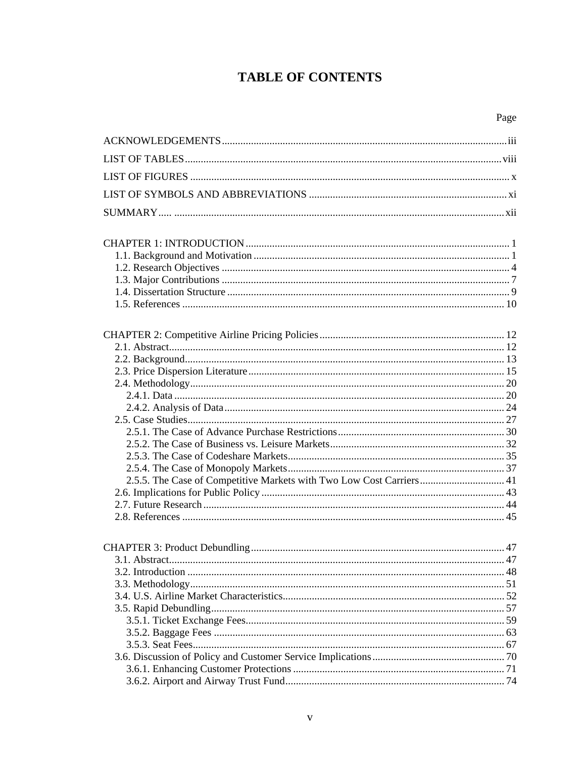# TABLE OF CONTENTS

Page

ACKNOWLEDGEMENTS .......... iii

LIST OF TABLES .......... viii

LIST OF FIGURES .......... x

LIST OF SYMBOLS AND ABBREVIATIONS .......... xi

SUMMARY .......... xii

CHAPTER 1: INTRODUCTION .......... 1
- 1.1. Background and Motivation .......... 1
- 1.2. Research Objectives .......... 4
- 1.3. Major Contributions .......... 7
- 1.4. Dissertation Structure .......... 9
- 1.5. References .......... 10

CHAPTER 2: Competitive Airline Pricing Policies .......... 12
- 2.1. Abstract .......... 12
- 2.2. Background .......... 13
- 2.3. Price Dispersion Literature .......... 15
- 2.4. Methodology .......... 20
  - 2.4.1. Data .......... 20
  - 2.4.2. Analysis of Data .......... 24
- 2.5. Case Studies .......... 27
  - 2.5.1. The Case of Advance Purchase Restrictions .......... 30
  - 2.5.2. The Case of Business vs. Leisure Markets .......... 32
  - 2.5.3. The Case of Codeshare Markets .......... 35
  - 2.5.4. The Case of Monopoly Markets .......... 37
  - 2.5.5. The Case of Competitive Markets with Two Low Cost Carriers .......... 41
- 2.6. Implications for Public Policy .......... 43
- 2.7. Future Research .......... 44
- 2.8. References .......... 45

CHAPTER 3: Product Debundling .......... 47
- 3.1. Abstract .......... 47
- 3.2. Introduction .......... 48
- 3.3. Methodology .......... 51
- 3.4. U.S. Airline Market Characteristics .......... 52
- 3.5. Rapid Debundling .......... 57
  - 3.5.1. Ticket Exchange Fees .......... 59
  - 3.5.2. Baggage Fees .......... 63
  - 3.5.3. Seat Fees .......... 67
- 3.6. Discussion of Policy and Customer Service Implications .......... 70
  - 3.6.1. Enhancing Customer Protections .......... 71
  - 3.6.2. Airport and Airway Trust Fund .......... 74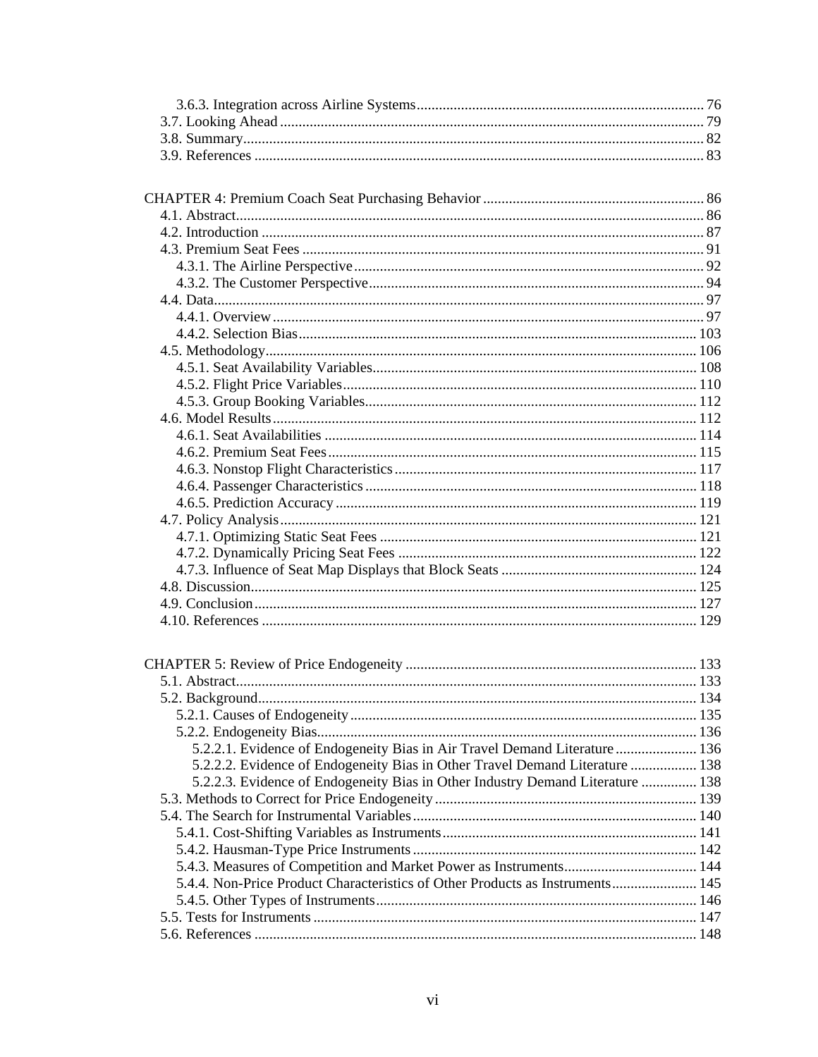3.6.3. Integration across Airline Systems ..... 76
3.7. Looking Ahead ..... 79
3.8. Summary ..... 82
3.9. References ..... 83

CHAPTER 4: Premium Coach Seat Purchasing Behavior ..... 86
4.1. Abstract ..... 86
4.2. Introduction ..... 87
4.3. Premium Seat Fees ..... 91
4.3.1. The Airline Perspective ..... 92
4.3.2. The Customer Perspective ..... 94
4.4. Data ..... 97
4.4.1. Overview ..... 97
4.4.2. Selection Bias ..... 103
4.5. Methodology ..... 106
4.5.1. Seat Availability Variables ..... 108
4.5.2. Flight Price Variables ..... 110
4.5.3. Group Booking Variables ..... 112
4.6. Model Results ..... 112
4.6.1. Seat Availabilities ..... 114
4.6.2. Premium Seat Fees ..... 115
4.6.3. Nonstop Flight Characteristics ..... 117
4.6.4. Passenger Characteristics ..... 118
4.6.5. Prediction Accuracy ..... 119
4.7. Policy Analysis ..... 121
4.7.1. Optimizing Static Seat Fees ..... 121
4.7.2. Dynamically Pricing Seat Fees ..... 122
4.7.3. Influence of Seat Map Displays that Block Seats ..... 124
4.8. Discussion ..... 125
4.9. Conclusion ..... 127
4.10. References ..... 129

CHAPTER 5: Review of Price Endogeneity ..... 133
5.1. Abstract ..... 133
5.2. Background ..... 134
5.2.1. Causes of Endogeneity ..... 135
5.2.2. Endogeneity Bias ..... 136
5.2.2.1. Evidence of Endogeneity Bias in Air Travel Demand Literature ..... 136
5.2.2.2. Evidence of Endogeneity Bias in Other Travel Demand Literature ..... 138
5.2.2.3. Evidence of Endogeneity Bias in Other Industry Demand Literature ..... 138
5.3. Methods to Correct for Price Endogeneity ..... 139
5.4. The Search for Instrumental Variables ..... 140
5.4.1. Cost-Shifting Variables as Instruments ..... 141
5.4.2. Hausman-Type Price Instruments ..... 142
5.4.3. Measures of Competition and Market Power as Instruments ..... 144
5.4.4. Non-Price Product Characteristics of Other Products as Instruments ..... 145
5.4.5. Other Types of Instruments ..... 146
5.5. Tests for Instruments ..... 147
5.6. References ..... 148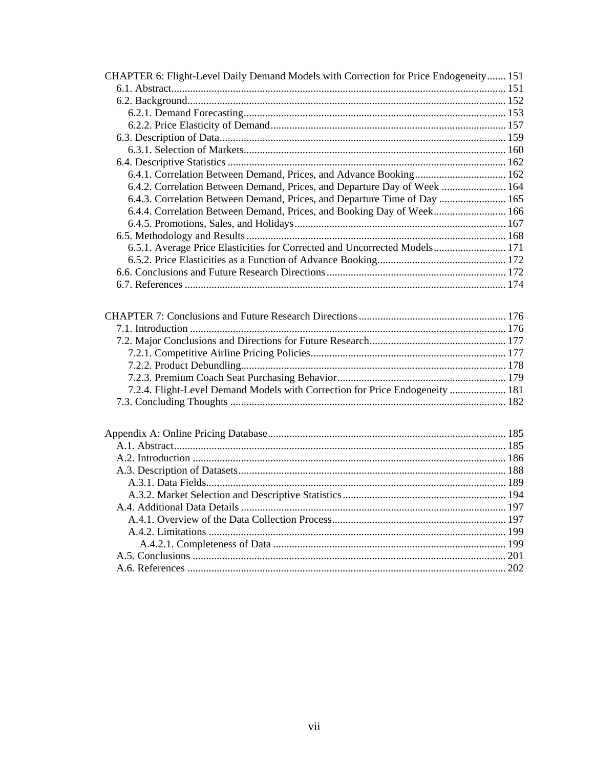CHAPTER 6: Flight-Level Daily Demand Models with Correction for Price Endogeneity....... 151
- 6.1. Abstract........................................................................................................... 151
- 6.2. Background..................................................................................................... 152
  - 6.2.1. Demand Forecasting................................................................................ 153
  - 6.2.2. Price Elasticity of Demand...................................................................... 157
- 6.3. Description of Data......................................................................................... 159
  - 6.3.1. Selection of Markets................................................................................ 160
- 6.4. Descriptive Statistics ...................................................................................... 162
  - 6.4.1. Correlation Between Demand, Prices, and Advance Booking.................. 162
  - 6.4.2. Correlation Between Demand, Prices, and Departure Day of Week ........ 164
  - 6.4.3. Correlation Between Demand, Prices, and Departure Time of Day ......... 165
  - 6.4.4. Correlation Between Demand, Prices, and Booking Day of Week........... 166
  - 6.4.5. Promotions, Sales, and Holidays.............................................................. 167
- 6.5. Methodology and Results ............................................................................... 168
  - 6.5.1. Average Price Elasticities for Corrected and Uncorrected Models........... 171
  - 6.5.2. Price Elasticities as a Function of Advance Booking................................ 172
- 6.6. Conclusions and Future Research Directions.................................................. 172
- 6.7. References ...................................................................................................... 174

CHAPTER 7: Conclusions and Future Research Directions....................................... 176
- 7.1. Introduction .................................................................................................... 176
- 7.2. Major Conclusions and Directions for Future Research.................................. 177
  - 7.2.1. Competitive Airline Pricing Policies........................................................ 177
  - 7.2.2. Product Debundling................................................................................. 178
  - 7.2.3. Premium Coach Seat Purchasing Behavior.............................................. 179
  - 7.2.4. Flight-Level Demand Models with Correction for Price Endogeneity ..................... 181
- 7.3. Concluding Thoughts ..................................................................................... 182

Appendix A: Online Pricing Database........................................................................ 185
- A.1. Abstract.......................................................................................................... 185
- A.2. Introduction ................................................................................................... 186
- A.3. Description of Datasets.................................................................................. 188
  - A.3.1. Data Fields.............................................................................................. 189
  - A.3.2. Market Selection and Descriptive Statistics............................................ 194
- A.4. Additional Data Details ................................................................................. 197
  - A.4.1. Overview of the Data Collection Process................................................ 197
  - A.4.2. Limitations ............................................................................................. 199
    - A.4.2.1. Completeness of Data ...................................................................... 199
- A.5. Conclusions .................................................................................................... 201
- A.6. References ..................................................................................................... 202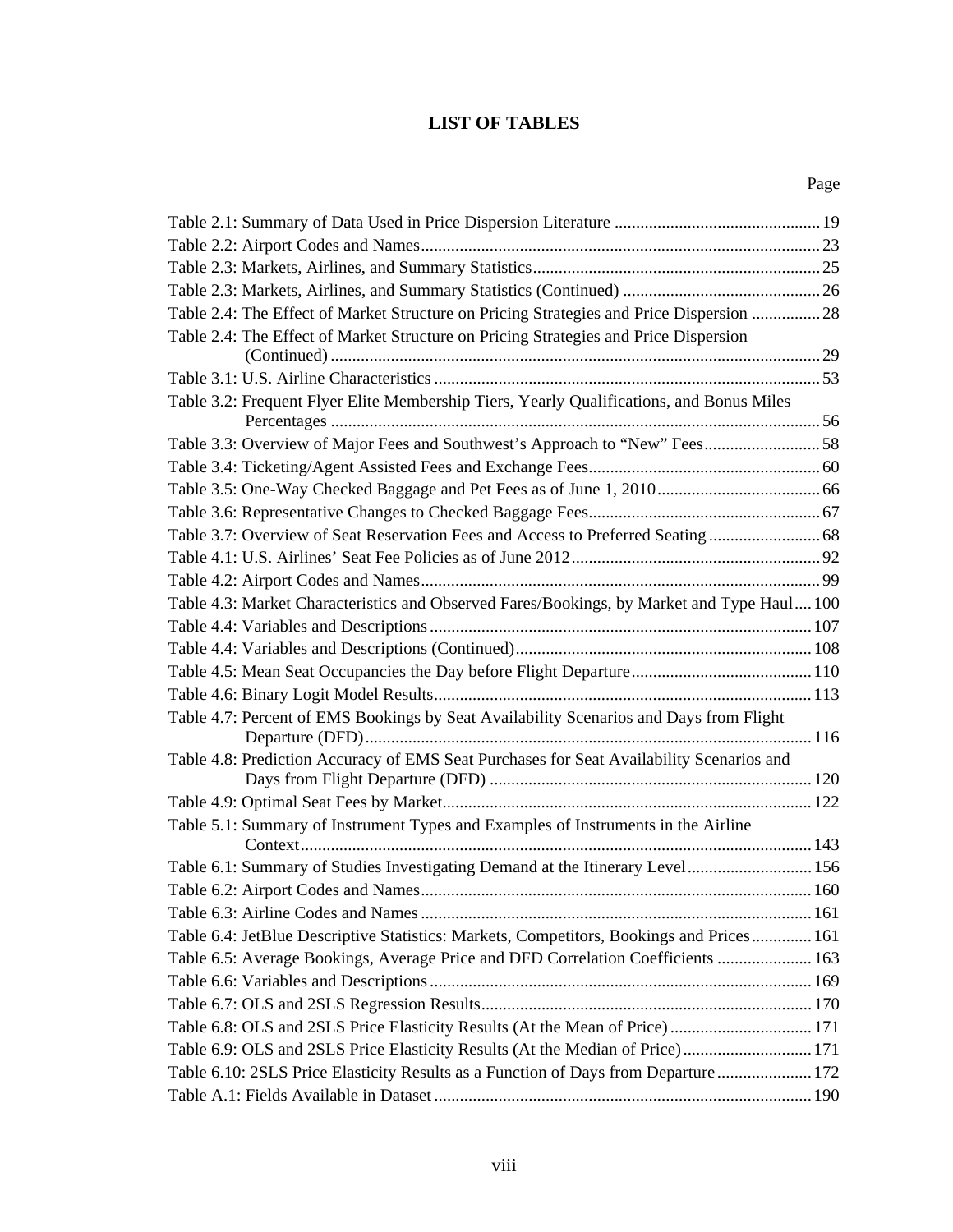# LIST OF TABLES

| | Page |
|---|---|
| Table 2.1: Summary of Data Used in Price Dispersion Literature | 19 |
| Table 2.2: Airport Codes and Names | 23 |
| Table 2.3: Markets, Airlines, and Summary Statistics | 25 |
| Table 2.3: Markets, Airlines, and Summary Statistics (Continued) | 26 |
| Table 2.4: The Effect of Market Structure on Pricing Strategies and Price Dispersion | 28 |
| Table 2.4: The Effect of Market Structure on Pricing Strategies and Price Dispersion (Continued) | 29 |
| Table 3.1: U.S. Airline Characteristics | 53 |
| Table 3.2: Frequent Flyer Elite Membership Tiers, Yearly Qualifications, and Bonus Miles Percentages | 56 |
| Table 3.3: Overview of Major Fees and Southwest's Approach to "New" Fees | 58 |
| Table 3.4: Ticketing/Agent Assisted Fees and Exchange Fees | 60 |
| Table 3.5: One-Way Checked Baggage and Pet Fees as of June 1, 2010 | 66 |
| Table 3.6: Representative Changes to Checked Baggage Fees | 67 |
| Table 3.7: Overview of Seat Reservation Fees and Access to Preferred Seating | 68 |
| Table 4.1: U.S. Airlines' Seat Fee Policies as of June 2012 | 92 |
| Table 4.2: Airport Codes and Names | 99 |
| Table 4.3: Market Characteristics and Observed Fares/Bookings, by Market and Type Haul | 100 |
| Table 4.4: Variables and Descriptions | 107 |
| Table 4.4: Variables and Descriptions (Continued) | 108 |
| Table 4.5: Mean Seat Occupancies the Day before Flight Departure | 110 |
| Table 4.6: Binary Logit Model Results | 113 |
| Table 4.7: Percent of EMS Bookings by Seat Availability Scenarios and Days from Flight Departure (DFD) | 116 |
| Table 4.8: Prediction Accuracy of EMS Seat Purchases for Seat Availability Scenarios and Days from Flight Departure (DFD) | 120 |
| Table 4.9: Optimal Seat Fees by Market | 122 |
| Table 5.1: Summary of Instrument Types and Examples of Instruments in the Airline Context | 143 |
| Table 6.1: Summary of Studies Investigating Demand at the Itinerary Level | 156 |
| Table 6.2: Airport Codes and Names | 160 |
| Table 6.3: Airline Codes and Names | 161 |
| Table 6.4: JetBlue Descriptive Statistics: Markets, Competitors, Bookings and Prices | 161 |
| Table 6.5: Average Bookings, Average Price and DFD Correlation Coefficients | 163 |
| Table 6.6: Variables and Descriptions | 169 |
| Table 6.7: OLS and 2SLS Regression Results | 170 |
| Table 6.8: OLS and 2SLS Price Elasticity Results (At the Mean of Price) | 171 |
| Table 6.9: OLS and 2SLS Price Elasticity Results (At the Median of Price) | 171 |
| Table 6.10: 2SLS Price Elasticity Results as a Function of Days from Departure | 172 |
| Table A.1: Fields Available in Dataset | 190 |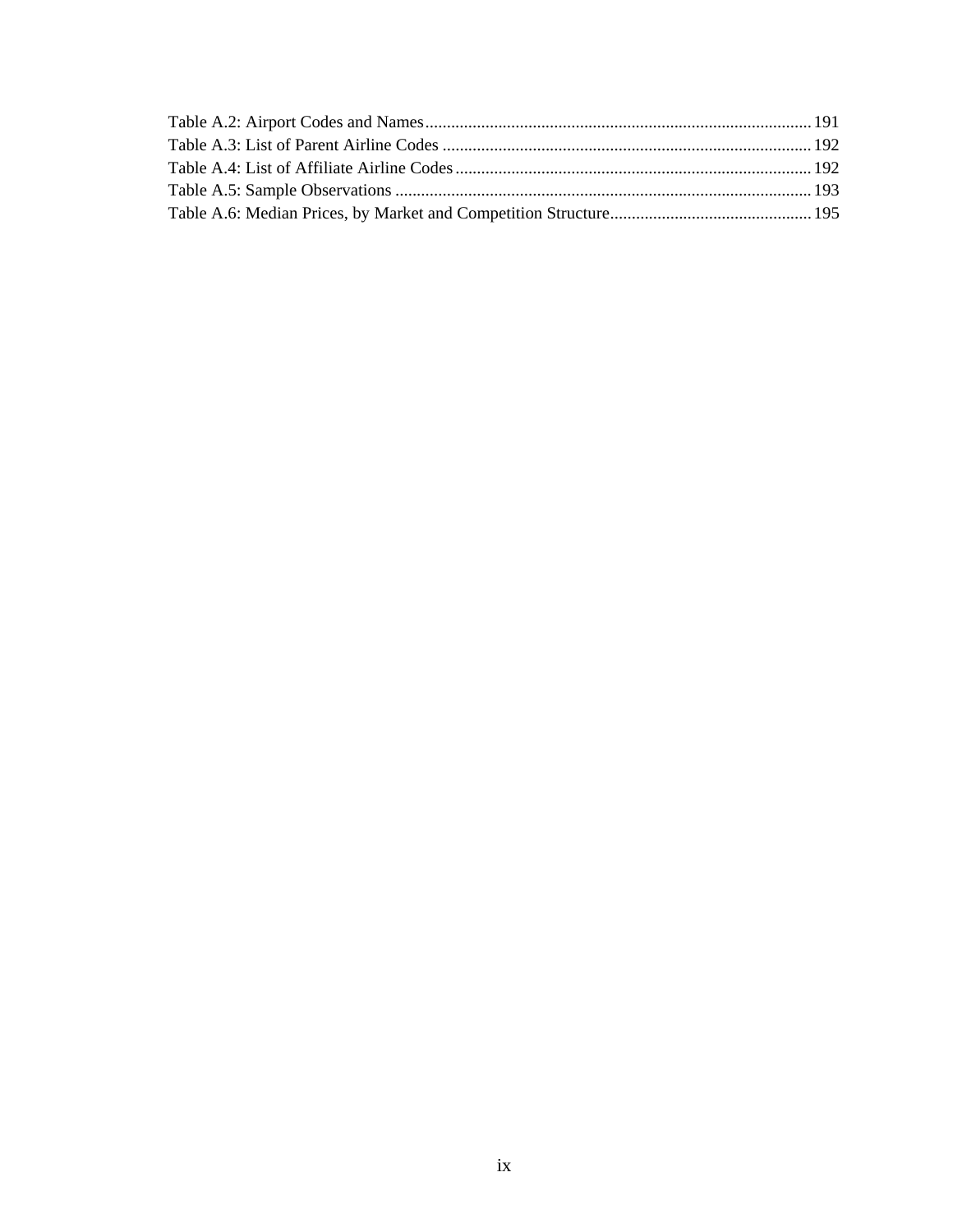Table A.2: Airport Codes and Names .......... 191
Table A.3: List of Parent Airline Codes .......... 192
Table A.4: List of Affiliate Airline Codes .......... 192
Table A.5: Sample Observations .......... 193
Table A.6: Median Prices, by Market and Competition Structure .......... 195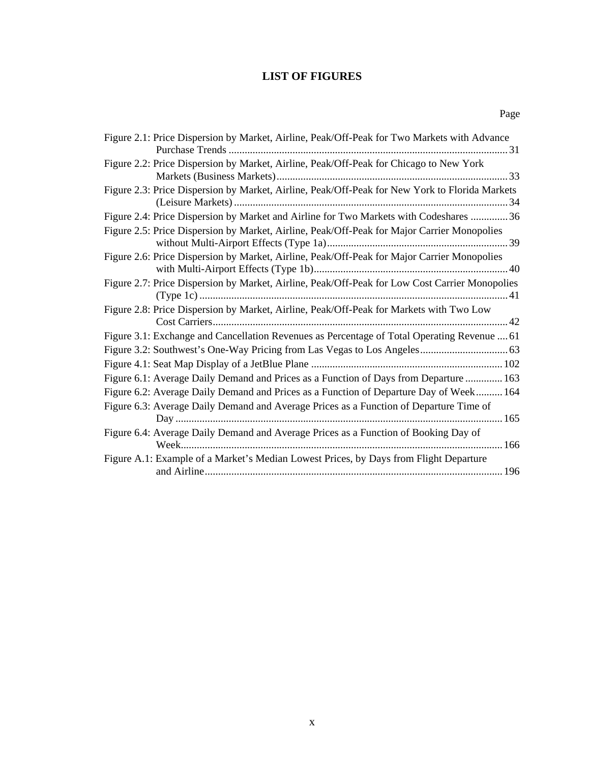# LIST OF FIGURES

Page

Figure 2.1: Price Dispersion by Market, Airline, Peak/Off-Peak for Two Markets with Advance Purchase Trends ........ 31

Figure 2.2: Price Dispersion by Market, Airline, Peak/Off-Peak for Chicago to New York Markets (Business Markets) ........ 33

Figure 2.3: Price Dispersion by Market, Airline, Peak/Off-Peak for New York to Florida Markets (Leisure Markets) ........ 34

Figure 2.4: Price Dispersion by Market and Airline for Two Markets with Codeshares ........ 36

Figure 2.5: Price Dispersion by Market, Airline, Peak/Off-Peak for Major Carrier Monopolies without Multi-Airport Effects (Type 1a) ........ 39

Figure 2.6: Price Dispersion by Market, Airline, Peak/Off-Peak for Major Carrier Monopolies with Multi-Airport Effects (Type 1b) ........ 40

Figure 2.7: Price Dispersion by Market, Airline, Peak/Off-Peak for Low Cost Carrier Monopolies (Type 1c) ........ 41

Figure 2.8: Price Dispersion by Market, Airline, Peak/Off-Peak for Markets with Two Low Cost Carriers ........ 42

Figure 3.1: Exchange and Cancellation Revenues as Percentage of Total Operating Revenue ........ 61

Figure 3.2: Southwest's One-Way Pricing from Las Vegas to Los Angeles ........ 63

Figure 4.1: Seat Map Display of a JetBlue Plane ........ 102

Figure 6.1: Average Daily Demand and Prices as a Function of Days from Departure ........ 163

Figure 6.2: Average Daily Demand and Prices as a Function of Departure Day of Week ........ 164

Figure 6.3: Average Daily Demand and Average Prices as a Function of Departure Time of Day ........ 165

Figure 6.4: Average Daily Demand and Average Prices as a Function of Booking Day of Week ........ 166

Figure A.1: Example of a Market's Median Lowest Prices, by Days from Flight Departure and Airline ........ 196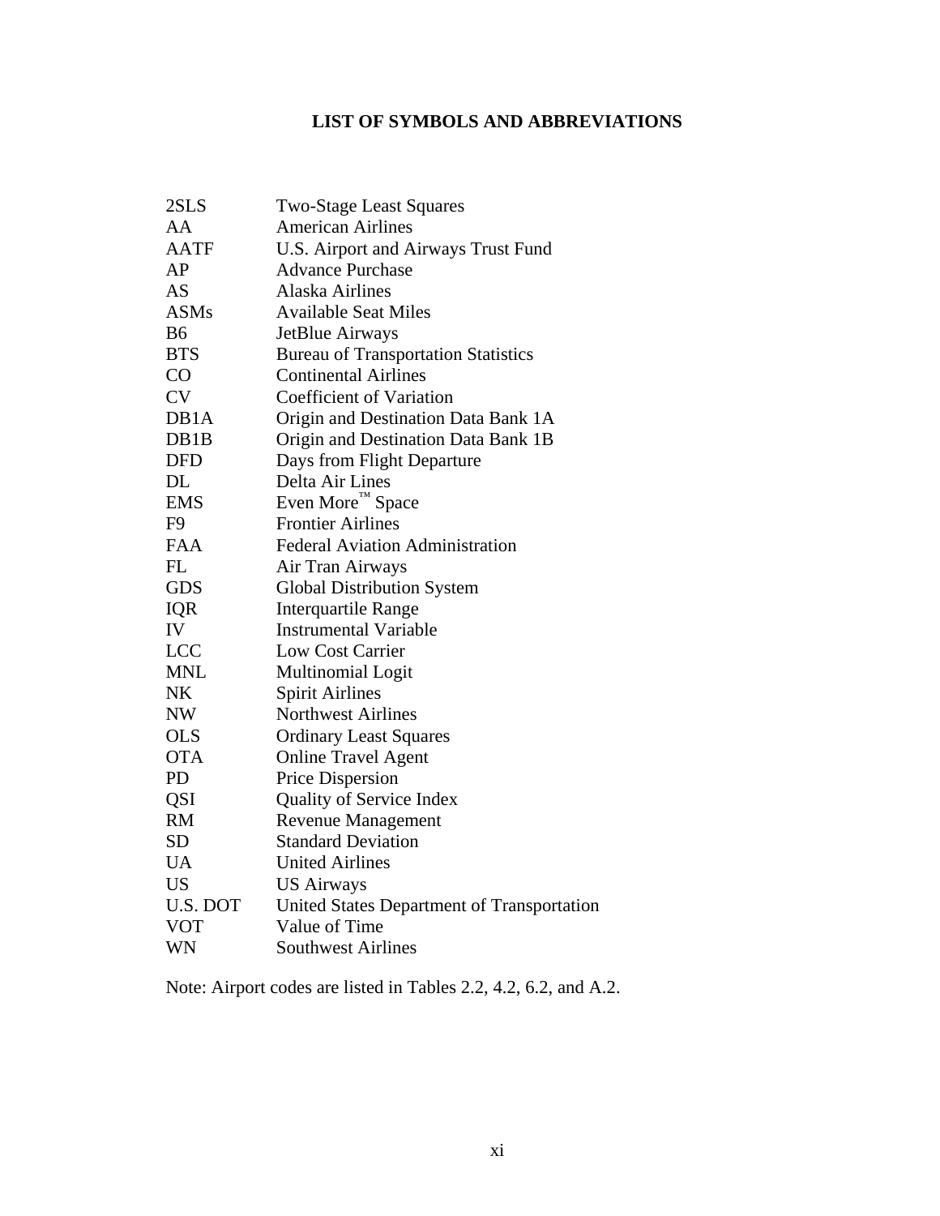# LIST OF SYMBOLS AND ABBREVIATIONS

| | |
|---|---|
| 2SLS | Two-Stage Least Squares |
| AA | American Airlines |
| AATF | U.S. Airport and Airways Trust Fund |
| AP | Advance Purchase |
| AS | Alaska Airlines |
| ASMs | Available Seat Miles |
| B6 | JetBlue Airways |
| BTS | Bureau of Transportation Statistics |
| CO | Continental Airlines |
| CV | Coefficient of Variation |
| DB1A | Origin and Destination Data Bank 1A |
| DB1B | Origin and Destination Data Bank 1B |
| DFD | Days from Flight Departure |
| DL | Delta Air Lines |
| EMS | Even More™ Space |
| F9 | Frontier Airlines |
| FAA | Federal Aviation Administration |
| FL | Air Tran Airways |
| GDS | Global Distribution System |
| IQR | Interquartile Range |
| IV | Instrumental Variable |
| LCC | Low Cost Carrier |
| MNL | Multinomial Logit |
| NK | Spirit Airlines |
| NW | Northwest Airlines |
| OLS | Ordinary Least Squares |
| OTA | Online Travel Agent |
| PD | Price Dispersion |
| QSI | Quality of Service Index |
| RM | Revenue Management |
| SD | Standard Deviation |
| UA | United Airlines |
| US | US Airways |
| U.S. DOT | United States Department of Transportation |
| VOT | Value of Time |
| WN | Southwest Airlines |

Note: Airport codes are listed in Tables 2.2, 4.2, 6.2, and A.2.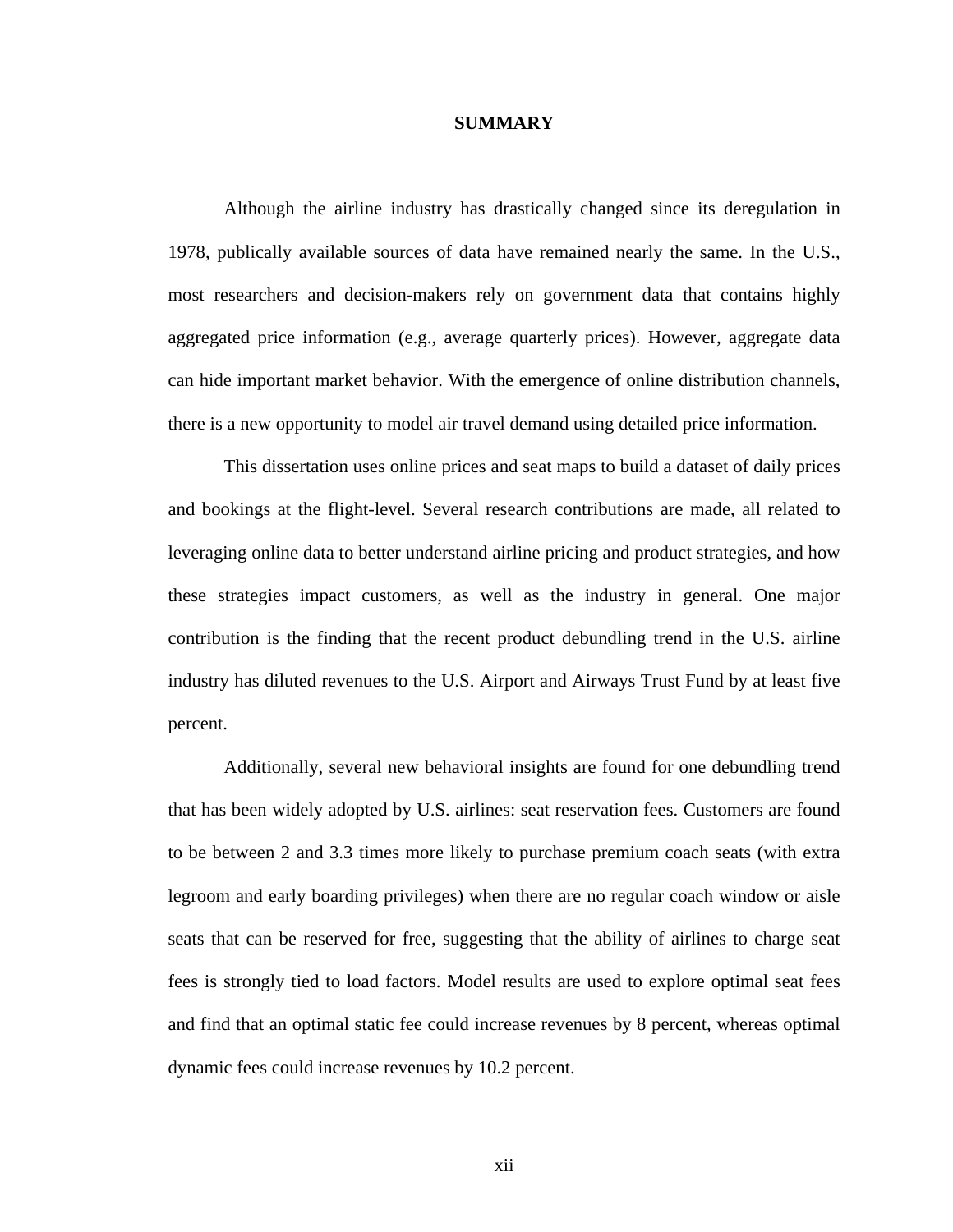# SUMMARY

Although the airline industry has drastically changed since its deregulation in 1978, publically available sources of data have remained nearly the same. In the U.S., most researchers and decision-makers rely on government data that contains highly aggregated price information (e.g., average quarterly prices). However, aggregate data can hide important market behavior. With the emergence of online distribution channels, there is a new opportunity to model air travel demand using detailed price information.

This dissertation uses online prices and seat maps to build a dataset of daily prices and bookings at the flight-level. Several research contributions are made, all related to leveraging online data to better understand airline pricing and product strategies, and how these strategies impact customers, as well as the industry in general. One major contribution is the finding that the recent product debundling trend in the U.S. airline industry has diluted revenues to the U.S. Airport and Airways Trust Fund by at least five percent.

Additionally, several new behavioral insights are found for one debundling trend that has been widely adopted by U.S. airlines: seat reservation fees. Customers are found to be between 2 and 3.3 times more likely to purchase premium coach seats (with extra legroom and early boarding privileges) when there are no regular coach window or aisle seats that can be reserved for free, suggesting that the ability of airlines to charge seat fees is strongly tied to load factors. Model results are used to explore optimal seat fees and find that an optimal static fee could increase revenues by 8 percent, whereas optimal dynamic fees could increase revenues by 10.2 percent.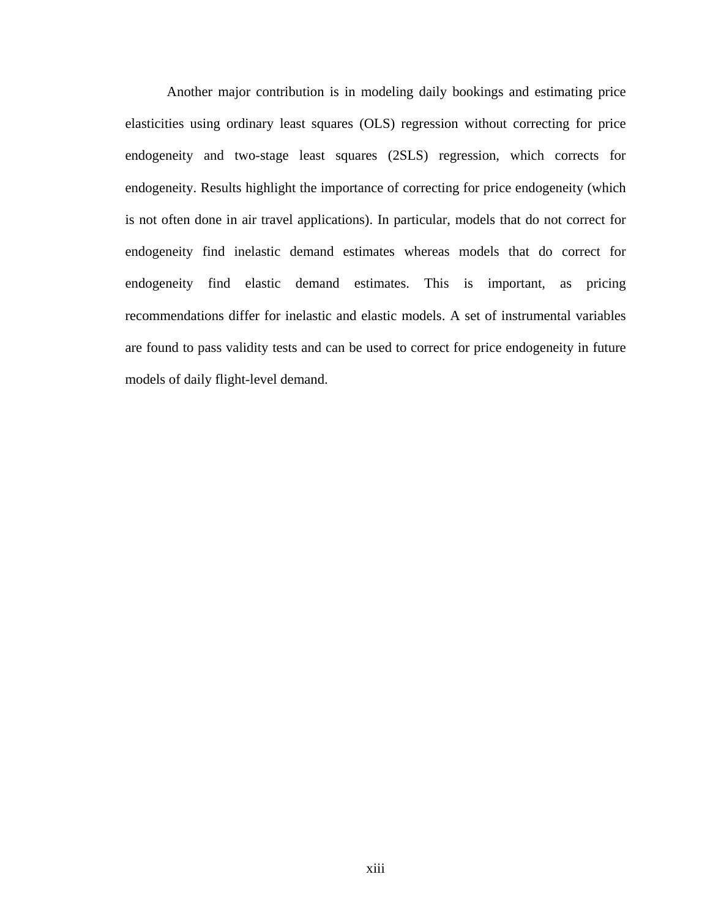Another major contribution is in modeling daily bookings and estimating price elasticities using ordinary least squares (OLS) regression without correcting for price endogeneity and two-stage least squares (2SLS) regression, which corrects for endogeneity. Results highlight the importance of correcting for price endogeneity (which is not often done in air travel applications). In particular, models that do not correct for endogeneity find inelastic demand estimates whereas models that do correct for endogeneity find elastic demand estimates. This is important, as pricing recommendations differ for inelastic and elastic models. A set of instrumental variables are found to pass validity tests and can be used to correct for price endogeneity in future models of daily flight-level demand.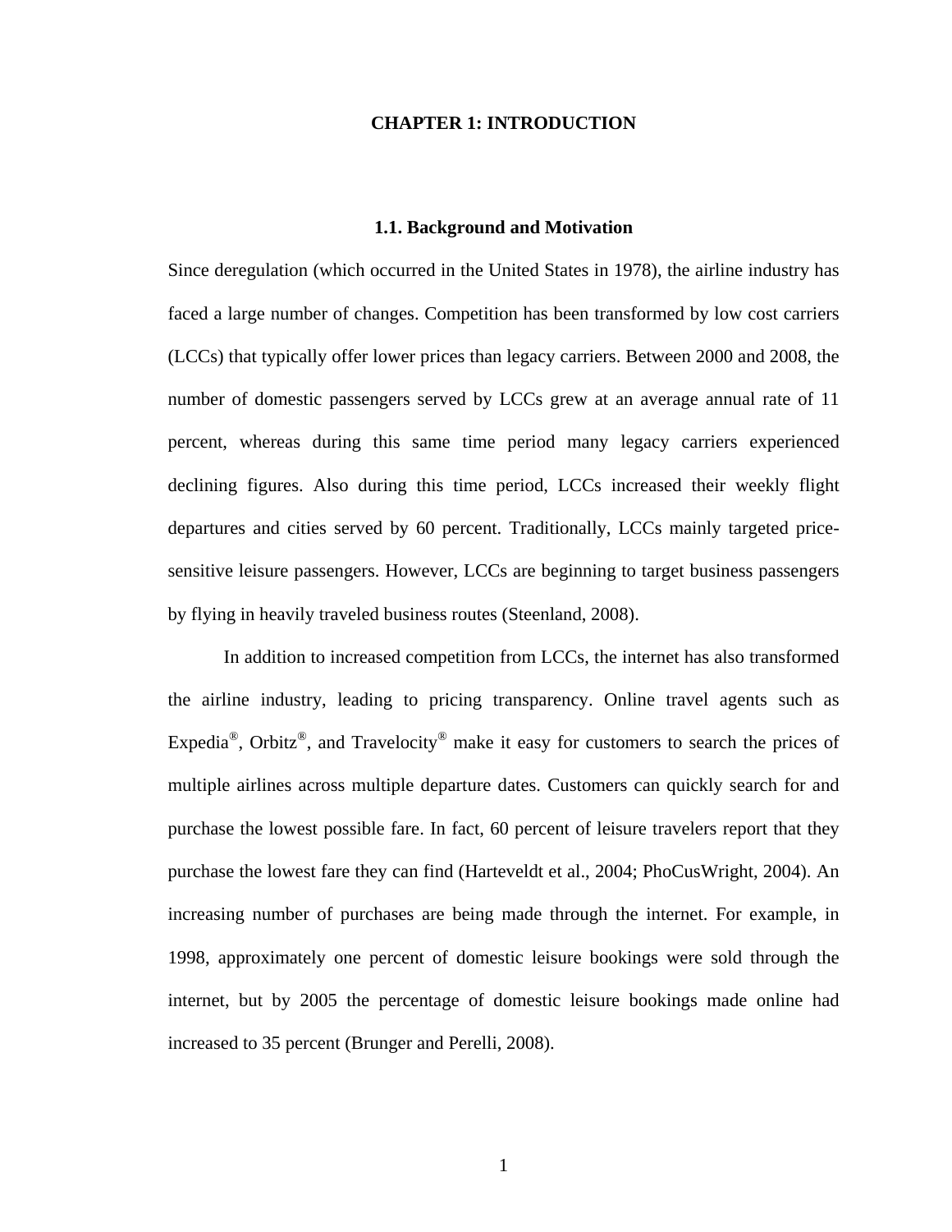# CHAPTER 1: INTRODUCTION

## 1.1. Background and Motivation

Since deregulation (which occurred in the United States in 1978), the airline industry has faced a large number of changes. Competition has been transformed by low cost carriers (LCCs) that typically offer lower prices than legacy carriers. Between 2000 and 2008, the number of domestic passengers served by LCCs grew at an average annual rate of 11 percent, whereas during this same time period many legacy carriers experienced declining figures. Also during this time period, LCCs increased their weekly flight departures and cities served by 60 percent. Traditionally, LCCs mainly targeted price-sensitive leisure passengers. However, LCCs are beginning to target business passengers by flying in heavily traveled business routes (Steenland, 2008).

In addition to increased competition from LCCs, the internet has also transformed the airline industry, leading to pricing transparency. Online travel agents such as Expedia®, Orbitz®, and Travelocity® make it easy for customers to search the prices of multiple airlines across multiple departure dates. Customers can quickly search for and purchase the lowest possible fare. In fact, 60 percent of leisure travelers report that they purchase the lowest fare they can find (Harteveldt et al., 2004; PhoCusWright, 2004). An increasing number of purchases are being made through the internet. For example, in 1998, approximately one percent of domestic leisure bookings were sold through the internet, but by 2005 the percentage of domestic leisure bookings made online had increased to 35 percent (Brunger and Perelli, 2008).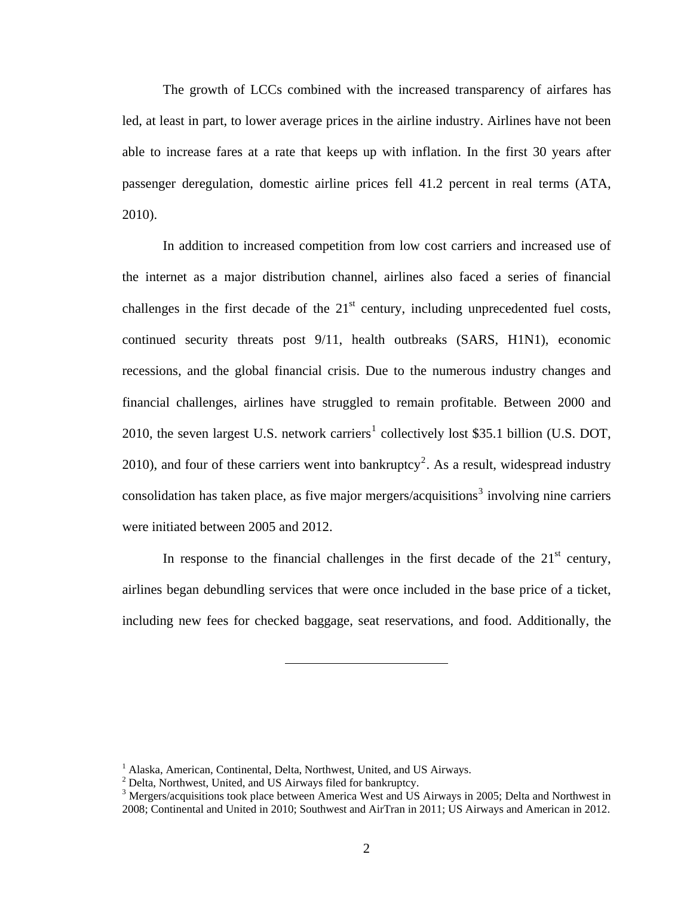The growth of LCCs combined with the increased transparency of airfares has led, at least in part, to lower average prices in the airline industry. Airlines have not been able to increase fares at a rate that keeps up with inflation. In the first 30 years after passenger deregulation, domestic airline prices fell 41.2 percent in real terms (ATA, 2010).

In addition to increased competition from low cost carriers and increased use of the internet as a major distribution channel, airlines also faced a series of financial challenges in the first decade of the 21st century, including unprecedented fuel costs, continued security threats post 9/11, health outbreaks (SARS, H1N1), economic recessions, and the global financial crisis. Due to the numerous industry changes and financial challenges, airlines have struggled to remain profitable. Between 2000 and 2010, the seven largest U.S. network carriers[1] collectively lost $35.1 billion (U.S. DOT, 2010), and four of these carriers went into bankruptcy[2]. As a result, widespread industry consolidation has taken place, as five major mergers/acquisitions[3] involving nine carriers were initiated between 2005 and 2012.

In response to the financial challenges in the first decade of the 21st century, airlines began debundling services that were once included in the base price of a ticket, including new fees for checked baggage, seat reservations, and food. Additionally, the

---

[1] Alaska, American, Continental, Delta, Northwest, United, and US Airways.

[2] Delta, Northwest, United, and US Airways filed for bankruptcy.

[3] Mergers/acquisitions took place between America West and US Airways in 2005; Delta and Northwest in 2008; Continental and United in 2010; Southwest and AirTran in 2011; US Airways and American in 2012.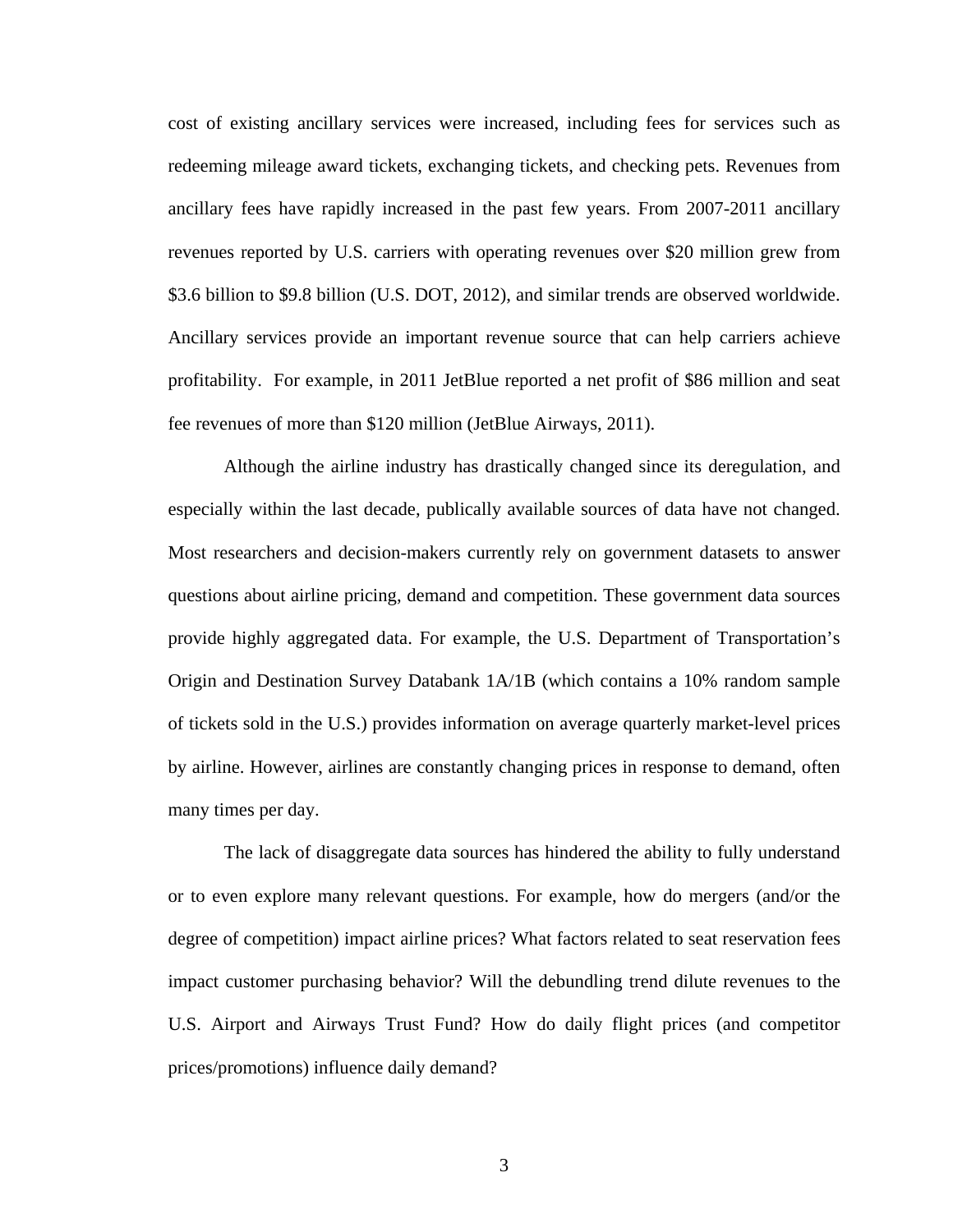cost of existing ancillary services were increased, including fees for services such as redeeming mileage award tickets, exchanging tickets, and checking pets. Revenues from ancillary fees have rapidly increased in the past few years. From 2007-2011 ancillary revenues reported by U.S. carriers with operating revenues over $20 million grew from $3.6 billion to $9.8 billion (U.S. DOT, 2012), and similar trends are observed worldwide. Ancillary services provide an important revenue source that can help carriers achieve profitability. For example, in 2011 JetBlue reported a net profit of $86 million and seat fee revenues of more than $120 million (JetBlue Airways, 2011).

Although the airline industry has drastically changed since its deregulation, and especially within the last decade, publically available sources of data have not changed. Most researchers and decision-makers currently rely on government datasets to answer questions about airline pricing, demand and competition. These government data sources provide highly aggregated data. For example, the U.S. Department of Transportation's Origin and Destination Survey Databank 1A/1B (which contains a 10% random sample of tickets sold in the U.S.) provides information on average quarterly market-level prices by airline. However, airlines are constantly changing prices in response to demand, often many times per day.

The lack of disaggregate data sources has hindered the ability to fully understand or to even explore many relevant questions. For example, how do mergers (and/or the degree of competition) impact airline prices? What factors related to seat reservation fees impact customer purchasing behavior? Will the debundling trend dilute revenues to the U.S. Airport and Airways Trust Fund? How do daily flight prices (and competitor prices/promotions) influence daily demand?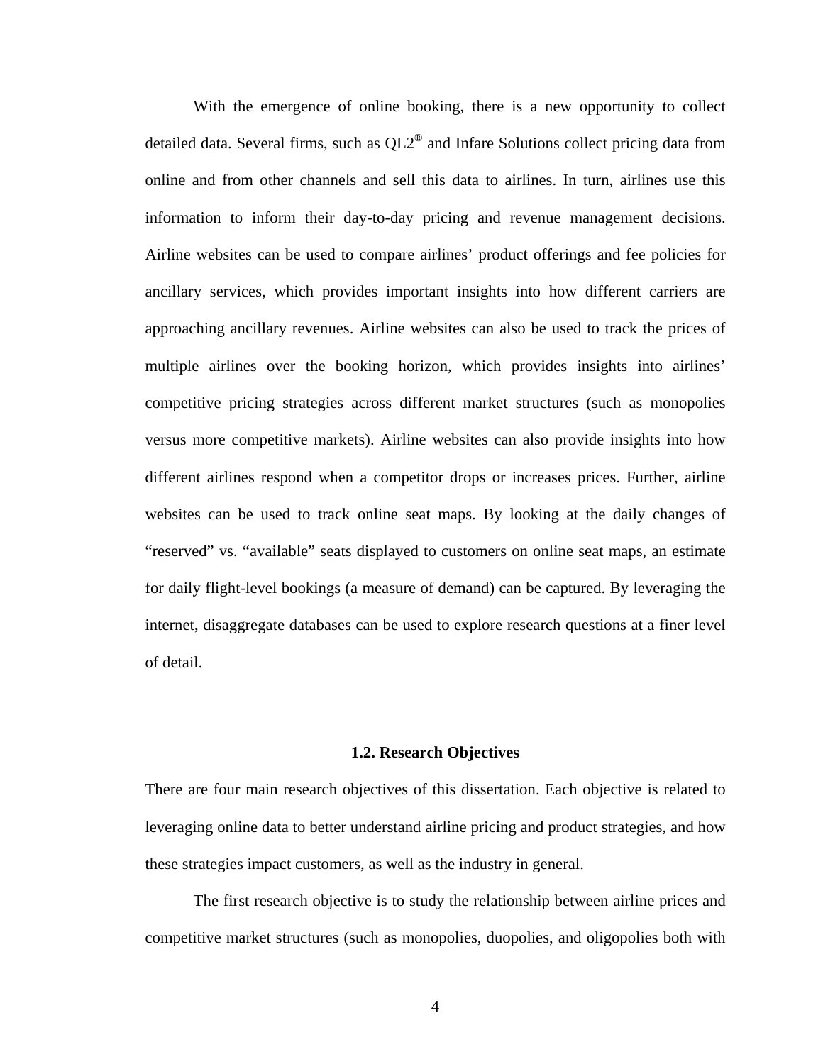With the emergence of online booking, there is a new opportunity to collect detailed data. Several firms, such as QL2® and Infare Solutions collect pricing data from online and from other channels and sell this data to airlines. In turn, airlines use this information to inform their day-to-day pricing and revenue management decisions. Airline websites can be used to compare airlines' product offerings and fee policies for ancillary services, which provides important insights into how different carriers are approaching ancillary revenues. Airline websites can also be used to track the prices of multiple airlines over the booking horizon, which provides insights into airlines' competitive pricing strategies across different market structures (such as monopolies versus more competitive markets). Airline websites can also provide insights into how different airlines respond when a competitor drops or increases prices. Further, airline websites can be used to track online seat maps. By looking at the daily changes of "reserved" vs. "available" seats displayed to customers on online seat maps, an estimate for daily flight-level bookings (a measure of demand) can be captured. By leveraging the internet, disaggregate databases can be used to explore research questions at a finer level of detail.

## 1.2. Research Objectives

There are four main research objectives of this dissertation. Each objective is related to leveraging online data to better understand airline pricing and product strategies, and how these strategies impact customers, as well as the industry in general.

The first research objective is to study the relationship between airline prices and competitive market structures (such as monopolies, duopolies, and oligopolies both with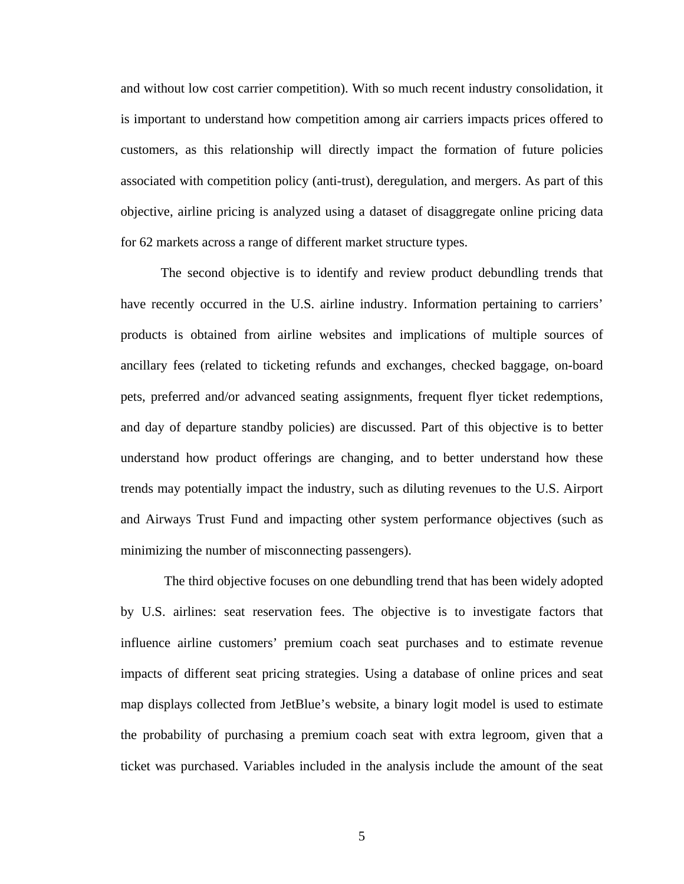and without low cost carrier competition). With so much recent industry consolidation, it is important to understand how competition among air carriers impacts prices offered to customers, as this relationship will directly impact the formation of future policies associated with competition policy (anti-trust), deregulation, and mergers. As part of this objective, airline pricing is analyzed using a dataset of disaggregate online pricing data for 62 markets across a range of different market structure types.

The second objective is to identify and review product debundling trends that have recently occurred in the U.S. airline industry. Information pertaining to carriers' products is obtained from airline websites and implications of multiple sources of ancillary fees (related to ticketing refunds and exchanges, checked baggage, on-board pets, preferred and/or advanced seating assignments, frequent flyer ticket redemptions, and day of departure standby policies) are discussed. Part of this objective is to better understand how product offerings are changing, and to better understand how these trends may potentially impact the industry, such as diluting revenues to the U.S. Airport and Airways Trust Fund and impacting other system performance objectives (such as minimizing the number of misconnecting passengers).

The third objective focuses on one debundling trend that has been widely adopted by U.S. airlines: seat reservation fees. The objective is to investigate factors that influence airline customers' premium coach seat purchases and to estimate revenue impacts of different seat pricing strategies. Using a database of online prices and seat map displays collected from JetBlue's website, a binary logit model is used to estimate the probability of purchasing a premium coach seat with extra legroom, given that a ticket was purchased. Variables included in the analysis include the amount of the seat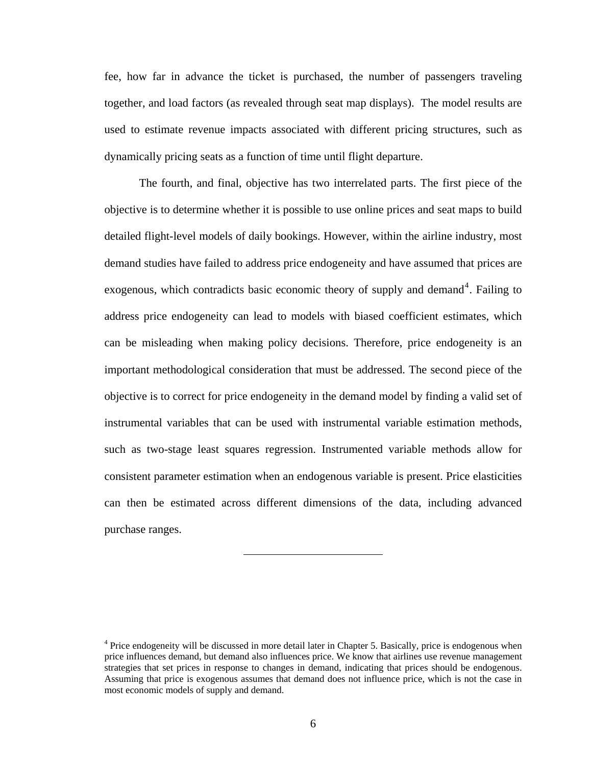fee, how far in advance the ticket is purchased, the number of passengers traveling together, and load factors (as revealed through seat map displays). The model results are used to estimate revenue impacts associated with different pricing structures, such as dynamically pricing seats as a function of time until flight departure.

The fourth, and final, objective has two interrelated parts. The first piece of the objective is to determine whether it is possible to use online prices and seat maps to build detailed flight-level models of daily bookings. However, within the airline industry, most demand studies have failed to address price endogeneity and have assumed that prices are exogenous, which contradicts basic economic theory of supply and demand[4]. Failing to address price endogeneity can lead to models with biased coefficient estimates, which can be misleading when making policy decisions. Therefore, price endogeneity is an important methodological consideration that must be addressed. The second piece of the objective is to correct for price endogeneity in the demand model by finding a valid set of instrumental variables that can be used with instrumental variable estimation methods, such as two-stage least squares regression. Instrumented variable methods allow for consistent parameter estimation when an endogenous variable is present. Price elasticities can then be estimated across different dimensions of the data, including advanced purchase ranges.

---

[4] Price endogeneity will be discussed in more detail later in Chapter 5. Basically, price is endogenous when price influences demand, but demand also influences price. We know that airlines use revenue management strategies that set prices in response to changes in demand, indicating that prices should be endogenous. Assuming that price is exogenous assumes that demand does not influence price, which is not the case in most economic models of supply and demand.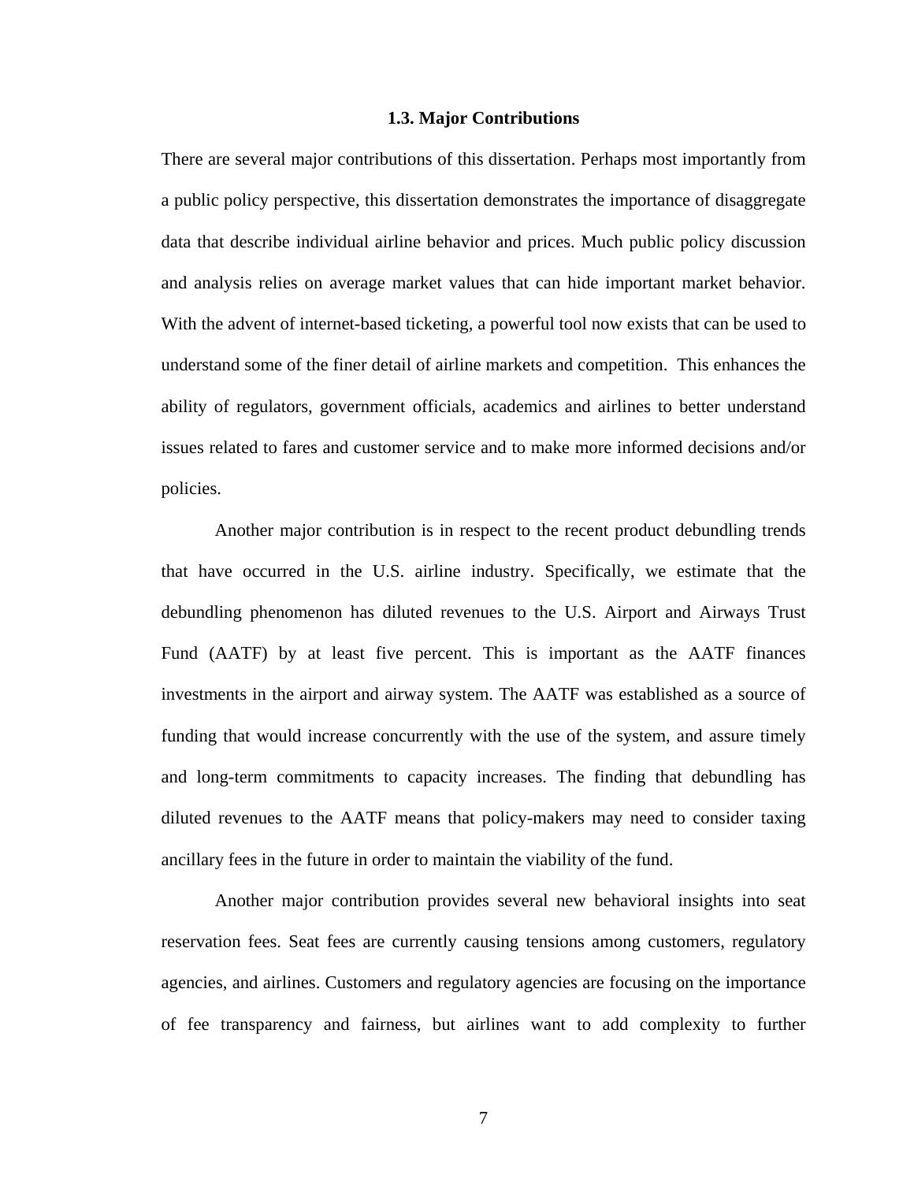### 1.3. Major Contributions

There are several major contributions of this dissertation. Perhaps most importantly from a public policy perspective, this dissertation demonstrates the importance of disaggregate data that describe individual airline behavior and prices. Much public policy discussion and analysis relies on average market values that can hide important market behavior. With the advent of internet-based ticketing, a powerful tool now exists that can be used to understand some of the finer detail of airline markets and competition. This enhances the ability of regulators, government officials, academics and airlines to better understand issues related to fares and customer service and to make more informed decisions and/or policies.

Another major contribution is in respect to the recent product debundling trends that have occurred in the U.S. airline industry. Specifically, we estimate that the debundling phenomenon has diluted revenues to the U.S. Airport and Airways Trust Fund (AATF) by at least five percent. This is important as the AATF finances investments in the airport and airway system. The AATF was established as a source of funding that would increase concurrently with the use of the system, and assure timely and long-term commitments to capacity increases. The finding that debundling has diluted revenues to the AATF means that policy-makers may need to consider taxing ancillary fees in the future in order to maintain the viability of the fund.

Another major contribution provides several new behavioral insights into seat reservation fees. Seat fees are currently causing tensions among customers, regulatory agencies, and airlines. Customers and regulatory agencies are focusing on the importance of fee transparency and fairness, but airlines want to add complexity to further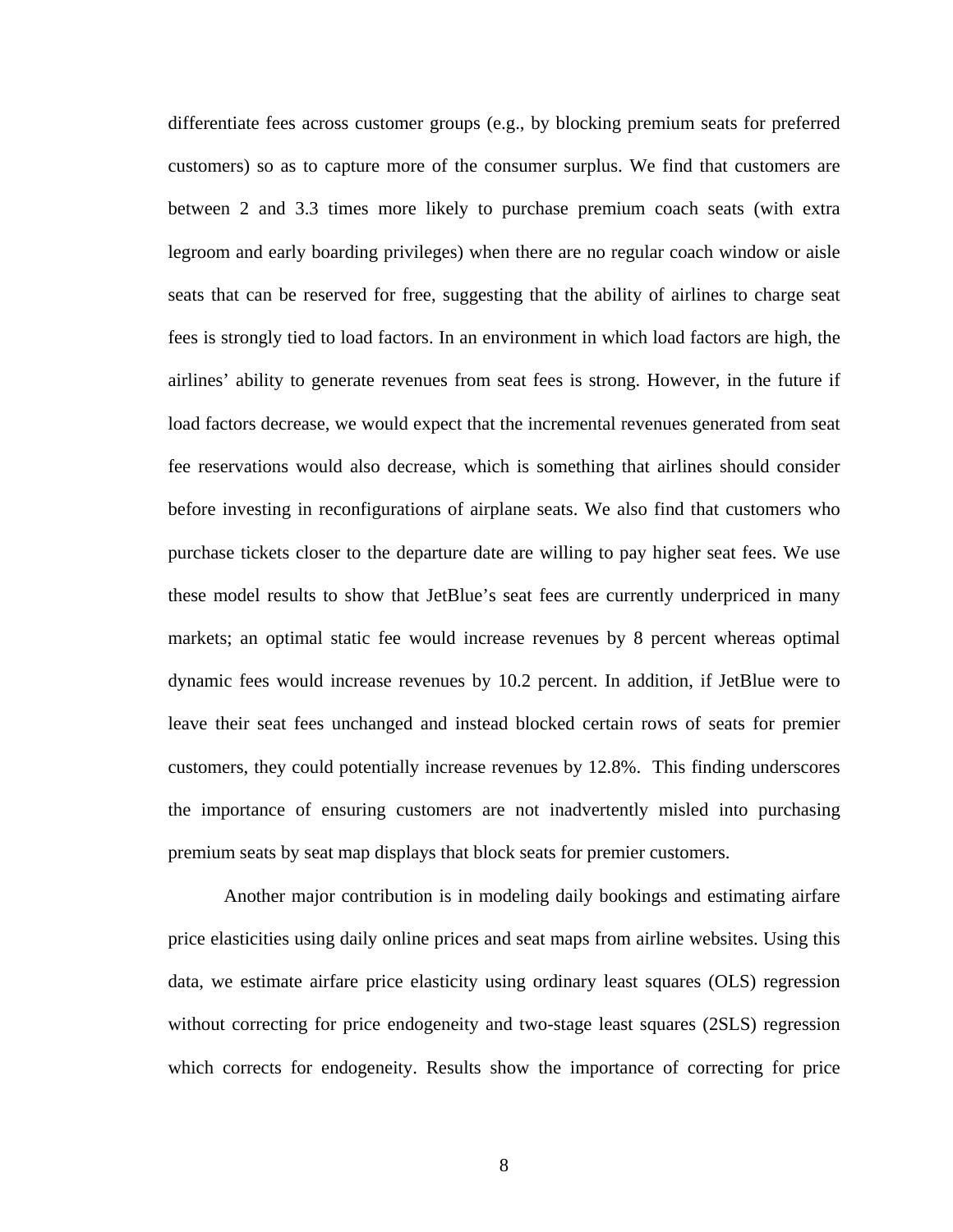differentiate fees across customer groups (e.g., by blocking premium seats for preferred customers) so as to capture more of the consumer surplus. We find that customers are between 2 and 3.3 times more likely to purchase premium coach seats (with extra legroom and early boarding privileges) when there are no regular coach window or aisle seats that can be reserved for free, suggesting that the ability of airlines to charge seat fees is strongly tied to load factors. In an environment in which load factors are high, the airlines' ability to generate revenues from seat fees is strong. However, in the future if load factors decrease, we would expect that the incremental revenues generated from seat fee reservations would also decrease, which is something that airlines should consider before investing in reconfigurations of airplane seats. We also find that customers who purchase tickets closer to the departure date are willing to pay higher seat fees. We use these model results to show that JetBlue's seat fees are currently underpriced in many markets; an optimal static fee would increase revenues by 8 percent whereas optimal dynamic fees would increase revenues by 10.2 percent. In addition, if JetBlue were to leave their seat fees unchanged and instead blocked certain rows of seats for premier customers, they could potentially increase revenues by 12.8%. This finding underscores the importance of ensuring customers are not inadvertently misled into purchasing premium seats by seat map displays that block seats for premier customers.

Another major contribution is in modeling daily bookings and estimating airfare price elasticities using daily online prices and seat maps from airline websites. Using this data, we estimate airfare price elasticity using ordinary least squares (OLS) regression without correcting for price endogeneity and two-stage least squares (2SLS) regression which corrects for endogeneity. Results show the importance of correcting for price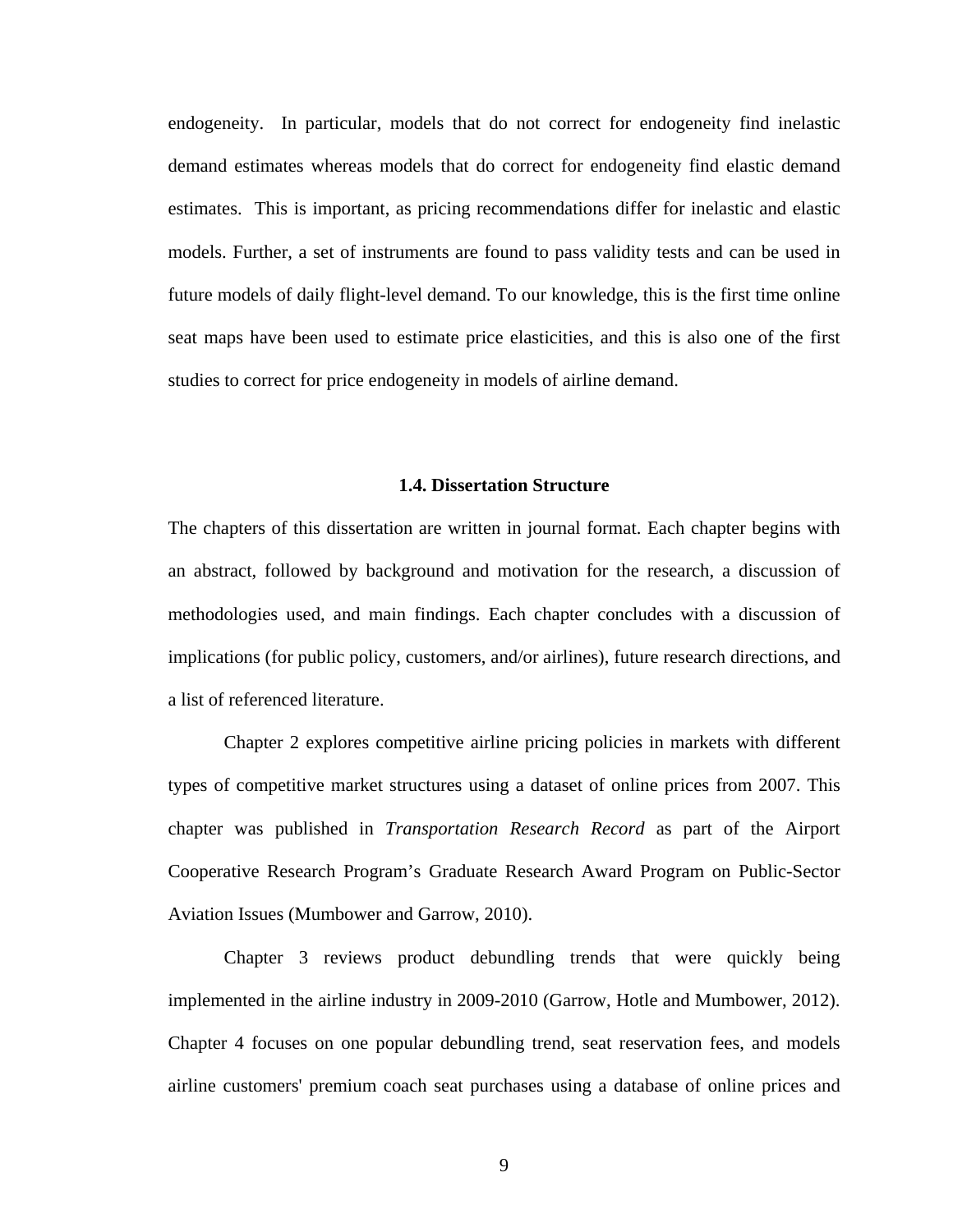endogeneity. In particular, models that do not correct for endogeneity find inelastic demand estimates whereas models that do correct for endogeneity find elastic demand estimates. This is important, as pricing recommendations differ for inelastic and elastic models. Further, a set of instruments are found to pass validity tests and can be used in future models of daily flight-level demand. To our knowledge, this is the first time online seat maps have been used to estimate price elasticities, and this is also one of the first studies to correct for price endogeneity in models of airline demand.

### 1.4. Dissertation Structure

The chapters of this dissertation are written in journal format. Each chapter begins with an abstract, followed by background and motivation for the research, a discussion of methodologies used, and main findings. Each chapter concludes with a discussion of implications (for public policy, customers, and/or airlines), future research directions, and a list of referenced literature.

Chapter 2 explores competitive airline pricing policies in markets with different types of competitive market structures using a dataset of online prices from 2007. This chapter was published in *Transportation Research Record* as part of the Airport Cooperative Research Program's Graduate Research Award Program on Public-Sector Aviation Issues (Mumbower and Garrow, 2010).

Chapter 3 reviews product debundling trends that were quickly being implemented in the airline industry in 2009-2010 (Garrow, Hotle and Mumbower, 2012). Chapter 4 focuses on one popular debundling trend, seat reservation fees, and models airline customers' premium coach seat purchases using a database of online prices and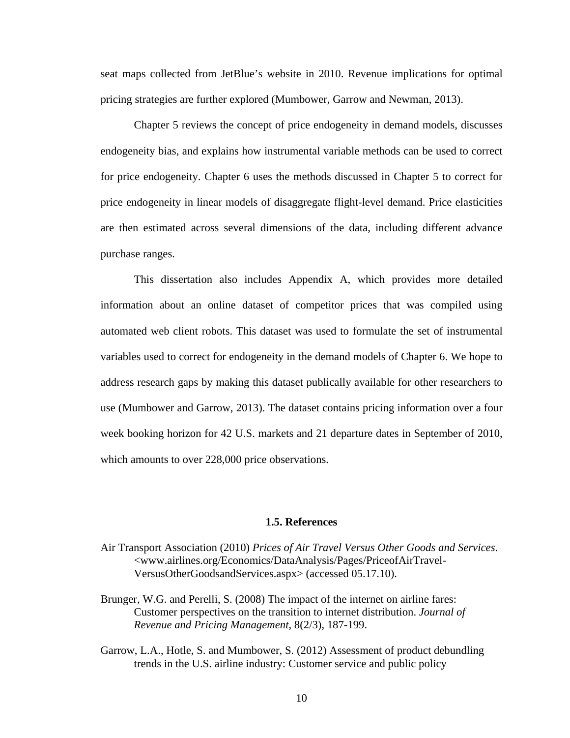seat maps collected from JetBlue's website in 2010. Revenue implications for optimal pricing strategies are further explored (Mumbower, Garrow and Newman, 2013).

Chapter 5 reviews the concept of price endogeneity in demand models, discusses endogeneity bias, and explains how instrumental variable methods can be used to correct for price endogeneity. Chapter 6 uses the methods discussed in Chapter 5 to correct for price endogeneity in linear models of disaggregate flight-level demand. Price elasticities are then estimated across several dimensions of the data, including different advance purchase ranges.

This dissertation also includes Appendix A, which provides more detailed information about an online dataset of competitor prices that was compiled using automated web client robots. This dataset was used to formulate the set of instrumental variables used to correct for endogeneity in the demand models of Chapter 6. We hope to address research gaps by making this dataset publically available for other researchers to use (Mumbower and Garrow, 2013). The dataset contains pricing information over a four week booking horizon for 42 U.S. markets and 21 departure dates in September of 2010, which amounts to over 228,000 price observations.

### 1.5. References

Air Transport Association (2010) *Prices of Air Travel Versus Other Goods and Services*. <www.airlines.org/Economics/DataAnalysis/Pages/PriceofAirTravel-VersusOtherGoodsandServices.aspx> (accessed 05.17.10).

Brunger, W.G. and Perelli, S. (2008) The impact of the internet on airline fares: Customer perspectives on the transition to internet distribution. *Journal of Revenue and Pricing Management*, 8(2/3), 187-199.

Garrow, L.A., Hotle, S. and Mumbower, S. (2012) Assessment of product debundling trends in the U.S. airline industry: Customer service and public policy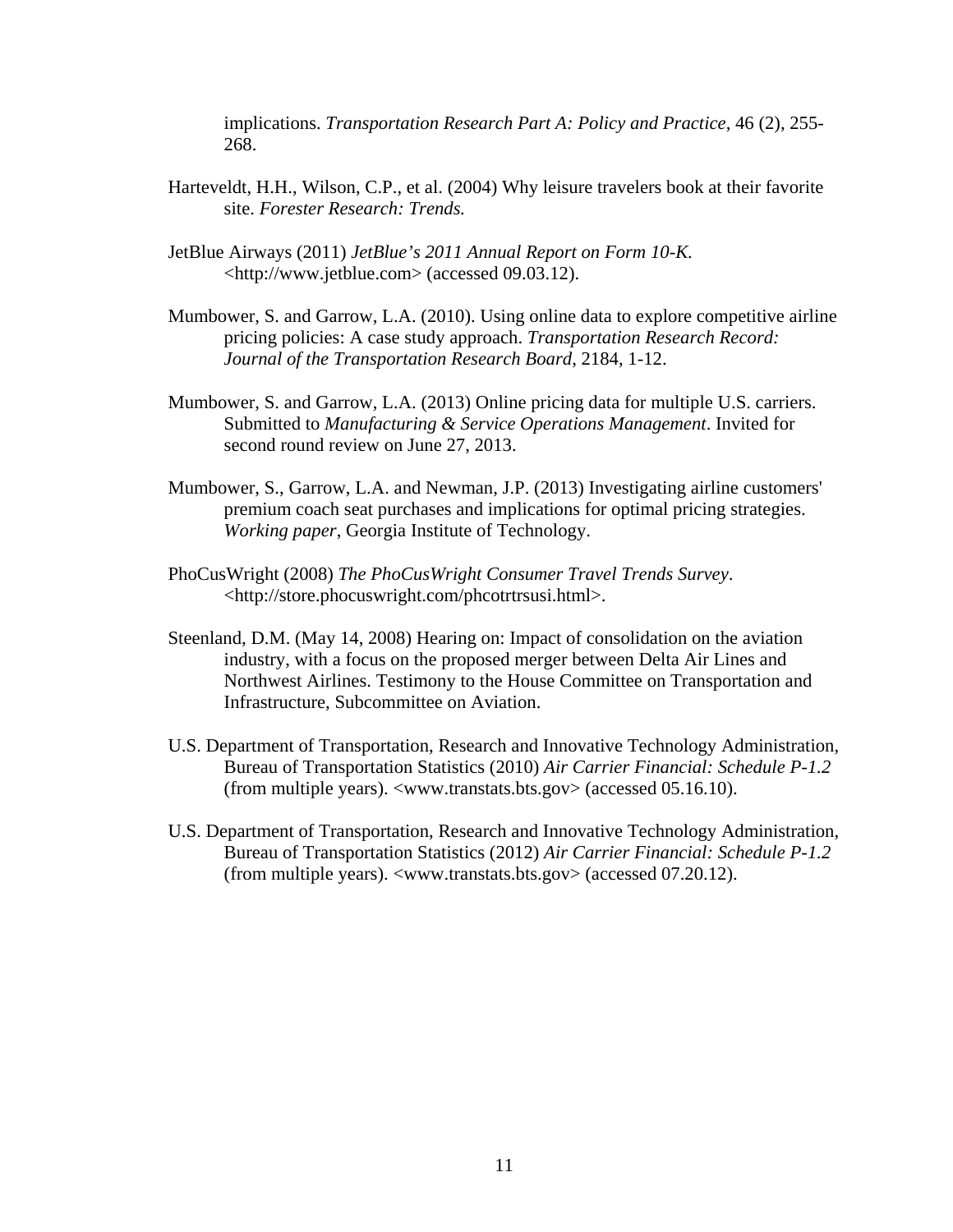implications. *Transportation Research Part A: Policy and Practice*, 46 (2), 255-268.

Harteveldt, H.H., Wilson, C.P., et al. (2004) Why leisure travelers book at their favorite site. *Forester Research: Trends.*

JetBlue Airways (2011) *JetBlue's 2011 Annual Report on Form 10-K.* <http://www.jetblue.com> (accessed 09.03.12).

Mumbower, S. and Garrow, L.A. (2010). Using online data to explore competitive airline pricing policies: A case study approach. *Transportation Research Record: Journal of the Transportation Research Board*, 2184, 1-12.

Mumbower, S. and Garrow, L.A. (2013) Online pricing data for multiple U.S. carriers. Submitted to *Manufacturing & Service Operations Management*. Invited for second round review on June 27, 2013.

Mumbower, S., Garrow, L.A. and Newman, J.P. (2013) Investigating airline customers' premium coach seat purchases and implications for optimal pricing strategies. *Working paper*, Georgia Institute of Technology.

PhoCusWright (2008) *The PhoCusWright Consumer Travel Trends Survey*. <http://store.phocuswright.com/phcotrtrsusi.html>.

Steenland, D.M. (May 14, 2008) Hearing on: Impact of consolidation on the aviation industry, with a focus on the proposed merger between Delta Air Lines and Northwest Airlines. Testimony to the House Committee on Transportation and Infrastructure, Subcommittee on Aviation.

U.S. Department of Transportation, Research and Innovative Technology Administration, Bureau of Transportation Statistics (2010) *Air Carrier Financial: Schedule P-1.2* (from multiple years). <www.transtats.bts.gov> (accessed 05.16.10).

U.S. Department of Transportation, Research and Innovative Technology Administration, Bureau of Transportation Statistics (2012) *Air Carrier Financial: Schedule P-1.2* (from multiple years). <www.transtats.bts.gov> (accessed 07.20.12).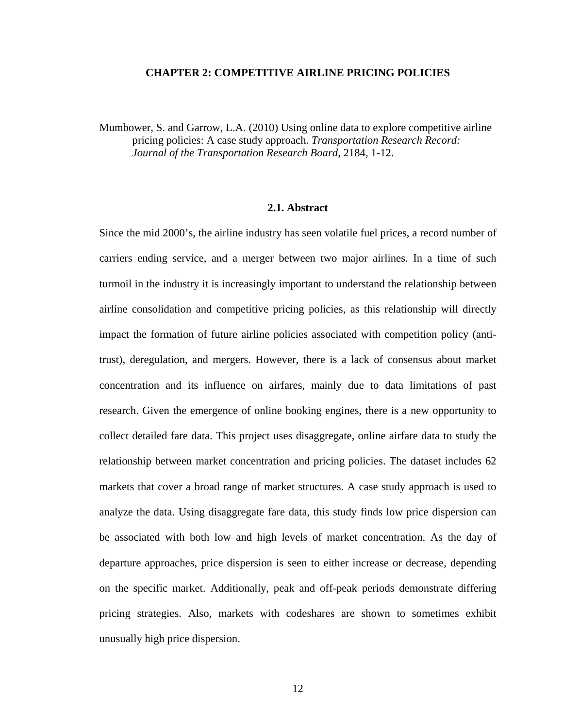# CHAPTER 2: COMPETITIVE AIRLINE PRICING POLICIES

Mumbower, S. and Garrow, L.A. (2010) Using online data to explore competitive airline pricing policies: A case study approach. *Transportation Research Record: Journal of the Transportation Research Board*, 2184, 1-12.

## 2.1. Abstract

Since the mid 2000's, the airline industry has seen volatile fuel prices, a record number of carriers ending service, and a merger between two major airlines. In a time of such turmoil in the industry it is increasingly important to understand the relationship between airline consolidation and competitive pricing policies, as this relationship will directly impact the formation of future airline policies associated with competition policy (anti-trust), deregulation, and mergers. However, there is a lack of consensus about market concentration and its influence on airfares, mainly due to data limitations of past research. Given the emergence of online booking engines, there is a new opportunity to collect detailed fare data. This project uses disaggregate, online airfare data to study the relationship between market concentration and pricing policies. The dataset includes 62 markets that cover a broad range of market structures. A case study approach is used to analyze the data. Using disaggregate fare data, this study finds low price dispersion can be associated with both low and high levels of market concentration. As the day of departure approaches, price dispersion is seen to either increase or decrease, depending on the specific market. Additionally, peak and off-peak periods demonstrate differing pricing strategies. Also, markets with codeshares are shown to sometimes exhibit unusually high price dispersion.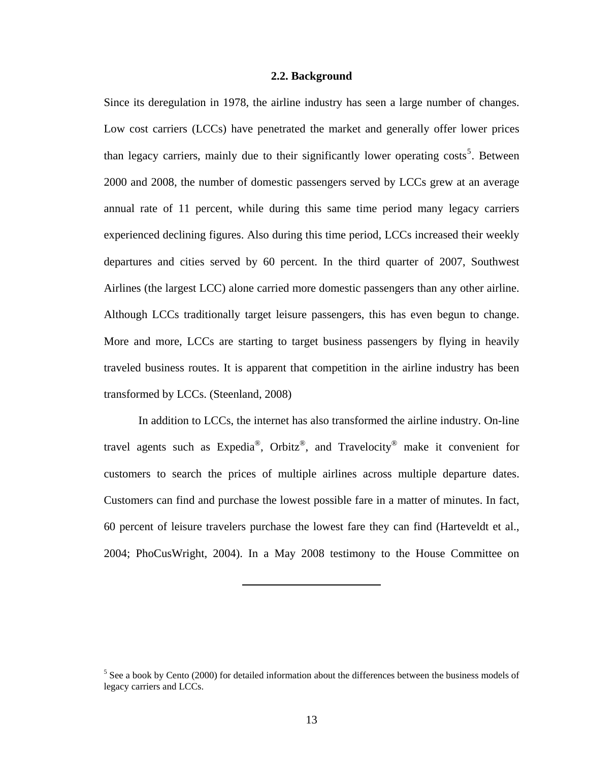### 2.2. Background

Since its deregulation in 1978, the airline industry has seen a large number of changes. Low cost carriers (LCCs) have penetrated the market and generally offer lower prices than legacy carriers, mainly due to their significantly lower operating costs[5]. Between 2000 and 2008, the number of domestic passengers served by LCCs grew at an average annual rate of 11 percent, while during this same time period many legacy carriers experienced declining figures. Also during this time period, LCCs increased their weekly departures and cities served by 60 percent. In the third quarter of 2007, Southwest Airlines (the largest LCC) alone carried more domestic passengers than any other airline. Although LCCs traditionally target leisure passengers, this has even begun to change. More and more, LCCs are starting to target business passengers by flying in heavily traveled business routes. It is apparent that competition in the airline industry has been transformed by LCCs. (Steenland, 2008)

In addition to LCCs, the internet has also transformed the airline industry. On-line travel agents such as Expedia®, Orbitz®, and Travelocity® make it convenient for customers to search the prices of multiple airlines across multiple departure dates. Customers can find and purchase the lowest possible fare in a matter of minutes. In fact, 60 percent of leisure travelers purchase the lowest fare they can find (Harteveldt et al., 2004; PhoCusWright, 2004). In a May 2008 testimony to the House Committee on

---

[5] See a book by Cento (2000) for detailed information about the differences between the business models of legacy carriers and LCCs.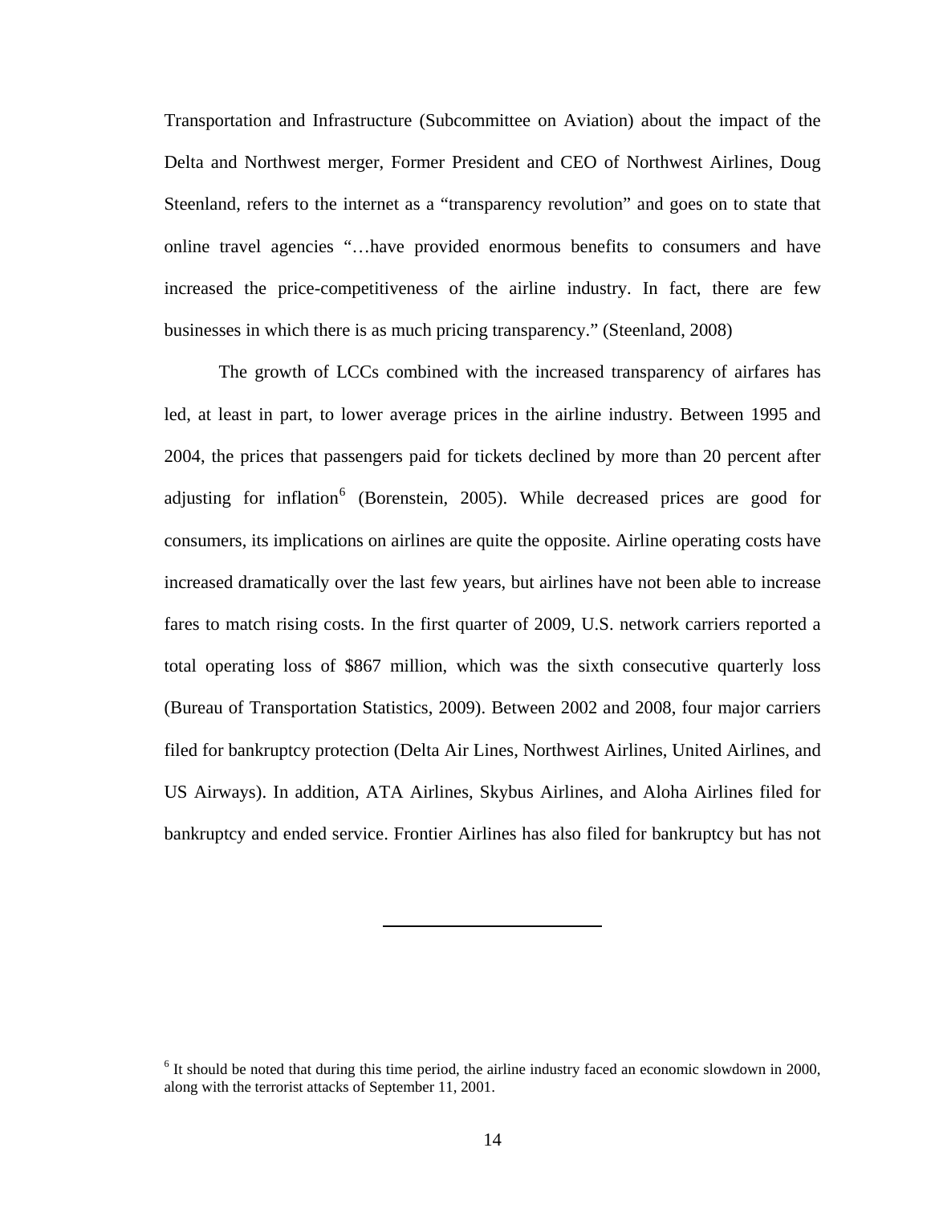Transportation and Infrastructure (Subcommittee on Aviation) about the impact of the Delta and Northwest merger, Former President and CEO of Northwest Airlines, Doug Steenland, refers to the internet as a "transparency revolution" and goes on to state that online travel agencies "…have provided enormous benefits to consumers and have increased the price-competitiveness of the airline industry. In fact, there are few businesses in which there is as much pricing transparency." (Steenland, 2008)

The growth of LCCs combined with the increased transparency of airfares has led, at least in part, to lower average prices in the airline industry. Between 1995 and 2004, the prices that passengers paid for tickets declined by more than 20 percent after adjusting for inflation[6] (Borenstein, 2005). While decreased prices are good for consumers, its implications on airlines are quite the opposite. Airline operating costs have increased dramatically over the last few years, but airlines have not been able to increase fares to match rising costs. In the first quarter of 2009, U.S. network carriers reported a total operating loss of $867 million, which was the sixth consecutive quarterly loss (Bureau of Transportation Statistics, 2009). Between 2002 and 2008, four major carriers filed for bankruptcy protection (Delta Air Lines, Northwest Airlines, United Airlines, and US Airways). In addition, ATA Airlines, Skybus Airlines, and Aloha Airlines filed for bankruptcy and ended service. Frontier Airlines has also filed for bankruptcy but has not

[6] It should be noted that during this time period, the airline industry faced an economic slowdown in 2000, along with the terrorist attacks of September 11, 2001.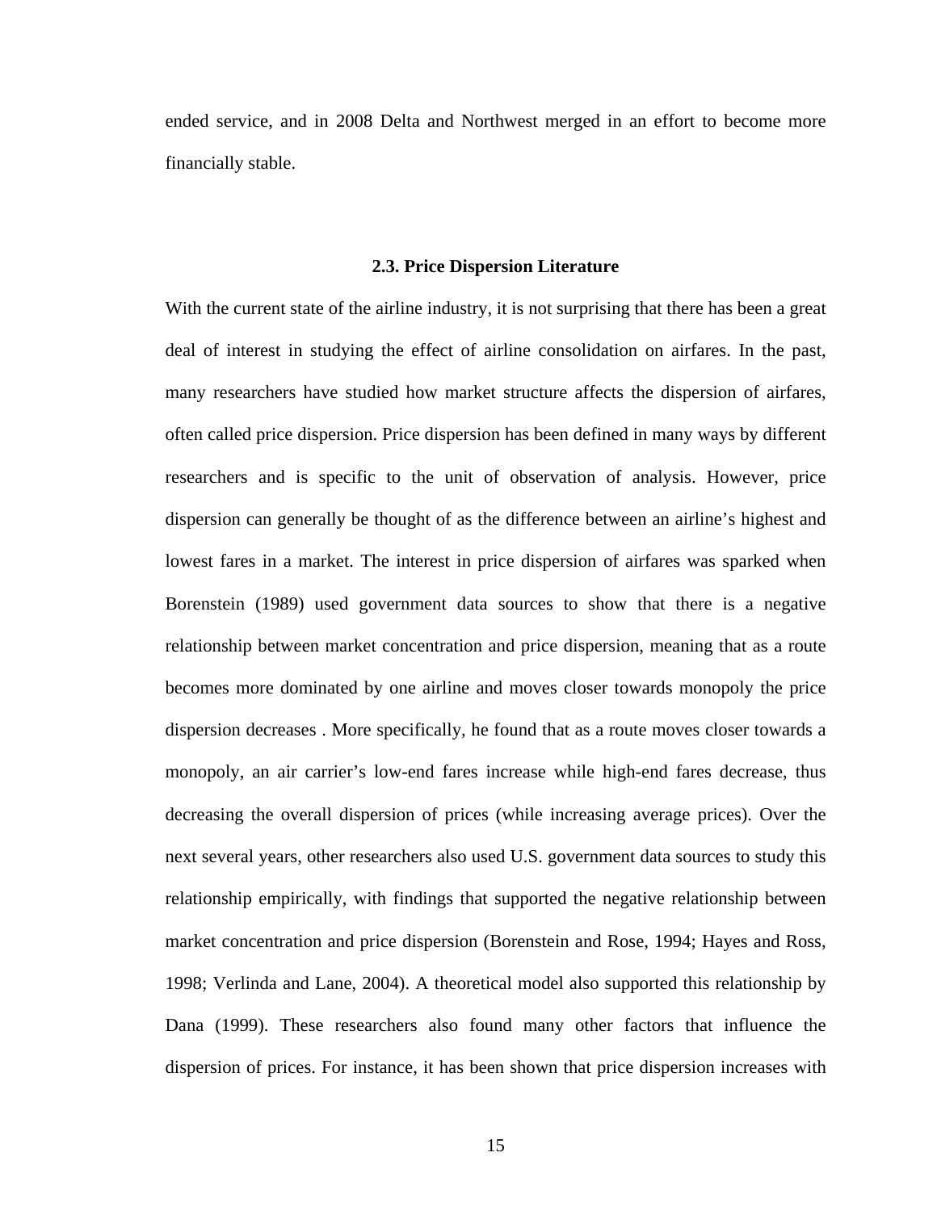ended service, and in 2008 Delta and Northwest merged in an effort to become more financially stable.

### 2.3. Price Dispersion Literature

With the current state of the airline industry, it is not surprising that there has been a great deal of interest in studying the effect of airline consolidation on airfares. In the past, many researchers have studied how market structure affects the dispersion of airfares, often called price dispersion. Price dispersion has been defined in many ways by different researchers and is specific to the unit of observation of analysis. However, price dispersion can generally be thought of as the difference between an airline's highest and lowest fares in a market. The interest in price dispersion of airfares was sparked when Borenstein (1989) used government data sources to show that there is a negative relationship between market concentration and price dispersion, meaning that as a route becomes more dominated by one airline and moves closer towards monopoly the price dispersion decreases . More specifically, he found that as a route moves closer towards a monopoly, an air carrier's low-end fares increase while high-end fares decrease, thus decreasing the overall dispersion of prices (while increasing average prices). Over the next several years, other researchers also used U.S. government data sources to study this relationship empirically, with findings that supported the negative relationship between market concentration and price dispersion (Borenstein and Rose, 1994; Hayes and Ross, 1998; Verlinda and Lane, 2004). A theoretical model also supported this relationship by Dana (1999). These researchers also found many other factors that influence the dispersion of prices. For instance, it has been shown that price dispersion increases with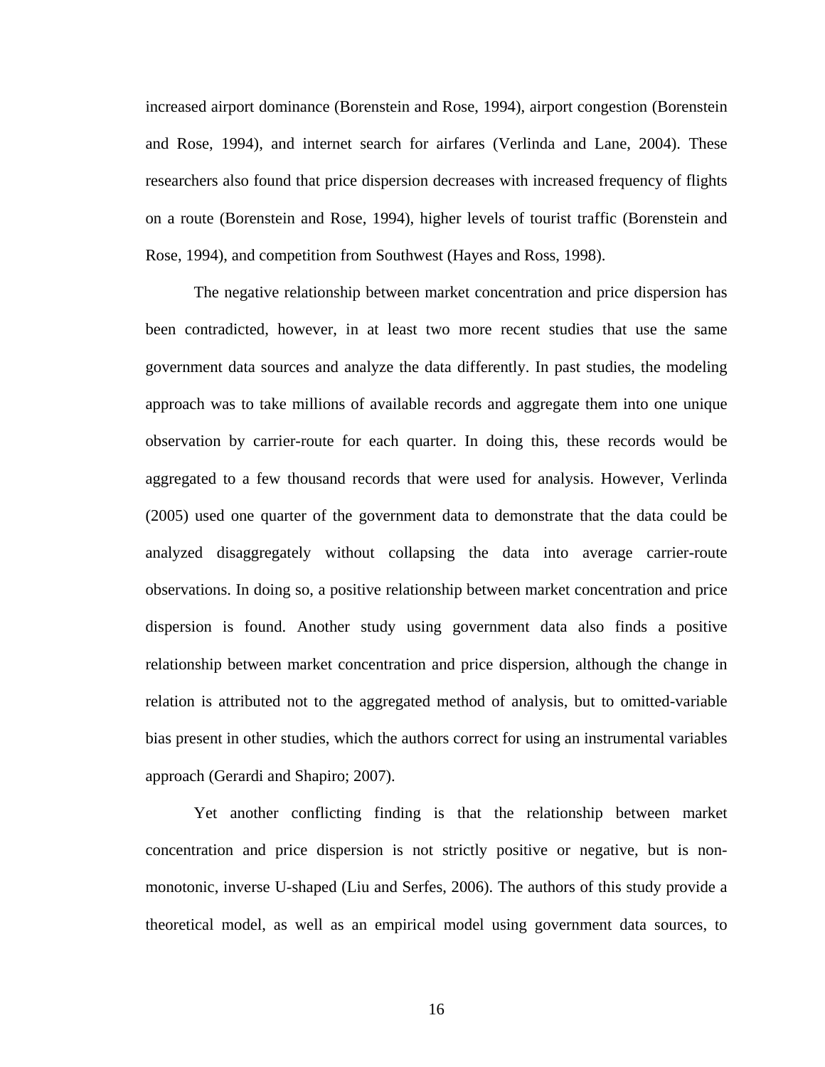increased airport dominance (Borenstein and Rose, 1994), airport congestion (Borenstein and Rose, 1994), and internet search for airfares (Verlinda and Lane, 2004). These researchers also found that price dispersion decreases with increased frequency of flights on a route (Borenstein and Rose, 1994), higher levels of tourist traffic (Borenstein and Rose, 1994), and competition from Southwest (Hayes and Ross, 1998).

The negative relationship between market concentration and price dispersion has been contradicted, however, in at least two more recent studies that use the same government data sources and analyze the data differently. In past studies, the modeling approach was to take millions of available records and aggregate them into one unique observation by carrier-route for each quarter. In doing this, these records would be aggregated to a few thousand records that were used for analysis. However, Verlinda (2005) used one quarter of the government data to demonstrate that the data could be analyzed disaggregately without collapsing the data into average carrier-route observations. In doing so, a positive relationship between market concentration and price dispersion is found. Another study using government data also finds a positive relationship between market concentration and price dispersion, although the change in relation is attributed not to the aggregated method of analysis, but to omitted-variable bias present in other studies, which the authors correct for using an instrumental variables approach (Gerardi and Shapiro; 2007).

Yet another conflicting finding is that the relationship between market concentration and price dispersion is not strictly positive or negative, but is non-monotonic, inverse U-shaped (Liu and Serfes, 2006). The authors of this study provide a theoretical model, as well as an empirical model using government data sources, to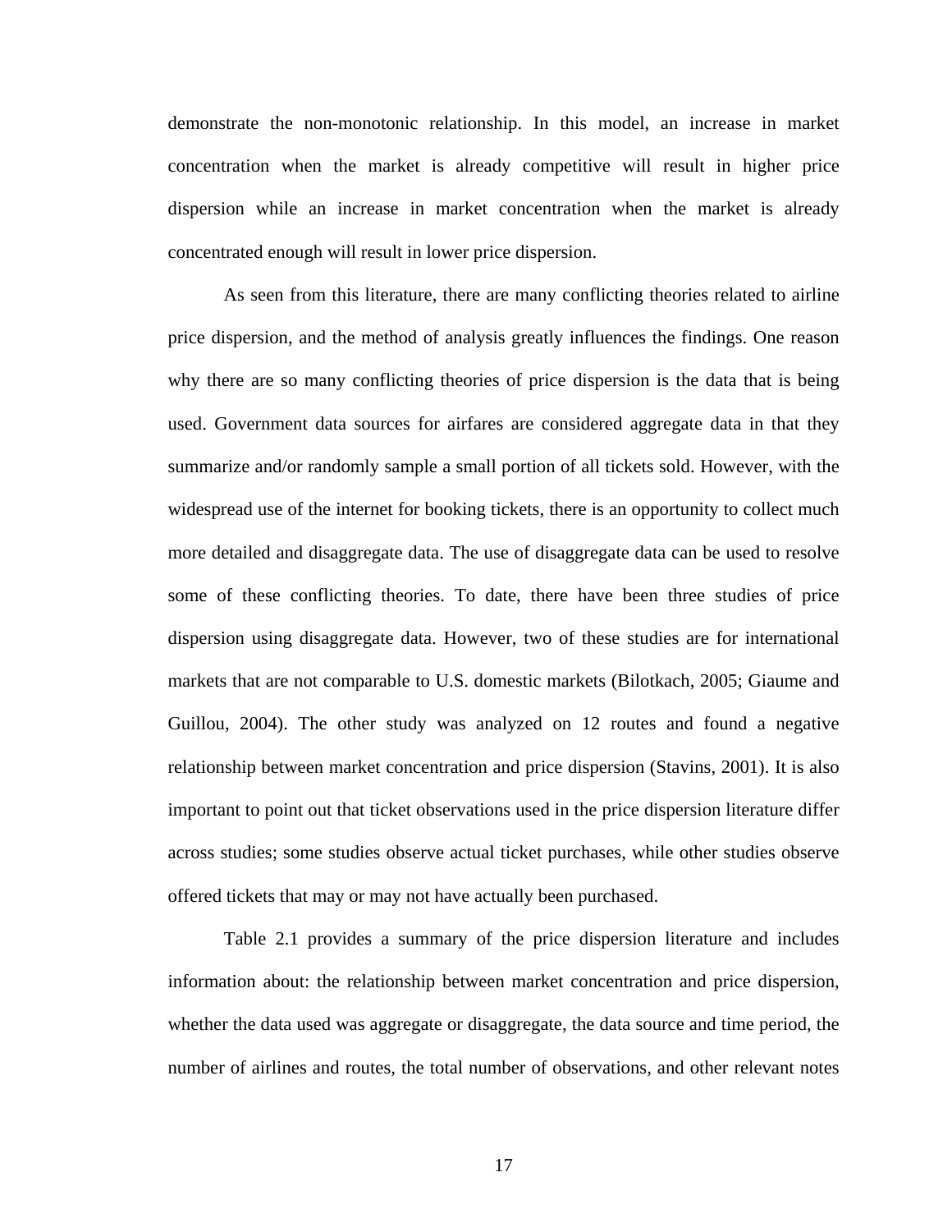demonstrate the non-monotonic relationship. In this model, an increase in market concentration when the market is already competitive will result in higher price dispersion while an increase in market concentration when the market is already concentrated enough will result in lower price dispersion.

As seen from this literature, there are many conflicting theories related to airline price dispersion, and the method of analysis greatly influences the findings. One reason why there are so many conflicting theories of price dispersion is the data that is being used. Government data sources for airfares are considered aggregate data in that they summarize and/or randomly sample a small portion of all tickets sold. However, with the widespread use of the internet for booking tickets, there is an opportunity to collect much more detailed and disaggregate data. The use of disaggregate data can be used to resolve some of these conflicting theories. To date, there have been three studies of price dispersion using disaggregate data. However, two of these studies are for international markets that are not comparable to U.S. domestic markets (Bilotkach, 2005; Giaume and Guillou, 2004). The other study was analyzed on 12 routes and found a negative relationship between market concentration and price dispersion (Stavins, 2001). It is also important to point out that ticket observations used in the price dispersion literature differ across studies; some studies observe actual ticket purchases, while other studies observe offered tickets that may or may not have actually been purchased.

Table 2.1 provides a summary of the price dispersion literature and includes information about: the relationship between market concentration and price dispersion, whether the data used was aggregate or disaggregate, the data source and time period, the number of airlines and routes, the total number of observations, and other relevant notes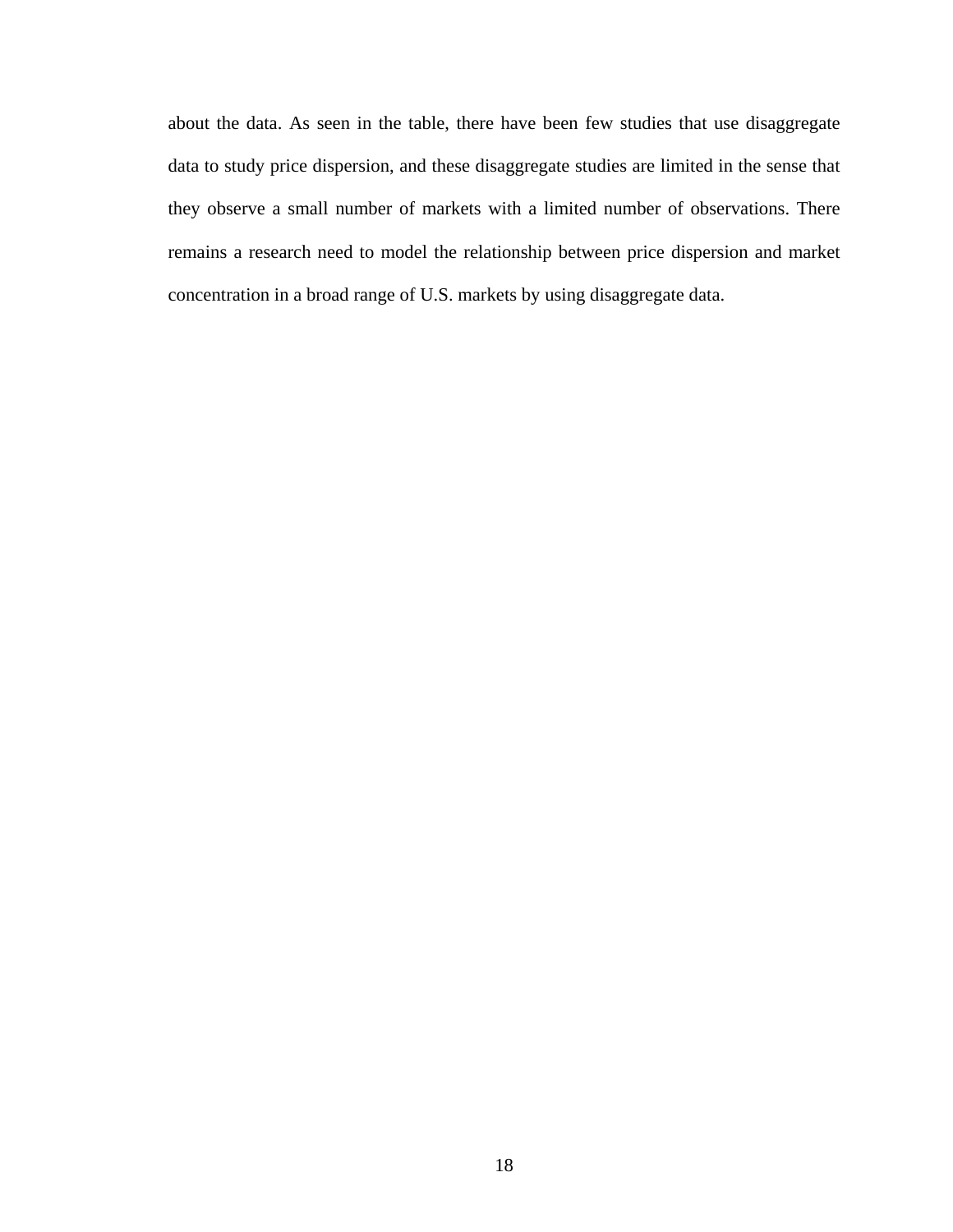about the data. As seen in the table, there have been few studies that use disaggregate data to study price dispersion, and these disaggregate studies are limited in the sense that they observe a small number of markets with a limited number of observations. There remains a research need to model the relationship between price dispersion and market concentration in a broad range of U.S. markets by using disaggregate data.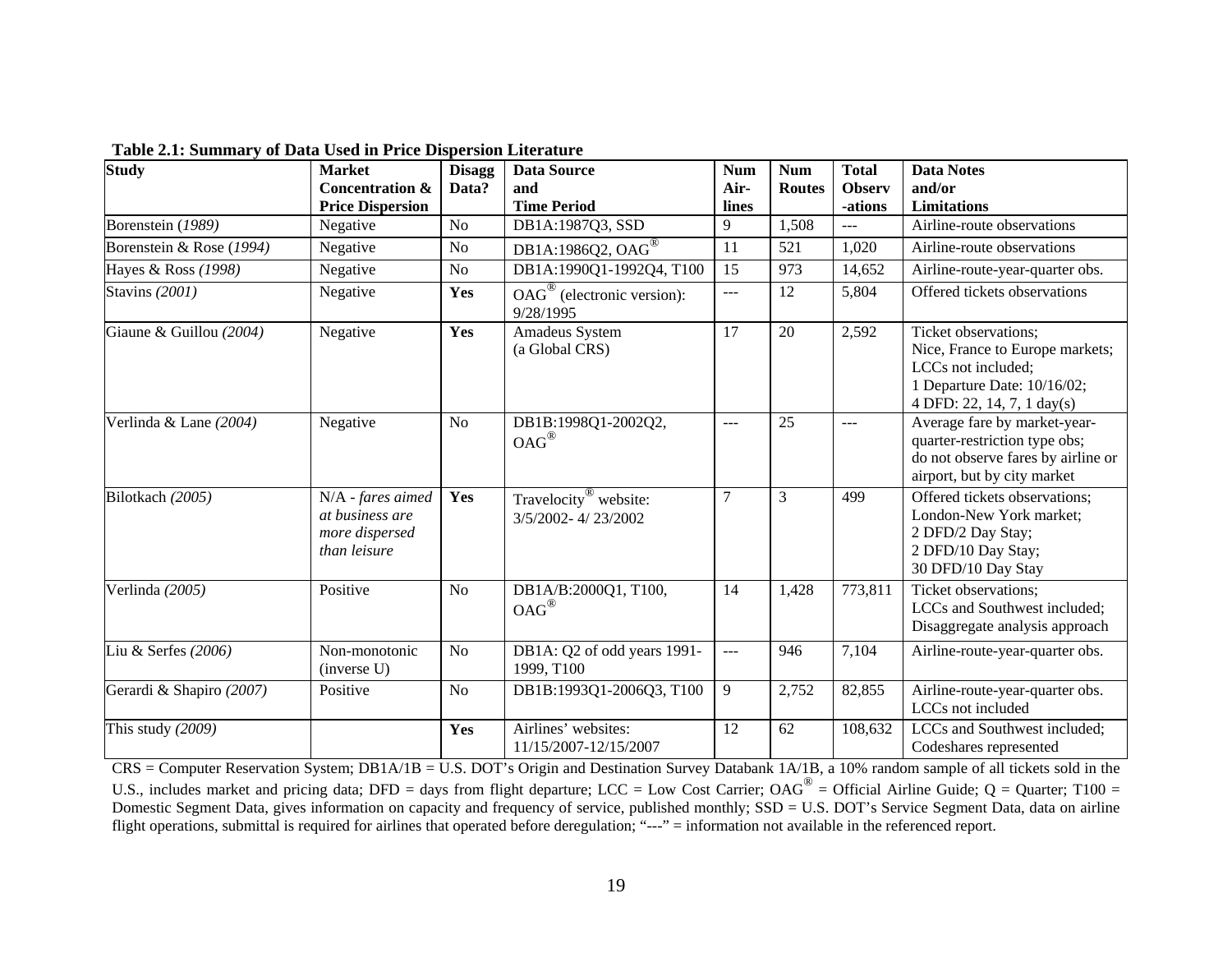**Table 2.1: Summary of Data Used in Price Dispersion Literature**

| Study | Market Concentration & Price Dispersion | Disagg Data? | Data Source and Time Period | Num Air-lines | Num Routes | Total Observ-ations | Data Notes and/or Limitations |
|---|---|---|---|---|---|---|---|
| Borenstein (*1989*) | Negative | No | DB1A:1987Q3, SSD | 9 | 1,508 | --- | Airline-route observations |
| Borenstein & Rose (*1994*) | Negative | No | DB1A:1986Q2, OAG® | 11 | 521 | 1,020 | Airline-route observations |
| Hayes & Ross (*1998*) | Negative | No | DB1A:1990Q1-1992Q4, T100 | 15 | 973 | 14,652 | Airline-route-year-quarter obs. |
| Stavins (*2001*) | Negative | **Yes** | OAG® (electronic version): 9/28/1995 | --- | 12 | 5,804 | Offered tickets observations |
| Giaune & Guillou (*2004*) | Negative | **Yes** | Amadeus System (a Global CRS) | 17 | 20 | 2,592 | Ticket observations; Nice, France to Europe markets; LCCs not included; 1 Departure Date: 10/16/02; 4 DFD: 22, 14, 7, 1 day(s) |
| Verlinda & Lane (*2004*) | Negative | No | DB1B:1998Q1-2002Q2, OAG® | --- | 25 | --- | Average fare by market-year-quarter-restriction type obs; do not observe fares by airline or airport, but by city market |
| Bilotkach (*2005*) | N/A - *fares aimed at business are more dispersed than leisure* | **Yes** | Travelocity® website: 3/5/2002- 4/ 23/2002 | 7 | 3 | 499 | Offered tickets observations; London-New York market; 2 DFD/2 Day Stay; 2 DFD/10 Day Stay; 30 DFD/10 Day Stay |
| Verlinda (*2005*) | Positive | No | DB1A/B:2000Q1, T100, OAG® | 14 | 1,428 | 773,811 | Ticket observations; LCCs and Southwest included; Disaggregate analysis approach |
| Liu & Serfes (*2006*) | Non-monotonic (inverse U) | No | DB1A: Q2 of odd years 1991-1999, T100 | --- | 946 | 7,104 | Airline-route-year-quarter obs. |
| Gerardi & Shapiro (*2007*) | Positive | No | DB1B:1993Q1-2006Q3, T100 | 9 | 2,752 | 82,855 | Airline-route-year-quarter obs. LCCs not included |
| This study (*2009*) | | **Yes** | Airlines' websites: 11/15/2007-12/15/2007 | 12 | 62 | 108,632 | LCCs and Southwest included; Codeshares represented |

CRS = Computer Reservation System; DB1A/1B = U.S. DOT's Origin and Destination Survey Databank 1A/1B, a 10% random sample of all tickets sold in the U.S., includes market and pricing data; DFD = days from flight departure; LCC = Low Cost Carrier; OAG® = Official Airline Guide; Q = Quarter; T100 = Domestic Segment Data, gives information on capacity and frequency of service, published monthly; SSD = U.S. DOT's Service Segment Data, data on airline flight operations, submittal is required for airlines that operated before deregulation; "---" = information not available in the referenced report.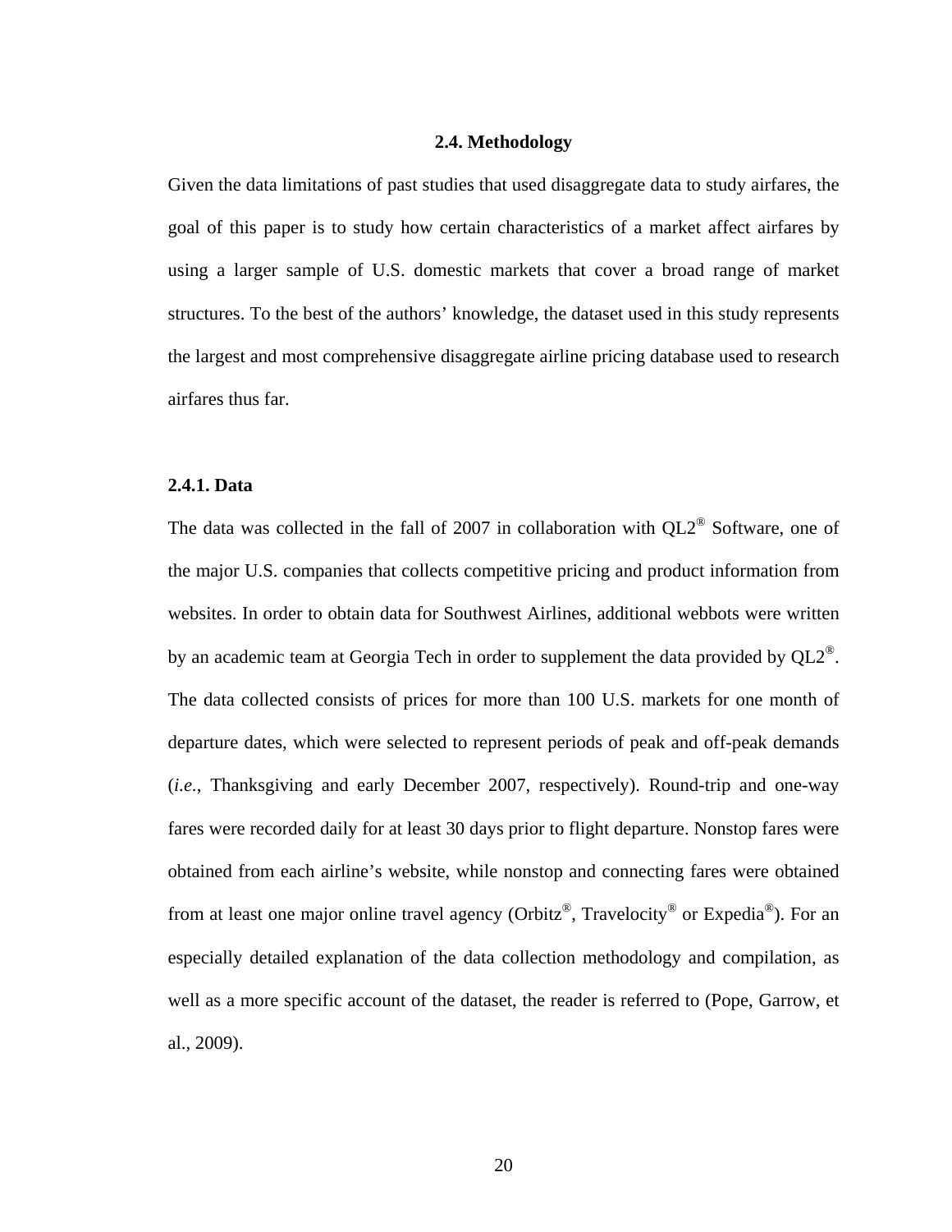## 2.4. Methodology

Given the data limitations of past studies that used disaggregate data to study airfares, the goal of this paper is to study how certain characteristics of a market affect airfares by using a larger sample of U.S. domestic markets that cover a broad range of market structures. To the best of the authors' knowledge, the dataset used in this study represents the largest and most comprehensive disaggregate airline pricing database used to research airfares thus far.

### 2.4.1. Data

The data was collected in the fall of 2007 in collaboration with QL2® Software, one of the major U.S. companies that collects competitive pricing and product information from websites. In order to obtain data for Southwest Airlines, additional webbots were written by an academic team at Georgia Tech in order to supplement the data provided by QL2®. The data collected consists of prices for more than 100 U.S. markets for one month of departure dates, which were selected to represent periods of peak and off-peak demands (*i.e.*, Thanksgiving and early December 2007, respectively). Round-trip and one-way fares were recorded daily for at least 30 days prior to flight departure. Nonstop fares were obtained from each airline's website, while nonstop and connecting fares were obtained from at least one major online travel agency (Orbitz®, Travelocity® or Expedia®). For an especially detailed explanation of the data collection methodology and compilation, as well as a more specific account of the dataset, the reader is referred to (Pope, Garrow, et al., 2009).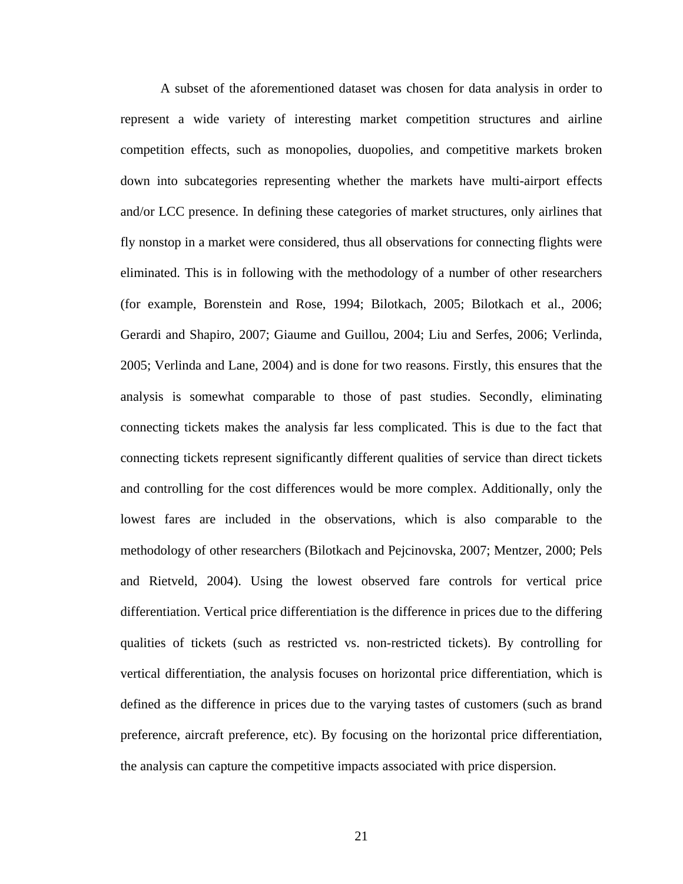A subset of the aforementioned dataset was chosen for data analysis in order to represent a wide variety of interesting market competition structures and airline competition effects, such as monopolies, duopolies, and competitive markets broken down into subcategories representing whether the markets have multi-airport effects and/or LCC presence. In defining these categories of market structures, only airlines that fly nonstop in a market were considered, thus all observations for connecting flights were eliminated. This is in following with the methodology of a number of other researchers (for example, Borenstein and Rose, 1994; Bilotkach, 2005; Bilotkach et al., 2006; Gerardi and Shapiro, 2007; Giaume and Guillou, 2004; Liu and Serfes, 2006; Verlinda, 2005; Verlinda and Lane, 2004) and is done for two reasons. Firstly, this ensures that the analysis is somewhat comparable to those of past studies. Secondly, eliminating connecting tickets makes the analysis far less complicated. This is due to the fact that connecting tickets represent significantly different qualities of service than direct tickets and controlling for the cost differences would be more complex. Additionally, only the lowest fares are included in the observations, which is also comparable to the methodology of other researchers (Bilotkach and Pejcinovska, 2007; Mentzer, 2000; Pels and Rietveld, 2004). Using the lowest observed fare controls for vertical price differentiation. Vertical price differentiation is the difference in prices due to the differing qualities of tickets (such as restricted vs. non-restricted tickets). By controlling for vertical differentiation, the analysis focuses on horizontal price differentiation, which is defined as the difference in prices due to the varying tastes of customers (such as brand preference, aircraft preference, etc). By focusing on the horizontal price differentiation, the analysis can capture the competitive impacts associated with price dispersion.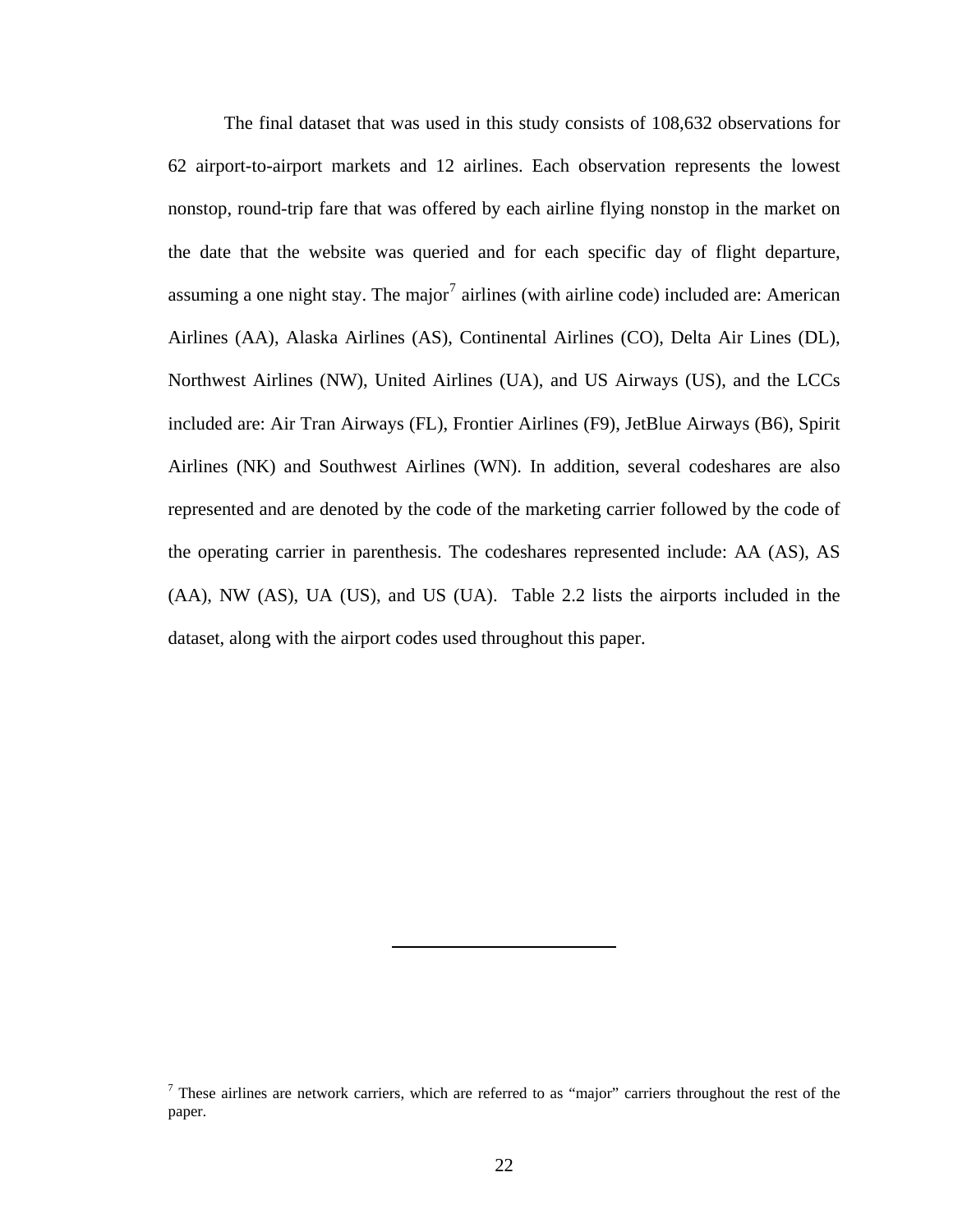The final dataset that was used in this study consists of 108,632 observations for 62 airport-to-airport markets and 12 airlines. Each observation represents the lowest nonstop, round-trip fare that was offered by each airline flying nonstop in the market on the date that the website was queried and for each specific day of flight departure, assuming a one night stay. The major[7] airlines (with airline code) included are: American Airlines (AA), Alaska Airlines (AS), Continental Airlines (CO), Delta Air Lines (DL), Northwest Airlines (NW), United Airlines (UA), and US Airways (US), and the LCCs included are: Air Tran Airways (FL), Frontier Airlines (F9), JetBlue Airways (B6), Spirit Airlines (NK) and Southwest Airlines (WN). In addition, several codeshares are also represented and are denoted by the code of the marketing carrier followed by the code of the operating carrier in parenthesis. The codeshares represented include: AA (AS), AS (AA), NW (AS), UA (US), and US (UA). Table 2.2 lists the airports included in the dataset, along with the airport codes used throughout this paper.

---

[7] These airlines are network carriers, which are referred to as "major" carriers throughout the rest of the paper.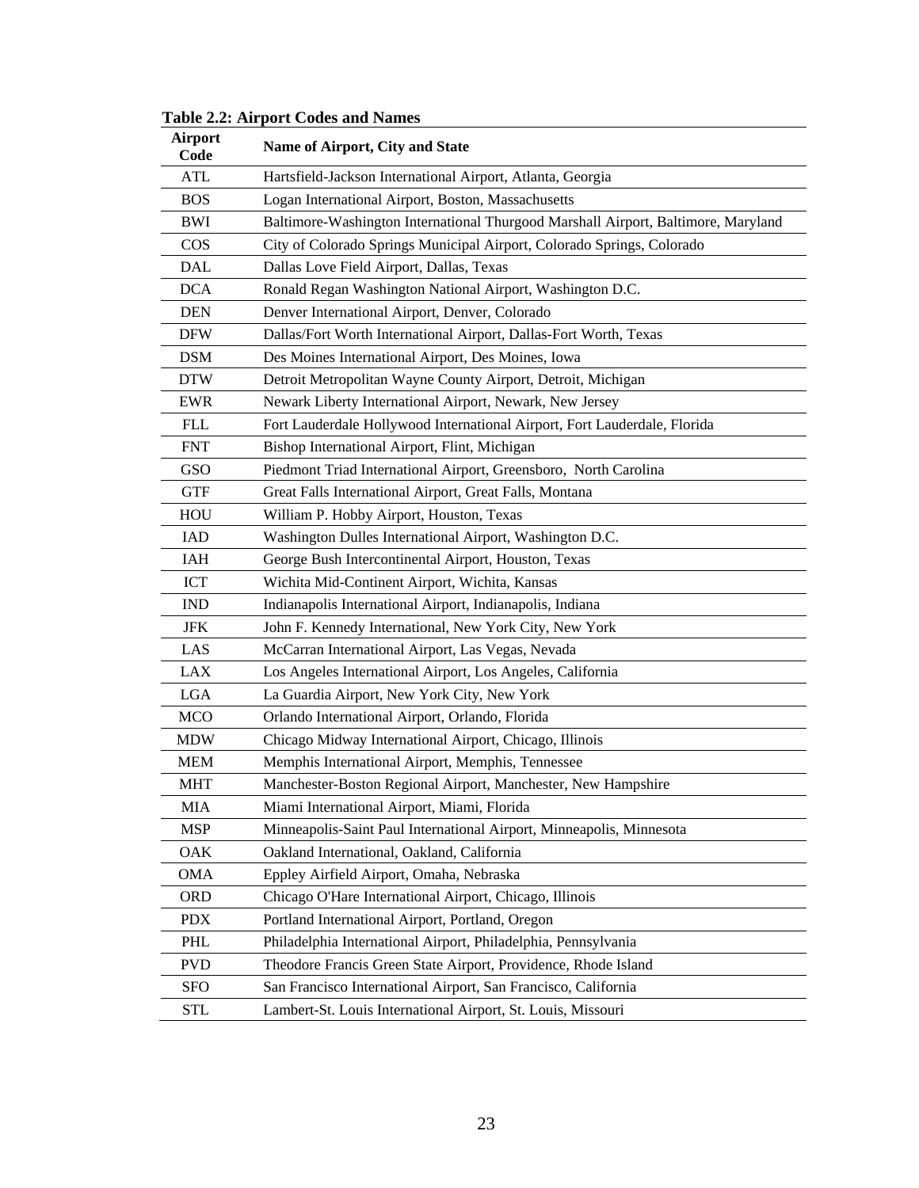**Table 2.2: Airport Codes and Names**

| Airport Code | Name of Airport, City and State |
|---|---|
| ATL | Hartsfield-Jackson International Airport, Atlanta, Georgia |
| BOS | Logan International Airport, Boston, Massachusetts |
| BWI | Baltimore-Washington International Thurgood Marshall Airport, Baltimore, Maryland |
| COS | City of Colorado Springs Municipal Airport, Colorado Springs, Colorado |
| DAL | Dallas Love Field Airport, Dallas, Texas |
| DCA | Ronald Regan Washington National Airport, Washington D.C. |
| DEN | Denver International Airport, Denver, Colorado |
| DFW | Dallas/Fort Worth International Airport, Dallas-Fort Worth, Texas |
| DSM | Des Moines International Airport, Des Moines, Iowa |
| DTW | Detroit Metropolitan Wayne County Airport, Detroit, Michigan |
| EWR | Newark Liberty International Airport, Newark, New Jersey |
| FLL | Fort Lauderdale Hollywood International Airport, Fort Lauderdale, Florida |
| FNT | Bishop International Airport, Flint, Michigan |
| GSO | Piedmont Triad International Airport, Greensboro, North Carolina |
| GTF | Great Falls International Airport, Great Falls, Montana |
| HOU | William P. Hobby Airport, Houston, Texas |
| IAD | Washington Dulles International Airport, Washington D.C. |
| IAH | George Bush Intercontinental Airport, Houston, Texas |
| ICT | Wichita Mid-Continent Airport, Wichita, Kansas |
| IND | Indianapolis International Airport, Indianapolis, Indiana |
| JFK | John F. Kennedy International, New York City, New York |
| LAS | McCarran International Airport, Las Vegas, Nevada |
| LAX | Los Angeles International Airport, Los Angeles, California |
| LGA | La Guardia Airport, New York City, New York |
| MCO | Orlando International Airport, Orlando, Florida |
| MDW | Chicago Midway International Airport, Chicago, Illinois |
| MEM | Memphis International Airport, Memphis, Tennessee |
| MHT | Manchester-Boston Regional Airport, Manchester, New Hampshire |
| MIA | Miami International Airport, Miami, Florida |
| MSP | Minneapolis-Saint Paul International Airport, Minneapolis, Minnesota |
| OAK | Oakland International, Oakland, California |
| OMA | Eppley Airfield Airport, Omaha, Nebraska |
| ORD | Chicago O'Hare International Airport, Chicago, Illinois |
| PDX | Portland International Airport, Portland, Oregon |
| PHL | Philadelphia International Airport, Philadelphia, Pennsylvania |
| PVD | Theodore Francis Green State Airport, Providence, Rhode Island |
| SFO | San Francisco International Airport, San Francisco, California |
| STL | Lambert-St. Louis International Airport, St. Louis, Missouri |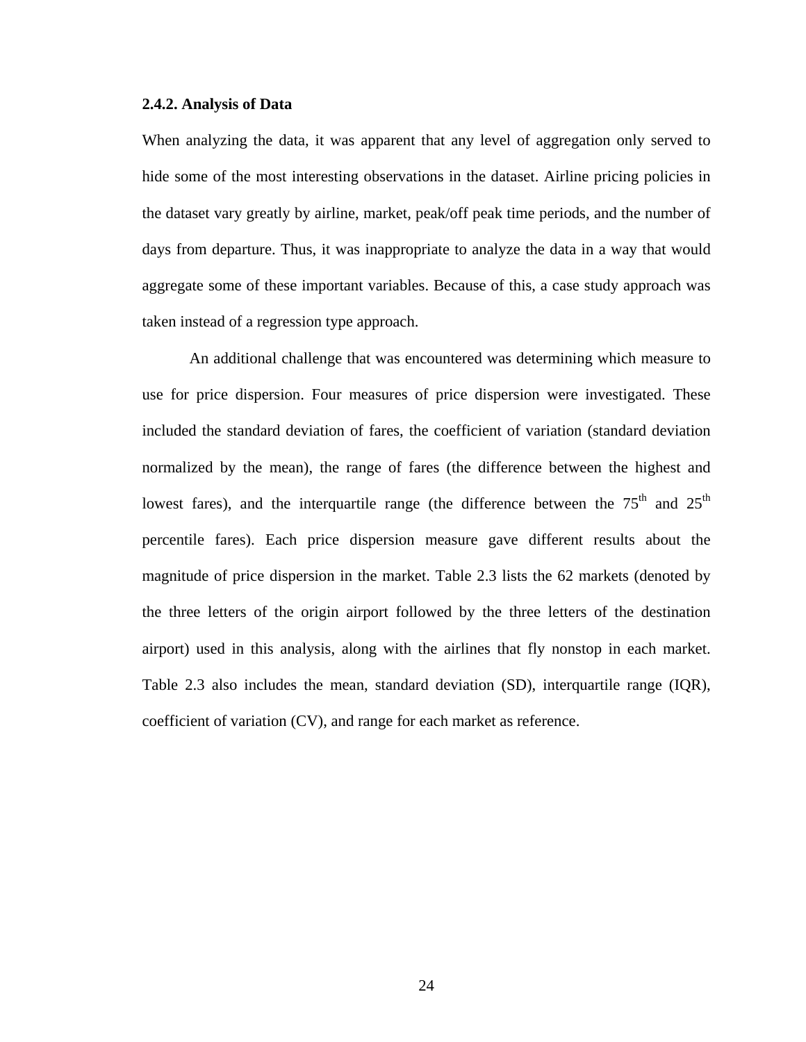### 2.4.2. Analysis of Data

When analyzing the data, it was apparent that any level of aggregation only served to hide some of the most interesting observations in the dataset. Airline pricing policies in the dataset vary greatly by airline, market, peak/off peak time periods, and the number of days from departure. Thus, it was inappropriate to analyze the data in a way that would aggregate some of these important variables. Because of this, a case study approach was taken instead of a regression type approach.

An additional challenge that was encountered was determining which measure to use for price dispersion. Four measures of price dispersion were investigated. These included the standard deviation of fares, the coefficient of variation (standard deviation normalized by the mean), the range of fares (the difference between the highest and lowest fares), and the interquartile range (the difference between the $75^{th}$ and $25^{th}$ percentile fares). Each price dispersion measure gave different results about the magnitude of price dispersion in the market. Table 2.3 lists the 62 markets (denoted by the three letters of the origin airport followed by the three letters of the destination airport) used in this analysis, along with the airlines that fly nonstop in each market. Table 2.3 also includes the mean, standard deviation (SD), interquartile range (IQR), coefficient of variation (CV), and range for each market as reference.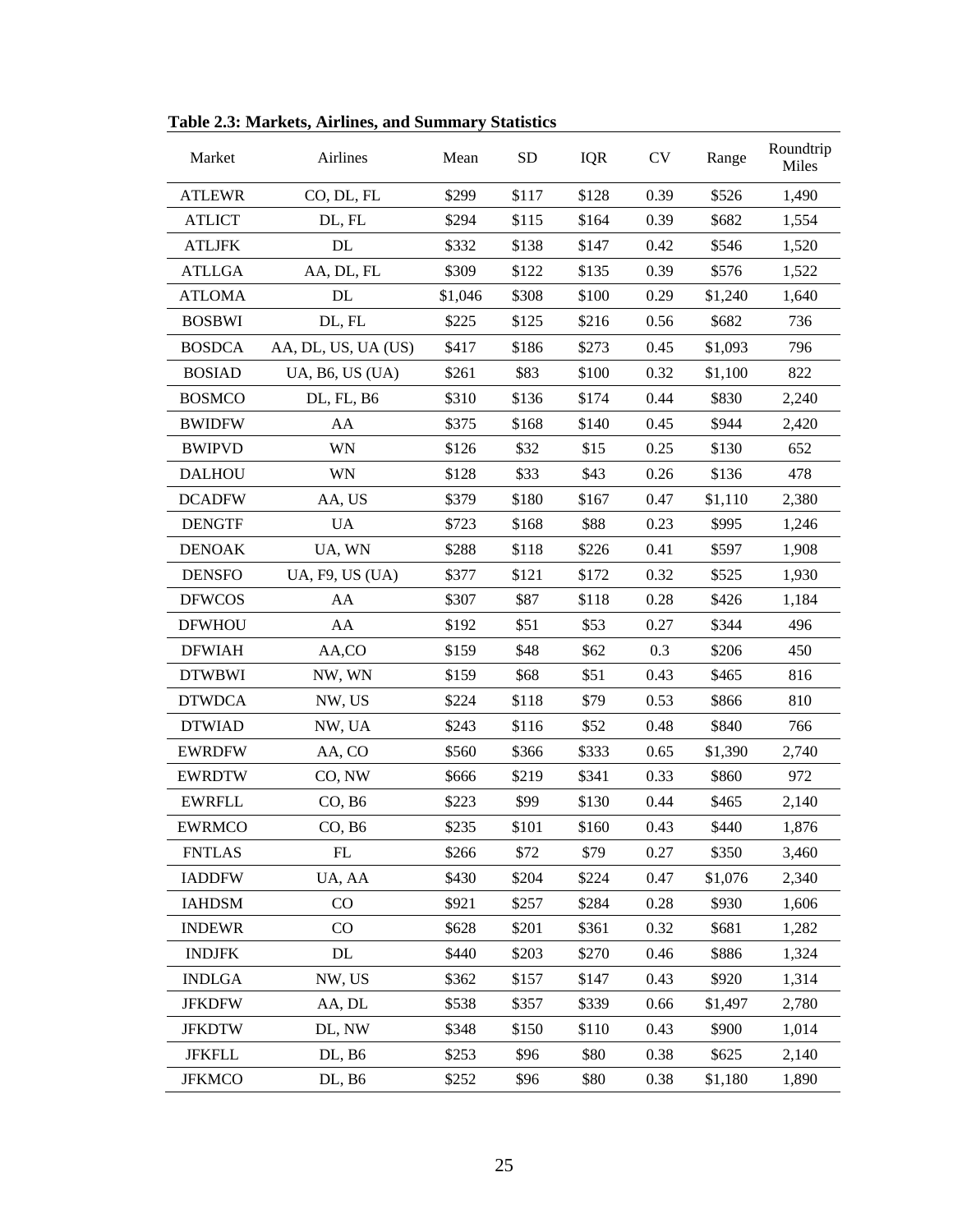**Table 2.3: Markets, Airlines, and Summary Statistics**

| Market | Airlines | Mean | SD | IQR | CV | Range | Roundtrip Miles |
|---|---|---|---|---|---|---|---|
| ATLEWR | CO, DL, FL | $299 | $117 | $128 | 0.39 | $526 | 1,490 |
| ATLICT | DL, FL | $294 | $115 | $164 | 0.39 | $682 | 1,554 |
| ATLJFK | DL | $332 | $138 | $147 | 0.42 | $546 | 1,520 |
| ATLLGA | AA, DL, FL | $309 | $122 | $135 | 0.39 | $576 | 1,522 |
| ATLOMA | DL | $1,046 | $308 | $100 | 0.29 | $1,240 | 1,640 |
| BOSBWI | DL, FL | $225 | $125 | $216 | 0.56 | $682 | 736 |
| BOSDCA | AA, DL, US, UA (US) | $417 | $186 | $273 | 0.45 | $1,093 | 796 |
| BOSIAD | UA, B6, US (UA) | $261 | $83 | $100 | 0.32 | $1,100 | 822 |
| BOSMCO | DL, FL, B6 | $310 | $136 | $174 | 0.44 | $830 | 2,240 |
| BWIDFW | AA | $375 | $168 | $140 | 0.45 | $944 | 2,420 |
| BWIPVD | WN | $126 | $32 | $15 | 0.25 | $130 | 652 |
| DALHOU | WN | $128 | $33 | $43 | 0.26 | $136 | 478 |
| DCADFW | AA, US | $379 | $180 | $167 | 0.47 | $1,110 | 2,380 |
| DENGTF | UA | $723 | $168 | $88 | 0.23 | $995 | 1,246 |
| DENOAK | UA, WN | $288 | $118 | $226 | 0.41 | $597 | 1,908 |
| DENSFO | UA, F9, US (UA) | $377 | $121 | $172 | 0.32 | $525 | 1,930 |
| DFWCOS | AA | $307 | $87 | $118 | 0.28 | $426 | 1,184 |
| DFWHOU | AA | $192 | $51 | $53 | 0.27 | $344 | 496 |
| DFWIAH | AA,CO | $159 | $48 | $62 | 0.3 | $206 | 450 |
| DTWBWI | NW, WN | $159 | $68 | $51 | 0.43 | $465 | 816 |
| DTWDCA | NW, US | $224 | $118 | $79 | 0.53 | $866 | 810 |
| DTWIAD | NW, UA | $243 | $116 | $52 | 0.48 | $840 | 766 |
| EWRDFW | AA, CO | $560 | $366 | $333 | 0.65 | $1,390 | 2,740 |
| EWRDTW | CO, NW | $666 | $219 | $341 | 0.33 | $860 | 972 |
| EWRFLL | CO, B6 | $223 | $99 | $130 | 0.44 | $465 | 2,140 |
| EWRMCO | CO, B6 | $235 | $101 | $160 | 0.43 | $440 | 1,876 |
| FNTLAS | FL | $266 | $72 | $79 | 0.27 | $350 | 3,460 |
| IADDFW | UA, AA | $430 | $204 | $224 | 0.47 | $1,076 | 2,340 |
| IAHDSM | CO | $921 | $257 | $284 | 0.28 | $930 | 1,606 |
| INDEWR | CO | $628 | $201 | $361 | 0.32 | $681 | 1,282 |
| INDJFK | DL | $440 | $203 | $270 | 0.46 | $886 | 1,324 |
| INDLGA | NW, US | $362 | $157 | $147 | 0.43 | $920 | 1,314 |
| JFKDFW | AA, DL | $538 | $357 | $339 | 0.66 | $1,497 | 2,780 |
| JFKDTW | DL, NW | $348 | $150 | $110 | 0.43 | $900 | 1,014 |
| JFKFLL | DL, B6 | $253 | $96 | $80 | 0.38 | $625 | 2,140 |
| JFKMCO | DL, B6 | $252 | $96 | $80 | 0.38 | $1,180 | 1,890 |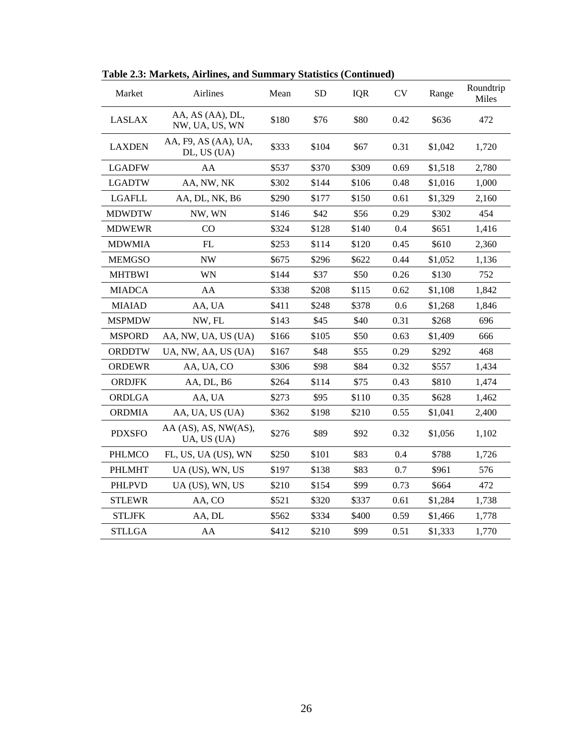**Table 2.3: Markets, Airlines, and Summary Statistics (Continued)**

| Market | Airlines | Mean | SD | IQR | CV | Range | Roundtrip Miles |
|---|---|---|---|---|---|---|---|
| LASLAX | AA, AS (AA), DL, NW, UA, US, WN | $180 | $76 | $80 | 0.42 | $636 | 472 |
| LAXDEN | AA, F9, AS (AA), UA, DL, US (UA) | $333 | $104 | $67 | 0.31 | $1,042 | 1,720 |
| LGADFW | AA | $537 | $370 | $309 | 0.69 | $1,518 | 2,780 |
| LGADTW | AA, NW, NK | $302 | $144 | $106 | 0.48 | $1,016 | 1,000 |
| LGAFLL | AA, DL, NK, B6 | $290 | $177 | $150 | 0.61 | $1,329 | 2,160 |
| MDWDTW | NW, WN | $146 | $42 | $56 | 0.29 | $302 | 454 |
| MDWEWR | CO | $324 | $128 | $140 | 0.4 | $651 | 1,416 |
| MDWMIA | FL | $253 | $114 | $120 | 0.45 | $610 | 2,360 |
| MEMGSO | NW | $675 | $296 | $622 | 0.44 | $1,052 | 1,136 |
| MHTBWI | WN | $144 | $37 | $50 | 0.26 | $130 | 752 |
| MIADCA | AA | $338 | $208 | $115 | 0.62 | $1,108 | 1,842 |
| MIAIAD | AA, UA | $411 | $248 | $378 | 0.6 | $1,268 | 1,846 |
| MSPMDW | NW, FL | $143 | $45 | $40 | 0.31 | $268 | 696 |
| MSPORD | AA, NW, UA, US (UA) | $166 | $105 | $50 | 0.63 | $1,409 | 666 |
| ORDDTW | UA, NW, AA, US (UA) | $167 | $48 | $55 | 0.29 | $292 | 468 |
| ORDEWR | AA, UA, CO | $306 | $98 | $84 | 0.32 | $557 | 1,434 |
| ORDJFK | AA, DL, B6 | $264 | $114 | $75 | 0.43 | $810 | 1,474 |
| ORDLGA | AA, UA | $273 | $95 | $110 | 0.35 | $628 | 1,462 |
| ORDMIA | AA, UA, US (UA) | $362 | $198 | $210 | 0.55 | $1,041 | 2,400 |
| PDXSFO | AA (AS), AS, NW(AS), UA, US (UA) | $276 | $89 | $92 | 0.32 | $1,056 | 1,102 |
| PHLMCO | FL, US, UA (US), WN | $250 | $101 | $83 | 0.4 | $788 | 1,726 |
| PHLMHT | UA (US), WN, US | $197 | $138 | $83 | 0.7 | $961 | 576 |
| PHLPVD | UA (US), WN, US | $210 | $154 | $99 | 0.73 | $664 | 472 |
| STLEWR | AA, CO | $521 | $320 | $337 | 0.61 | $1,284 | 1,738 |
| STLJFK | AA, DL | $562 | $334 | $400 | 0.59 | $1,466 | 1,778 |
| STLLGA | AA | $412 | $210 | $99 | 0.51 | $1,333 | 1,770 |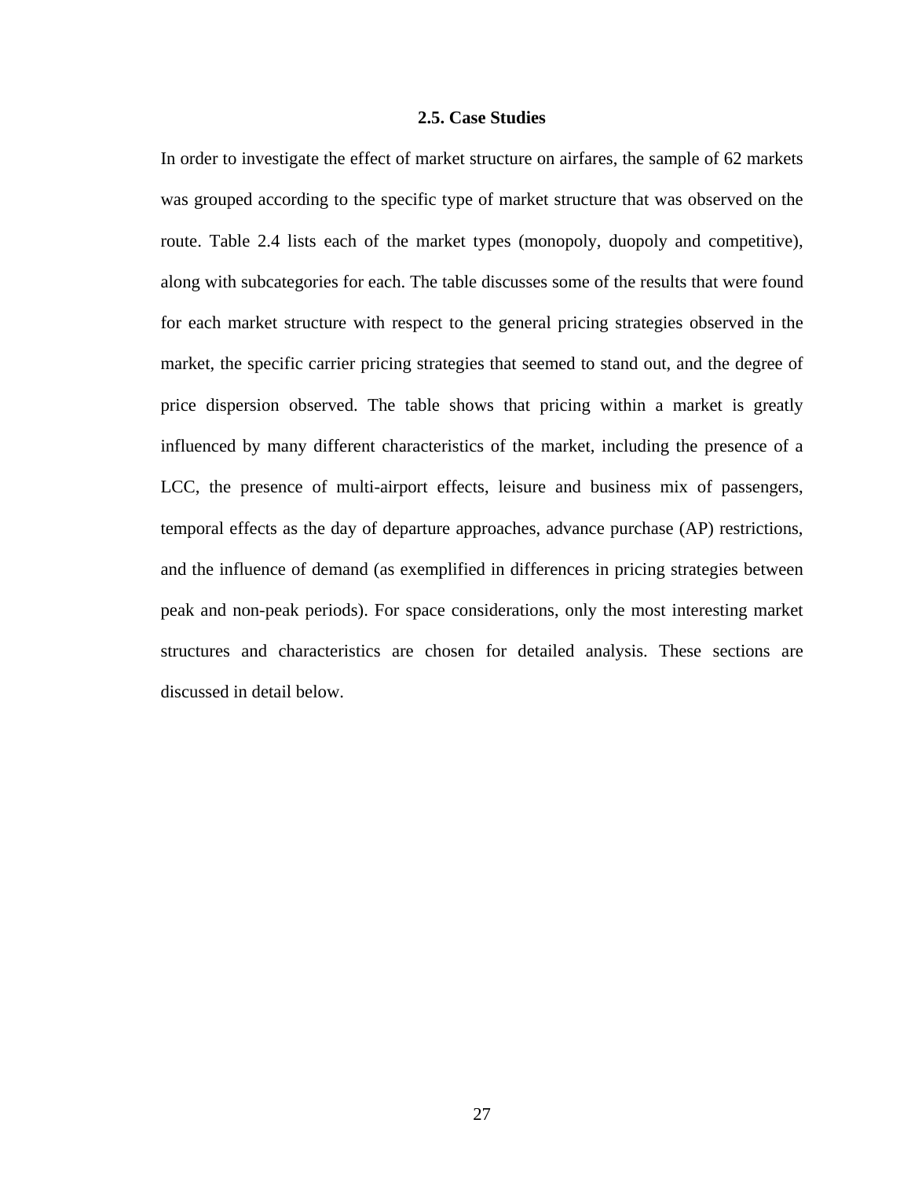## 2.5. Case Studies

In order to investigate the effect of market structure on airfares, the sample of 62 markets was grouped according to the specific type of market structure that was observed on the route. Table 2.4 lists each of the market types (monopoly, duopoly and competitive), along with subcategories for each. The table discusses some of the results that were found for each market structure with respect to the general pricing strategies observed in the market, the specific carrier pricing strategies that seemed to stand out, and the degree of price dispersion observed. The table shows that pricing within a market is greatly influenced by many different characteristics of the market, including the presence of a LCC, the presence of multi-airport effects, leisure and business mix of passengers, temporal effects as the day of departure approaches, advance purchase (AP) restrictions, and the influence of demand (as exemplified in differences in pricing strategies between peak and non-peak periods). For space considerations, only the most interesting market structures and characteristics are chosen for detailed analysis. These sections are discussed in detail below.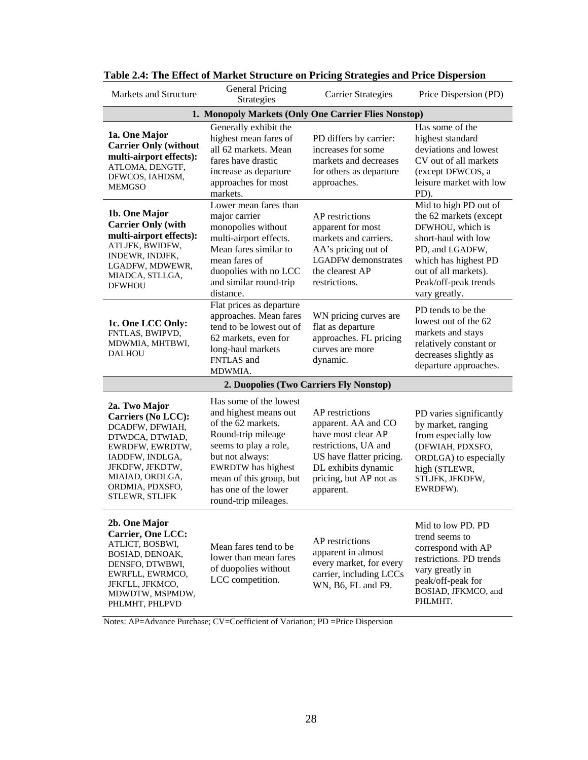**Table 2.4: The Effect of Market Structure on Pricing Strategies and Price Dispersion**

| Markets and Structure | General Pricing Strategies | Carrier Strategies | Price Dispersion (PD) |
|---|---|---|---|
| **1. Monopoly Markets (Only One Carrier Flies Nonstop)** | | | |
| **1a. One Major Carrier Only (without multi-airport effects):** ATLOMA, DENGTF, DFWCOS, IAHDSM, MEMGSO | Generally exhibit the highest mean fares of all 62 markets. Mean fares have drastic increase as departure approaches for most markets. | PD differs by carrier: increases for some markets and decreases for others as departure approaches. | Has some of the highest standard deviations and lowest CV out of all markets (except DFWCOS, a leisure market with low PD). |
| **1b. One Major Carrier Only (with multi-airport effects):** ATLJFK, BWIDFW, INDEWR, INDJFK, LGADFW, MDWEWR, MIADCA, STLLGA, DFWHOU | Lower mean fares than major carrier monopolies without multi-airport effects. Mean fares similar to mean fares of duopolies with no LCC and similar round-trip distance. | AP restrictions apparent for most markets and carriers. AA's pricing out of LGADFW demonstrates the clearest AP restrictions. | Mid to high PD out of the 62 markets (except DFWHOU, which is short-haul with low PD, and LGADFW, which has highest PD out of all markets). Peak/off-peak trends vary greatly. |
| **1c. One LCC Only:** FNTLAS, BWIPVD, MDWMIA, MHTBWI, DALHOU | Flat prices as departure approaches. Mean fares tend to be lowest out of 62 markets, even for long-haul markets FNTLAS and MDWMIA. | WN pricing curves are flat as departure approaches. FL pricing curves are more dynamic. | PD tends to be the lowest out of the 62 markets and stays relatively constant or decreases slightly as departure approaches. |
| **2. Duopolies (Two Carriers Fly Nonstop)** | | | |
| **2a. Two Major Carriers (No LCC):** DCADFW, DFWIAH, DTWDCA, DTWIAD, EWRDFW, EWRDTW, IADDFW, INDLGA, JFKDFW, JFKDTW, MIAIAD, ORDLGA, ORDMIA, PDXSFO, STLEWR, STLJFK | Has some of the lowest and highest means out of the 62 markets. Round-trip mileage seems to play a role, but not always: EWRDTW has highest mean of this group, but has one of the lower round-trip mileages. | AP restrictions apparent. AA and CO have most clear AP restrictions, UA and US have flatter pricing. DL exhibits dynamic pricing, but AP not as apparent. | PD varies significantly by market, ranging from especially low (DFWIAH, PDXSFO, ORDLGA) to especially high (STLEWR, STLJFK, JFKDFW, EWRDFW). |
| **2b. One Major Carrier, One LCC:** ATLICT, BOSBWI, BOSIAD, DENOAK, DENSFO, DTWBWI, EWRFLL, EWRMCO, JFKFLL, JFKMCO, MDWDTW, MSPMDW, PHLMHT, PHLPVD | Mean fares tend to be lower than mean fares of duopolies without LCC competition. | AP restrictions apparent in almost every market, for every carrier, including LCCs WN, B6, FL and F9. | Mid to low PD. PD trend seems to correspond with AP restrictions. PD trends vary greatly in peak/off-peak for BOSIAD, JFKMCO, and PHLMHT. |

Notes: AP=Advance Purchase; CV=Coefficient of Variation; PD =Price Dispersion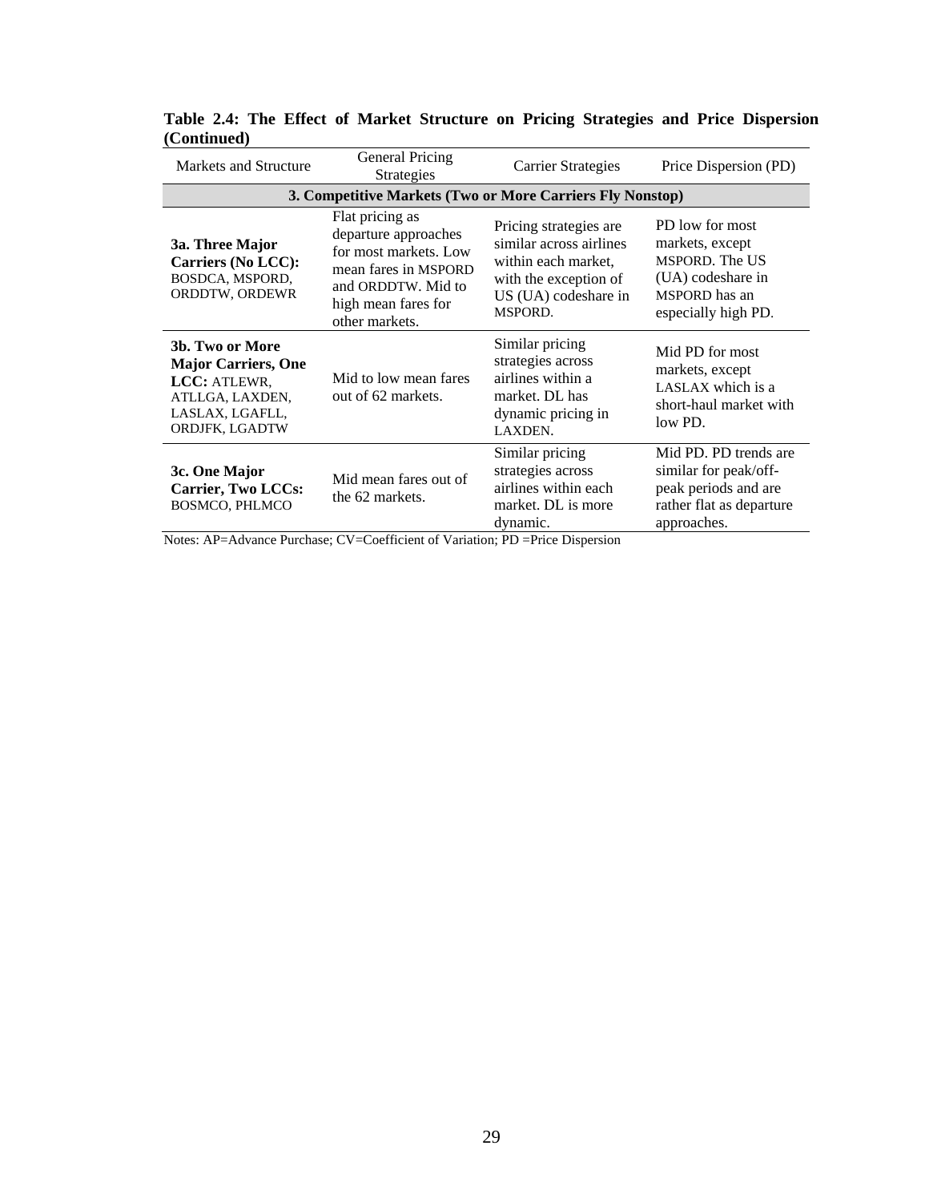**Table 2.4: The Effect of Market Structure on Pricing Strategies and Price Dispersion (Continued)**

| Markets and Structure | General Pricing Strategies | Carrier Strategies | Price Dispersion (PD) |
|---|---|---|---|
| **3. Competitive Markets (Two or More Carriers Fly Nonstop)** | | | |
| **3a. Three Major Carriers (No LCC):** BOSDCA, MSPORD, ORDDTW, ORDEWR | Flat pricing as departure approaches for most markets. Low mean fares in MSPORD and ORDDTW. Mid to high mean fares for other markets. | Pricing strategies are similar across airlines within each market, with the exception of US (UA) codeshare in MSPORD. | PD low for most markets, except MSPORD. The US (UA) codeshare in MSPORD has an especially high PD. |
| **3b. Two or More Major Carriers, One LCC:** ATLEWR, ATLLGA, LAXDEN, LASLAX, LGAFLL, ORDJFK, LGADTW | Mid to low mean fares out of 62 markets. | Similar pricing strategies across airlines within a market. DL has dynamic pricing in LAXDEN. | Mid PD for most markets, except LASLAX which is a short-haul market with low PD. |
| **3c. One Major Carrier, Two LCCs:** BOSMCO, PHLMCO | Mid mean fares out of the 62 markets. | Similar pricing strategies across airlines within each market. DL is more dynamic. | Mid PD. PD trends are similar for peak/off-peak periods and are rather flat as departure approaches. |

Notes: AP=Advance Purchase; CV=Coefficient of Variation; PD =Price Dispersion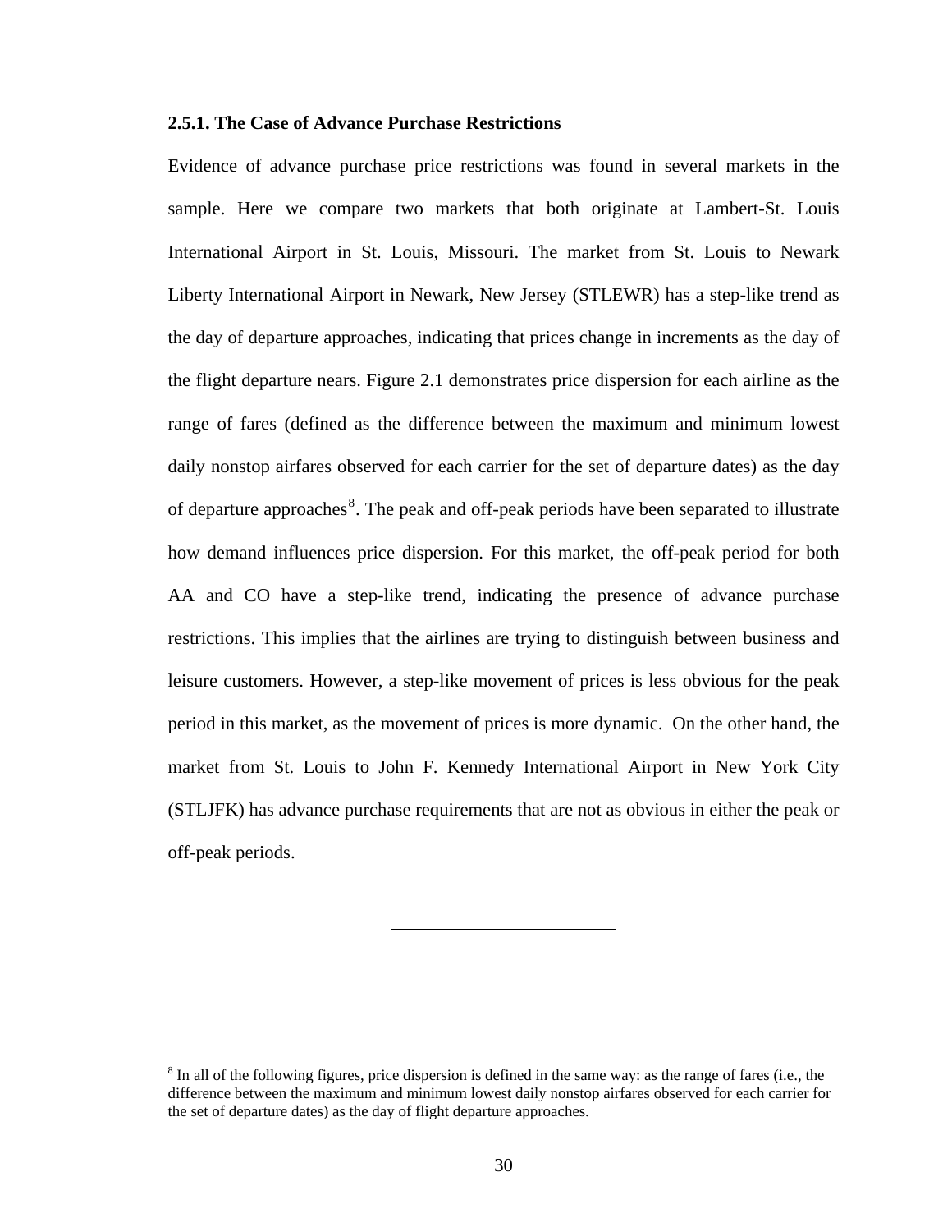### 2.5.1. The Case of Advance Purchase Restrictions

Evidence of advance purchase price restrictions was found in several markets in the sample. Here we compare two markets that both originate at Lambert-St. Louis International Airport in St. Louis, Missouri. The market from St. Louis to Newark Liberty International Airport in Newark, New Jersey (STLEWR) has a step-like trend as the day of departure approaches, indicating that prices change in increments as the day of the flight departure nears. Figure 2.1 demonstrates price dispersion for each airline as the range of fares (defined as the difference between the maximum and minimum lowest daily nonstop airfares observed for each carrier for the set of departure dates) as the day of departure approaches[8]. The peak and off-peak periods have been separated to illustrate how demand influences price dispersion. For this market, the off-peak period for both AA and CO have a step-like trend, indicating the presence of advance purchase restrictions. This implies that the airlines are trying to distinguish between business and leisure customers. However, a step-like movement of prices is less obvious for the peak period in this market, as the movement of prices is more dynamic. On the other hand, the market from St. Louis to John F. Kennedy International Airport in New York City (STLJFK) has advance purchase requirements that are not as obvious in either the peak or off-peak periods.

---

[8] In all of the following figures, price dispersion is defined in the same way: as the range of fares (i.e., the difference between the maximum and minimum lowest daily nonstop airfares observed for each carrier for the set of departure dates) as the day of flight departure approaches.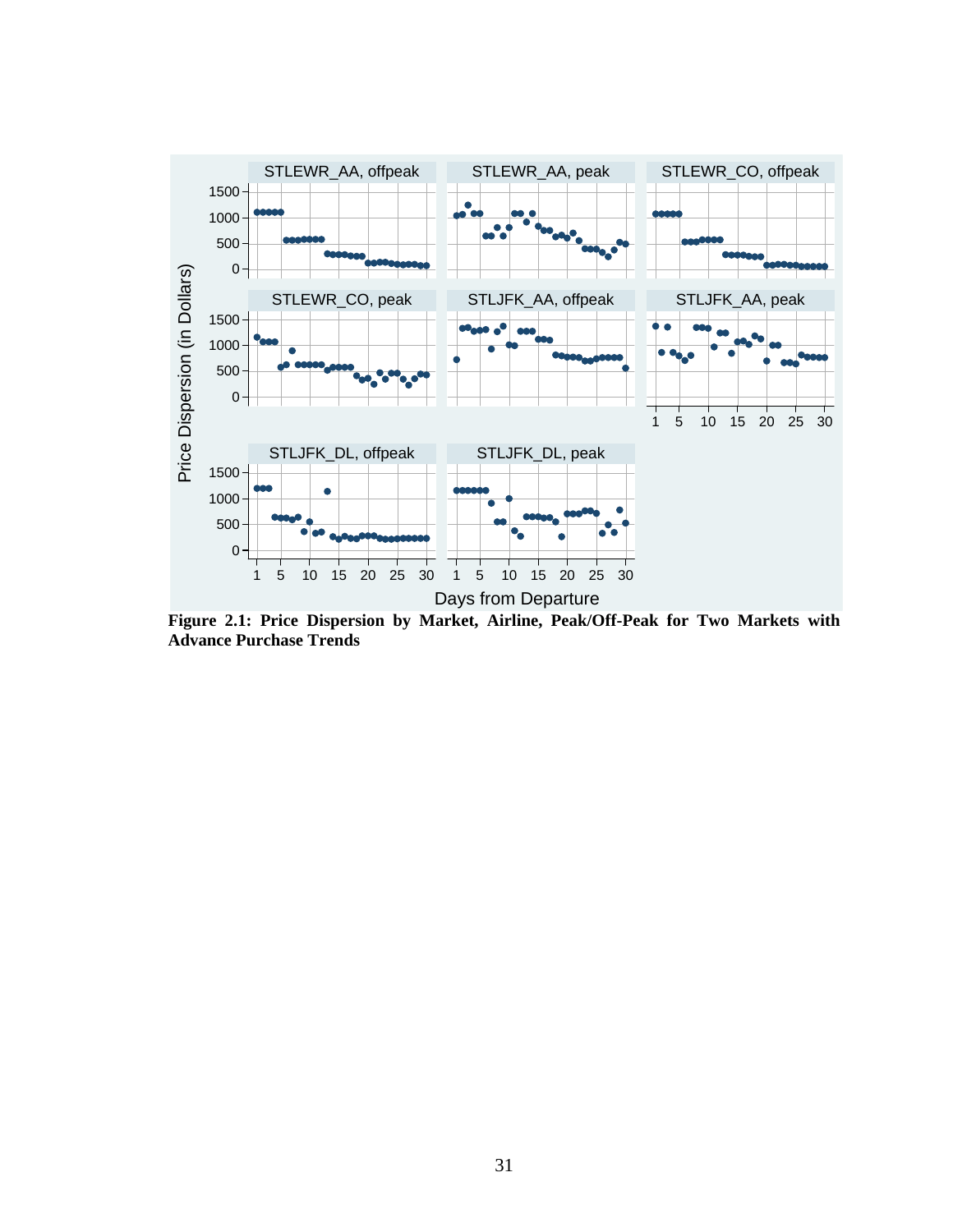**Figure 2.1: Price Dispersion by Market, Airline, Peak/Off-Peak for Two Markets with Advance Purchase Trends**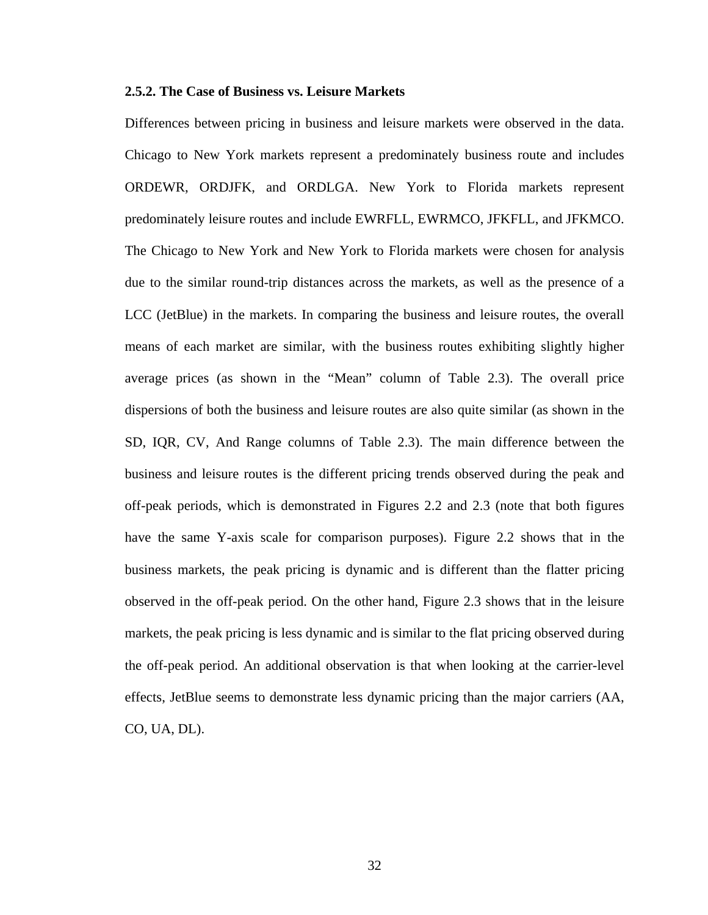### 2.5.2. The Case of Business vs. Leisure Markets

Differences between pricing in business and leisure markets were observed in the data. Chicago to New York markets represent a predominately business route and includes ORDEWR, ORDJFK, and ORDLGA. New York to Florida markets represent predominately leisure routes and include EWRFLL, EWRMCO, JFKFLL, and JFKMCO. The Chicago to New York and New York to Florida markets were chosen for analysis due to the similar round-trip distances across the markets, as well as the presence of a LCC (JetBlue) in the markets. In comparing the business and leisure routes, the overall means of each market are similar, with the business routes exhibiting slightly higher average prices (as shown in the "Mean" column of Table 2.3). The overall price dispersions of both the business and leisure routes are also quite similar (as shown in the SD, IQR, CV, And Range columns of Table 2.3). The main difference between the business and leisure routes is the different pricing trends observed during the peak and off-peak periods, which is demonstrated in Figures 2.2 and 2.3 (note that both figures have the same Y-axis scale for comparison purposes). Figure 2.2 shows that in the business markets, the peak pricing is dynamic and is different than the flatter pricing observed in the off-peak period. On the other hand, Figure 2.3 shows that in the leisure markets, the peak pricing is less dynamic and is similar to the flat pricing observed during the off-peak period. An additional observation is that when looking at the carrier-level effects, JetBlue seems to demonstrate less dynamic pricing than the major carriers (AA, CO, UA, DL).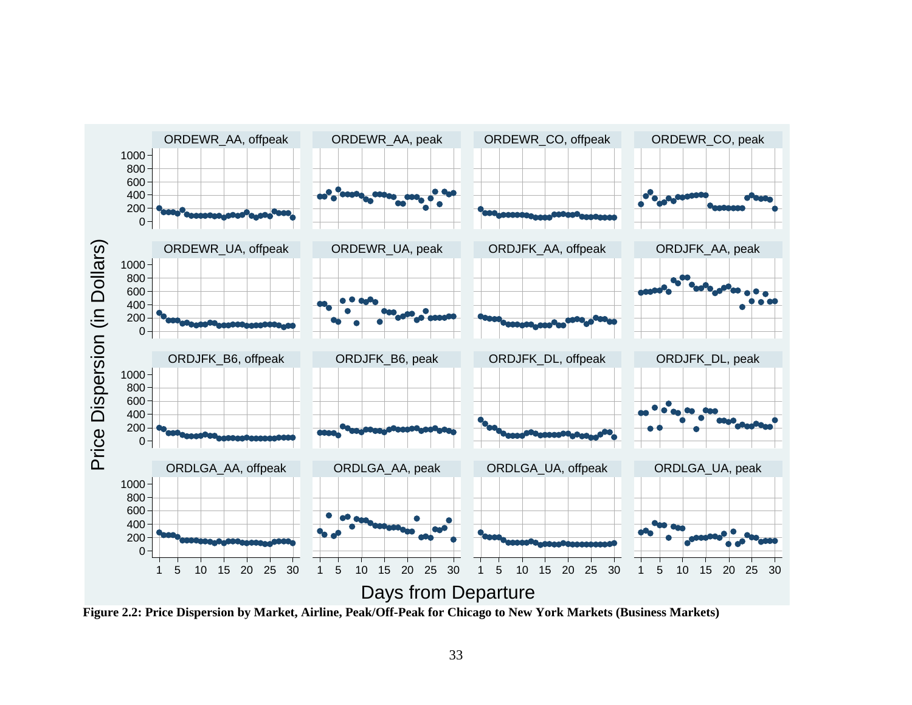**Figure 2.2: Price Dispersion by Market, Airline, Peak/Off-Peak for Chicago to New York Markets (Business Markets)**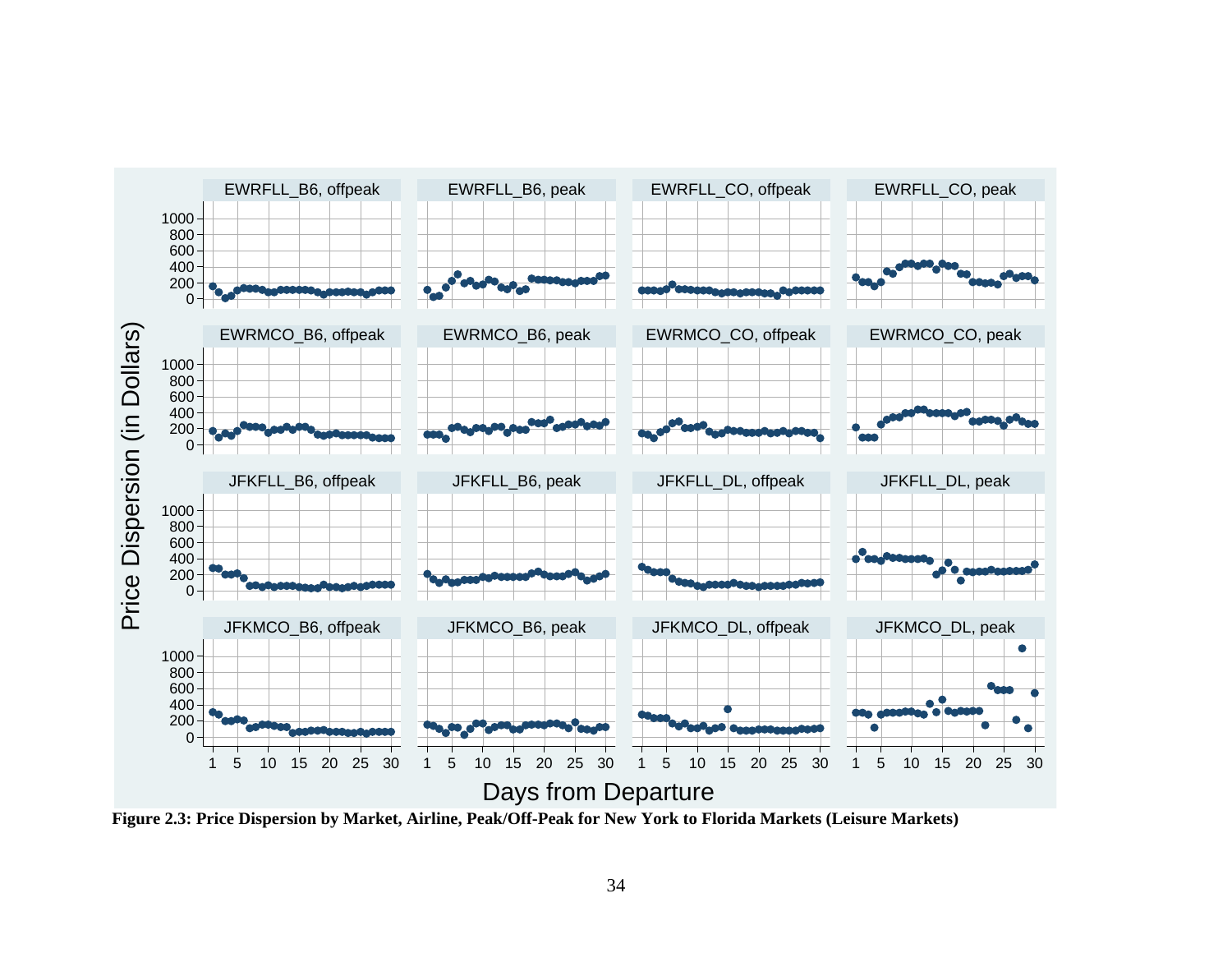**Figure 2.3: Price Dispersion by Market, Airline, Peak/Off-Peak for New York to Florida Markets (Leisure Markets)**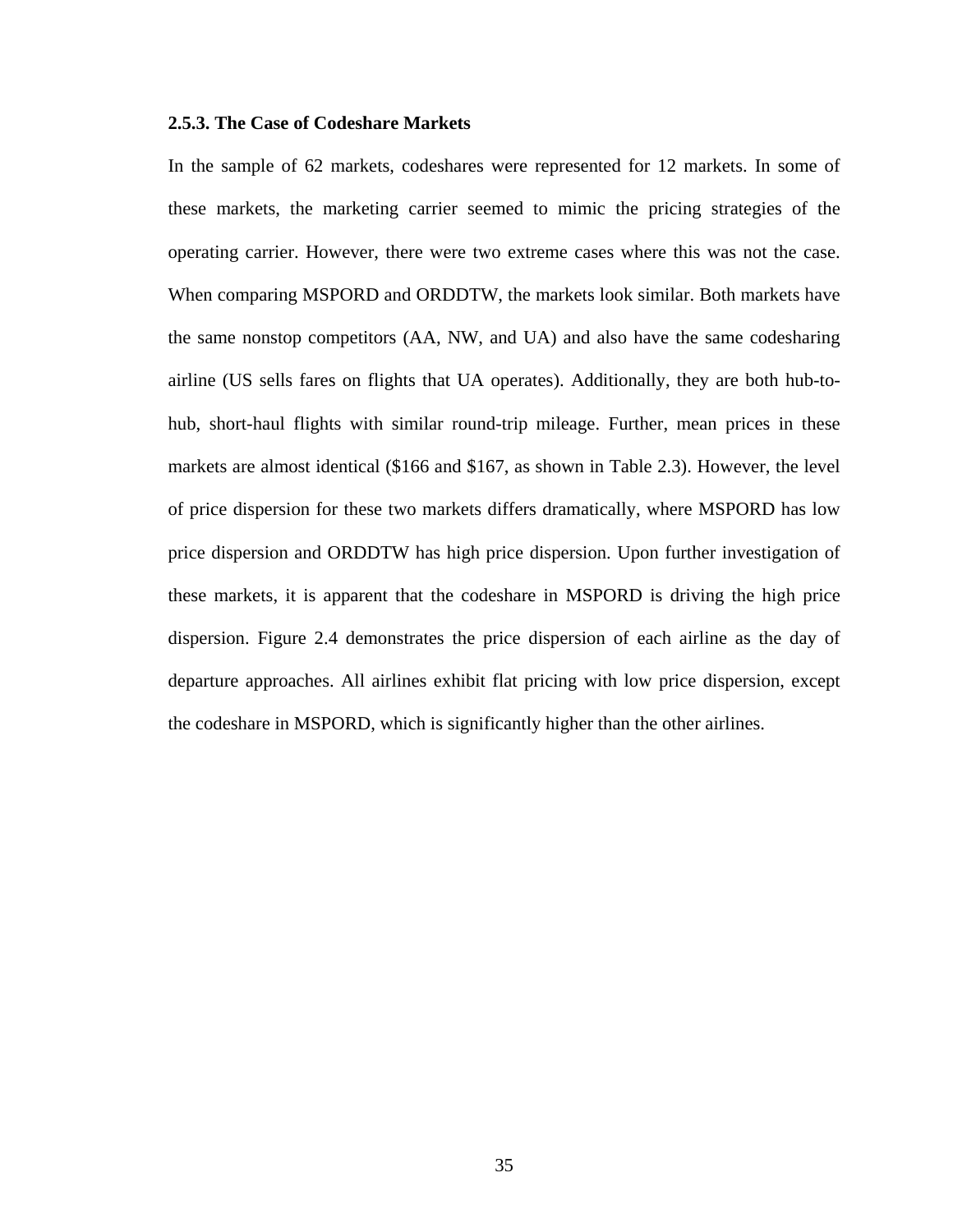### 2.5.3. The Case of Codeshare Markets

In the sample of 62 markets, codeshares were represented for 12 markets. In some of these markets, the marketing carrier seemed to mimic the pricing strategies of the operating carrier. However, there were two extreme cases where this was not the case. When comparing MSPORD and ORDDTW, the markets look similar. Both markets have the same nonstop competitors (AA, NW, and UA) and also have the same codesharing airline (US sells fares on flights that UA operates). Additionally, they are both hub-to-hub, short-haul flights with similar round-trip mileage. Further, mean prices in these markets are almost identical ($166 and $167, as shown in Table 2.3). However, the level of price dispersion for these two markets differs dramatically, where MSPORD has low price dispersion and ORDDTW has high price dispersion. Upon further investigation of these markets, it is apparent that the codeshare in MSPORD is driving the high price dispersion. Figure 2.4 demonstrates the price dispersion of each airline as the day of departure approaches. All airlines exhibit flat pricing with low price dispersion, except the codeshare in MSPORD, which is significantly higher than the other airlines.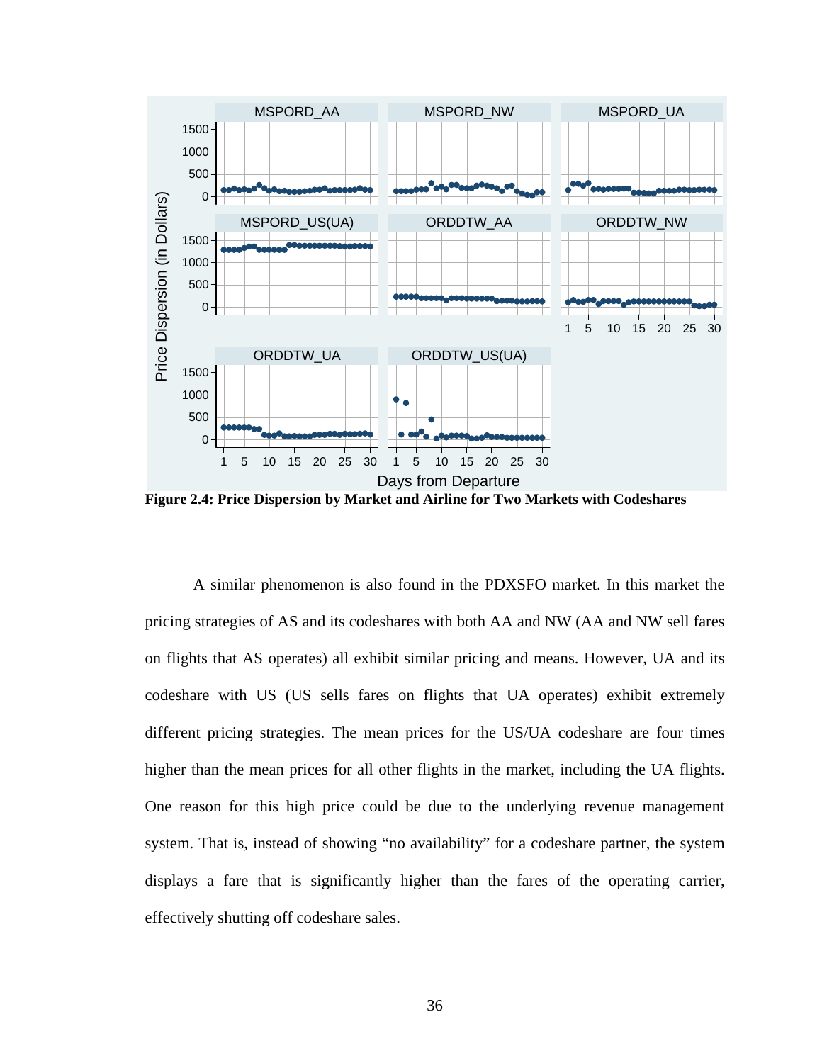**Figure 2.4: Price Dispersion by Market and Airline for Two Markets with Codeshares**

A similar phenomenon is also found in the PDXSFO market. In this market the pricing strategies of AS and its codeshares with both AA and NW (AA and NW sell fares on flights that AS operates) all exhibit similar pricing and means. However, UA and its codeshare with US (US sells fares on flights that UA operates) exhibit extremely different pricing strategies. The mean prices for the US/UA codeshare are four times higher than the mean prices for all other flights in the market, including the UA flights. One reason for this high price could be due to the underlying revenue management system. That is, instead of showing "no availability" for a codeshare partner, the system displays a fare that is significantly higher than the fares of the operating carrier, effectively shutting off codeshare sales.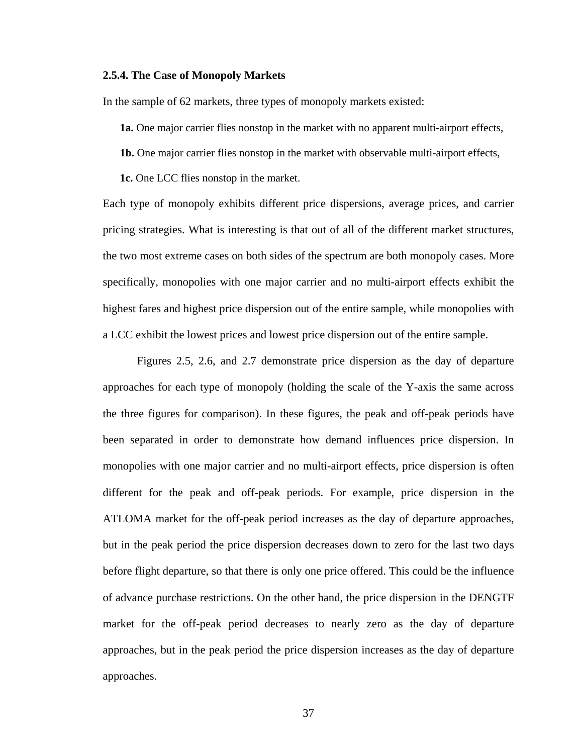### 2.5.4. The Case of Monopoly Markets

In the sample of 62 markets, three types of monopoly markets existed:

**1a.** One major carrier flies nonstop in the market with no apparent multi-airport effects,

**1b.** One major carrier flies nonstop in the market with observable multi-airport effects,

**1c.** One LCC flies nonstop in the market.

Each type of monopoly exhibits different price dispersions, average prices, and carrier pricing strategies. What is interesting is that out of all of the different market structures, the two most extreme cases on both sides of the spectrum are both monopoly cases. More specifically, monopolies with one major carrier and no multi-airport effects exhibit the highest fares and highest price dispersion out of the entire sample, while monopolies with a LCC exhibit the lowest prices and lowest price dispersion out of the entire sample.

Figures 2.5, 2.6, and 2.7 demonstrate price dispersion as the day of departure approaches for each type of monopoly (holding the scale of the Y-axis the same across the three figures for comparison). In these figures, the peak and off-peak periods have been separated in order to demonstrate how demand influences price dispersion. In monopolies with one major carrier and no multi-airport effects, price dispersion is often different for the peak and off-peak periods. For example, price dispersion in the ATLOMA market for the off-peak period increases as the day of departure approaches, but in the peak period the price dispersion decreases down to zero for the last two days before flight departure, so that there is only one price offered. This could be the influence of advance purchase restrictions. On the other hand, the price dispersion in the DENGTF market for the off-peak period decreases to nearly zero as the day of departure approaches, but in the peak period the price dispersion increases as the day of departure approaches.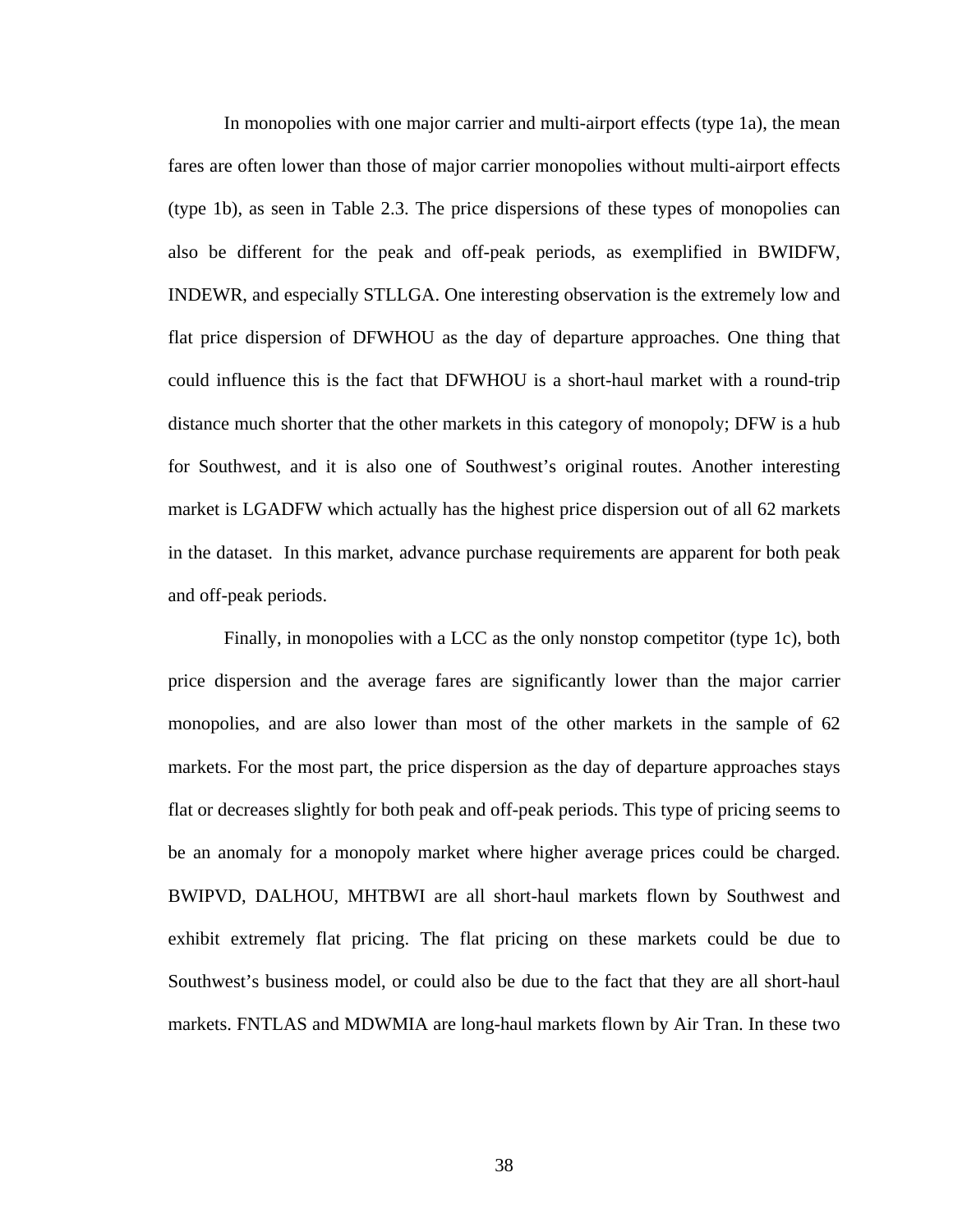In monopolies with one major carrier and multi-airport effects (type 1a), the mean fares are often lower than those of major carrier monopolies without multi-airport effects (type 1b), as seen in Table 2.3. The price dispersions of these types of monopolies can also be different for the peak and off-peak periods, as exemplified in BWIDFW, INDEWR, and especially STLLGA. One interesting observation is the extremely low and flat price dispersion of DFWHOU as the day of departure approaches. One thing that could influence this is the fact that DFWHOU is a short-haul market with a round-trip distance much shorter that the other markets in this category of monopoly; DFW is a hub for Southwest, and it is also one of Southwest's original routes. Another interesting market is LGADFW which actually has the highest price dispersion out of all 62 markets in the dataset. In this market, advance purchase requirements are apparent for both peak and off-peak periods.

Finally, in monopolies with a LCC as the only nonstop competitor (type 1c), both price dispersion and the average fares are significantly lower than the major carrier monopolies, and are also lower than most of the other markets in the sample of 62 markets. For the most part, the price dispersion as the day of departure approaches stays flat or decreases slightly for both peak and off-peak periods. This type of pricing seems to be an anomaly for a monopoly market where higher average prices could be charged. BWIPVD, DALHOU, MHTBWI are all short-haul markets flown by Southwest and exhibit extremely flat pricing. The flat pricing on these markets could be due to Southwest's business model, or could also be due to the fact that they are all short-haul markets. FNTLAS and MDWMIA are long-haul markets flown by Air Tran. In these two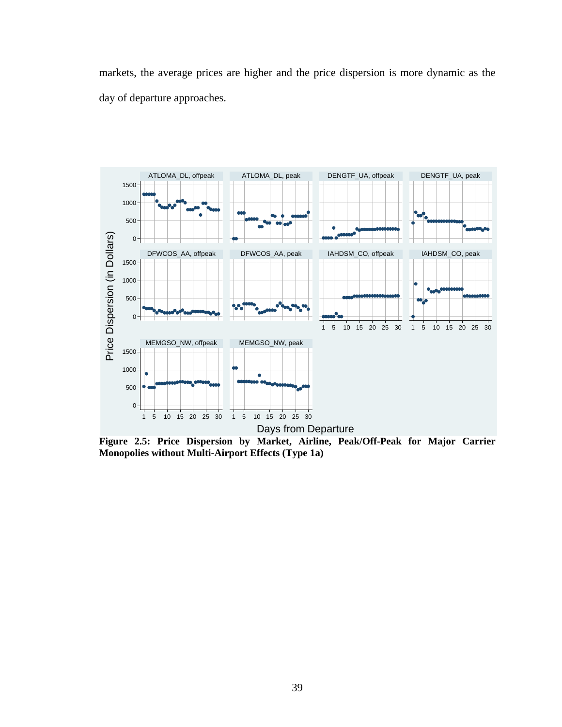markets, the average prices are higher and the price dispersion is more dynamic as the day of departure approaches.

**Figure 2.5: Price Dispersion by Market, Airline, Peak/Off-Peak for Major Carrier Monopolies without Multi-Airport Effects (Type 1a)**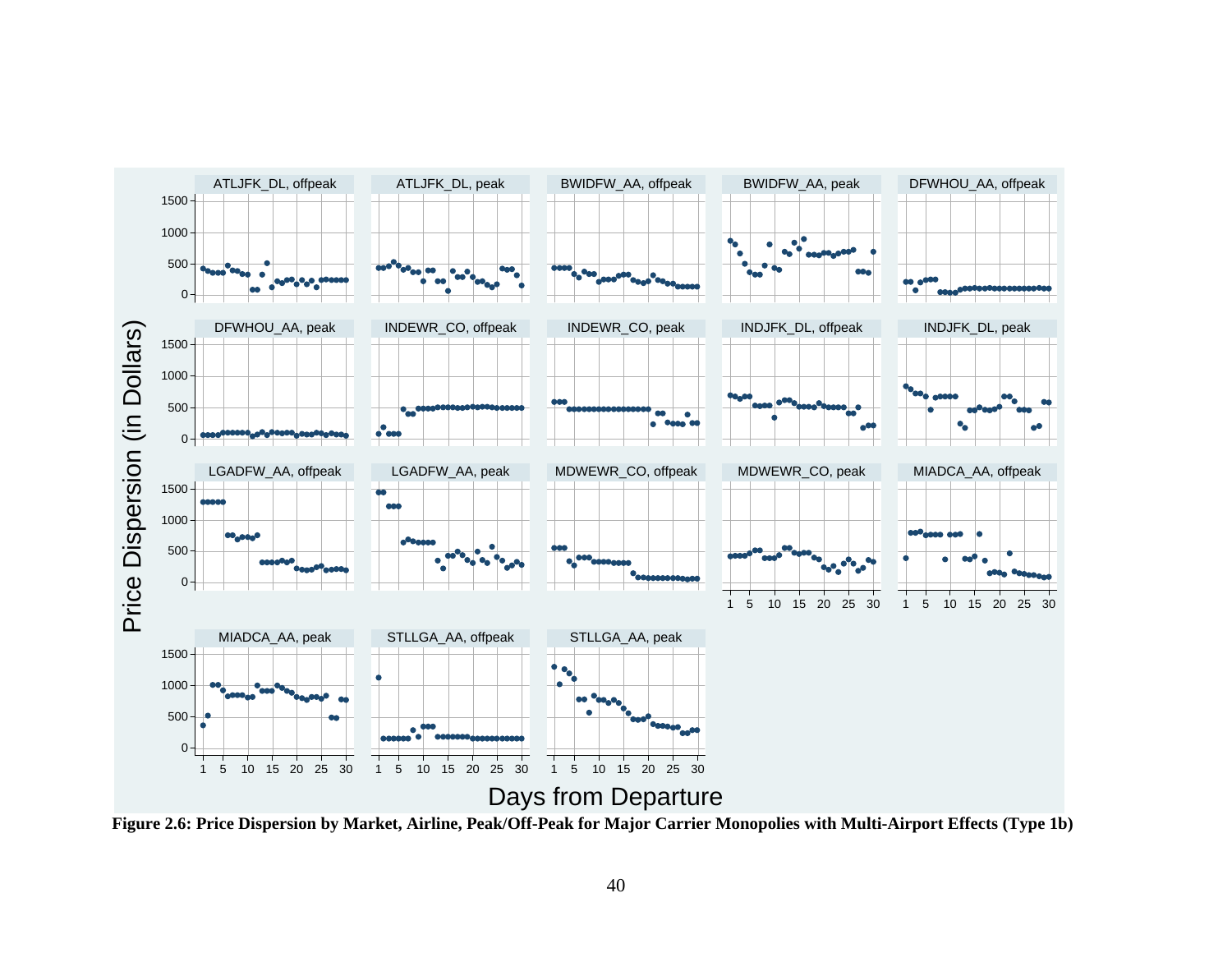**Figure 2.6: Price Dispersion by Market, Airline, Peak/Off-Peak for Major Carrier Monopolies with Multi-Airport Effects (Type 1b)**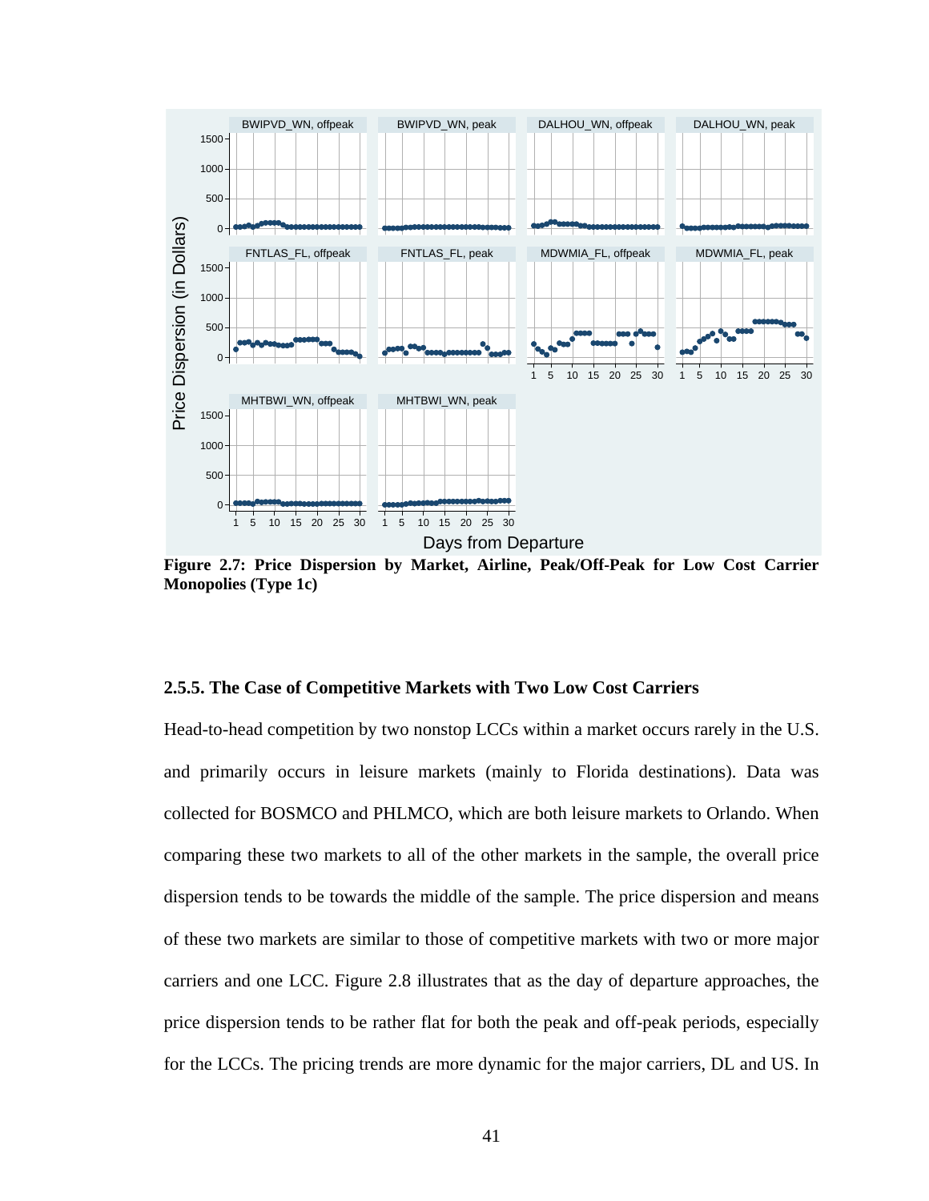**Figure 2.7: Price Dispersion by Market, Airline, Peak/Off-Peak for Low Cost Carrier Monopolies (Type 1c)**

### 2.5.5. The Case of Competitive Markets with Two Low Cost Carriers

Head-to-head competition by two nonstop LCCs within a market occurs rarely in the U.S. and primarily occurs in leisure markets (mainly to Florida destinations). Data was collected for BOSMCO and PHLMCO, which are both leisure markets to Orlando. When comparing these two markets to all of the other markets in the sample, the overall price dispersion tends to be towards the middle of the sample. The price dispersion and means of these two markets are similar to those of competitive markets with two or more major carriers and one LCC. Figure 2.8 illustrates that as the day of departure approaches, the price dispersion tends to be rather flat for both the peak and off-peak periods, especially for the LCCs. The pricing trends are more dynamic for the major carriers, DL and US. In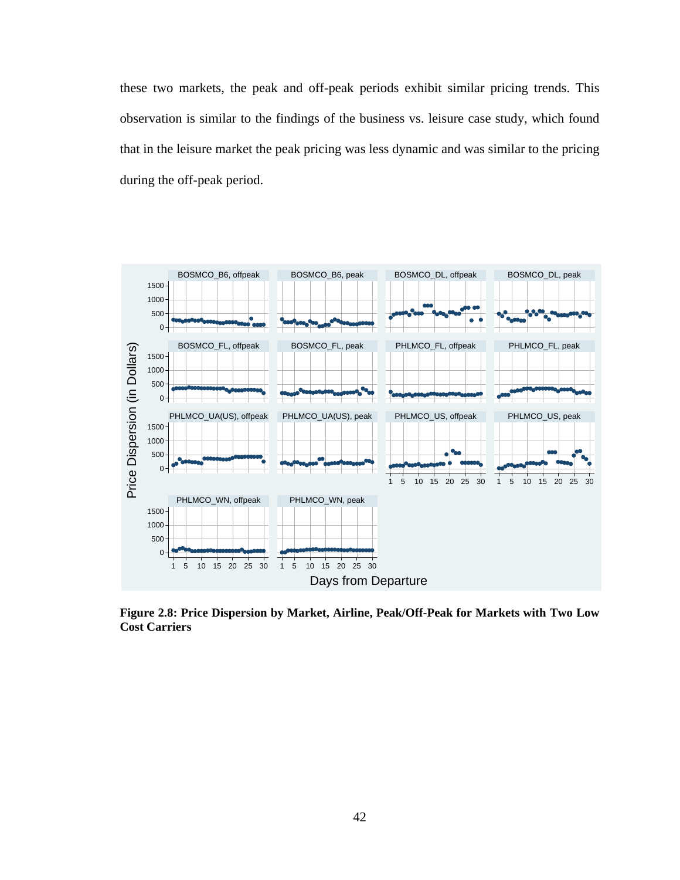these two markets, the peak and off-peak periods exhibit similar pricing trends. This observation is similar to the findings of the business vs. leisure case study, which found that in the leisure market the peak pricing was less dynamic and was similar to the pricing during the off-peak period.

**Figure 2.8: Price Dispersion by Market, Airline, Peak/Off-Peak for Markets with Two Low Cost Carriers**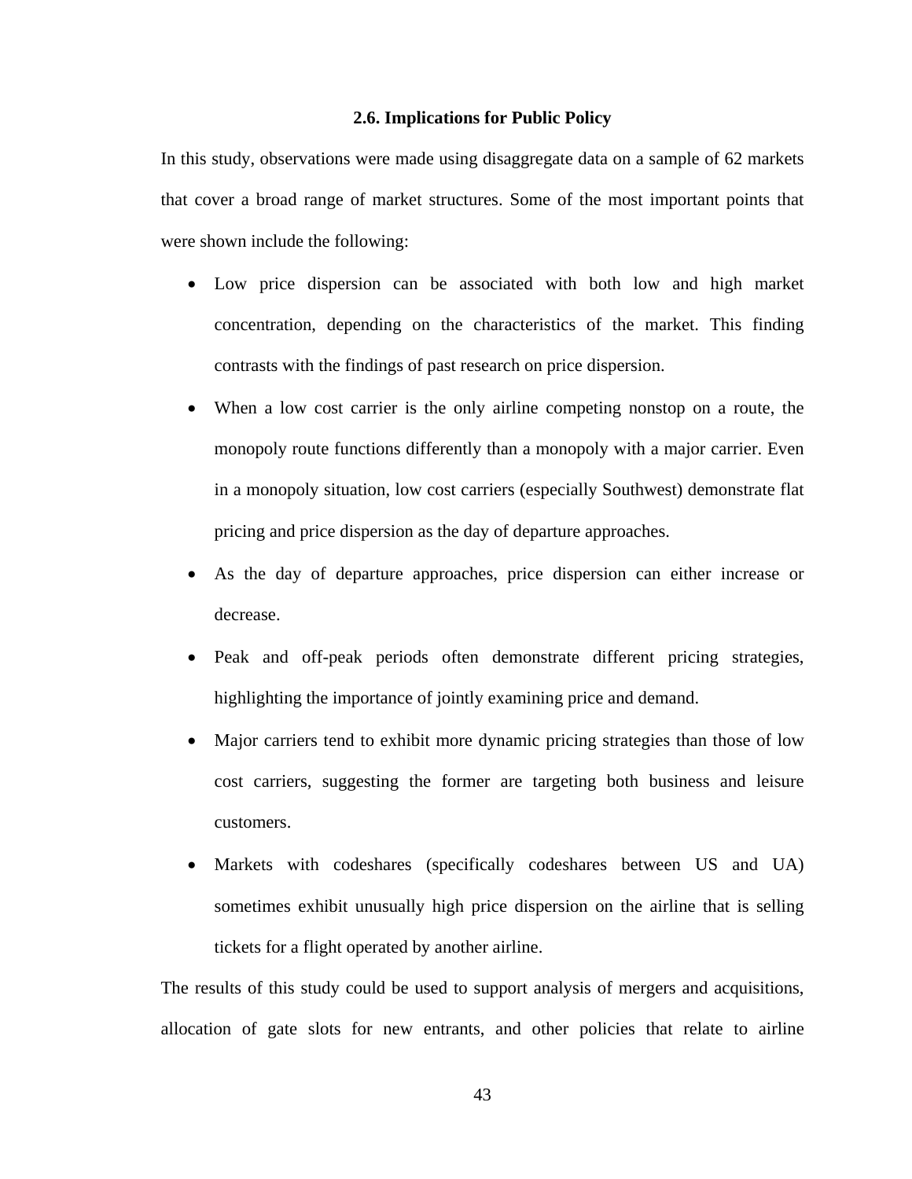### 2.6. Implications for Public Policy

In this study, observations were made using disaggregate data on a sample of 62 markets that cover a broad range of market structures. Some of the most important points that were shown include the following:

- Low price dispersion can be associated with both low and high market concentration, depending on the characteristics of the market. This finding contrasts with the findings of past research on price dispersion.
- When a low cost carrier is the only airline competing nonstop on a route, the monopoly route functions differently than a monopoly with a major carrier. Even in a monopoly situation, low cost carriers (especially Southwest) demonstrate flat pricing and price dispersion as the day of departure approaches.
- As the day of departure approaches, price dispersion can either increase or decrease.
- Peak and off-peak periods often demonstrate different pricing strategies, highlighting the importance of jointly examining price and demand.
- Major carriers tend to exhibit more dynamic pricing strategies than those of low cost carriers, suggesting the former are targeting both business and leisure customers.
- Markets with codeshares (specifically codeshares between US and UA) sometimes exhibit unusually high price dispersion on the airline that is selling tickets for a flight operated by another airline.

The results of this study could be used to support analysis of mergers and acquisitions, allocation of gate slots for new entrants, and other policies that relate to airline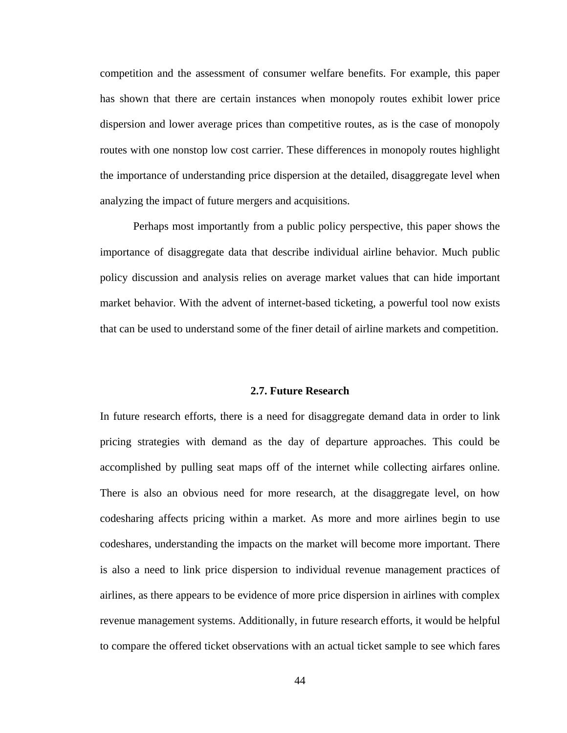competition and the assessment of consumer welfare benefits. For example, this paper has shown that there are certain instances when monopoly routes exhibit lower price dispersion and lower average prices than competitive routes, as is the case of monopoly routes with one nonstop low cost carrier. These differences in monopoly routes highlight the importance of understanding price dispersion at the detailed, disaggregate level when analyzing the impact of future mergers and acquisitions.

Perhaps most importantly from a public policy perspective, this paper shows the importance of disaggregate data that describe individual airline behavior. Much public policy discussion and analysis relies on average market values that can hide important market behavior. With the advent of internet-based ticketing, a powerful tool now exists that can be used to understand some of the finer detail of airline markets and competition.

### 2.7. Future Research

In future research efforts, there is a need for disaggregate demand data in order to link pricing strategies with demand as the day of departure approaches. This could be accomplished by pulling seat maps off of the internet while collecting airfares online. There is also an obvious need for more research, at the disaggregate level, on how codesharing affects pricing within a market. As more and more airlines begin to use codeshares, understanding the impacts on the market will become more important. There is also a need to link price dispersion to individual revenue management practices of airlines, as there appears to be evidence of more price dispersion in airlines with complex revenue management systems. Additionally, in future research efforts, it would be helpful to compare the offered ticket observations with an actual ticket sample to see which fares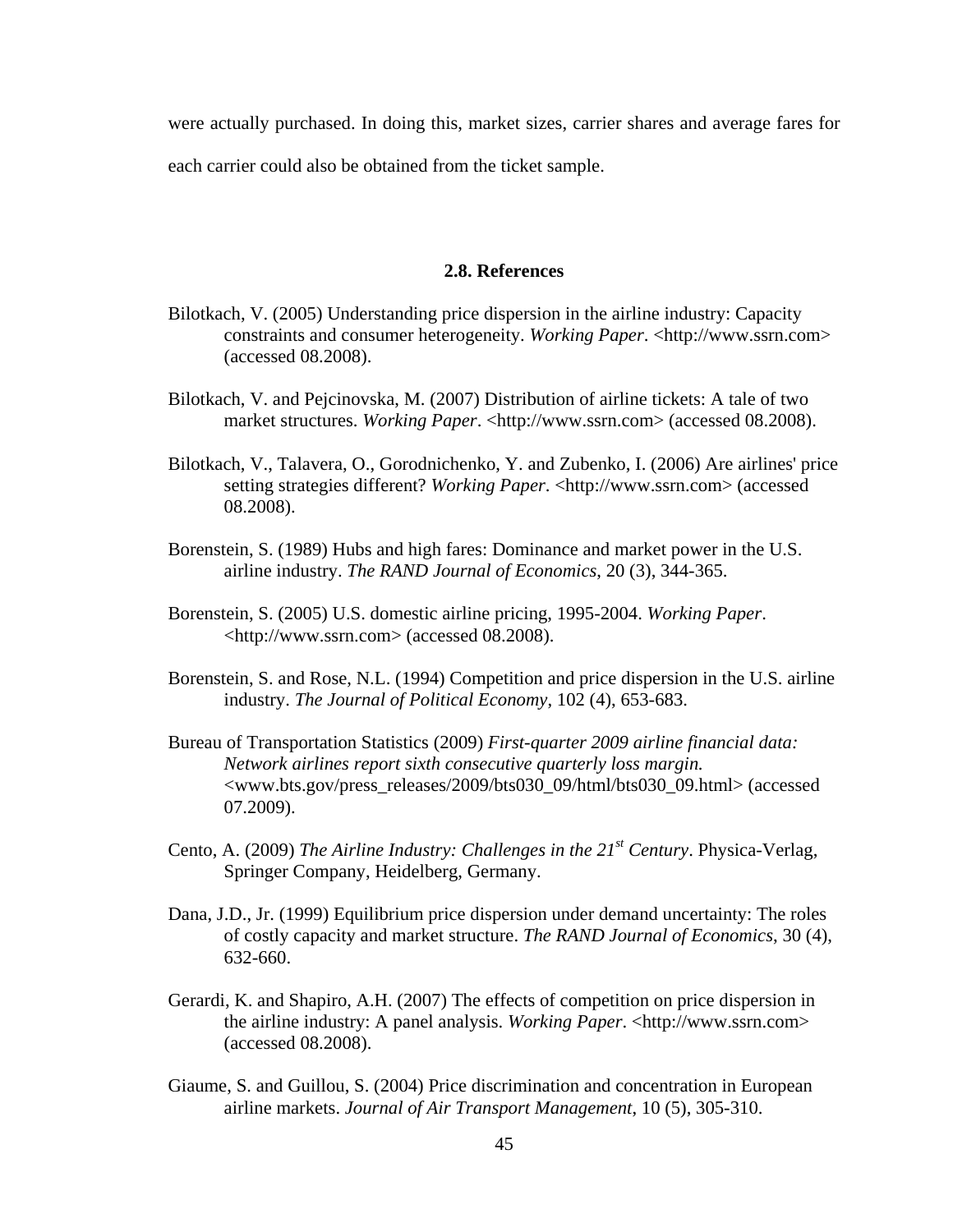were actually purchased. In doing this, market sizes, carrier shares and average fares for each carrier could also be obtained from the ticket sample.

## 2.8. References

Bilotkach, V. (2005) Understanding price dispersion in the airline industry: Capacity constraints and consumer heterogeneity. *Working Paper*. <http://www.ssrn.com> (accessed 08.2008).

Bilotkach, V. and Pejcinovska, M. (2007) Distribution of airline tickets: A tale of two market structures. *Working Paper*. <http://www.ssrn.com> (accessed 08.2008).

Bilotkach, V., Talavera, O., Gorodnichenko, Y. and Zubenko, I. (2006) Are airlines' price setting strategies different? *Working Paper*. <http://www.ssrn.com> (accessed 08.2008).

Borenstein, S. (1989) Hubs and high fares: Dominance and market power in the U.S. airline industry. *The RAND Journal of Economics*, 20 (3), 344-365.

Borenstein, S. (2005) U.S. domestic airline pricing, 1995-2004. *Working Paper*. <http://www.ssrn.com> (accessed 08.2008).

Borenstein, S. and Rose, N.L. (1994) Competition and price dispersion in the U.S. airline industry. *The Journal of Political Economy*, 102 (4), 653-683.

Bureau of Transportation Statistics (2009) *First-quarter 2009 airline financial data: Network airlines report sixth consecutive quarterly loss margin.* <www.bts.gov/press_releases/2009/bts030_09/html/bts030_09.html> (accessed 07.2009).

Cento, A. (2009) *The Airline Industry: Challenges in the 21st Century*. Physica-Verlag, Springer Company, Heidelberg, Germany.

Dana, J.D., Jr. (1999) Equilibrium price dispersion under demand uncertainty: The roles of costly capacity and market structure. *The RAND Journal of Economics*, 30 (4), 632-660.

Gerardi, K. and Shapiro, A.H. (2007) The effects of competition on price dispersion in the airline industry: A panel analysis. *Working Paper*. <http://www.ssrn.com> (accessed 08.2008).

Giaume, S. and Guillou, S. (2004) Price discrimination and concentration in European airline markets. *Journal of Air Transport Management*, 10 (5), 305-310.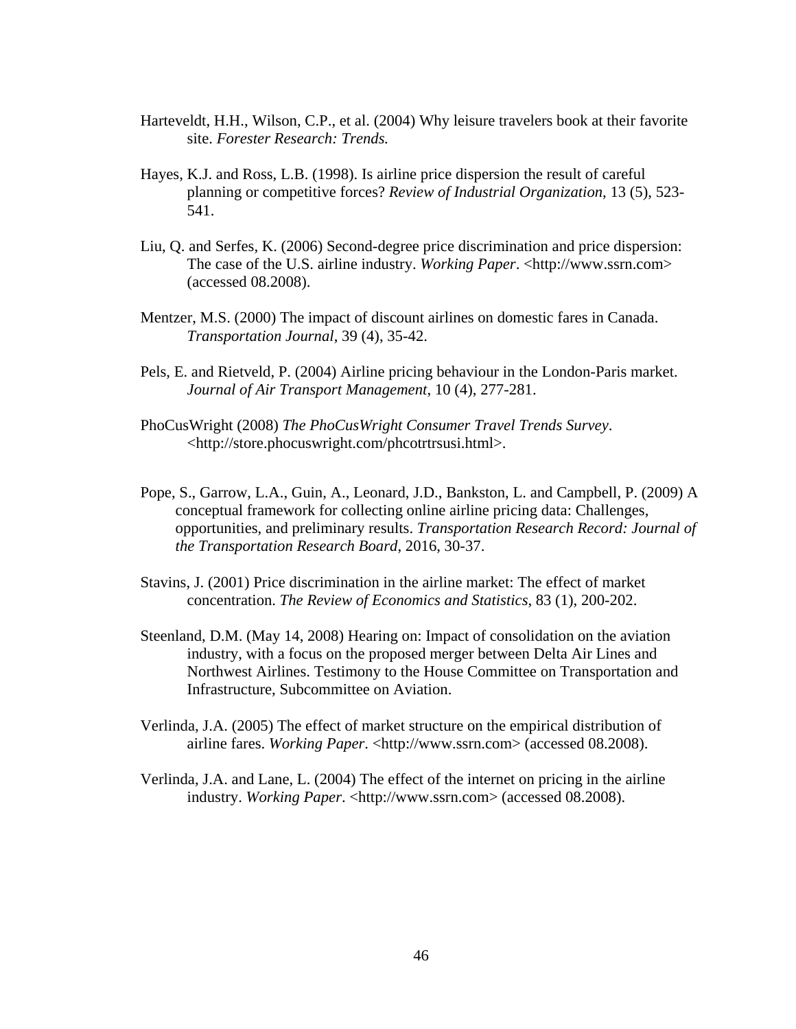Harteveldt, H.H., Wilson, C.P., et al. (2004) Why leisure travelers book at their favorite site. *Forester Research: Trends.*

Hayes, K.J. and Ross, L.B. (1998). Is airline price dispersion the result of careful planning or competitive forces? *Review of Industrial Organization*, 13 (5), 523-541.

Liu, Q. and Serfes, K. (2006) Second-degree price discrimination and price dispersion: The case of the U.S. airline industry. *Working Paper*. <http://www.ssrn.com> (accessed 08.2008).

Mentzer, M.S. (2000) The impact of discount airlines on domestic fares in Canada. *Transportation Journal*, 39 (4), 35-42.

Pels, E. and Rietveld, P. (2004) Airline pricing behaviour in the London-Paris market. *Journal of Air Transport Management*, 10 (4), 277-281.

PhoCusWright (2008) *The PhoCusWright Consumer Travel Trends Survey*. <http://store.phocuswright.com/phcotrtrsusi.html>.

Pope, S., Garrow, L.A., Guin, A., Leonard, J.D., Bankston, L. and Campbell, P. (2009) A conceptual framework for collecting online airline pricing data: Challenges, opportunities, and preliminary results. *Transportation Research Record: Journal of the Transportation Research Board*, 2016, 30-37.

Stavins, J. (2001) Price discrimination in the airline market: The effect of market concentration. *The Review of Economics and Statistics*, 83 (1), 200-202.

Steenland, D.M. (May 14, 2008) Hearing on: Impact of consolidation on the aviation industry, with a focus on the proposed merger between Delta Air Lines and Northwest Airlines. Testimony to the House Committee on Transportation and Infrastructure, Subcommittee on Aviation.

Verlinda, J.A. (2005) The effect of market structure on the empirical distribution of airline fares. *Working Paper*. <http://www.ssrn.com> (accessed 08.2008).

Verlinda, J.A. and Lane, L. (2004) The effect of the internet on pricing in the airline industry. *Working Paper*. <http://www.ssrn.com> (accessed 08.2008).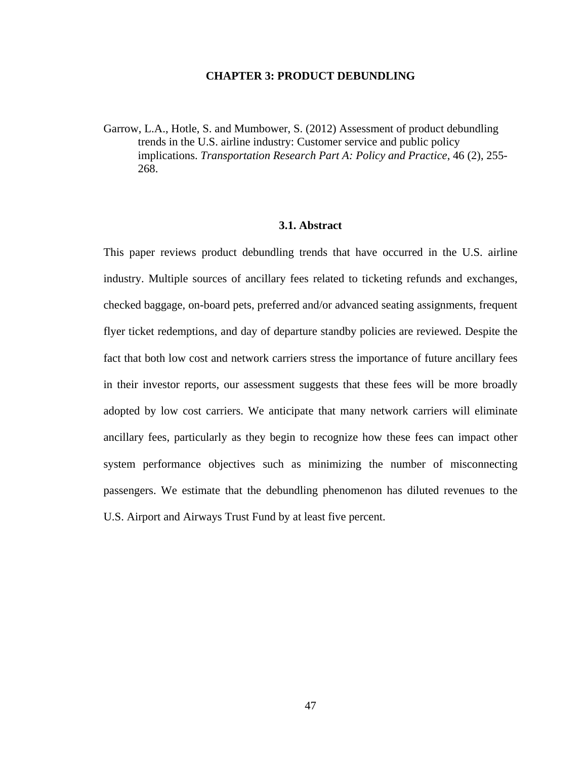# CHAPTER 3: PRODUCT DEBUNDLING

Garrow, L.A., Hotle, S. and Mumbower, S. (2012) Assessment of product debundling trends in the U.S. airline industry: Customer service and public policy implications. *Transportation Research Part A: Policy and Practice*, 46 (2), 255-268.

## 3.1. Abstract

This paper reviews product debundling trends that have occurred in the U.S. airline industry. Multiple sources of ancillary fees related to ticketing refunds and exchanges, checked baggage, on-board pets, preferred and/or advanced seating assignments, frequent flyer ticket redemptions, and day of departure standby policies are reviewed. Despite the fact that both low cost and network carriers stress the importance of future ancillary fees in their investor reports, our assessment suggests that these fees will be more broadly adopted by low cost carriers. We anticipate that many network carriers will eliminate ancillary fees, particularly as they begin to recognize how these fees can impact other system performance objectives such as minimizing the number of misconnecting passengers. We estimate that the debundling phenomenon has diluted revenues to the U.S. Airport and Airways Trust Fund by at least five percent.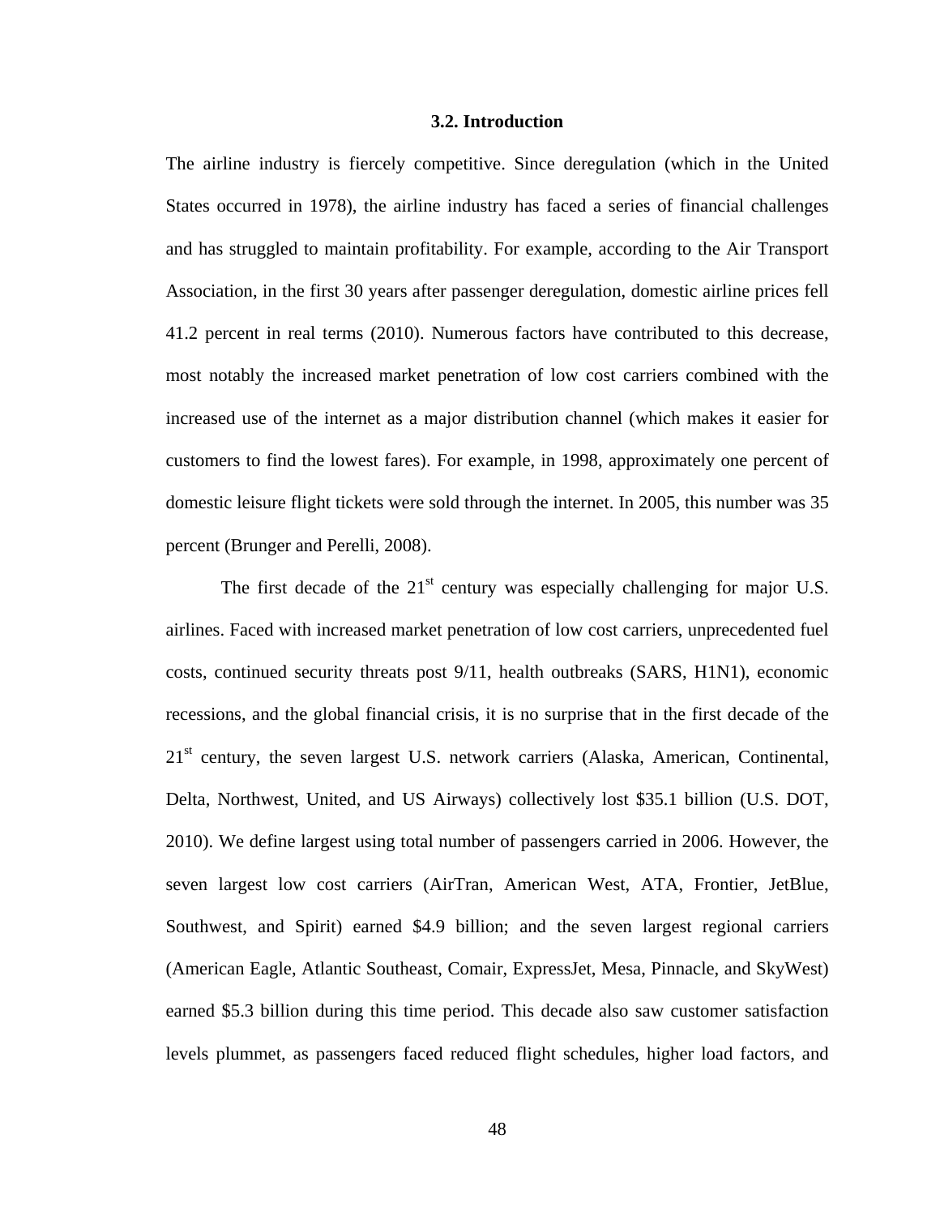### 3.2. Introduction

The airline industry is fiercely competitive. Since deregulation (which in the United States occurred in 1978), the airline industry has faced a series of financial challenges and has struggled to maintain profitability. For example, according to the Air Transport Association, in the first 30 years after passenger deregulation, domestic airline prices fell 41.2 percent in real terms (2010). Numerous factors have contributed to this decrease, most notably the increased market penetration of low cost carriers combined with the increased use of the internet as a major distribution channel (which makes it easier for customers to find the lowest fares). For example, in 1998, approximately one percent of domestic leisure flight tickets were sold through the internet. In 2005, this number was 35 percent (Brunger and Perelli, 2008).

The first decade of the 21st century was especially challenging for major U.S. airlines. Faced with increased market penetration of low cost carriers, unprecedented fuel costs, continued security threats post 9/11, health outbreaks (SARS, H1N1), economic recessions, and the global financial crisis, it is no surprise that in the first decade of the 21st century, the seven largest U.S. network carriers (Alaska, American, Continental, Delta, Northwest, United, and US Airways) collectively lost \$35.1 billion (U.S. DOT, 2010). We define largest using total number of passengers carried in 2006. However, the seven largest low cost carriers (AirTran, American West, ATA, Frontier, JetBlue, Southwest, and Spirit) earned \$4.9 billion; and the seven largest regional carriers (American Eagle, Atlantic Southeast, Comair, ExpressJet, Mesa, Pinnacle, and SkyWest) earned \$5.3 billion during this time period. This decade also saw customer satisfaction levels plummet, as passengers faced reduced flight schedules, higher load factors, and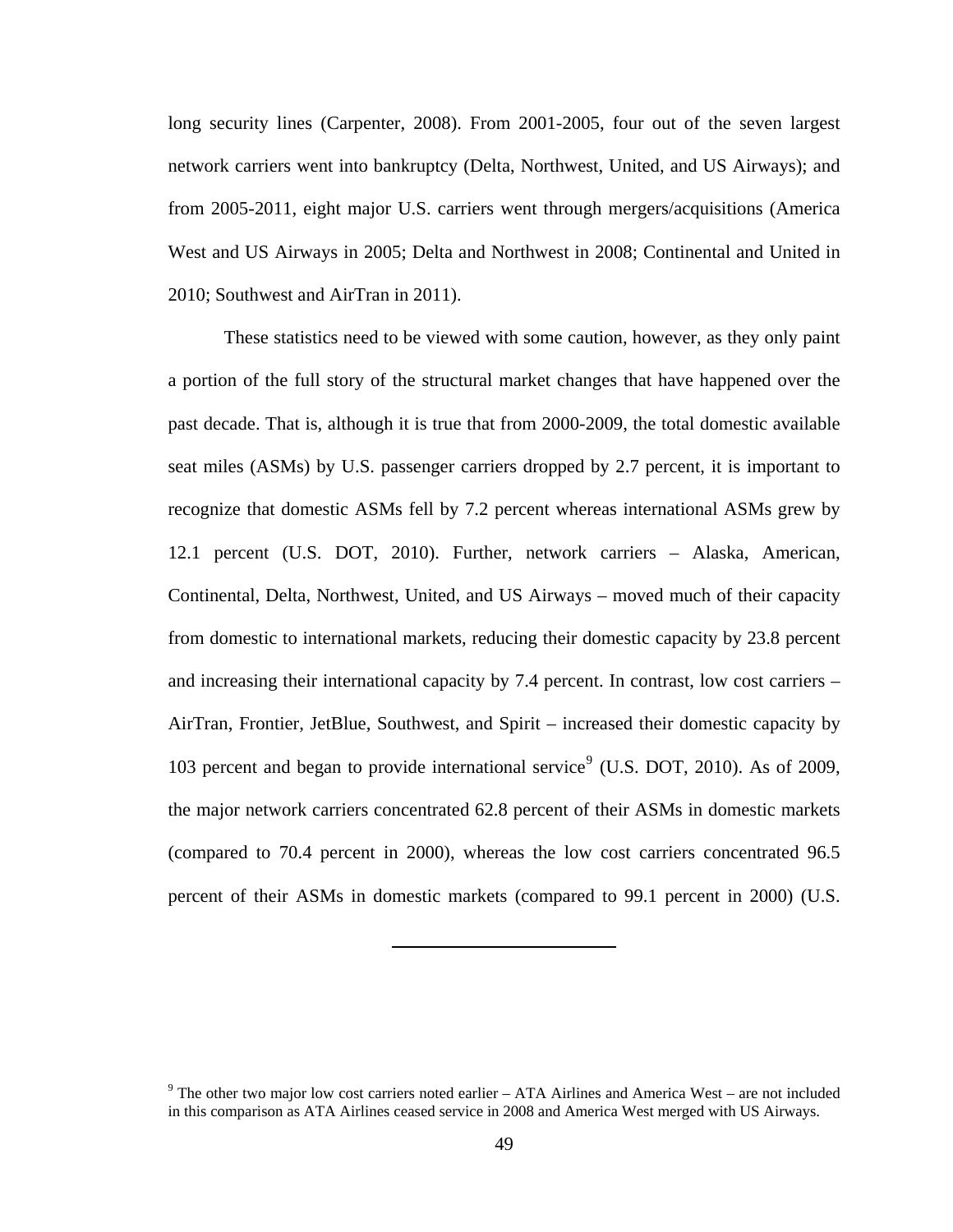long security lines (Carpenter, 2008). From 2001-2005, four out of the seven largest network carriers went into bankruptcy (Delta, Northwest, United, and US Airways); and from 2005-2011, eight major U.S. carriers went through mergers/acquisitions (America West and US Airways in 2005; Delta and Northwest in 2008; Continental and United in 2010; Southwest and AirTran in 2011).

These statistics need to be viewed with some caution, however, as they only paint a portion of the full story of the structural market changes that have happened over the past decade. That is, although it is true that from 2000-2009, the total domestic available seat miles (ASMs) by U.S. passenger carriers dropped by 2.7 percent, it is important to recognize that domestic ASMs fell by 7.2 percent whereas international ASMs grew by 12.1 percent (U.S. DOT, 2010). Further, network carriers – Alaska, American, Continental, Delta, Northwest, United, and US Airways – moved much of their capacity from domestic to international markets, reducing their domestic capacity by 23.8 percent and increasing their international capacity by 7.4 percent. In contrast, low cost carriers – AirTran, Frontier, JetBlue, Southwest, and Spirit – increased their domestic capacity by 103 percent and began to provide international service[9] (U.S. DOT, 2010). As of 2009, the major network carriers concentrated 62.8 percent of their ASMs in domestic markets (compared to 70.4 percent in 2000), whereas the low cost carriers concentrated 96.5 percent of their ASMs in domestic markets (compared to 99.1 percent in 2000) (U.S.

[9] The other two major low cost carriers noted earlier – ATA Airlines and America West – are not included in this comparison as ATA Airlines ceased service in 2008 and America West merged with US Airways.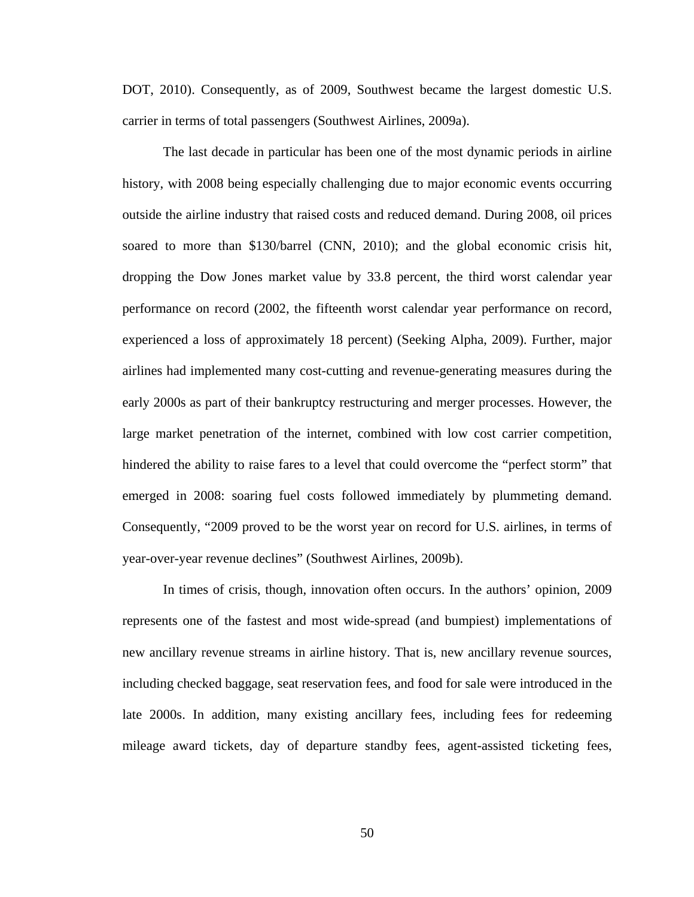DOT, 2010). Consequently, as of 2009, Southwest became the largest domestic U.S. carrier in terms of total passengers (Southwest Airlines, 2009a).

The last decade in particular has been one of the most dynamic periods in airline history, with 2008 being especially challenging due to major economic events occurring outside the airline industry that raised costs and reduced demand. During 2008, oil prices soared to more than \$130/barrel (CNN, 2010); and the global economic crisis hit, dropping the Dow Jones market value by 33.8 percent, the third worst calendar year performance on record (2002, the fifteenth worst calendar year performance on record, experienced a loss of approximately 18 percent) (Seeking Alpha, 2009). Further, major airlines had implemented many cost-cutting and revenue-generating measures during the early 2000s as part of their bankruptcy restructuring and merger processes. However, the large market penetration of the internet, combined with low cost carrier competition, hindered the ability to raise fares to a level that could overcome the "perfect storm" that emerged in 2008: soaring fuel costs followed immediately by plummeting demand. Consequently, "2009 proved to be the worst year on record for U.S. airlines, in terms of year-over-year revenue declines" (Southwest Airlines, 2009b).

In times of crisis, though, innovation often occurs. In the authors' opinion, 2009 represents one of the fastest and most wide-spread (and bumpiest) implementations of new ancillary revenue streams in airline history. That is, new ancillary revenue sources, including checked baggage, seat reservation fees, and food for sale were introduced in the late 2000s. In addition, many existing ancillary fees, including fees for redeeming mileage award tickets, day of departure standby fees, agent-assisted ticketing fees,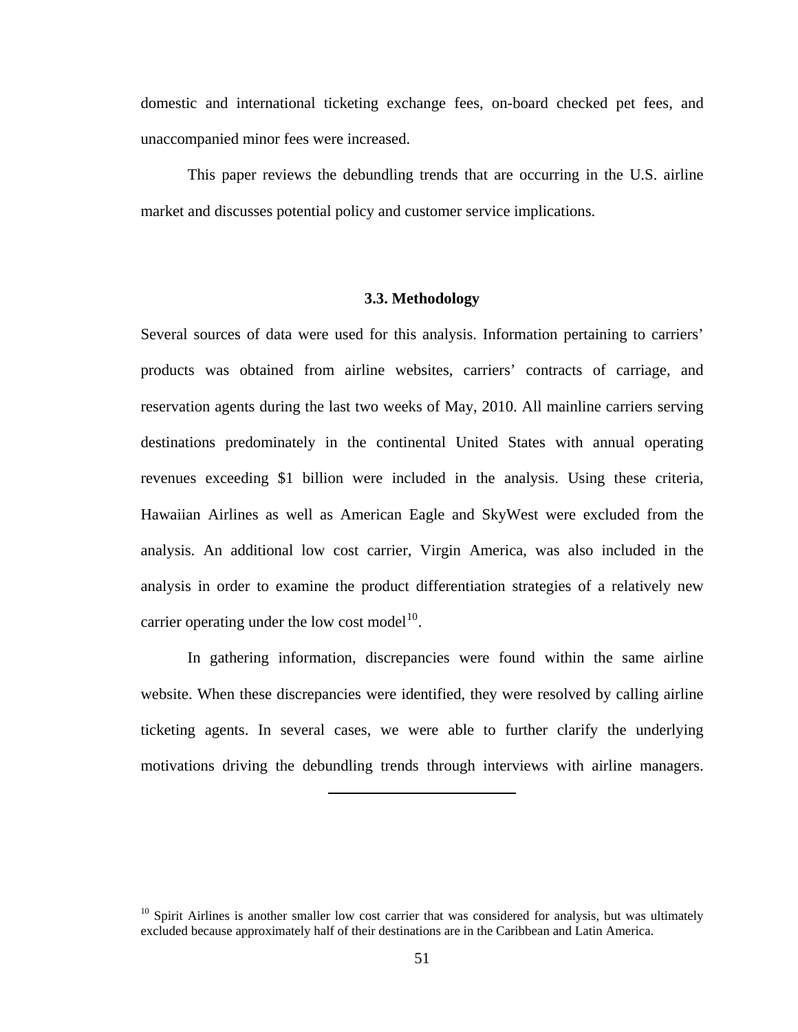domestic and international ticketing exchange fees, on-board checked pet fees, and unaccompanied minor fees were increased.

This paper reviews the debundling trends that are occurring in the U.S. airline market and discusses potential policy and customer service implications.

### 3.3. Methodology

Several sources of data were used for this analysis. Information pertaining to carriers' products was obtained from airline websites, carriers' contracts of carriage, and reservation agents during the last two weeks of May, 2010. All mainline carriers serving destinations predominately in the continental United States with annual operating revenues exceeding $1 billion were included in the analysis. Using these criteria, Hawaiian Airlines as well as American Eagle and SkyWest were excluded from the analysis. An additional low cost carrier, Virgin America, was also included in the analysis in order to examine the product differentiation strategies of a relatively new carrier operating under the low cost model[10].

In gathering information, discrepancies were found within the same airline website. When these discrepancies were identified, they were resolved by calling airline ticketing agents. In several cases, we were able to further clarify the underlying motivations driving the debundling trends through interviews with airline managers.

---

[10] Spirit Airlines is another smaller low cost carrier that was considered for analysis, but was ultimately excluded because approximately half of their destinations are in the Caribbean and Latin America.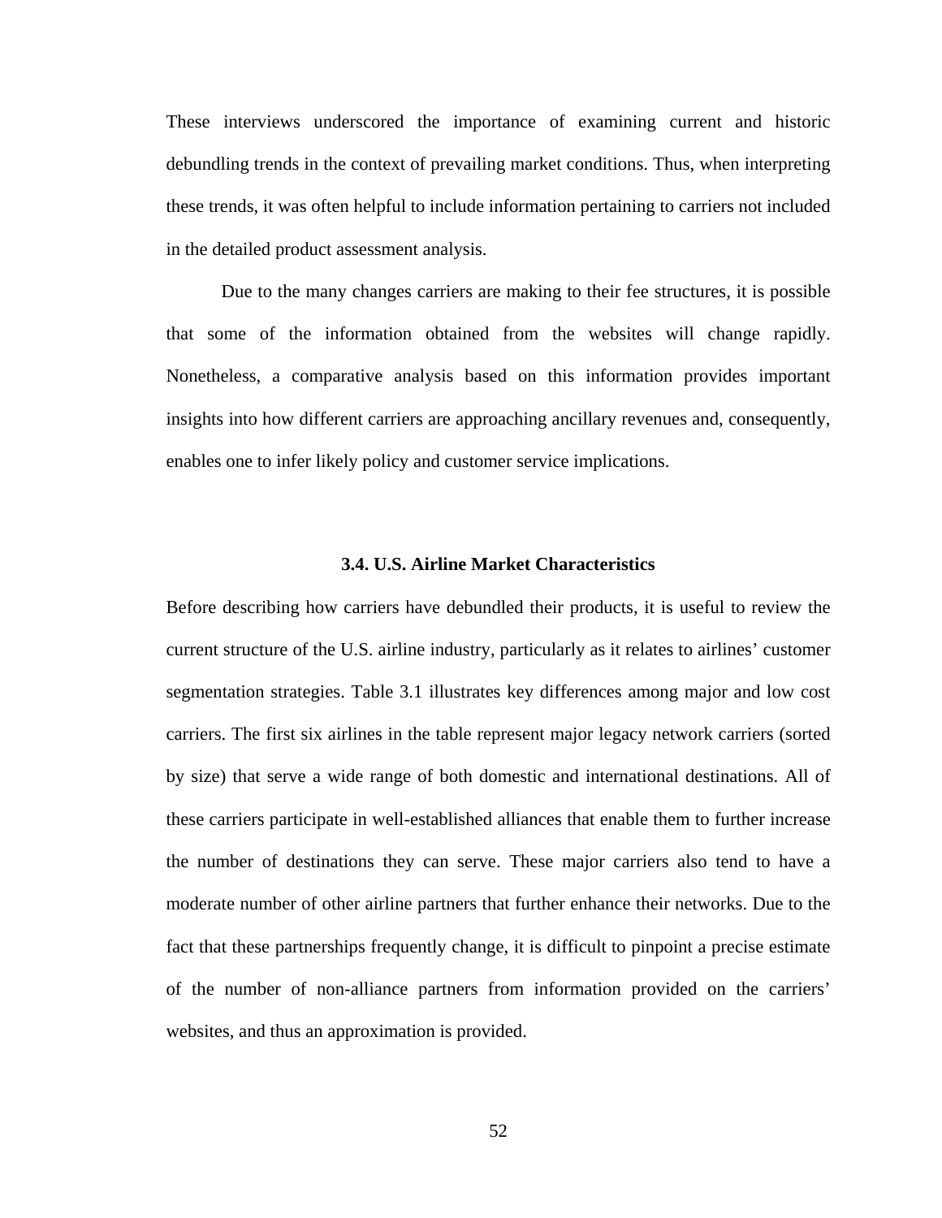These interviews underscored the importance of examining current and historic debundling trends in the context of prevailing market conditions. Thus, when interpreting these trends, it was often helpful to include information pertaining to carriers not included in the detailed product assessment analysis.

Due to the many changes carriers are making to their fee structures, it is possible that some of the information obtained from the websites will change rapidly. Nonetheless, a comparative analysis based on this information provides important insights into how different carriers are approaching ancillary revenues and, consequently, enables one to infer likely policy and customer service implications.

### 3.4. U.S. Airline Market Characteristics

Before describing how carriers have debundled their products, it is useful to review the current structure of the U.S. airline industry, particularly as it relates to airlines' customer segmentation strategies. Table 3.1 illustrates key differences among major and low cost carriers. The first six airlines in the table represent major legacy network carriers (sorted by size) that serve a wide range of both domestic and international destinations. All of these carriers participate in well-established alliances that enable them to further increase the number of destinations they can serve. These major carriers also tend to have a moderate number of other airline partners that further enhance their networks. Due to the fact that these partnerships frequently change, it is difficult to pinpoint a precise estimate of the number of non-alliance partners from information provided on the carriers' websites, and thus an approximation is provided.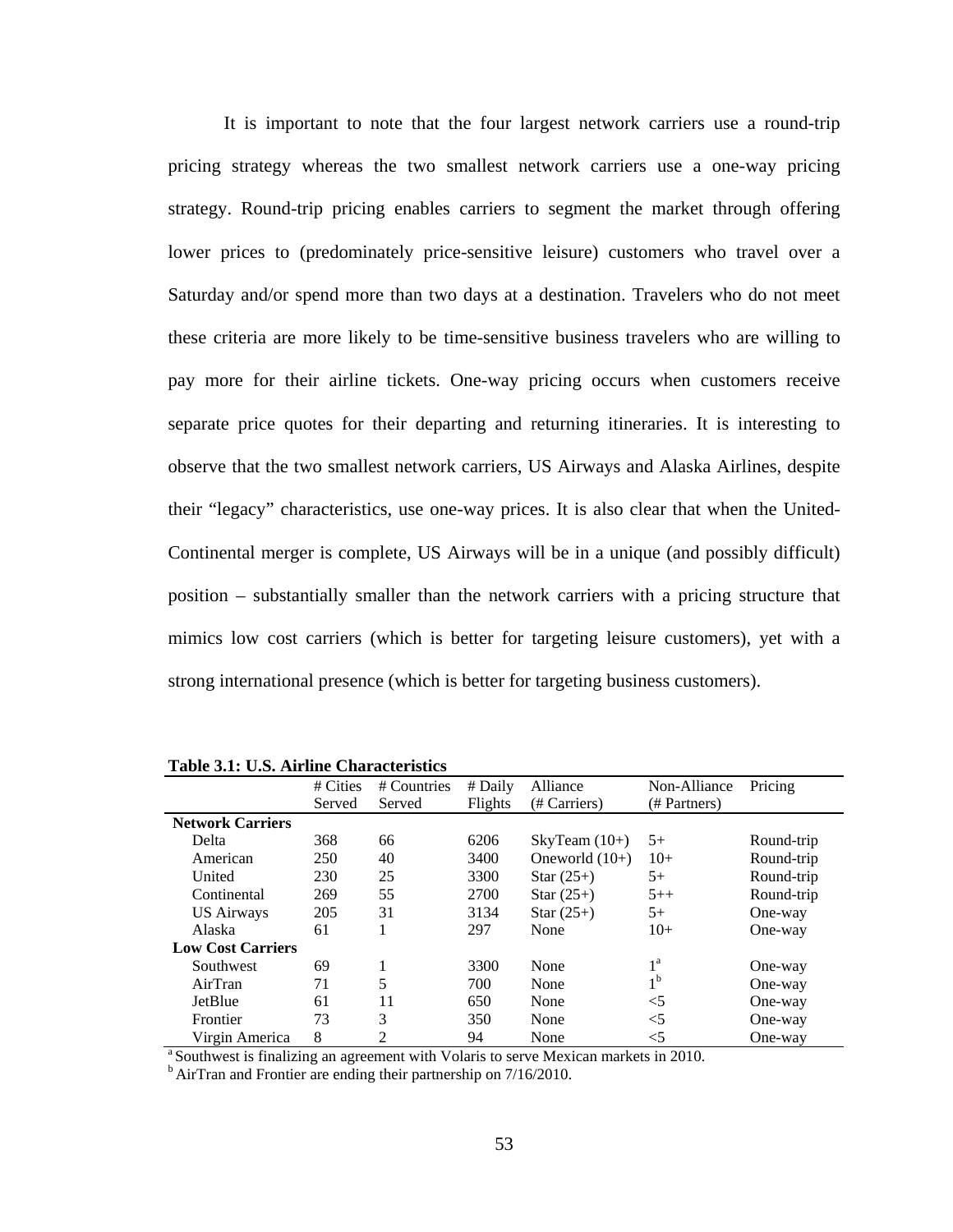It is important to note that the four largest network carriers use a round-trip pricing strategy whereas the two smallest network carriers use a one-way pricing strategy. Round-trip pricing enables carriers to segment the market through offering lower prices to (predominately price-sensitive leisure) customers who travel over a Saturday and/or spend more than two days at a destination. Travelers who do not meet these criteria are more likely to be time-sensitive business travelers who are willing to pay more for their airline tickets. One-way pricing occurs when customers receive separate price quotes for their departing and returning itineraries. It is interesting to observe that the two smallest network carriers, US Airways and Alaska Airlines, despite their "legacy" characteristics, use one-way prices. It is also clear that when the United-Continental merger is complete, US Airways will be in a unique (and possibly difficult) position – substantially smaller than the network carriers with a pricing structure that mimics low cost carriers (which is better for targeting leisure customers), yet with a strong international presence (which is better for targeting business customers).

**Table 3.1: U.S. Airline Characteristics**

| | # Cities Served | # Countries Served | # Daily Flights | Alliance (# Carriers) | Non-Alliance (# Partners) | Pricing |
|---|---|---|---|---|---|---|
| **Network Carriers** | | | | | | |
| Delta | 368 | 66 | 6206 | SkyTeam (10+) | 5+ | Round-trip |
| American | 250 | 40 | 3400 | Oneworld (10+) | 10+ | Round-trip |
| United | 230 | 25 | 3300 | Star (25+) | 5+ | Round-trip |
| Continental | 269 | 55 | 2700 | Star (25+) | 5++ | Round-trip |
| US Airways | 205 | 31 | 3134 | Star (25+) | 5+ | One-way |
| Alaska | 61 | 1 | 297 | None | 10+ | One-way |
| **Low Cost Carriers** | | | | | | |
| Southwest | 69 | 1 | 3300 | None | 1[a] | One-way |
| AirTran | 71 | 5 | 700 | None | 1[b] | One-way |
| JetBlue | 61 | 11 | 650 | None | <5 | One-way |
| Frontier | 73 | 3 | 350 | None | <5 | One-way |
| Virgin America | 8 | 2 | 94 | None | <5 | One-way |

[a] Southwest is finalizing an agreement with Volaris to serve Mexican markets in 2010.
[b] AirTran and Frontier are ending their partnership on 7/16/2010.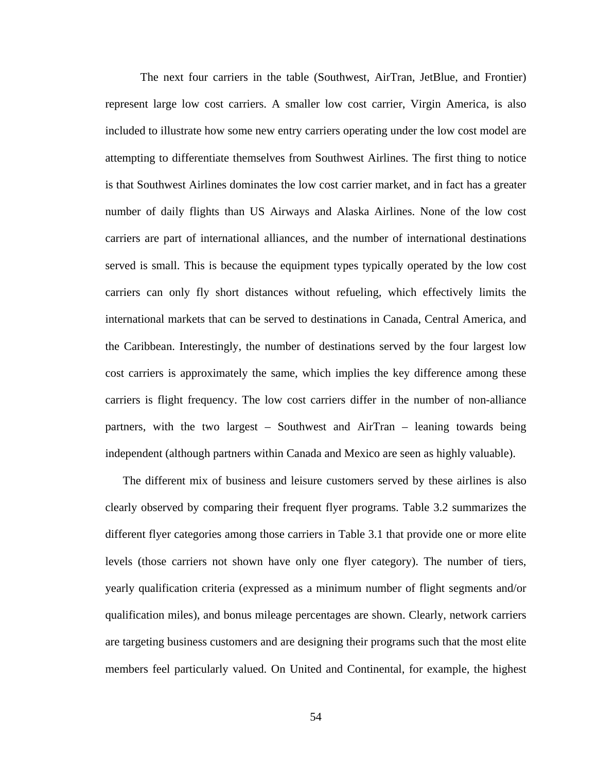The next four carriers in the table (Southwest, AirTran, JetBlue, and Frontier) represent large low cost carriers. A smaller low cost carrier, Virgin America, is also included to illustrate how some new entry carriers operating under the low cost model are attempting to differentiate themselves from Southwest Airlines. The first thing to notice is that Southwest Airlines dominates the low cost carrier market, and in fact has a greater number of daily flights than US Airways and Alaska Airlines. None of the low cost carriers are part of international alliances, and the number of international destinations served is small. This is because the equipment types typically operated by the low cost carriers can only fly short distances without refueling, which effectively limits the international markets that can be served to destinations in Canada, Central America, and the Caribbean. Interestingly, the number of destinations served by the four largest low cost carriers is approximately the same, which implies the key difference among these carriers is flight frequency. The low cost carriers differ in the number of non-alliance partners, with the two largest – Southwest and AirTran – leaning towards being independent (although partners within Canada and Mexico are seen as highly valuable).

The different mix of business and leisure customers served by these airlines is also clearly observed by comparing their frequent flyer programs. Table 3.2 summarizes the different flyer categories among those carriers in Table 3.1 that provide one or more elite levels (those carriers not shown have only one flyer category). The number of tiers, yearly qualification criteria (expressed as a minimum number of flight segments and/or qualification miles), and bonus mileage percentages are shown. Clearly, network carriers are targeting business customers and are designing their programs such that the most elite members feel particularly valued. On United and Continental, for example, the highest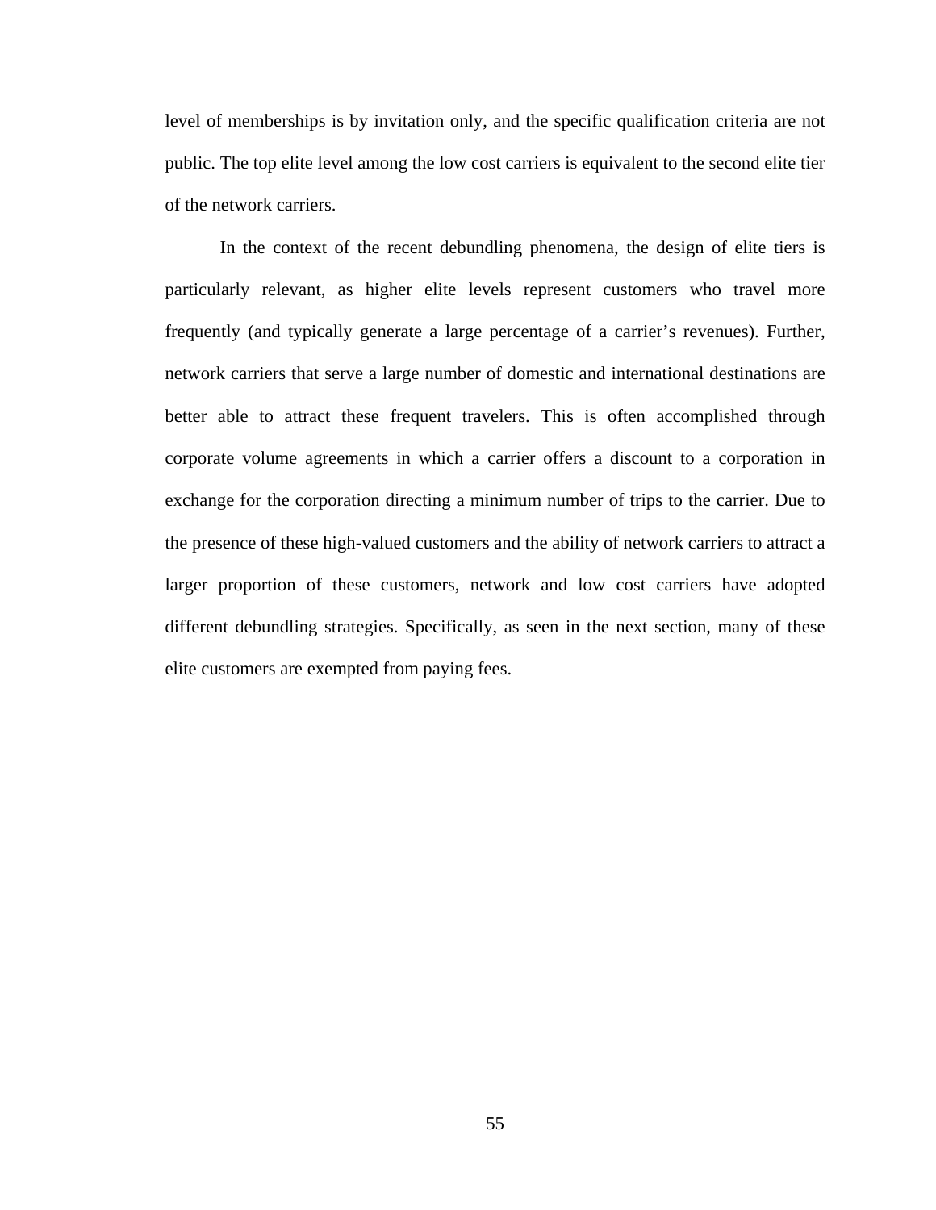level of memberships is by invitation only, and the specific qualification criteria are not public. The top elite level among the low cost carriers is equivalent to the second elite tier of the network carriers.

In the context of the recent debundling phenomena, the design of elite tiers is particularly relevant, as higher elite levels represent customers who travel more frequently (and typically generate a large percentage of a carrier's revenues). Further, network carriers that serve a large number of domestic and international destinations are better able to attract these frequent travelers. This is often accomplished through corporate volume agreements in which a carrier offers a discount to a corporation in exchange for the corporation directing a minimum number of trips to the carrier. Due to the presence of these high-valued customers and the ability of network carriers to attract a larger proportion of these customers, network and low cost carriers have adopted different debundling strategies. Specifically, as seen in the next section, many of these elite customers are exempted from paying fees.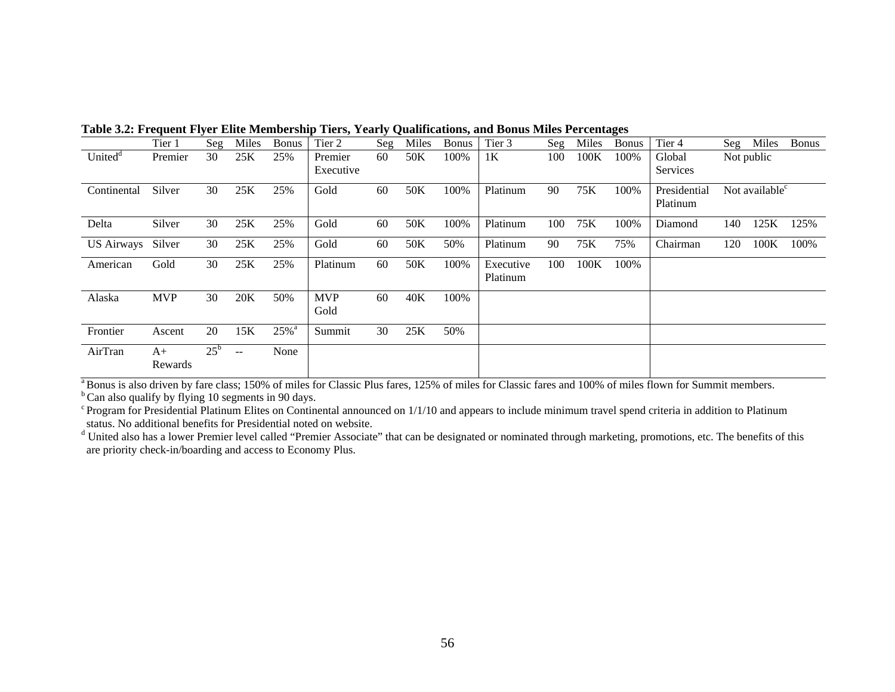**Table 3.2: Frequent Flyer Elite Membership Tiers, Yearly Qualifications, and Bonus Miles Percentages**

| | Tier 1 | Seg | Miles | Bonus | Tier 2 | Seg | Miles | Bonus | Tier 3 | Seg | Miles | Bonus | Tier 4 | Seg | Miles | Bonus |
|---|---|---|---|---|---|---|---|---|---|---|---|---|---|---|---|---|
| United[d] | Premier | 30 | 25K | 25% | Premier Executive | 60 | 50K | 100% | 1K | 100 | 100K | 100% | Global Services | Not public | | |
| Continental | Silver | 30 | 25K | 25% | Gold | 60 | 50K | 100% | Platinum | 90 | 75K | 100% | Presidential Platinum | Not available[c] | | |
| Delta | Silver | 30 | 25K | 25% | Gold | 60 | 50K | 100% | Platinum | 100 | 75K | 100% | Diamond | 140 | 125K | 125% |
| US Airways | Silver | 30 | 25K | 25% | Gold | 60 | 50K | 50% | Platinum | 90 | 75K | 75% | Chairman | 120 | 100K | 100% |
| American | Gold | 30 | 25K | 25% | Platinum | 60 | 50K | 100% | Executive Platinum | 100 | 100K | 100% | | | | |
| Alaska | MVP | 30 | 20K | 50% | MVP Gold | 60 | 40K | 100% | | | | | | | | |
| Frontier | Ascent | 20 | 15K | 25%[a] | Summit | 30 | 25K | 50% | | | | | | | | |
| AirTran | A+ Rewards | 25[b] | -- | None | | | | | | | | | | | | |

[a] Bonus is also driven by fare class; 150% of miles for Classic Plus fares, 125% of miles for Classic fares and 100% of miles flown for Summit members.
[b] Can also qualify by flying 10 segments in 90 days.
[c] Program for Presidential Platinum Elites on Continental announced on 1/1/10 and appears to include minimum travel spend criteria in addition to Platinum status. No additional benefits for Presidential noted on website.
[d] United also has a lower Premier level called "Premier Associate" that can be designated or nominated through marketing, promotions, etc. The benefits of this are priority check-in/boarding and access to Economy Plus.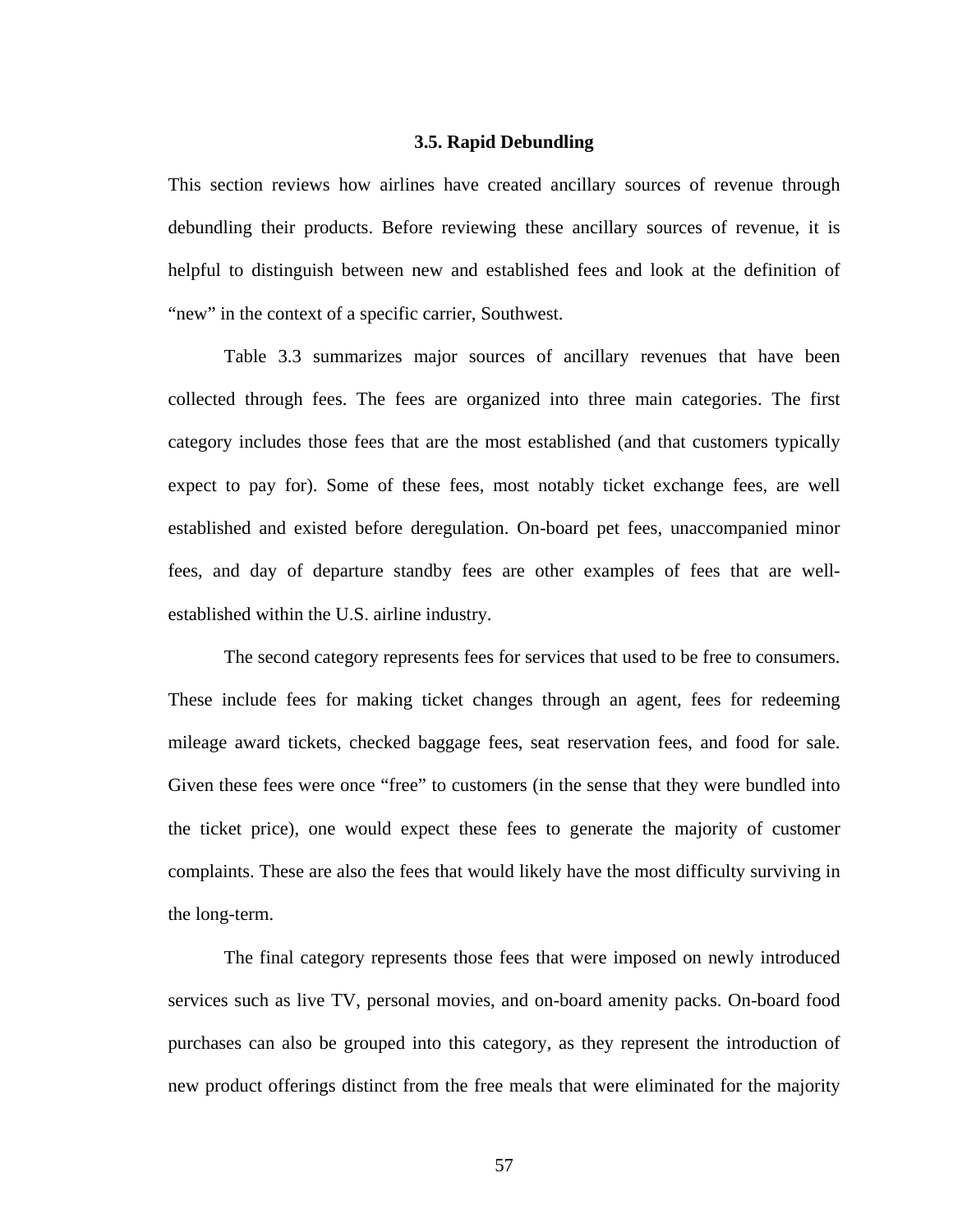### 3.5. Rapid Debundling

This section reviews how airlines have created ancillary sources of revenue through debundling their products. Before reviewing these ancillary sources of revenue, it is helpful to distinguish between new and established fees and look at the definition of "new" in the context of a specific carrier, Southwest.

Table 3.3 summarizes major sources of ancillary revenues that have been collected through fees. The fees are organized into three main categories. The first category includes those fees that are the most established (and that customers typically expect to pay for). Some of these fees, most notably ticket exchange fees, are well established and existed before deregulation. On-board pet fees, unaccompanied minor fees, and day of departure standby fees are other examples of fees that are well-established within the U.S. airline industry.

The second category represents fees for services that used to be free to consumers. These include fees for making ticket changes through an agent, fees for redeeming mileage award tickets, checked baggage fees, seat reservation fees, and food for sale. Given these fees were once "free" to customers (in the sense that they were bundled into the ticket price), one would expect these fees to generate the majority of customer complaints. These are also the fees that would likely have the most difficulty surviving in the long-term.

The final category represents those fees that were imposed on newly introduced services such as live TV, personal movies, and on-board amenity packs. On-board food purchases can also be grouped into this category, as they represent the introduction of new product offerings distinct from the free meals that were eliminated for the majority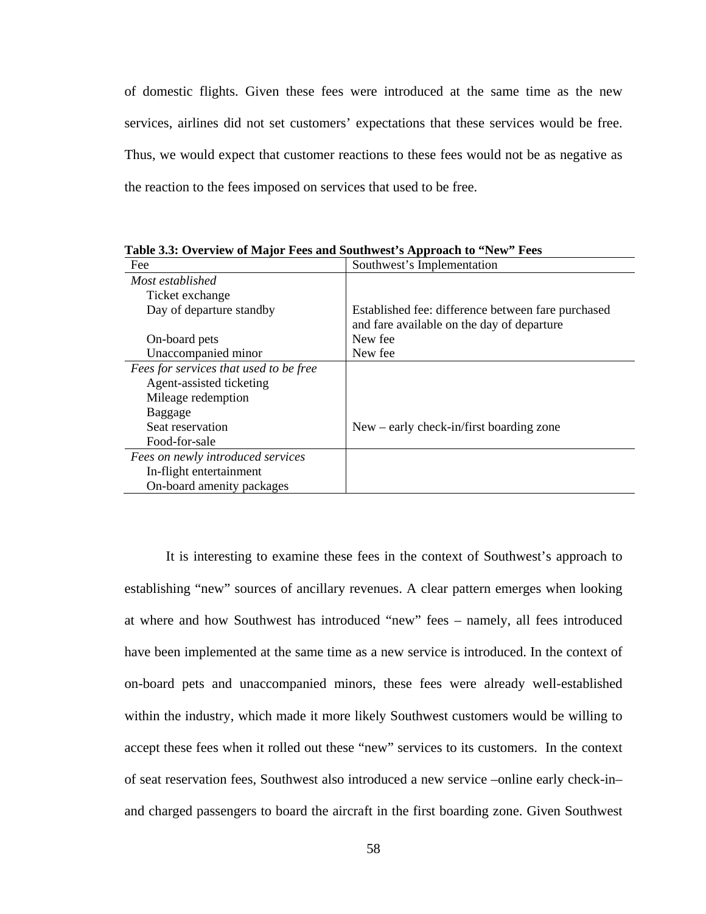of domestic flights. Given these fees were introduced at the same time as the new services, airlines did not set customers' expectations that these services would be free. Thus, we would expect that customer reactions to these fees would not be as negative as the reaction to the fees imposed on services that used to be free.

**Table 3.3: Overview of Major Fees and Southwest's Approach to "New" Fees**

| Fee | Southwest's Implementation |
|---|---|
| *Most established* | |
| Ticket exchange | |
| Day of departure standby | Established fee: difference between fare purchased and fare available on the day of departure |
| On-board pets | New fee |
| Unaccompanied minor | New fee |
| *Fees for services that used to be free* | |
| Agent-assisted ticketing | |
| Mileage redemption | |
| Baggage | |
| Seat reservation | New – early check-in/first boarding zone |
| Food-for-sale | |
| *Fees on newly introduced services* | |
| In-flight entertainment | |
| On-board amenity packages | |

It is interesting to examine these fees in the context of Southwest's approach to establishing "new" sources of ancillary revenues. A clear pattern emerges when looking at where and how Southwest has introduced "new" fees – namely, all fees introduced have been implemented at the same time as a new service is introduced. In the context of on-board pets and unaccompanied minors, these fees were already well-established within the industry, which made it more likely Southwest customers would be willing to accept these fees when it rolled out these "new" services to its customers. In the context of seat reservation fees, Southwest also introduced a new service –online early check-in– and charged passengers to board the aircraft in the first boarding zone. Given Southwest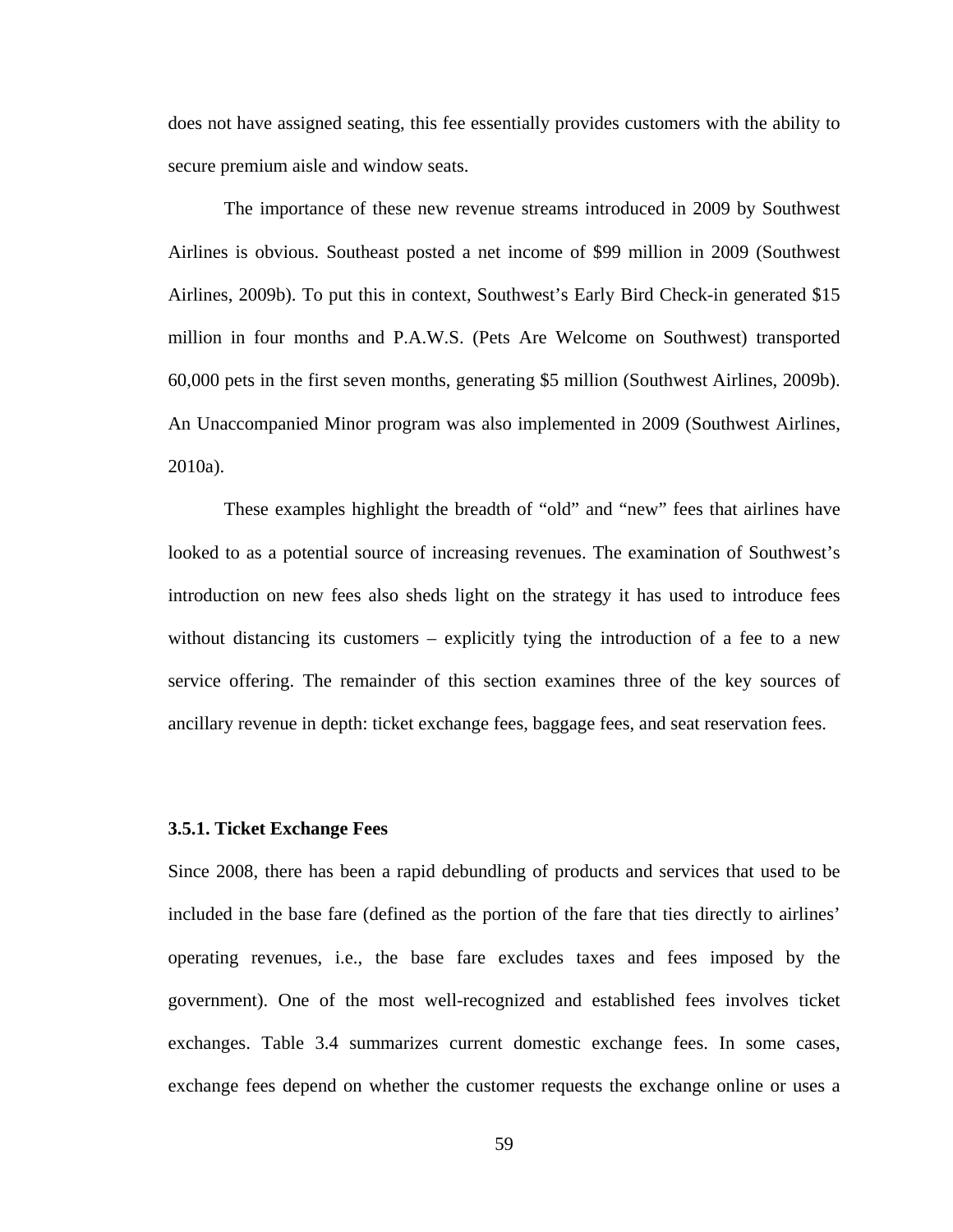does not have assigned seating, this fee essentially provides customers with the ability to secure premium aisle and window seats.

The importance of these new revenue streams introduced in 2009 by Southwest Airlines is obvious. Southeast posted a net income of $99 million in 2009 (Southwest Airlines, 2009b). To put this in context, Southwest's Early Bird Check-in generated $15 million in four months and P.A.W.S. (Pets Are Welcome on Southwest) transported 60,000 pets in the first seven months, generating $5 million (Southwest Airlines, 2009b). An Unaccompanied Minor program was also implemented in 2009 (Southwest Airlines, 2010a).

These examples highlight the breadth of "old" and "new" fees that airlines have looked to as a potential source of increasing revenues. The examination of Southwest's introduction on new fees also sheds light on the strategy it has used to introduce fees without distancing its customers – explicitly tying the introduction of a fee to a new service offering. The remainder of this section examines three of the key sources of ancillary revenue in depth: ticket exchange fees, baggage fees, and seat reservation fees.

### 3.5.1. Ticket Exchange Fees

Since 2008, there has been a rapid debundling of products and services that used to be included in the base fare (defined as the portion of the fare that ties directly to airlines' operating revenues, i.e., the base fare excludes taxes and fees imposed by the government). One of the most well-recognized and established fees involves ticket exchanges. Table 3.4 summarizes current domestic exchange fees. In some cases, exchange fees depend on whether the customer requests the exchange online or uses a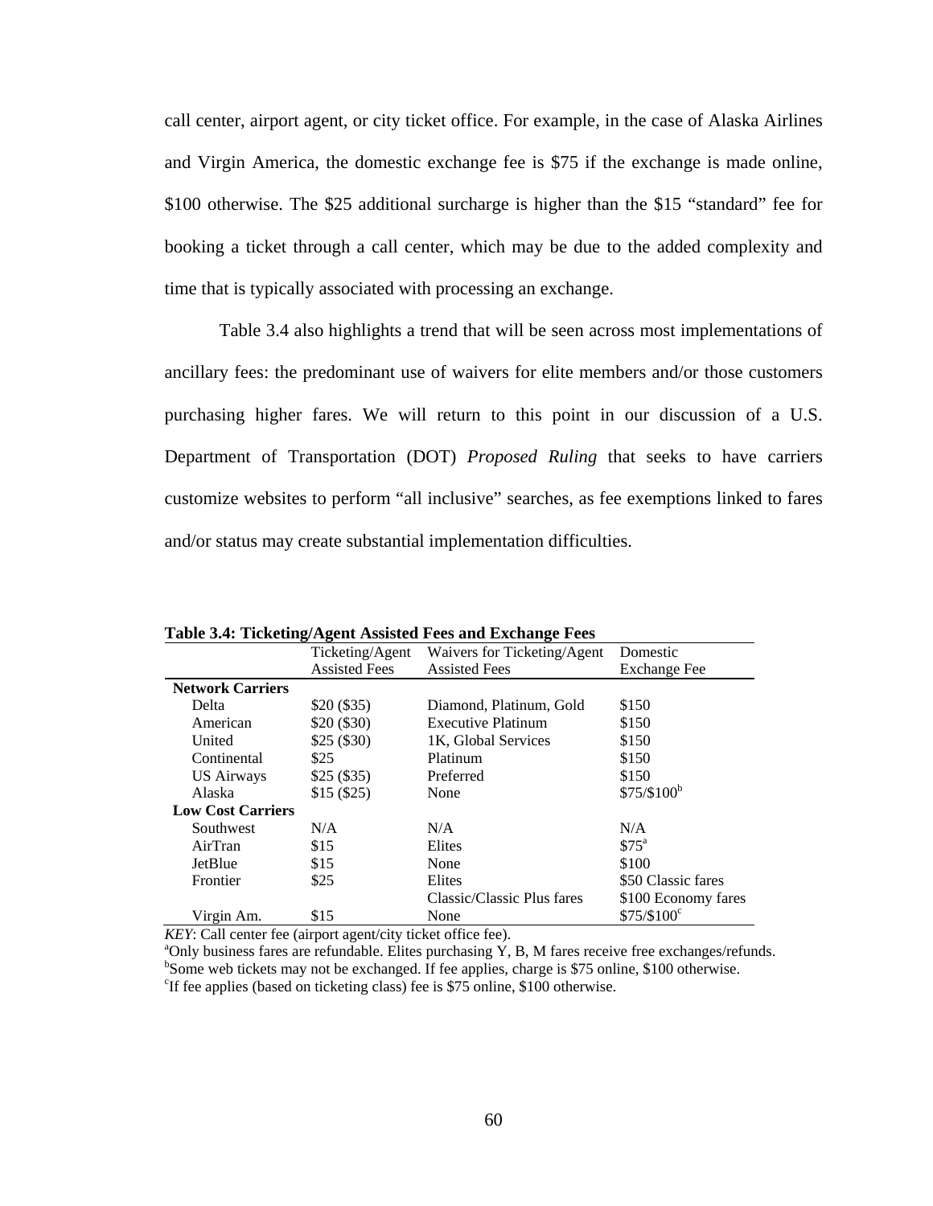call center, airport agent, or city ticket office. For example, in the case of Alaska Airlines and Virgin America, the domestic exchange fee is $75 if the exchange is made online, $100 otherwise. The $25 additional surcharge is higher than the $15 "standard" fee for booking a ticket through a call center, which may be due to the added complexity and time that is typically associated with processing an exchange.

Table 3.4 also highlights a trend that will be seen across most implementations of ancillary fees: the predominant use of waivers for elite members and/or those customers purchasing higher fares. We will return to this point in our discussion of a U.S. Department of Transportation (DOT) *Proposed Ruling* that seeks to have carriers customize websites to perform "all inclusive" searches, as fee exemptions linked to fares and/or status may create substantial implementation difficulties.

**Table 3.4: Ticketing/Agent Assisted Fees and Exchange Fees**

| | Ticketing/Agent Assisted Fees | Waivers for Ticketing/Agent Assisted Fees | Domestic Exchange Fee |
|---|---|---|---|
| **Network Carriers** | | | |
| Delta | $20 ($35) | Diamond, Platinum, Gold | $150 |
| American | $20 ($30) | Executive Platinum | $150 |
| United | $25 ($30) | 1K, Global Services | $150 |
| Continental | $25 | Platinum | $150 |
| US Airways | $25 ($35) | Preferred | $150 |
| Alaska | $15 ($25) | None | $75/$100[b] |
| **Low Cost Carriers** | | | |
| Southwest | N/A | N/A | N/A |
| AirTran | $15 | Elites | $75[a] |
| JetBlue | $15 | None | $100 |
| Frontier | $25 | Elites | $50 Classic fares |
| | | Classic/Classic Plus fares | $100 Economy fares |
| Virgin Am. | $15 | None | $75/$100[c] |

*KEY*: Call center fee (airport agent/city ticket office fee).
[a]Only business fares are refundable. Elites purchasing Y, B, M fares receive free exchanges/refunds.
[b]Some web tickets may not be exchanged. If fee applies, charge is $75 online, $100 otherwise.
[c]If fee applies (based on ticketing class) fee is $75 online, $100 otherwise.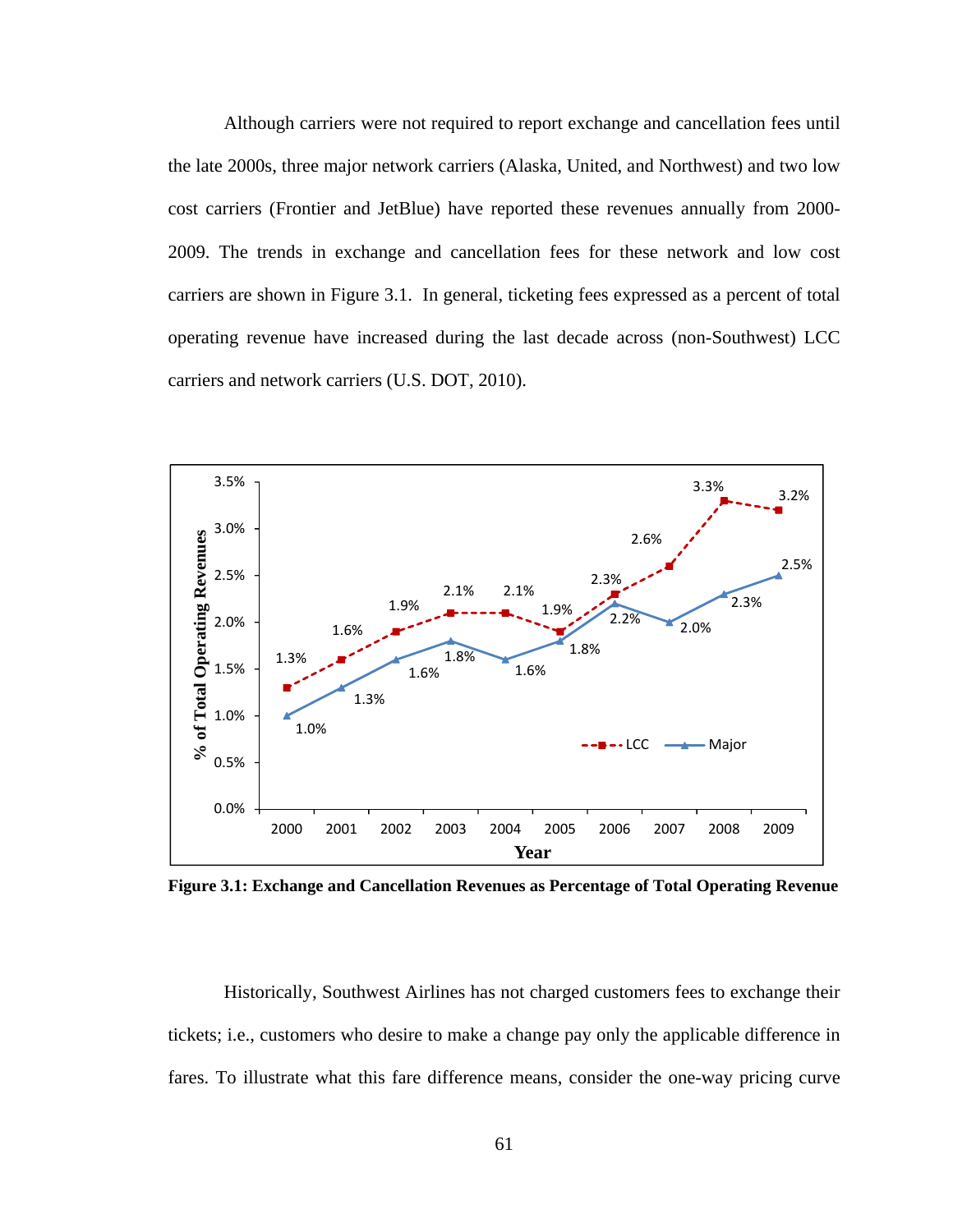Although carriers were not required to report exchange and cancellation fees until the late 2000s, three major network carriers (Alaska, United, and Northwest) and two low cost carriers (Frontier and JetBlue) have reported these revenues annually from 2000-2009. The trends in exchange and cancellation fees for these network and low cost carriers are shown in Figure 3.1. In general, ticketing fees expressed as a percent of total operating revenue have increased during the last decade across (non-Southwest) LCC carriers and network carriers (U.S. DOT, 2010).

**Figure 3.1: Exchange and Cancellation Revenues as Percentage of Total Operating Revenue**

Historically, Southwest Airlines has not charged customers fees to exchange their tickets; i.e., customers who desire to make a change pay only the applicable difference in fares. To illustrate what this fare difference means, consider the one-way pricing curve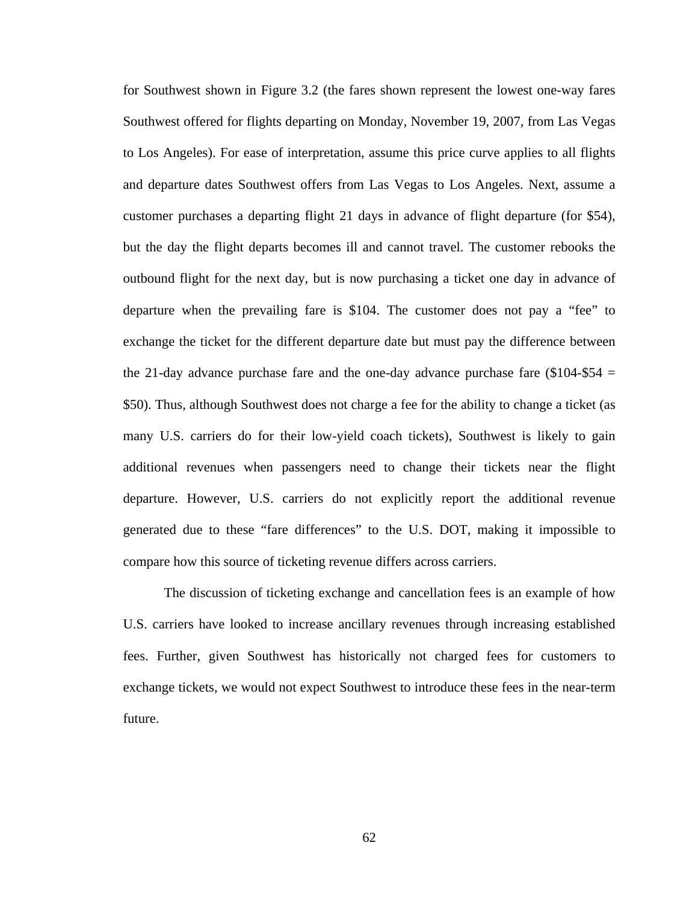for Southwest shown in Figure 3.2 (the fares shown represent the lowest one-way fares Southwest offered for flights departing on Monday, November 19, 2007, from Las Vegas to Los Angeles). For ease of interpretation, assume this price curve applies to all flights and departure dates Southwest offers from Las Vegas to Los Angeles. Next, assume a customer purchases a departing flight 21 days in advance of flight departure (for $54), but the day the flight departs becomes ill and cannot travel. The customer rebooks the outbound flight for the next day, but is now purchasing a ticket one day in advance of departure when the prevailing fare is $104. The customer does not pay a "fee" to exchange the ticket for the different departure date but must pay the difference between the 21-day advance purchase fare and the one-day advance purchase fare ($104-$54 = $50). Thus, although Southwest does not charge a fee for the ability to change a ticket (as many U.S. carriers do for their low-yield coach tickets), Southwest is likely to gain additional revenues when passengers need to change their tickets near the flight departure. However, U.S. carriers do not explicitly report the additional revenue generated due to these "fare differences" to the U.S. DOT, making it impossible to compare how this source of ticketing revenue differs across carriers.

The discussion of ticketing exchange and cancellation fees is an example of how U.S. carriers have looked to increase ancillary revenues through increasing established fees. Further, given Southwest has historically not charged fees for customers to exchange tickets, we would not expect Southwest to introduce these fees in the near-term future.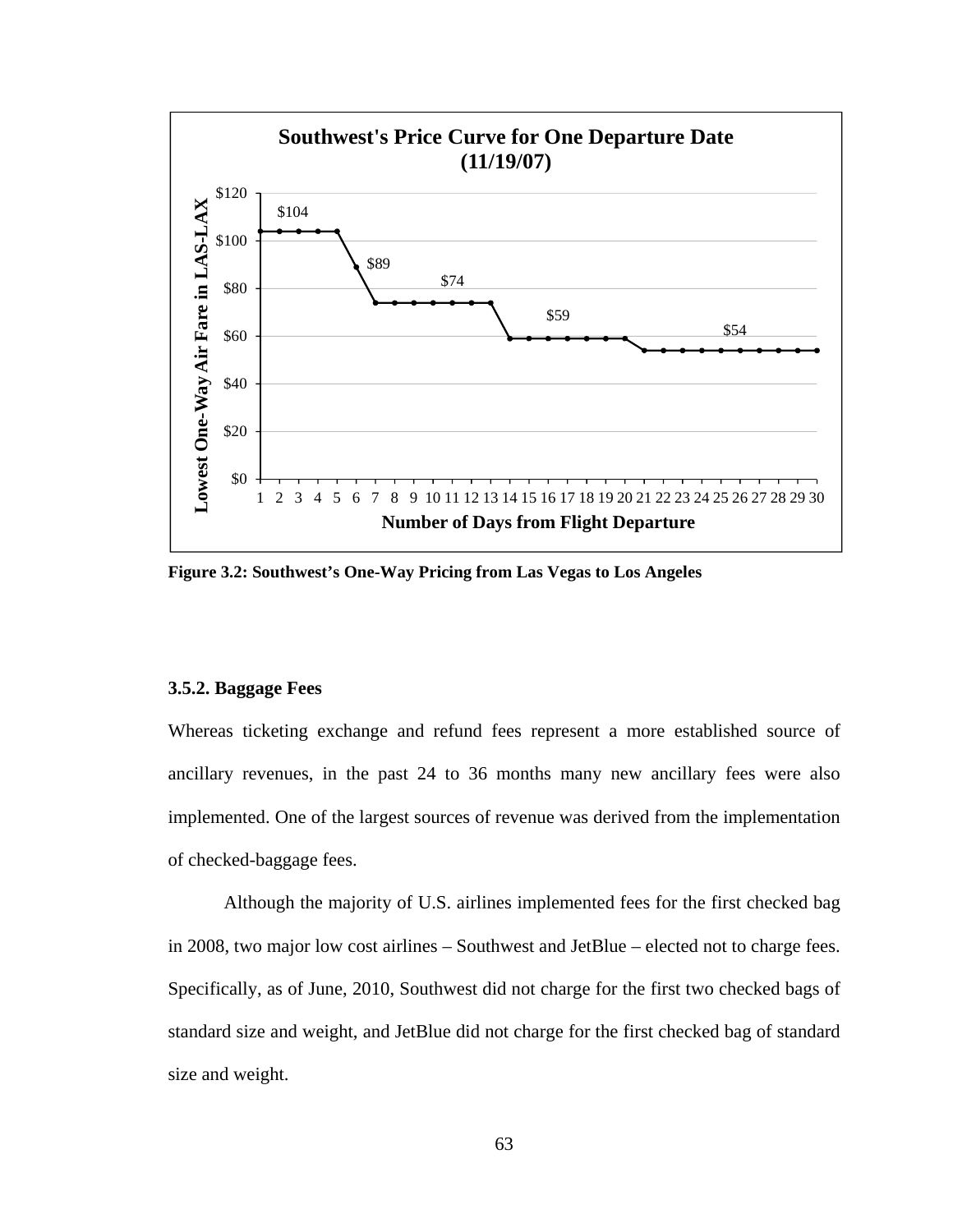**Figure 3.2: Southwest's One-Way Pricing from Las Vegas to Los Angeles**

### 3.5.2. Baggage Fees

Whereas ticketing exchange and refund fees represent a more established source of ancillary revenues, in the past 24 to 36 months many new ancillary fees were also implemented. One of the largest sources of revenue was derived from the implementation of checked-baggage fees.

Although the majority of U.S. airlines implemented fees for the first checked bag in 2008, two major low cost airlines – Southwest and JetBlue – elected not to charge fees. Specifically, as of June, 2010, Southwest did not charge for the first two checked bags of standard size and weight, and JetBlue did not charge for the first checked bag of standard size and weight.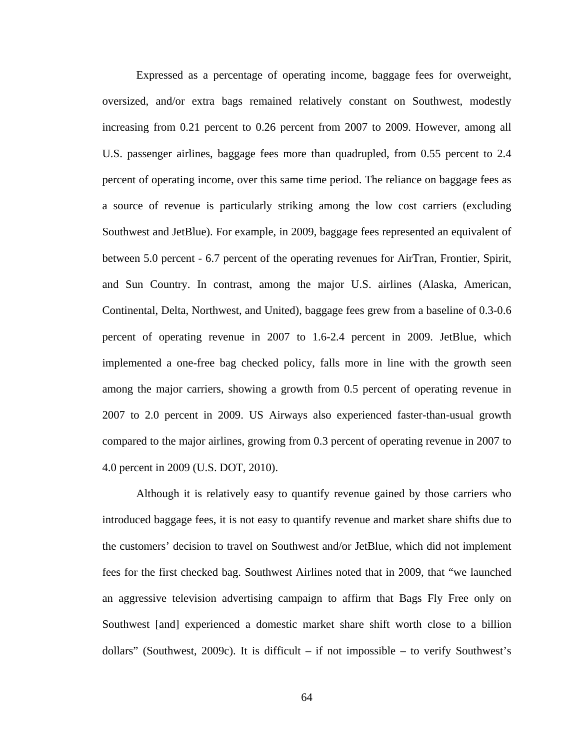Expressed as a percentage of operating income, baggage fees for overweight, oversized, and/or extra bags remained relatively constant on Southwest, modestly increasing from 0.21 percent to 0.26 percent from 2007 to 2009. However, among all U.S. passenger airlines, baggage fees more than quadrupled, from 0.55 percent to 2.4 percent of operating income, over this same time period. The reliance on baggage fees as a source of revenue is particularly striking among the low cost carriers (excluding Southwest and JetBlue). For example, in 2009, baggage fees represented an equivalent of between 5.0 percent - 6.7 percent of the operating revenues for AirTran, Frontier, Spirit, and Sun Country. In contrast, among the major U.S. airlines (Alaska, American, Continental, Delta, Northwest, and United), baggage fees grew from a baseline of 0.3-0.6 percent of operating revenue in 2007 to 1.6-2.4 percent in 2009. JetBlue, which implemented a one-free bag checked policy, falls more in line with the growth seen among the major carriers, showing a growth from 0.5 percent of operating revenue in 2007 to 2.0 percent in 2009. US Airways also experienced faster-than-usual growth compared to the major airlines, growing from 0.3 percent of operating revenue in 2007 to 4.0 percent in 2009 (U.S. DOT, 2010).

Although it is relatively easy to quantify revenue gained by those carriers who introduced baggage fees, it is not easy to quantify revenue and market share shifts due to the customers' decision to travel on Southwest and/or JetBlue, which did not implement fees for the first checked bag. Southwest Airlines noted that in 2009, that "we launched an aggressive television advertising campaign to affirm that Bags Fly Free only on Southwest [and] experienced a domestic market share shift worth close to a billion dollars" (Southwest, 2009c). It is difficult – if not impossible – to verify Southwest's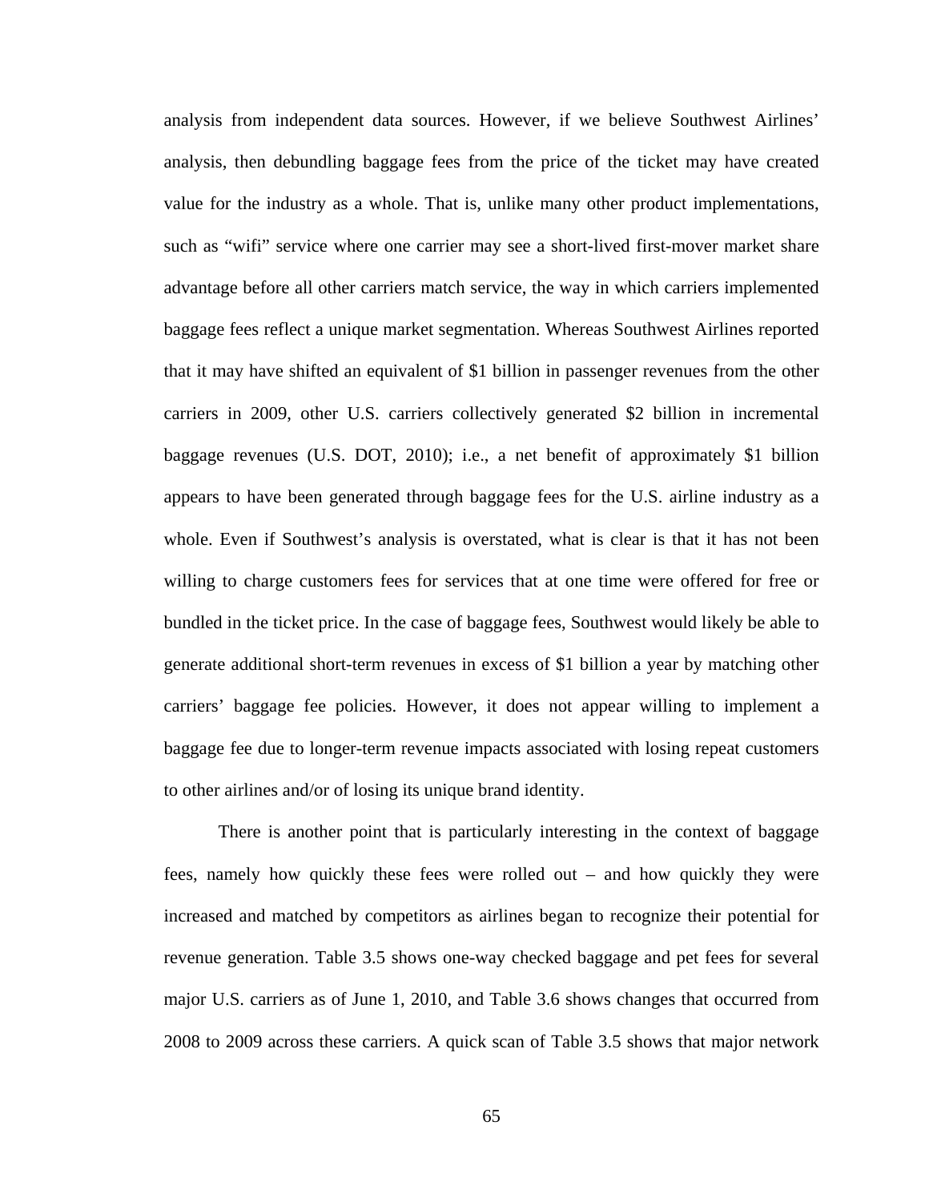analysis from independent data sources. However, if we believe Southwest Airlines' analysis, then debundling baggage fees from the price of the ticket may have created value for the industry as a whole. That is, unlike many other product implementations, such as "wifi" service where one carrier may see a short-lived first-mover market share advantage before all other carriers match service, the way in which carriers implemented baggage fees reflect a unique market segmentation. Whereas Southwest Airlines reported that it may have shifted an equivalent of $1 billion in passenger revenues from the other carriers in 2009, other U.S. carriers collectively generated $2 billion in incremental baggage revenues (U.S. DOT, 2010); i.e., a net benefit of approximately $1 billion appears to have been generated through baggage fees for the U.S. airline industry as a whole. Even if Southwest's analysis is overstated, what is clear is that it has not been willing to charge customers fees for services that at one time were offered for free or bundled in the ticket price. In the case of baggage fees, Southwest would likely be able to generate additional short-term revenues in excess of $1 billion a year by matching other carriers' baggage fee policies. However, it does not appear willing to implement a baggage fee due to longer-term revenue impacts associated with losing repeat customers to other airlines and/or of losing its unique brand identity.

There is another point that is particularly interesting in the context of baggage fees, namely how quickly these fees were rolled out – and how quickly they were increased and matched by competitors as airlines began to recognize their potential for revenue generation. Table 3.5 shows one-way checked baggage and pet fees for several major U.S. carriers as of June 1, 2010, and Table 3.6 shows changes that occurred from 2008 to 2009 across these carriers. A quick scan of Table 3.5 shows that major network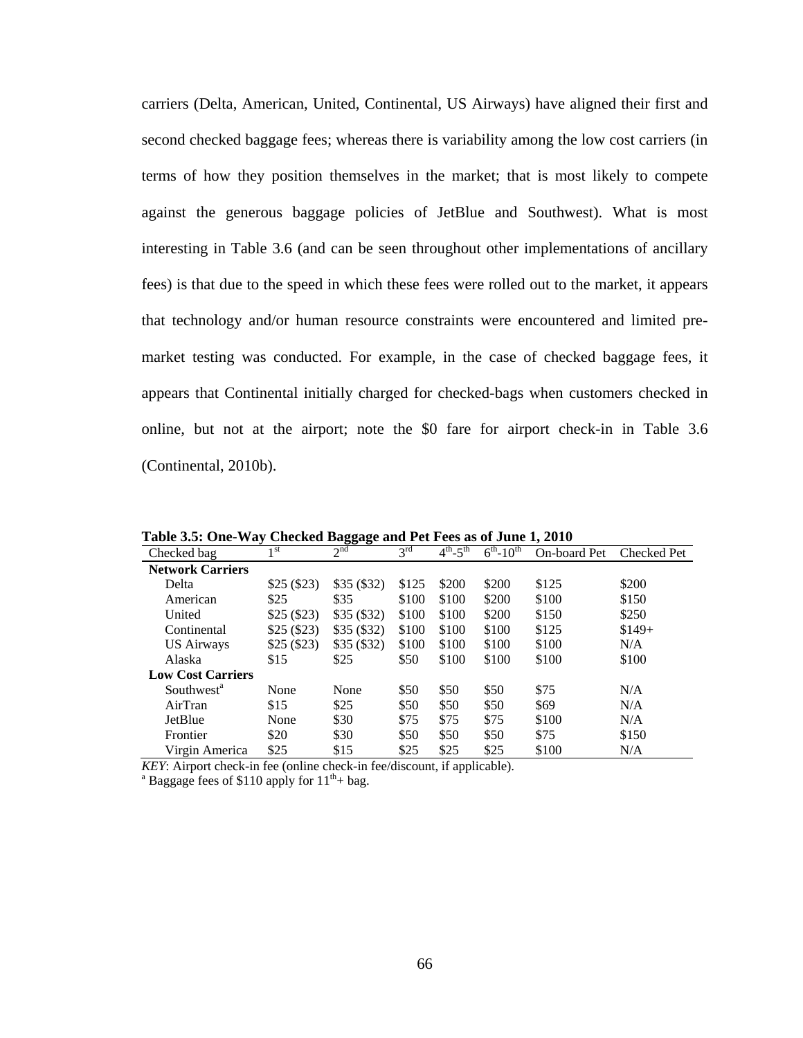carriers (Delta, American, United, Continental, US Airways) have aligned their first and second checked baggage fees; whereas there is variability among the low cost carriers (in terms of how they position themselves in the market; that is most likely to compete against the generous baggage policies of JetBlue and Southwest). What is most interesting in Table 3.6 (and can be seen throughout other implementations of ancillary fees) is that due to the speed in which these fees were rolled out to the market, it appears that technology and/or human resource constraints were encountered and limited pre-market testing was conducted. For example, in the case of checked baggage fees, it appears that Continental initially charged for checked-bags when customers checked in online, but not at the airport; note the $0 fare for airport check-in in Table 3.6 (Continental, 2010b).

**Table 3.5: One-Way Checked Baggage and Pet Fees as of June 1, 2010**

| Checked bag | 1st | 2nd | 3rd | 4th-5th | 6th-10th | On-board Pet | Checked Pet |
|---|---|---|---|---|---|---|---|
| **Network Carriers** | | | | | | | |
| Delta | $25 ($23) | $35 ($32) | $125 | $200 | $200 | $125 | $200 |
| American | $25 | $35 | $100 | $100 | $200 | $100 | $150 |
| United | $25 ($23) | $35 ($32) | $100 | $100 | $200 | $150 | $250 |
| Continental | $25 ($23) | $35 ($32) | $100 | $100 | $100 | $125 | $149+ |
| US Airways | $25 ($23) | $35 ($32) | $100 | $100 | $100 | $100 | N/A |
| Alaska | $15 | $25 | $50 | $100 | $100 | $100 | $100 |
| **Low Cost Carriers** | | | | | | | |
| Southwest[a] | None | None | $50 | $50 | $50 | $75 | N/A |
| AirTran | $15 | $25 | $50 | $50 | $50 | $69 | N/A |
| JetBlue | None | $30 | $75 | $75 | $75 | $100 | N/A |
| Frontier | $20 | $30 | $50 | $50 | $50 | $75 | $150 |
| Virgin America | $25 | $15 | $25 | $25 | $25 | $100 | N/A |

*KEY*: Airport check-in fee (online check-in fee/discount, if applicable).
[a] Baggage fees of $110 apply for 11th+ bag.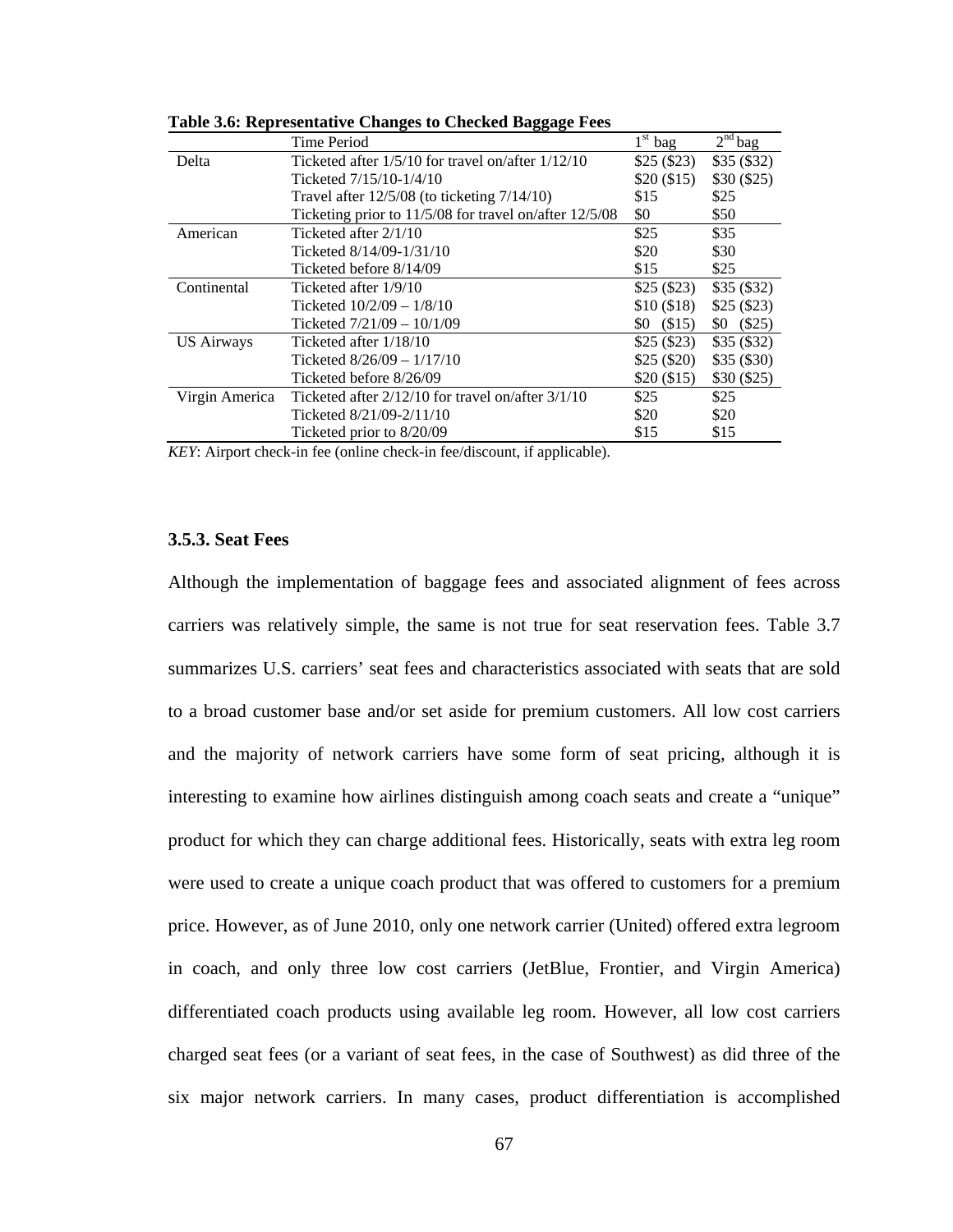**Table 3.6: Representative Changes to Checked Baggage Fees**

| | Time Period | 1st bag | 2nd bag |
|---|---|---|---|
| Delta | Ticketed after 1/5/10 for travel on/after 1/12/10 | \$25 (\$23) | \$35 (\$32) |
| | Ticketed 7/15/10-1/4/10 | \$20 (\$15) | \$30 (\$25) |
| | Travel after 12/5/08 (to ticketing 7/14/10) | \$15 | \$25 |
| | Ticketing prior to 11/5/08 for travel on/after 12/5/08 | \$0 | \$50 |
| American | Ticketed after 2/1/10 | \$25 | \$35 |
| | Ticketed 8/14/09-1/31/10 | \$20 | \$30 |
| | Ticketed before 8/14/09 | \$15 | \$25 |
| Continental | Ticketed after 1/9/10 | \$25 (\$23) | \$35 (\$32) |
| | Ticketed 10/2/09 – 1/8/10 | \$10 (\$18) | \$25 (\$23) |
| | Ticketed 7/21/09 – 10/1/09 | \$0 (\$15) | \$0 (\$25) |
| US Airways | Ticketed after 1/18/10 | \$25 (\$23) | \$35 (\$32) |
| | Ticketed 8/26/09 – 1/17/10 | \$25 (\$20) | \$35 (\$30) |
| | Ticketed before 8/26/09 | \$20 (\$15) | \$30 (\$25) |
| Virgin America | Ticketed after 2/12/10 for travel on/after 3/1/10 | \$25 | \$25 |
| | Ticketed 8/21/09-2/11/10 | \$20 | \$20 |
| | Ticketed prior to 8/20/09 | \$15 | \$15 |

*KEY*: Airport check-in fee (online check-in fee/discount, if applicable).

### 3.5.3. Seat Fees

Although the implementation of baggage fees and associated alignment of fees across carriers was relatively simple, the same is not true for seat reservation fees. Table 3.7 summarizes U.S. carriers' seat fees and characteristics associated with seats that are sold to a broad customer base and/or set aside for premium customers. All low cost carriers and the majority of network carriers have some form of seat pricing, although it is interesting to examine how airlines distinguish among coach seats and create a "unique" product for which they can charge additional fees. Historically, seats with extra leg room were used to create a unique coach product that was offered to customers for a premium price. However, as of June 2010, only one network carrier (United) offered extra legroom in coach, and only three low cost carriers (JetBlue, Frontier, and Virgin America) differentiated coach products using available leg room. However, all low cost carriers charged seat fees (or a variant of seat fees, in the case of Southwest) as did three of the six major network carriers. In many cases, product differentiation is accomplished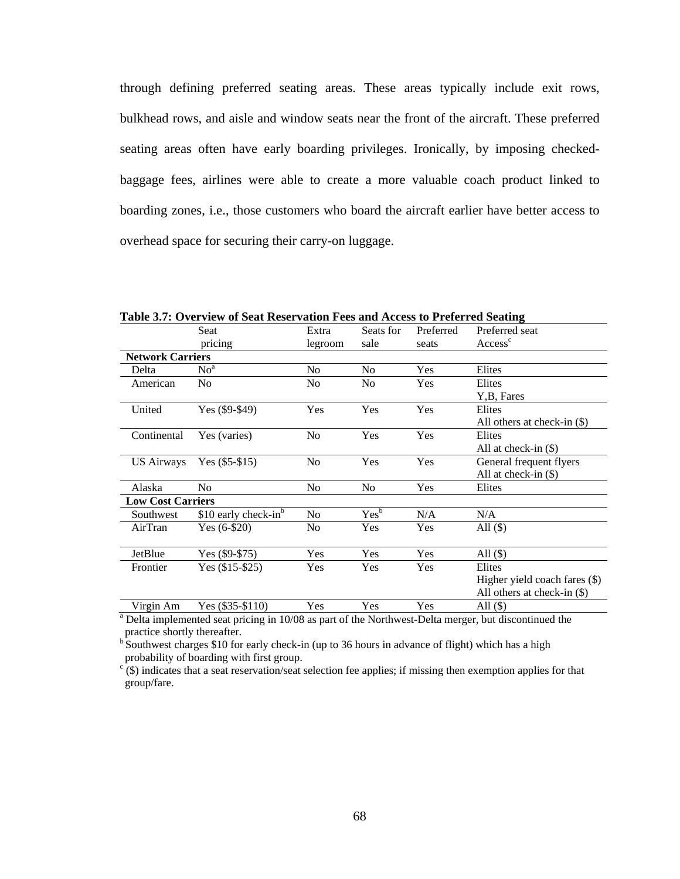through defining preferred seating areas. These areas typically include exit rows, bulkhead rows, and aisle and window seats near the front of the aircraft. These preferred seating areas often have early boarding privileges. Ironically, by imposing checked-baggage fees, airlines were able to create a more valuable coach product linked to boarding zones, i.e., those customers who board the aircraft earlier have better access to overhead space for securing their carry-on luggage.

**Table 3.7: Overview of Seat Reservation Fees and Access to Preferred Seating**

| | Seat pricing | Extra legroom | Seats for sale | Preferred seats | Preferred seat Access[c] |
|---|---|---|---|---|---|
| **Network Carriers** | | | | | |
| Delta | No[a] | No | No | Yes | Elites |
| American | No | No | No | Yes | Elites<br>Y,B, Fares |
| United | Yes ($9-$49) | Yes | Yes | Yes | Elites<br>All others at check-in ($) |
| Continental | Yes (varies) | No | Yes | Yes | Elites<br>All at check-in ($) |
| US Airways | Yes ($5-$15) | No | Yes | Yes | General frequent flyers<br>All at check-in ($) |
| Alaska | No | No | No | Yes | Elites |
| **Low Cost Carriers** | | | | | |
| Southwest | $10 early check-in[b] | No | Yes[b] | N/A | N/A |
| AirTran | Yes (6-$20) | No | Yes | Yes | All ($) |
| JetBlue | Yes ($9-$75) | Yes | Yes | Yes | All ($) |
| Frontier | Yes ($15-$25) | Yes | Yes | Yes | Elites<br>Higher yield coach fares ($)<br>All others at check-in ($) |
| Virgin Am | Yes ($35-$110) | Yes | Yes | Yes | All ($) |

[a] Delta implemented seat pricing in 10/08 as part of the Northwest-Delta merger, but discontinued the practice shortly thereafter.

[b] Southwest charges $10 for early check-in (up to 36 hours in advance of flight) which has a high probability of boarding with first group.

[c] ($) indicates that a seat reservation/seat selection fee applies; if missing then exemption applies for that group/fare.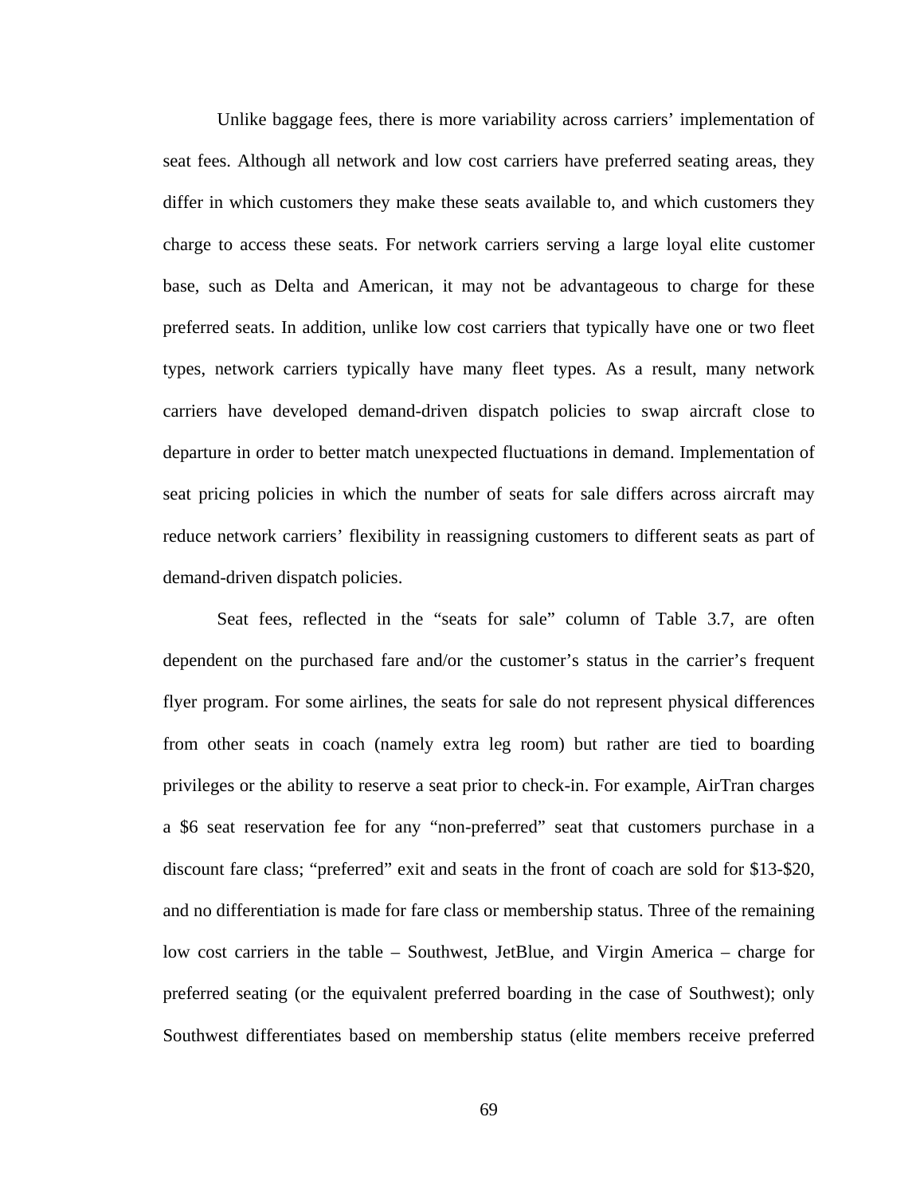Unlike baggage fees, there is more variability across carriers' implementation of seat fees. Although all network and low cost carriers have preferred seating areas, they differ in which customers they make these seats available to, and which customers they charge to access these seats. For network carriers serving a large loyal elite customer base, such as Delta and American, it may not be advantageous to charge for these preferred seats. In addition, unlike low cost carriers that typically have one or two fleet types, network carriers typically have many fleet types. As a result, many network carriers have developed demand-driven dispatch policies to swap aircraft close to departure in order to better match unexpected fluctuations in demand. Implementation of seat pricing policies in which the number of seats for sale differs across aircraft may reduce network carriers' flexibility in reassigning customers to different seats as part of demand-driven dispatch policies.

Seat fees, reflected in the "seats for sale" column of Table 3.7, are often dependent on the purchased fare and/or the customer's status in the carrier's frequent flyer program. For some airlines, the seats for sale do not represent physical differences from other seats in coach (namely extra leg room) but rather are tied to boarding privileges or the ability to reserve a seat prior to check-in. For example, AirTran charges a $6 seat reservation fee for any "non-preferred" seat that customers purchase in a discount fare class; "preferred" exit and seats in the front of coach are sold for $13-$20, and no differentiation is made for fare class or membership status. Three of the remaining low cost carriers in the table – Southwest, JetBlue, and Virgin America – charge for preferred seating (or the equivalent preferred boarding in the case of Southwest); only Southwest differentiates based on membership status (elite members receive preferred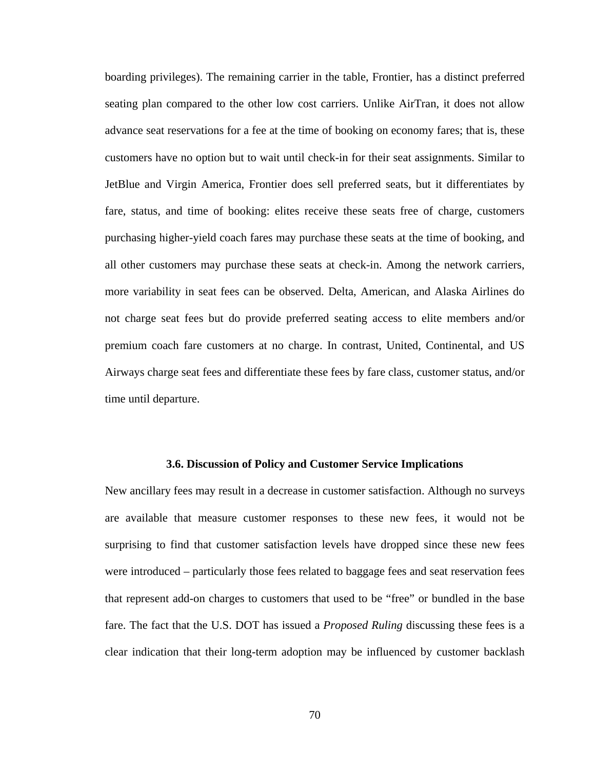boarding privileges). The remaining carrier in the table, Frontier, has a distinct preferred seating plan compared to the other low cost carriers. Unlike AirTran, it does not allow advance seat reservations for a fee at the time of booking on economy fares; that is, these customers have no option but to wait until check-in for their seat assignments. Similar to JetBlue and Virgin America, Frontier does sell preferred seats, but it differentiates by fare, status, and time of booking: elites receive these seats free of charge, customers purchasing higher-yield coach fares may purchase these seats at the time of booking, and all other customers may purchase these seats at check-in. Among the network carriers, more variability in seat fees can be observed. Delta, American, and Alaska Airlines do not charge seat fees but do provide preferred seating access to elite members and/or premium coach fare customers at no charge. In contrast, United, Continental, and US Airways charge seat fees and differentiate these fees by fare class, customer status, and/or time until departure.

### 3.6. Discussion of Policy and Customer Service Implications

New ancillary fees may result in a decrease in customer satisfaction. Although no surveys are available that measure customer responses to these new fees, it would not be surprising to find that customer satisfaction levels have dropped since these new fees were introduced – particularly those fees related to baggage fees and seat reservation fees that represent add-on charges to customers that used to be "free" or bundled in the base fare. The fact that the U.S. DOT has issued a *Proposed Ruling* discussing these fees is a clear indication that their long-term adoption may be influenced by customer backlash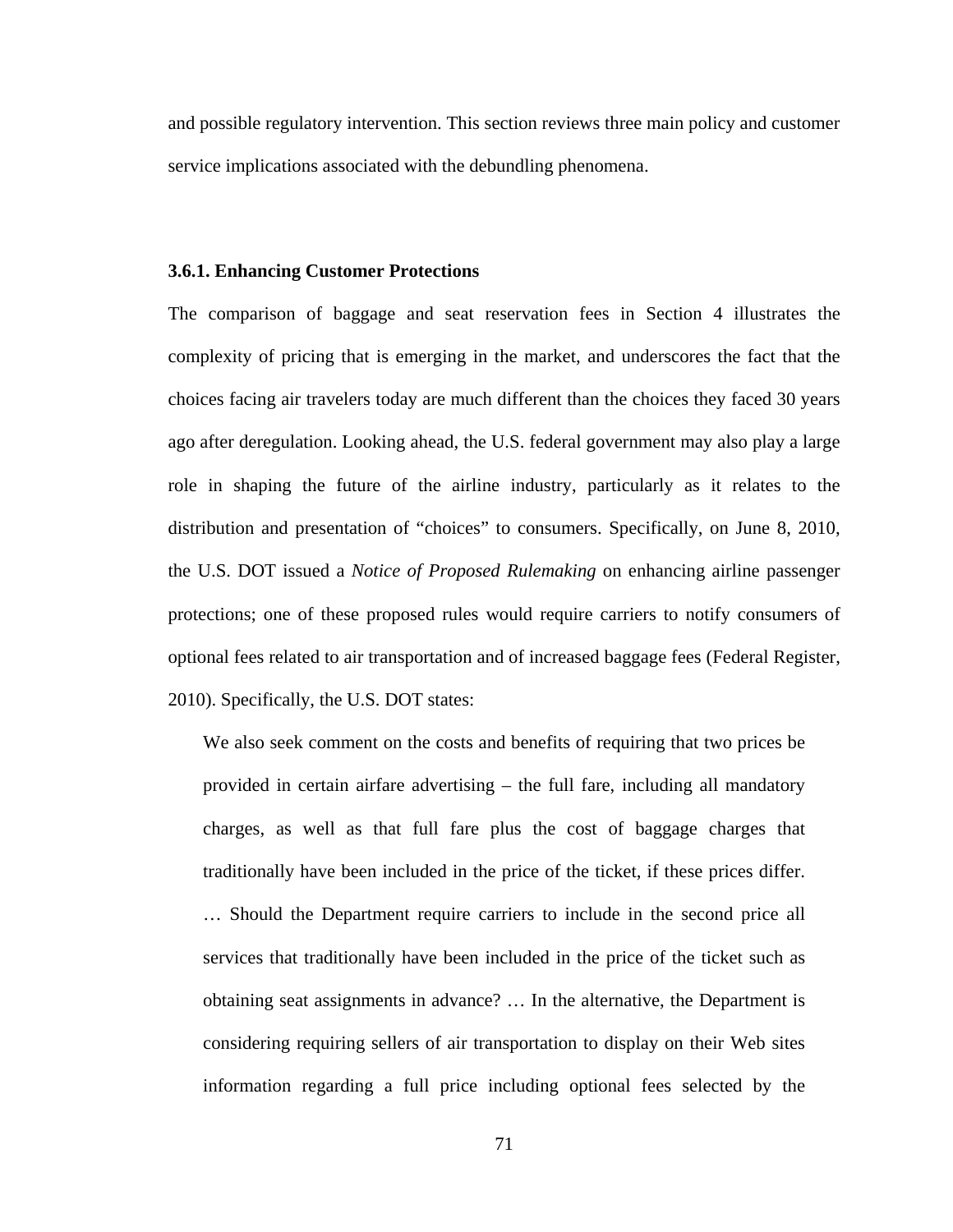and possible regulatory intervention. This section reviews three main policy and customer service implications associated with the debundling phenomena.

### 3.6.1. Enhancing Customer Protections

The comparison of baggage and seat reservation fees in Section 4 illustrates the complexity of pricing that is emerging in the market, and underscores the fact that the choices facing air travelers today are much different than the choices they faced 30 years ago after deregulation. Looking ahead, the U.S. federal government may also play a large role in shaping the future of the airline industry, particularly as it relates to the distribution and presentation of "choices" to consumers. Specifically, on June 8, 2010, the U.S. DOT issued a *Notice of Proposed Rulemaking* on enhancing airline passenger protections; one of these proposed rules would require carriers to notify consumers of optional fees related to air transportation and of increased baggage fees (Federal Register, 2010). Specifically, the U.S. DOT states:

> We also seek comment on the costs and benefits of requiring that two prices be provided in certain airfare advertising – the full fare, including all mandatory charges, as well as that full fare plus the cost of baggage charges that traditionally have been included in the price of the ticket, if these prices differ. … Should the Department require carriers to include in the second price all services that traditionally have been included in the price of the ticket such as obtaining seat assignments in advance? … In the alternative, the Department is considering requiring sellers of air transportation to display on their Web sites information regarding a full price including optional fees selected by the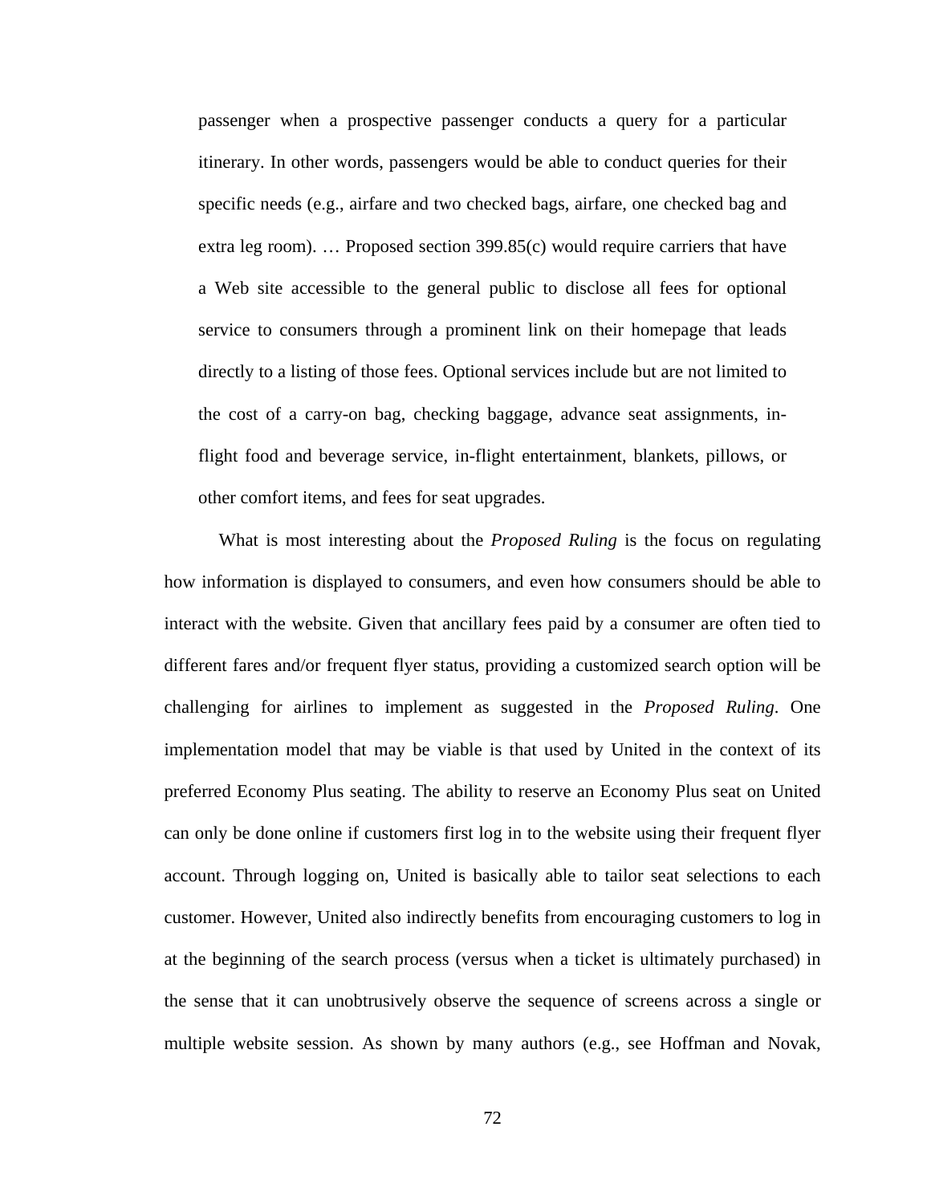> passenger when a prospective passenger conducts a query for a particular itinerary. In other words, passengers would be able to conduct queries for their specific needs (e.g., airfare and two checked bags, airfare, one checked bag and extra leg room). … Proposed section 399.85(c) would require carriers that have a Web site accessible to the general public to disclose all fees for optional service to consumers through a prominent link on their homepage that leads directly to a listing of those fees. Optional services include but are not limited to the cost of a carry-on bag, checking baggage, advance seat assignments, in-flight food and beverage service, in-flight entertainment, blankets, pillows, or other comfort items, and fees for seat upgrades.

What is most interesting about the *Proposed Ruling* is the focus on regulating how information is displayed to consumers, and even how consumers should be able to interact with the website. Given that ancillary fees paid by a consumer are often tied to different fares and/or frequent flyer status, providing a customized search option will be challenging for airlines to implement as suggested in the *Proposed Ruling*. One implementation model that may be viable is that used by United in the context of its preferred Economy Plus seating. The ability to reserve an Economy Plus seat on United can only be done online if customers first log in to the website using their frequent flyer account. Through logging on, United is basically able to tailor seat selections to each customer. However, United also indirectly benefits from encouraging customers to log in at the beginning of the search process (versus when a ticket is ultimately purchased) in the sense that it can unobtrusively observe the sequence of screens across a single or multiple website session. As shown by many authors (e.g., see Hoffman and Novak,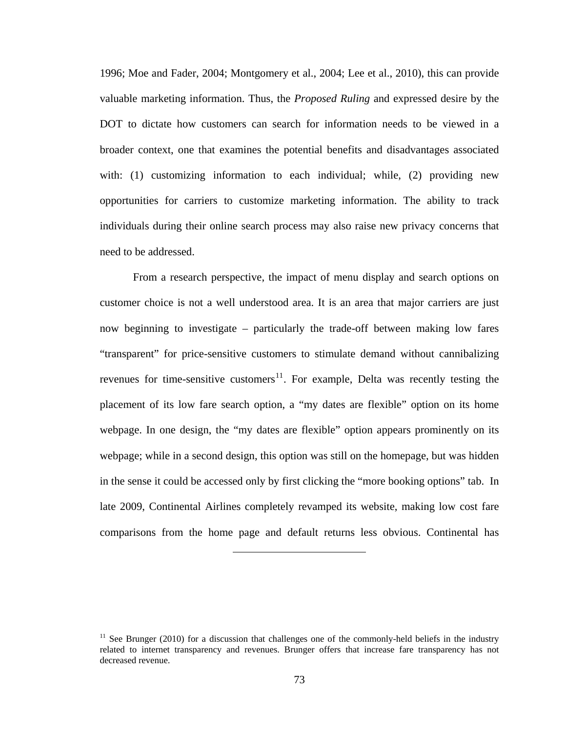1996; Moe and Fader, 2004; Montgomery et al., 2004; Lee et al., 2010), this can provide valuable marketing information. Thus, the *Proposed Ruling* and expressed desire by the DOT to dictate how customers can search for information needs to be viewed in a broader context, one that examines the potential benefits and disadvantages associated with: (1) customizing information to each individual; while, (2) providing new opportunities for carriers to customize marketing information. The ability to track individuals during their online search process may also raise new privacy concerns that need to be addressed.

From a research perspective, the impact of menu display and search options on customer choice is not a well understood area. It is an area that major carriers are just now beginning to investigate – particularly the trade-off between making low fares "transparent" for price-sensitive customers to stimulate demand without cannibalizing revenues for time-sensitive customers[11]. For example, Delta was recently testing the placement of its low fare search option, a "my dates are flexible" option on its home webpage. In one design, the "my dates are flexible" option appears prominently on its webpage; while in a second design, this option was still on the homepage, but was hidden in the sense it could be accessed only by first clicking the "more booking options" tab. In late 2009, Continental Airlines completely revamped its website, making low cost fare comparisons from the home page and default returns less obvious. Continental has

---

[11] See Brunger (2010) for a discussion that challenges one of the commonly-held beliefs in the industry related to internet transparency and revenues. Brunger offers that increase fare transparency has not decreased revenue.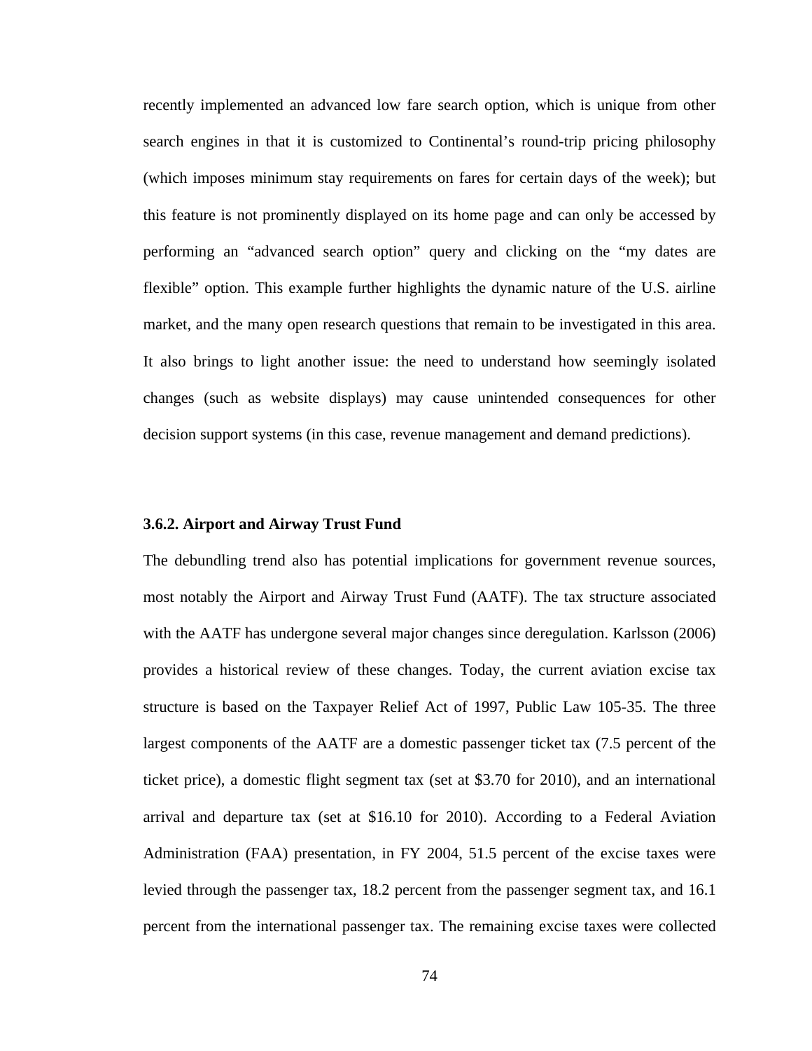recently implemented an advanced low fare search option, which is unique from other search engines in that it is customized to Continental's round-trip pricing philosophy (which imposes minimum stay requirements on fares for certain days of the week); but this feature is not prominently displayed on its home page and can only be accessed by performing an "advanced search option" query and clicking on the "my dates are flexible" option. This example further highlights the dynamic nature of the U.S. airline market, and the many open research questions that remain to be investigated in this area. It also brings to light another issue: the need to understand how seemingly isolated changes (such as website displays) may cause unintended consequences for other decision support systems (in this case, revenue management and demand predictions).

### 3.6.2. Airport and Airway Trust Fund

The debundling trend also has potential implications for government revenue sources, most notably the Airport and Airway Trust Fund (AATF). The tax structure associated with the AATF has undergone several major changes since deregulation. Karlsson (2006) provides a historical review of these changes. Today, the current aviation excise tax structure is based on the Taxpayer Relief Act of 1997, Public Law 105-35. The three largest components of the AATF are a domestic passenger ticket tax (7.5 percent of the ticket price), a domestic flight segment tax (set at \$3.70 for 2010), and an international arrival and departure tax (set at \$16.10 for 2010). According to a Federal Aviation Administration (FAA) presentation, in FY 2004, 51.5 percent of the excise taxes were levied through the passenger tax, 18.2 percent from the passenger segment tax, and 16.1 percent from the international passenger tax. The remaining excise taxes were collected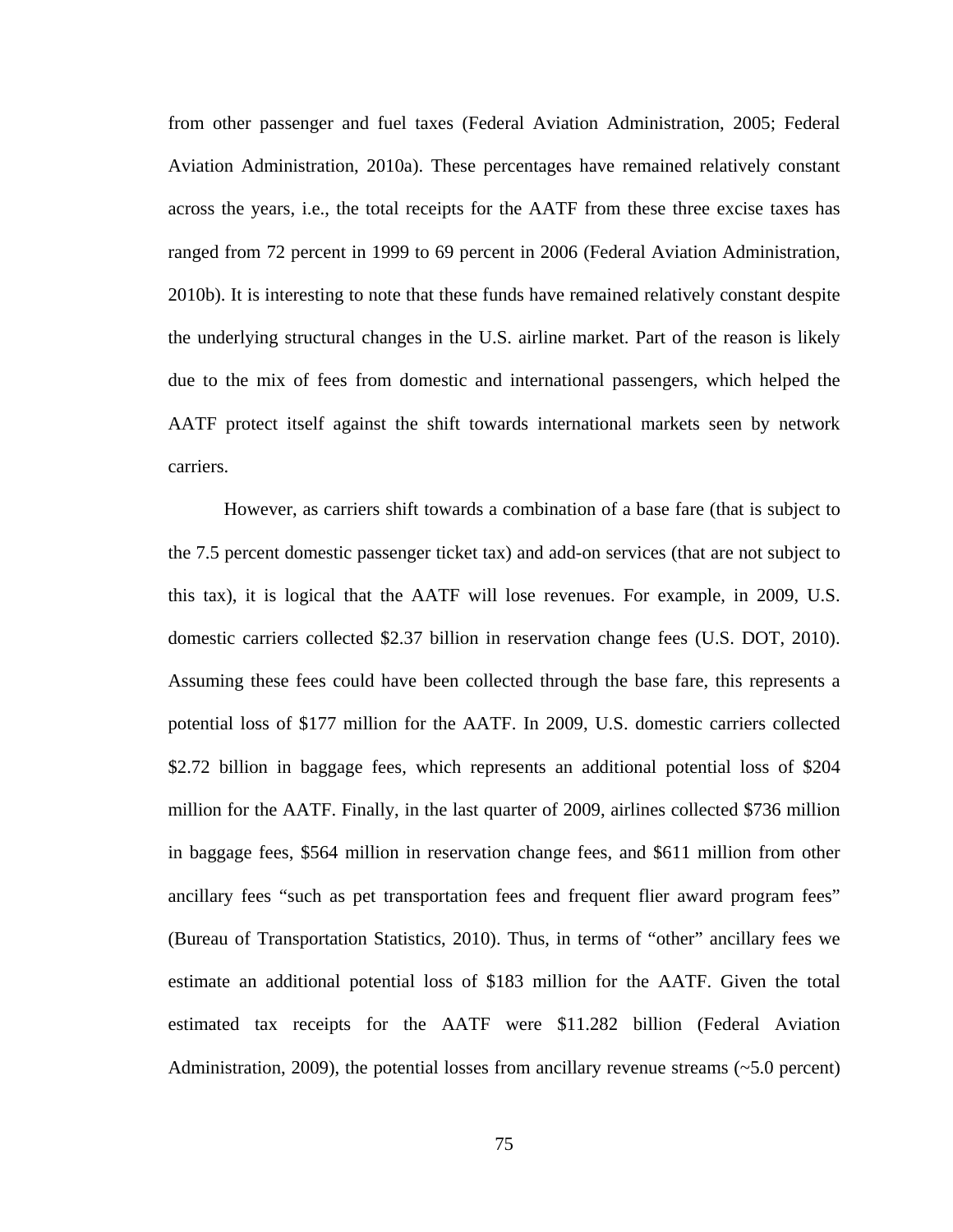from other passenger and fuel taxes (Federal Aviation Administration, 2005; Federal Aviation Administration, 2010a). These percentages have remained relatively constant across the years, i.e., the total receipts for the AATF from these three excise taxes has ranged from 72 percent in 1999 to 69 percent in 2006 (Federal Aviation Administration, 2010b). It is interesting to note that these funds have remained relatively constant despite the underlying structural changes in the U.S. airline market. Part of the reason is likely due to the mix of fees from domestic and international passengers, which helped the AATF protect itself against the shift towards international markets seen by network carriers.

However, as carriers shift towards a combination of a base fare (that is subject to the 7.5 percent domestic passenger ticket tax) and add-on services (that are not subject to this tax), it is logical that the AATF will lose revenues. For example, in 2009, U.S. domestic carriers collected $2.37 billion in reservation change fees (U.S. DOT, 2010). Assuming these fees could have been collected through the base fare, this represents a potential loss of $177 million for the AATF. In 2009, U.S. domestic carriers collected $2.72 billion in baggage fees, which represents an additional potential loss of $204 million for the AATF. Finally, in the last quarter of 2009, airlines collected $736 million in baggage fees, $564 million in reservation change fees, and $611 million from other ancillary fees "such as pet transportation fees and frequent flier award program fees" (Bureau of Transportation Statistics, 2010). Thus, in terms of "other" ancillary fees we estimate an additional potential loss of $183 million for the AATF. Given the total estimated tax receipts for the AATF were $11.282 billion (Federal Aviation Administration, 2009), the potential losses from ancillary revenue streams (~5.0 percent)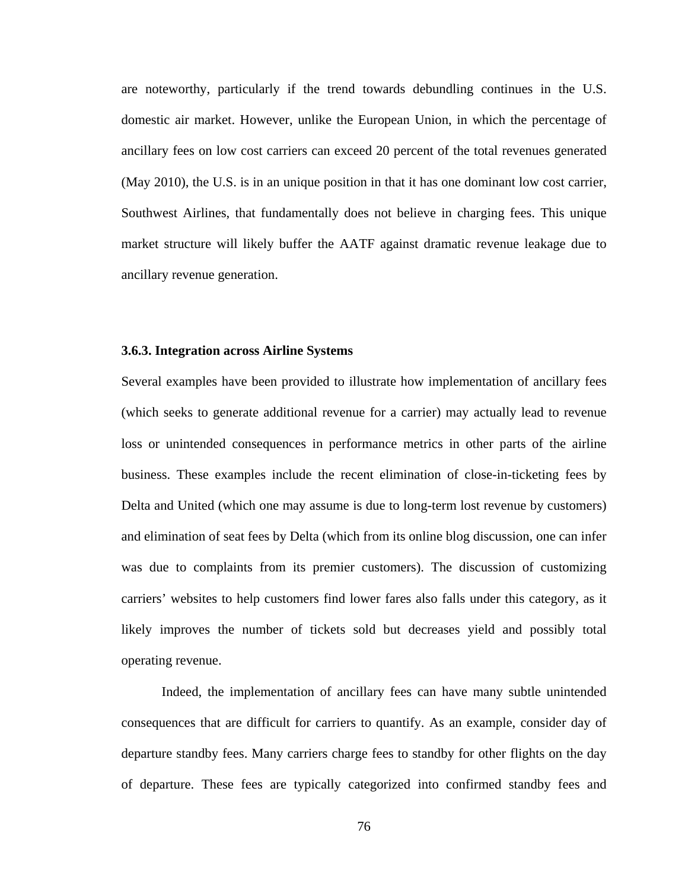are noteworthy, particularly if the trend towards debundling continues in the U.S. domestic air market. However, unlike the European Union, in which the percentage of ancillary fees on low cost carriers can exceed 20 percent of the total revenues generated (May 2010), the U.S. is in an unique position in that it has one dominant low cost carrier, Southwest Airlines, that fundamentally does not believe in charging fees. This unique market structure will likely buffer the AATF against dramatic revenue leakage due to ancillary revenue generation.

### 3.6.3. Integration across Airline Systems

Several examples have been provided to illustrate how implementation of ancillary fees (which seeks to generate additional revenue for a carrier) may actually lead to revenue loss or unintended consequences in performance metrics in other parts of the airline business. These examples include the recent elimination of close-in-ticketing fees by Delta and United (which one may assume is due to long-term lost revenue by customers) and elimination of seat fees by Delta (which from its online blog discussion, one can infer was due to complaints from its premier customers). The discussion of customizing carriers' websites to help customers find lower fares also falls under this category, as it likely improves the number of tickets sold but decreases yield and possibly total operating revenue.

Indeed, the implementation of ancillary fees can have many subtle unintended consequences that are difficult for carriers to quantify. As an example, consider day of departure standby fees. Many carriers charge fees to standby for other flights on the day of departure. These fees are typically categorized into confirmed standby fees and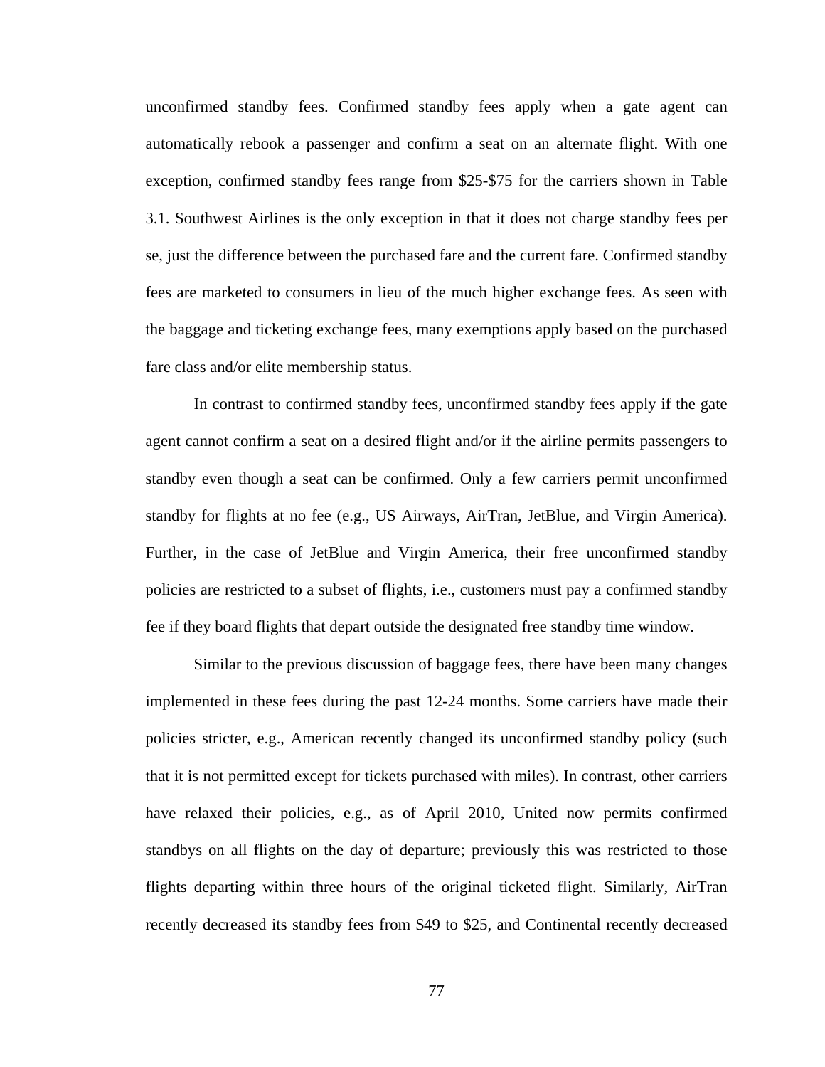unconfirmed standby fees. Confirmed standby fees apply when a gate agent can automatically rebook a passenger and confirm a seat on an alternate flight. With one exception, confirmed standby fees range from $25-$75 for the carriers shown in Table 3.1. Southwest Airlines is the only exception in that it does not charge standby fees per se, just the difference between the purchased fare and the current fare. Confirmed standby fees are marketed to consumers in lieu of the much higher exchange fees. As seen with the baggage and ticketing exchange fees, many exemptions apply based on the purchased fare class and/or elite membership status.

In contrast to confirmed standby fees, unconfirmed standby fees apply if the gate agent cannot confirm a seat on a desired flight and/or if the airline permits passengers to standby even though a seat can be confirmed. Only a few carriers permit unconfirmed standby for flights at no fee (e.g., US Airways, AirTran, JetBlue, and Virgin America). Further, in the case of JetBlue and Virgin America, their free unconfirmed standby policies are restricted to a subset of flights, i.e., customers must pay a confirmed standby fee if they board flights that depart outside the designated free standby time window.

Similar to the previous discussion of baggage fees, there have been many changes implemented in these fees during the past 12-24 months. Some carriers have made their policies stricter, e.g., American recently changed its unconfirmed standby policy (such that it is not permitted except for tickets purchased with miles). In contrast, other carriers have relaxed their policies, e.g., as of April 2010, United now permits confirmed standbys on all flights on the day of departure; previously this was restricted to those flights departing within three hours of the original ticketed flight. Similarly, AirTran recently decreased its standby fees from $49 to $25, and Continental recently decreased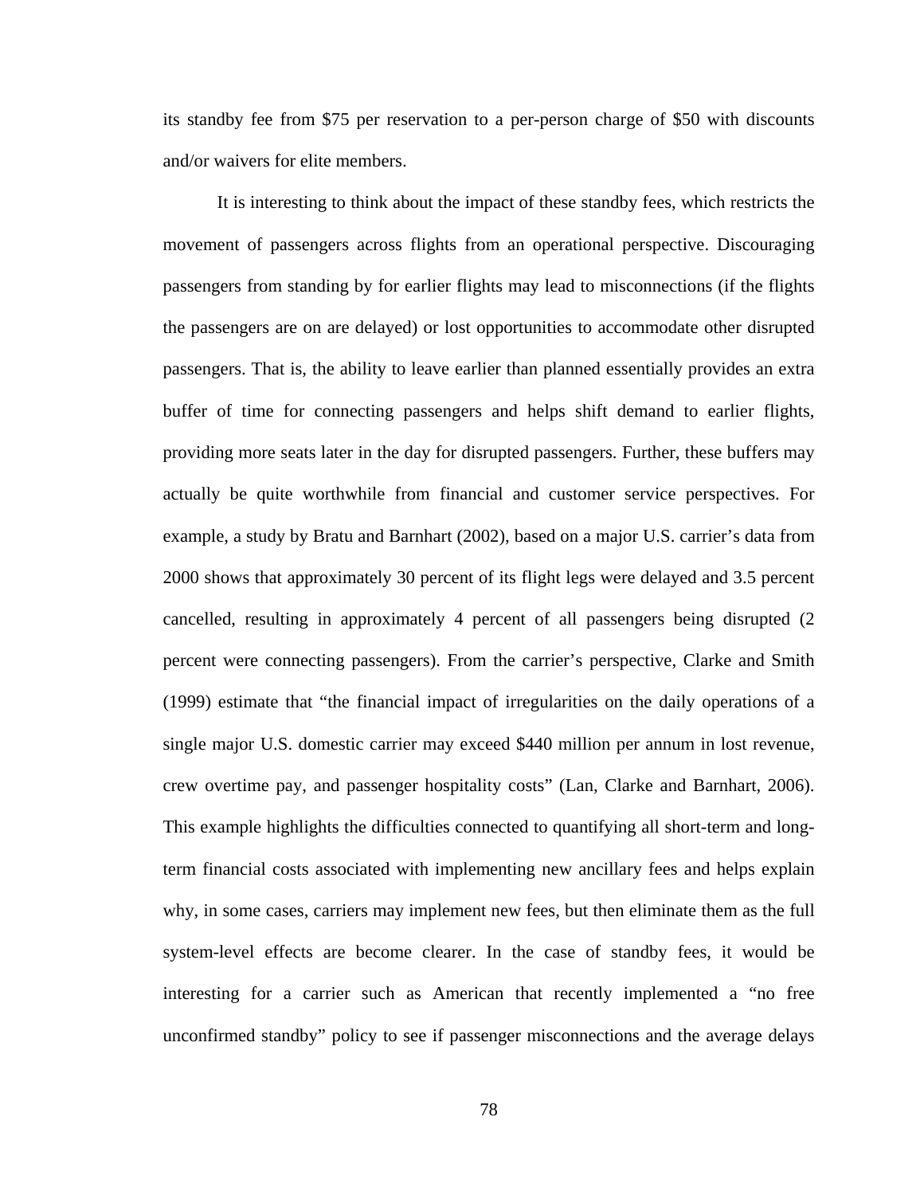its standby fee from $75 per reservation to a per-person charge of $50 with discounts and/or waivers for elite members.

It is interesting to think about the impact of these standby fees, which restricts the movement of passengers across flights from an operational perspective. Discouraging passengers from standing by for earlier flights may lead to misconnections (if the flights the passengers are on are delayed) or lost opportunities to accommodate other disrupted passengers. That is, the ability to leave earlier than planned essentially provides an extra buffer of time for connecting passengers and helps shift demand to earlier flights, providing more seats later in the day for disrupted passengers. Further, these buffers may actually be quite worthwhile from financial and customer service perspectives. For example, a study by Bratu and Barnhart (2002), based on a major U.S. carrier's data from 2000 shows that approximately 30 percent of its flight legs were delayed and 3.5 percent cancelled, resulting in approximately 4 percent of all passengers being disrupted (2 percent were connecting passengers). From the carrier's perspective, Clarke and Smith (1999) estimate that "the financial impact of irregularities on the daily operations of a single major U.S. domestic carrier may exceed $440 million per annum in lost revenue, crew overtime pay, and passenger hospitality costs" (Lan, Clarke and Barnhart, 2006). This example highlights the difficulties connected to quantifying all short-term and long-term financial costs associated with implementing new ancillary fees and helps explain why, in some cases, carriers may implement new fees, but then eliminate them as the full system-level effects are become clearer. In the case of standby fees, it would be interesting for a carrier such as American that recently implemented a "no free unconfirmed standby" policy to see if passenger misconnections and the average delays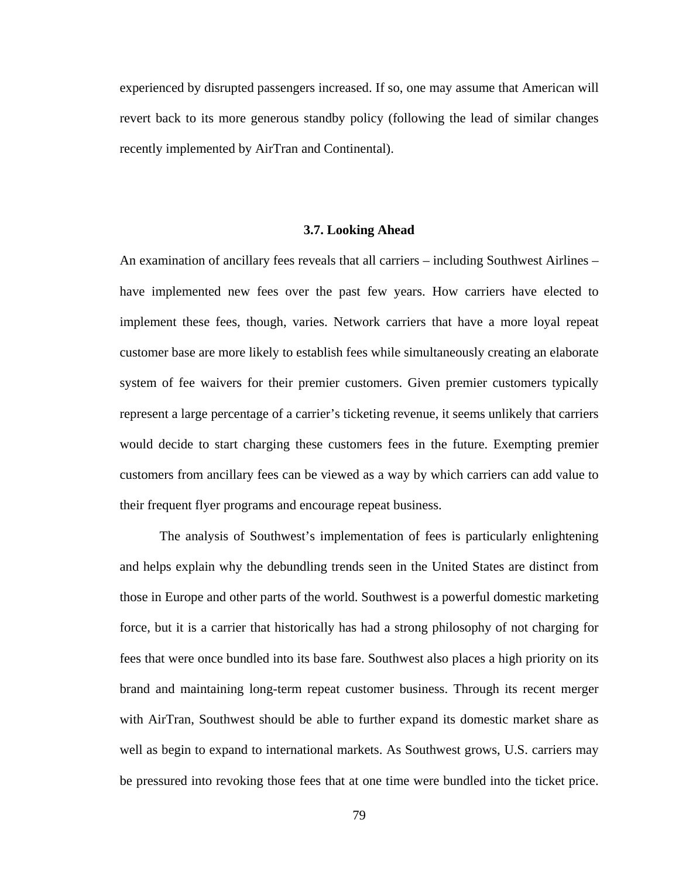experienced by disrupted passengers increased. If so, one may assume that American will revert back to its more generous standby policy (following the lead of similar changes recently implemented by AirTran and Continental).

### 3.7. Looking Ahead

An examination of ancillary fees reveals that all carriers – including Southwest Airlines – have implemented new fees over the past few years. How carriers have elected to implement these fees, though, varies. Network carriers that have a more loyal repeat customer base are more likely to establish fees while simultaneously creating an elaborate system of fee waivers for their premier customers. Given premier customers typically represent a large percentage of a carrier's ticketing revenue, it seems unlikely that carriers would decide to start charging these customers fees in the future. Exempting premier customers from ancillary fees can be viewed as a way by which carriers can add value to their frequent flyer programs and encourage repeat business.

The analysis of Southwest's implementation of fees is particularly enlightening and helps explain why the debundling trends seen in the United States are distinct from those in Europe and other parts of the world. Southwest is a powerful domestic marketing force, but it is a carrier that historically has had a strong philosophy of not charging for fees that were once bundled into its base fare. Southwest also places a high priority on its brand and maintaining long-term repeat customer business. Through its recent merger with AirTran, Southwest should be able to further expand its domestic market share as well as begin to expand to international markets. As Southwest grows, U.S. carriers may be pressured into revoking those fees that at one time were bundled into the ticket price.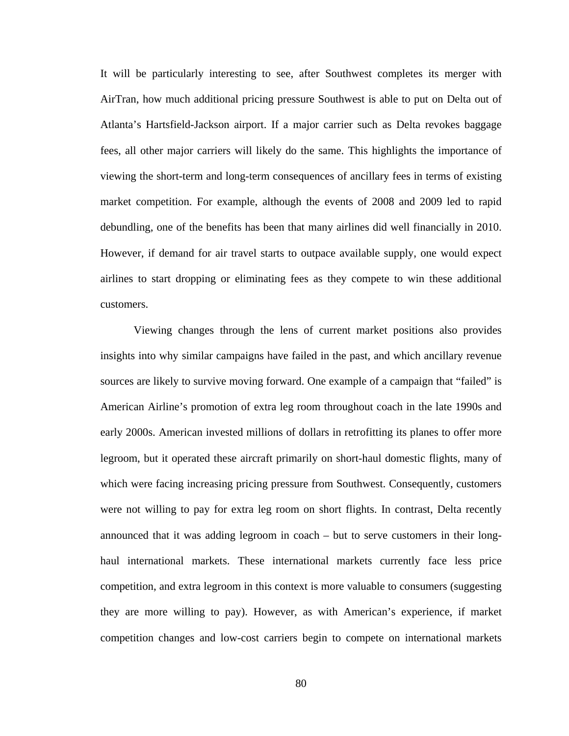It will be particularly interesting to see, after Southwest completes its merger with AirTran, how much additional pricing pressure Southwest is able to put on Delta out of Atlanta's Hartsfield-Jackson airport. If a major carrier such as Delta revokes baggage fees, all other major carriers will likely do the same. This highlights the importance of viewing the short-term and long-term consequences of ancillary fees in terms of existing market competition. For example, although the events of 2008 and 2009 led to rapid debundling, one of the benefits has been that many airlines did well financially in 2010. However, if demand for air travel starts to outpace available supply, one would expect airlines to start dropping or eliminating fees as they compete to win these additional customers.

Viewing changes through the lens of current market positions also provides insights into why similar campaigns have failed in the past, and which ancillary revenue sources are likely to survive moving forward. One example of a campaign that "failed" is American Airline's promotion of extra leg room throughout coach in the late 1990s and early 2000s. American invested millions of dollars in retrofitting its planes to offer more legroom, but it operated these aircraft primarily on short-haul domestic flights, many of which were facing increasing pricing pressure from Southwest. Consequently, customers were not willing to pay for extra leg room on short flights. In contrast, Delta recently announced that it was adding legroom in coach – but to serve customers in their long-haul international markets. These international markets currently face less price competition, and extra legroom in this context is more valuable to consumers (suggesting they are more willing to pay). However, as with American's experience, if market competition changes and low-cost carriers begin to compete on international markets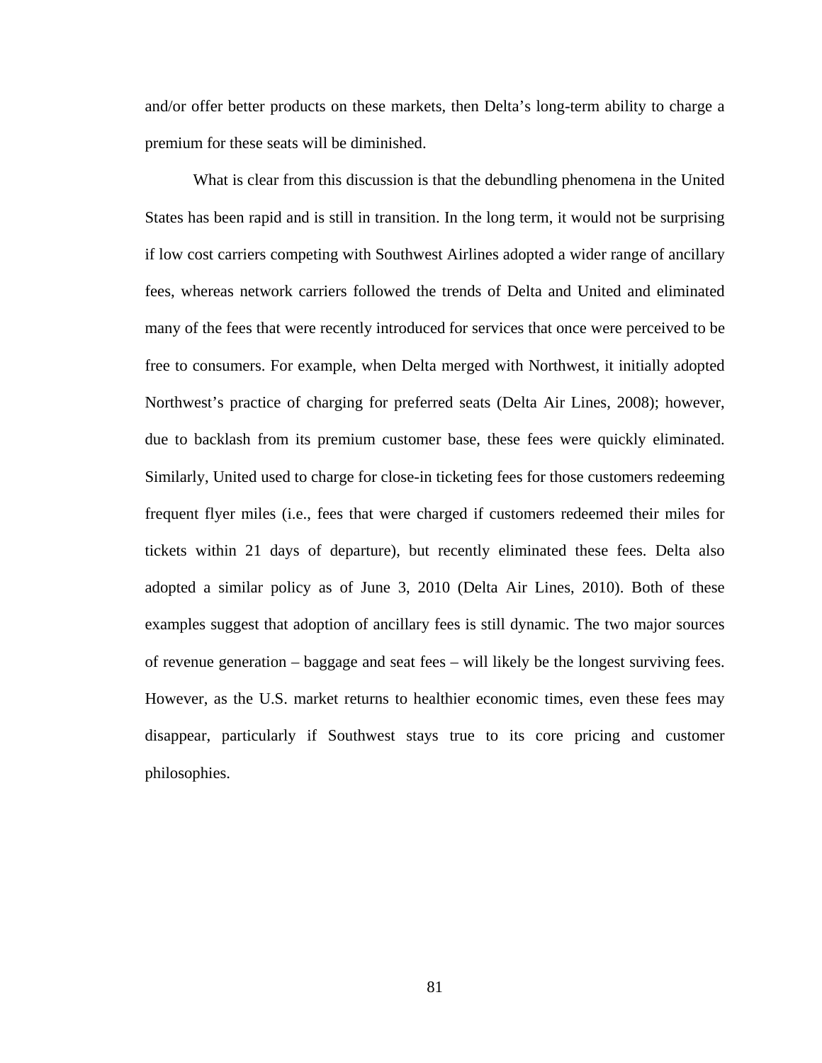and/or offer better products on these markets, then Delta's long-term ability to charge a premium for these seats will be diminished.

What is clear from this discussion is that the debundling phenomena in the United States has been rapid and is still in transition. In the long term, it would not be surprising if low cost carriers competing with Southwest Airlines adopted a wider range of ancillary fees, whereas network carriers followed the trends of Delta and United and eliminated many of the fees that were recently introduced for services that once were perceived to be free to consumers. For example, when Delta merged with Northwest, it initially adopted Northwest's practice of charging for preferred seats (Delta Air Lines, 2008); however, due to backlash from its premium customer base, these fees were quickly eliminated. Similarly, United used to charge for close-in ticketing fees for those customers redeeming frequent flyer miles (i.e., fees that were charged if customers redeemed their miles for tickets within 21 days of departure), but recently eliminated these fees. Delta also adopted a similar policy as of June 3, 2010 (Delta Air Lines, 2010). Both of these examples suggest that adoption of ancillary fees is still dynamic. The two major sources of revenue generation – baggage and seat fees – will likely be the longest surviving fees. However, as the U.S. market returns to healthier economic times, even these fees may disappear, particularly if Southwest stays true to its core pricing and customer philosophies.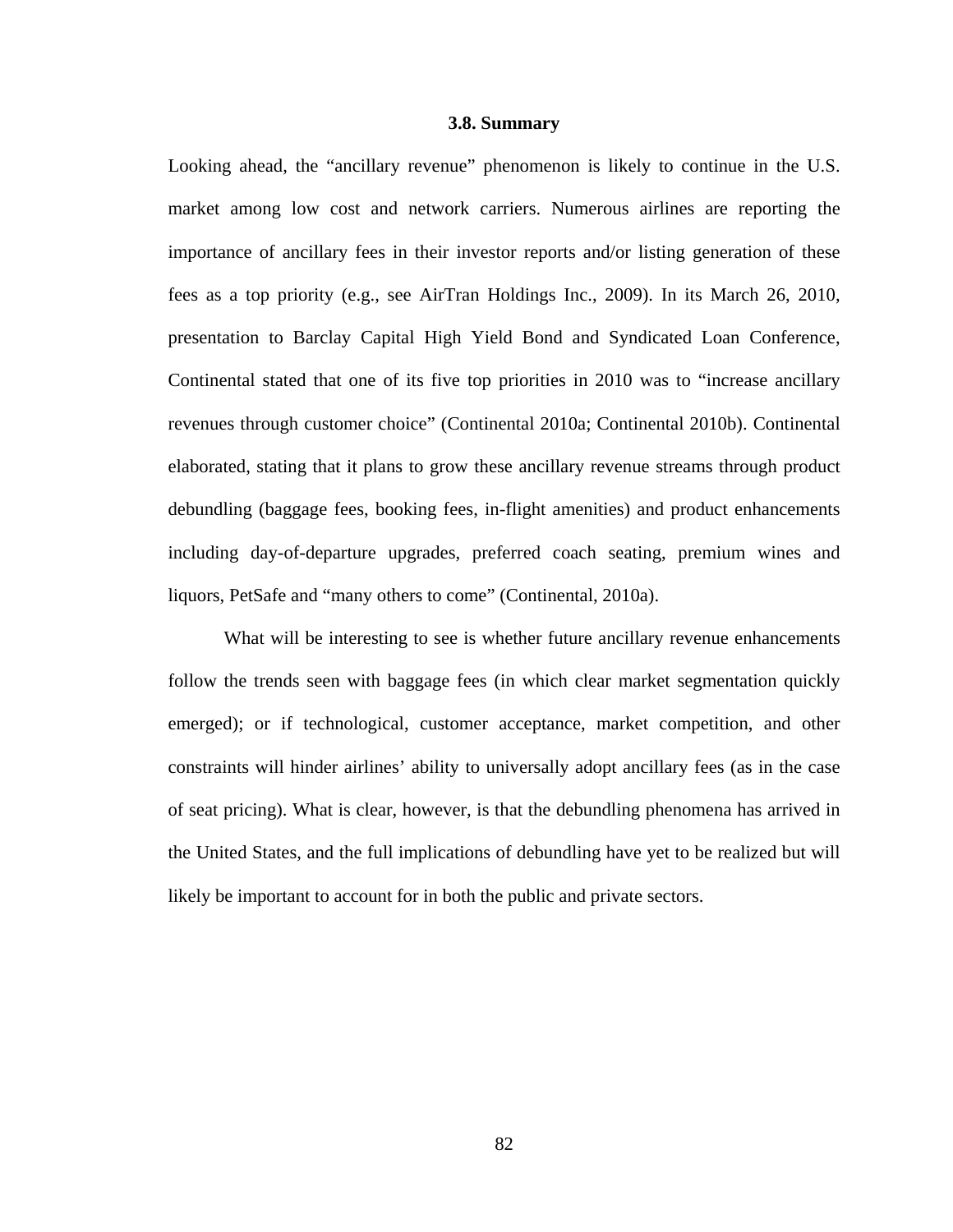### 3.8. Summary

Looking ahead, the “ancillary revenue” phenomenon is likely to continue in the U.S. market among low cost and network carriers. Numerous airlines are reporting the importance of ancillary fees in their investor reports and/or listing generation of these fees as a top priority (e.g., see AirTran Holdings Inc., 2009). In its March 26, 2010, presentation to Barclay Capital High Yield Bond and Syndicated Loan Conference, Continental stated that one of its five top priorities in 2010 was to “increase ancillary revenues through customer choice” (Continental 2010a; Continental 2010b). Continental elaborated, stating that it plans to grow these ancillary revenue streams through product debundling (baggage fees, booking fees, in-flight amenities) and product enhancements including day-of-departure upgrades, preferred coach seating, premium wines and liquors, PetSafe and “many others to come” (Continental, 2010a).

What will be interesting to see is whether future ancillary revenue enhancements follow the trends seen with baggage fees (in which clear market segmentation quickly emerged); or if technological, customer acceptance, market competition, and other constraints will hinder airlines’ ability to universally adopt ancillary fees (as in the case of seat pricing). What is clear, however, is that the debundling phenomena has arrived in the United States, and the full implications of debundling have yet to be realized but will likely be important to account for in both the public and private sectors.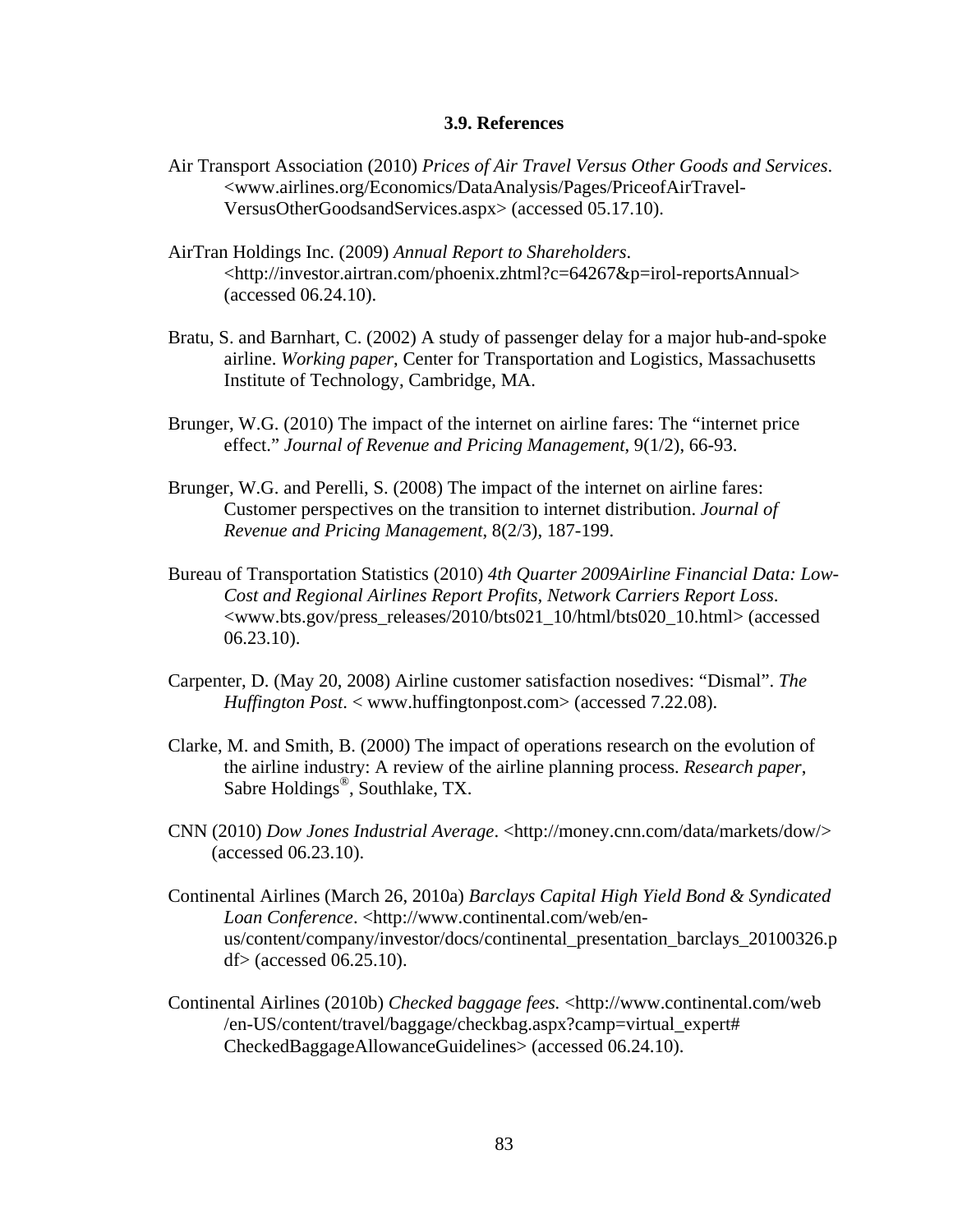### 3.9. References

Air Transport Association (2010) *Prices of Air Travel Versus Other Goods and Services*. <www.airlines.org/Economics/DataAnalysis/Pages/PriceofAirTravel-VersusOtherGoodsandServices.aspx> (accessed 05.17.10).

AirTran Holdings Inc. (2009) *Annual Report to Shareholders*. <http://investor.airtran.com/phoenix.zhtml?c=64267&p=irol-reportsAnnual> (accessed 06.24.10).

Bratu, S. and Barnhart, C. (2002) A study of passenger delay for a major hub-and-spoke airline. *Working paper*, Center for Transportation and Logistics, Massachusetts Institute of Technology, Cambridge, MA.

Brunger, W.G. (2010) The impact of the internet on airline fares: The "internet price effect." *Journal of Revenue and Pricing Management*, 9(1/2), 66-93.

Brunger, W.G. and Perelli, S. (2008) The impact of the internet on airline fares: Customer perspectives on the transition to internet distribution. *Journal of Revenue and Pricing Management*, 8(2/3), 187-199.

Bureau of Transportation Statistics (2010) *4th Quarter 2009Airline Financial Data: Low-Cost and Regional Airlines Report Profits, Network Carriers Report Loss*. <www.bts.gov/press_releases/2010/bts021_10/html/bts020_10.html> (accessed 06.23.10).

Carpenter, D. (May 20, 2008) Airline customer satisfaction nosedives: "Dismal". *The Huffington Post*. < www.huffingtonpost.com> (accessed 7.22.08).

Clarke, M. and Smith, B. (2000) The impact of operations research on the evolution of the airline industry: A review of the airline planning process. *Research paper*, Sabre Holdings®, Southlake, TX.

CNN (2010) *Dow Jones Industrial Average*. <http://money.cnn.com/data/markets/dow/> (accessed 06.23.10).

Continental Airlines (March 26, 2010a) *Barclays Capital High Yield Bond & Syndicated Loan Conference*. <http://www.continental.com/web/en-us/content/company/investor/docs/continental_presentation_barclays_20100326.pdf> (accessed 06.25.10).

Continental Airlines (2010b) *Checked baggage fees.* <http://www.continental.com/web/en-US/content/travel/baggage/checkbag.aspx?camp=virtual_expert#CheckedBaggageAllowanceGuidelines> (accessed 06.24.10).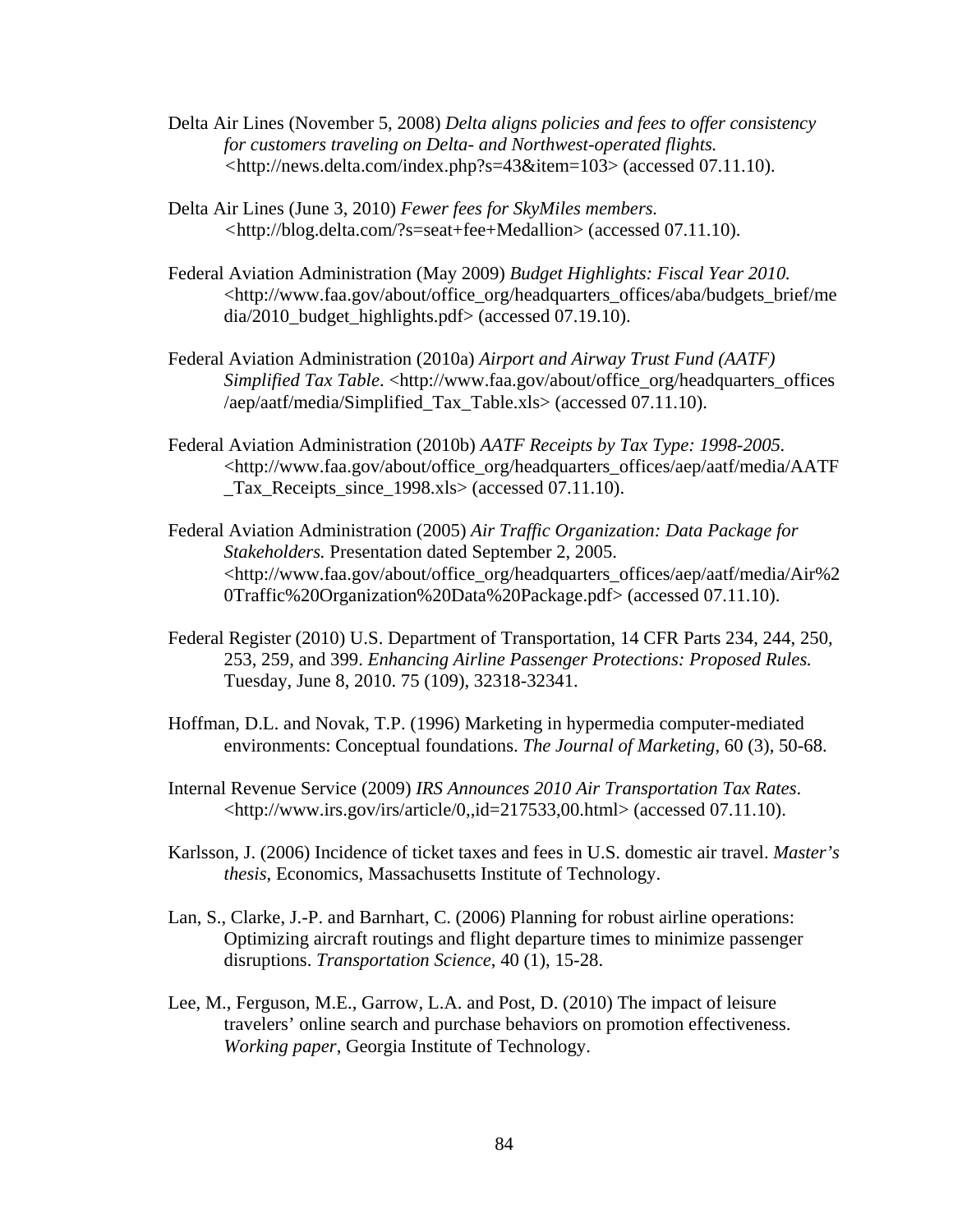Delta Air Lines (November 5, 2008) *Delta aligns policies and fees to offer consistency for customers traveling on Delta- and Northwest-operated flights.* <http://news.delta.com/index.php?s=43&item=103> (accessed 07.11.10).

Delta Air Lines (June 3, 2010) *Fewer fees for SkyMiles members.* <http://blog.delta.com/?s=seat+fee+Medallion> (accessed 07.11.10).

Federal Aviation Administration (May 2009) *Budget Highlights: Fiscal Year 2010.* <http://www.faa.gov/about/office_org/headquarters_offices/aba/budgets_brief/media/2010_budget_highlights.pdf> (accessed 07.19.10).

Federal Aviation Administration (2010a) *Airport and Airway Trust Fund (AATF) Simplified Tax Table*. <http://www.faa.gov/about/office_org/headquarters_offices/aep/aatf/media/Simplified_Tax_Table.xls> (accessed 07.11.10).

Federal Aviation Administration (2010b) *AATF Receipts by Tax Type: 1998-2005.* <http://www.faa.gov/about/office_org/headquarters_offices/aep/aatf/media/AATF_Tax_Receipts_since_1998.xls> (accessed 07.11.10).

Federal Aviation Administration (2005) *Air Traffic Organization: Data Package for Stakeholders.* Presentation dated September 2, 2005. <http://www.faa.gov/about/office_org/headquarters_offices/aep/aatf/media/Air%20Traffic%20Organization%20Data%20Package.pdf> (accessed 07.11.10).

Federal Register (2010) U.S. Department of Transportation, 14 CFR Parts 234, 244, 250, 253, 259, and 399. *Enhancing Airline Passenger Protections: Proposed Rules.* Tuesday, June 8, 2010. 75 (109), 32318-32341.

Hoffman, D.L. and Novak, T.P. (1996) Marketing in hypermedia computer-mediated environments: Conceptual foundations. *The Journal of Marketing*, 60 (3), 50-68.

Internal Revenue Service (2009) *IRS Announces 2010 Air Transportation Tax Rates*. <http://www.irs.gov/irs/article/0,,id=217533,00.html> (accessed 07.11.10).

Karlsson, J. (2006) Incidence of ticket taxes and fees in U.S. domestic air travel. *Master's thesis*, Economics, Massachusetts Institute of Technology.

Lan, S., Clarke, J.-P. and Barnhart, C. (2006) Planning for robust airline operations: Optimizing aircraft routings and flight departure times to minimize passenger disruptions. *Transportation Science*, 40 (1), 15-28.

Lee, M., Ferguson, M.E., Garrow, L.A. and Post, D. (2010) The impact of leisure travelers' online search and purchase behaviors on promotion effectiveness. *Working paper*, Georgia Institute of Technology.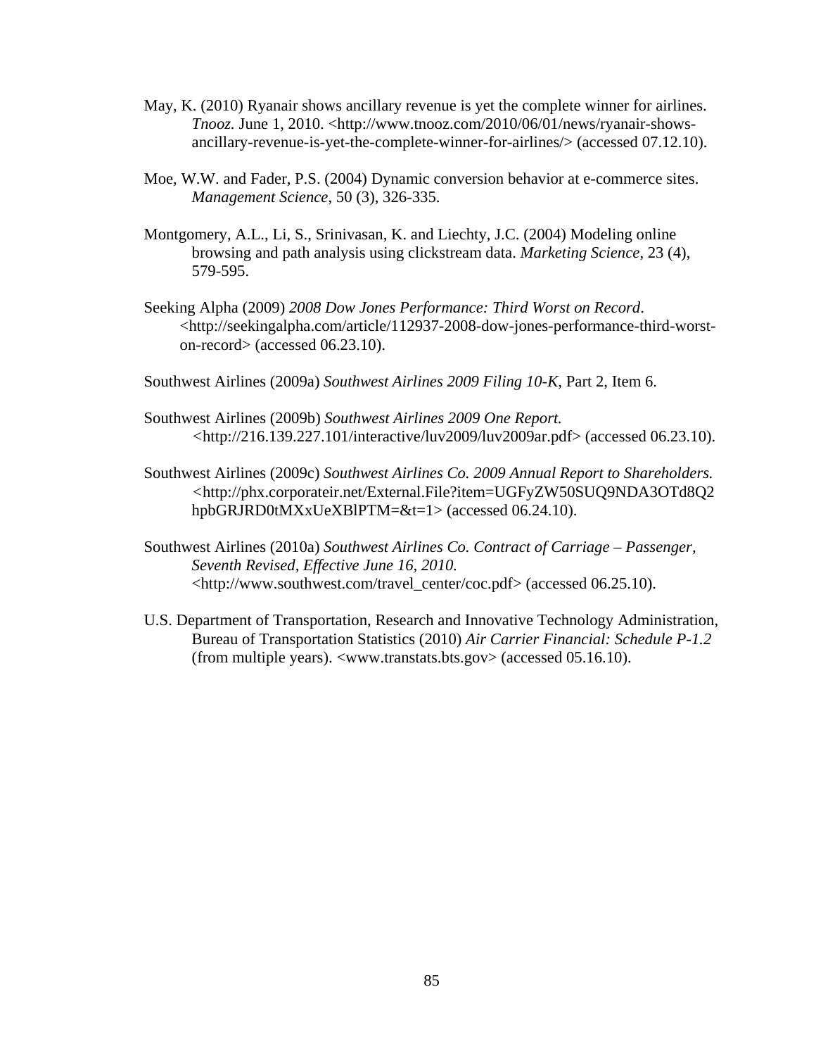May, K. (2010) Ryanair shows ancillary revenue is yet the complete winner for airlines. *Tnooz.* June 1, 2010. <http://www.tnooz.com/2010/06/01/news/ryanair-shows-ancillary-revenue-is-yet-the-complete-winner-for-airlines/> (accessed 07.12.10).

Moe, W.W. and Fader, P.S. (2004) Dynamic conversion behavior at e-commerce sites. *Management Science*, 50 (3), 326-335.

Montgomery, A.L., Li, S., Srinivasan, K. and Liechty, J.C. (2004) Modeling online browsing and path analysis using clickstream data. *Marketing Science*, 23 (4), 579-595.

Seeking Alpha (2009) *2008 Dow Jones Performance: Third Worst on Record*. <http://seekingalpha.com/article/112937-2008-dow-jones-performance-third-worst-on-record> (accessed 06.23.10).

Southwest Airlines (2009a) *Southwest Airlines 2009 Filing 10-K*, Part 2, Item 6.

Southwest Airlines (2009b) *Southwest Airlines 2009 One Report.* <http://216.139.227.101/interactive/luv2009/luv2009ar.pdf> (accessed 06.23.10).

Southwest Airlines (2009c) *Southwest Airlines Co. 2009 Annual Report to Shareholders.* <http://phx.corporateir.net/External.File?item=UGFyZW50SUQ9NDA3OTd8Q2hpbGRJRD0tMXxUeXBlPTM=&t=1> (accessed 06.24.10).

Southwest Airlines (2010a) *Southwest Airlines Co. Contract of Carriage – Passenger, Seventh Revised, Effective June 16, 2010.* <http://www.southwest.com/travel_center/coc.pdf> (accessed 06.25.10).

U.S. Department of Transportation, Research and Innovative Technology Administration, Bureau of Transportation Statistics (2010) *Air Carrier Financial: Schedule P-1.2* (from multiple years). <www.transtats.bts.gov> (accessed 05.16.10).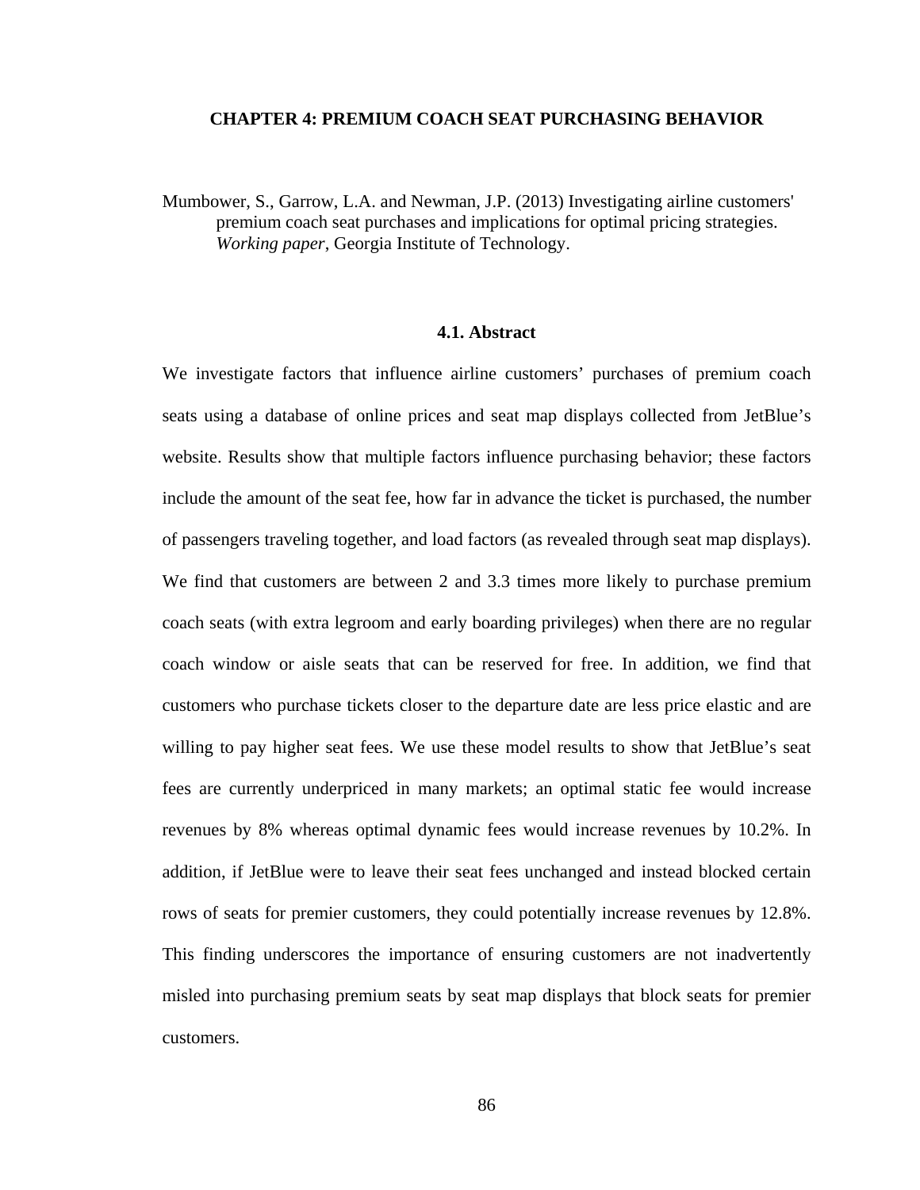# CHAPTER 4: PREMIUM COACH SEAT PURCHASING BEHAVIOR

Mumbower, S., Garrow, L.A. and Newman, J.P. (2013) Investigating airline customers' premium coach seat purchases and implications for optimal pricing strategies. *Working paper*, Georgia Institute of Technology.

## 4.1. Abstract

We investigate factors that influence airline customers' purchases of premium coach seats using a database of online prices and seat map displays collected from JetBlue's website. Results show that multiple factors influence purchasing behavior; these factors include the amount of the seat fee, how far in advance the ticket is purchased, the number of passengers traveling together, and load factors (as revealed through seat map displays). We find that customers are between 2 and 3.3 times more likely to purchase premium coach seats (with extra legroom and early boarding privileges) when there are no regular coach window or aisle seats that can be reserved for free. In addition, we find that customers who purchase tickets closer to the departure date are less price elastic and are willing to pay higher seat fees. We use these model results to show that JetBlue's seat fees are currently underpriced in many markets; an optimal static fee would increase revenues by 8% whereas optimal dynamic fees would increase revenues by 10.2%. In addition, if JetBlue were to leave their seat fees unchanged and instead blocked certain rows of seats for premier customers, they could potentially increase revenues by 12.8%. This finding underscores the importance of ensuring customers are not inadvertently misled into purchasing premium seats by seat map displays that block seats for premier customers.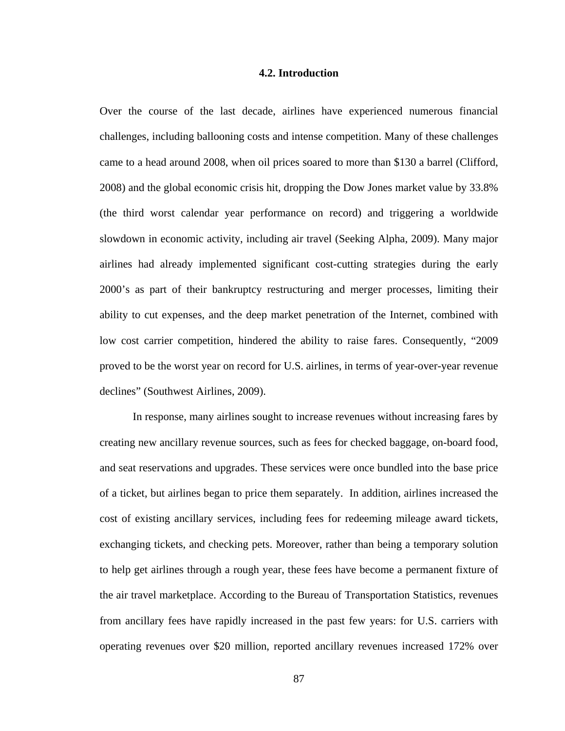## 4.2. Introduction

Over the course of the last decade, airlines have experienced numerous financial challenges, including ballooning costs and intense competition. Many of these challenges came to a head around 2008, when oil prices soared to more than $130 a barrel (Clifford, 2008) and the global economic crisis hit, dropping the Dow Jones market value by 33.8% (the third worst calendar year performance on record) and triggering a worldwide slowdown in economic activity, including air travel (Seeking Alpha, 2009). Many major airlines had already implemented significant cost-cutting strategies during the early 2000's as part of their bankruptcy restructuring and merger processes, limiting their ability to cut expenses, and the deep market penetration of the Internet, combined with low cost carrier competition, hindered the ability to raise fares. Consequently, "2009 proved to be the worst year on record for U.S. airlines, in terms of year-over-year revenue declines" (Southwest Airlines, 2009).

In response, many airlines sought to increase revenues without increasing fares by creating new ancillary revenue sources, such as fees for checked baggage, on-board food, and seat reservations and upgrades. These services were once bundled into the base price of a ticket, but airlines began to price them separately. In addition, airlines increased the cost of existing ancillary services, including fees for redeeming mileage award tickets, exchanging tickets, and checking pets. Moreover, rather than being a temporary solution to help get airlines through a rough year, these fees have become a permanent fixture of the air travel marketplace. According to the Bureau of Transportation Statistics, revenues from ancillary fees have rapidly increased in the past few years: for U.S. carriers with operating revenues over $20 million, reported ancillary revenues increased 172% over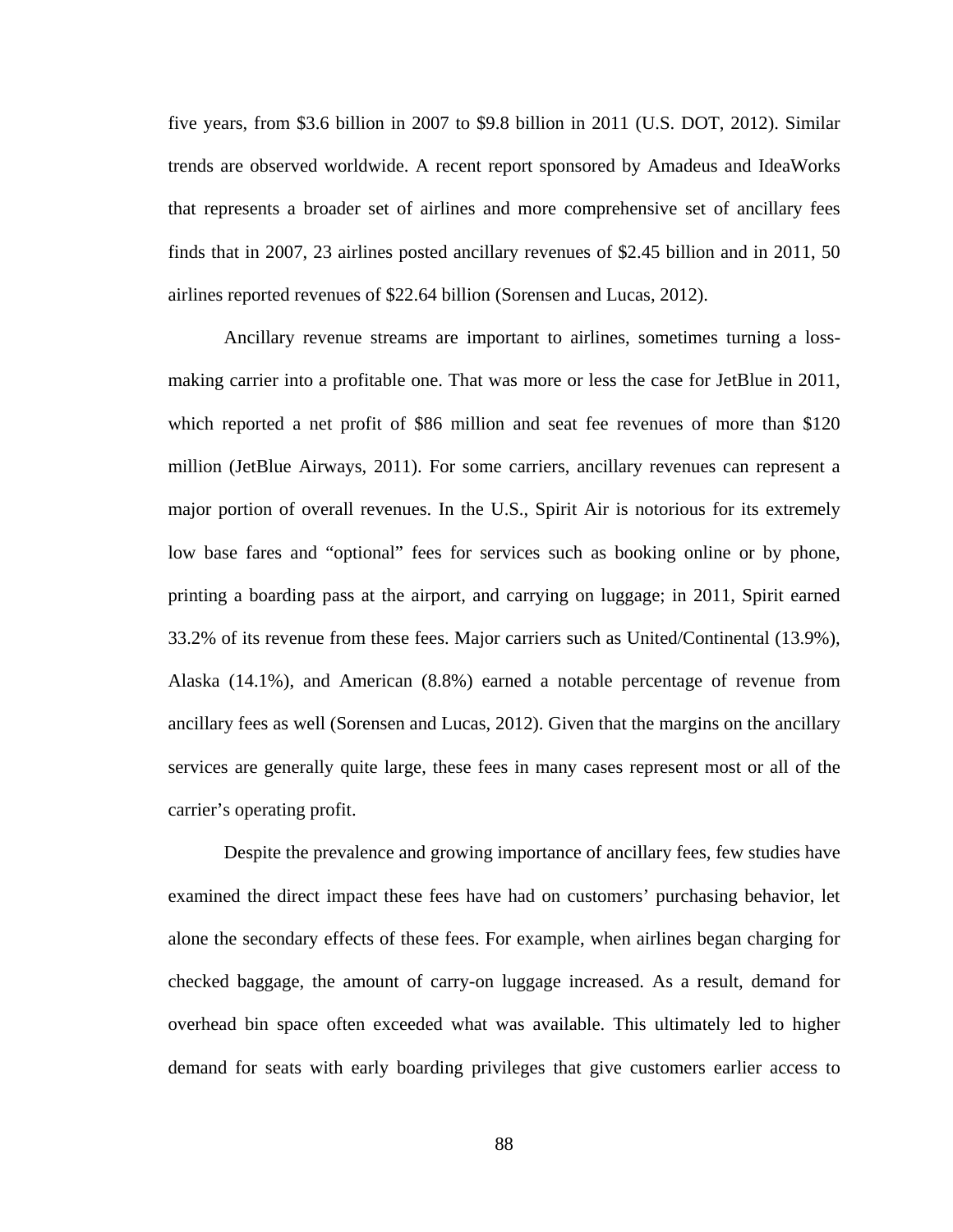five years, from $3.6 billion in 2007 to $9.8 billion in 2011 (U.S. DOT, 2012). Similar trends are observed worldwide. A recent report sponsored by Amadeus and IdeaWorks that represents a broader set of airlines and more comprehensive set of ancillary fees finds that in 2007, 23 airlines posted ancillary revenues of $2.45 billion and in 2011, 50 airlines reported revenues of $22.64 billion (Sorensen and Lucas, 2012).

Ancillary revenue streams are important to airlines, sometimes turning a loss-making carrier into a profitable one. That was more or less the case for JetBlue in 2011, which reported a net profit of $86 million and seat fee revenues of more than $120 million (JetBlue Airways, 2011). For some carriers, ancillary revenues can represent a major portion of overall revenues. In the U.S., Spirit Air is notorious for its extremely low base fares and "optional" fees for services such as booking online or by phone, printing a boarding pass at the airport, and carrying on luggage; in 2011, Spirit earned 33.2% of its revenue from these fees. Major carriers such as United/Continental (13.9%), Alaska (14.1%), and American (8.8%) earned a notable percentage of revenue from ancillary fees as well (Sorensen and Lucas, 2012). Given that the margins on the ancillary services are generally quite large, these fees in many cases represent most or all of the carrier's operating profit.

Despite the prevalence and growing importance of ancillary fees, few studies have examined the direct impact these fees have had on customers' purchasing behavior, let alone the secondary effects of these fees. For example, when airlines began charging for checked baggage, the amount of carry-on luggage increased. As a result, demand for overhead bin space often exceeded what was available. This ultimately led to higher demand for seats with early boarding privileges that give customers earlier access to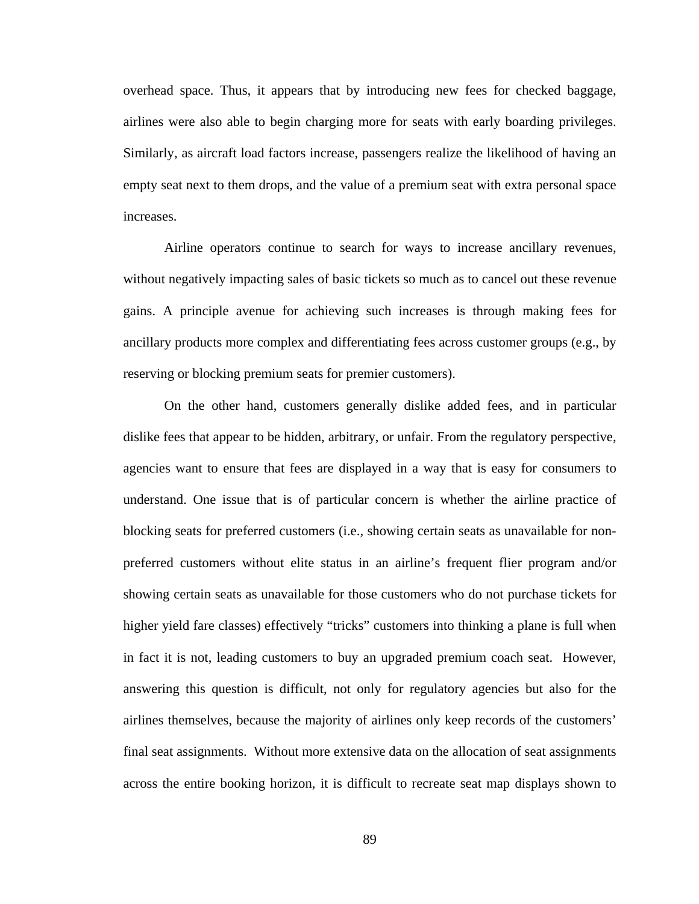overhead space. Thus, it appears that by introducing new fees for checked baggage, airlines were also able to begin charging more for seats with early boarding privileges. Similarly, as aircraft load factors increase, passengers realize the likelihood of having an empty seat next to them drops, and the value of a premium seat with extra personal space increases.

Airline operators continue to search for ways to increase ancillary revenues, without negatively impacting sales of basic tickets so much as to cancel out these revenue gains. A principle avenue for achieving such increases is through making fees for ancillary products more complex and differentiating fees across customer groups (e.g., by reserving or blocking premium seats for premier customers).

On the other hand, customers generally dislike added fees, and in particular dislike fees that appear to be hidden, arbitrary, or unfair. From the regulatory perspective, agencies want to ensure that fees are displayed in a way that is easy for consumers to understand. One issue that is of particular concern is whether the airline practice of blocking seats for preferred customers (i.e., showing certain seats as unavailable for non-preferred customers without elite status in an airline's frequent flier program and/or showing certain seats as unavailable for those customers who do not purchase tickets for higher yield fare classes) effectively "tricks" customers into thinking a plane is full when in fact it is not, leading customers to buy an upgraded premium coach seat. However, answering this question is difficult, not only for regulatory agencies but also for the airlines themselves, because the majority of airlines only keep records of the customers' final seat assignments. Without more extensive data on the allocation of seat assignments across the entire booking horizon, it is difficult to recreate seat map displays shown to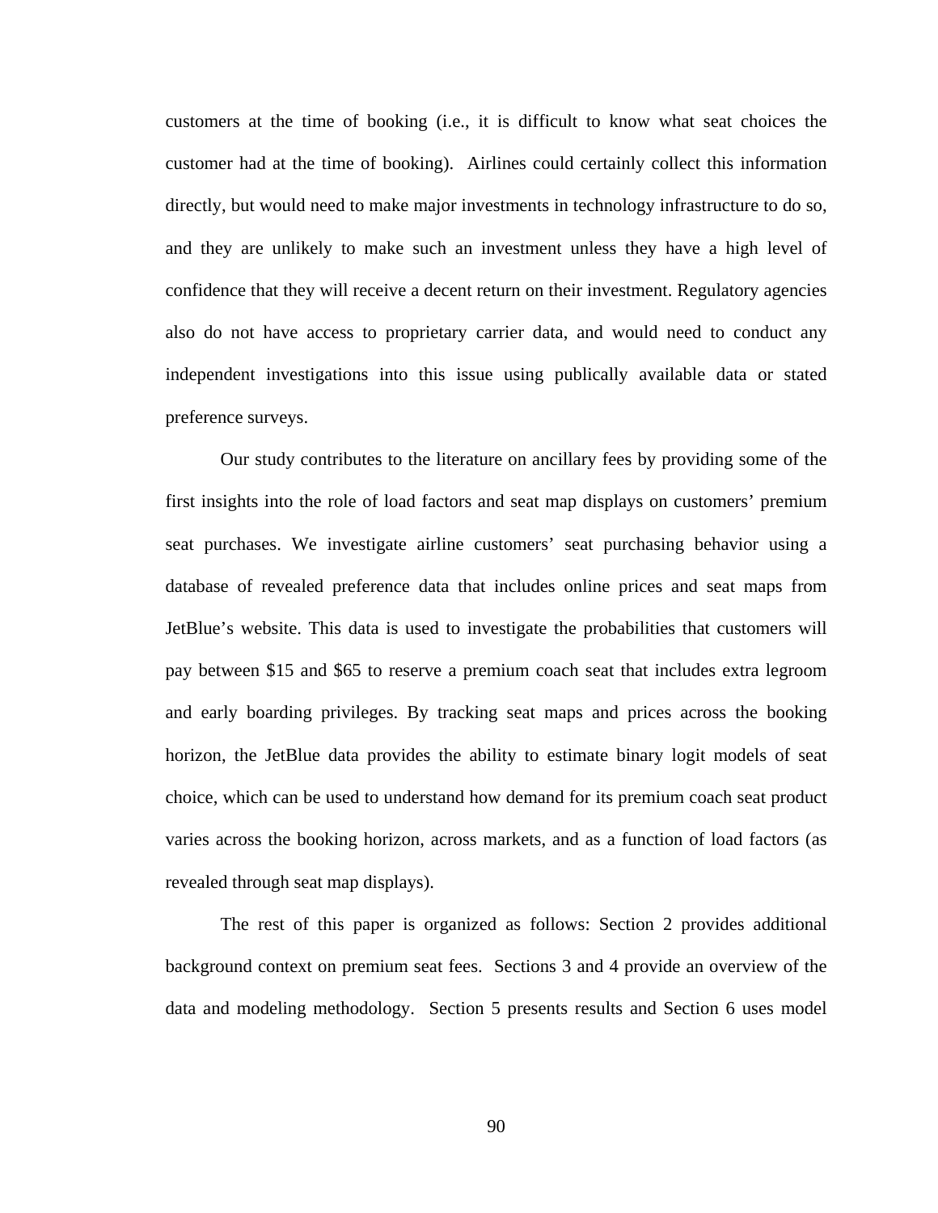customers at the time of booking (i.e., it is difficult to know what seat choices the customer had at the time of booking). Airlines could certainly collect this information directly, but would need to make major investments in technology infrastructure to do so, and they are unlikely to make such an investment unless they have a high level of confidence that they will receive a decent return on their investment. Regulatory agencies also do not have access to proprietary carrier data, and would need to conduct any independent investigations into this issue using publically available data or stated preference surveys.

Our study contributes to the literature on ancillary fees by providing some of the first insights into the role of load factors and seat map displays on customers' premium seat purchases. We investigate airline customers' seat purchasing behavior using a database of revealed preference data that includes online prices and seat maps from JetBlue's website. This data is used to investigate the probabilities that customers will pay between \$15 and \$65 to reserve a premium coach seat that includes extra legroom and early boarding privileges. By tracking seat maps and prices across the booking horizon, the JetBlue data provides the ability to estimate binary logit models of seat choice, which can be used to understand how demand for its premium coach seat product varies across the booking horizon, across markets, and as a function of load factors (as revealed through seat map displays).

The rest of this paper is organized as follows: Section 2 provides additional background context on premium seat fees. Sections 3 and 4 provide an overview of the data and modeling methodology. Section 5 presents results and Section 6 uses model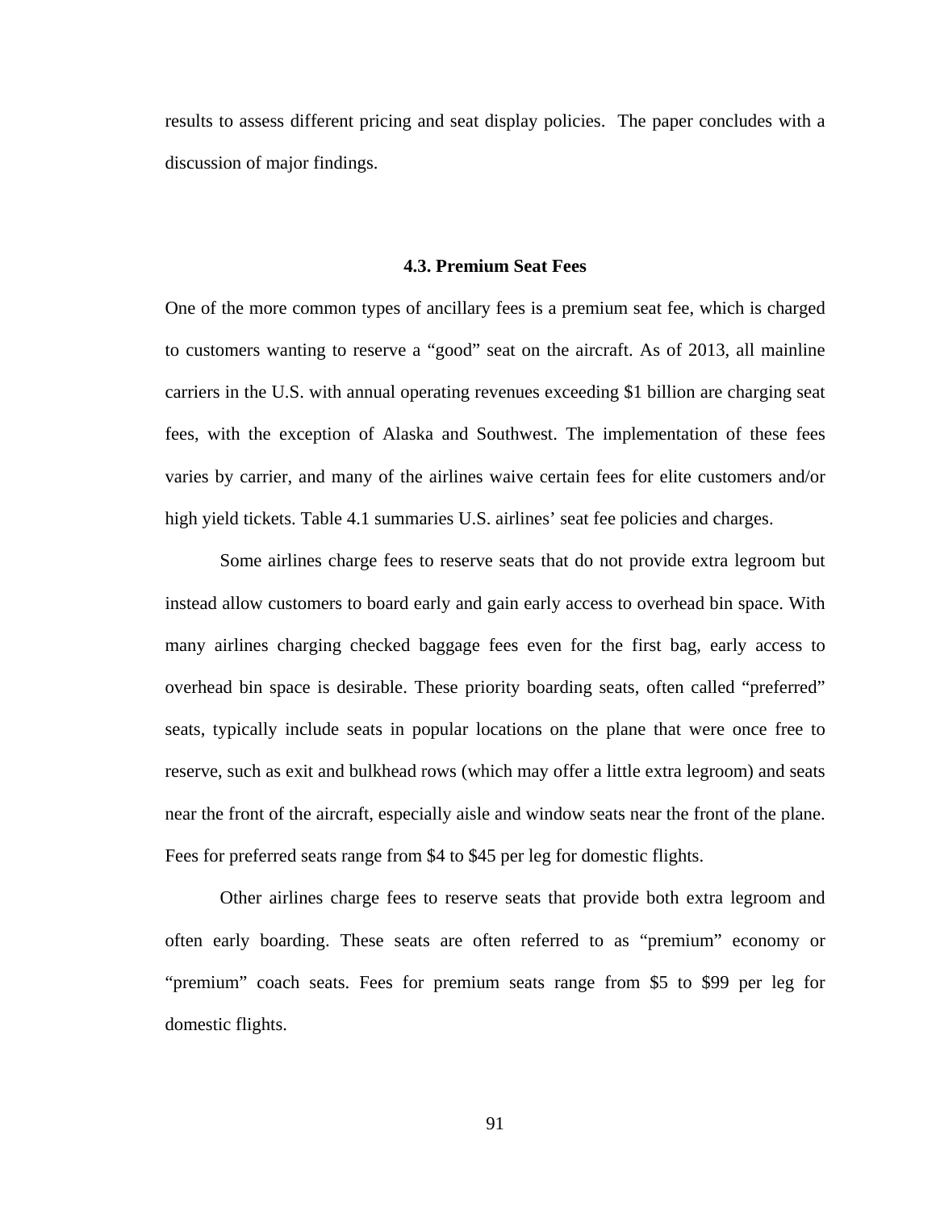results to assess different pricing and seat display policies. The paper concludes with a discussion of major findings.

### 4.3. Premium Seat Fees

One of the more common types of ancillary fees is a premium seat fee, which is charged to customers wanting to reserve a "good" seat on the aircraft. As of 2013, all mainline carriers in the U.S. with annual operating revenues exceeding $1 billion are charging seat fees, with the exception of Alaska and Southwest. The implementation of these fees varies by carrier, and many of the airlines waive certain fees for elite customers and/or high yield tickets. Table 4.1 summaries U.S. airlines' seat fee policies and charges.

Some airlines charge fees to reserve seats that do not provide extra legroom but instead allow customers to board early and gain early access to overhead bin space. With many airlines charging checked baggage fees even for the first bag, early access to overhead bin space is desirable. These priority boarding seats, often called "preferred" seats, typically include seats in popular locations on the plane that were once free to reserve, such as exit and bulkhead rows (which may offer a little extra legroom) and seats near the front of the aircraft, especially aisle and window seats near the front of the plane. Fees for preferred seats range from $4 to $45 per leg for domestic flights.

Other airlines charge fees to reserve seats that provide both extra legroom and often early boarding. These seats are often referred to as "premium" economy or "premium" coach seats. Fees for premium seats range from $5 to $99 per leg for domestic flights.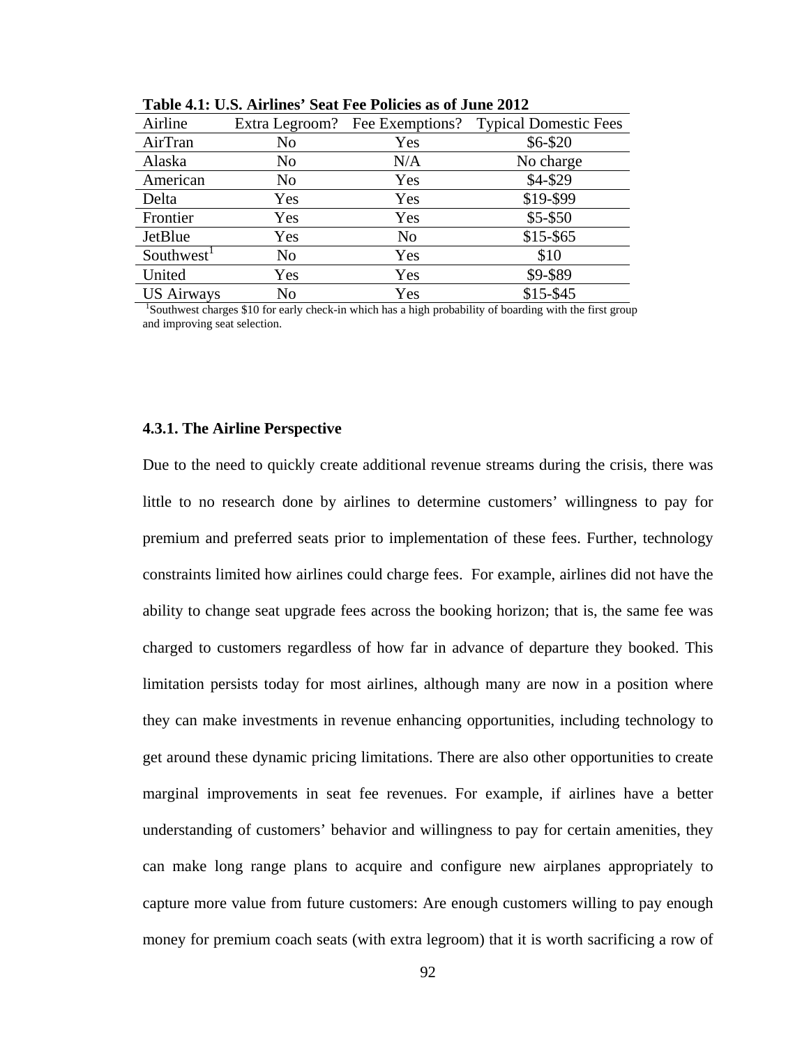**Table 4.1: U.S. Airlines' Seat Fee Policies as of June 2012**

| Airline | Extra Legroom? | Fee Exemptions? | Typical Domestic Fees |
|---|---|---|---|
| AirTran | No | Yes | \$6-\$20 |
| Alaska | No | N/A | No charge |
| American | No | Yes | \$4-\$29 |
| Delta | Yes | Yes | \$19-\$99 |
| Frontier | Yes | Yes | \$5-\$50 |
| JetBlue | Yes | No | \$15-\$65 |
| Southwest[1] | No | Yes | \$10 |
| United | Yes | Yes | \$9-\$89 |
| US Airways | No | Yes | \$15-\$45 |

[1]Southwest charges \$10 for early check-in which has a high probability of boarding with the first group and improving seat selection.

#### 4.3.1. The Airline Perspective

Due to the need to quickly create additional revenue streams during the crisis, there was little to no research done by airlines to determine customers' willingness to pay for premium and preferred seats prior to implementation of these fees. Further, technology constraints limited how airlines could charge fees. For example, airlines did not have the ability to change seat upgrade fees across the booking horizon; that is, the same fee was charged to customers regardless of how far in advance of departure they booked. This limitation persists today for most airlines, although many are now in a position where they can make investments in revenue enhancing opportunities, including technology to get around these dynamic pricing limitations. There are also other opportunities to create marginal improvements in seat fee revenues. For example, if airlines have a better understanding of customers' behavior and willingness to pay for certain amenities, they can make long range plans to acquire and configure new airplanes appropriately to capture more value from future customers: Are enough customers willing to pay enough money for premium coach seats (with extra legroom) that it is worth sacrificing a row of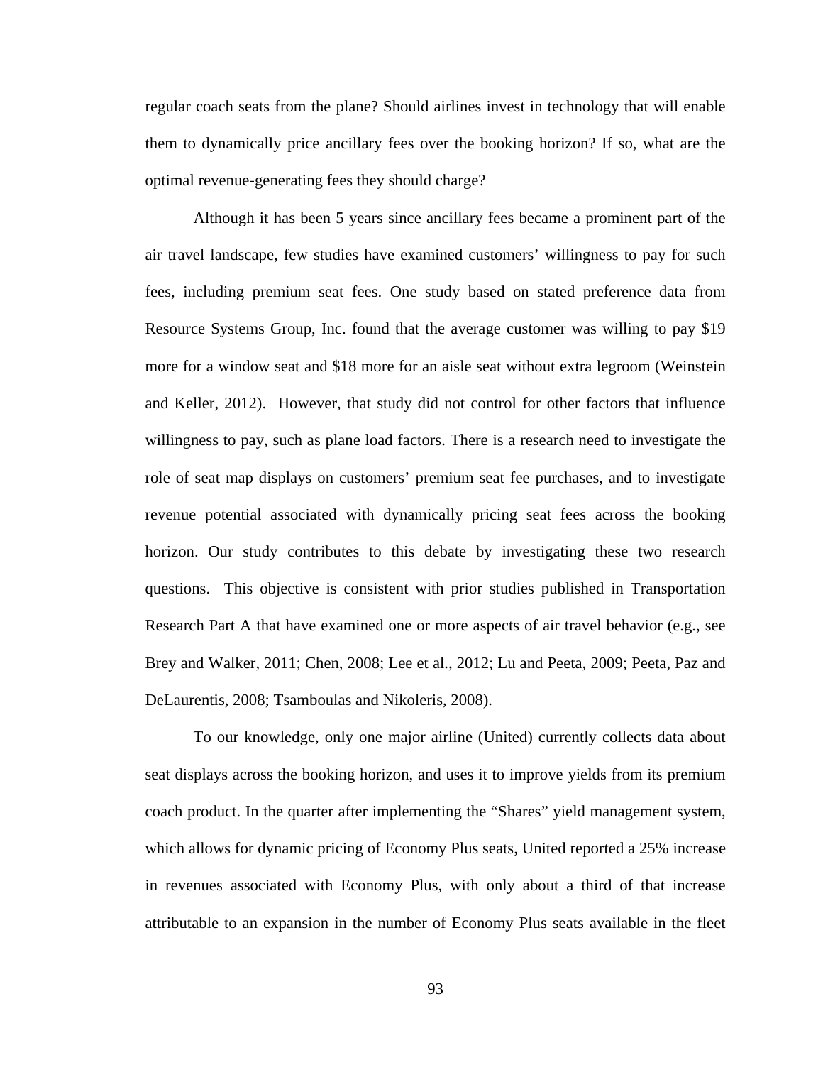regular coach seats from the plane? Should airlines invest in technology that will enable them to dynamically price ancillary fees over the booking horizon? If so, what are the optimal revenue-generating fees they should charge?

Although it has been 5 years since ancillary fees became a prominent part of the air travel landscape, few studies have examined customers' willingness to pay for such fees, including premium seat fees. One study based on stated preference data from Resource Systems Group, Inc. found that the average customer was willing to pay $19 more for a window seat and $18 more for an aisle seat without extra legroom (Weinstein and Keller, 2012). However, that study did not control for other factors that influence willingness to pay, such as plane load factors. There is a research need to investigate the role of seat map displays on customers' premium seat fee purchases, and to investigate revenue potential associated with dynamically pricing seat fees across the booking horizon. Our study contributes to this debate by investigating these two research questions. This objective is consistent with prior studies published in Transportation Research Part A that have examined one or more aspects of air travel behavior (e.g., see Brey and Walker, 2011; Chen, 2008; Lee et al., 2012; Lu and Peeta, 2009; Peeta, Paz and DeLaurentis, 2008; Tsamboulas and Nikoleris, 2008).

To our knowledge, only one major airline (United) currently collects data about seat displays across the booking horizon, and uses it to improve yields from its premium coach product. In the quarter after implementing the "Shares" yield management system, which allows for dynamic pricing of Economy Plus seats, United reported a 25% increase in revenues associated with Economy Plus, with only about a third of that increase attributable to an expansion in the number of Economy Plus seats available in the fleet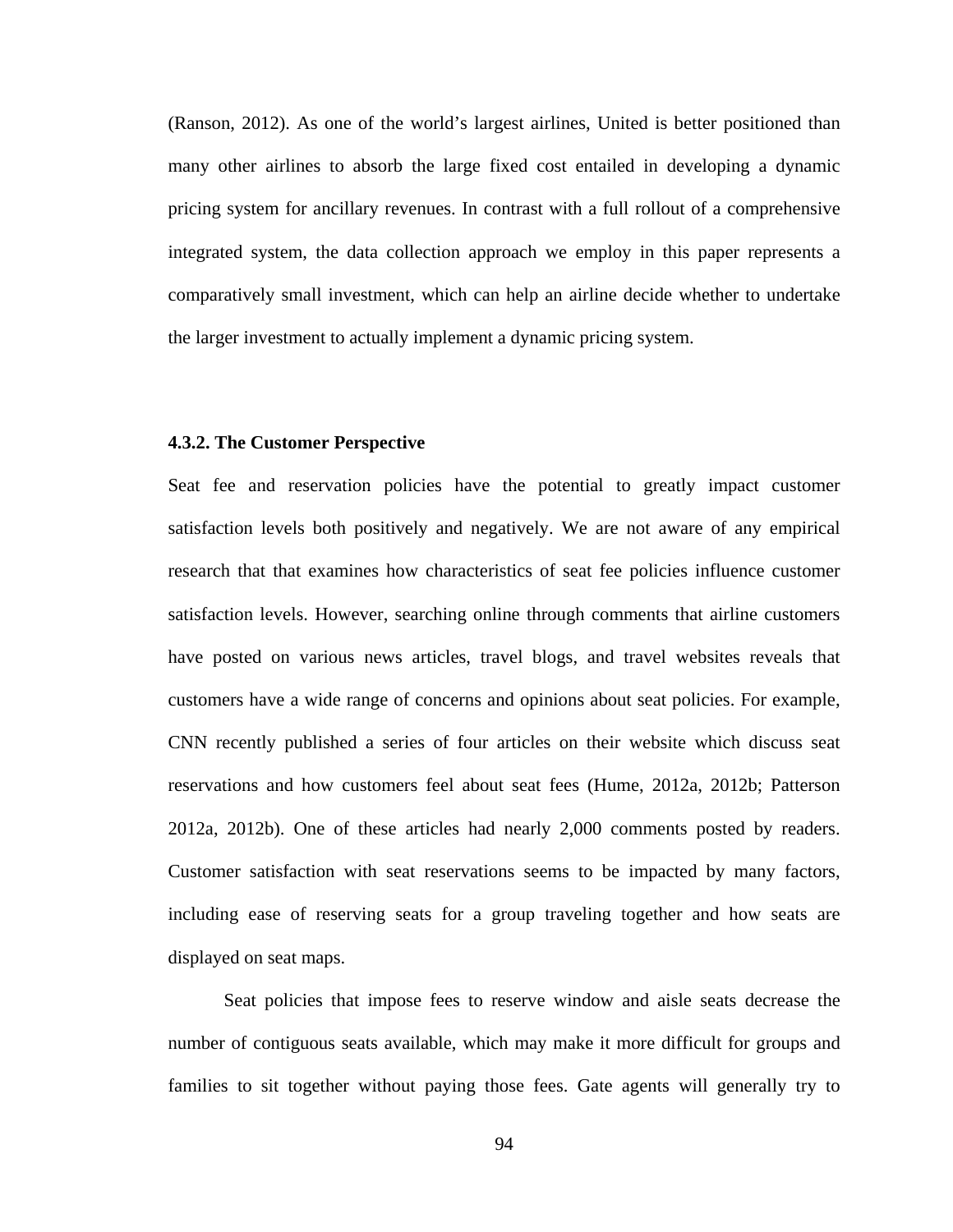(Ranson, 2012). As one of the world's largest airlines, United is better positioned than many other airlines to absorb the large fixed cost entailed in developing a dynamic pricing system for ancillary revenues. In contrast with a full rollout of a comprehensive integrated system, the data collection approach we employ in this paper represents a comparatively small investment, which can help an airline decide whether to undertake the larger investment to actually implement a dynamic pricing system.

### 4.3.2. The Customer Perspective

Seat fee and reservation policies have the potential to greatly impact customer satisfaction levels both positively and negatively. We are not aware of any empirical research that that examines how characteristics of seat fee policies influence customer satisfaction levels. However, searching online through comments that airline customers have posted on various news articles, travel blogs, and travel websites reveals that customers have a wide range of concerns and opinions about seat policies. For example, CNN recently published a series of four articles on their website which discuss seat reservations and how customers feel about seat fees (Hume, 2012a, 2012b; Patterson 2012a, 2012b). One of these articles had nearly 2,000 comments posted by readers. Customer satisfaction with seat reservations seems to be impacted by many factors, including ease of reserving seats for a group traveling together and how seats are displayed on seat maps.

Seat policies that impose fees to reserve window and aisle seats decrease the number of contiguous seats available, which may make it more difficult for groups and families to sit together without paying those fees. Gate agents will generally try to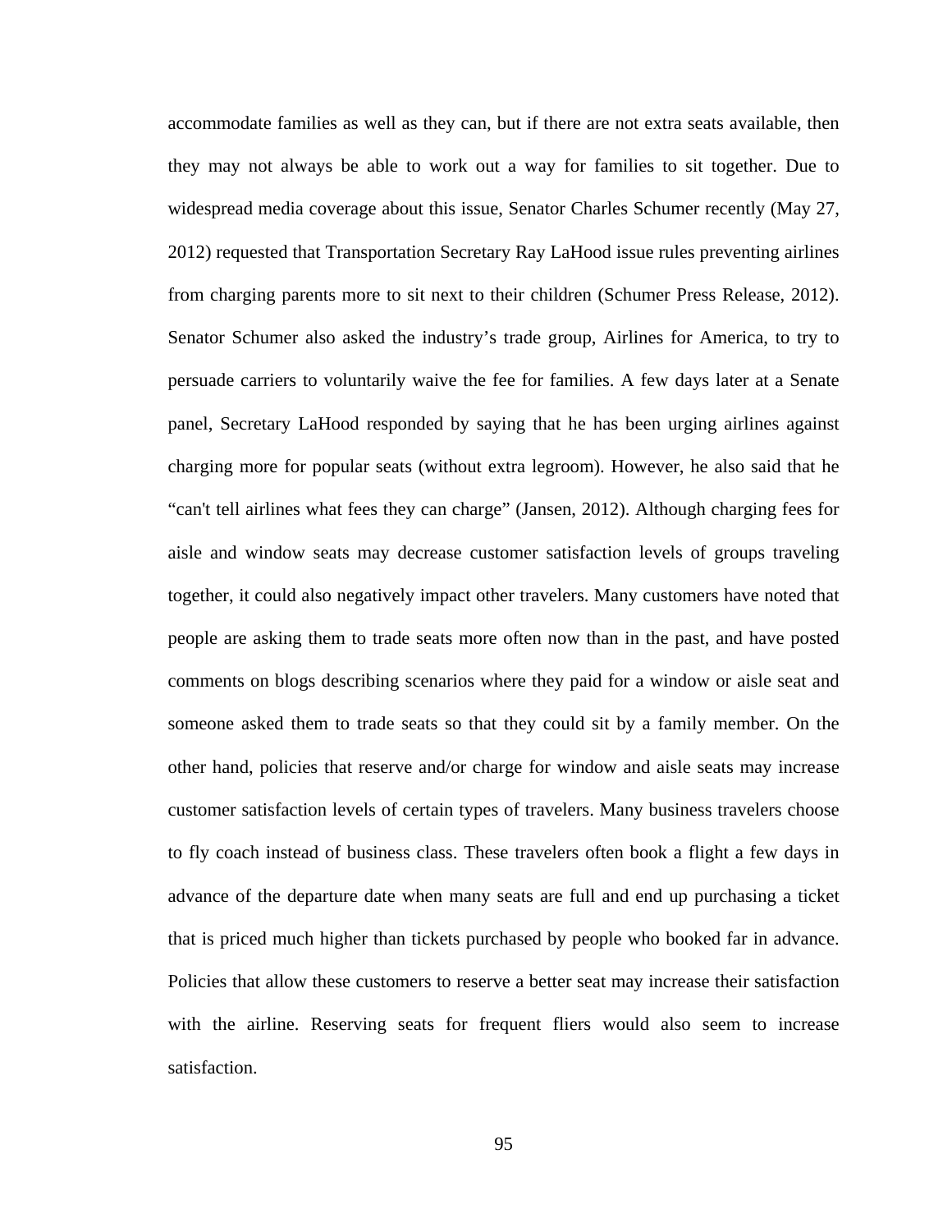accommodate families as well as they can, but if there are not extra seats available, then they may not always be able to work out a way for families to sit together. Due to widespread media coverage about this issue, Senator Charles Schumer recently (May 27, 2012) requested that Transportation Secretary Ray LaHood issue rules preventing airlines from charging parents more to sit next to their children (Schumer Press Release, 2012). Senator Schumer also asked the industry's trade group, Airlines for America, to try to persuade carriers to voluntarily waive the fee for families. A few days later at a Senate panel, Secretary LaHood responded by saying that he has been urging airlines against charging more for popular seats (without extra legroom). However, he also said that he "can't tell airlines what fees they can charge" (Jansen, 2012). Although charging fees for aisle and window seats may decrease customer satisfaction levels of groups traveling together, it could also negatively impact other travelers. Many customers have noted that people are asking them to trade seats more often now than in the past, and have posted comments on blogs describing scenarios where they paid for a window or aisle seat and someone asked them to trade seats so that they could sit by a family member. On the other hand, policies that reserve and/or charge for window and aisle seats may increase customer satisfaction levels of certain types of travelers. Many business travelers choose to fly coach instead of business class. These travelers often book a flight a few days in advance of the departure date when many seats are full and end up purchasing a ticket that is priced much higher than tickets purchased by people who booked far in advance. Policies that allow these customers to reserve a better seat may increase their satisfaction with the airline. Reserving seats for frequent fliers would also seem to increase satisfaction.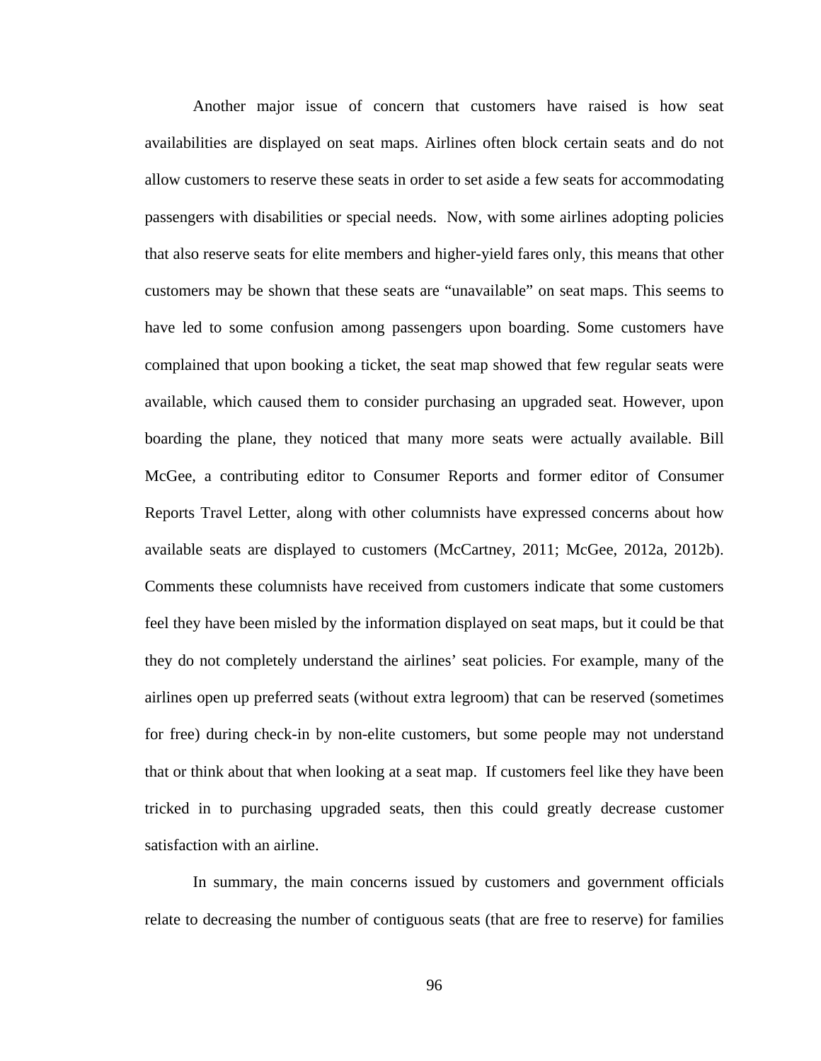Another major issue of concern that customers have raised is how seat availabilities are displayed on seat maps. Airlines often block certain seats and do not allow customers to reserve these seats in order to set aside a few seats for accommodating passengers with disabilities or special needs. Now, with some airlines adopting policies that also reserve seats for elite members and higher-yield fares only, this means that other customers may be shown that these seats are "unavailable" on seat maps. This seems to have led to some confusion among passengers upon boarding. Some customers have complained that upon booking a ticket, the seat map showed that few regular seats were available, which caused them to consider purchasing an upgraded seat. However, upon boarding the plane, they noticed that many more seats were actually available. Bill McGee, a contributing editor to Consumer Reports and former editor of Consumer Reports Travel Letter, along with other columnists have expressed concerns about how available seats are displayed to customers (McCartney, 2011; McGee, 2012a, 2012b). Comments these columnists have received from customers indicate that some customers feel they have been misled by the information displayed on seat maps, but it could be that they do not completely understand the airlines' seat policies. For example, many of the airlines open up preferred seats (without extra legroom) that can be reserved (sometimes for free) during check-in by non-elite customers, but some people may not understand that or think about that when looking at a seat map. If customers feel like they have been tricked in to purchasing upgraded seats, then this could greatly decrease customer satisfaction with an airline.

In summary, the main concerns issued by customers and government officials relate to decreasing the number of contiguous seats (that are free to reserve) for families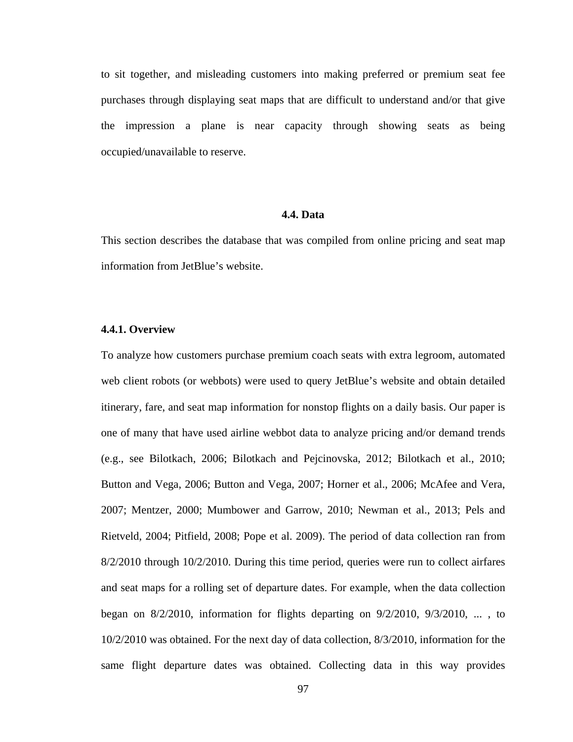to sit together, and misleading customers into making preferred or premium seat fee purchases through displaying seat maps that are difficult to understand and/or that give the impression a plane is near capacity through showing seats as being occupied/unavailable to reserve.

## 4.4. Data

This section describes the database that was compiled from online pricing and seat map information from JetBlue's website.

### 4.4.1. Overview

To analyze how customers purchase premium coach seats with extra legroom, automated web client robots (or webbots) were used to query JetBlue's website and obtain detailed itinerary, fare, and seat map information for nonstop flights on a daily basis. Our paper is one of many that have used airline webbot data to analyze pricing and/or demand trends (e.g., see Bilotkach, 2006; Bilotkach and Pejcinovska, 2012; Bilotkach et al., 2010; Button and Vega, 2006; Button and Vega, 2007; Horner et al., 2006; McAfee and Vera, 2007; Mentzer, 2000; Mumbower and Garrow, 2010; Newman et al., 2013; Pels and Rietveld, 2004; Pitfield, 2008; Pope et al. 2009). The period of data collection ran from 8/2/2010 through 10/2/2010. During this time period, queries were run to collect airfares and seat maps for a rolling set of departure dates. For example, when the data collection began on 8/2/2010, information for flights departing on 9/2/2010, 9/3/2010, ... , to 10/2/2010 was obtained. For the next day of data collection, 8/3/2010, information for the same flight departure dates was obtained. Collecting data in this way provides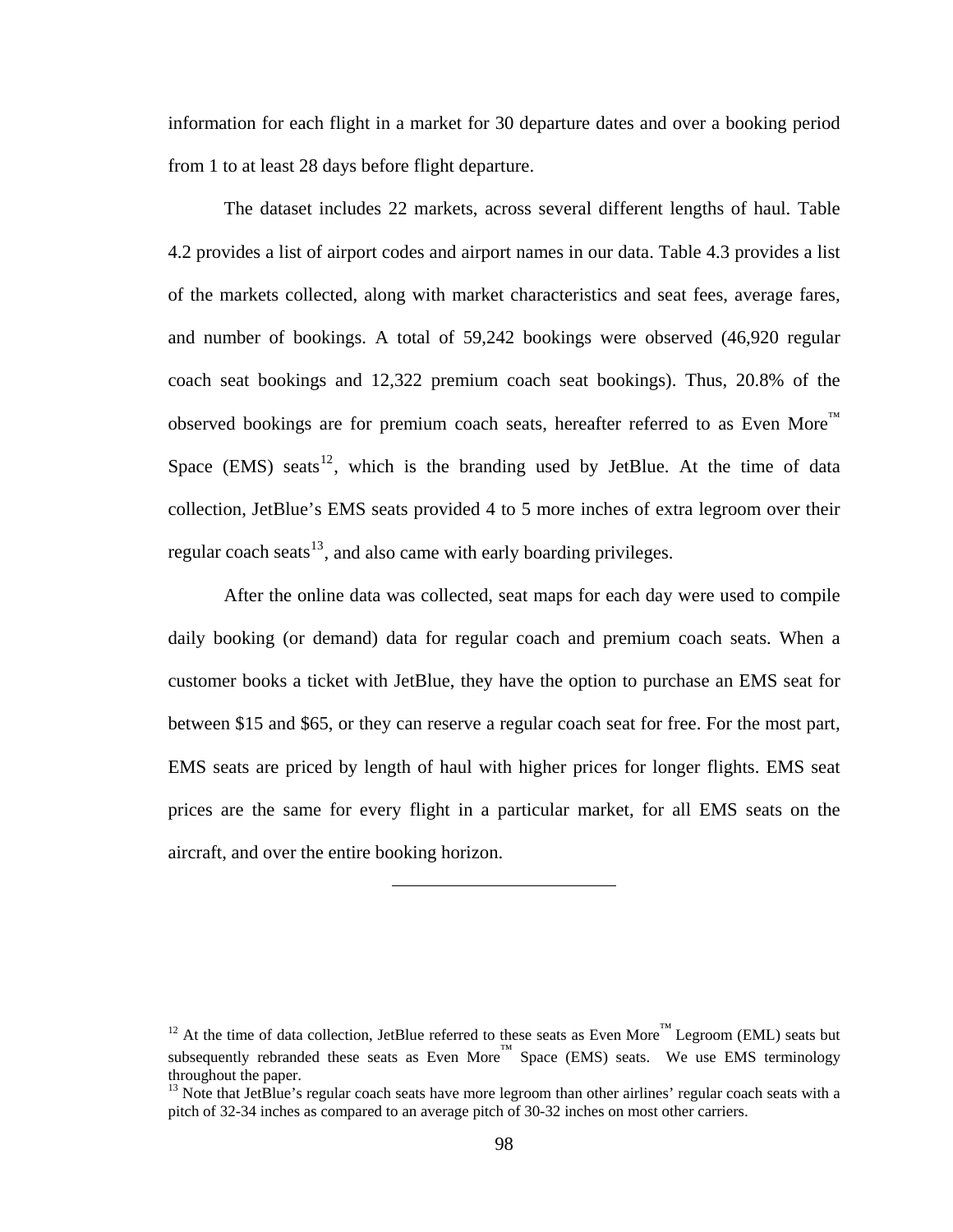information for each flight in a market for 30 departure dates and over a booking period from 1 to at least 28 days before flight departure.

The dataset includes 22 markets, across several different lengths of haul. Table 4.2 provides a list of airport codes and airport names in our data. Table 4.3 provides a list of the markets collected, along with market characteristics and seat fees, average fares, and number of bookings. A total of 59,242 bookings were observed (46,920 regular coach seat bookings and 12,322 premium coach seat bookings). Thus, 20.8% of the observed bookings are for premium coach seats, hereafter referred to as Even More™ Space (EMS) seats[12], which is the branding used by JetBlue. At the time of data collection, JetBlue's EMS seats provided 4 to 5 more inches of extra legroom over their regular coach seats[13], and also came with early boarding privileges.

After the online data was collected, seat maps for each day were used to compile daily booking (or demand) data for regular coach and premium coach seats. When a customer books a ticket with JetBlue, they have the option to purchase an EMS seat for between \$15 and \$65, or they can reserve a regular coach seat for free. For the most part, EMS seats are priced by length of haul with higher prices for longer flights. EMS seat prices are the same for every flight in a particular market, for all EMS seats on the aircraft, and over the entire booking horizon.

---

[12] At the time of data collection, JetBlue referred to these seats as Even More™ Legroom (EML) seats but subsequently rebranded these seats as Even More™ Space (EMS) seats. We use EMS terminology throughout the paper.

[13] Note that JetBlue's regular coach seats have more legroom than other airlines' regular coach seats with a pitch of 32-34 inches as compared to an average pitch of 30-32 inches on most other carriers.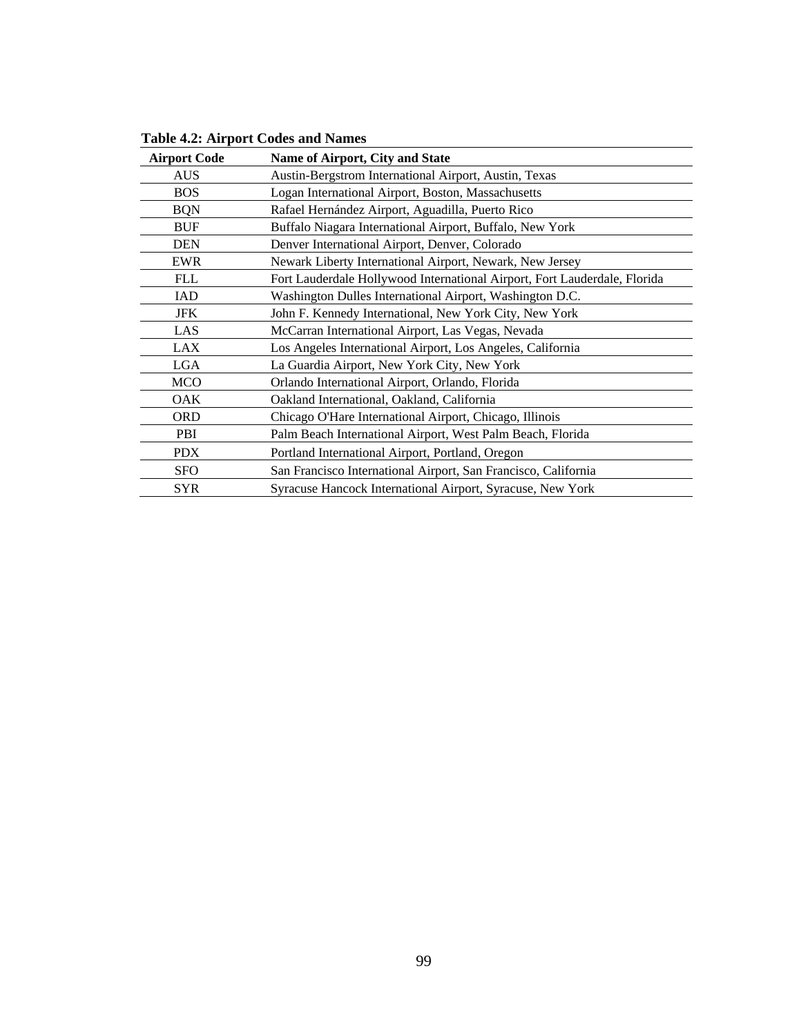**Table 4.2: Airport Codes and Names**

| Airport Code | Name of Airport, City and State |
|---|---|
| AUS | Austin-Bergstrom International Airport, Austin, Texas |
| BOS | Logan International Airport, Boston, Massachusetts |
| BQN | Rafael Hernández Airport, Aguadilla, Puerto Rico |
| BUF | Buffalo Niagara International Airport, Buffalo, New York |
| DEN | Denver International Airport, Denver, Colorado |
| EWR | Newark Liberty International Airport, Newark, New Jersey |
| FLL | Fort Lauderdale Hollywood International Airport, Fort Lauderdale, Florida |
| IAD | Washington Dulles International Airport, Washington D.C. |
| JFK | John F. Kennedy International, New York City, New York |
| LAS | McCarran International Airport, Las Vegas, Nevada |
| LAX | Los Angeles International Airport, Los Angeles, California |
| LGA | La Guardia Airport, New York City, New York |
| MCO | Orlando International Airport, Orlando, Florida |
| OAK | Oakland International, Oakland, California |
| ORD | Chicago O'Hare International Airport, Chicago, Illinois |
| PBI | Palm Beach International Airport, West Palm Beach, Florida |
| PDX | Portland International Airport, Portland, Oregon |
| SFO | San Francisco International Airport, San Francisco, California |
| SYR | Syracuse Hancock International Airport, Syracuse, New York |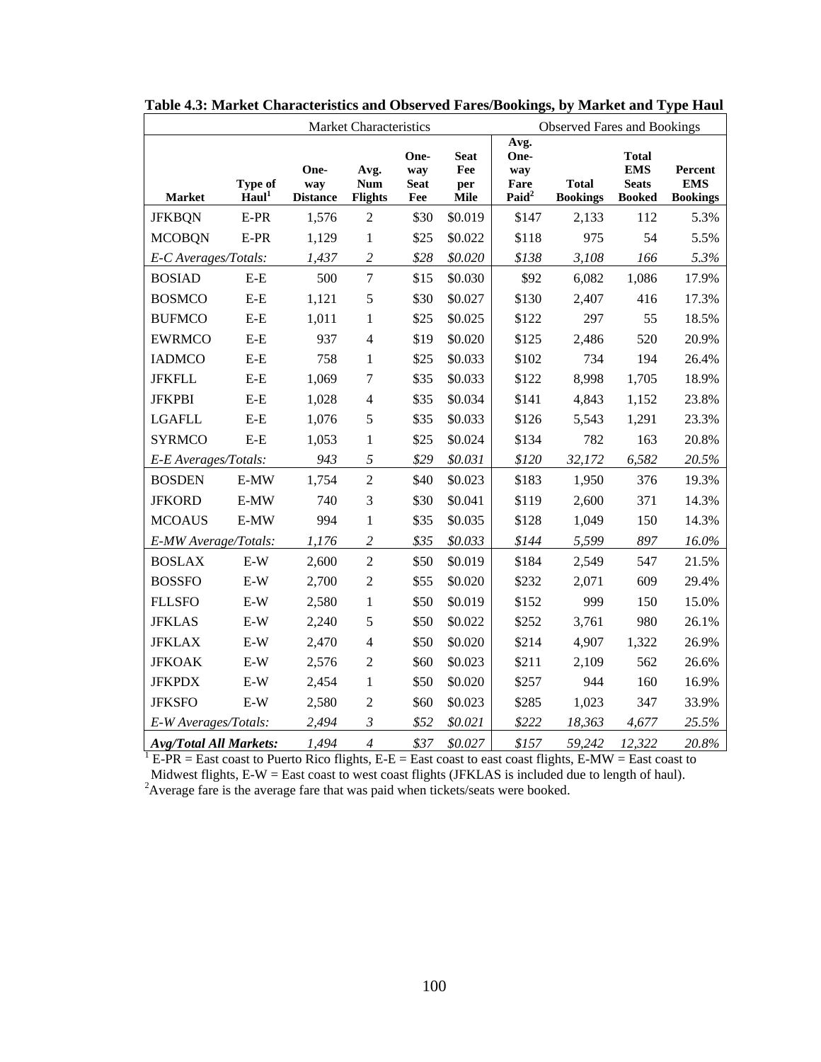**Table 4.3: Market Characteristics and Observed Fares/Bookings, by Market and Type Haul**

| | Market Characteristics | | | | | Observed Fares and Bookings | | | |
|---|---|---|---|---|---|---|---|---|---|
| **Market** | **Type of Haul**[1] | **One-way Distance** | **Avg. Num Flights** | **One-way Seat Fee** | **Seat Fee per Mile** | **Avg. One-way Fare Paid**[2] | **Total Bookings** | **Total EMS Seats Booked** | **Percent EMS Bookings** |
| JFKBQN | E-PR | 1,576 | 2 | \$30 | \$0.019 | \$147 | 2,133 | 112 | 5.3% |
| MCOBQN | E-PR | 1,129 | 1 | \$25 | \$0.022 | \$118 | 975 | 54 | 5.5% |
| *E-C Averages/Totals:* | | *1,437* | *2* | *\$28* | *\$0.020* | *\$138* | *3,108* | *166* | *5.3%* |
| BOSIAD | E-E | 500 | 7 | \$15 | \$0.030 | \$92 | 6,082 | 1,086 | 17.9% |
| BOSMCO | E-E | 1,121 | 5 | \$30 | \$0.027 | \$130 | 2,407 | 416 | 17.3% |
| BUFMCO | E-E | 1,011 | 1 | \$25 | \$0.025 | \$122 | 297 | 55 | 18.5% |
| EWRMCO | E-E | 937 | 4 | \$19 | \$0.020 | \$125 | 2,486 | 520 | 20.9% |
| IADMCO | E-E | 758 | 1 | \$25 | \$0.033 | \$102 | 734 | 194 | 26.4% |
| JFKFLL | E-E | 1,069 | 7 | \$35 | \$0.033 | \$122 | 8,998 | 1,705 | 18.9% |
| JFKPBI | E-E | 1,028 | 4 | \$35 | \$0.034 | \$141 | 4,843 | 1,152 | 23.8% |
| LGAFLL | E-E | 1,076 | 5 | \$35 | \$0.033 | \$126 | 5,543 | 1,291 | 23.3% |
| SYRMCO | E-E | 1,053 | 1 | \$25 | \$0.024 | \$134 | 782 | 163 | 20.8% |
| *E-E Averages/Totals:* | | *943* | *5* | *\$29* | *\$0.031* | *\$120* | *32,172* | *6,582* | *20.5%* |
| BOSDEN | E-MW | 1,754 | 2 | \$40 | \$0.023 | \$183 | 1,950 | 376 | 19.3% |
| JFKORD | E-MW | 740 | 3 | \$30 | \$0.041 | \$119 | 2,600 | 371 | 14.3% |
| MCOAUS | E-MW | 994 | 1 | \$35 | \$0.035 | \$128 | 1,049 | 150 | 14.3% |
| *E-MW Average/Totals:* | | *1,176* | *2* | *\$35* | *\$0.033* | *\$144* | *5,599* | *897* | *16.0%* |
| BOSLAX | E-W | 2,600 | 2 | \$50 | \$0.019 | \$184 | 2,549 | 547 | 21.5% |
| BOSSFO | E-W | 2,700 | 2 | \$55 | \$0.020 | \$232 | 2,071 | 609 | 29.4% |
| FLLSFO | E-W | 2,580 | 1 | \$50 | \$0.019 | \$152 | 999 | 150 | 15.0% |
| JFKLAS | E-W | 2,240 | 5 | \$50 | \$0.022 | \$252 | 3,761 | 980 | 26.1% |
| JFKLAX | E-W | 2,470 | 4 | \$50 | \$0.020 | \$214 | 4,907 | 1,322 | 26.9% |
| JFKOAK | E-W | 2,576 | 2 | \$60 | \$0.023 | \$211 | 2,109 | 562 | 26.6% |
| JFKPDX | E-W | 2,454 | 1 | \$50 | \$0.020 | \$257 | 944 | 160 | 16.9% |
| JFKSFO | E-W | 2,580 | 2 | \$60 | \$0.023 | \$285 | 1,023 | 347 | 33.9% |
| *E-W Averages/Totals:* | | *2,494* | *3* | *\$52* | *\$0.021* | *\$222* | *18,363* | *4,677* | *25.5%* |
| ***Avg/Total All Markets:*** | | *1,494* | *4* | *\$37* | *\$0.027* | *\$157* | *59,242* | *12,322* | *20.8%* |

[1] E-PR = East coast to Puerto Rico flights, E-E = East coast to east coast flights, E-MW = East coast to Midwest flights, E-W = East coast to west coast flights (JFKLAS is included due to length of haul).
[2]Average fare is the average fare that was paid when tickets/seats were booked.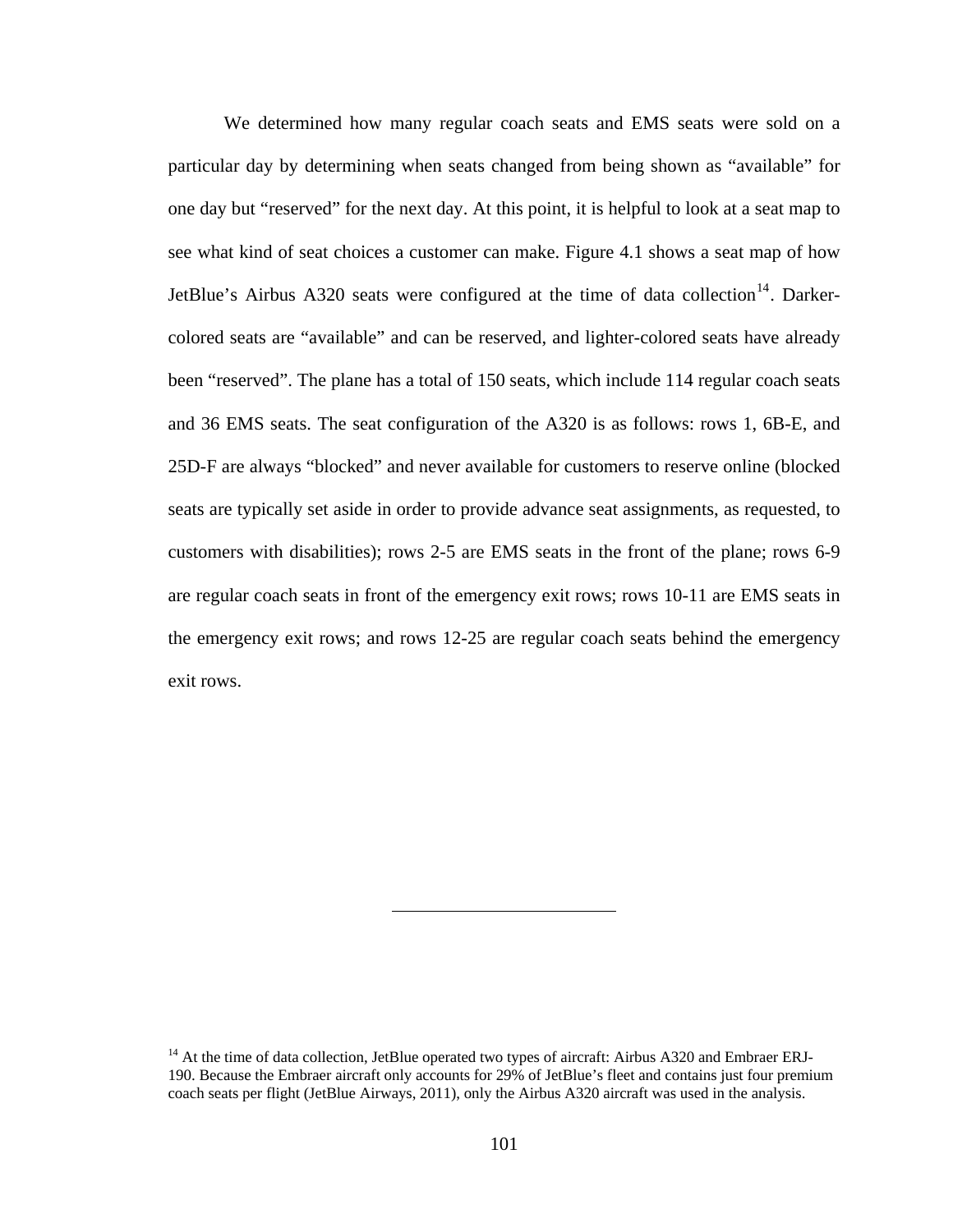We determined how many regular coach seats and EMS seats were sold on a particular day by determining when seats changed from being shown as "available" for one day but "reserved" for the next day. At this point, it is helpful to look at a seat map to see what kind of seat choices a customer can make. Figure 4.1 shows a seat map of how JetBlue's Airbus A320 seats were configured at the time of data collection[14]. Darker-colored seats are "available" and can be reserved, and lighter-colored seats have already been "reserved". The plane has a total of 150 seats, which include 114 regular coach seats and 36 EMS seats. The seat configuration of the A320 is as follows: rows 1, 6B-E, and 25D-F are always "blocked" and never available for customers to reserve online (blocked seats are typically set aside in order to provide advance seat assignments, as requested, to customers with disabilities); rows 2-5 are EMS seats in the front of the plane; rows 6-9 are regular coach seats in front of the emergency exit rows; rows 10-11 are EMS seats in the emergency exit rows; and rows 12-25 are regular coach seats behind the emergency exit rows.

---

[14] At the time of data collection, JetBlue operated two types of aircraft: Airbus A320 and Embraer ERJ-190. Because the Embraer aircraft only accounts for 29% of JetBlue's fleet and contains just four premium coach seats per flight (JetBlue Airways, 2011), only the Airbus A320 aircraft was used in the analysis.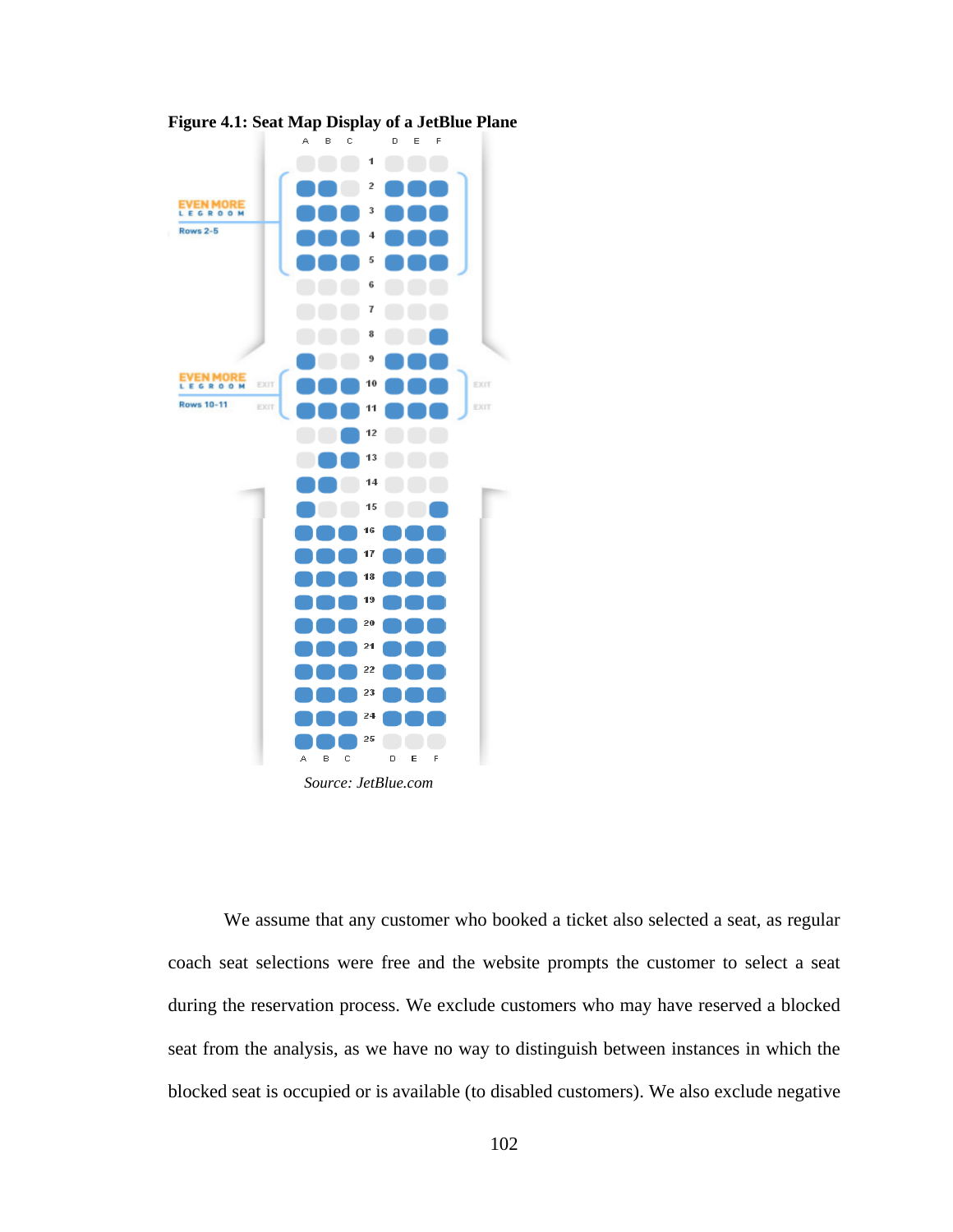**Figure 4.1: Seat Map Display of a JetBlue Plane**

*Source: JetBlue.com*

We assume that any customer who booked a ticket also selected a seat, as regular coach seat selections were free and the website prompts the customer to select a seat during the reservation process. We exclude customers who may have reserved a blocked seat from the analysis, as we have no way to distinguish between instances in which the blocked seat is occupied or is available (to disabled customers). We also exclude negative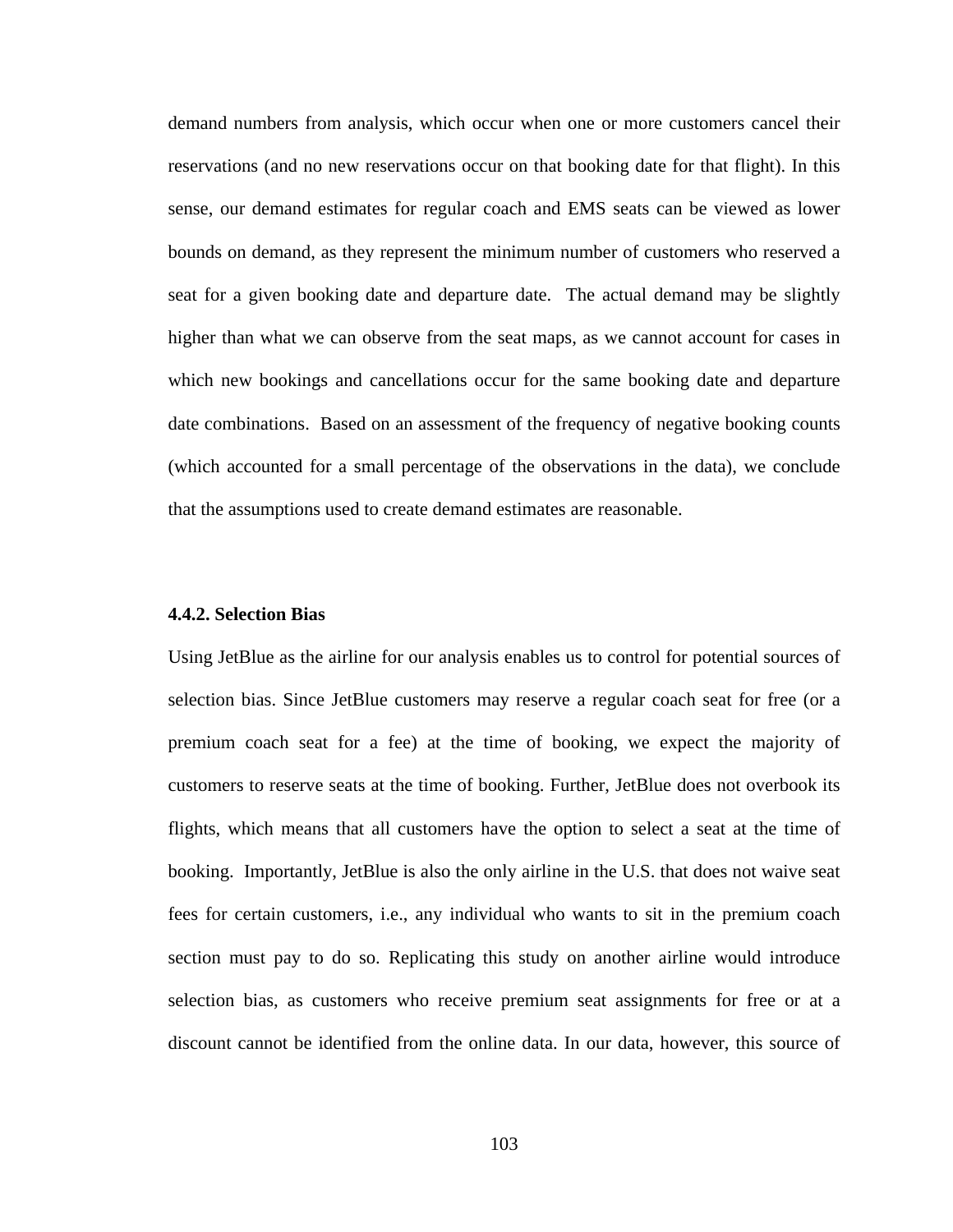demand numbers from analysis, which occur when one or more customers cancel their reservations (and no new reservations occur on that booking date for that flight). In this sense, our demand estimates for regular coach and EMS seats can be viewed as lower bounds on demand, as they represent the minimum number of customers who reserved a seat for a given booking date and departure date. The actual demand may be slightly higher than what we can observe from the seat maps, as we cannot account for cases in which new bookings and cancellations occur for the same booking date and departure date combinations. Based on an assessment of the frequency of negative booking counts (which accounted for a small percentage of the observations in the data), we conclude that the assumptions used to create demand estimates are reasonable.

### 4.4.2. Selection Bias

Using JetBlue as the airline for our analysis enables us to control for potential sources of selection bias. Since JetBlue customers may reserve a regular coach seat for free (or a premium coach seat for a fee) at the time of booking, we expect the majority of customers to reserve seats at the time of booking. Further, JetBlue does not overbook its flights, which means that all customers have the option to select a seat at the time of booking. Importantly, JetBlue is also the only airline in the U.S. that does not waive seat fees for certain customers, i.e., any individual who wants to sit in the premium coach section must pay to do so. Replicating this study on another airline would introduce selection bias, as customers who receive premium seat assignments for free or at a discount cannot be identified from the online data. In our data, however, this source of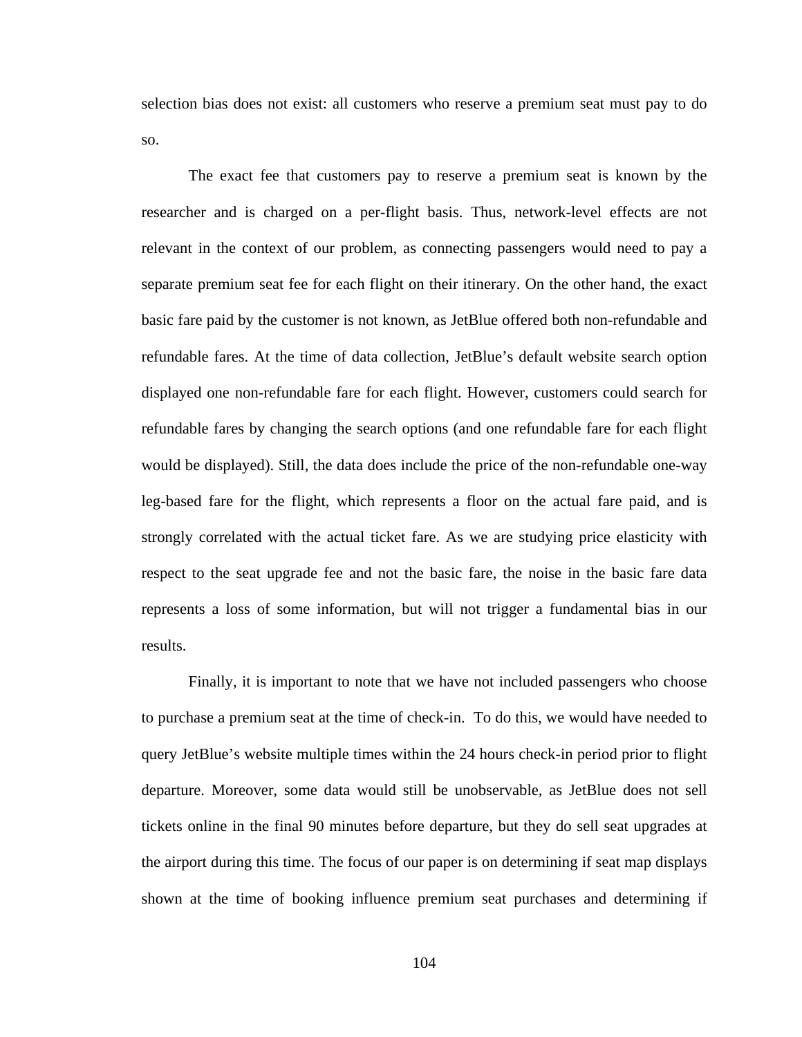selection bias does not exist: all customers who reserve a premium seat must pay to do so.

The exact fee that customers pay to reserve a premium seat is known by the researcher and is charged on a per-flight basis. Thus, network-level effects are not relevant in the context of our problem, as connecting passengers would need to pay a separate premium seat fee for each flight on their itinerary. On the other hand, the exact basic fare paid by the customer is not known, as JetBlue offered both non-refundable and refundable fares. At the time of data collection, JetBlue's default website search option displayed one non-refundable fare for each flight. However, customers could search for refundable fares by changing the search options (and one refundable fare for each flight would be displayed). Still, the data does include the price of the non-refundable one-way leg-based fare for the flight, which represents a floor on the actual fare paid, and is strongly correlated with the actual ticket fare. As we are studying price elasticity with respect to the seat upgrade fee and not the basic fare, the noise in the basic fare data represents a loss of some information, but will not trigger a fundamental bias in our results.

Finally, it is important to note that we have not included passengers who choose to purchase a premium seat at the time of check-in. To do this, we would have needed to query JetBlue's website multiple times within the 24 hours check-in period prior to flight departure. Moreover, some data would still be unobservable, as JetBlue does not sell tickets online in the final 90 minutes before departure, but they do sell seat upgrades at the airport during this time. The focus of our paper is on determining if seat map displays shown at the time of booking influence premium seat purchases and determining if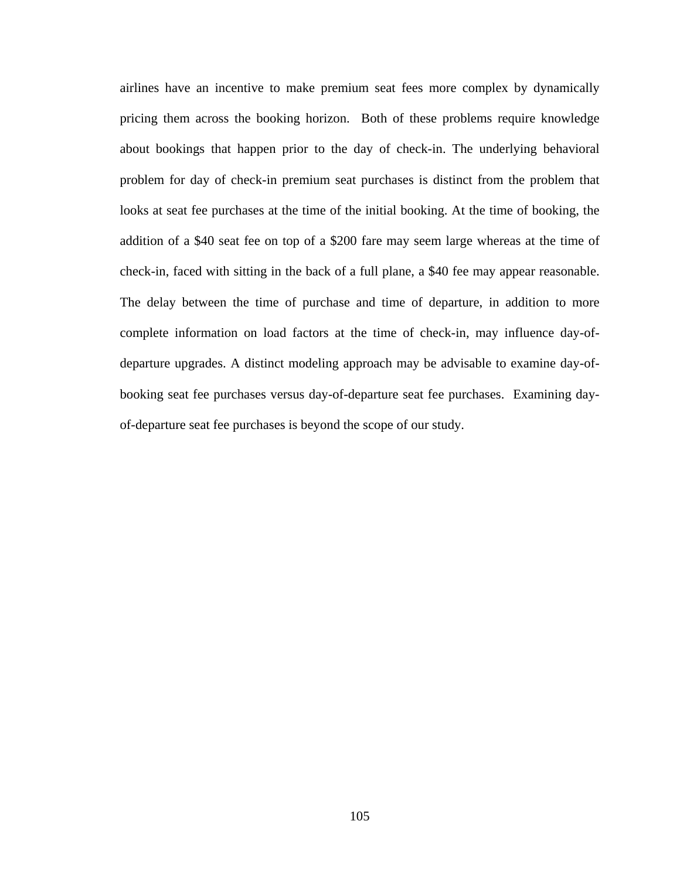airlines have an incentive to make premium seat fees more complex by dynamically pricing them across the booking horizon. Both of these problems require knowledge about bookings that happen prior to the day of check-in. The underlying behavioral problem for day of check-in premium seat purchases is distinct from the problem that looks at seat fee purchases at the time of the initial booking. At the time of booking, the addition of a $40 seat fee on top of a $200 fare may seem large whereas at the time of check-in, faced with sitting in the back of a full plane, a $40 fee may appear reasonable. The delay between the time of purchase and time of departure, in addition to more complete information on load factors at the time of check-in, may influence day-of-departure upgrades. A distinct modeling approach may be advisable to examine day-of-booking seat fee purchases versus day-of-departure seat fee purchases. Examining day-of-departure seat fee purchases is beyond the scope of our study.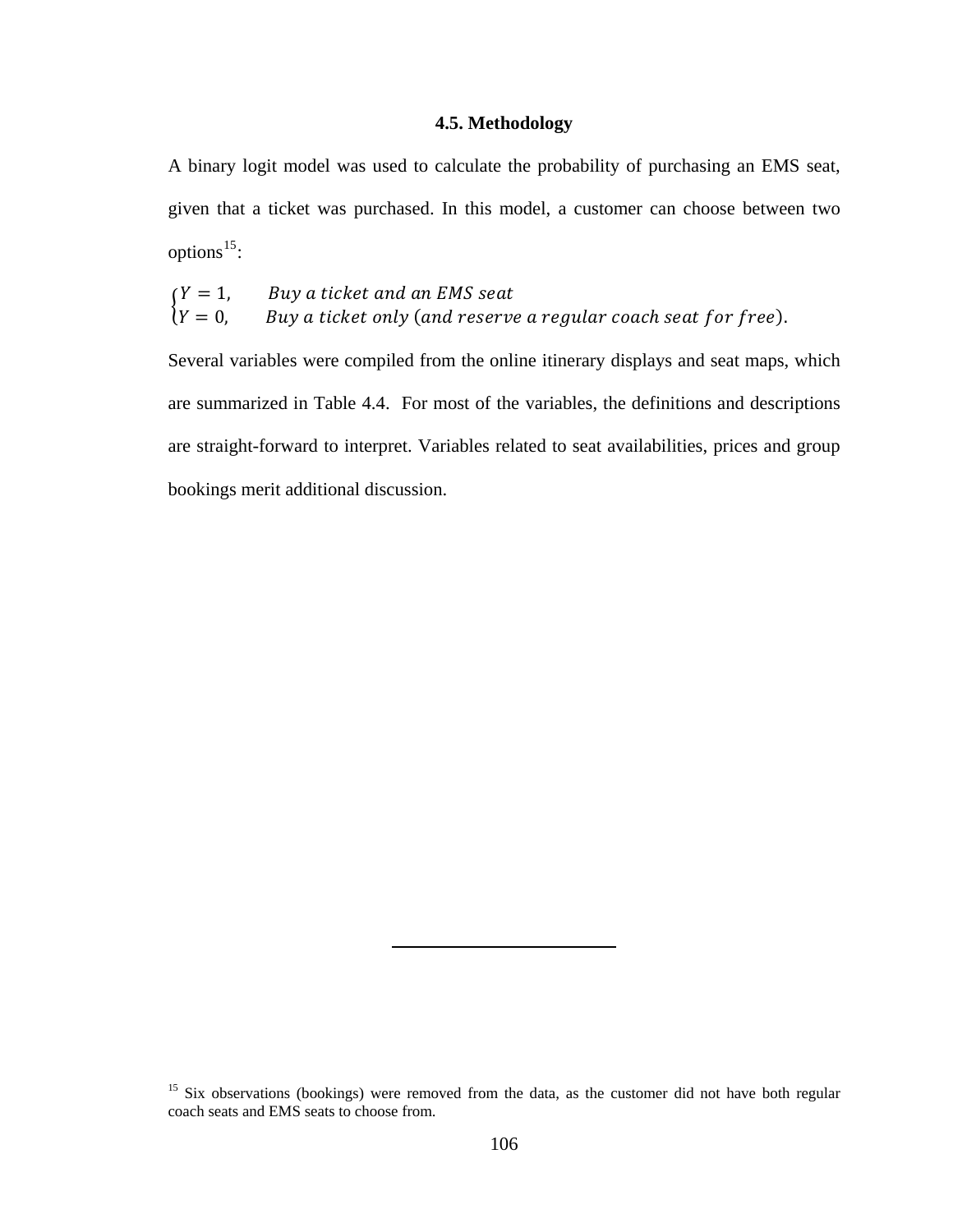### 4.5. Methodology

A binary logit model was used to calculate the probability of purchasing an EMS seat, given that a ticket was purchased. In this model, a customer can choose between two options[15]:

$$\begin{cases} Y = 1, & Buy\ a\ ticket\ and\ an\ EMS\ seat \\ Y = 0, & Buy\ a\ ticket\ only\ (and\ reserve\ a\ regular\ coach\ seat\ for\ free). \end{cases}$$

Several variables were compiled from the online itinerary displays and seat maps, which are summarized in Table 4.4. For most of the variables, the definitions and descriptions are straight-forward to interpret. Variables related to seat availabilities, prices and group bookings merit additional discussion.

[15] Six observations (bookings) were removed from the data, as the customer did not have both regular coach seats and EMS seats to choose from.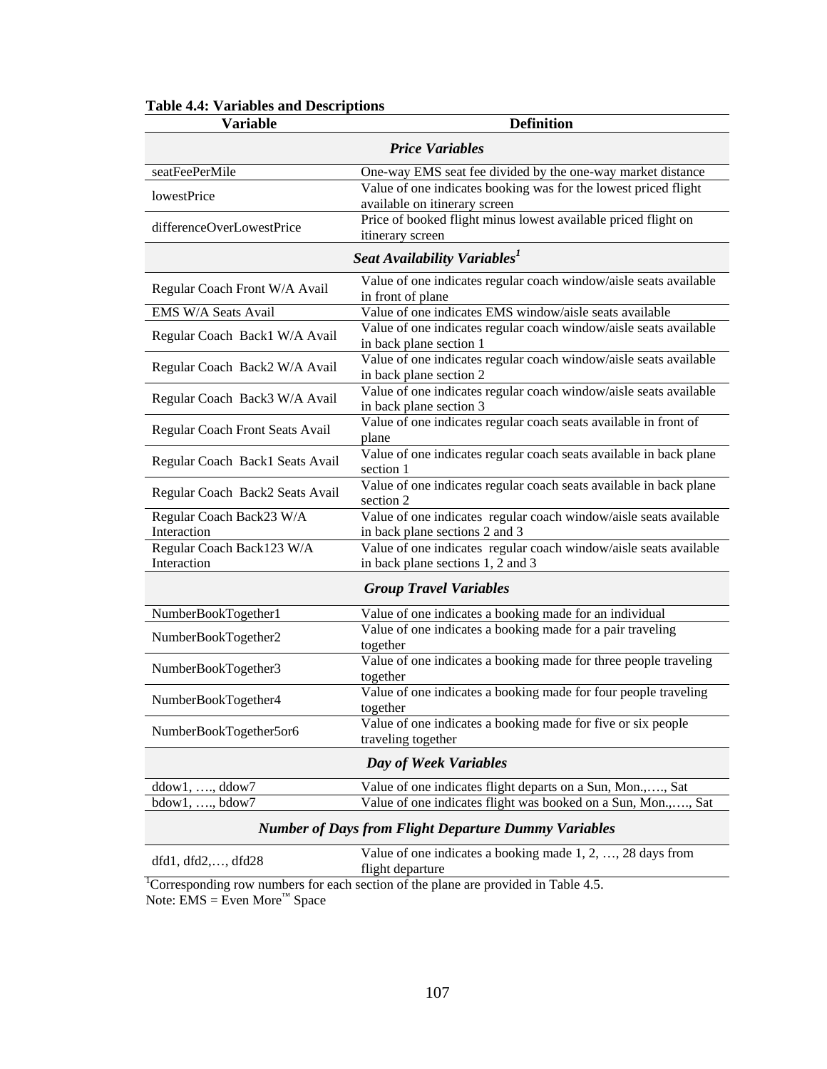**Table 4.4: Variables and Descriptions**

| Variable | Definition |
|---|---|
| ***Price Variables*** | |
| seatFeePerMile | One-way EMS seat fee divided by the one-way market distance |
| lowestPrice | Value of one indicates booking was for the lowest priced flight available on itinerary screen |
| differenceOverLowestPrice | Price of booked flight minus lowest available priced flight on itinerary screen |
| ***Seat Availability Variables[1]*** | |
| Regular Coach Front W/A Avail | Value of one indicates regular coach window/aisle seats available in front of plane |
| EMS W/A Seats Avail | Value of one indicates EMS window/aisle seats available |
| Regular Coach Back1 W/A Avail | Value of one indicates regular coach window/aisle seats available in back plane section 1 |
| Regular Coach Back2 W/A Avail | Value of one indicates regular coach window/aisle seats available in back plane section 2 |
| Regular Coach Back3 W/A Avail | Value of one indicates regular coach window/aisle seats available in back plane section 3 |
| Regular Coach Front Seats Avail | Value of one indicates regular coach seats available in front of plane |
| Regular Coach Back1 Seats Avail | Value of one indicates regular coach seats available in back plane section 1 |
| Regular Coach Back2 Seats Avail | Value of one indicates regular coach seats available in back plane section 2 |
| Regular Coach Back23 W/A Interaction | Value of one indicates regular coach window/aisle seats available in back plane sections 2 and 3 |
| Regular Coach Back123 W/A Interaction | Value of one indicates regular coach window/aisle seats available in back plane sections 1, 2 and 3 |
| ***Group Travel Variables*** | |
| NumberBookTogether1 | Value of one indicates a booking made for an individual |
| NumberBookTogether2 | Value of one indicates a booking made for a pair traveling together |
| NumberBookTogether3 | Value of one indicates a booking made for three people traveling together |
| NumberBookTogether4 | Value of one indicates a booking made for four people traveling together |
| NumberBookTogether5or6 | Value of one indicates a booking made for five or six people traveling together |
| ***Day of Week Variables*** | |
| ddow1, …., ddow7 | Value of one indicates flight departs on a Sun, Mon.,…., Sat |
| bdow1, …., bdow7 | Value of one indicates flight was booked on a Sun, Mon.,…., Sat |
| ***Number of Days from Flight Departure Dummy Variables*** | |
| dfd1, dfd2,…, dfd28 | Value of one indicates a booking made 1, 2, …, 28 days from flight departure |

[1]Corresponding row numbers for each section of the plane are provided in Table 4.5.
Note: EMS = Even More™ Space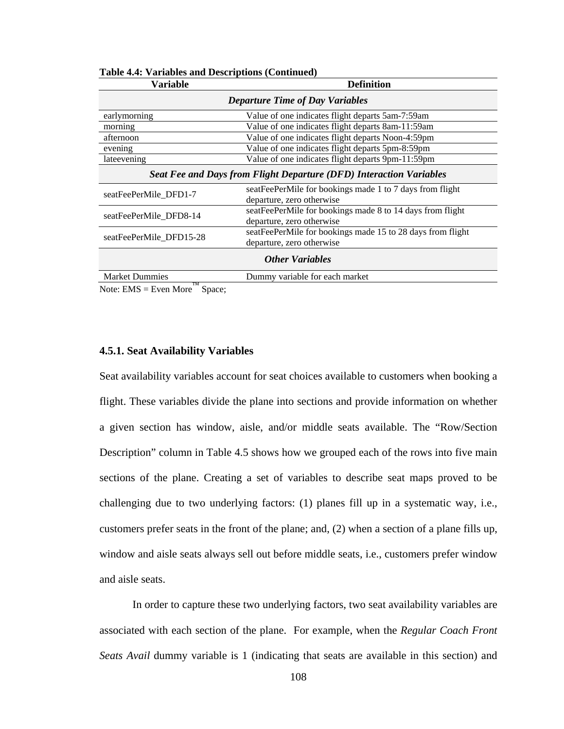**Table 4.4: Variables and Descriptions (Continued)**

| Variable | Definition |
| --- | --- |
| ***Departure Time of Day Variables*** | |
| earlymorning | Value of one indicates flight departs 5am-7:59am |
| morning | Value of one indicates flight departs 8am-11:59am |
| afternoon | Value of one indicates flight departs Noon-4:59pm |
| evening | Value of one indicates flight departs 5pm-8:59pm |
| lateevening | Value of one indicates flight departs 9pm-11:59pm |
| ***Seat Fee and Days from Flight Departure (DFD) Interaction Variables*** | |
| seatFeePerMile_DFD1-7 | seatFeePerMile for bookings made 1 to 7 days from flight departure, zero otherwise |
| seatFeePerMile_DFD8-14 | seatFeePerMile for bookings made 8 to 14 days from flight departure, zero otherwise |
| seatFeePerMile_DFD15-28 | seatFeePerMile for bookings made 15 to 28 days from flight departure, zero otherwise |
| ***Other Variables*** | |
| Market Dummies | Dummy variable for each market |

Note: EMS = Even More™ Space;

### 4.5.1. Seat Availability Variables

Seat availability variables account for seat choices available to customers when booking a flight. These variables divide the plane into sections and provide information on whether a given section has window, aisle, and/or middle seats available. The "Row/Section Description" column in Table 4.5 shows how we grouped each of the rows into five main sections of the plane. Creating a set of variables to describe seat maps proved to be challenging due to two underlying factors: (1) planes fill up in a systematic way, i.e., customers prefer seats in the front of the plane; and, (2) when a section of a plane fills up, window and aisle seats always sell out before middle seats, i.e., customers prefer window and aisle seats.

In order to capture these two underlying factors, two seat availability variables are associated with each section of the plane. For example, when the *Regular Coach Front Seats Avail* dummy variable is 1 (indicating that seats are available in this section) and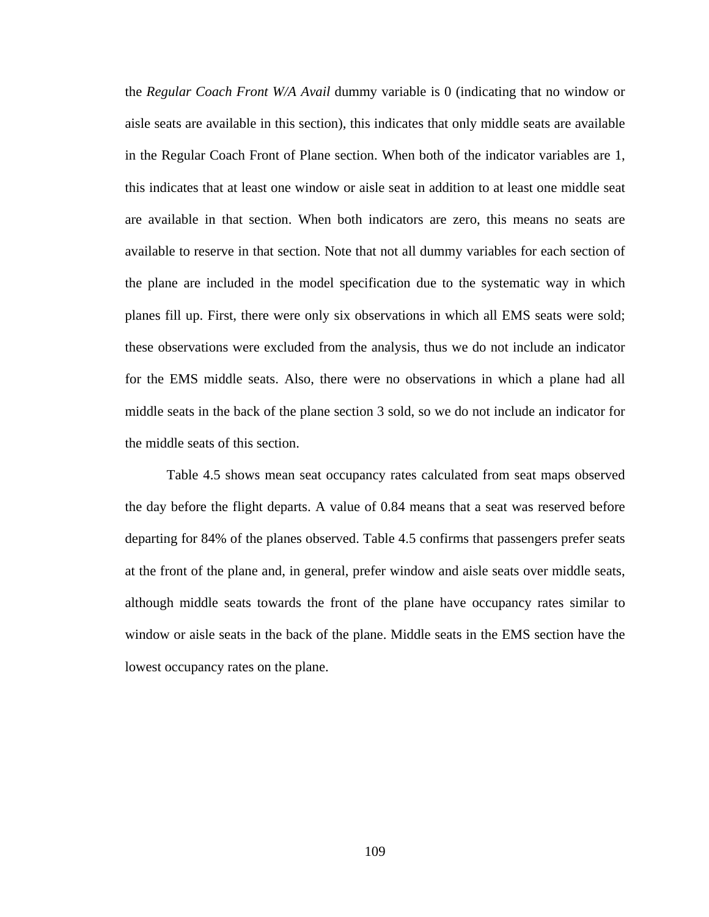the *Regular Coach Front W/A Avail* dummy variable is 0 (indicating that no window or aisle seats are available in this section), this indicates that only middle seats are available in the Regular Coach Front of Plane section. When both of the indicator variables are 1, this indicates that at least one window or aisle seat in addition to at least one middle seat are available in that section. When both indicators are zero, this means no seats are available to reserve in that section. Note that not all dummy variables for each section of the plane are included in the model specification due to the systematic way in which planes fill up. First, there were only six observations in which all EMS seats were sold; these observations were excluded from the analysis, thus we do not include an indicator for the EMS middle seats. Also, there were no observations in which a plane had all middle seats in the back of the plane section 3 sold, so we do not include an indicator for the middle seats of this section.

Table 4.5 shows mean seat occupancy rates calculated from seat maps observed the day before the flight departs. A value of 0.84 means that a seat was reserved before departing for 84% of the planes observed. Table 4.5 confirms that passengers prefer seats at the front of the plane and, in general, prefer window and aisle seats over middle seats, although middle seats towards the front of the plane have occupancy rates similar to window or aisle seats in the back of the plane. Middle seats in the EMS section have the lowest occupancy rates on the plane.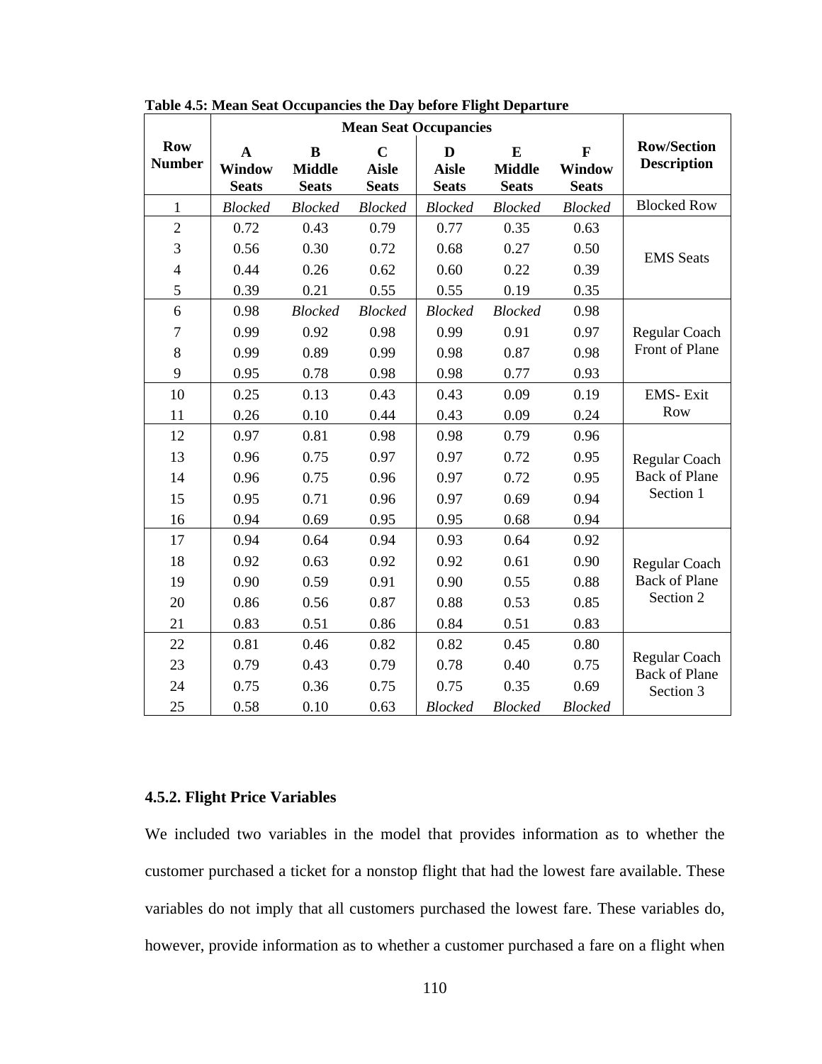**Table 4.5: Mean Seat Occupancies the Day before Flight Departure**

| Row Number | Mean Seat Occupancies | | | | | | Row/Section Description |
|---|---|---|---|---|---|---|---|
| | A Window Seats | B Middle Seats | C Aisle Seats | D Aisle Seats | E Middle Seats | F Window Seats | |
| 1 | *Blocked* | *Blocked* | *Blocked* | *Blocked* | *Blocked* | *Blocked* | Blocked Row |
| 2 | 0.72 | 0.43 | 0.79 | 0.77 | 0.35 | 0.63 | EMS Seats |
| 3 | 0.56 | 0.30 | 0.72 | 0.68 | 0.27 | 0.50 | |
| 4 | 0.44 | 0.26 | 0.62 | 0.60 | 0.22 | 0.39 | |
| 5 | 0.39 | 0.21 | 0.55 | 0.55 | 0.19 | 0.35 | |
| 6 | 0.98 | *Blocked* | *Blocked* | *Blocked* | *Blocked* | 0.98 | Regular Coach Front of Plane |
| 7 | 0.99 | 0.92 | 0.98 | 0.99 | 0.91 | 0.97 | |
| 8 | 0.99 | 0.89 | 0.99 | 0.98 | 0.87 | 0.98 | |
| 9 | 0.95 | 0.78 | 0.98 | 0.98 | 0.77 | 0.93 | |
| 10 | 0.25 | 0.13 | 0.43 | 0.43 | 0.09 | 0.19 | EMS- Exit Row |
| 11 | 0.26 | 0.10 | 0.44 | 0.43 | 0.09 | 0.24 | |
| 12 | 0.97 | 0.81 | 0.98 | 0.98 | 0.79 | 0.96 | Regular Coach Back of Plane Section 1 |
| 13 | 0.96 | 0.75 | 0.97 | 0.97 | 0.72 | 0.95 | |
| 14 | 0.96 | 0.75 | 0.96 | 0.97 | 0.72 | 0.95 | |
| 15 | 0.95 | 0.71 | 0.96 | 0.97 | 0.69 | 0.94 | |
| 16 | 0.94 | 0.69 | 0.95 | 0.95 | 0.68 | 0.94 | |
| 17 | 0.94 | 0.64 | 0.94 | 0.93 | 0.64 | 0.92 | Regular Coach Back of Plane Section 2 |
| 18 | 0.92 | 0.63 | 0.92 | 0.92 | 0.61 | 0.90 | |
| 19 | 0.90 | 0.59 | 0.91 | 0.90 | 0.55 | 0.88 | |
| 20 | 0.86 | 0.56 | 0.87 | 0.88 | 0.53 | 0.85 | |
| 21 | 0.83 | 0.51 | 0.86 | 0.84 | 0.51 | 0.83 | |
| 22 | 0.81 | 0.46 | 0.82 | 0.82 | 0.45 | 0.80 | Regular Coach Back of Plane Section 3 |
| 23 | 0.79 | 0.43 | 0.79 | 0.78 | 0.40 | 0.75 | |
| 24 | 0.75 | 0.36 | 0.75 | 0.75 | 0.35 | 0.69 | |
| 25 | 0.58 | 0.10 | 0.63 | *Blocked* | *Blocked* | *Blocked* | |

### 4.5.2. Flight Price Variables

We included two variables in the model that provides information as to whether the customer purchased a ticket for a nonstop flight that had the lowest fare available. These variables do not imply that all customers purchased the lowest fare. These variables do, however, provide information as to whether a customer purchased a fare on a flight when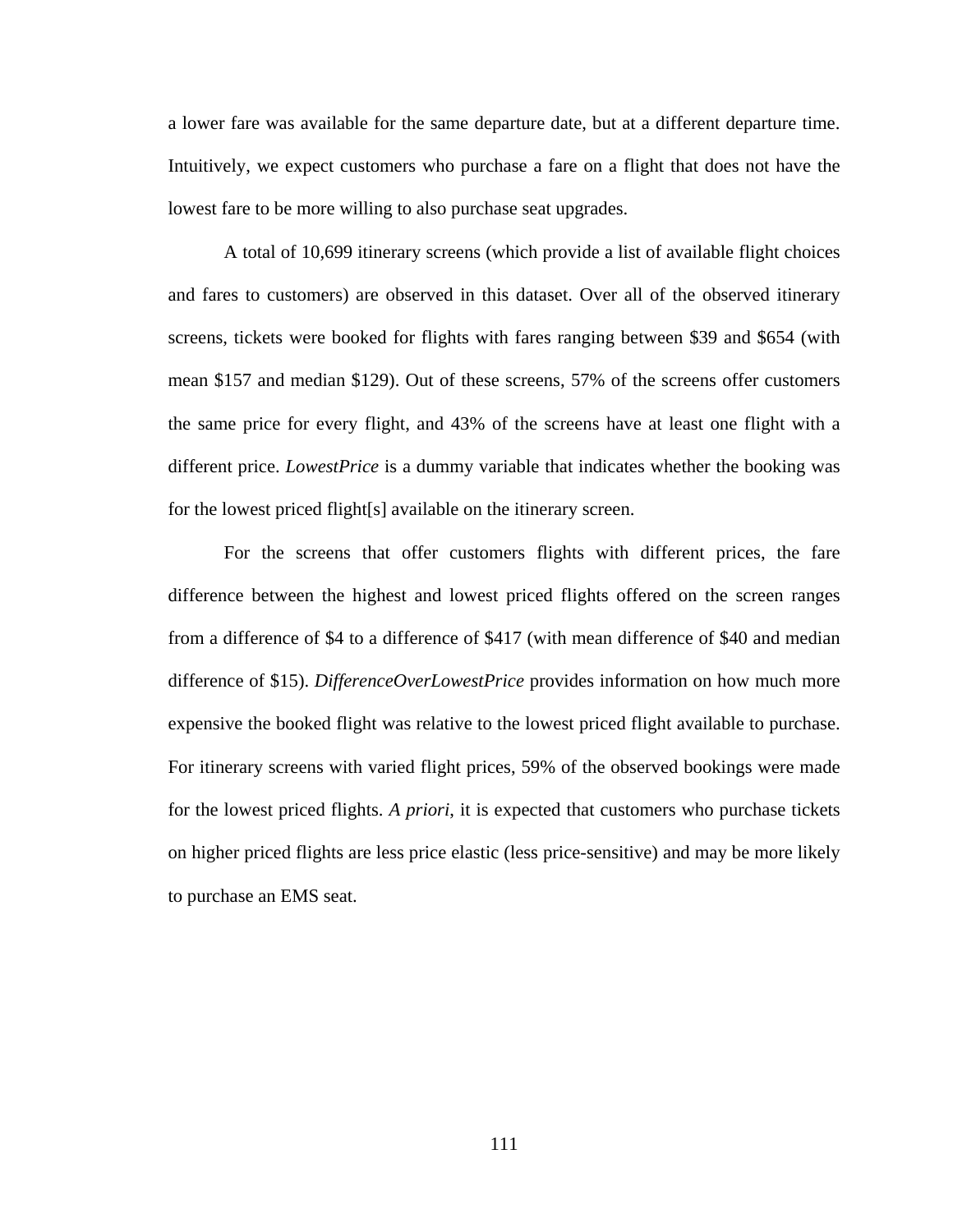a lower fare was available for the same departure date, but at a different departure time. Intuitively, we expect customers who purchase a fare on a flight that does not have the lowest fare to be more willing to also purchase seat upgrades.

A total of 10,699 itinerary screens (which provide a list of available flight choices and fares to customers) are observed in this dataset. Over all of the observed itinerary screens, tickets were booked for flights with fares ranging between $39 and $654 (with mean $157 and median $129). Out of these screens, 57% of the screens offer customers the same price for every flight, and 43% of the screens have at least one flight with a different price. *LowestPrice* is a dummy variable that indicates whether the booking was for the lowest priced flight[s] available on the itinerary screen.

For the screens that offer customers flights with different prices, the fare difference between the highest and lowest priced flights offered on the screen ranges from a difference of $4 to a difference of $417 (with mean difference of $40 and median difference of $15). *DifferenceOverLowestPrice* provides information on how much more expensive the booked flight was relative to the lowest priced flight available to purchase. For itinerary screens with varied flight prices, 59% of the observed bookings were made for the lowest priced flights. *A priori*, it is expected that customers who purchase tickets on higher priced flights are less price elastic (less price-sensitive) and may be more likely to purchase an EMS seat.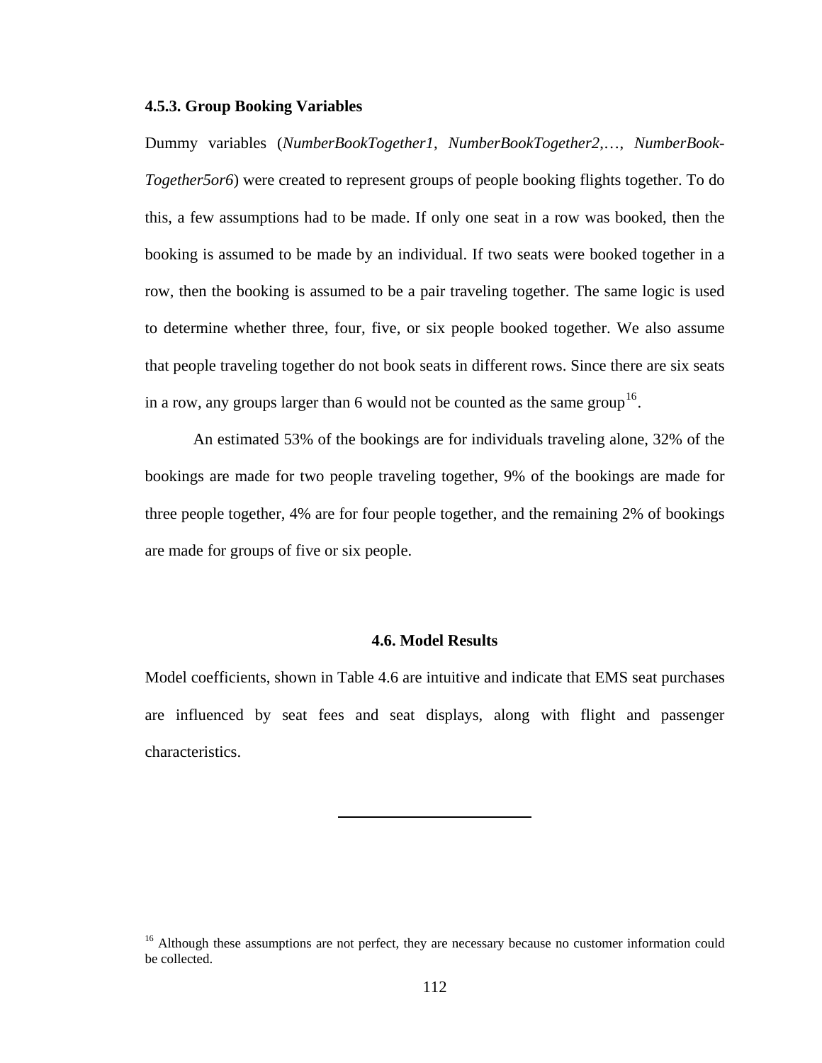### 4.5.3. Group Booking Variables

Dummy variables (*NumberBookTogether1*, *NumberBookTogether2*,…, *NumberBook-Together5or6*) were created to represent groups of people booking flights together. To do this, a few assumptions had to be made. If only one seat in a row was booked, then the booking is assumed to be made by an individual. If two seats were booked together in a row, then the booking is assumed to be a pair traveling together. The same logic is used to determine whether three, four, five, or six people booked together. We also assume that people traveling together do not book seats in different rows. Since there are six seats in a row, any groups larger than 6 would not be counted as the same group[16].

An estimated 53% of the bookings are for individuals traveling alone, 32% of the bookings are made for two people traveling together, 9% of the bookings are made for three people together, 4% are for four people together, and the remaining 2% of bookings are made for groups of five or six people.

## 4.6. Model Results

Model coefficients, shown in Table 4.6 are intuitive and indicate that EMS seat purchases are influenced by seat fees and seat displays, along with flight and passenger characteristics.

---

[16] Although these assumptions are not perfect, they are necessary because no customer information could be collected.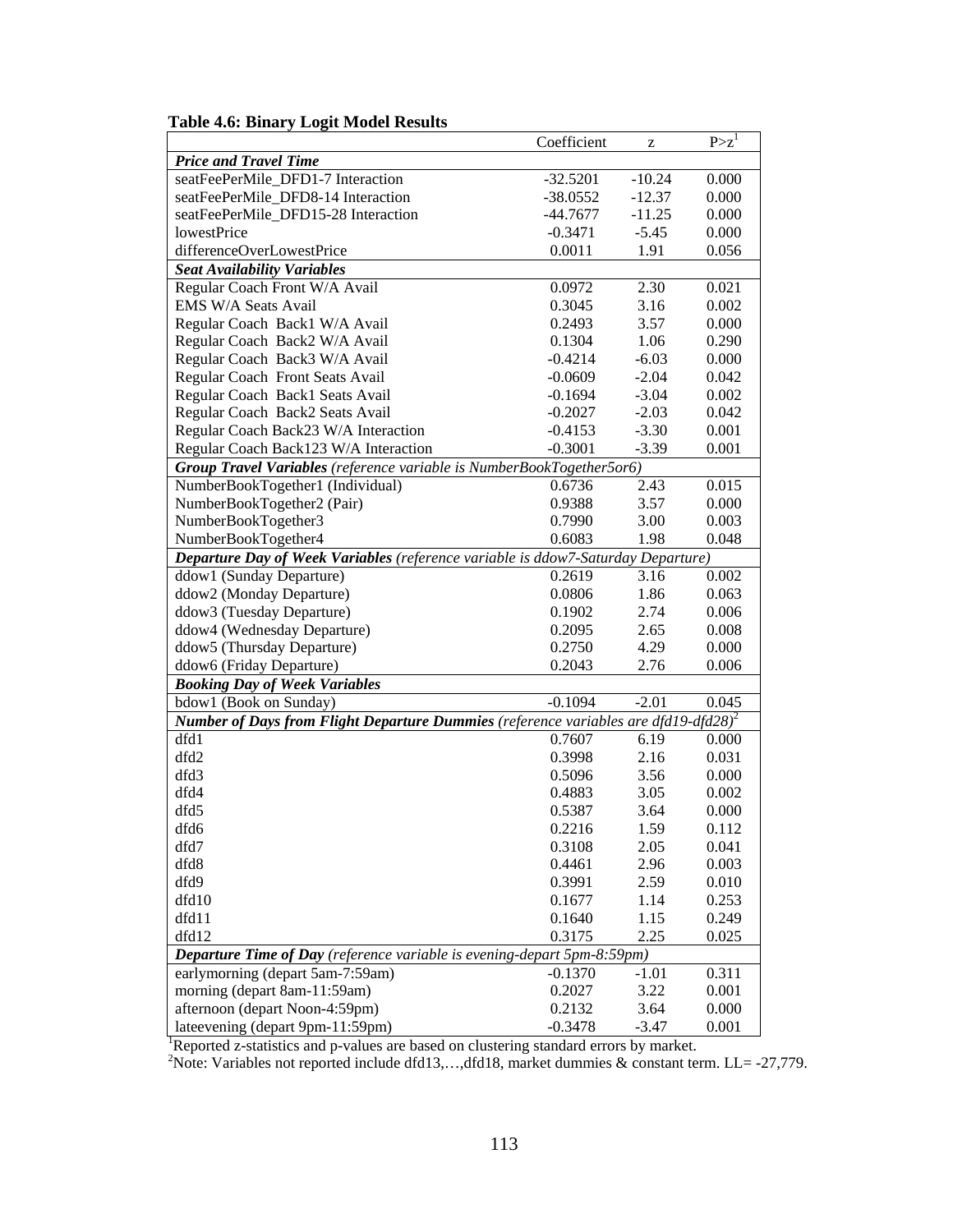**Table 4.6: Binary Logit Model Results**

| | Coefficient | z | P>z[1] |
|---|---|---|---|
| ***Price and Travel Time*** | | | |
| seatFeePerMile_DFD1-7 Interaction | -32.5201 | -10.24 | 0.000 |
| seatFeePerMile_DFD8-14 Interaction | -38.0552 | -12.37 | 0.000 |
| seatFeePerMile_DFD15-28 Interaction | -44.7677 | -11.25 | 0.000 |
| lowestPrice | -0.3471 | -5.45 | 0.000 |
| differenceOverLowestPrice | 0.0011 | 1.91 | 0.056 |
| ***Seat Availability Variables*** | | | |
| Regular Coach Front W/A Avail | 0.0972 | 2.30 | 0.021 |
| EMS W/A Seats Avail | 0.3045 | 3.16 | 0.002 |
| Regular Coach Back1 W/A Avail | 0.2493 | 3.57 | 0.000 |
| Regular Coach Back2 W/A Avail | 0.1304 | 1.06 | 0.290 |
| Regular Coach Back3 W/A Avail | -0.4214 | -6.03 | 0.000 |
| Regular Coach Front Seats Avail | -0.0609 | -2.04 | 0.042 |
| Regular Coach Back1 Seats Avail | -0.1694 | -3.04 | 0.002 |
| Regular Coach Back2 Seats Avail | -0.2027 | -2.03 | 0.042 |
| Regular Coach Back23 W/A Interaction | -0.4153 | -3.30 | 0.001 |
| Regular Coach Back123 W/A Interaction | -0.3001 | -3.39 | 0.001 |
| ***Group Travel Variables*** *(reference variable is NumberBookTogether5or6)* | | | |
| NumberBookTogether1 (Individual) | 0.6736 | 2.43 | 0.015 |
| NumberBookTogether2 (Pair) | 0.9388 | 3.57 | 0.000 |
| NumberBookTogether3 | 0.7990 | 3.00 | 0.003 |
| NumberBookTogether4 | 0.6083 | 1.98 | 0.048 |
| ***Departure Day of Week Variables*** *(reference variable is ddow7-Saturday Departure)* | | | |
| ddow1 (Sunday Departure) | 0.2619 | 3.16 | 0.002 |
| ddow2 (Monday Departure) | 0.0806 | 1.86 | 0.063 |
| ddow3 (Tuesday Departure) | 0.1902 | 2.74 | 0.006 |
| ddow4 (Wednesday Departure) | 0.2095 | 2.65 | 0.008 |
| ddow5 (Thursday Departure) | 0.2750 | 4.29 | 0.000 |
| ddow6 (Friday Departure) | 0.2043 | 2.76 | 0.006 |
| ***Booking Day of Week Variables*** | | | |
| bdow1 (Book on Sunday) | -0.1094 | -2.01 | 0.045 |
| ***Number of Days from Flight Departure Dummies*** *(reference variables are dfd19-dfd28)*[2] | | | |
| dfd1 | 0.7607 | 6.19 | 0.000 |
| dfd2 | 0.3998 | 2.16 | 0.031 |
| dfd3 | 0.5096 | 3.56 | 0.000 |
| dfd4 | 0.4883 | 3.05 | 0.002 |
| dfd5 | 0.5387 | 3.64 | 0.000 |
| dfd6 | 0.2216 | 1.59 | 0.112 |
| dfd7 | 0.3108 | 2.05 | 0.041 |
| dfd8 | 0.4461 | 2.96 | 0.003 |
| dfd9 | 0.3991 | 2.59 | 0.010 |
| dfd10 | 0.1677 | 1.14 | 0.253 |
| dfd11 | 0.1640 | 1.15 | 0.249 |
| dfd12 | 0.3175 | 2.25 | 0.025 |
| ***Departure Time of Day*** *(reference variable is evening-depart 5pm-8:59pm)* | | | |
| earlymorning (depart 5am-7:59am) | -0.1370 | -1.01 | 0.311 |
| morning (depart 8am-11:59am) | 0.2027 | 3.22 | 0.001 |
| afternoon (depart Noon-4:59pm) | 0.2132 | 3.64 | 0.000 |
| lateevening (depart 9pm-11:59pm) | -0.3478 | -3.47 | 0.001 |

[1]Reported z-statistics and p-values are based on clustering standard errors by market.
[2]Note: Variables not reported include dfd13,…,dfd18, market dummies & constant term. LL= -27,779.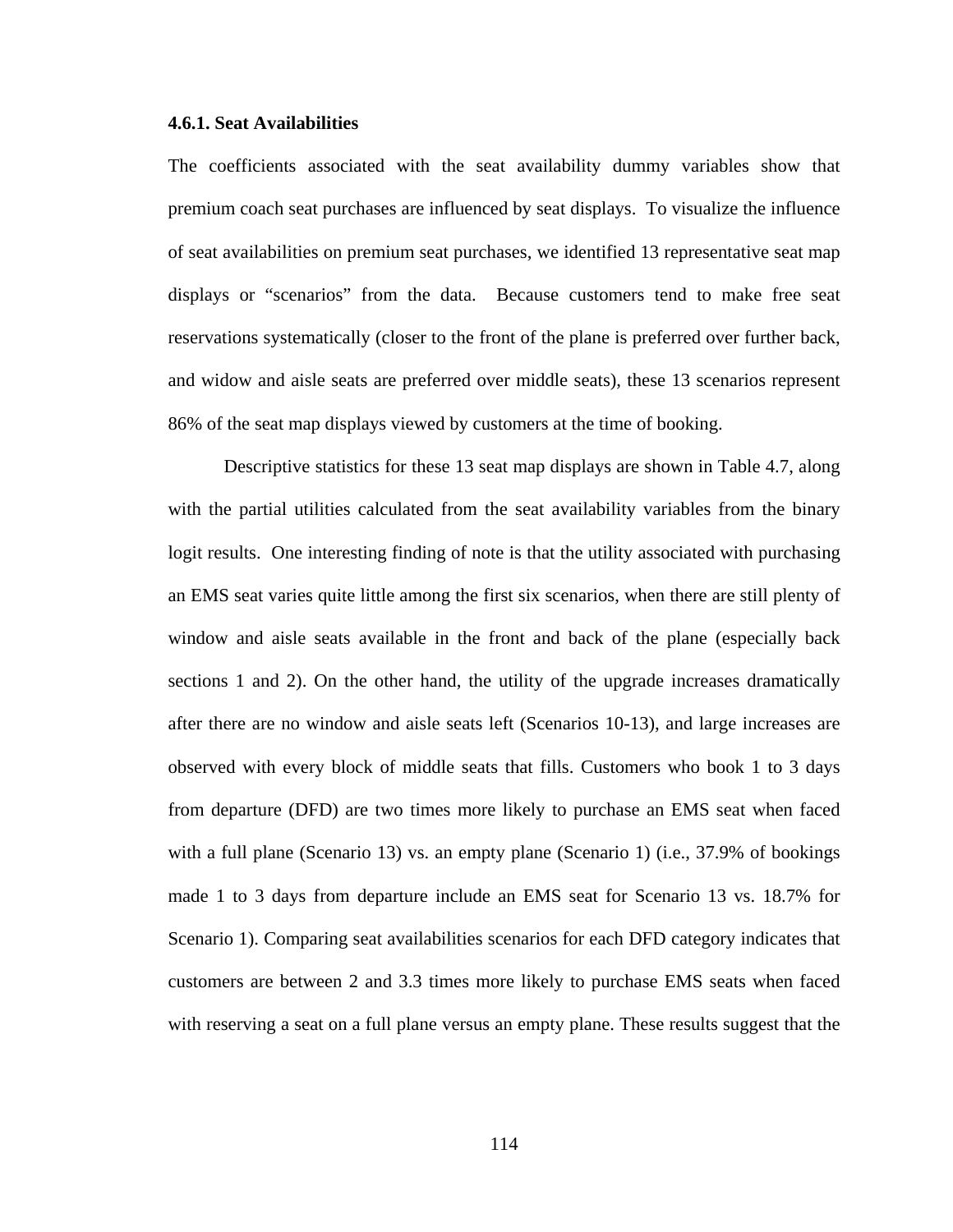#### 4.6.1. Seat Availabilities

The coefficients associated with the seat availability dummy variables show that premium coach seat purchases are influenced by seat displays. To visualize the influence of seat availabilities on premium seat purchases, we identified 13 representative seat map displays or “scenarios” from the data. Because customers tend to make free seat reservations systematically (closer to the front of the plane is preferred over further back, and widow and aisle seats are preferred over middle seats), these 13 scenarios represent 86% of the seat map displays viewed by customers at the time of booking.

Descriptive statistics for these 13 seat map displays are shown in Table 4.7, along with the partial utilities calculated from the seat availability variables from the binary logit results. One interesting finding of note is that the utility associated with purchasing an EMS seat varies quite little among the first six scenarios, when there are still plenty of window and aisle seats available in the front and back of the plane (especially back sections 1 and 2). On the other hand, the utility of the upgrade increases dramatically after there are no window and aisle seats left (Scenarios 10-13), and large increases are observed with every block of middle seats that fills. Customers who book 1 to 3 days from departure (DFD) are two times more likely to purchase an EMS seat when faced with a full plane (Scenario 13) vs. an empty plane (Scenario 1) (i.e., 37.9% of bookings made 1 to 3 days from departure include an EMS seat for Scenario 13 vs. 18.7% for Scenario 1). Comparing seat availabilities scenarios for each DFD category indicates that customers are between 2 and 3.3 times more likely to purchase EMS seats when faced with reserving a seat on a full plane versus an empty plane. These results suggest that the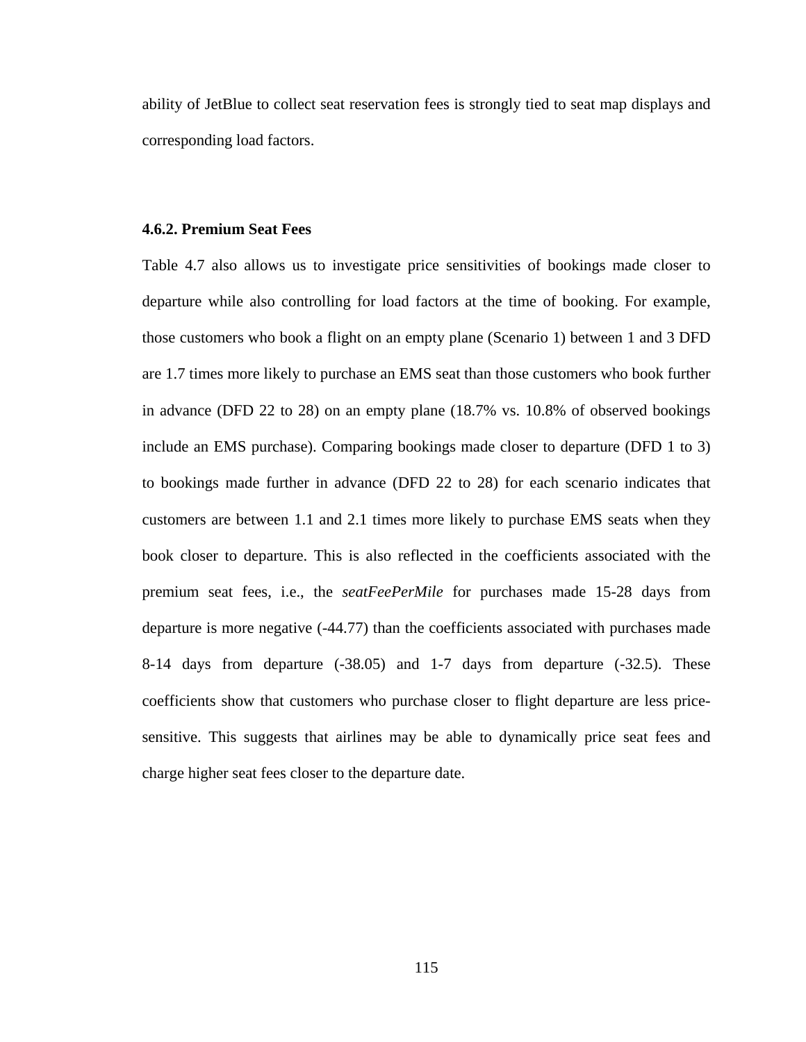ability of JetBlue to collect seat reservation fees is strongly tied to seat map displays and corresponding load factors.

### 4.6.2. Premium Seat Fees

Table 4.7 also allows us to investigate price sensitivities of bookings made closer to departure while also controlling for load factors at the time of booking. For example, those customers who book a flight on an empty plane (Scenario 1) between 1 and 3 DFD are 1.7 times more likely to purchase an EMS seat than those customers who book further in advance (DFD 22 to 28) on an empty plane (18.7% vs. 10.8% of observed bookings include an EMS purchase). Comparing bookings made closer to departure (DFD 1 to 3) to bookings made further in advance (DFD 22 to 28) for each scenario indicates that customers are between 1.1 and 2.1 times more likely to purchase EMS seats when they book closer to departure. This is also reflected in the coefficients associated with the premium seat fees, i.e., the *seatFeePerMile* for purchases made 15-28 days from departure is more negative (-44.77) than the coefficients associated with purchases made 8-14 days from departure (-38.05) and 1-7 days from departure (-32.5). These coefficients show that customers who purchase closer to flight departure are less price-sensitive. This suggests that airlines may be able to dynamically price seat fees and charge higher seat fees closer to the departure date.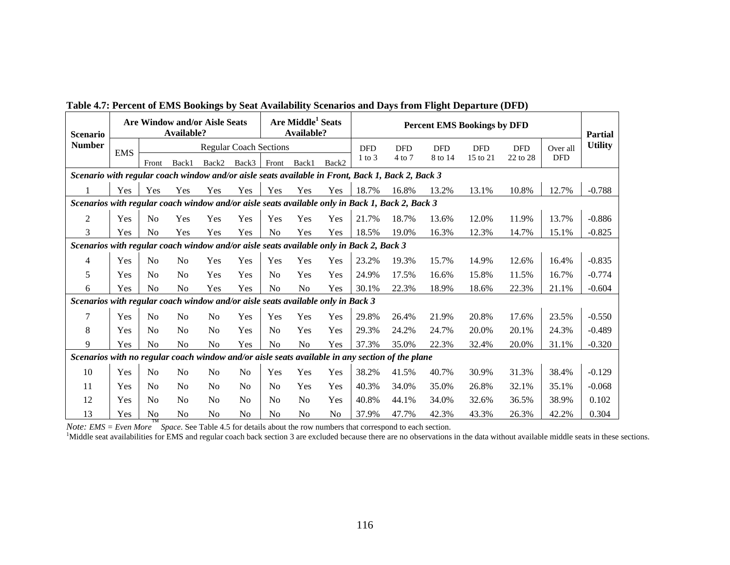**Table 4.7: Percent of EMS Bookings by Seat Availability Scenarios and Days from Flight Departure (DFD)**

| Scenario Number | Are Window and/or Aisle Seats Available? | | | | | Are Middle[1] Seats Available? | | | Percent EMS Bookings by DFD | | | | | | Partial Utility |
|---|---|---|---|---|---|---|---|---|---|---|---|---|---|---|---|
| | EMS | Regular Coach Sections | | | | | | | DFD 1 to 3 | DFD 4 to 7 | DFD 8 to 14 | DFD 15 to 21 | DFD 22 to 28 | Over all DFD | |
| | | Front | Back1 | Back2 | Back3 | Front | Back1 | Back2 | | | | | | | |
| ***Scenario with regular coach window and/or aisle seats available in Front, Back 1, Back 2, Back 3*** | | | | | | | | | | | | | | | |
| 1 | Yes | Yes | Yes | Yes | Yes | Yes | Yes | Yes | 18.7% | 16.8% | 13.2% | 13.1% | 10.8% | 12.7% | -0.788 |
| ***Scenarios with regular coach window and/or aisle seats available only in Back 1, Back 2, Back 3*** | | | | | | | | | | | | | | | |
| 2 | Yes | No | Yes | Yes | Yes | Yes | Yes | Yes | 21.7% | 18.7% | 13.6% | 12.0% | 11.9% | 13.7% | -0.886 |
| 3 | Yes | No | Yes | Yes | Yes | No | Yes | Yes | 18.5% | 19.0% | 16.3% | 12.3% | 14.7% | 15.1% | -0.825 |
| ***Scenarios with regular coach window and/or aisle seats available only in Back 2, Back 3*** | | | | | | | | | | | | | | | |
| 4 | Yes | No | No | Yes | Yes | Yes | Yes | Yes | 23.2% | 19.3% | 15.7% | 14.9% | 12.6% | 16.4% | -0.835 |
| 5 | Yes | No | No | Yes | Yes | No | Yes | Yes | 24.9% | 17.5% | 16.6% | 15.8% | 11.5% | 16.7% | -0.774 |
| 6 | Yes | No | No | Yes | Yes | No | No | Yes | 30.1% | 22.3% | 18.9% | 18.6% | 22.3% | 21.1% | -0.604 |
| ***Scenarios with regular coach window and/or aisle seats available only in Back 3*** | | | | | | | | | | | | | | | |
| 7 | Yes | No | No | No | Yes | Yes | Yes | Yes | 29.8% | 26.4% | 21.9% | 20.8% | 17.6% | 23.5% | -0.550 |
| 8 | Yes | No | No | No | Yes | No | Yes | Yes | 29.3% | 24.2% | 24.7% | 20.0% | 20.1% | 24.3% | -0.489 |
| 9 | Yes | No | No | No | Yes | No | No | Yes | 37.3% | 35.0% | 22.3% | 32.4% | 20.0% | 31.1% | -0.320 |
| ***Scenarios with no regular coach window and/or aisle seats available in any section of the plane*** | | | | | | | | | | | | | | | |
| 10 | Yes | No | No | No | No | Yes | Yes | Yes | 38.2% | 41.5% | 40.7% | 30.9% | 31.3% | 38.4% | -0.129 |
| 11 | Yes | No | No | No | No | No | Yes | Yes | 40.3% | 34.0% | 35.0% | 26.8% | 32.1% | 35.1% | -0.068 |
| 12 | Yes | No | No | No | No | No | No | Yes | 40.8% | 44.1% | 34.0% | 32.6% | 36.5% | 38.9% | 0.102 |
| 13 | Yes | No | No | No | No | No | No | No | 37.9% | 47.7% | 42.3% | 43.3% | 26.3% | 42.2% | 0.304 |

*Note: EMS = Even More™ Space*. See Table 4.5 for details about the row numbers that correspond to each section.

[1]Middle seat availabilities for EMS and regular coach back section 3 are excluded because there are no observations in the data without available middle seats in these sections.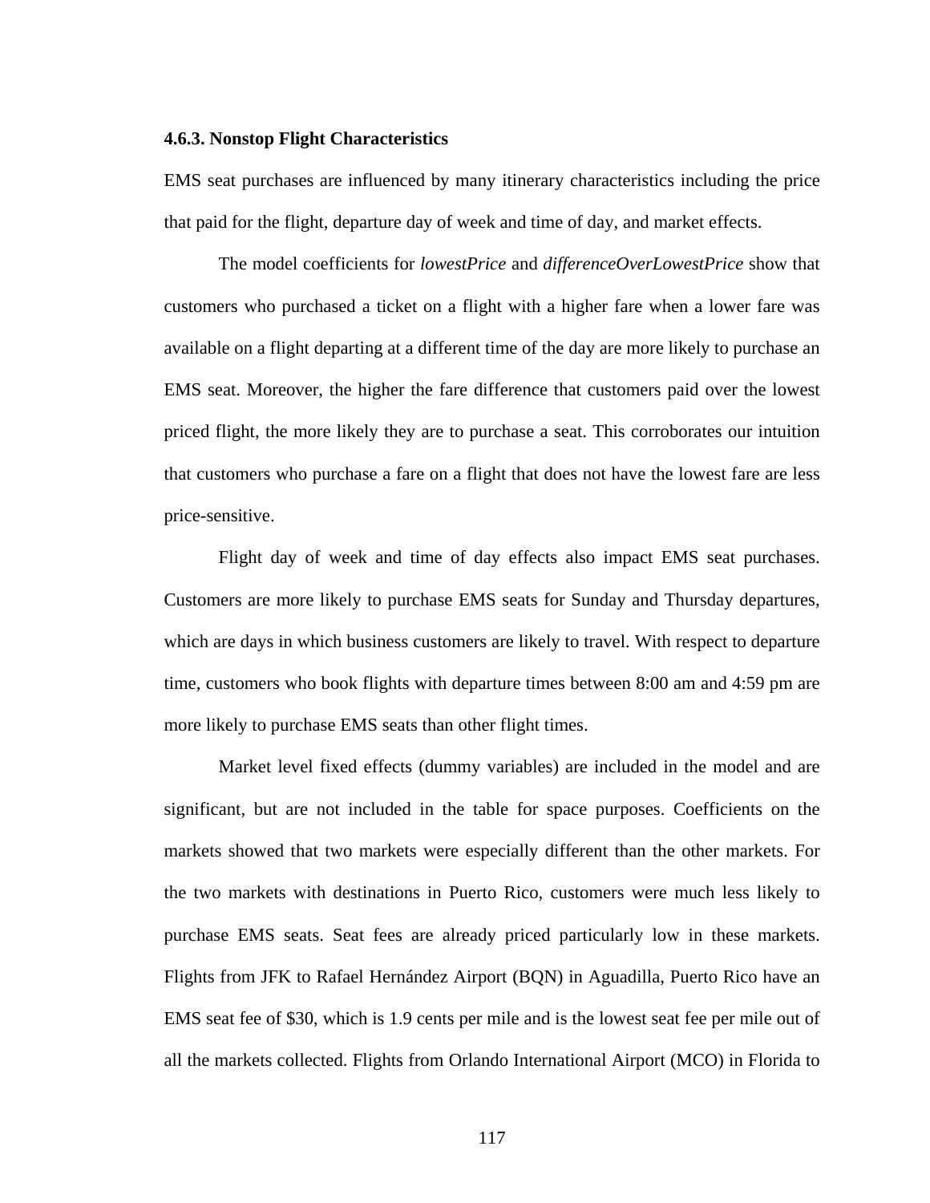### 4.6.3. Nonstop Flight Characteristics

EMS seat purchases are influenced by many itinerary characteristics including the price that paid for the flight, departure day of week and time of day, and market effects.

The model coefficients for *lowestPrice* and *differenceOverLowestPrice* show that customers who purchased a ticket on a flight with a higher fare when a lower fare was available on a flight departing at a different time of the day are more likely to purchase an EMS seat. Moreover, the higher the fare difference that customers paid over the lowest priced flight, the more likely they are to purchase a seat. This corroborates our intuition that customers who purchase a fare on a flight that does not have the lowest fare are less price-sensitive.

Flight day of week and time of day effects also impact EMS seat purchases. Customers are more likely to purchase EMS seats for Sunday and Thursday departures, which are days in which business customers are likely to travel. With respect to departure time, customers who book flights with departure times between 8:00 am and 4:59 pm are more likely to purchase EMS seats than other flight times.

Market level fixed effects (dummy variables) are included in the model and are significant, but are not included in the table for space purposes. Coefficients on the markets showed that two markets were especially different than the other markets. For the two markets with destinations in Puerto Rico, customers were much less likely to purchase EMS seats. Seat fees are already priced particularly low in these markets. Flights from JFK to Rafael Hernández Airport (BQN) in Aguadilla, Puerto Rico have an EMS seat fee of $30, which is 1.9 cents per mile and is the lowest seat fee per mile out of all the markets collected. Flights from Orlando International Airport (MCO) in Florida to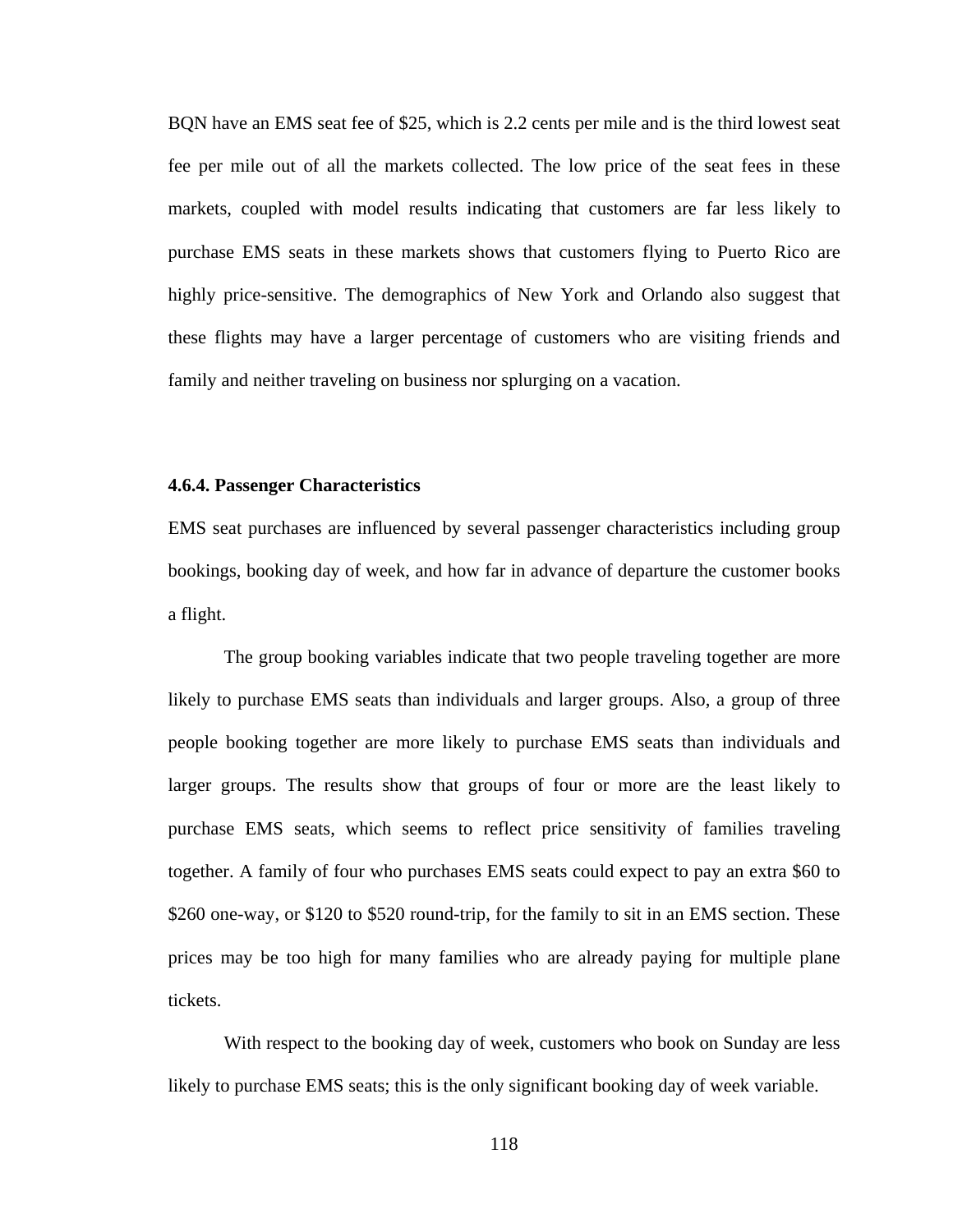BQN have an EMS seat fee of $25, which is 2.2 cents per mile and is the third lowest seat fee per mile out of all the markets collected. The low price of the seat fees in these markets, coupled with model results indicating that customers are far less likely to purchase EMS seats in these markets shows that customers flying to Puerto Rico are highly price-sensitive. The demographics of New York and Orlando also suggest that these flights may have a larger percentage of customers who are visiting friends and family and neither traveling on business nor splurging on a vacation.

#### 4.6.4. Passenger Characteristics

EMS seat purchases are influenced by several passenger characteristics including group bookings, booking day of week, and how far in advance of departure the customer books a flight.

The group booking variables indicate that two people traveling together are more likely to purchase EMS seats than individuals and larger groups. Also, a group of three people booking together are more likely to purchase EMS seats than individuals and larger groups. The results show that groups of four or more are the least likely to purchase EMS seats, which seems to reflect price sensitivity of families traveling together. A family of four who purchases EMS seats could expect to pay an extra $60 to $260 one-way, or $120 to $520 round-trip, for the family to sit in an EMS section. These prices may be too high for many families who are already paying for multiple plane tickets.

With respect to the booking day of week, customers who book on Sunday are less likely to purchase EMS seats; this is the only significant booking day of week variable.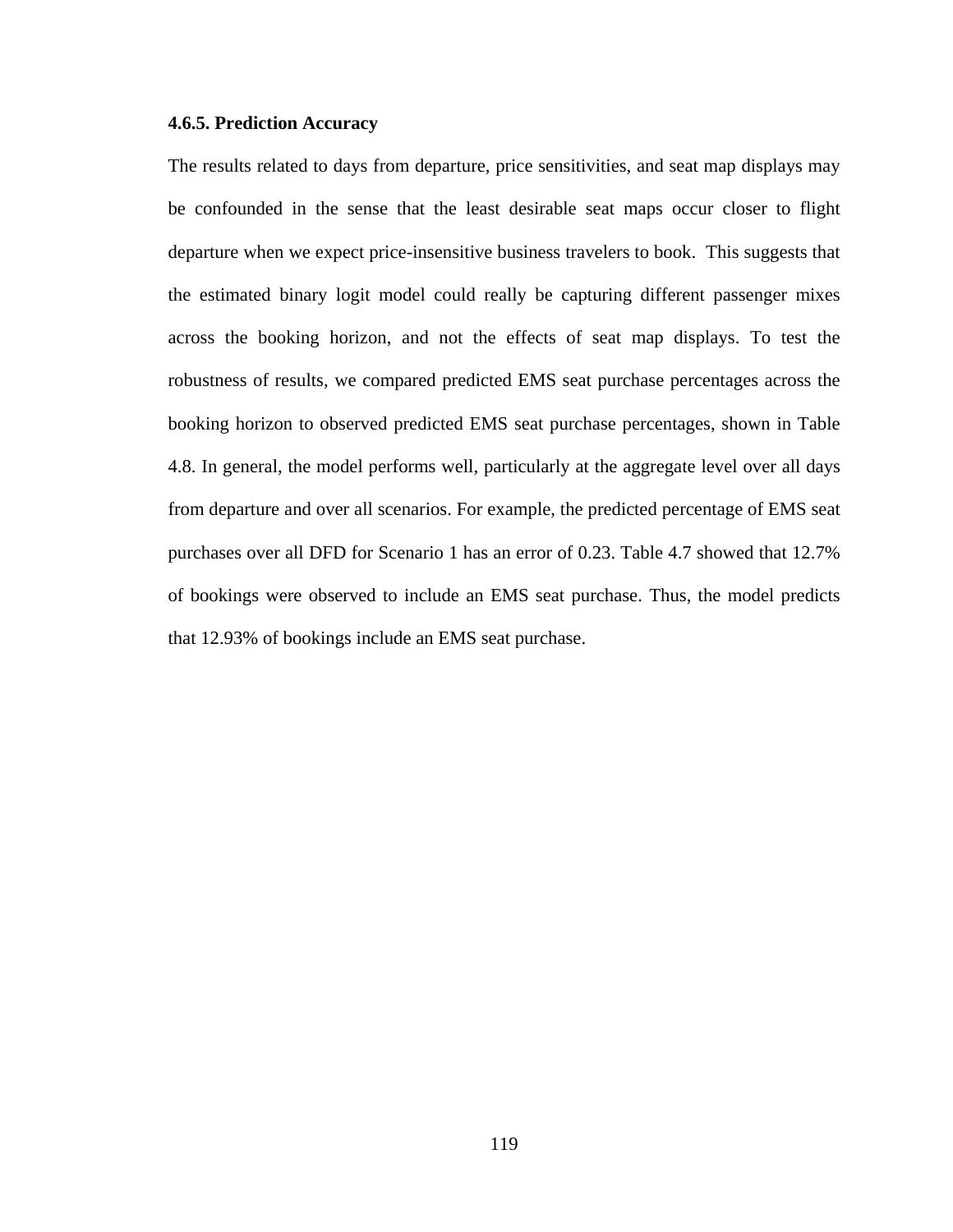#### 4.6.5. Prediction Accuracy

The results related to days from departure, price sensitivities, and seat map displays may be confounded in the sense that the least desirable seat maps occur closer to flight departure when we expect price-insensitive business travelers to book. This suggests that the estimated binary logit model could really be capturing different passenger mixes across the booking horizon, and not the effects of seat map displays. To test the robustness of results, we compared predicted EMS seat purchase percentages across the booking horizon to observed predicted EMS seat purchase percentages, shown in Table 4.8. In general, the model performs well, particularly at the aggregate level over all days from departure and over all scenarios. For example, the predicted percentage of EMS seat purchases over all DFD for Scenario 1 has an error of 0.23. Table 4.7 showed that 12.7% of bookings were observed to include an EMS seat purchase. Thus, the model predicts that 12.93% of bookings include an EMS seat purchase.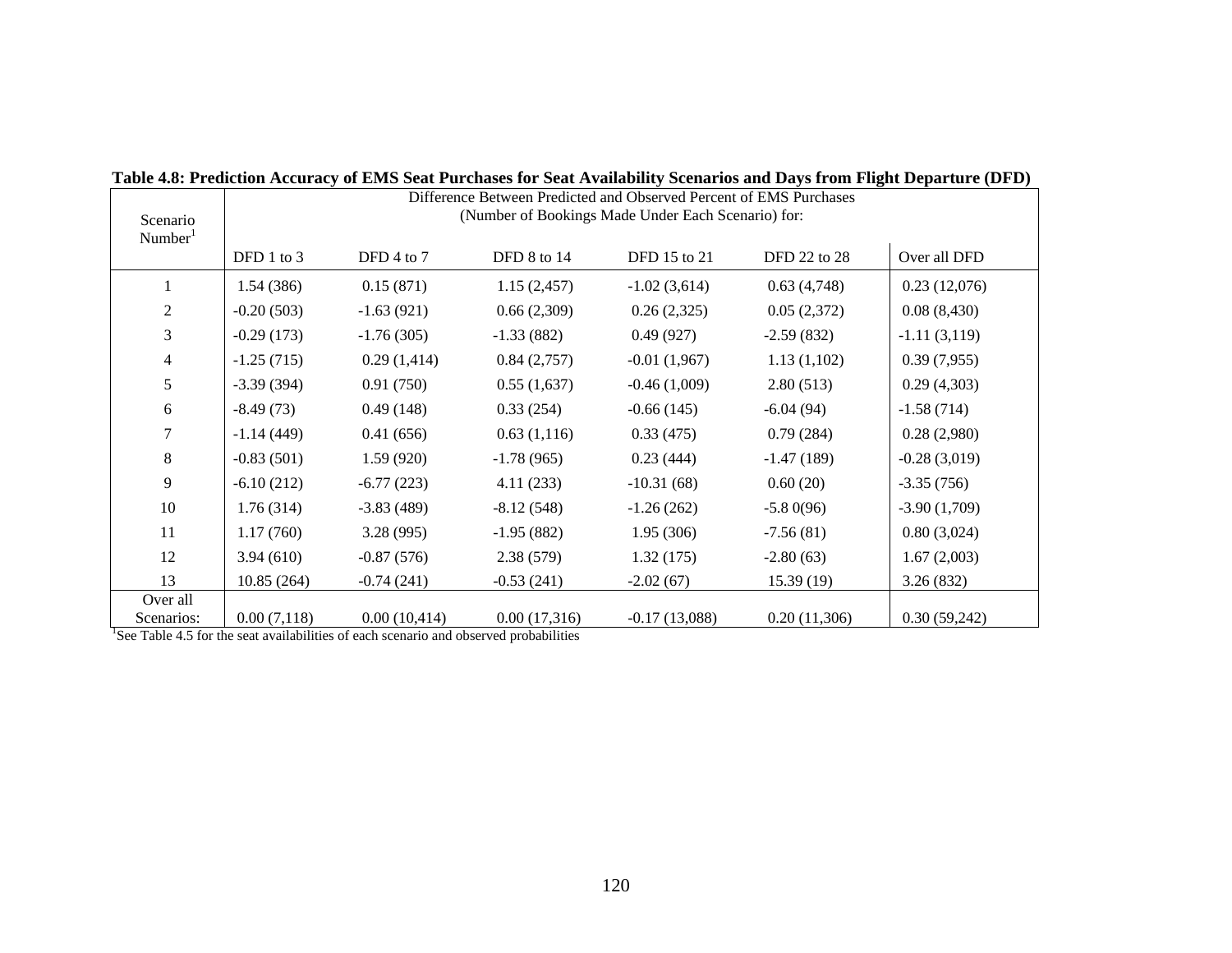**Table 4.8: Prediction Accuracy of EMS Seat Purchases for Seat Availability Scenarios and Days from Flight Departure (DFD)**

| Scenario Number[1] | Difference Between Predicted and Observed Percent of EMS Purchases (Number of Bookings Made Under Each Scenario) for: | | | | | |
|---|---|---|---|---|---|---|
| | DFD 1 to 3 | DFD 4 to 7 | DFD 8 to 14 | DFD 15 to 21 | DFD 22 to 28 | Over all DFD |
| 1 | 1.54 (386) | 0.15 (871) | 1.15 (2,457) | -1.02 (3,614) | 0.63 (4,748) | 0.23 (12,076) |
| 2 | -0.20 (503) | -1.63 (921) | 0.66 (2,309) | 0.26 (2,325) | 0.05 (2,372) | 0.08 (8,430) |
| 3 | -0.29 (173) | -1.76 (305) | -1.33 (882) | 0.49 (927) | -2.59 (832) | -1.11 (3,119) |
| 4 | -1.25 (715) | 0.29 (1,414) | 0.84 (2,757) | -0.01 (1,967) | 1.13 (1,102) | 0.39 (7,955) |
| 5 | -3.39 (394) | 0.91 (750) | 0.55 (1,637) | -0.46 (1,009) | 2.80 (513) | 0.29 (4,303) |
| 6 | -8.49 (73) | 0.49 (148) | 0.33 (254) | -0.66 (145) | -6.04 (94) | -1.58 (714) |
| 7 | -1.14 (449) | 0.41 (656) | 0.63 (1,116) | 0.33 (475) | 0.79 (284) | 0.28 (2,980) |
| 8 | -0.83 (501) | 1.59 (920) | -1.78 (965) | 0.23 (444) | -1.47 (189) | -0.28 (3,019) |
| 9 | -6.10 (212) | -6.77 (223) | 4.11 (233) | -10.31 (68) | 0.60 (20) | -3.35 (756) |
| 10 | 1.76 (314) | -3.83 (489) | -8.12 (548) | -1.26 (262) | -5.8 0(96) | -3.90 (1,709) |
| 11 | 1.17 (760) | 3.28 (995) | -1.95 (882) | 1.95 (306) | -7.56 (81) | 0.80 (3,024) |
| 12 | 3.94 (610) | -0.87 (576) | 2.38 (579) | 1.32 (175) | -2.80 (63) | 1.67 (2,003) |
| 13 | 10.85 (264) | -0.74 (241) | -0.53 (241) | -2.02 (67) | 15.39 (19) | 3.26 (832) |
| Over all Scenarios: | 0.00 (7,118) | 0.00 (10,414) | 0.00 (17,316) | -0.17 (13,088) | 0.20 (11,306) | 0.30 (59,242) |

[1]See Table 4.5 for the seat availabilities of each scenario and observed probabilities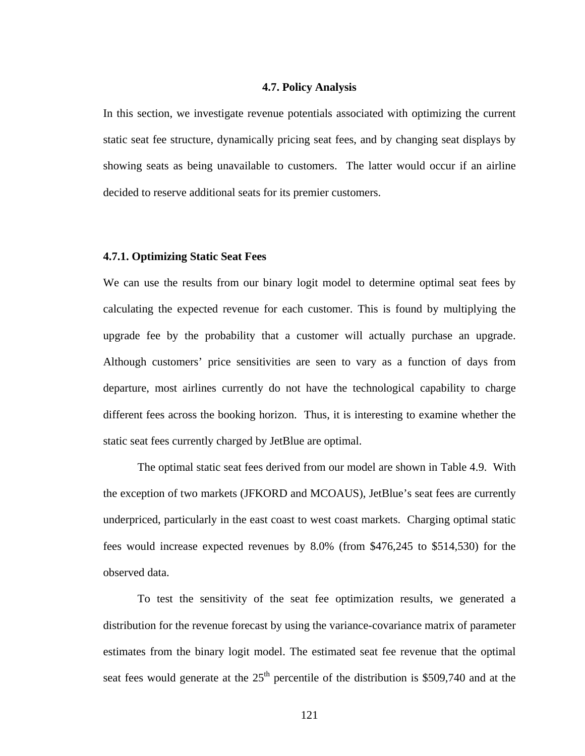### 4.7. Policy Analysis

In this section, we investigate revenue potentials associated with optimizing the current static seat fee structure, dynamically pricing seat fees, and by changing seat displays by showing seats as being unavailable to customers. The latter would occur if an airline decided to reserve additional seats for its premier customers.

#### 4.7.1. Optimizing Static Seat Fees

We can use the results from our binary logit model to determine optimal seat fees by calculating the expected revenue for each customer. This is found by multiplying the upgrade fee by the probability that a customer will actually purchase an upgrade. Although customers' price sensitivities are seen to vary as a function of days from departure, most airlines currently do not have the technological capability to charge different fees across the booking horizon. Thus, it is interesting to examine whether the static seat fees currently charged by JetBlue are optimal.

The optimal static seat fees derived from our model are shown in Table 4.9. With the exception of two markets (JFKORD and MCOAUS), JetBlue's seat fees are currently underpriced, particularly in the east coast to west coast markets. Charging optimal static fees would increase expected revenues by 8.0% (from $476,245 to $514,530) for the observed data.

To test the sensitivity of the seat fee optimization results, we generated a distribution for the revenue forecast by using the variance-covariance matrix of parameter estimates from the binary logit model. The estimated seat fee revenue that the optimal seat fees would generate at the 25$^{th}$ percentile of the distribution is $509,740 and at the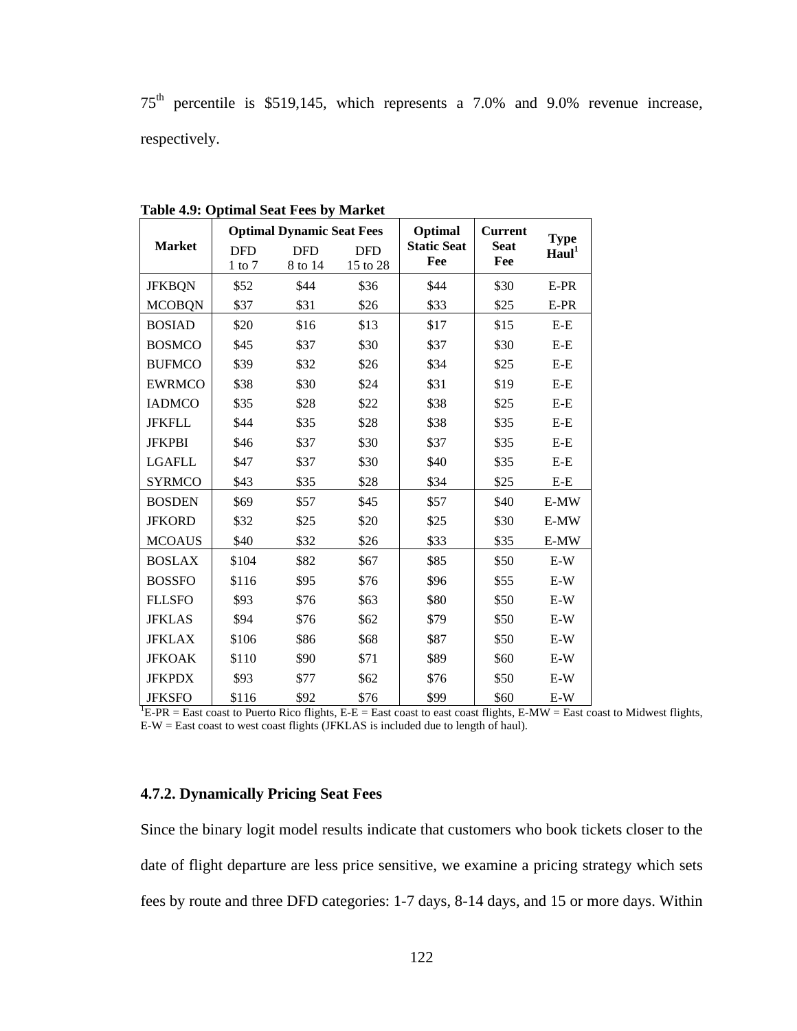75th percentile is $519,145, which represents a 7.0% and 9.0% revenue increase, respectively.

**Table 4.9: Optimal Seat Fees by Market**

| Market | Optimal Dynamic Seat Fees | | | Optimal Static Seat Fee | Current Seat Fee | Type Haul[1] |
|---|---|---|---|---|---|---|
| | DFD 1 to 7 | DFD 8 to 14 | DFD 15 to 28 | | | |
| JFKBQN | $52 | $44 | $36 | $44 | $30 | E-PR |
| MCOBQN | $37 | $31 | $26 | $33 | $25 | E-PR |
| BOSIAD | $20 | $16 | $13 | $17 | $15 | E-E |
| BOSMCO | $45 | $37 | $30 | $37 | $30 | E-E |
| BUFMCO | $39 | $32 | $26 | $34 | $25 | E-E |
| EWRMCO | $38 | $30 | $24 | $31 | $19 | E-E |
| IADMCO | $35 | $28 | $22 | $38 | $25 | E-E |
| JFKFLL | $44 | $35 | $28 | $38 | $35 | E-E |
| JFKPBI | $46 | $37 | $30 | $37 | $35 | E-E |
| LGAFLL | $47 | $37 | $30 | $40 | $35 | E-E |
| SYRMCO | $43 | $35 | $28 | $34 | $25 | E-E |
| BOSDEN | $69 | $57 | $45 | $57 | $40 | E-MW |
| JFKORD | $32 | $25 | $20 | $25 | $30 | E-MW |
| MCOAUS | $40 | $32 | $26 | $33 | $35 | E-MW |
| BOSLAX | $104 | $82 | $67 | $85 | $50 | E-W |
| BOSSFO | $116 | $95 | $76 | $96 | $55 | E-W |
| FLLSFO | $93 | $76 | $63 | $80 | $50 | E-W |
| JFKLAS | $94 | $76 | $62 | $79 | $50 | E-W |
| JFKLAX | $106 | $86 | $68 | $87 | $50 | E-W |
| JFKOAK | $110 | $90 | $71 | $89 | $60 | E-W |
| JFKPDX | $93 | $77 | $62 | $76 | $50 | E-W |
| JFKSFO | $116 | $92 | $76 | $99 | $60 | E-W |

[1]E-PR = East coast to Puerto Rico flights, E-E = East coast to east coast flights, E-MW = East coast to Midwest flights, E-W = East coast to west coast flights (JFKLAS is included due to length of haul).

### 4.7.2. Dynamically Pricing Seat Fees

Since the binary logit model results indicate that customers who book tickets closer to the date of flight departure are less price sensitive, we examine a pricing strategy which sets fees by route and three DFD categories: 1-7 days, 8-14 days, and 15 or more days. Within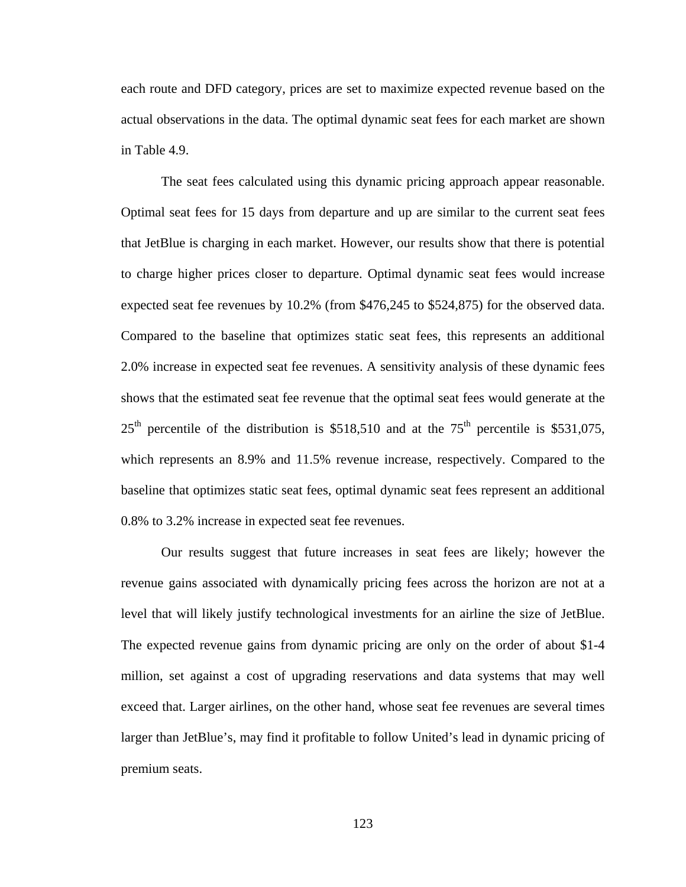each route and DFD category, prices are set to maximize expected revenue based on the actual observations in the data. The optimal dynamic seat fees for each market are shown in Table 4.9.

The seat fees calculated using this dynamic pricing approach appear reasonable. Optimal seat fees for 15 days from departure and up are similar to the current seat fees that JetBlue is charging in each market. However, our results show that there is potential to charge higher prices closer to departure. Optimal dynamic seat fees would increase expected seat fee revenues by 10.2% (from $476,245 to $524,875) for the observed data. Compared to the baseline that optimizes static seat fees, this represents an additional 2.0% increase in expected seat fee revenues. A sensitivity analysis of these dynamic fees shows that the estimated seat fee revenue that the optimal seat fees would generate at the 25th percentile of the distribution is $518,510 and at the 75th percentile is $531,075, which represents an 8.9% and 11.5% revenue increase, respectively. Compared to the baseline that optimizes static seat fees, optimal dynamic seat fees represent an additional 0.8% to 3.2% increase in expected seat fee revenues.

Our results suggest that future increases in seat fees are likely; however the revenue gains associated with dynamically pricing fees across the horizon are not at a level that will likely justify technological investments for an airline the size of JetBlue. The expected revenue gains from dynamic pricing are only on the order of about $1-4 million, set against a cost of upgrading reservations and data systems that may well exceed that. Larger airlines, on the other hand, whose seat fee revenues are several times larger than JetBlue's, may find it profitable to follow United's lead in dynamic pricing of premium seats.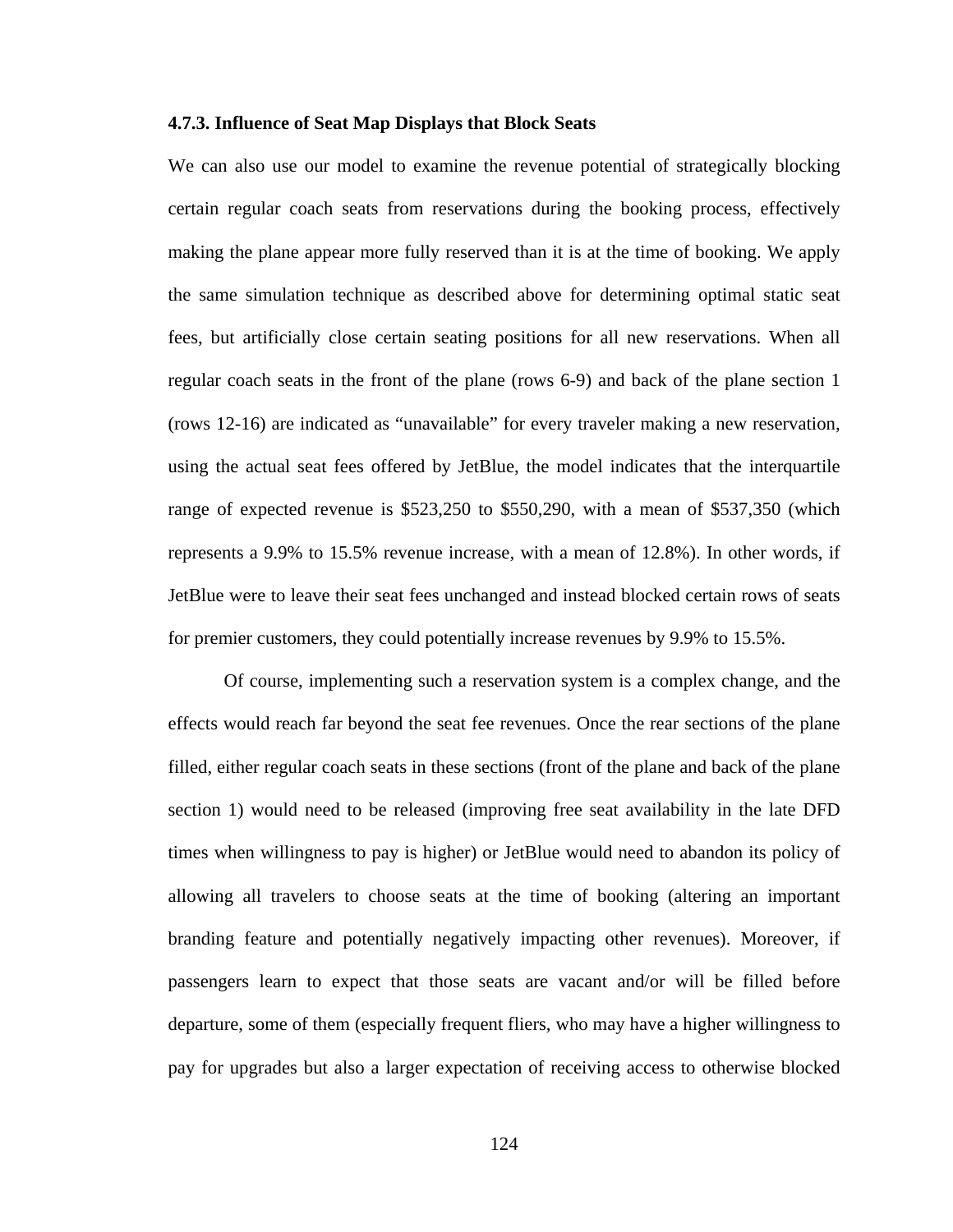#### 4.7.3. Influence of Seat Map Displays that Block Seats

We can also use our model to examine the revenue potential of strategically blocking certain regular coach seats from reservations during the booking process, effectively making the plane appear more fully reserved than it is at the time of booking. We apply the same simulation technique as described above for determining optimal static seat fees, but artificially close certain seating positions for all new reservations. When all regular coach seats in the front of the plane (rows 6-9) and back of the plane section 1 (rows 12-16) are indicated as "unavailable" for every traveler making a new reservation, using the actual seat fees offered by JetBlue, the model indicates that the interquartile range of expected revenue is $523,250 to $550,290, with a mean of $537,350 (which represents a 9.9% to 15.5% revenue increase, with a mean of 12.8%). In other words, if JetBlue were to leave their seat fees unchanged and instead blocked certain rows of seats for premier customers, they could potentially increase revenues by 9.9% to 15.5%.

Of course, implementing such a reservation system is a complex change, and the effects would reach far beyond the seat fee revenues. Once the rear sections of the plane filled, either regular coach seats in these sections (front of the plane and back of the plane section 1) would need to be released (improving free seat availability in the late DFD times when willingness to pay is higher) or JetBlue would need to abandon its policy of allowing all travelers to choose seats at the time of booking (altering an important branding feature and potentially negatively impacting other revenues). Moreover, if passengers learn to expect that those seats are vacant and/or will be filled before departure, some of them (especially frequent fliers, who may have a higher willingness to pay for upgrades but also a larger expectation of receiving access to otherwise blocked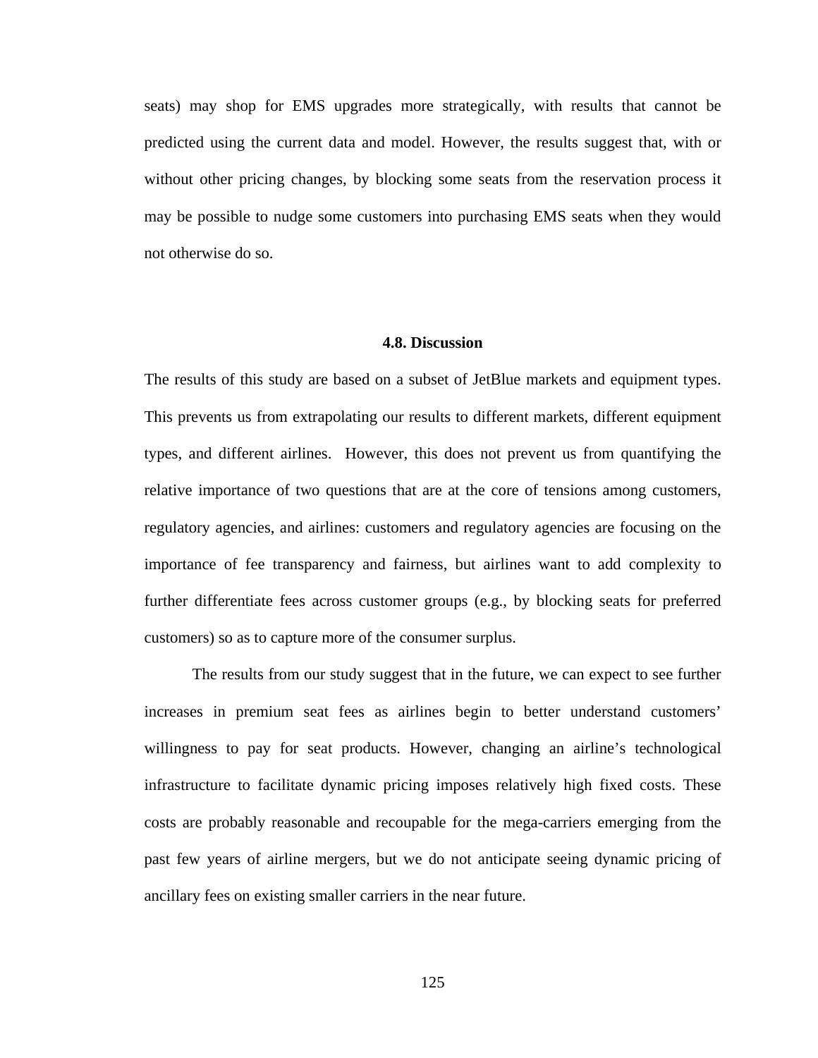seats) may shop for EMS upgrades more strategically, with results that cannot be predicted using the current data and model. However, the results suggest that, with or without other pricing changes, by blocking some seats from the reservation process it may be possible to nudge some customers into purchasing EMS seats when they would not otherwise do so.

### 4.8. Discussion

The results of this study are based on a subset of JetBlue markets and equipment types. This prevents us from extrapolating our results to different markets, different equipment types, and different airlines. However, this does not prevent us from quantifying the relative importance of two questions that are at the core of tensions among customers, regulatory agencies, and airlines: customers and regulatory agencies are focusing on the importance of fee transparency and fairness, but airlines want to add complexity to further differentiate fees across customer groups (e.g., by blocking seats for preferred customers) so as to capture more of the consumer surplus.

The results from our study suggest that in the future, we can expect to see further increases in premium seat fees as airlines begin to better understand customers' willingness to pay for seat products. However, changing an airline's technological infrastructure to facilitate dynamic pricing imposes relatively high fixed costs. These costs are probably reasonable and recoupable for the mega-carriers emerging from the past few years of airline mergers, but we do not anticipate seeing dynamic pricing of ancillary fees on existing smaller carriers in the near future.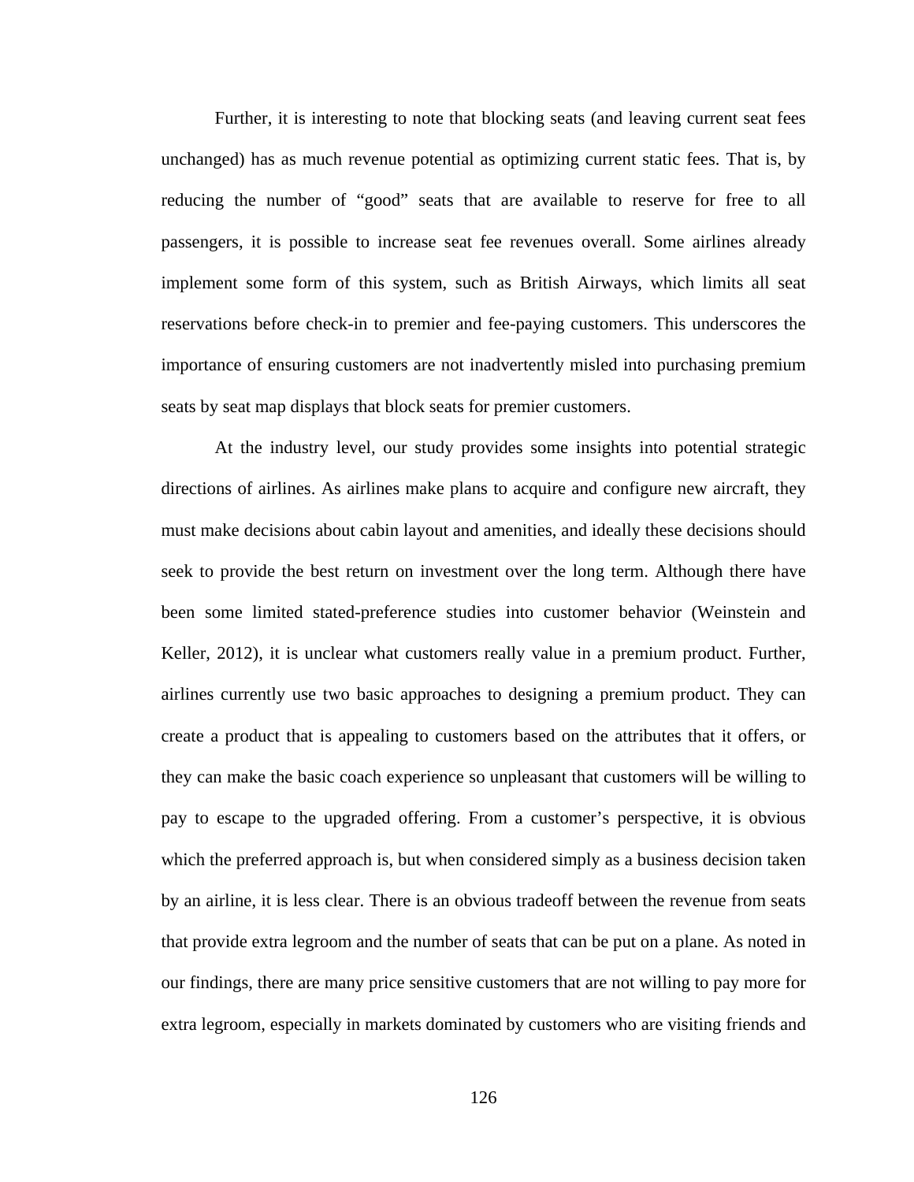Further, it is interesting to note that blocking seats (and leaving current seat fees unchanged) has as much revenue potential as optimizing current static fees. That is, by reducing the number of "good" seats that are available to reserve for free to all passengers, it is possible to increase seat fee revenues overall. Some airlines already implement some form of this system, such as British Airways, which limits all seat reservations before check-in to premier and fee-paying customers. This underscores the importance of ensuring customers are not inadvertently misled into purchasing premium seats by seat map displays that block seats for premier customers.

At the industry level, our study provides some insights into potential strategic directions of airlines. As airlines make plans to acquire and configure new aircraft, they must make decisions about cabin layout and amenities, and ideally these decisions should seek to provide the best return on investment over the long term. Although there have been some limited stated-preference studies into customer behavior (Weinstein and Keller, 2012), it is unclear what customers really value in a premium product. Further, airlines currently use two basic approaches to designing a premium product. They can create a product that is appealing to customers based on the attributes that it offers, or they can make the basic coach experience so unpleasant that customers will be willing to pay to escape to the upgraded offering. From a customer's perspective, it is obvious which the preferred approach is, but when considered simply as a business decision taken by an airline, it is less clear. There is an obvious tradeoff between the revenue from seats that provide extra legroom and the number of seats that can be put on a plane. As noted in our findings, there are many price sensitive customers that are not willing to pay more for extra legroom, especially in markets dominated by customers who are visiting friends and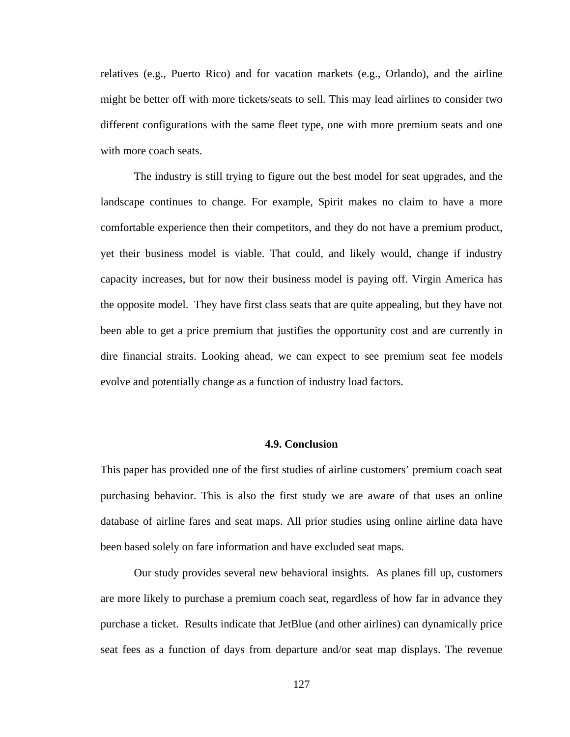relatives (e.g., Puerto Rico) and for vacation markets (e.g., Orlando), and the airline might be better off with more tickets/seats to sell. This may lead airlines to consider two different configurations with the same fleet type, one with more premium seats and one with more coach seats.

The industry is still trying to figure out the best model for seat upgrades, and the landscape continues to change. For example, Spirit makes no claim to have a more comfortable experience then their competitors, and they do not have a premium product, yet their business model is viable. That could, and likely would, change if industry capacity increases, but for now their business model is paying off. Virgin America has the opposite model. They have first class seats that are quite appealing, but they have not been able to get a price premium that justifies the opportunity cost and are currently in dire financial straits. Looking ahead, we can expect to see premium seat fee models evolve and potentially change as a function of industry load factors.

### 4.9. Conclusion

This paper has provided one of the first studies of airline customers' premium coach seat purchasing behavior. This is also the first study we are aware of that uses an online database of airline fares and seat maps. All prior studies using online airline data have been based solely on fare information and have excluded seat maps.

Our study provides several new behavioral insights. As planes fill up, customers are more likely to purchase a premium coach seat, regardless of how far in advance they purchase a ticket. Results indicate that JetBlue (and other airlines) can dynamically price seat fees as a function of days from departure and/or seat map displays. The revenue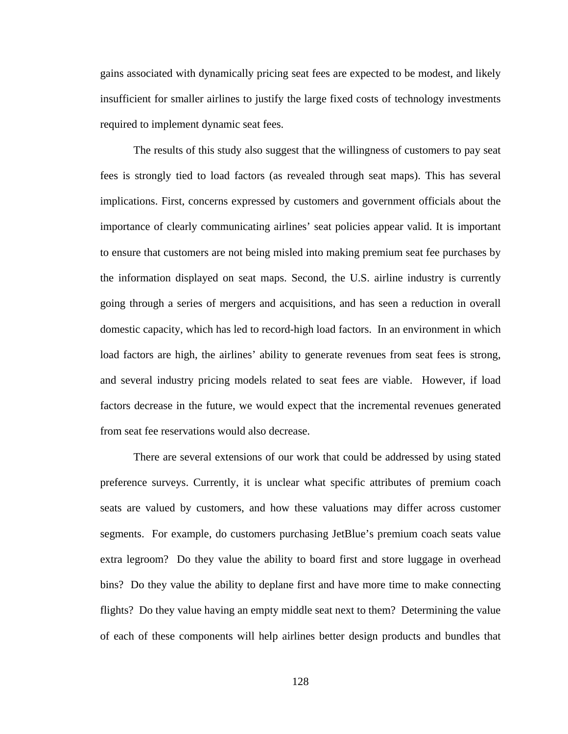gains associated with dynamically pricing seat fees are expected to be modest, and likely insufficient for smaller airlines to justify the large fixed costs of technology investments required to implement dynamic seat fees.

The results of this study also suggest that the willingness of customers to pay seat fees is strongly tied to load factors (as revealed through seat maps). This has several implications. First, concerns expressed by customers and government officials about the importance of clearly communicating airlines' seat policies appear valid. It is important to ensure that customers are not being misled into making premium seat fee purchases by the information displayed on seat maps. Second, the U.S. airline industry is currently going through a series of mergers and acquisitions, and has seen a reduction in overall domestic capacity, which has led to record-high load factors. In an environment in which load factors are high, the airlines' ability to generate revenues from seat fees is strong, and several industry pricing models related to seat fees are viable. However, if load factors decrease in the future, we would expect that the incremental revenues generated from seat fee reservations would also decrease.

There are several extensions of our work that could be addressed by using stated preference surveys. Currently, it is unclear what specific attributes of premium coach seats are valued by customers, and how these valuations may differ across customer segments. For example, do customers purchasing JetBlue's premium coach seats value extra legroom? Do they value the ability to board first and store luggage in overhead bins? Do they value the ability to deplane first and have more time to make connecting flights? Do they value having an empty middle seat next to them? Determining the value of each of these components will help airlines better design products and bundles that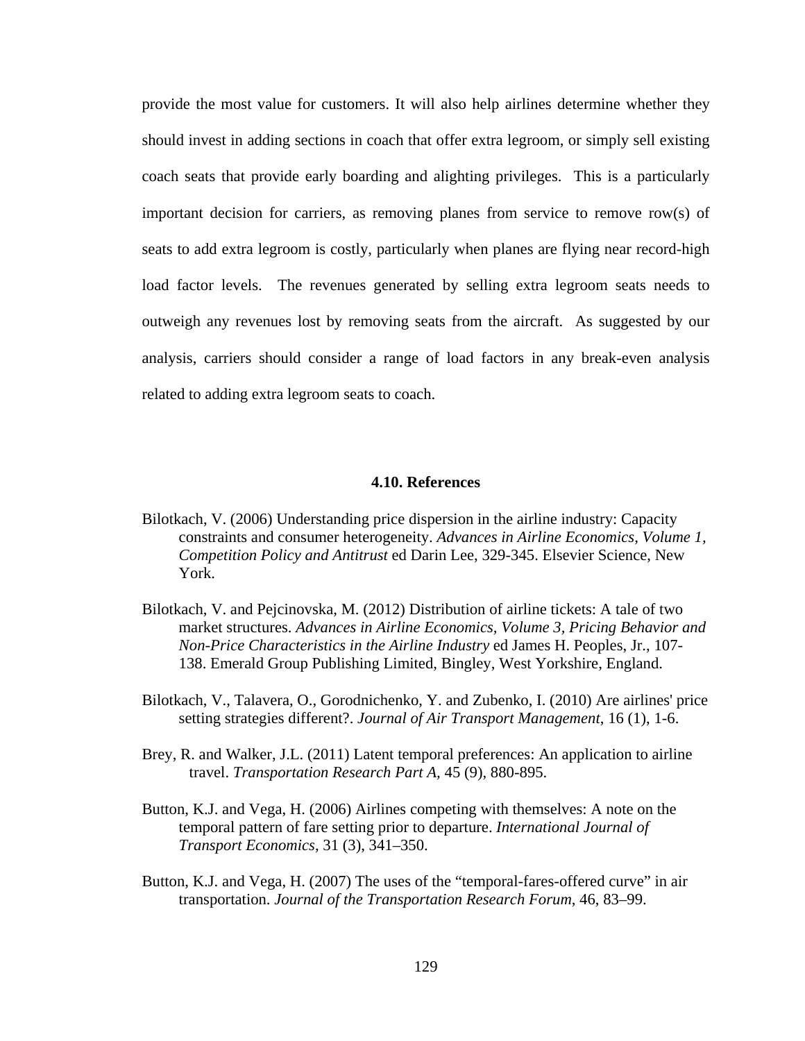provide the most value for customers. It will also help airlines determine whether they should invest in adding sections in coach that offer extra legroom, or simply sell existing coach seats that provide early boarding and alighting privileges. This is a particularly important decision for carriers, as removing planes from service to remove row(s) of seats to add extra legroom is costly, particularly when planes are flying near record-high load factor levels. The revenues generated by selling extra legroom seats needs to outweigh any revenues lost by removing seats from the aircraft. As suggested by our analysis, carriers should consider a range of load factors in any break-even analysis related to adding extra legroom seats to coach.

### 4.10. References

Bilotkach, V. (2006) Understanding price dispersion in the airline industry: Capacity constraints and consumer heterogeneity. *Advances in Airline Economics, Volume 1, Competition Policy and Antitrust* ed Darin Lee, 329-345. Elsevier Science, New York.

Bilotkach, V. and Pejcinovska, M. (2012) Distribution of airline tickets: A tale of two market structures. *Advances in Airline Economics, Volume 3, Pricing Behavior and Non-Price Characteristics in the Airline Industry* ed James H. Peoples, Jr., 107-138. Emerald Group Publishing Limited, Bingley, West Yorkshire, England.

Bilotkach, V., Talavera, O., Gorodnichenko, Y. and Zubenko, I. (2010) Are airlines' price setting strategies different?. *Journal of Air Transport Management*, 16 (1), 1-6.

Brey, R. and Walker, J.L. (2011) Latent temporal preferences: An application to airline travel. *Transportation Research Part A*, 45 (9), 880-895.

Button, K.J. and Vega, H. (2006) Airlines competing with themselves: A note on the temporal pattern of fare setting prior to departure. *International Journal of Transport Economics*, 31 (3), 341–350.

Button, K.J. and Vega, H. (2007) The uses of the "temporal-fares-offered curve" in air transportation. *Journal of the Transportation Research Forum*, 46, 83–99.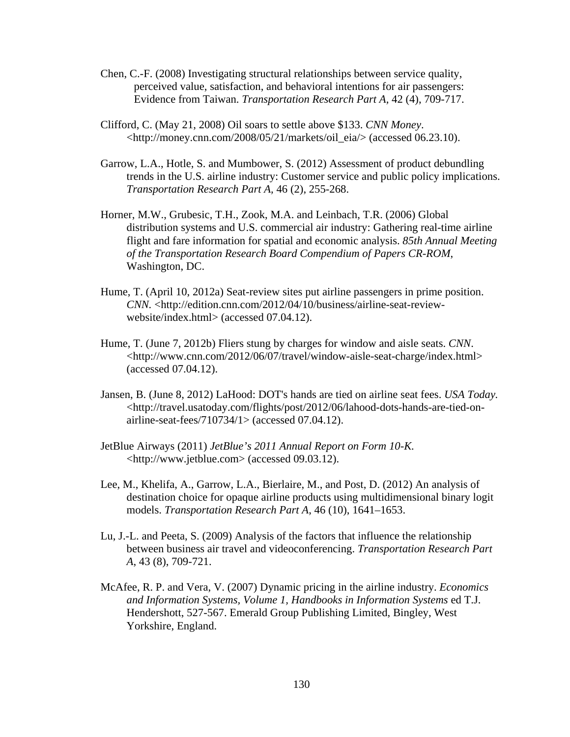Chen, C.-F. (2008) Investigating structural relationships between service quality, perceived value, satisfaction, and behavioral intentions for air passengers: Evidence from Taiwan. *Transportation Research Part A*, 42 (4), 709-717.

Clifford, C. (May 21, 2008) Oil soars to settle above $133. *CNN Money*. <http://money.cnn.com/2008/05/21/markets/oil_eia/> (accessed 06.23.10).

Garrow, L.A., Hotle, S. and Mumbower, S. (2012) Assessment of product debundling trends in the U.S. airline industry: Customer service and public policy implications. *Transportation Research Part A*, 46 (2), 255-268.

Horner, M.W., Grubesic, T.H., Zook, M.A. and Leinbach, T.R. (2006) Global distribution systems and U.S. commercial air industry: Gathering real-time airline flight and fare information for spatial and economic analysis. *85th Annual Meeting of the Transportation Research Board Compendium of Papers CR-ROM*, Washington, DC.

Hume, T. (April 10, 2012a) Seat-review sites put airline passengers in prime position. *CNN*. <http://edition.cnn.com/2012/04/10/business/airline-seat-review-website/index.html> (accessed 07.04.12).

Hume, T. (June 7, 2012b) Fliers stung by charges for window and aisle seats. *CNN*. <http://www.cnn.com/2012/06/07/travel/window-aisle-seat-charge/index.html> (accessed 07.04.12).

Jansen, B. (June 8, 2012) LaHood: DOT's hands are tied on airline seat fees. *USA Today*. <http://travel.usatoday.com/flights/post/2012/06/lahood-dots-hands-are-tied-on-airline-seat-fees/710734/1> (accessed 07.04.12).

JetBlue Airways (2011) *JetBlue's 2011 Annual Report on Form 10-K*. <http://www.jetblue.com> (accessed 09.03.12).

Lee, M., Khelifa, A., Garrow, L.A., Bierlaire, M., and Post, D. (2012) An analysis of destination choice for opaque airline products using multidimensional binary logit models. *Transportation Research Part A*, 46 (10), 1641–1653.

Lu, J.-L. and Peeta, S. (2009) Analysis of the factors that influence the relationship between business air travel and videoconferencing. *Transportation Research Part A*, 43 (8), 709-721.

McAfee, R. P. and Vera, V. (2007) Dynamic pricing in the airline industry. *Economics and Information Systems, Volume 1, Handbooks in Information Systems* ed T.J. Hendershott, 527-567. Emerald Group Publishing Limited, Bingley, West Yorkshire, England.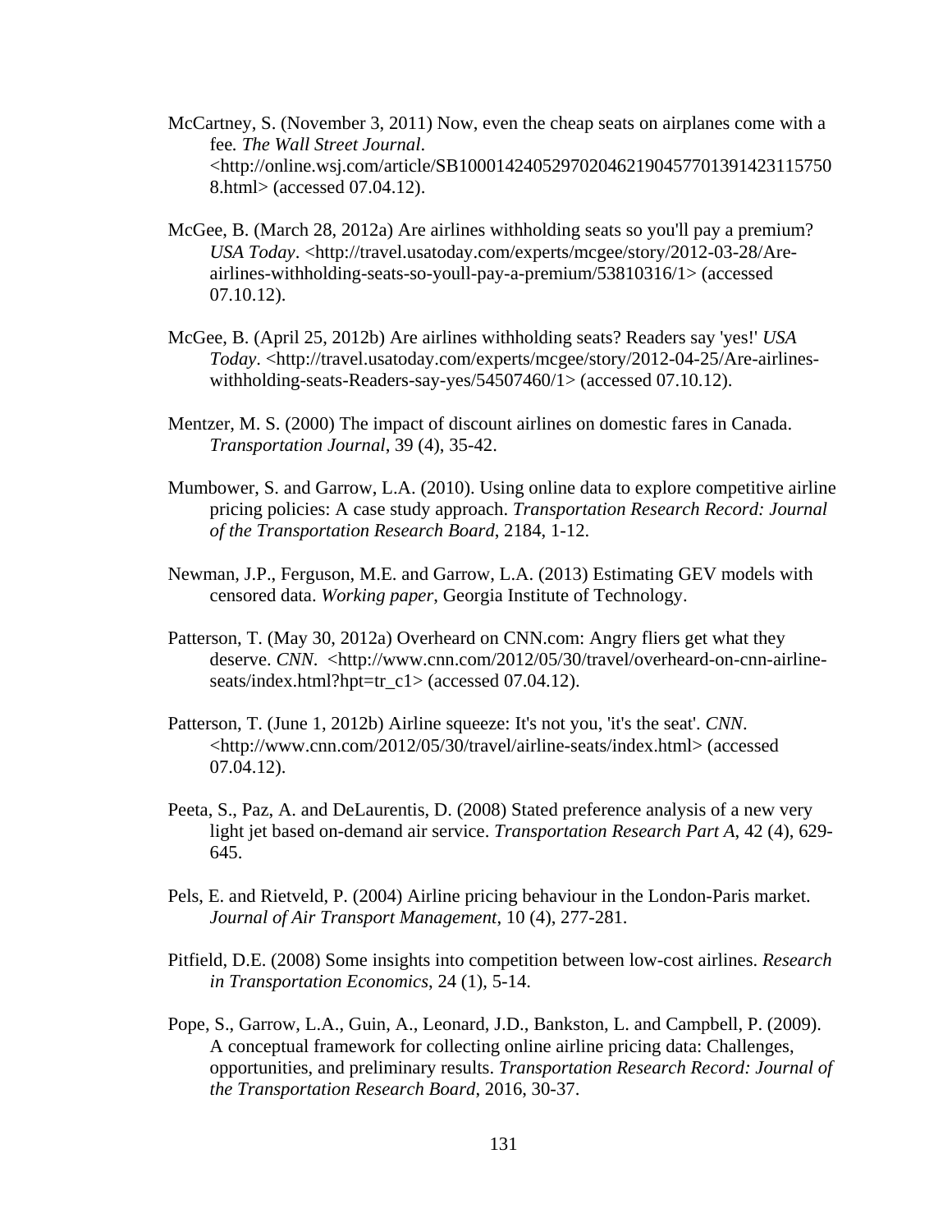McCartney, S. (November 3, 2011) Now, even the cheap seats on airplanes come with a fee. *The Wall Street Journal*. <http://online.wsj.com/article/SB10001424052970204621904577013914231157508.html> (accessed 07.04.12).

McGee, B. (March 28, 2012a) Are airlines withholding seats so you'll pay a premium? *USA Today*. <http://travel.usatoday.com/experts/mcgee/story/2012-03-28/Are-airlines-withholding-seats-so-youll-pay-a-premium/53810316/1> (accessed 07.10.12).

McGee, B. (April 25, 2012b) Are airlines withholding seats? Readers say 'yes!' *USA Today*. <http://travel.usatoday.com/experts/mcgee/story/2012-04-25/Are-airlines-withholding-seats-Readers-say-yes/54507460/1> (accessed 07.10.12).

Mentzer, M. S. (2000) The impact of discount airlines on domestic fares in Canada. *Transportation Journal*, 39 (4), 35-42.

Mumbower, S. and Garrow, L.A. (2010). Using online data to explore competitive airline pricing policies: A case study approach. *Transportation Research Record: Journal of the Transportation Research Board*, 2184, 1-12.

Newman, J.P., Ferguson, M.E. and Garrow, L.A. (2013) Estimating GEV models with censored data. *Working paper*, Georgia Institute of Technology.

Patterson, T. (May 30, 2012a) Overheard on CNN.com: Angry fliers get what they deserve. *CNN*. <http://www.cnn.com/2012/05/30/travel/overheard-on-cnn-airline-seats/index.html?hpt=tr_c1> (accessed 07.04.12).

Patterson, T. (June 1, 2012b) Airline squeeze: It's not you, 'it's the seat'. *CNN*. <http://www.cnn.com/2012/05/30/travel/airline-seats/index.html> (accessed 07.04.12).

Peeta, S., Paz, A. and DeLaurentis, D. (2008) Stated preference analysis of a new very light jet based on-demand air service. *Transportation Research Part A*, 42 (4), 629-645.

Pels, E. and Rietveld, P. (2004) Airline pricing behaviour in the London-Paris market. *Journal of Air Transport Management*, 10 (4), 277-281.

Pitfield, D.E. (2008) Some insights into competition between low-cost airlines. *Research in Transportation Economics*, 24 (1), 5-14.

Pope, S., Garrow, L.A., Guin, A., Leonard, J.D., Bankston, L. and Campbell, P. (2009). A conceptual framework for collecting online airline pricing data: Challenges, opportunities, and preliminary results. *Transportation Research Record: Journal of the Transportation Research Board*, 2016, 30-37.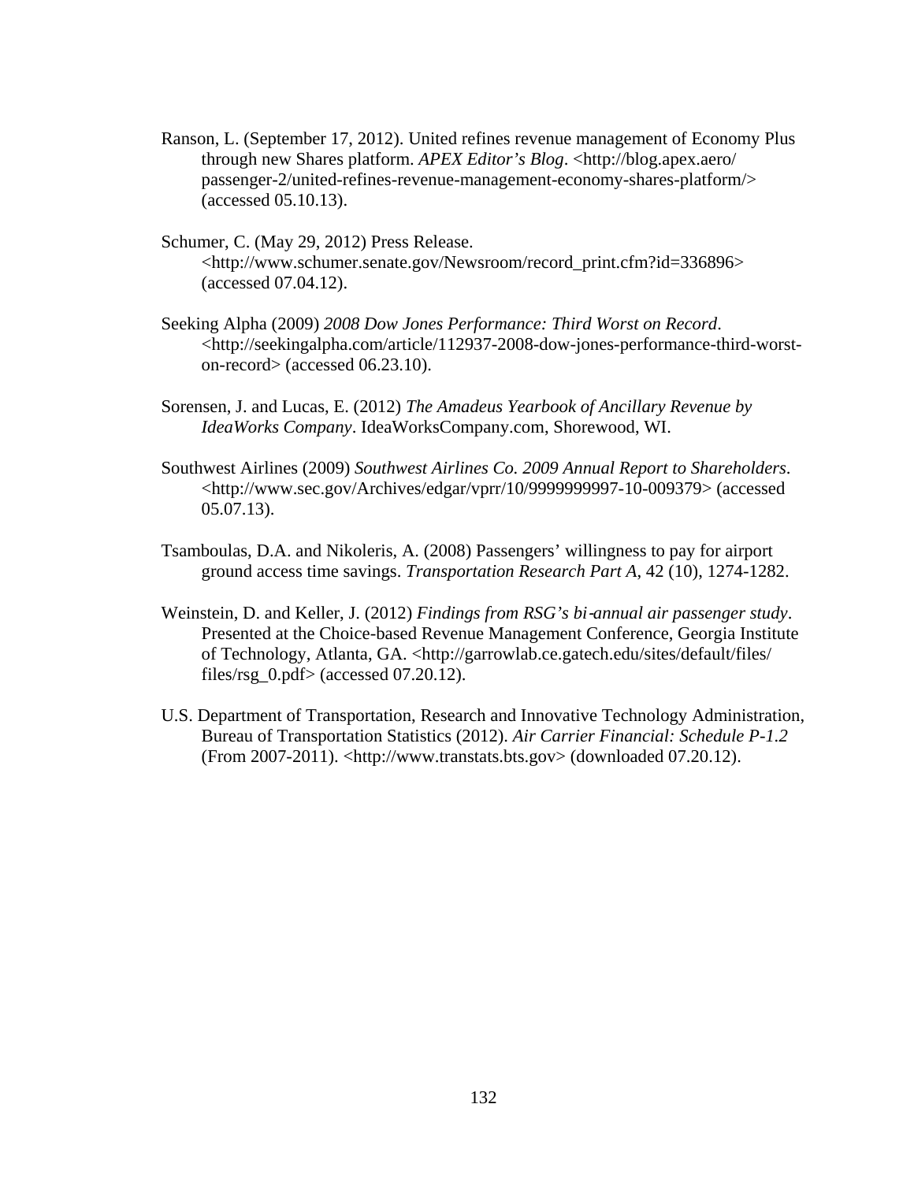Ranson, L. (September 17, 2012). United refines revenue management of Economy Plus through new Shares platform. *APEX Editor's Blog*. <http://blog.apex.aero/passenger-2/united-refines-revenue-management-economy-shares-platform/> (accessed 05.10.13).

Schumer, C. (May 29, 2012) Press Release. <http://www.schumer.senate.gov/Newsroom/record_print.cfm?id=336896> (accessed 07.04.12).

Seeking Alpha (2009) *2008 Dow Jones Performance: Third Worst on Record*. <http://seekingalpha.com/article/112937-2008-dow-jones-performance-third-worst-on-record> (accessed 06.23.10).

Sorensen, J. and Lucas, E. (2012) *The Amadeus Yearbook of Ancillary Revenue by IdeaWorks Company*. IdeaWorksCompany.com, Shorewood, WI.

Southwest Airlines (2009) *Southwest Airlines Co. 2009 Annual Report to Shareholders*. <http://www.sec.gov/Archives/edgar/vprr/10/9999999997-10-009379> (accessed 05.07.13).

Tsamboulas, D.A. and Nikoleris, A. (2008) Passengers' willingness to pay for airport ground access time savings. *Transportation Research Part A*, 42 (10), 1274-1282.

Weinstein, D. and Keller, J. (2012) *Findings from RSG's bi-annual air passenger study*. Presented at the Choice-based Revenue Management Conference, Georgia Institute of Technology, Atlanta, GA. <http://garrowlab.ce.gatech.edu/sites/default/files/files/rsg_0.pdf> (accessed 07.20.12).

U.S. Department of Transportation, Research and Innovative Technology Administration, Bureau of Transportation Statistics (2012). *Air Carrier Financial: Schedule P-1.2* (From 2007-2011). <http://www.transtats.bts.gov> (downloaded 07.20.12).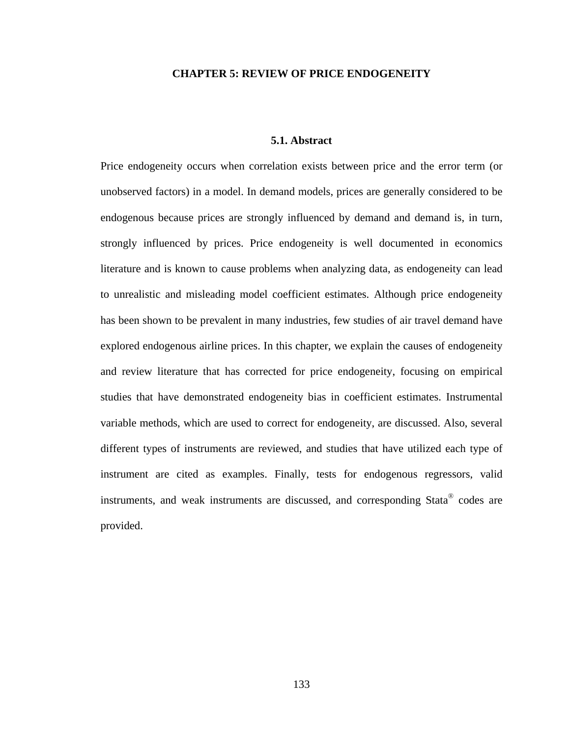# CHAPTER 5: REVIEW OF PRICE ENDOGENEITY

## 5.1. Abstract

Price endogeneity occurs when correlation exists between price and the error term (or unobserved factors) in a model. In demand models, prices are generally considered to be endogenous because prices are strongly influenced by demand and demand is, in turn, strongly influenced by prices. Price endogeneity is well documented in economics literature and is known to cause problems when analyzing data, as endogeneity can lead to unrealistic and misleading model coefficient estimates. Although price endogeneity has been shown to be prevalent in many industries, few studies of air travel demand have explored endogenous airline prices. In this chapter, we explain the causes of endogeneity and review literature that has corrected for price endogeneity, focusing on empirical studies that have demonstrated endogeneity bias in coefficient estimates. Instrumental variable methods, which are used to correct for endogeneity, are discussed. Also, several different types of instruments are reviewed, and studies that have utilized each type of instrument are cited as examples. Finally, tests for endogenous regressors, valid instruments, and weak instruments are discussed, and corresponding Stata® codes are provided.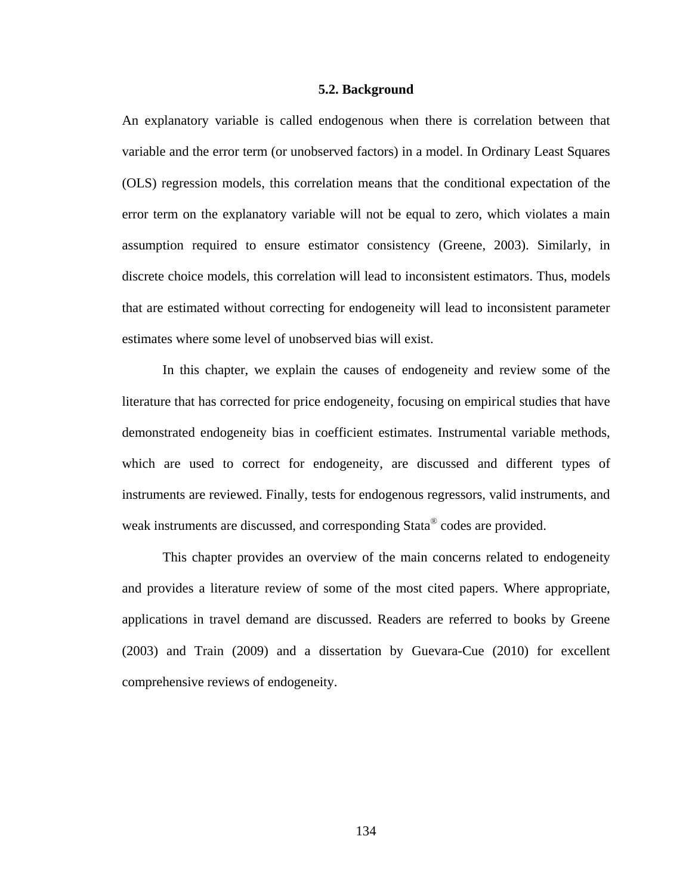## 5.2. Background

An explanatory variable is called endogenous when there is correlation between that variable and the error term (or unobserved factors) in a model. In Ordinary Least Squares (OLS) regression models, this correlation means that the conditional expectation of the error term on the explanatory variable will not be equal to zero, which violates a main assumption required to ensure estimator consistency (Greene, 2003). Similarly, in discrete choice models, this correlation will lead to inconsistent estimators. Thus, models that are estimated without correcting for endogeneity will lead to inconsistent parameter estimates where some level of unobserved bias will exist.

In this chapter, we explain the causes of endogeneity and review some of the literature that has corrected for price endogeneity, focusing on empirical studies that have demonstrated endogeneity bias in coefficient estimates. Instrumental variable methods, which are used to correct for endogeneity, are discussed and different types of instruments are reviewed. Finally, tests for endogenous regressors, valid instruments, and weak instruments are discussed, and corresponding Stata® codes are provided.

This chapter provides an overview of the main concerns related to endogeneity and provides a literature review of some of the most cited papers. Where appropriate, applications in travel demand are discussed. Readers are referred to books by Greene (2003) and Train (2009) and a dissertation by Guevara-Cue (2010) for excellent comprehensive reviews of endogeneity.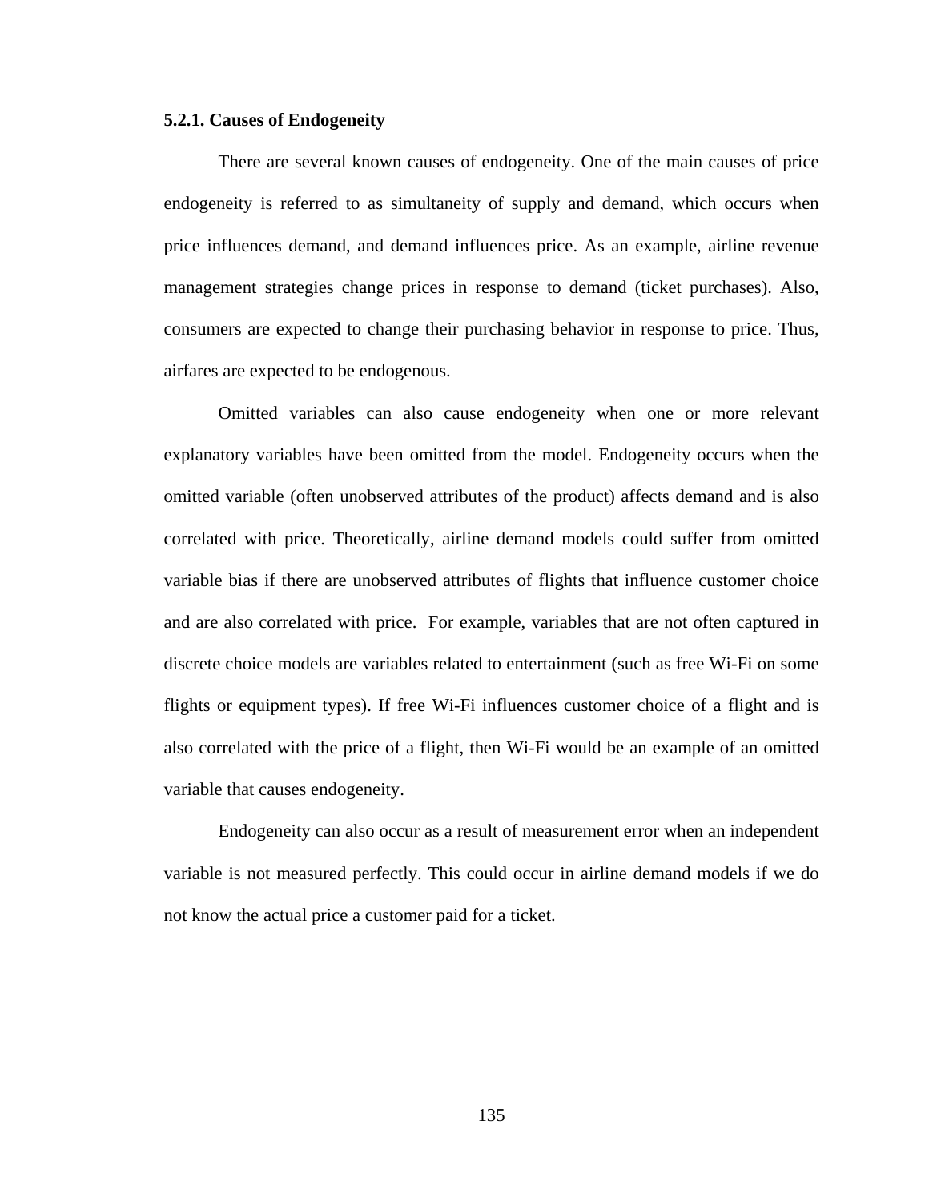### 5.2.1. Causes of Endogeneity

There are several known causes of endogeneity. One of the main causes of price endogeneity is referred to as simultaneity of supply and demand, which occurs when price influences demand, and demand influences price. As an example, airline revenue management strategies change prices in response to demand (ticket purchases). Also, consumers are expected to change their purchasing behavior in response to price. Thus, airfares are expected to be endogenous.

Omitted variables can also cause endogeneity when one or more relevant explanatory variables have been omitted from the model. Endogeneity occurs when the omitted variable (often unobserved attributes of the product) affects demand and is also correlated with price. Theoretically, airline demand models could suffer from omitted variable bias if there are unobserved attributes of flights that influence customer choice and are also correlated with price. For example, variables that are not often captured in discrete choice models are variables related to entertainment (such as free Wi-Fi on some flights or equipment types). If free Wi-Fi influences customer choice of a flight and is also correlated with the price of a flight, then Wi-Fi would be an example of an omitted variable that causes endogeneity.

Endogeneity can also occur as a result of measurement error when an independent variable is not measured perfectly. This could occur in airline demand models if we do not know the actual price a customer paid for a ticket.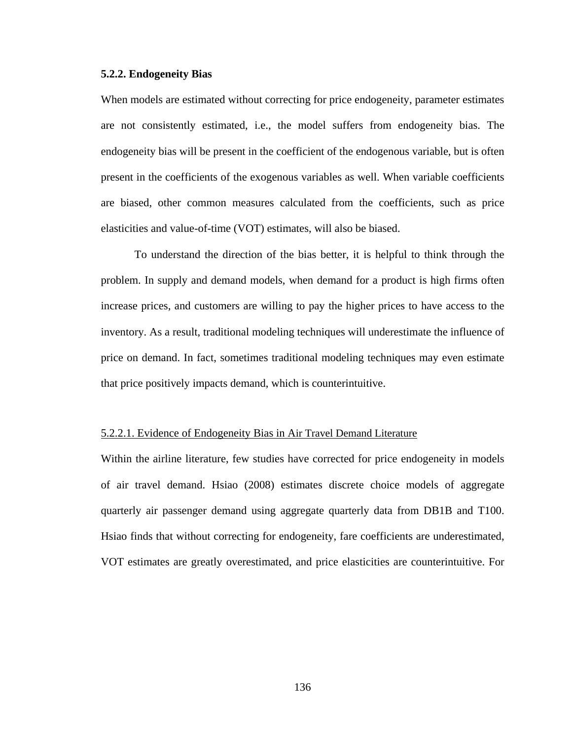### 5.2.2. Endogeneity Bias

When models are estimated without correcting for price endogeneity, parameter estimates are not consistently estimated, i.e., the model suffers from endogeneity bias. The endogeneity bias will be present in the coefficient of the endogenous variable, but is often present in the coefficients of the exogenous variables as well. When variable coefficients are biased, other common measures calculated from the coefficients, such as price elasticities and value-of-time (VOT) estimates, will also be biased.

To understand the direction of the bias better, it is helpful to think through the problem. In supply and demand models, when demand for a product is high firms often increase prices, and customers are willing to pay the higher prices to have access to the inventory. As a result, traditional modeling techniques will underestimate the influence of price on demand. In fact, sometimes traditional modeling techniques may even estimate that price positively impacts demand, which is counterintuitive.

#### 5.2.2.1. Evidence of Endogeneity Bias in Air Travel Demand Literature

Within the airline literature, few studies have corrected for price endogeneity in models of air travel demand. Hsiao (2008) estimates discrete choice models of aggregate quarterly air passenger demand using aggregate quarterly data from DB1B and T100. Hsiao finds that without correcting for endogeneity, fare coefficients are underestimated, VOT estimates are greatly overestimated, and price elasticities are counterintuitive. For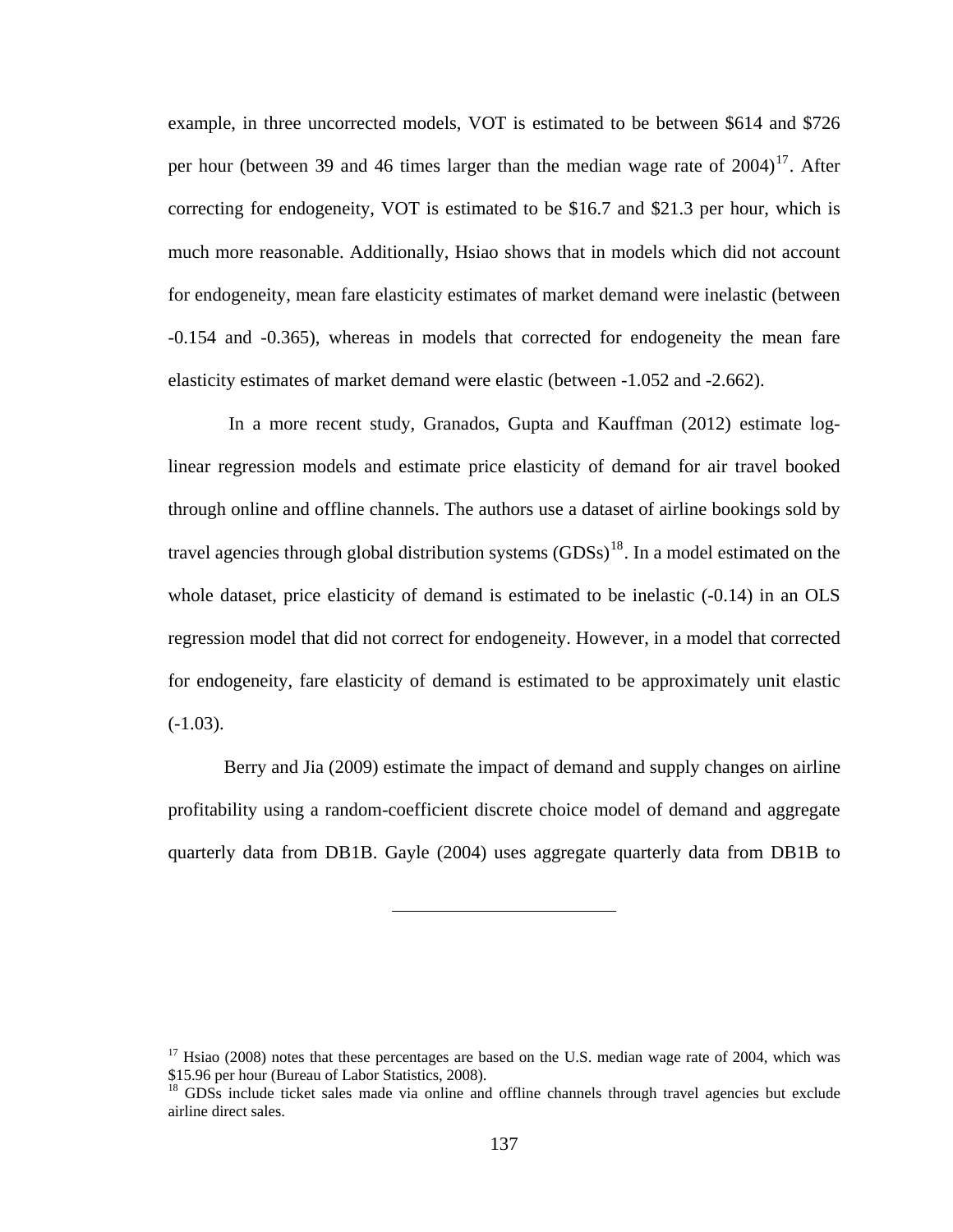example, in three uncorrected models, VOT is estimated to be between $614 and $726 per hour (between 39 and 46 times larger than the median wage rate of 2004)[17]. After correcting for endogeneity, VOT is estimated to be $16.7 and $21.3 per hour, which is much more reasonable. Additionally, Hsiao shows that in models which did not account for endogeneity, mean fare elasticity estimates of market demand were inelastic (between -0.154 and -0.365), whereas in models that corrected for endogeneity the mean fare elasticity estimates of market demand were elastic (between -1.052 and -2.662).

In a more recent study, Granados, Gupta and Kauffman (2012) estimate log-linear regression models and estimate price elasticity of demand for air travel booked through online and offline channels. The authors use a dataset of airline bookings sold by travel agencies through global distribution systems (GDSs)[18]. In a model estimated on the whole dataset, price elasticity of demand is estimated to be inelastic (-0.14) in an OLS regression model that did not correct for endogeneity. However, in a model that corrected for endogeneity, fare elasticity of demand is estimated to be approximately unit elastic (-1.03).

Berry and Jia (2009) estimate the impact of demand and supply changes on airline profitability using a random-coefficient discrete choice model of demand and aggregate quarterly data from DB1B. Gayle (2004) uses aggregate quarterly data from DB1B to

---

[17] Hsiao (2008) notes that these percentages are based on the U.S. median wage rate of 2004, which was $15.96 per hour (Bureau of Labor Statistics, 2008).

[18] GDSs include ticket sales made via online and offline channels through travel agencies but exclude airline direct sales.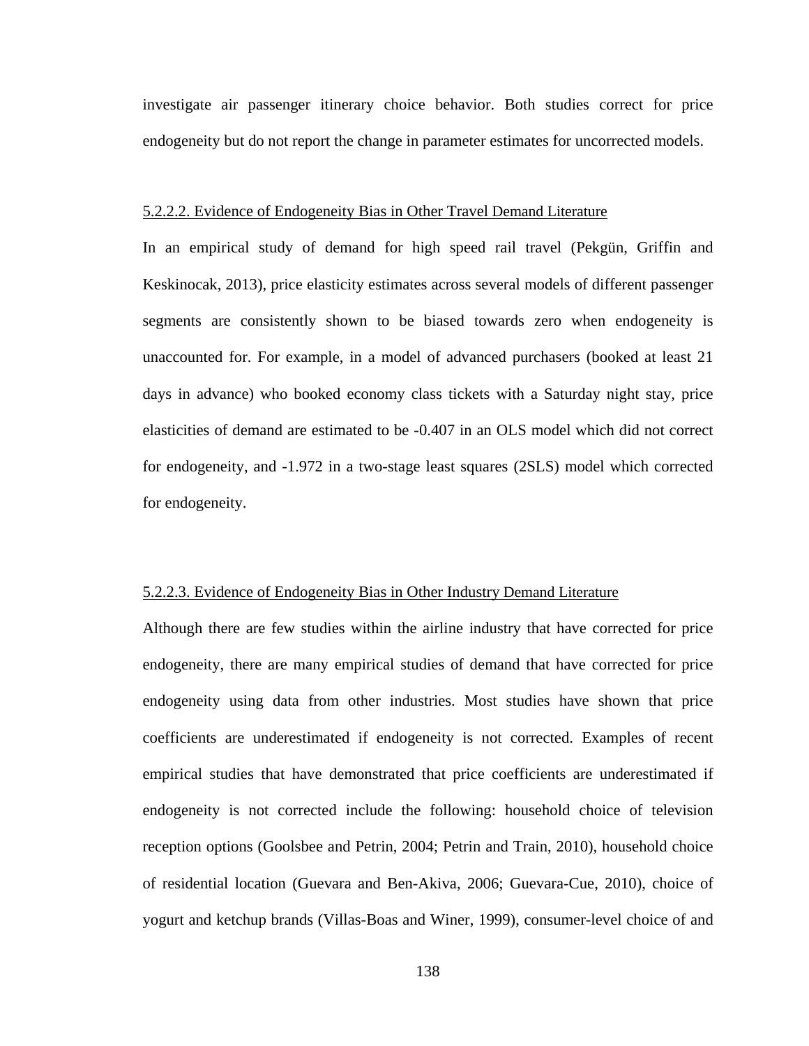investigate air passenger itinerary choice behavior. Both studies correct for price endogeneity but do not report the change in parameter estimates for uncorrected models.

#### 5.2.2.2. Evidence of Endogeneity Bias in Other Travel Demand Literature

In an empirical study of demand for high speed rail travel (Pekgün, Griffin and Keskinocak, 2013), price elasticity estimates across several models of different passenger segments are consistently shown to be biased towards zero when endogeneity is unaccounted for. For example, in a model of advanced purchasers (booked at least 21 days in advance) who booked economy class tickets with a Saturday night stay, price elasticities of demand are estimated to be -0.407 in an OLS model which did not correct for endogeneity, and -1.972 in a two-stage least squares (2SLS) model which corrected for endogeneity.

#### 5.2.2.3. Evidence of Endogeneity Bias in Other Industry Demand Literature

Although there are few studies within the airline industry that have corrected for price endogeneity, there are many empirical studies of demand that have corrected for price endogeneity using data from other industries. Most studies have shown that price coefficients are underestimated if endogeneity is not corrected. Examples of recent empirical studies that have demonstrated that price coefficients are underestimated if endogeneity is not corrected include the following: household choice of television reception options (Goolsbee and Petrin, 2004; Petrin and Train, 2010), household choice of residential location (Guevara and Ben-Akiva, 2006; Guevara-Cue, 2010), choice of yogurt and ketchup brands (Villas-Boas and Winer, 1999), consumer-level choice of and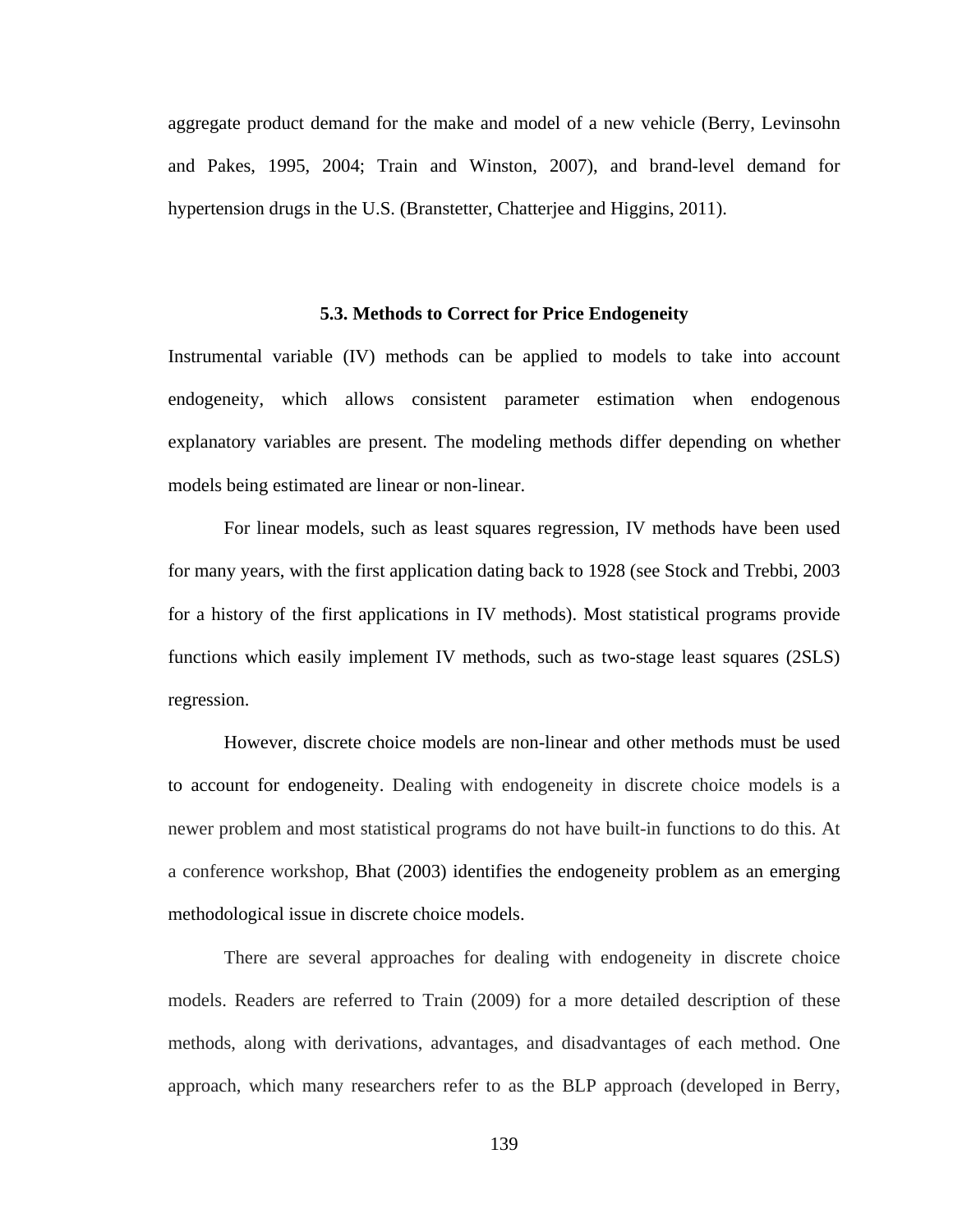aggregate product demand for the make and model of a new vehicle (Berry, Levinsohn and Pakes, 1995, 2004; Train and Winston, 2007), and brand-level demand for hypertension drugs in the U.S. (Branstetter, Chatterjee and Higgins, 2011).

### 5.3. Methods to Correct for Price Endogeneity

Instrumental variable (IV) methods can be applied to models to take into account endogeneity, which allows consistent parameter estimation when endogenous explanatory variables are present. The modeling methods differ depending on whether models being estimated are linear or non-linear.

For linear models, such as least squares regression, IV methods have been used for many years, with the first application dating back to 1928 (see Stock and Trebbi, 2003 for a history of the first applications in IV methods). Most statistical programs provide functions which easily implement IV methods, such as two-stage least squares (2SLS) regression.

However, discrete choice models are non-linear and other methods must be used to account for endogeneity. Dealing with endogeneity in discrete choice models is a newer problem and most statistical programs do not have built-in functions to do this. At a conference workshop, Bhat (2003) identifies the endogeneity problem as an emerging methodological issue in discrete choice models.

There are several approaches for dealing with endogeneity in discrete choice models. Readers are referred to Train (2009) for a more detailed description of these methods, along with derivations, advantages, and disadvantages of each method. One approach, which many researchers refer to as the BLP approach (developed in Berry,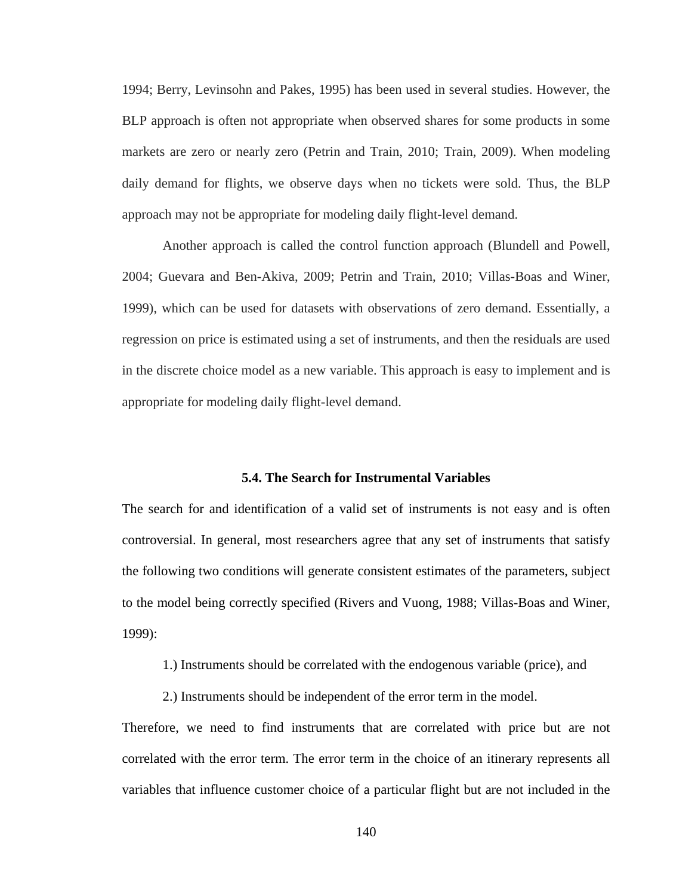1994; Berry, Levinsohn and Pakes, 1995) has been used in several studies. However, the BLP approach is often not appropriate when observed shares for some products in some markets are zero or nearly zero (Petrin and Train, 2010; Train, 2009). When modeling daily demand for flights, we observe days when no tickets were sold. Thus, the BLP approach may not be appropriate for modeling daily flight-level demand.

Another approach is called the control function approach (Blundell and Powell, 2004; Guevara and Ben-Akiva, 2009; Petrin and Train, 2010; Villas-Boas and Winer, 1999), which can be used for datasets with observations of zero demand. Essentially, a regression on price is estimated using a set of instruments, and then the residuals are used in the discrete choice model as a new variable. This approach is easy to implement and is appropriate for modeling daily flight-level demand.

### 5.4. The Search for Instrumental Variables

The search for and identification of a valid set of instruments is not easy and is often controversial. In general, most researchers agree that any set of instruments that satisfy the following two conditions will generate consistent estimates of the parameters, subject to the model being correctly specified (Rivers and Vuong, 1988; Villas-Boas and Winer, 1999):

1.) Instruments should be correlated with the endogenous variable (price), and

2.) Instruments should be independent of the error term in the model.

Therefore, we need to find instruments that are correlated with price but are not correlated with the error term. The error term in the choice of an itinerary represents all variables that influence customer choice of a particular flight but are not included in the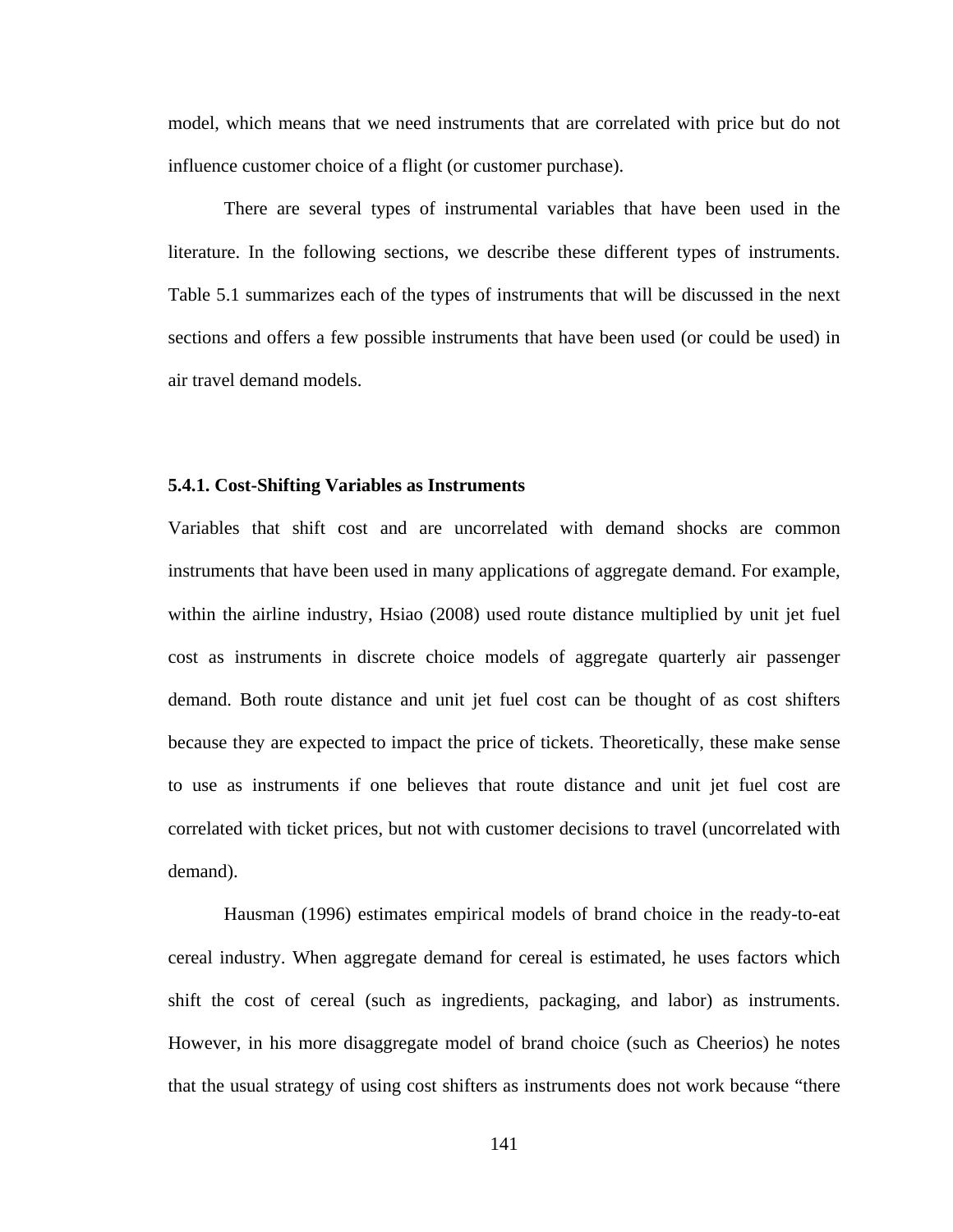model, which means that we need instruments that are correlated with price but do not influence customer choice of a flight (or customer purchase).

There are several types of instrumental variables that have been used in the literature. In the following sections, we describe these different types of instruments. Table 5.1 summarizes each of the types of instruments that will be discussed in the next sections and offers a few possible instruments that have been used (or could be used) in air travel demand models.

### 5.4.1. Cost-Shifting Variables as Instruments

Variables that shift cost and are uncorrelated with demand shocks are common instruments that have been used in many applications of aggregate demand. For example, within the airline industry, Hsiao (2008) used route distance multiplied by unit jet fuel cost as instruments in discrete choice models of aggregate quarterly air passenger demand. Both route distance and unit jet fuel cost can be thought of as cost shifters because they are expected to impact the price of tickets. Theoretically, these make sense to use as instruments if one believes that route distance and unit jet fuel cost are correlated with ticket prices, but not with customer decisions to travel (uncorrelated with demand).

Hausman (1996) estimates empirical models of brand choice in the ready-to-eat cereal industry. When aggregate demand for cereal is estimated, he uses factors which shift the cost of cereal (such as ingredients, packaging, and labor) as instruments. However, in his more disaggregate model of brand choice (such as Cheerios) he notes that the usual strategy of using cost shifters as instruments does not work because "there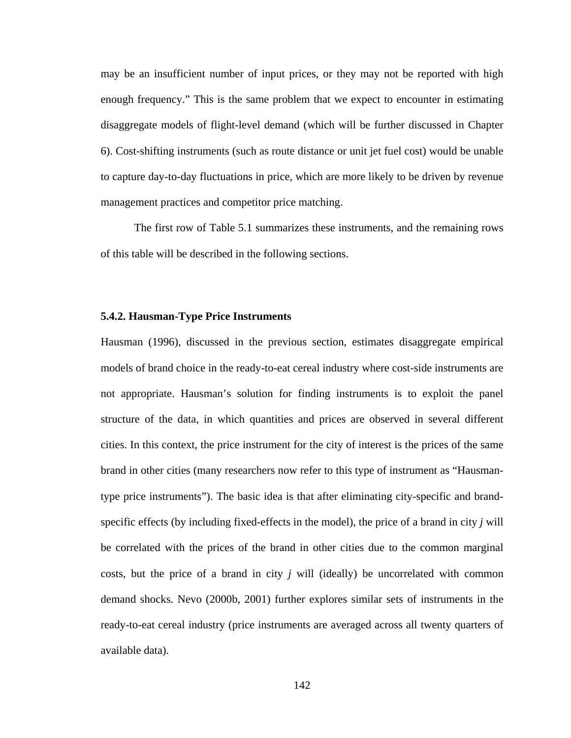may be an insufficient number of input prices, or they may not be reported with high enough frequency." This is the same problem that we expect to encounter in estimating disaggregate models of flight-level demand (which will be further discussed in Chapter 6). Cost-shifting instruments (such as route distance or unit jet fuel cost) would be unable to capture day-to-day fluctuations in price, which are more likely to be driven by revenue management practices and competitor price matching.

The first row of Table 5.1 summarizes these instruments, and the remaining rows of this table will be described in the following sections.

### 5.4.2. Hausman-Type Price Instruments

Hausman (1996), discussed in the previous section, estimates disaggregate empirical models of brand choice in the ready-to-eat cereal industry where cost-side instruments are not appropriate. Hausman's solution for finding instruments is to exploit the panel structure of the data, in which quantities and prices are observed in several different cities. In this context, the price instrument for the city of interest is the prices of the same brand in other cities (many researchers now refer to this type of instrument as "Hausman-type price instruments"). The basic idea is that after eliminating city-specific and brand-specific effects (by including fixed-effects in the model), the price of a brand in city *j* will be correlated with the prices of the brand in other cities due to the common marginal costs, but the price of a brand in city *j* will (ideally) be uncorrelated with common demand shocks. Nevo (2000b, 2001) further explores similar sets of instruments in the ready-to-eat cereal industry (price instruments are averaged across all twenty quarters of available data).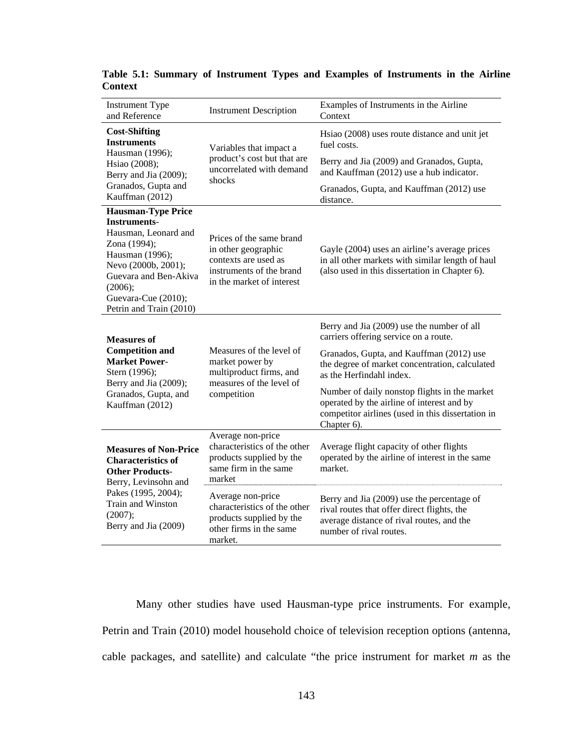**Table 5.1: Summary of Instrument Types and Examples of Instruments in the Airline Context**

| Instrument Type and Reference | Instrument Description | Examples of Instruments in the Airline Context |
|---|---|---|
| **Cost-Shifting Instruments** Hausman (1996); Hsiao (2008); Berry and Jia (2009); Granados, Gupta and Kauffman (2012) | Variables that impact a product's cost but that are uncorrelated with demand shocks | Hsiao (2008) uses route distance and unit jet fuel costs. Berry and Jia (2009) and Granados, Gupta, and Kauffman (2012) use a hub indicator. Granados, Gupta, and Kauffman (2012) use distance. |
| **Hausman-Type Price Instruments**- Hausman, Leonard and Zona (1994); Hausman (1996); Nevo (2000b, 2001); Guevara and Ben-Akiva (2006); Guevara-Cue (2010); Petrin and Train (2010) | Prices of the same brand in other geographic contexts are used as instruments of the brand in the market of interest | Gayle (2004) uses an airline's average prices in all other markets with similar length of haul (also used in this dissertation in Chapter 6). |
| **Measures of Competition and Market Power**- Stern (1996); Berry and Jia (2009); Granados, Gupta, and Kauffman (2012) | Measures of the level of market power by multiproduct firms, and measures of the level of competition | Berry and Jia (2009) use the number of all carriers offering service on a route. Granados, Gupta, and Kauffman (2012) use the degree of market concentration, calculated as the Herfindahl index. Number of daily nonstop flights in the market operated by the airline of interest and by competitor airlines (used in this dissertation in Chapter 6). |
| **Measures of Non-Price Characteristics of Other Products**- Berry, Levinsohn and Pakes (1995, 2004); Train and Winston (2007); Berry and Jia (2009) | Average non-price characteristics of the other products supplied by the same firm in the same market | Average flight capacity of other flights operated by the airline of interest in the same market. |
| | Average non-price characteristics of the other products supplied by the other firms in the same market. | Berry and Jia (2009) use the percentage of rival routes that offer direct flights, the average distance of rival routes, and the number of rival routes. |

Many other studies have used Hausman-type price instruments. For example, Petrin and Train (2010) model household choice of television reception options (antenna, cable packages, and satellite) and calculate "the price instrument for market *m* as the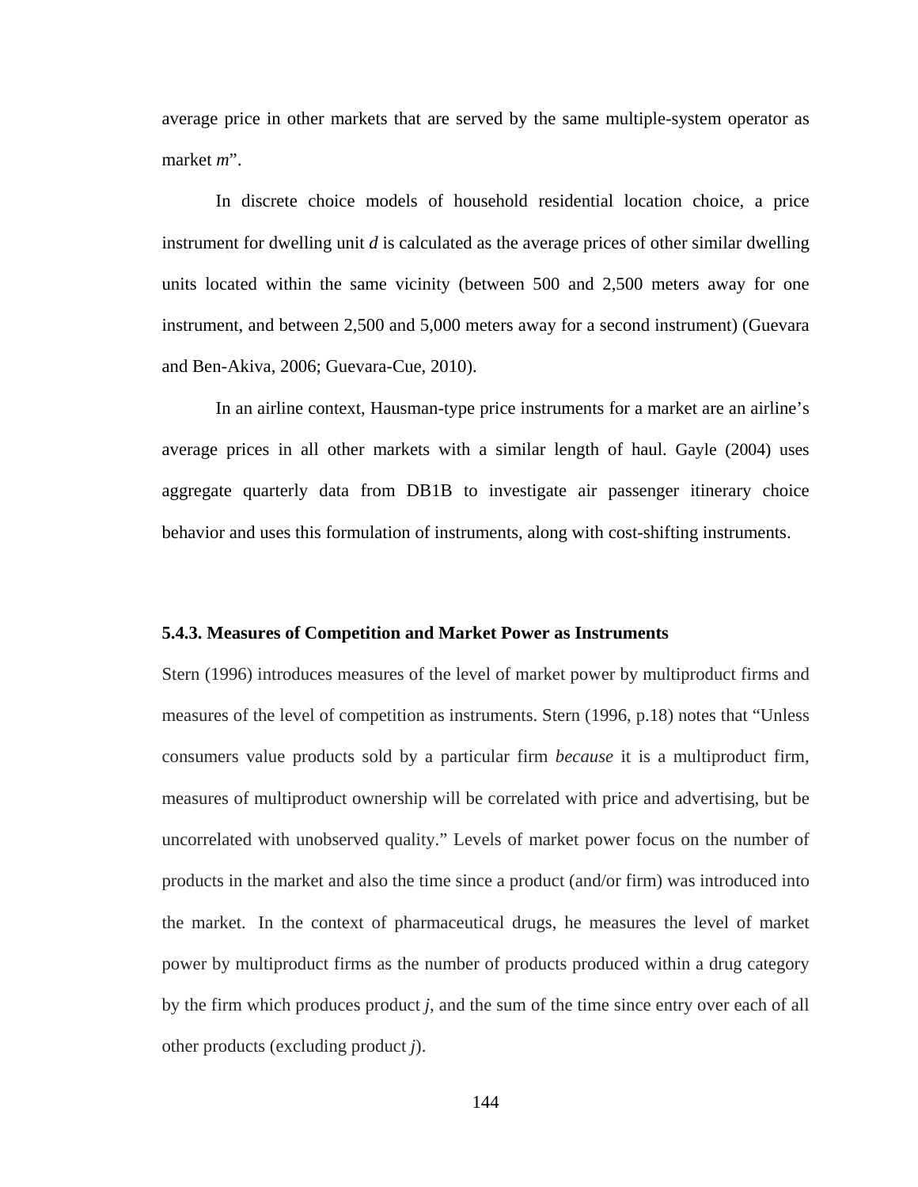average price in other markets that are served by the same multiple-system operator as market *m*".

In discrete choice models of household residential location choice, a price instrument for dwelling unit *d* is calculated as the average prices of other similar dwelling units located within the same vicinity (between 500 and 2,500 meters away for one instrument, and between 2,500 and 5,000 meters away for a second instrument) (Guevara and Ben-Akiva, 2006; Guevara-Cue, 2010).

In an airline context, Hausman-type price instruments for a market are an airline's average prices in all other markets with a similar length of haul. Gayle (2004) uses aggregate quarterly data from DB1B to investigate air passenger itinerary choice behavior and uses this formulation of instruments, along with cost-shifting instruments.

### 5.4.3. Measures of Competition and Market Power as Instruments

Stern (1996) introduces measures of the level of market power by multiproduct firms and measures of the level of competition as instruments. Stern (1996, p.18) notes that "Unless consumers value products sold by a particular firm *because* it is a multiproduct firm, measures of multiproduct ownership will be correlated with price and advertising, but be uncorrelated with unobserved quality." Levels of market power focus on the number of products in the market and also the time since a product (and/or firm) was introduced into the market. In the context of pharmaceutical drugs, he measures the level of market power by multiproduct firms as the number of products produced within a drug category by the firm which produces product *j*, and the sum of the time since entry over each of all other products (excluding product *j*).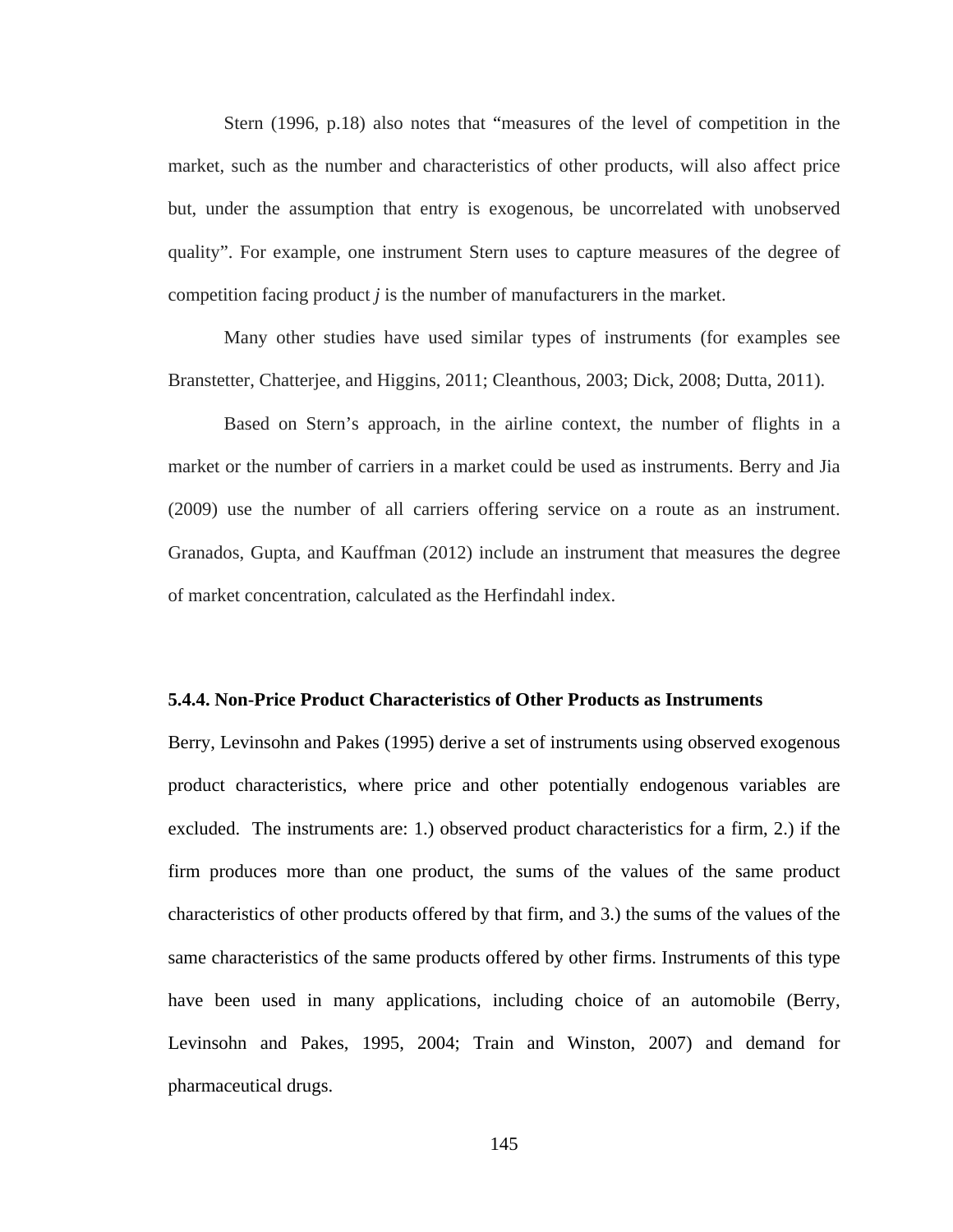Stern (1996, p.18) also notes that "measures of the level of competition in the market, such as the number and characteristics of other products, will also affect price but, under the assumption that entry is exogenous, be uncorrelated with unobserved quality". For example, one instrument Stern uses to capture measures of the degree of competition facing product *j* is the number of manufacturers in the market.

Many other studies have used similar types of instruments (for examples see Branstetter, Chatterjee, and Higgins, 2011; Cleanthous, 2003; Dick, 2008; Dutta, 2011).

Based on Stern's approach, in the airline context, the number of flights in a market or the number of carriers in a market could be used as instruments. Berry and Jia (2009) use the number of all carriers offering service on a route as an instrument. Granados, Gupta, and Kauffman (2012) include an instrument that measures the degree of market concentration, calculated as the Herfindahl index.

### 5.4.4. Non-Price Product Characteristics of Other Products as Instruments

Berry, Levinsohn and Pakes (1995) derive a set of instruments using observed exogenous product characteristics, where price and other potentially endogenous variables are excluded. The instruments are: 1.) observed product characteristics for a firm, 2.) if the firm produces more than one product, the sums of the values of the same product characteristics of other products offered by that firm, and 3.) the sums of the values of the same characteristics of the same products offered by other firms. Instruments of this type have been used in many applications, including choice of an automobile (Berry, Levinsohn and Pakes, 1995, 2004; Train and Winston, 2007) and demand for pharmaceutical drugs.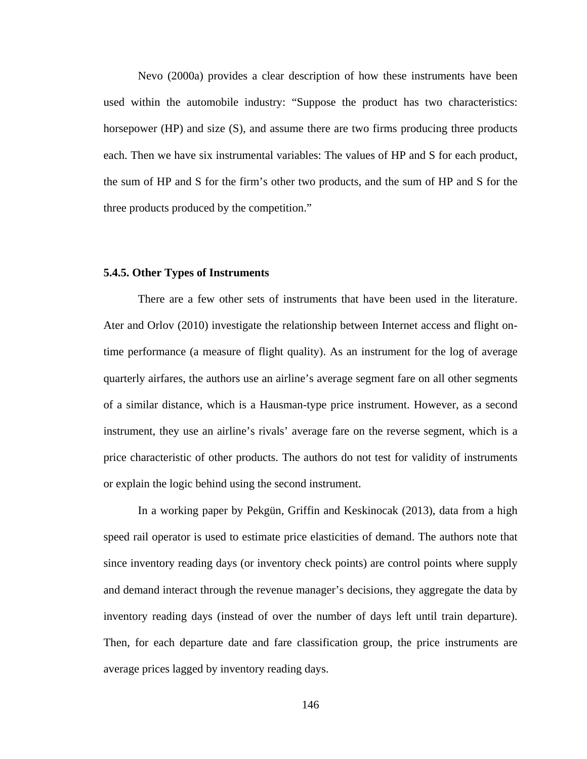Nevo (2000a) provides a clear description of how these instruments have been used within the automobile industry: "Suppose the product has two characteristics: horsepower (HP) and size (S), and assume there are two firms producing three products each. Then we have six instrumental variables: The values of HP and S for each product, the sum of HP and S for the firm's other two products, and the sum of HP and S for the three products produced by the competition."

### 5.4.5. Other Types of Instruments

There are a few other sets of instruments that have been used in the literature. Ater and Orlov (2010) investigate the relationship between Internet access and flight on-time performance (a measure of flight quality). As an instrument for the log of average quarterly airfares, the authors use an airline's average segment fare on all other segments of a similar distance, which is a Hausman-type price instrument. However, as a second instrument, they use an airline's rivals' average fare on the reverse segment, which is a price characteristic of other products. The authors do not test for validity of instruments or explain the logic behind using the second instrument.

In a working paper by Pekgün, Griffin and Keskinocak (2013), data from a high speed rail operator is used to estimate price elasticities of demand. The authors note that since inventory reading days (or inventory check points) are control points where supply and demand interact through the revenue manager's decisions, they aggregate the data by inventory reading days (instead of over the number of days left until train departure). Then, for each departure date and fare classification group, the price instruments are average prices lagged by inventory reading days.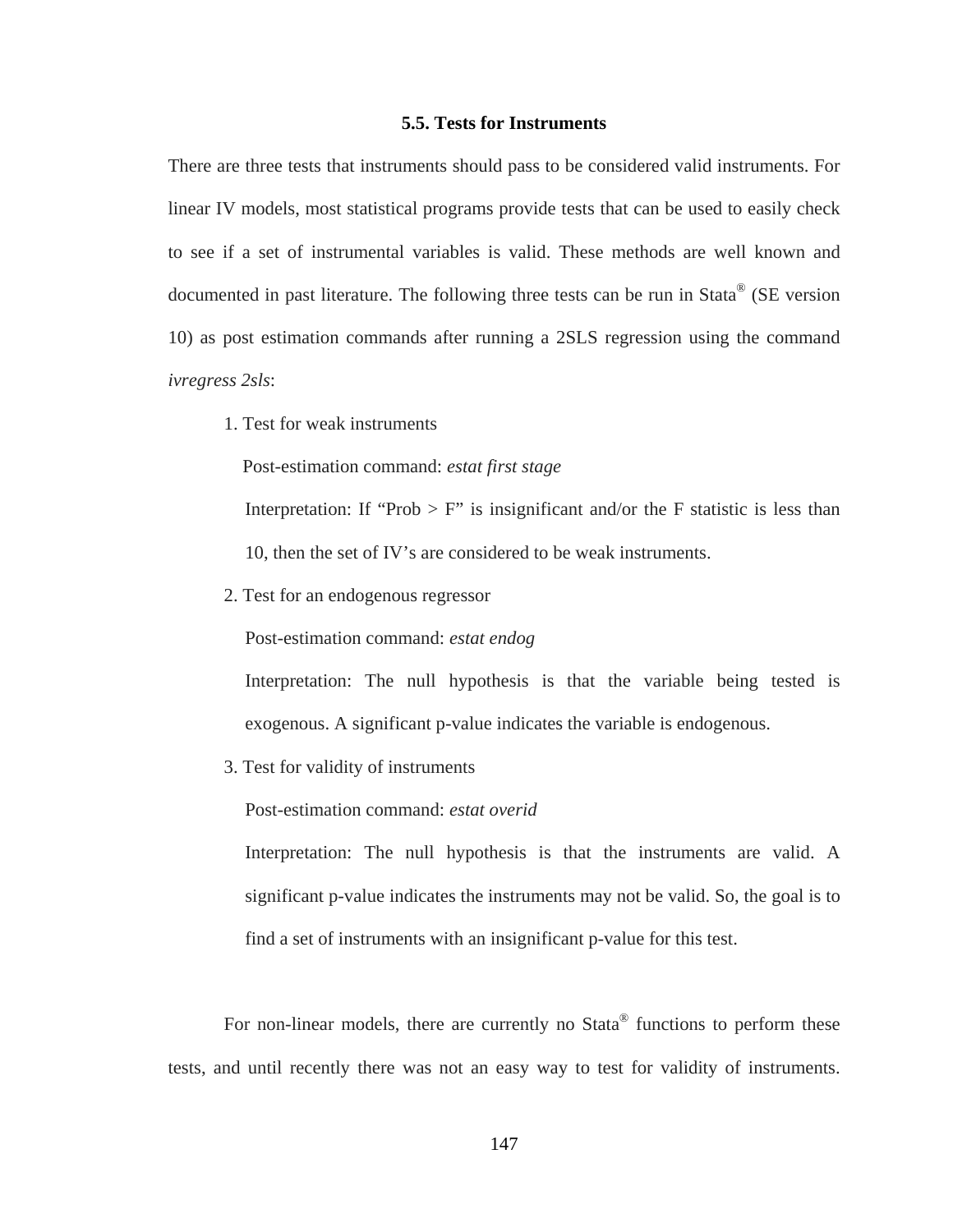### 5.5. Tests for Instruments

There are three tests that instruments should pass to be considered valid instruments. For linear IV models, most statistical programs provide tests that can be used to easily check to see if a set of instrumental variables is valid. These methods are well known and documented in past literature. The following three tests can be run in Stata® (SE version 10) as post estimation commands after running a 2SLS regression using the command *ivregress 2sls*:

1. Test for weak instruments

   Post-estimation command: *estat first stage*

   Interpretation: If “Prob > F” is insignificant and/or the F statistic is less than 10, then the set of IV’s are considered to be weak instruments.

2. Test for an endogenous regressor

   Post-estimation command: *estat endog*

   Interpretation: The null hypothesis is that the variable being tested is exogenous. A significant p-value indicates the variable is endogenous.

3. Test for validity of instruments

   Post-estimation command: *estat overid*

   Interpretation: The null hypothesis is that the instruments are valid. A significant p-value indicates the instruments may not be valid. So, the goal is to find a set of instruments with an insignificant p-value for this test.

For non-linear models, there are currently no Stata® functions to perform these tests, and until recently there was not an easy way to test for validity of instruments.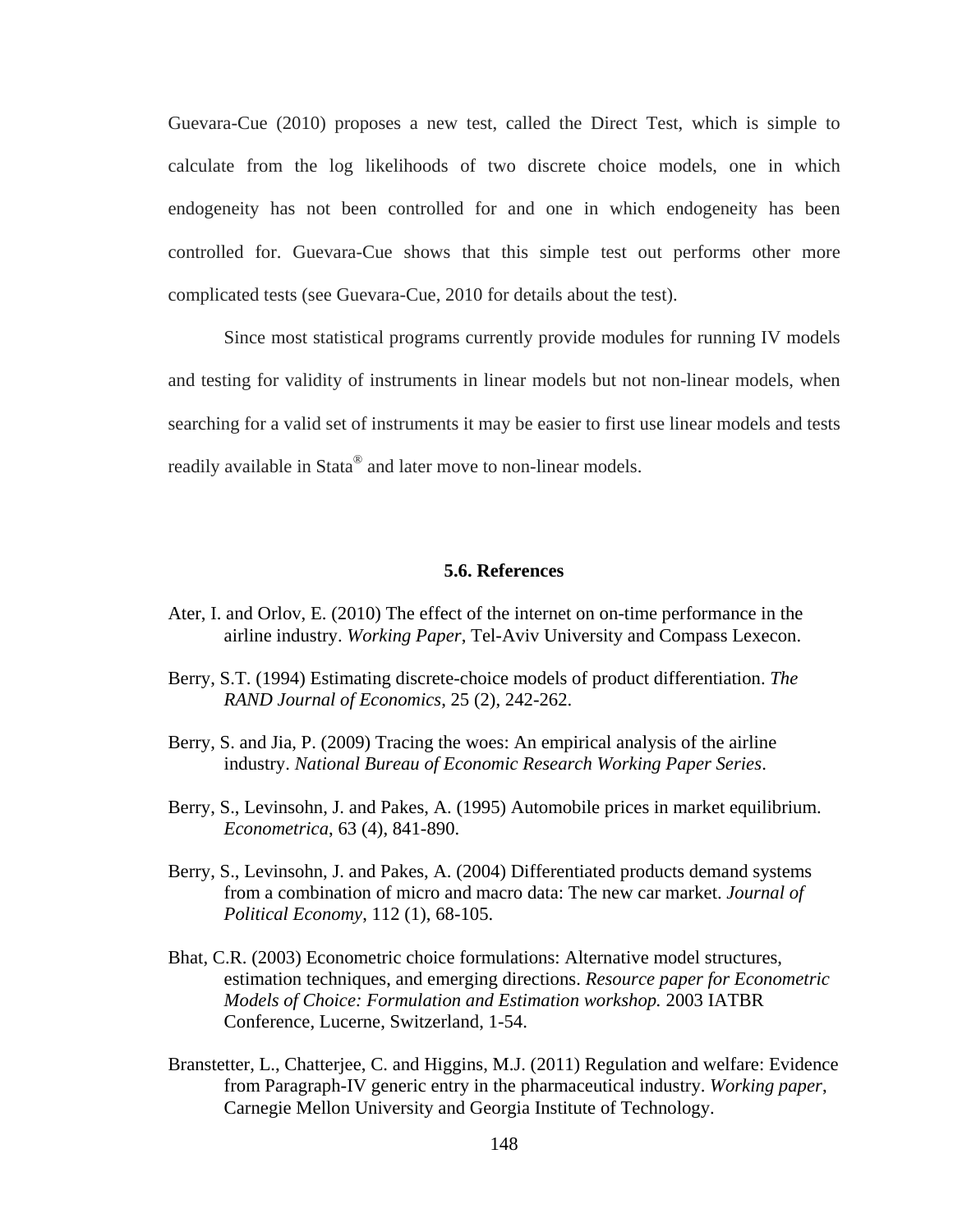Guevara-Cue (2010) proposes a new test, called the Direct Test, which is simple to calculate from the log likelihoods of two discrete choice models, one in which endogeneity has not been controlled for and one in which endogeneity has been controlled for. Guevara-Cue shows that this simple test out performs other more complicated tests (see Guevara-Cue, 2010 for details about the test).

Since most statistical programs currently provide modules for running IV models and testing for validity of instruments in linear models but not non-linear models, when searching for a valid set of instruments it may be easier to first use linear models and tests readily available in Stata® and later move to non-linear models.

### 5.6. References

Ater, I. and Orlov, E. (2010) The effect of the internet on on-time performance in the airline industry. *Working Paper*, Tel-Aviv University and Compass Lexecon.

Berry, S.T. (1994) Estimating discrete-choice models of product differentiation. *The RAND Journal of Economics*, 25 (2), 242-262.

Berry, S. and Jia, P. (2009) Tracing the woes: An empirical analysis of the airline industry. *National Bureau of Economic Research Working Paper Series*.

Berry, S., Levinsohn, J. and Pakes, A. (1995) Automobile prices in market equilibrium. *Econometrica*, 63 (4), 841-890.

Berry, S., Levinsohn, J. and Pakes, A. (2004) Differentiated products demand systems from a combination of micro and macro data: The new car market. *Journal of Political Economy*, 112 (1), 68-105.

Bhat, C.R. (2003) Econometric choice formulations: Alternative model structures, estimation techniques, and emerging directions. *Resource paper for Econometric Models of Choice: Formulation and Estimation workshop.* 2003 IATBR Conference, Lucerne, Switzerland, 1-54.

Branstetter, L., Chatterjee, C. and Higgins, M.J. (2011) Regulation and welfare: Evidence from Paragraph-IV generic entry in the pharmaceutical industry. *Working paper*, Carnegie Mellon University and Georgia Institute of Technology.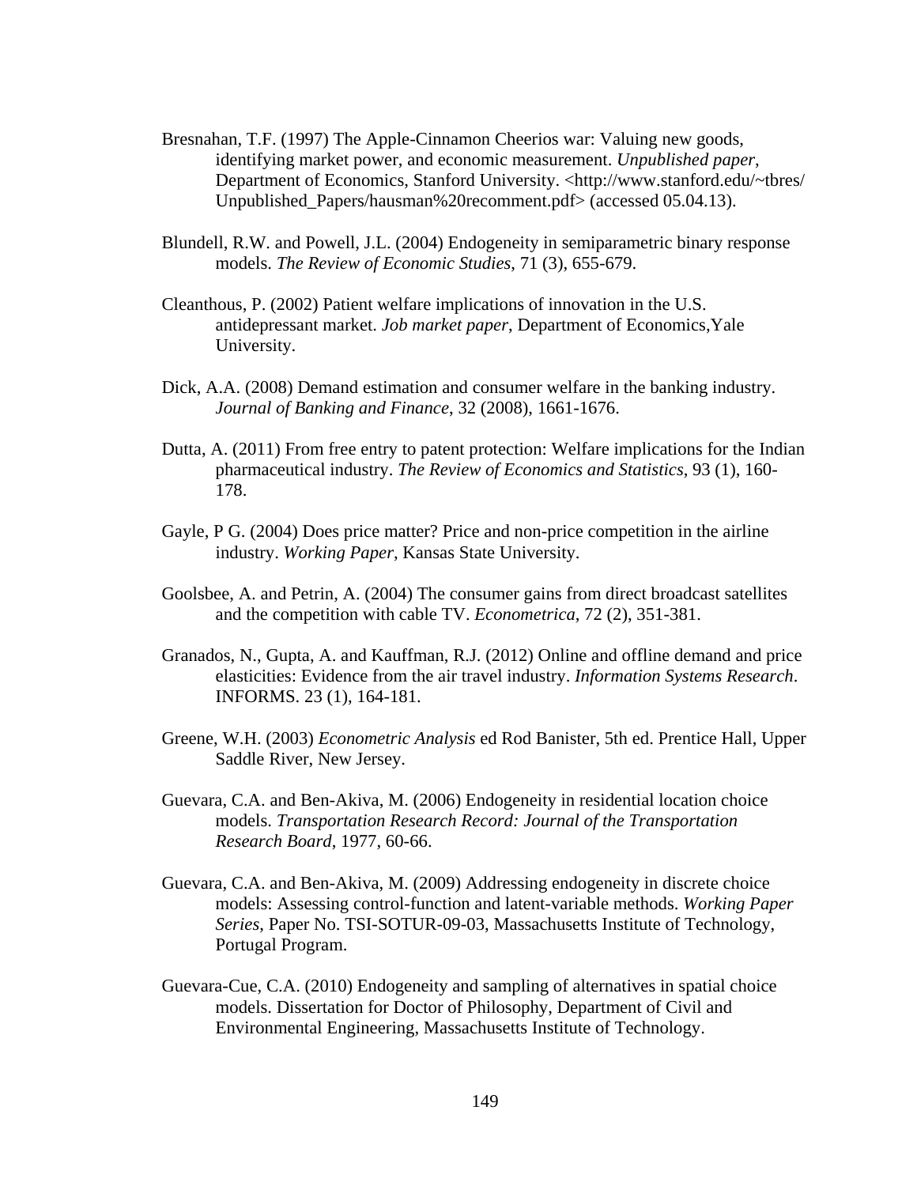Bresnahan, T.F. (1997) The Apple-Cinnamon Cheerios war: Valuing new goods, identifying market power, and economic measurement. *Unpublished paper*, Department of Economics, Stanford University. <http://www.stanford.edu/~tbres/Unpublished_Papers/hausman%20recomment.pdf> (accessed 05.04.13).

Blundell, R.W. and Powell, J.L. (2004) Endogeneity in semiparametric binary response models. *The Review of Economic Studies*, 71 (3), 655-679.

Cleanthous, P. (2002) Patient welfare implications of innovation in the U.S. antidepressant market. *Job market paper*, Department of Economics,Yale University.

Dick, A.A. (2008) Demand estimation and consumer welfare in the banking industry. *Journal of Banking and Finance*, 32 (2008), 1661-1676.

Dutta, A. (2011) From free entry to patent protection: Welfare implications for the Indian pharmaceutical industry. *The Review of Economics and Statistics*, 93 (1), 160-178.

Gayle, P G. (2004) Does price matter? Price and non-price competition in the airline industry. *Working Paper*, Kansas State University.

Goolsbee, A. and Petrin, A. (2004) The consumer gains from direct broadcast satellites and the competition with cable TV. *Econometrica*, 72 (2), 351-381.

Granados, N., Gupta, A. and Kauffman, R.J. (2012) Online and offline demand and price elasticities: Evidence from the air travel industry. *Information Systems Research*. INFORMS. 23 (1), 164-181.

Greene, W.H. (2003) *Econometric Analysis* ed Rod Banister, 5th ed. Prentice Hall, Upper Saddle River, New Jersey.

Guevara, C.A. and Ben-Akiva, M. (2006) Endogeneity in residential location choice models. *Transportation Research Record: Journal of the Transportation Research Board*, 1977, 60-66.

Guevara, C.A. and Ben-Akiva, M. (2009) Addressing endogeneity in discrete choice models: Assessing control-function and latent-variable methods. *Working Paper Series*, Paper No. TSI-SOTUR-09-03, Massachusetts Institute of Technology, Portugal Program.

Guevara-Cue, C.A. (2010) Endogeneity and sampling of alternatives in spatial choice models. Dissertation for Doctor of Philosophy, Department of Civil and Environmental Engineering, Massachusetts Institute of Technology.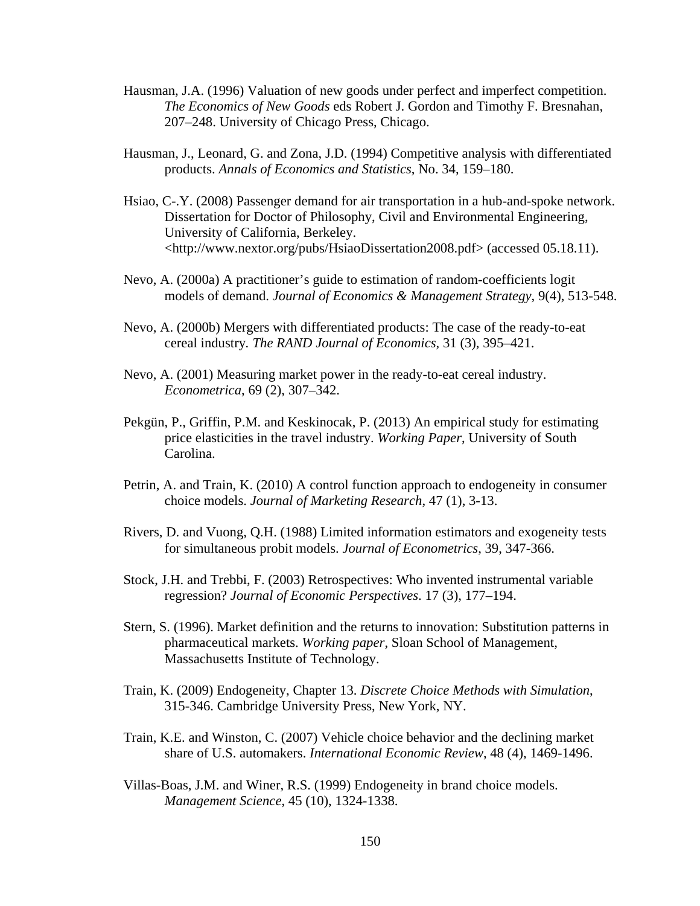Hausman, J.A. (1996) Valuation of new goods under perfect and imperfect competition. *The Economics of New Goods* eds Robert J. Gordon and Timothy F. Bresnahan, 207–248. University of Chicago Press, Chicago.

Hausman, J., Leonard, G. and Zona, J.D. (1994) Competitive analysis with differentiated products. *Annals of Economics and Statistics*, No. 34, 159–180.

Hsiao, C-.Y. (2008) Passenger demand for air transportation in a hub-and-spoke network. Dissertation for Doctor of Philosophy, Civil and Environmental Engineering, University of California, Berkeley. <http://www.nextor.org/pubs/HsiaoDissertation2008.pdf> (accessed 05.18.11).

Nevo, A. (2000a) A practitioner's guide to estimation of random-coefficients logit models of demand. *Journal of Economics & Management Strategy*, 9(4), 513-548.

Nevo, A. (2000b) Mergers with differentiated products: The case of the ready-to-eat cereal industry. *The RAND Journal of Economics*, 31 (3), 395–421.

Nevo, A. (2001) Measuring market power in the ready-to-eat cereal industry. *Econometrica*, 69 (2), 307–342.

Pekgün, P., Griffin, P.M. and Keskinocak, P. (2013) An empirical study for estimating price elasticities in the travel industry. *Working Paper*, University of South Carolina.

Petrin, A. and Train, K. (2010) A control function approach to endogeneity in consumer choice models. *Journal of Marketing Research*, 47 (1), 3-13.

Rivers, D. and Vuong, Q.H. (1988) Limited information estimators and exogeneity tests for simultaneous probit models. *Journal of Econometrics*, 39, 347-366.

Stock, J.H. and Trebbi, F. (2003) Retrospectives: Who invented instrumental variable regression? *Journal of Economic Perspectives*. 17 (3), 177–194.

Stern, S. (1996). Market definition and the returns to innovation: Substitution patterns in pharmaceutical markets. *Working paper*, Sloan School of Management, Massachusetts Institute of Technology.

Train, K. (2009) Endogeneity, Chapter 13. *Discrete Choice Methods with Simulation*, 315-346. Cambridge University Press, New York, NY.

Train, K.E. and Winston, C. (2007) Vehicle choice behavior and the declining market share of U.S. automakers. *International Economic Review*, 48 (4), 1469-1496.

Villas-Boas, J.M. and Winer, R.S. (1999) Endogeneity in brand choice models. *Management Science*, 45 (10), 1324-1338.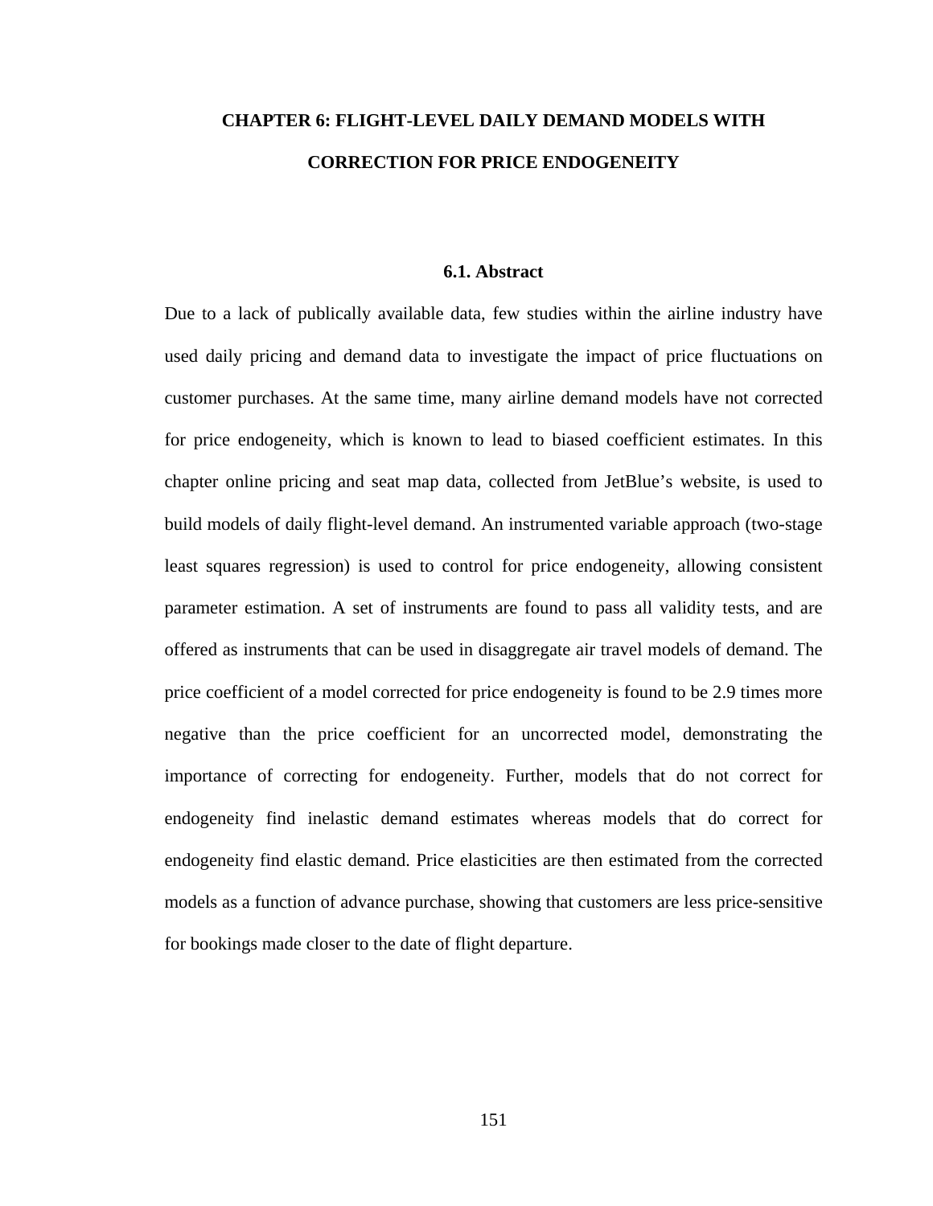# CHAPTER 6: FLIGHT-LEVEL DAILY DEMAND MODELS WITH CORRECTION FOR PRICE ENDOGENEITY

## 6.1. Abstract

Due to a lack of publically available data, few studies within the airline industry have used daily pricing and demand data to investigate the impact of price fluctuations on customer purchases. At the same time, many airline demand models have not corrected for price endogeneity, which is known to lead to biased coefficient estimates. In this chapter online pricing and seat map data, collected from JetBlue's website, is used to build models of daily flight-level demand. An instrumented variable approach (two-stage least squares regression) is used to control for price endogeneity, allowing consistent parameter estimation. A set of instruments are found to pass all validity tests, and are offered as instruments that can be used in disaggregate air travel models of demand. The price coefficient of a model corrected for price endogeneity is found to be 2.9 times more negative than the price coefficient for an uncorrected model, demonstrating the importance of correcting for endogeneity. Further, models that do not correct for endogeneity find inelastic demand estimates whereas models that do correct for endogeneity find elastic demand. Price elasticities are then estimated from the corrected models as a function of advance purchase, showing that customers are less price-sensitive for bookings made closer to the date of flight departure.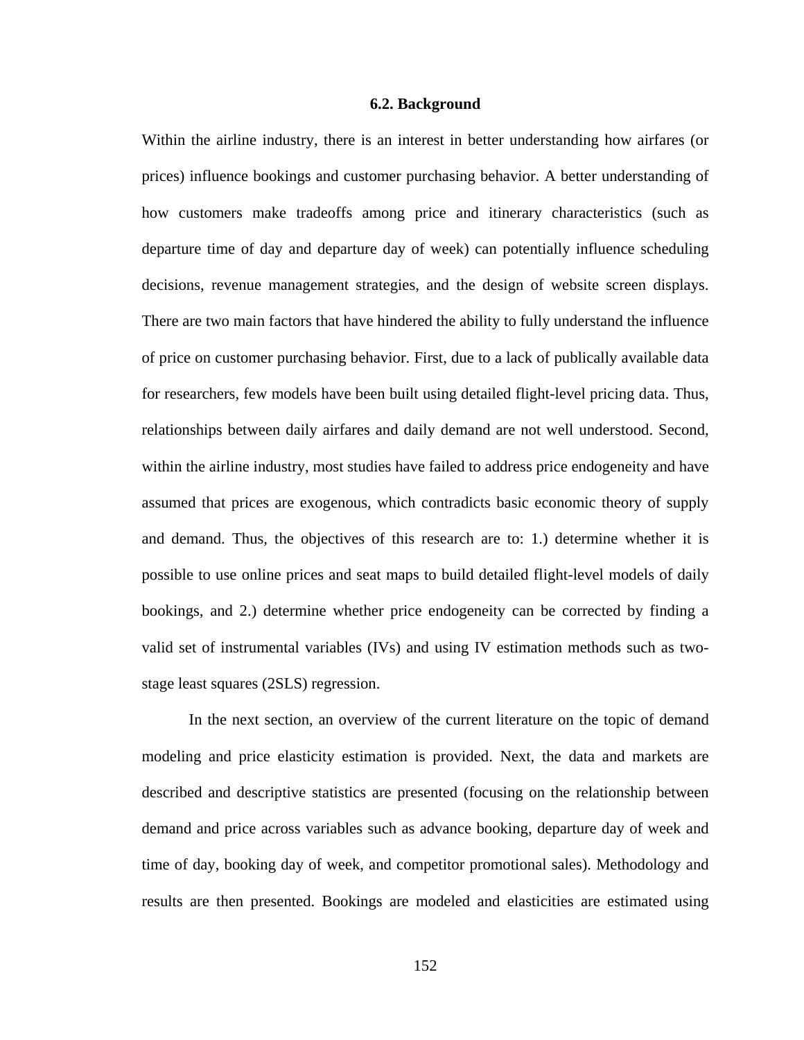### 6.2. Background

Within the airline industry, there is an interest in better understanding how airfares (or prices) influence bookings and customer purchasing behavior. A better understanding of how customers make tradeoffs among price and itinerary characteristics (such as departure time of day and departure day of week) can potentially influence scheduling decisions, revenue management strategies, and the design of website screen displays. There are two main factors that have hindered the ability to fully understand the influence of price on customer purchasing behavior. First, due to a lack of publically available data for researchers, few models have been built using detailed flight-level pricing data. Thus, relationships between daily airfares and daily demand are not well understood. Second, within the airline industry, most studies have failed to address price endogeneity and have assumed that prices are exogenous, which contradicts basic economic theory of supply and demand. Thus, the objectives of this research are to: 1.) determine whether it is possible to use online prices and seat maps to build detailed flight-level models of daily bookings, and 2.) determine whether price endogeneity can be corrected by finding a valid set of instrumental variables (IVs) and using IV estimation methods such as two-stage least squares (2SLS) regression.

In the next section, an overview of the current literature on the topic of demand modeling and price elasticity estimation is provided. Next, the data and markets are described and descriptive statistics are presented (focusing on the relationship between demand and price across variables such as advance booking, departure day of week and time of day, booking day of week, and competitor promotional sales). Methodology and results are then presented. Bookings are modeled and elasticities are estimated using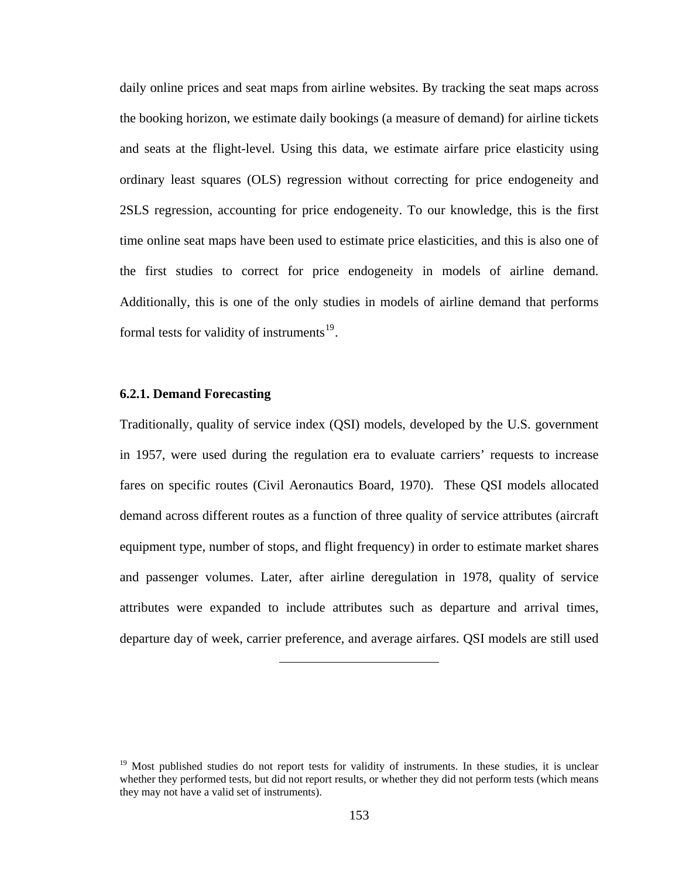daily online prices and seat maps from airline websites. By tracking the seat maps across the booking horizon, we estimate daily bookings (a measure of demand) for airline tickets and seats at the flight-level. Using this data, we estimate airfare price elasticity using ordinary least squares (OLS) regression without correcting for price endogeneity and 2SLS regression, accounting for price endogeneity. To our knowledge, this is the first time online seat maps have been used to estimate price elasticities, and this is also one of the first studies to correct for price endogeneity in models of airline demand. Additionally, this is one of the only studies in models of airline demand that performs formal tests for validity of instruments[19].

### 6.2.1. Demand Forecasting

Traditionally, quality of service index (QSI) models, developed by the U.S. government in 1957, were used during the regulation era to evaluate carriers' requests to increase fares on specific routes (Civil Aeronautics Board, 1970). These QSI models allocated demand across different routes as a function of three quality of service attributes (aircraft equipment type, number of stops, and flight frequency) in order to estimate market shares and passenger volumes. Later, after airline deregulation in 1978, quality of service attributes were expanded to include attributes such as departure and arrival times, departure day of week, carrier preference, and average airfares. QSI models are still used

---

[19] Most published studies do not report tests for validity of instruments. In these studies, it is unclear whether they performed tests, but did not report results, or whether they did not perform tests (which means they may not have a valid set of instruments).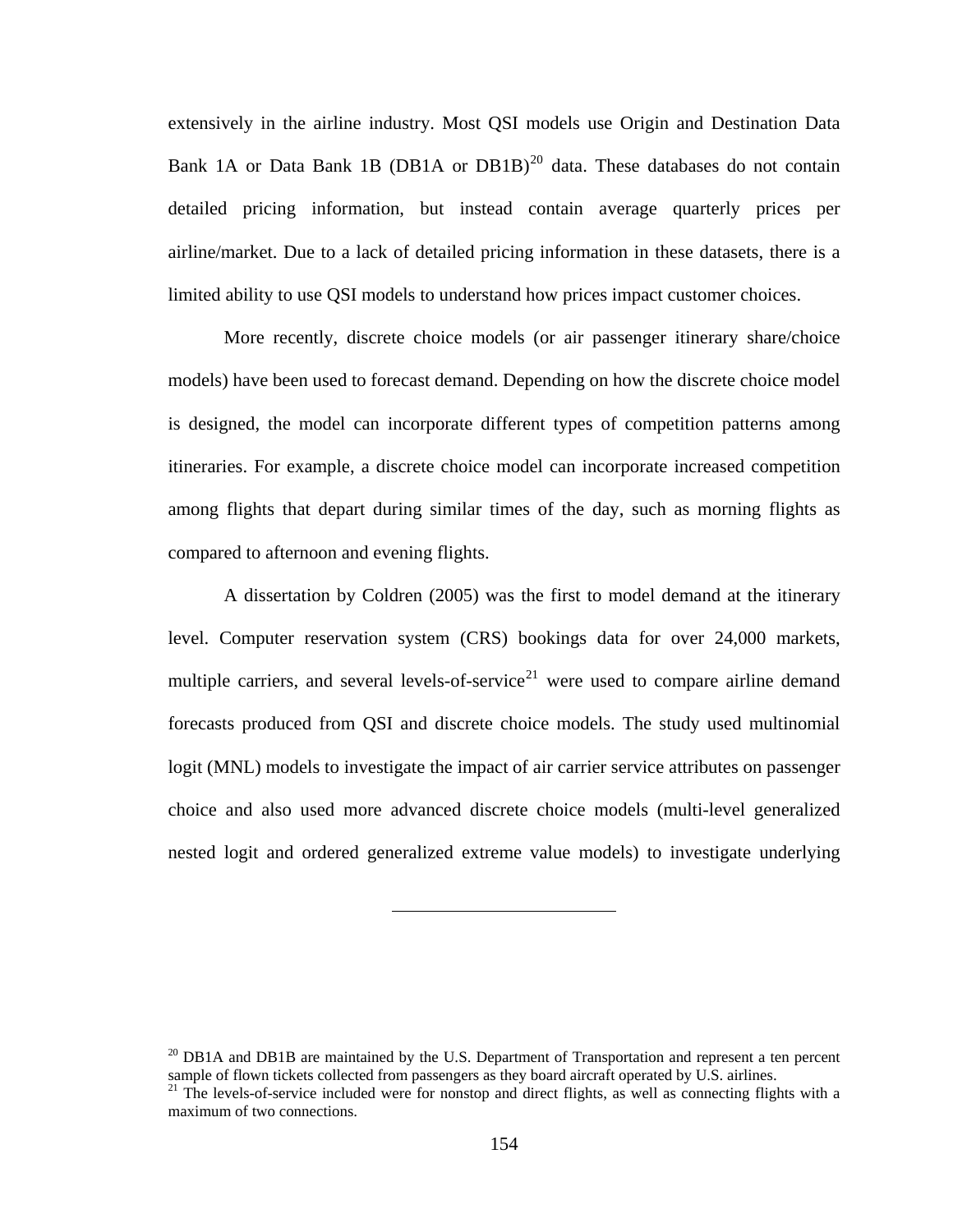extensively in the airline industry. Most QSI models use Origin and Destination Data Bank 1A or Data Bank 1B (DB1A or DB1B)[20] data. These databases do not contain detailed pricing information, but instead contain average quarterly prices per airline/market. Due to a lack of detailed pricing information in these datasets, there is a limited ability to use QSI models to understand how prices impact customer choices.

More recently, discrete choice models (or air passenger itinerary share/choice models) have been used to forecast demand. Depending on how the discrete choice model is designed, the model can incorporate different types of competition patterns among itineraries. For example, a discrete choice model can incorporate increased competition among flights that depart during similar times of the day, such as morning flights as compared to afternoon and evening flights.

A dissertation by Coldren (2005) was the first to model demand at the itinerary level. Computer reservation system (CRS) bookings data for over 24,000 markets, multiple carriers, and several levels-of-service[21] were used to compare airline demand forecasts produced from QSI and discrete choice models. The study used multinomial logit (MNL) models to investigate the impact of air carrier service attributes on passenger choice and also used more advanced discrete choice models (multi-level generalized nested logit and ordered generalized extreme value models) to investigate underlying

---

[20] DB1A and DB1B are maintained by the U.S. Department of Transportation and represent a ten percent sample of flown tickets collected from passengers as they board aircraft operated by U.S. airlines.

[21] The levels-of-service included were for nonstop and direct flights, as well as connecting flights with a maximum of two connections.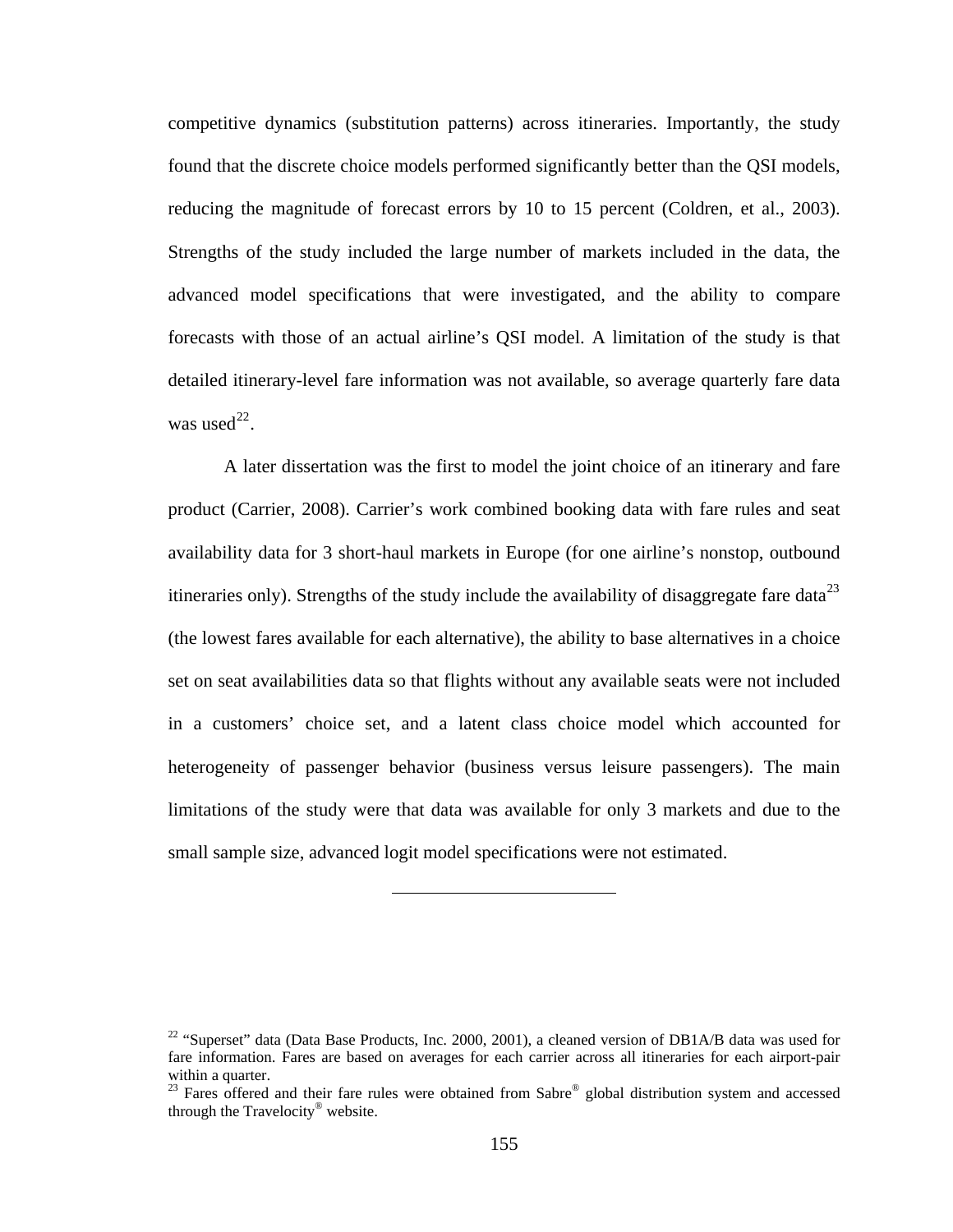competitive dynamics (substitution patterns) across itineraries. Importantly, the study found that the discrete choice models performed significantly better than the QSI models, reducing the magnitude of forecast errors by 10 to 15 percent (Coldren, et al., 2003). Strengths of the study included the large number of markets included in the data, the advanced model specifications that were investigated, and the ability to compare forecasts with those of an actual airline's QSI model. A limitation of the study is that detailed itinerary-level fare information was not available, so average quarterly fare data was used[22].

A later dissertation was the first to model the joint choice of an itinerary and fare product (Carrier, 2008). Carrier's work combined booking data with fare rules and seat availability data for 3 short-haul markets in Europe (for one airline's nonstop, outbound itineraries only). Strengths of the study include the availability of disaggregate fare data[23] (the lowest fares available for each alternative), the ability to base alternatives in a choice set on seat availabilities data so that flights without any available seats were not included in a customers' choice set, and a latent class choice model which accounted for heterogeneity of passenger behavior (business versus leisure passengers). The main limitations of the study were that data was available for only 3 markets and due to the small sample size, advanced logit model specifications were not estimated.

---

[22] "Superset" data (Data Base Products, Inc. 2000, 2001), a cleaned version of DB1A/B data was used for fare information. Fares are based on averages for each carrier across all itineraries for each airport-pair within a quarter.

[23] Fares offered and their fare rules were obtained from Sabre® global distribution system and accessed through the Travelocity® website.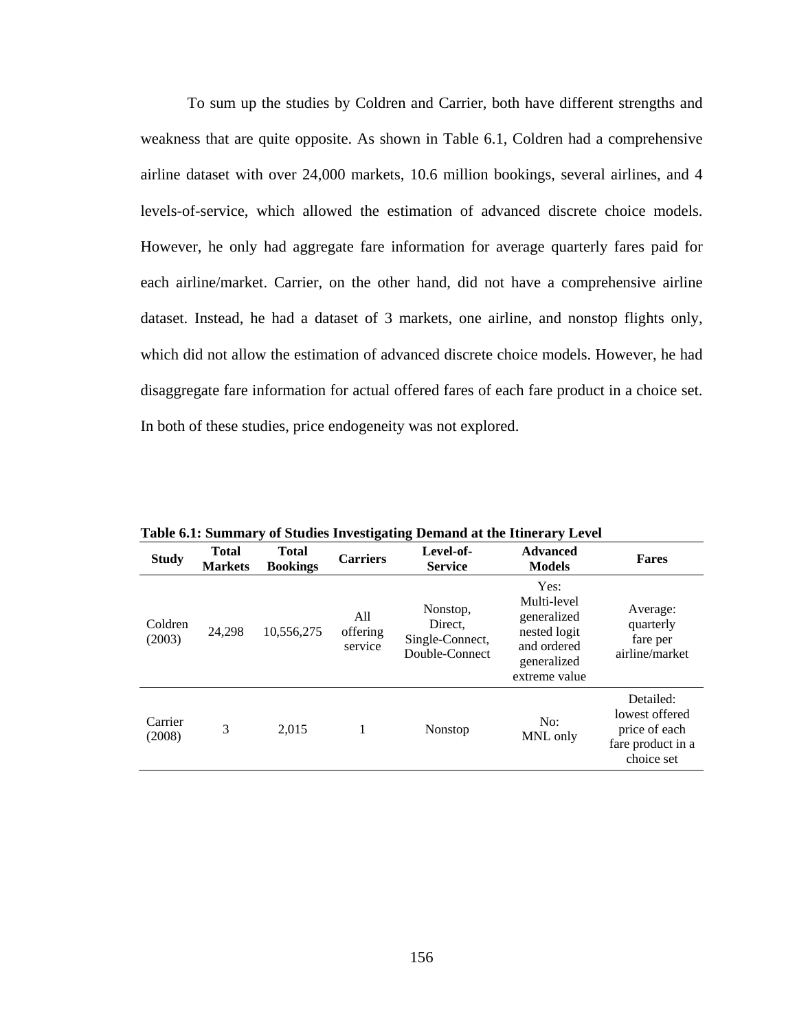To sum up the studies by Coldren and Carrier, both have different strengths and weakness that are quite opposite. As shown in Table 6.1, Coldren had a comprehensive airline dataset with over 24,000 markets, 10.6 million bookings, several airlines, and 4 levels-of-service, which allowed the estimation of advanced discrete choice models. However, he only had aggregate fare information for average quarterly fares paid for each airline/market. Carrier, on the other hand, did not have a comprehensive airline dataset. Instead, he had a dataset of 3 markets, one airline, and nonstop flights only, which did not allow the estimation of advanced discrete choice models. However, he had disaggregate fare information for actual offered fares of each fare product in a choice set. In both of these studies, price endogeneity was not explored.

**Table 6.1: Summary of Studies Investigating Demand at the Itinerary Level**

| Study | Total Markets | Total Bookings | Carriers | Level-of-Service | Advanced Models | Fares |
|---|---|---|---|---|---|---|
| Coldren (2003) | 24,298 | 10,556,275 | All offering service | Nonstop, Direct, Single-Connect, Double-Connect | Yes: Multi-level generalized nested logit and ordered generalized extreme value | Average: quarterly fare per airline/market |
| Carrier (2008) | 3 | 2,015 | 1 | Nonstop | No: MNL only | Detailed: lowest offered price of each fare product in a choice set |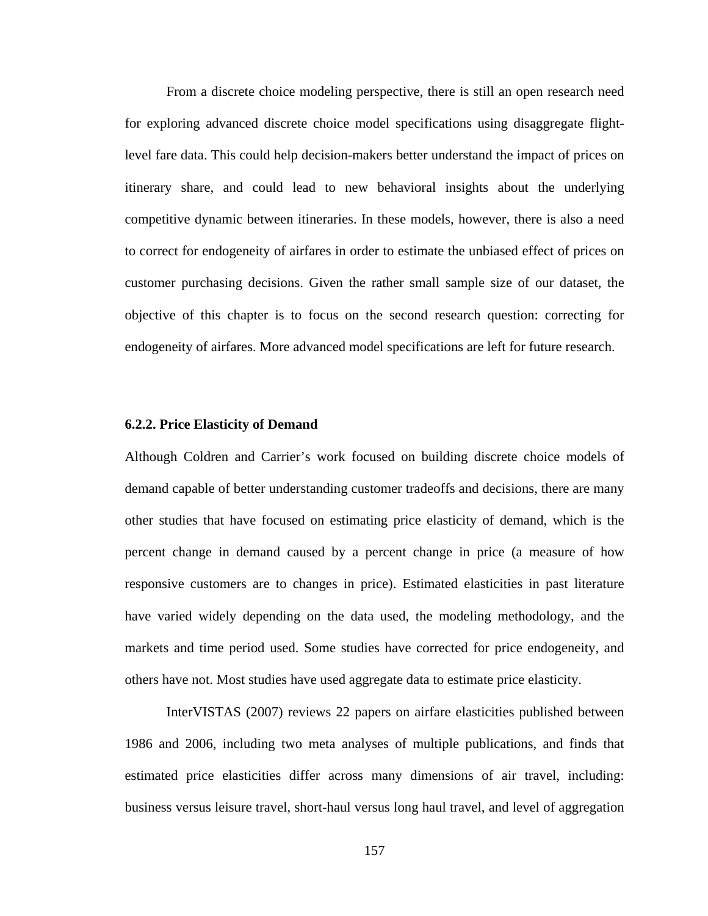From a discrete choice modeling perspective, there is still an open research need for exploring advanced discrete choice model specifications using disaggregate flight-level fare data. This could help decision-makers better understand the impact of prices on itinerary share, and could lead to new behavioral insights about the underlying competitive dynamic between itineraries. In these models, however, there is also a need to correct for endogeneity of airfares in order to estimate the unbiased effect of prices on customer purchasing decisions. Given the rather small sample size of our dataset, the objective of this chapter is to focus on the second research question: correcting for endogeneity of airfares. More advanced model specifications are left for future research.

### 6.2.2. Price Elasticity of Demand

Although Coldren and Carrier's work focused on building discrete choice models of demand capable of better understanding customer tradeoffs and decisions, there are many other studies that have focused on estimating price elasticity of demand, which is the percent change in demand caused by a percent change in price (a measure of how responsive customers are to changes in price). Estimated elasticities in past literature have varied widely depending on the data used, the modeling methodology, and the markets and time period used. Some studies have corrected for price endogeneity, and others have not. Most studies have used aggregate data to estimate price elasticity.

InterVISTAS (2007) reviews 22 papers on airfare elasticities published between 1986 and 2006, including two meta analyses of multiple publications, and finds that estimated price elasticities differ across many dimensions of air travel, including: business versus leisure travel, short-haul versus long haul travel, and level of aggregation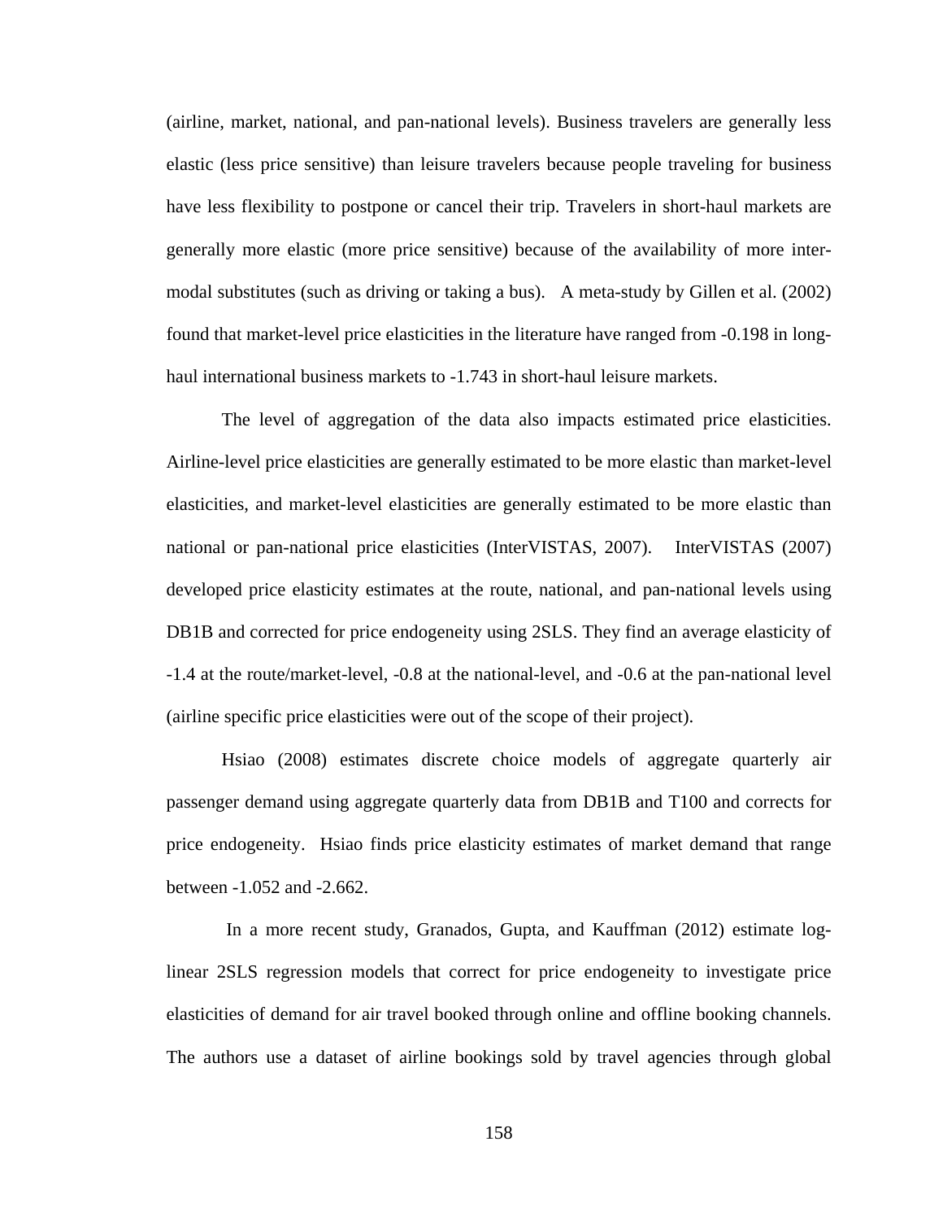(airline, market, national, and pan-national levels). Business travelers are generally less elastic (less price sensitive) than leisure travelers because people traveling for business have less flexibility to postpone or cancel their trip. Travelers in short-haul markets are generally more elastic (more price sensitive) because of the availability of more inter-modal substitutes (such as driving or taking a bus). A meta-study by Gillen et al. (2002) found that market-level price elasticities in the literature have ranged from -0.198 in long-haul international business markets to -1.743 in short-haul leisure markets.

The level of aggregation of the data also impacts estimated price elasticities. Airline-level price elasticities are generally estimated to be more elastic than market-level elasticities, and market-level elasticities are generally estimated to be more elastic than national or pan-national price elasticities (InterVISTAS, 2007). InterVISTAS (2007) developed price elasticity estimates at the route, national, and pan-national levels using DB1B and corrected for price endogeneity using 2SLS. They find an average elasticity of -1.4 at the route/market-level, -0.8 at the national-level, and -0.6 at the pan-national level (airline specific price elasticities were out of the scope of their project).

Hsiao (2008) estimates discrete choice models of aggregate quarterly air passenger demand using aggregate quarterly data from DB1B and T100 and corrects for price endogeneity. Hsiao finds price elasticity estimates of market demand that range between -1.052 and -2.662.

In a more recent study, Granados, Gupta, and Kauffman (2012) estimate log-linear 2SLS regression models that correct for price endogeneity to investigate price elasticities of demand for air travel booked through online and offline booking channels. The authors use a dataset of airline bookings sold by travel agencies through global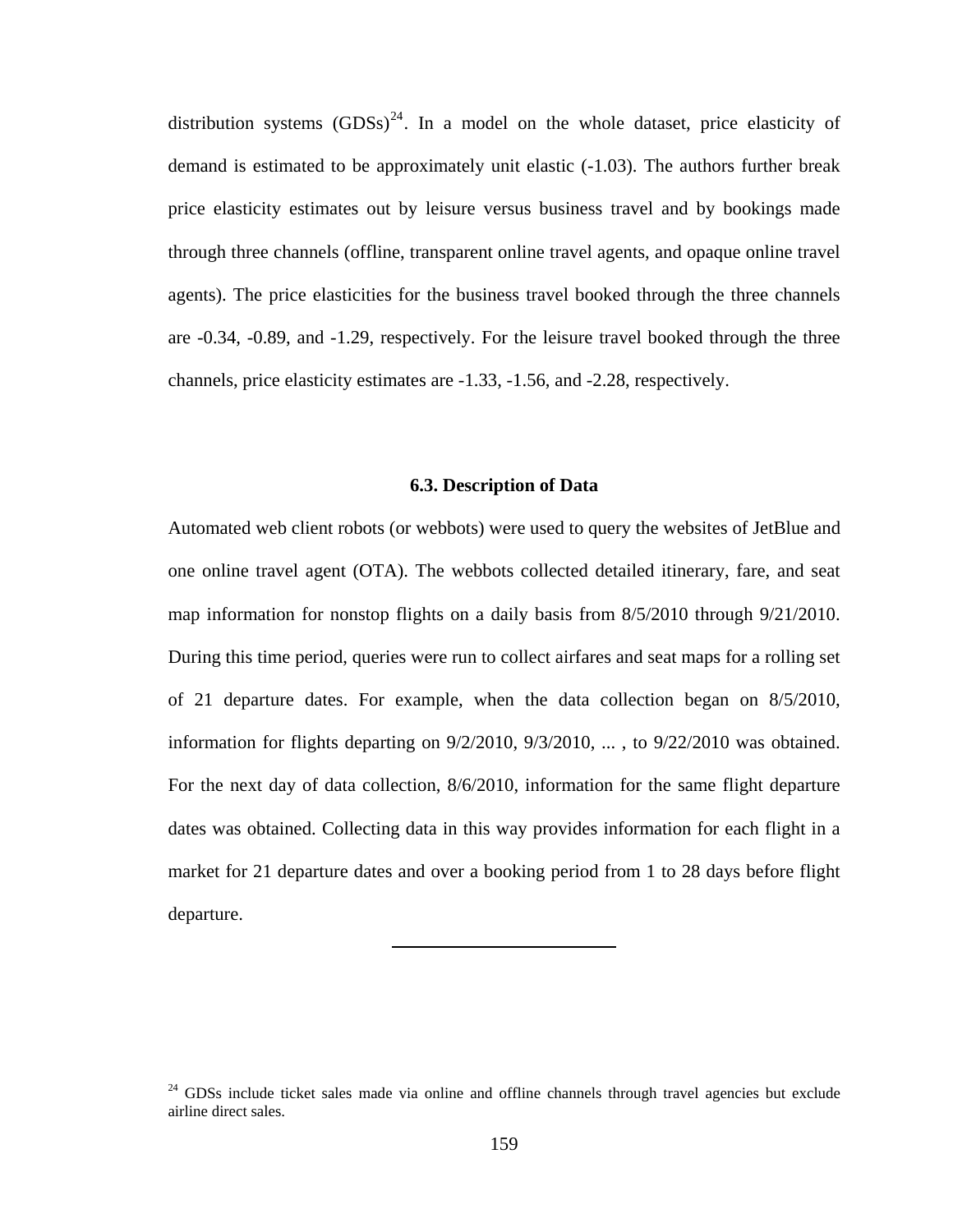distribution systems (GDSs)[24]. In a model on the whole dataset, price elasticity of demand is estimated to be approximately unit elastic (-1.03). The authors further break price elasticity estimates out by leisure versus business travel and by bookings made through three channels (offline, transparent online travel agents, and opaque online travel agents). The price elasticities for the business travel booked through the three channels are -0.34, -0.89, and -1.29, respectively. For the leisure travel booked through the three channels, price elasticity estimates are -1.33, -1.56, and -2.28, respectively.

### 6.3. Description of Data

Automated web client robots (or webbots) were used to query the websites of JetBlue and one online travel agent (OTA). The webbots collected detailed itinerary, fare, and seat map information for nonstop flights on a daily basis from 8/5/2010 through 9/21/2010. During this time period, queries were run to collect airfares and seat maps for a rolling set of 21 departure dates. For example, when the data collection began on 8/5/2010, information for flights departing on 9/2/2010, 9/3/2010, ... , to 9/22/2010 was obtained. For the next day of data collection, 8/6/2010, information for the same flight departure dates was obtained. Collecting data in this way provides information for each flight in a market for 21 departure dates and over a booking period from 1 to 28 days before flight departure.

---

[24] GDSs include ticket sales made via online and offline channels through travel agencies but exclude airline direct sales.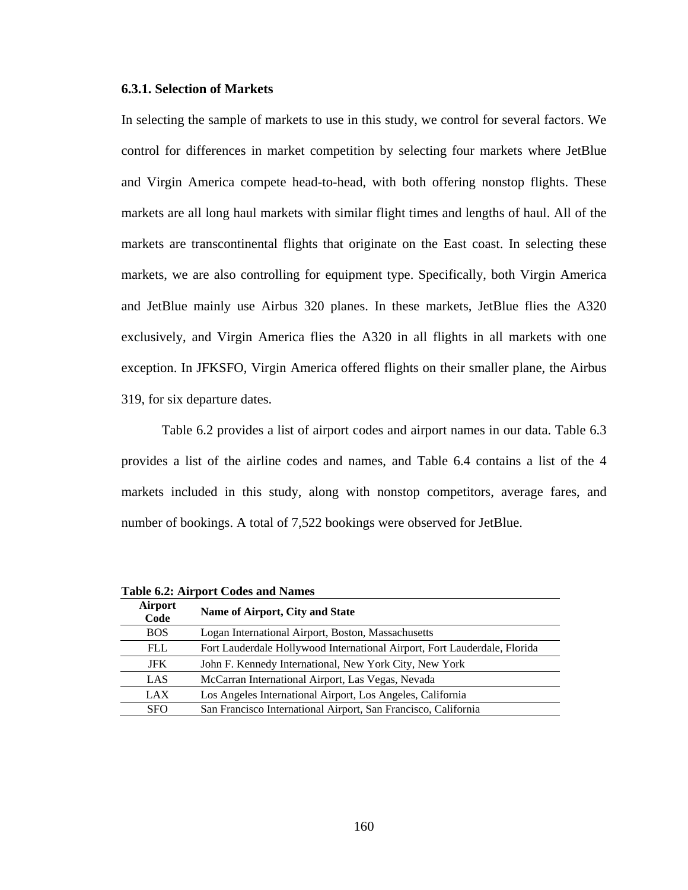### 6.3.1. Selection of Markets

In selecting the sample of markets to use in this study, we control for several factors. We control for differences in market competition by selecting four markets where JetBlue and Virgin America compete head-to-head, with both offering nonstop flights. These markets are all long haul markets with similar flight times and lengths of haul. All of the markets are transcontinental flights that originate on the East coast. In selecting these markets, we are also controlling for equipment type. Specifically, both Virgin America and JetBlue mainly use Airbus 320 planes. In these markets, JetBlue flies the A320 exclusively, and Virgin America flies the A320 in all flights in all markets with one exception. In JFKSFO, Virgin America offered flights on their smaller plane, the Airbus 319, for six departure dates.

Table 6.2 provides a list of airport codes and airport names in our data. Table 6.3 provides a list of the airline codes and names, and Table 6.4 contains a list of the 4 markets included in this study, along with nonstop competitors, average fares, and number of bookings. A total of 7,522 bookings were observed for JetBlue.

**Table 6.2: Airport Codes and Names**

| Airport Code | Name of Airport, City and State |
|---|---|
| BOS | Logan International Airport, Boston, Massachusetts |
| FLL | Fort Lauderdale Hollywood International Airport, Fort Lauderdale, Florida |
| JFK | John F. Kennedy International, New York City, New York |
| LAS | McCarran International Airport, Las Vegas, Nevada |
| LAX | Los Angeles International Airport, Los Angeles, California |
| SFO | San Francisco International Airport, San Francisco, California |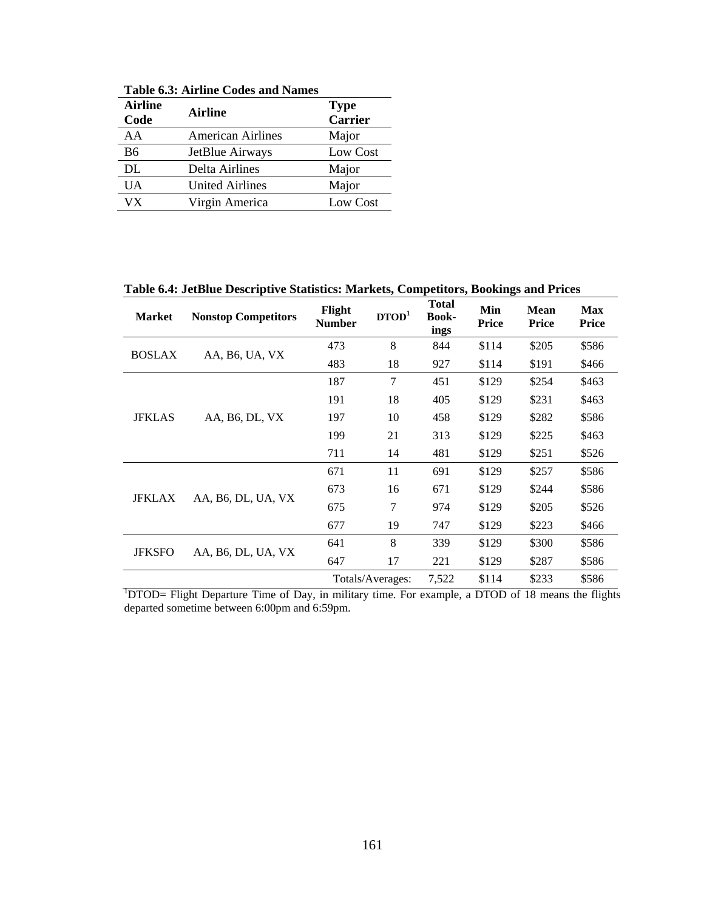**Table 6.3: Airline Codes and Names**

| Airline Code | Airline | Type Carrier |
|---|---|---|
| AA | American Airlines | Major |
| B6 | JetBlue Airways | Low Cost |
| DL | Delta Airlines | Major |
| UA | United Airlines | Major |
| VX | Virgin America | Low Cost |

**Table 6.4: JetBlue Descriptive Statistics: Markets, Competitors, Bookings and Prices**

| Market | Nonstop Competitors | Flight Number | DTOD[1] | Total Bookings | Min Price | Mean Price | Max Price |
|---|---|---|---|---|---|---|---|
| BOSLAX | AA, B6, UA, VX | 473 | 8 | 844 | $114 | $205 | $586 |
| | | 483 | 18 | 927 | $114 | $191 | $466 |
| JFKLAS | AA, B6, DL, VX | 187 | 7 | 451 | $129 | $254 | $463 |
| | | 191 | 18 | 405 | $129 | $231 | $463 |
| | | 197 | 10 | 458 | $129 | $282 | $586 |
| | | 199 | 21 | 313 | $129 | $225 | $463 |
| | | 711 | 14 | 481 | $129 | $251 | $526 |
| JFKLAX | AA, B6, DL, UA, VX | 671 | 11 | 691 | $129 | $257 | $586 |
| | | 673 | 16 | 671 | $129 | $244 | $586 |
| | | 675 | 7 | 974 | $129 | $205 | $526 |
| | | 677 | 19 | 747 | $129 | $223 | $466 |
| JFKSFO | AA, B6, DL, UA, VX | 641 | 8 | 339 | $129 | $300 | $586 |
| | | 647 | 17 | 221 | $129 | $287 | $586 |
| | | Totals/Averages: | | 7,522 | $114 | $233 | $586 |

[1]DTOD= Flight Departure Time of Day, in military time. For example, a DTOD of 18 means the flights departed sometime between 6:00pm and 6:59pm.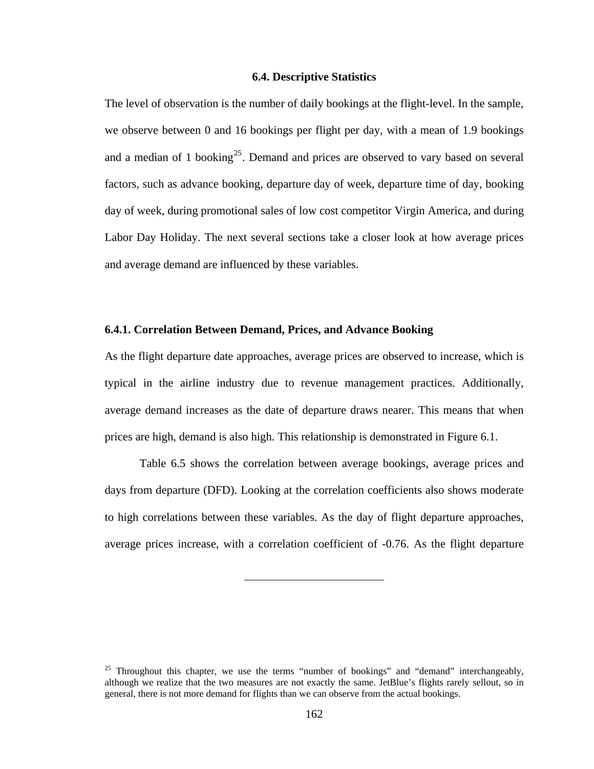## 6.4. Descriptive Statistics

The level of observation is the number of daily bookings at the flight-level. In the sample, we observe between 0 and 16 bookings per flight per day, with a mean of 1.9 bookings and a median of 1 booking[25]. Demand and prices are observed to vary based on several factors, such as advance booking, departure day of week, departure time of day, booking day of week, during promotional sales of low cost competitor Virgin America, and during Labor Day Holiday. The next several sections take a closer look at how average prices and average demand are influenced by these variables.

### 6.4.1. Correlation Between Demand, Prices, and Advance Booking

As the flight departure date approaches, average prices are observed to increase, which is typical in the airline industry due to revenue management practices. Additionally, average demand increases as the date of departure draws nearer. This means that when prices are high, demand is also high. This relationship is demonstrated in Figure 6.1.

Table 6.5 shows the correlation between average bookings, average prices and days from departure (DFD). Looking at the correlation coefficients also shows moderate to high correlations between these variables. As the day of flight departure approaches, average prices increase, with a correlation coefficient of -0.76. As the flight departure

---

[25] Throughout this chapter, we use the terms "number of bookings" and "demand" interchangeably, although we realize that the two measures are not exactly the same. JetBlue's flights rarely sellout, so in general, there is not more demand for flights than we can observe from the actual bookings.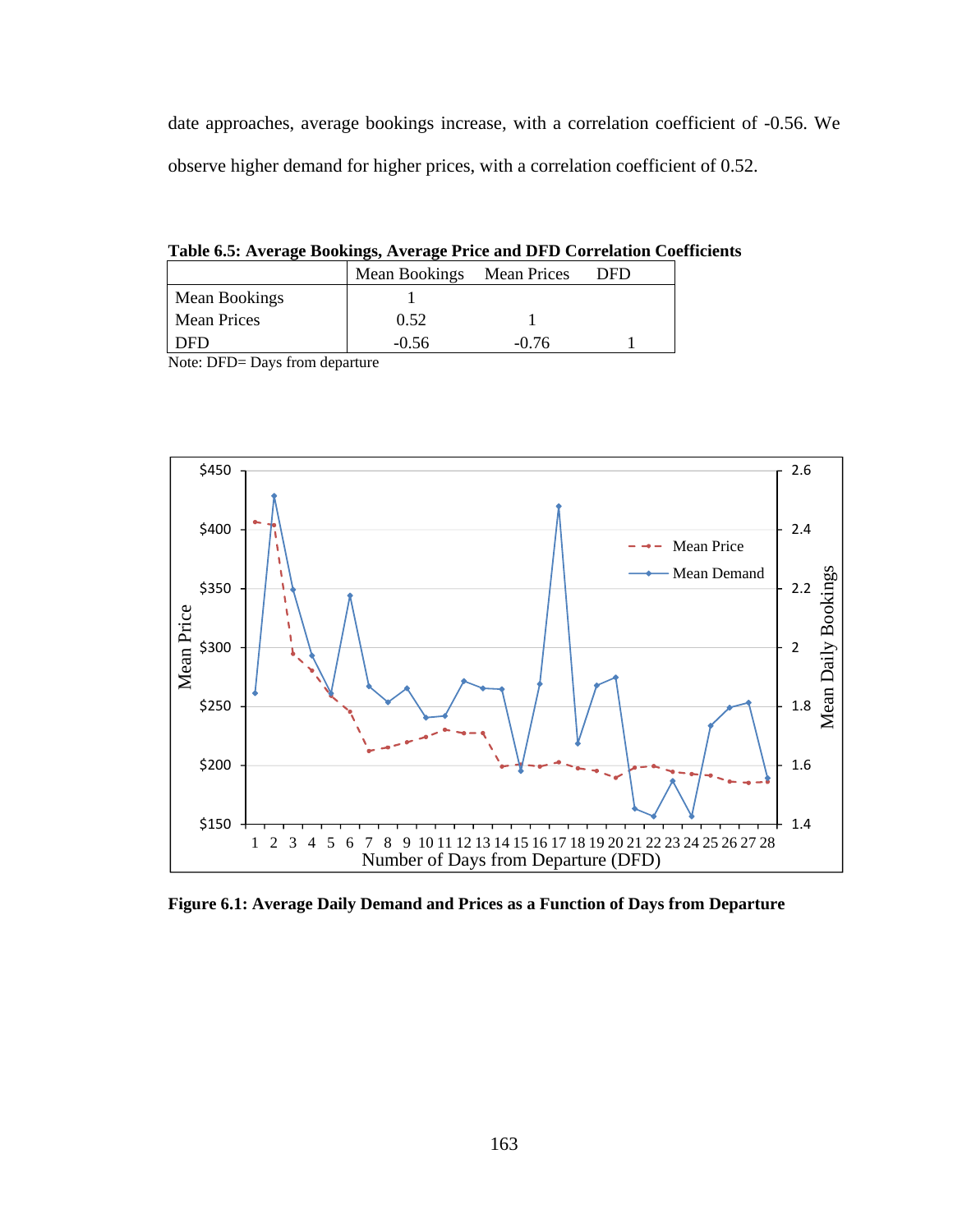date approaches, average bookings increase, with a correlation coefficient of -0.56. We observe higher demand for higher prices, with a correlation coefficient of 0.52.

**Table 6.5: Average Bookings, Average Price and DFD Correlation Coefficients**

| | Mean Bookings | Mean Prices | DFD |
|---|---|---|---|
| Mean Bookings | 1 | | |
| Mean Prices | 0.52 | 1 | |
| DFD | -0.56 | -0.76 | 1 |

Note: DFD= Days from departure

**Figure 6.1: Average Daily Demand and Prices as a Function of Days from Departure**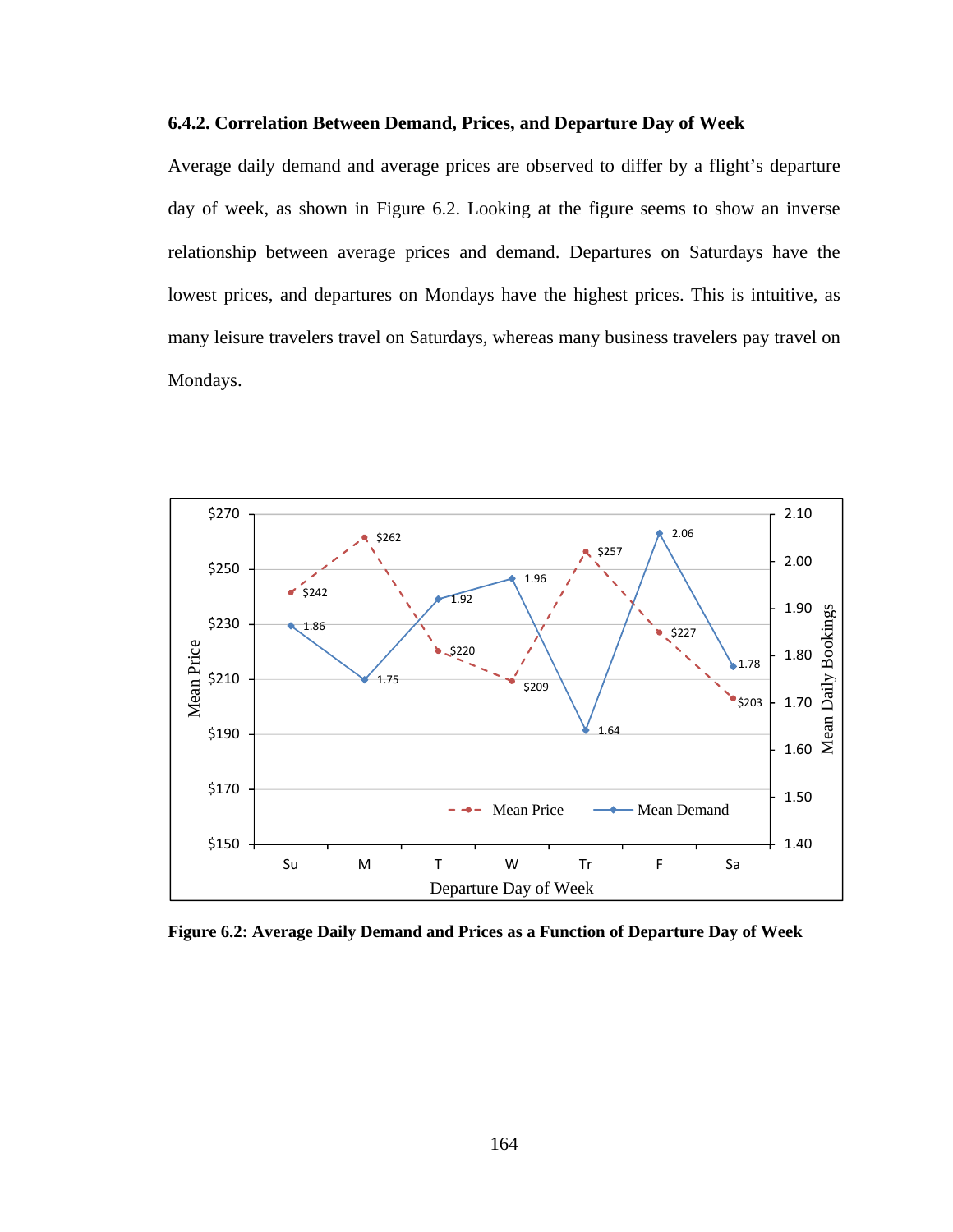### 6.4.2. Correlation Between Demand, Prices, and Departure Day of Week

Average daily demand and average prices are observed to differ by a flight's departure day of week, as shown in Figure 6.2. Looking at the figure seems to show an inverse relationship between average prices and demand. Departures on Saturdays have the lowest prices, and departures on Mondays have the highest prices. This is intuitive, as many leisure travelers travel on Saturdays, whereas many business travelers pay travel on Mondays.

**Figure 6.2: Average Daily Demand and Prices as a Function of Departure Day of Week**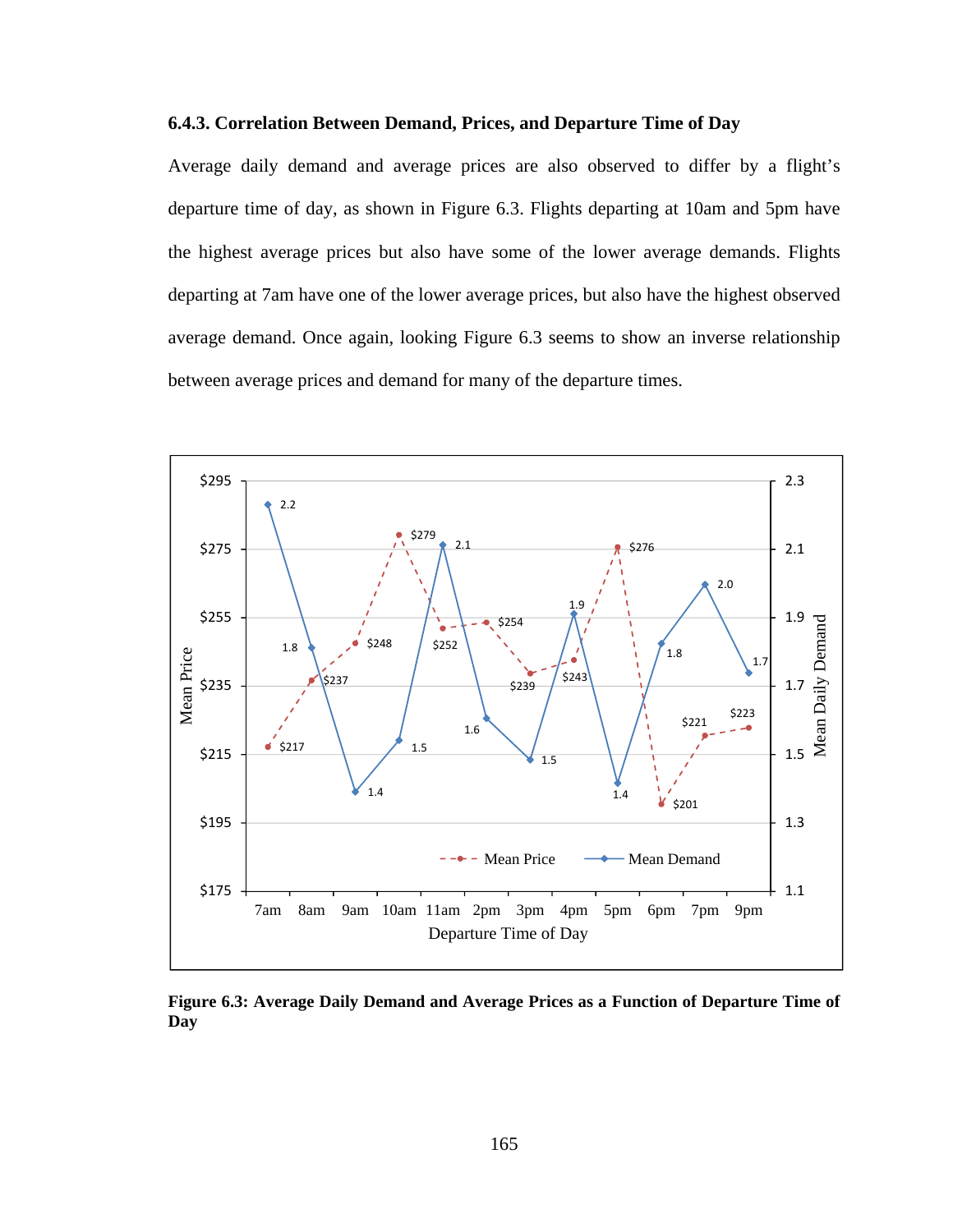### 6.4.3. Correlation Between Demand, Prices, and Departure Time of Day

Average daily demand and average prices are also observed to differ by a flight's departure time of day, as shown in Figure 6.3. Flights departing at 10am and 5pm have the highest average prices but also have some of the lower average demands. Flights departing at 7am have one of the lower average prices, but also have the highest observed average demand. Once again, looking Figure 6.3 seems to show an inverse relationship between average prices and demand for many of the departure times.

**Figure 6.3: Average Daily Demand and Average Prices as a Function of Departure Time of Day**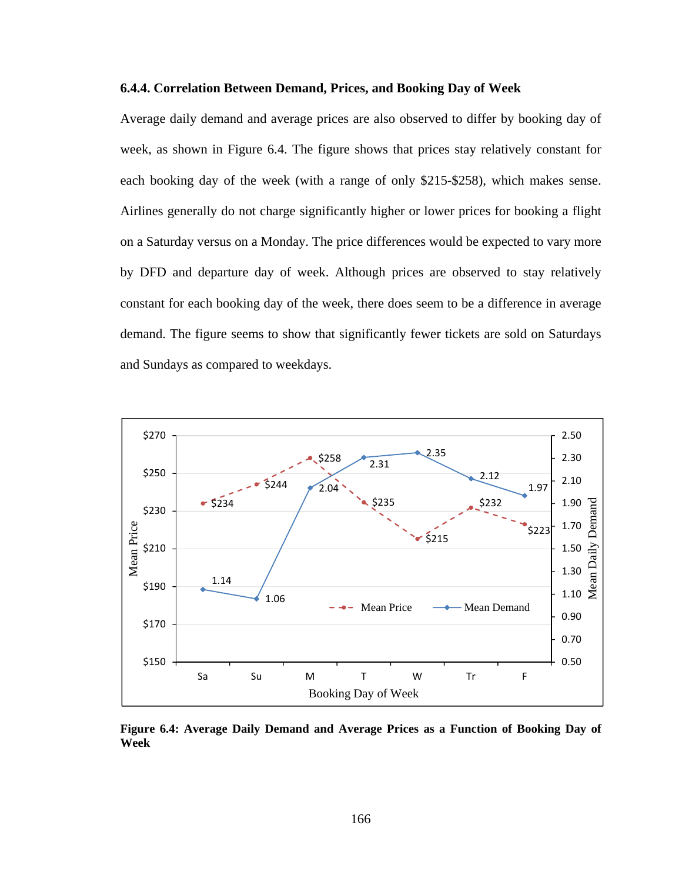#### 6.4.4. Correlation Between Demand, Prices, and Booking Day of Week

Average daily demand and average prices are also observed to differ by booking day of week, as shown in Figure 6.4. The figure shows that prices stay relatively constant for each booking day of the week (with a range of only $215-$258), which makes sense. Airlines generally do not charge significantly higher or lower prices for booking a flight on a Saturday versus on a Monday. The price differences would be expected to vary more by DFD and departure day of week. Although prices are observed to stay relatively constant for each booking day of the week, there does seem to be a difference in average demand. The figure seems to show that significantly fewer tickets are sold on Saturdays and Sundays as compared to weekdays.

**Figure 6.4: Average Daily Demand and Average Prices as a Function of Booking Day of Week**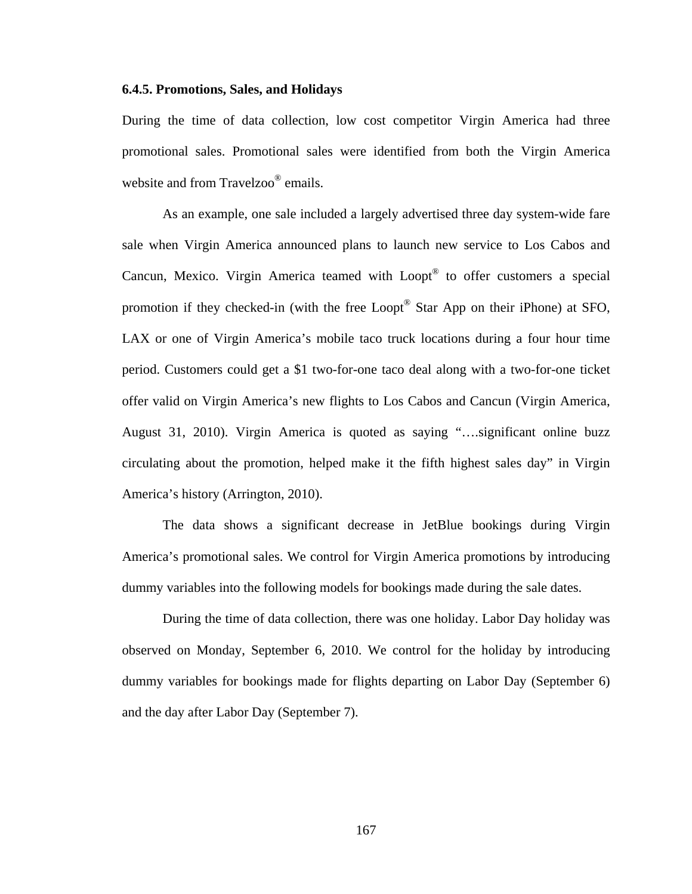### 6.4.5. Promotions, Sales, and Holidays

During the time of data collection, low cost competitor Virgin America had three promotional sales. Promotional sales were identified from both the Virgin America website and from Travelzoo® emails.

As an example, one sale included a largely advertised three day system-wide fare sale when Virgin America announced plans to launch new service to Los Cabos and Cancun, Mexico. Virgin America teamed with Loopt® to offer customers a special promotion if they checked-in (with the free Loopt® Star App on their iPhone) at SFO, LAX or one of Virgin America's mobile taco truck locations during a four hour time period. Customers could get a $1 two-for-one taco deal along with a two-for-one ticket offer valid on Virgin America's new flights to Los Cabos and Cancun (Virgin America, August 31, 2010). Virgin America is quoted as saying "….significant online buzz circulating about the promotion, helped make it the fifth highest sales day" in Virgin America's history (Arrington, 2010).

The data shows a significant decrease in JetBlue bookings during Virgin America's promotional sales. We control for Virgin America promotions by introducing dummy variables into the following models for bookings made during the sale dates.

During the time of data collection, there was one holiday. Labor Day holiday was observed on Monday, September 6, 2010. We control for the holiday by introducing dummy variables for bookings made for flights departing on Labor Day (September 6) and the day after Labor Day (September 7).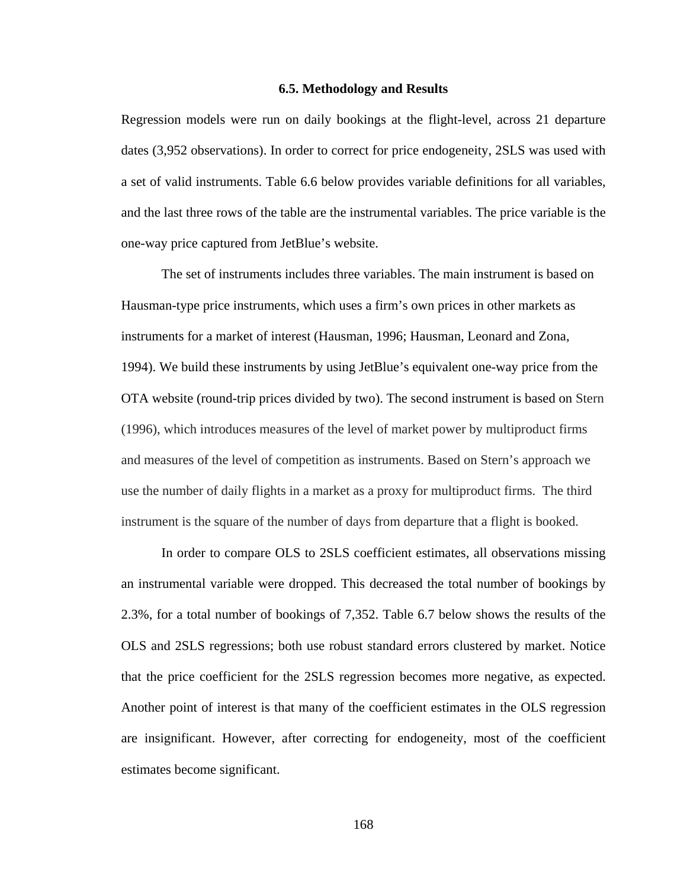### 6.5. Methodology and Results

Regression models were run on daily bookings at the flight-level, across 21 departure dates (3,952 observations). In order to correct for price endogeneity, 2SLS was used with a set of valid instruments. Table 6.6 below provides variable definitions for all variables, and the last three rows of the table are the instrumental variables. The price variable is the one-way price captured from JetBlue's website.

The set of instruments includes three variables. The main instrument is based on Hausman-type price instruments, which uses a firm's own prices in other markets as instruments for a market of interest (Hausman, 1996; Hausman, Leonard and Zona, 1994). We build these instruments by using JetBlue's equivalent one-way price from the OTA website (round-trip prices divided by two). The second instrument is based on Stern (1996), which introduces measures of the level of market power by multiproduct firms and measures of the level of competition as instruments. Based on Stern's approach we use the number of daily flights in a market as a proxy for multiproduct firms. The third instrument is the square of the number of days from departure that a flight is booked.

In order to compare OLS to 2SLS coefficient estimates, all observations missing an instrumental variable were dropped. This decreased the total number of bookings by 2.3%, for a total number of bookings of 7,352. Table 6.7 below shows the results of the OLS and 2SLS regressions; both use robust standard errors clustered by market. Notice that the price coefficient for the 2SLS regression becomes more negative, as expected. Another point of interest is that many of the coefficient estimates in the OLS regression are insignificant. However, after correcting for endogeneity, most of the coefficient estimates become significant.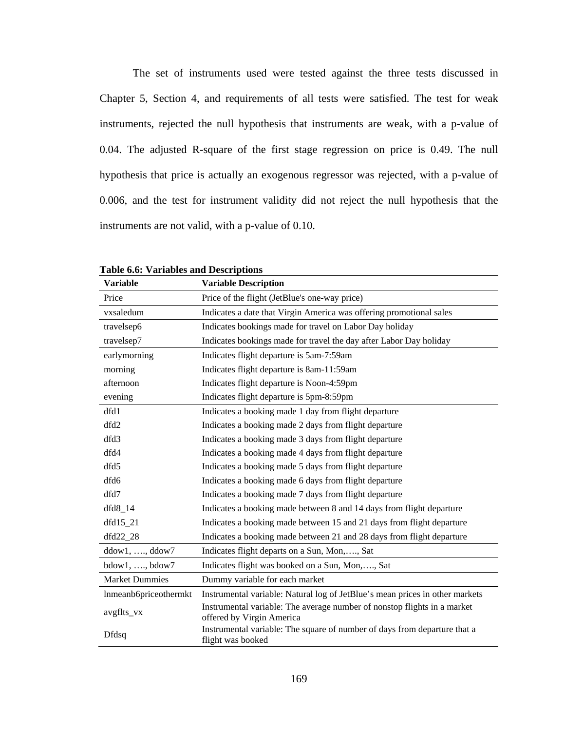The set of instruments used were tested against the three tests discussed in Chapter 5, Section 4, and requirements of all tests were satisfied. The test for weak instruments, rejected the null hypothesis that instruments are weak, with a p-value of 0.04. The adjusted R-square of the first stage regression on price is 0.49. The null hypothesis that price is actually an exogenous regressor was rejected, with a p-value of 0.006, and the test for instrument validity did not reject the null hypothesis that the instruments are not valid, with a p-value of 0.10.

**Table 6.6: Variables and Descriptions**

| Variable | Variable Description |
|---|---|
| Price | Price of the flight (JetBlue's one-way price) |
| vxsaledum | Indicates a date that Virgin America was offering promotional sales |
| travelsep6 | Indicates bookings made for travel on Labor Day holiday |
| travelsep7 | Indicates bookings made for travel the day after Labor Day holiday |
| earlymorning | Indicates flight departure is 5am-7:59am |
| morning | Indicates flight departure is 8am-11:59am |
| afternoon | Indicates flight departure is Noon-4:59pm |
| evening | Indicates flight departure is 5pm-8:59pm |
| dfd1 | Indicates a booking made 1 day from flight departure |
| dfd2 | Indicates a booking made 2 days from flight departure |
| dfd3 | Indicates a booking made 3 days from flight departure |
| dfd4 | Indicates a booking made 4 days from flight departure |
| dfd5 | Indicates a booking made 5 days from flight departure |
| dfd6 | Indicates a booking made 6 days from flight departure |
| dfd7 | Indicates a booking made 7 days from flight departure |
| dfd8_14 | Indicates a booking made between 8 and 14 days from flight departure |
| dfd15_21 | Indicates a booking made between 15 and 21 days from flight departure |
| dfd22_28 | Indicates a booking made between 21 and 28 days from flight departure |
| ddow1, …., ddow7 | Indicates flight departs on a Sun, Mon,…., Sat |
| bdow1, …., bdow7 | Indicates flight was booked on a Sun, Mon,…., Sat |
| Market Dummies | Dummy variable for each market |
| lnmeanb6priceothermkt | Instrumental variable: Natural log of JetBlue's mean prices in other markets |
| avgflts_vx | Instrumental variable: The average number of nonstop flights in a market offered by Virgin America |
| Dfdsq | Instrumental variable: The square of number of days from departure that a flight was booked |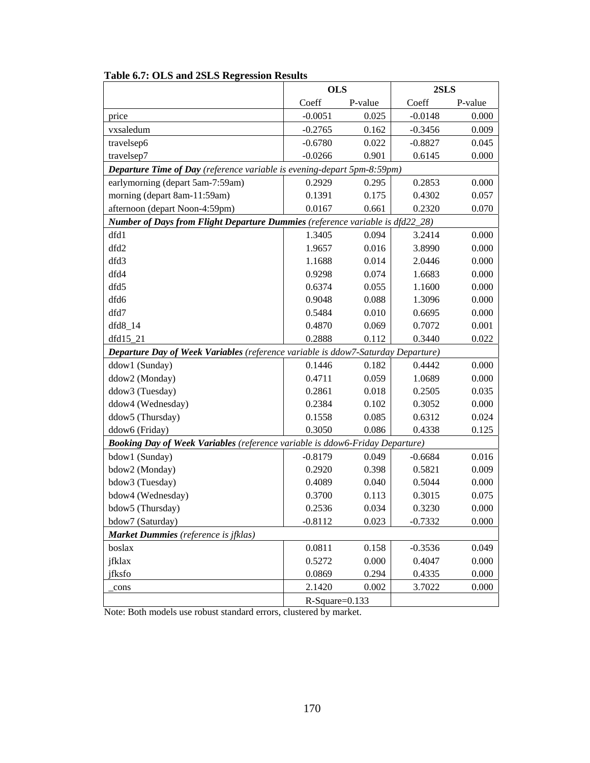**Table 6.7: OLS and 2SLS Regression Results**

| | OLS | | 2SLS | |
|---|---|---|---|---|
| | Coeff | P-value | Coeff | P-value |
| price | -0.0051 | 0.025 | -0.0148 | 0.000 |
| vxsaledum | -0.2765 | 0.162 | -0.3456 | 0.009 |
| travelsep6 | -0.6780 | 0.022 | -0.8827 | 0.045 |
| travelsep7 | -0.0266 | 0.901 | 0.6145 | 0.000 |
| ***Departure Time of Day*** *(reference variable is evening-depart 5pm-8:59pm)* | | | | |
| earlymorning (depart 5am-7:59am) | 0.2929 | 0.295 | 0.2853 | 0.000 |
| morning (depart 8am-11:59am) | 0.1391 | 0.175 | 0.4302 | 0.057 |
| afternoon (depart Noon-4:59pm) | 0.0167 | 0.661 | 0.2320 | 0.070 |
| ***Number of Days from Flight Departure Dummies*** *(reference variable is dfd22_28)* | | | | |
| dfd1 | 1.3405 | 0.094 | 3.2414 | 0.000 |
| dfd2 | 1.9657 | 0.016 | 3.8990 | 0.000 |
| dfd3 | 1.1688 | 0.014 | 2.0446 | 0.000 |
| dfd4 | 0.9298 | 0.074 | 1.6683 | 0.000 |
| dfd5 | 0.6374 | 0.055 | 1.1600 | 0.000 |
| dfd6 | 0.9048 | 0.088 | 1.3096 | 0.000 |
| dfd7 | 0.5484 | 0.010 | 0.6695 | 0.000 |
| dfd8_14 | 0.4870 | 0.069 | 0.7072 | 0.001 |
| dfd15_21 | 0.2888 | 0.112 | 0.3440 | 0.022 |
| ***Departure Day of Week Variables*** *(reference variable is ddow7-Saturday Departure)* | | | | |
| ddow1 (Sunday) | 0.1446 | 0.182 | 0.4442 | 0.000 |
| ddow2 (Monday) | 0.4711 | 0.059 | 1.0689 | 0.000 |
| ddow3 (Tuesday) | 0.2861 | 0.018 | 0.2505 | 0.035 |
| ddow4 (Wednesday) | 0.2384 | 0.102 | 0.3052 | 0.000 |
| ddow5 (Thursday) | 0.1558 | 0.085 | 0.6312 | 0.024 |
| ddow6 (Friday) | 0.3050 | 0.086 | 0.4338 | 0.125 |
| ***Booking Day of Week Variables*** *(reference variable is ddow6-Friday Departure)* | | | | |
| bdow1 (Sunday) | -0.8179 | 0.049 | -0.6684 | 0.016 |
| bdow2 (Monday) | 0.2920 | 0.398 | 0.5821 | 0.009 |
| bdow3 (Tuesday) | 0.4089 | 0.040 | 0.5044 | 0.000 |
| bdow4 (Wednesday) | 0.3700 | 0.113 | 0.3015 | 0.075 |
| bdow5 (Thursday) | 0.2536 | 0.034 | 0.3230 | 0.000 |
| bdow7 (Saturday) | -0.8112 | 0.023 | -0.7332 | 0.000 |
| ***Market Dummies*** *(reference is jfklas)* | | | | |
| boslax | 0.0811 | 0.158 | -0.3536 | 0.049 |
| jfklax | 0.5272 | 0.000 | 0.4047 | 0.000 |
| jfksfo | 0.0869 | 0.294 | 0.4335 | 0.000 |
| _cons | 2.1420 | 0.002 | 3.7022 | 0.000 |
| | R-Square=0.133 | | | |

Note: Both models use robust standard errors, clustered by market.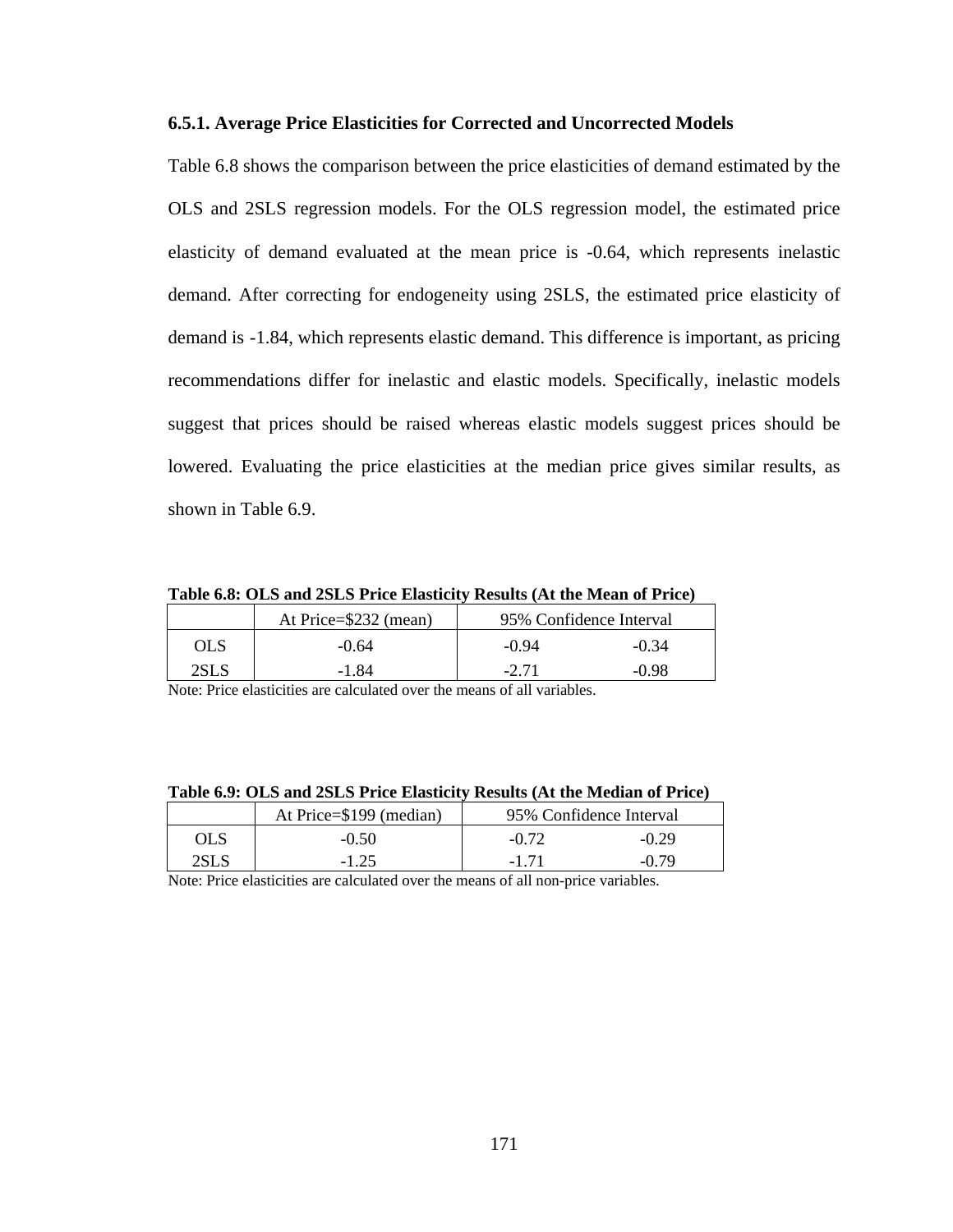### 6.5.1. Average Price Elasticities for Corrected and Uncorrected Models

Table 6.8 shows the comparison between the price elasticities of demand estimated by the OLS and 2SLS regression models. For the OLS regression model, the estimated price elasticity of demand evaluated at the mean price is -0.64, which represents inelastic demand. After correcting for endogeneity using 2SLS, the estimated price elasticity of demand is -1.84, which represents elastic demand. This difference is important, as pricing recommendations differ for inelastic and elastic models. Specifically, inelastic models suggest that prices should be raised whereas elastic models suggest prices should be lowered. Evaluating the price elasticities at the median price gives similar results, as shown in Table 6.9.

**Table 6.8: OLS and 2SLS Price Elasticity Results (At the Mean of Price)**

| | At Price=$232 (mean) | 95% Confidence Interval | |
|---|---|---|---|
| OLS | -0.64 | -0.94 | -0.34 |
| 2SLS | -1.84 | -2.71 | -0.98 |

Note: Price elasticities are calculated over the means of all variables.

**Table 6.9: OLS and 2SLS Price Elasticity Results (At the Median of Price)**

| | At Price=$199 (median) | 95% Confidence Interval | |
|---|---|---|---|
| OLS | -0.50 | -0.72 | -0.29 |
| 2SLS | -1.25 | -1.71 | -0.79 |

Note: Price elasticities are calculated over the means of all non-price variables.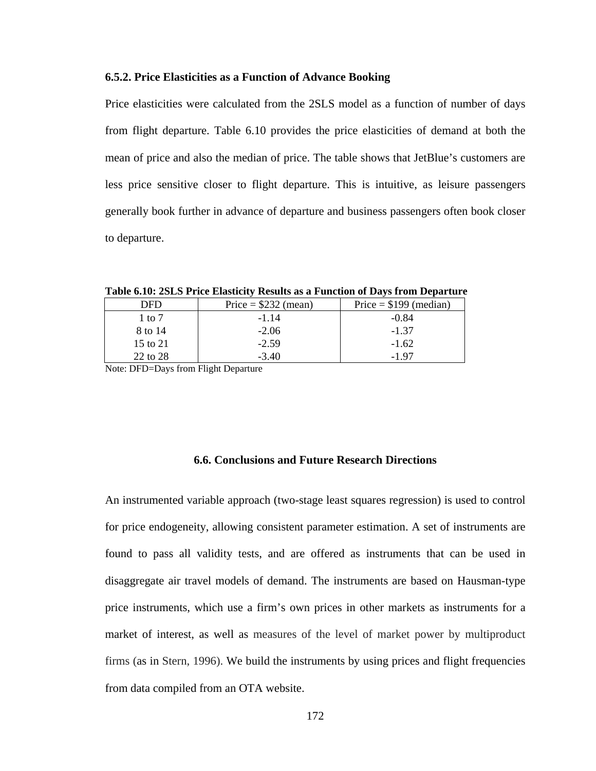### 6.5.2. Price Elasticities as a Function of Advance Booking

Price elasticities were calculated from the 2SLS model as a function of number of days from flight departure. Table 6.10 provides the price elasticities of demand at both the mean of price and also the median of price. The table shows that JetBlue's customers are less price sensitive closer to flight departure. This is intuitive, as leisure passengers generally book further in advance of departure and business passengers often book closer to departure.

**Table 6.10: 2SLS Price Elasticity Results as a Function of Days from Departure**

| DFD | Price = \$232 (mean) | Price = \$199 (median) |
|---|---|---|
| 1 to 7 | -1.14 | -0.84 |
| 8 to 14 | -2.06 | -1.37 |
| 15 to 21 | -2.59 | -1.62 |
| 22 to 28 | -3.40 | -1.97 |

Note: DFD=Days from Flight Departure

## 6.6. Conclusions and Future Research Directions

An instrumented variable approach (two-stage least squares regression) is used to control for price endogeneity, allowing consistent parameter estimation. A set of instruments are found to pass all validity tests, and are offered as instruments that can be used in disaggregate air travel models of demand. The instruments are based on Hausman-type price instruments, which use a firm's own prices in other markets as instruments for a market of interest, as well as measures of the level of market power by multiproduct firms (as in Stern, 1996). We build the instruments by using prices and flight frequencies from data compiled from an OTA website.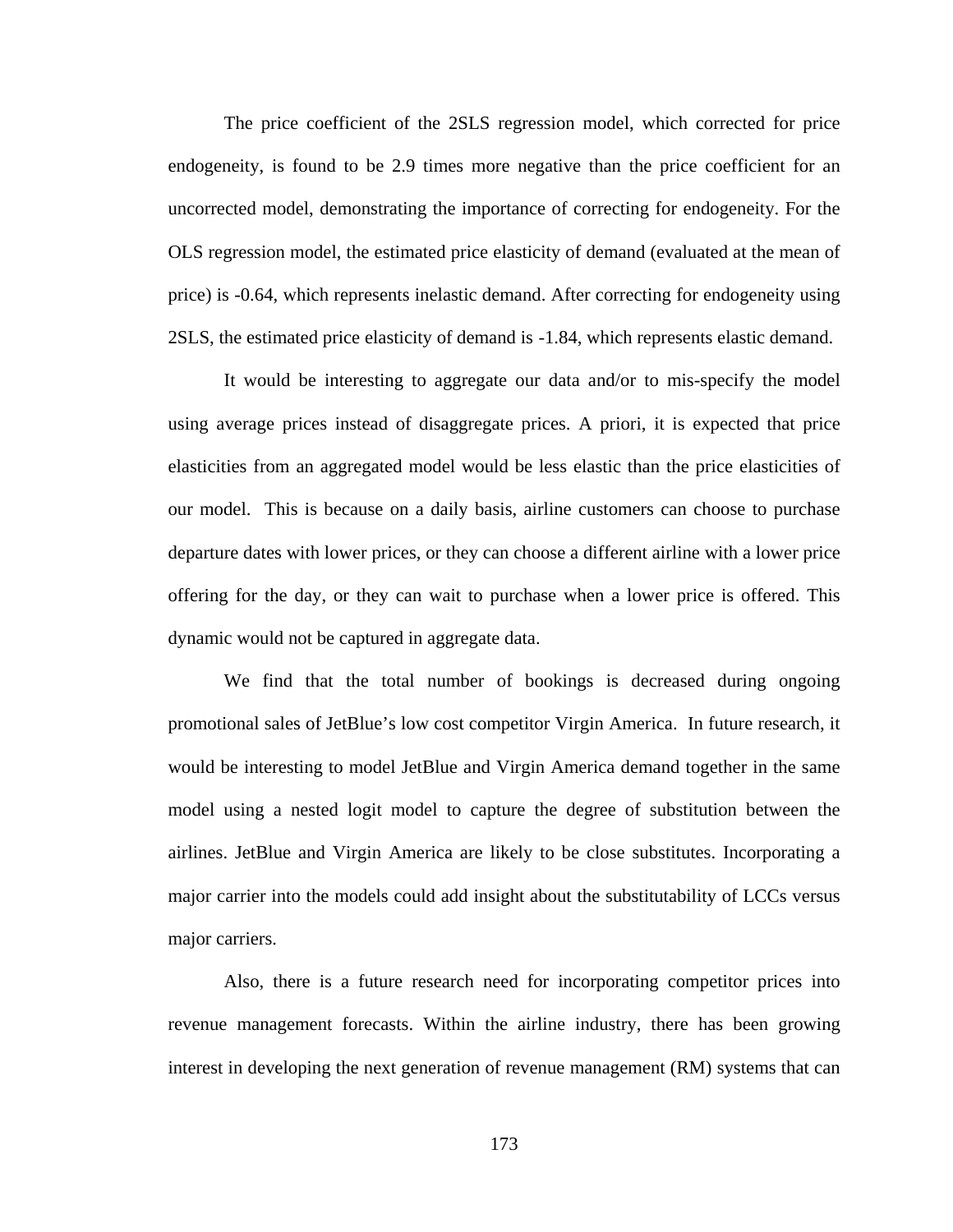The price coefficient of the 2SLS regression model, which corrected for price endogeneity, is found to be 2.9 times more negative than the price coefficient for an uncorrected model, demonstrating the importance of correcting for endogeneity. For the OLS regression model, the estimated price elasticity of demand (evaluated at the mean of price) is -0.64, which represents inelastic demand. After correcting for endogeneity using 2SLS, the estimated price elasticity of demand is -1.84, which represents elastic demand.

It would be interesting to aggregate our data and/or to mis-specify the model using average prices instead of disaggregate prices. A priori, it is expected that price elasticities from an aggregated model would be less elastic than the price elasticities of our model. This is because on a daily basis, airline customers can choose to purchase departure dates with lower prices, or they can choose a different airline with a lower price offering for the day, or they can wait to purchase when a lower price is offered. This dynamic would not be captured in aggregate data.

We find that the total number of bookings is decreased during ongoing promotional sales of JetBlue's low cost competitor Virgin America. In future research, it would be interesting to model JetBlue and Virgin America demand together in the same model using a nested logit model to capture the degree of substitution between the airlines. JetBlue and Virgin America are likely to be close substitutes. Incorporating a major carrier into the models could add insight about the substitutability of LCCs versus major carriers.

Also, there is a future research need for incorporating competitor prices into revenue management forecasts. Within the airline industry, there has been growing interest in developing the next generation of revenue management (RM) systems that can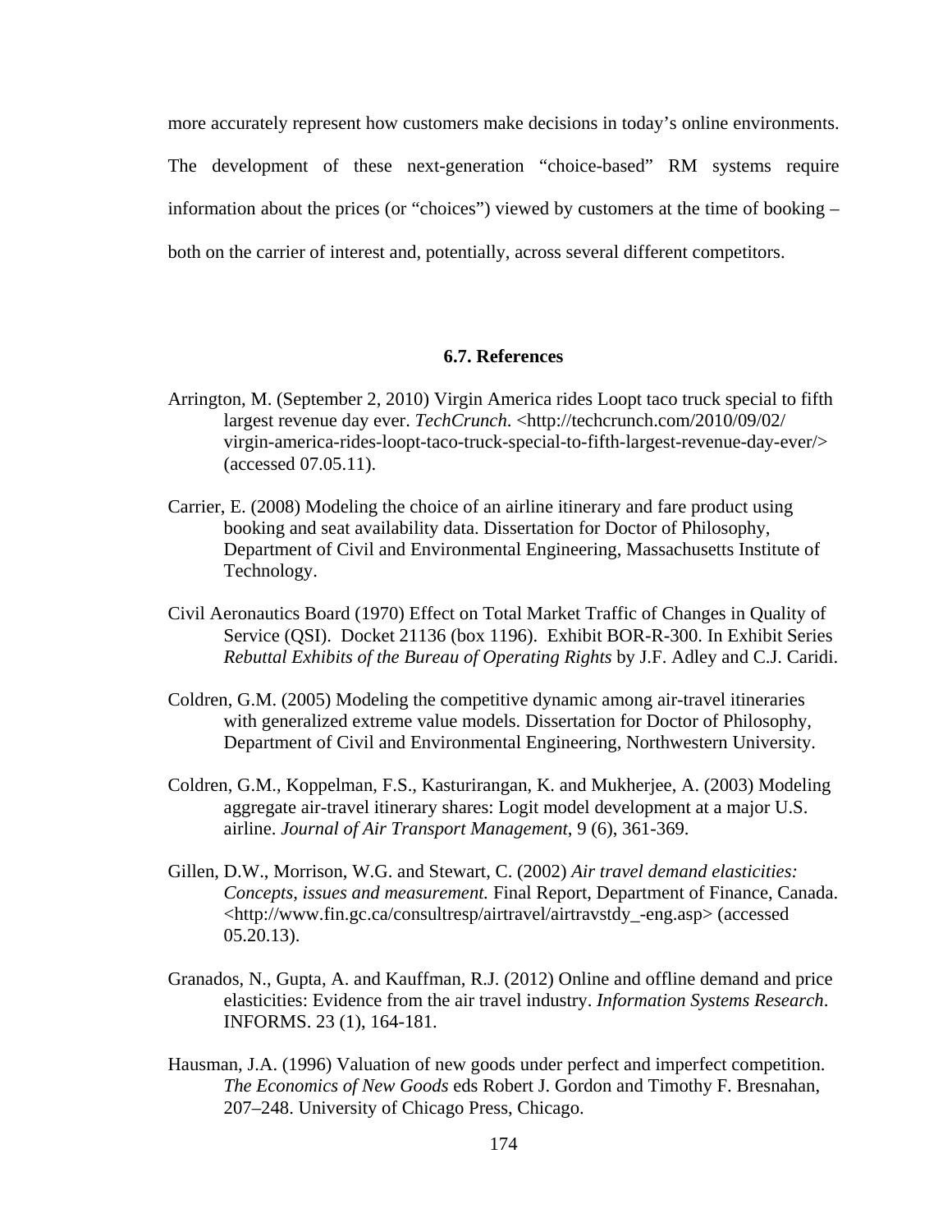more accurately represent how customers make decisions in today's online environments. The development of these next-generation "choice-based" RM systems require information about the prices (or "choices") viewed by customers at the time of booking – both on the carrier of interest and, potentially, across several different competitors.

### 6.7. References

Arrington, M. (September 2, 2010) Virgin America rides Loopt taco truck special to fifth largest revenue day ever. *TechCrunch*. <http://techcrunch.com/2010/09/02/virgin-america-rides-loopt-taco-truck-special-to-fifth-largest-revenue-day-ever/> (accessed 07.05.11).

Carrier, E. (2008) Modeling the choice of an airline itinerary and fare product using booking and seat availability data. Dissertation for Doctor of Philosophy, Department of Civil and Environmental Engineering, Massachusetts Institute of Technology.

Civil Aeronautics Board (1970) Effect on Total Market Traffic of Changes in Quality of Service (QSI). Docket 21136 (box 1196). Exhibit BOR-R-300. In Exhibit Series *Rebuttal Exhibits of the Bureau of Operating Rights* by J.F. Adley and C.J. Caridi.

Coldren, G.M. (2005) Modeling the competitive dynamic among air-travel itineraries with generalized extreme value models. Dissertation for Doctor of Philosophy, Department of Civil and Environmental Engineering, Northwestern University.

Coldren, G.M., Koppelman, F.S., Kasturirangan, K. and Mukherjee, A. (2003) Modeling aggregate air-travel itinerary shares: Logit model development at a major U.S. airline. *Journal of Air Transport Management*, 9 (6), 361-369.

Gillen, D.W., Morrison, W.G. and Stewart, C. (2002) *Air travel demand elasticities: Concepts, issues and measurement.* Final Report, Department of Finance, Canada. <http://www.fin.gc.ca/consultresp/airtravel/airtravstdy_-eng.asp> (accessed 05.20.13).

Granados, N., Gupta, A. and Kauffman, R.J. (2012) Online and offline demand and price elasticities: Evidence from the air travel industry. *Information Systems Research*. INFORMS. 23 (1), 164-181.

Hausman, J.A. (1996) Valuation of new goods under perfect and imperfect competition. *The Economics of New Goods* eds Robert J. Gordon and Timothy F. Bresnahan, 207–248. University of Chicago Press, Chicago.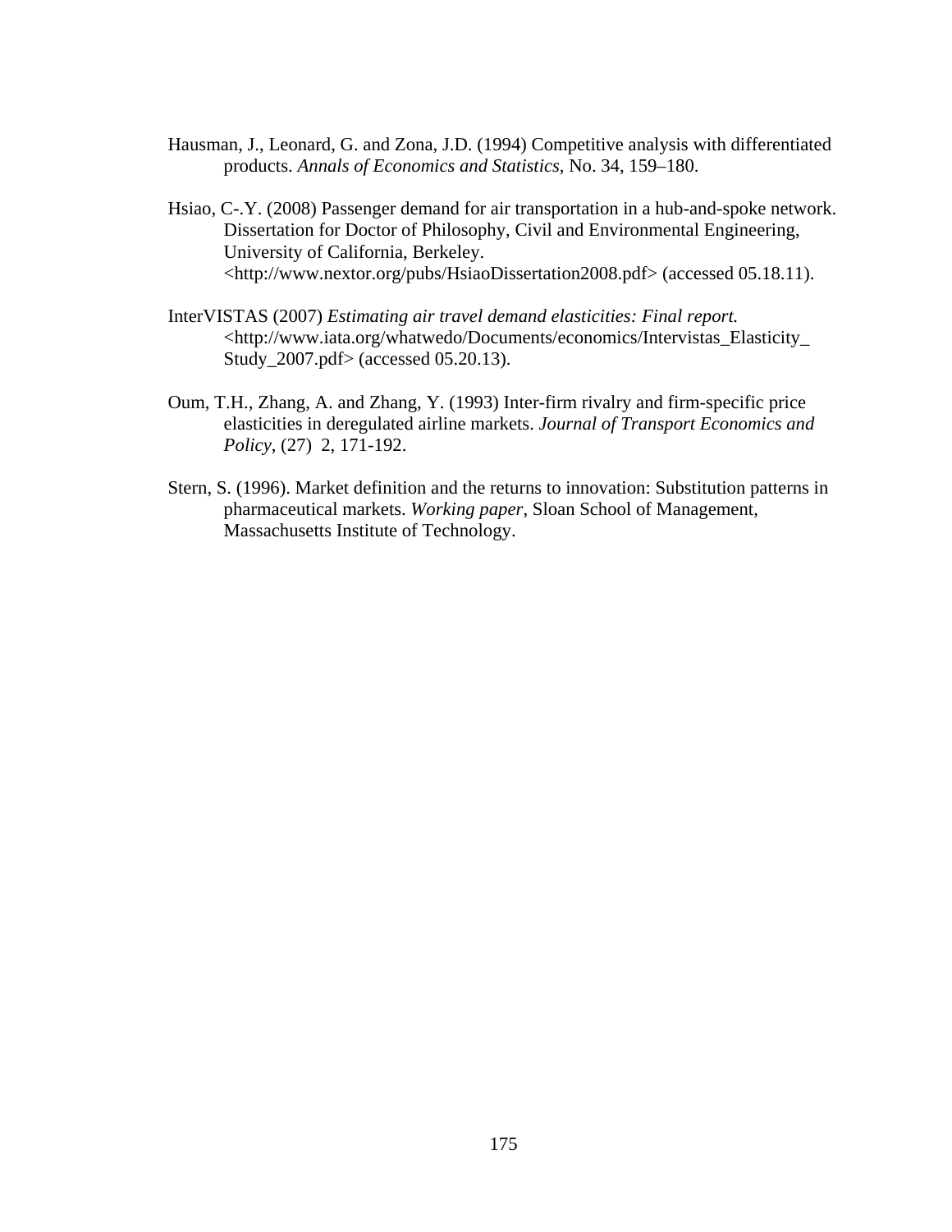Hausman, J., Leonard, G. and Zona, J.D. (1994) Competitive analysis with differentiated products. *Annals of Economics and Statistics*, No. 34, 159–180.

Hsiao, C-.Y. (2008) Passenger demand for air transportation in a hub-and-spoke network. Dissertation for Doctor of Philosophy, Civil and Environmental Engineering, University of California, Berkeley. <http://www.nextor.org/pubs/HsiaoDissertation2008.pdf> (accessed 05.18.11).

InterVISTAS (2007) *Estimating air travel demand elasticities: Final report.* <http://www.iata.org/whatwedo/Documents/economics/Intervistas_Elasticity_Study_2007.pdf> (accessed 05.20.13).

Oum, T.H., Zhang, A. and Zhang, Y. (1993) Inter-firm rivalry and firm-specific price elasticities in deregulated airline markets. *Journal of Transport Economics and Policy*, (27) 2, 171-192.

Stern, S. (1996). Market definition and the returns to innovation: Substitution patterns in pharmaceutical markets. *Working paper*, Sloan School of Management, Massachusetts Institute of Technology.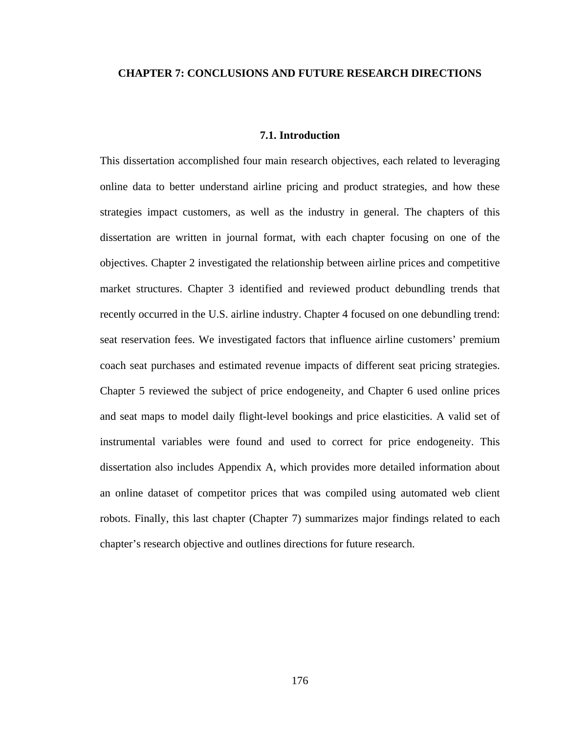# CHAPTER 7: CONCLUSIONS AND FUTURE RESEARCH DIRECTIONS

## 7.1. Introduction

This dissertation accomplished four main research objectives, each related to leveraging online data to better understand airline pricing and product strategies, and how these strategies impact customers, as well as the industry in general. The chapters of this dissertation are written in journal format, with each chapter focusing on one of the objectives. Chapter 2 investigated the relationship between airline prices and competitive market structures. Chapter 3 identified and reviewed product debundling trends that recently occurred in the U.S. airline industry. Chapter 4 focused on one debundling trend: seat reservation fees. We investigated factors that influence airline customers' premium coach seat purchases and estimated revenue impacts of different seat pricing strategies. Chapter 5 reviewed the subject of price endogeneity, and Chapter 6 used online prices and seat maps to model daily flight-level bookings and price elasticities. A valid set of instrumental variables were found and used to correct for price endogeneity. This dissertation also includes Appendix A, which provides more detailed information about an online dataset of competitor prices that was compiled using automated web client robots. Finally, this last chapter (Chapter 7) summarizes major findings related to each chapter's research objective and outlines directions for future research.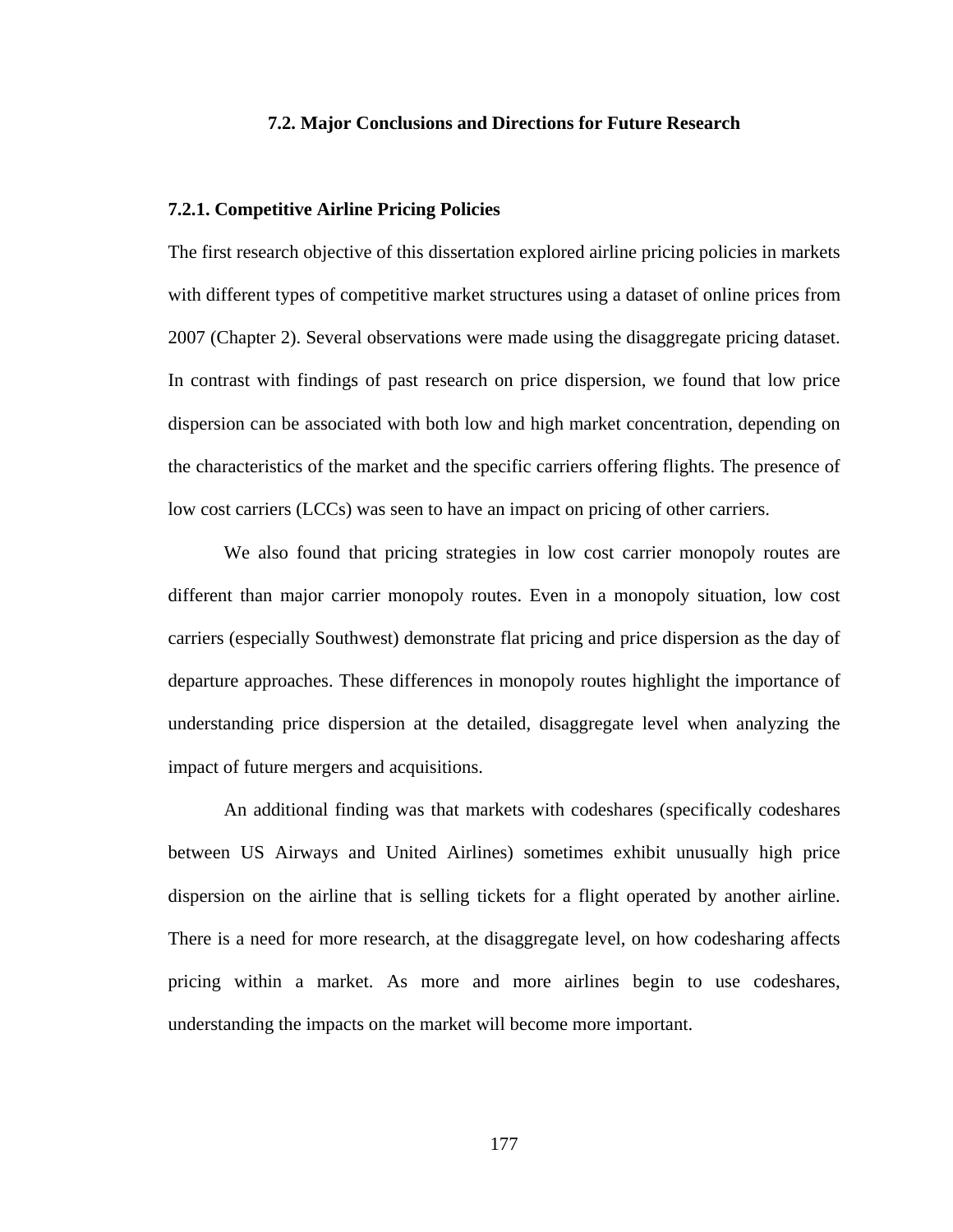## 7.2. Major Conclusions and Directions for Future Research

### 7.2.1. Competitive Airline Pricing Policies

The first research objective of this dissertation explored airline pricing policies in markets with different types of competitive market structures using a dataset of online prices from 2007 (Chapter 2). Several observations were made using the disaggregate pricing dataset. In contrast with findings of past research on price dispersion, we found that low price dispersion can be associated with both low and high market concentration, depending on the characteristics of the market and the specific carriers offering flights. The presence of low cost carriers (LCCs) was seen to have an impact on pricing of other carriers.

We also found that pricing strategies in low cost carrier monopoly routes are different than major carrier monopoly routes. Even in a monopoly situation, low cost carriers (especially Southwest) demonstrate flat pricing and price dispersion as the day of departure approaches. These differences in monopoly routes highlight the importance of understanding price dispersion at the detailed, disaggregate level when analyzing the impact of future mergers and acquisitions.

An additional finding was that markets with codeshares (specifically codeshares between US Airways and United Airlines) sometimes exhibit unusually high price dispersion on the airline that is selling tickets for a flight operated by another airline. There is a need for more research, at the disaggregate level, on how codesharing affects pricing within a market. As more and more airlines begin to use codeshares, understanding the impacts on the market will become more important.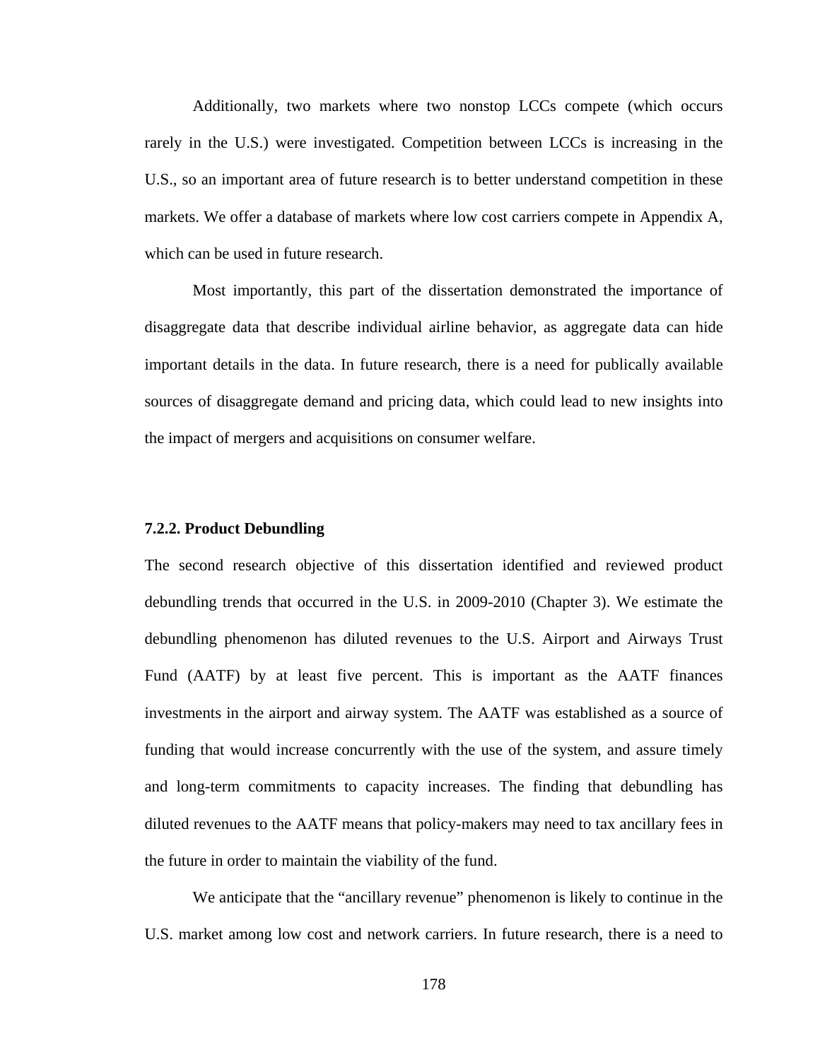Additionally, two markets where two nonstop LCCs compete (which occurs rarely in the U.S.) were investigated. Competition between LCCs is increasing in the U.S., so an important area of future research is to better understand competition in these markets. We offer a database of markets where low cost carriers compete in Appendix A, which can be used in future research.

Most importantly, this part of the dissertation demonstrated the importance of disaggregate data that describe individual airline behavior, as aggregate data can hide important details in the data. In future research, there is a need for publically available sources of disaggregate demand and pricing data, which could lead to new insights into the impact of mergers and acquisitions on consumer welfare.

### 7.2.2. Product Debundling

The second research objective of this dissertation identified and reviewed product debundling trends that occurred in the U.S. in 2009-2010 (Chapter 3). We estimate the debundling phenomenon has diluted revenues to the U.S. Airport and Airways Trust Fund (AATF) by at least five percent. This is important as the AATF finances investments in the airport and airway system. The AATF was established as a source of funding that would increase concurrently with the use of the system, and assure timely and long-term commitments to capacity increases. The finding that debundling has diluted revenues to the AATF means that policy-makers may need to tax ancillary fees in the future in order to maintain the viability of the fund.

We anticipate that the "ancillary revenue" phenomenon is likely to continue in the U.S. market among low cost and network carriers. In future research, there is a need to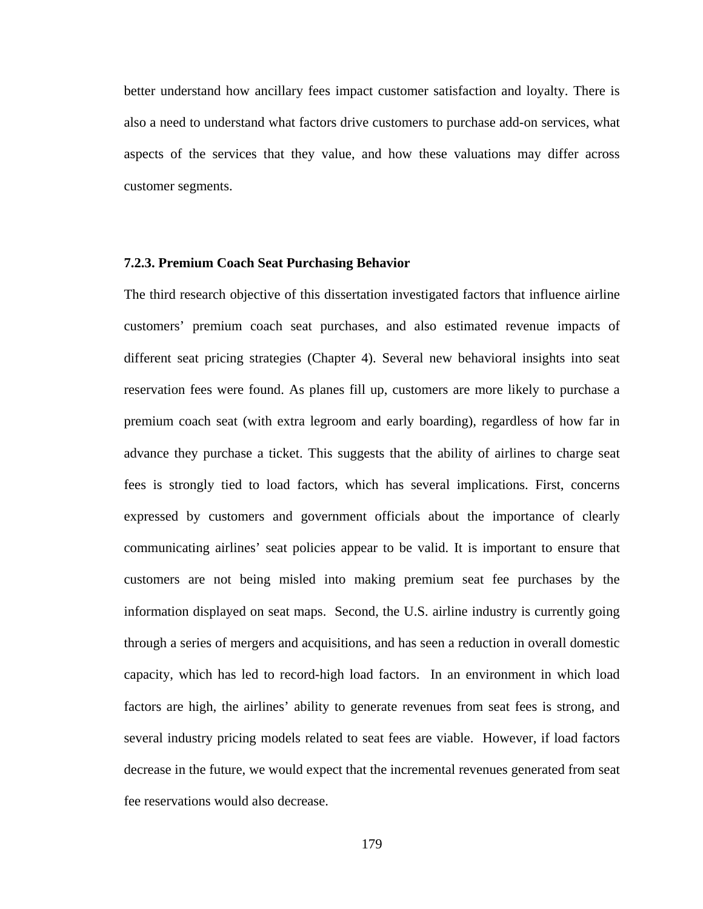better understand how ancillary fees impact customer satisfaction and loyalty. There is also a need to understand what factors drive customers to purchase add-on services, what aspects of the services that they value, and how these valuations may differ across customer segments.

### 7.2.3. Premium Coach Seat Purchasing Behavior

The third research objective of this dissertation investigated factors that influence airline customers' premium coach seat purchases, and also estimated revenue impacts of different seat pricing strategies (Chapter 4). Several new behavioral insights into seat reservation fees were found. As planes fill up, customers are more likely to purchase a premium coach seat (with extra legroom and early boarding), regardless of how far in advance they purchase a ticket. This suggests that the ability of airlines to charge seat fees is strongly tied to load factors, which has several implications. First, concerns expressed by customers and government officials about the importance of clearly communicating airlines' seat policies appear to be valid. It is important to ensure that customers are not being misled into making premium seat fee purchases by the information displayed on seat maps. Second, the U.S. airline industry is currently going through a series of mergers and acquisitions, and has seen a reduction in overall domestic capacity, which has led to record-high load factors. In an environment in which load factors are high, the airlines' ability to generate revenues from seat fees is strong, and several industry pricing models related to seat fees are viable. However, if load factors decrease in the future, we would expect that the incremental revenues generated from seat fee reservations would also decrease.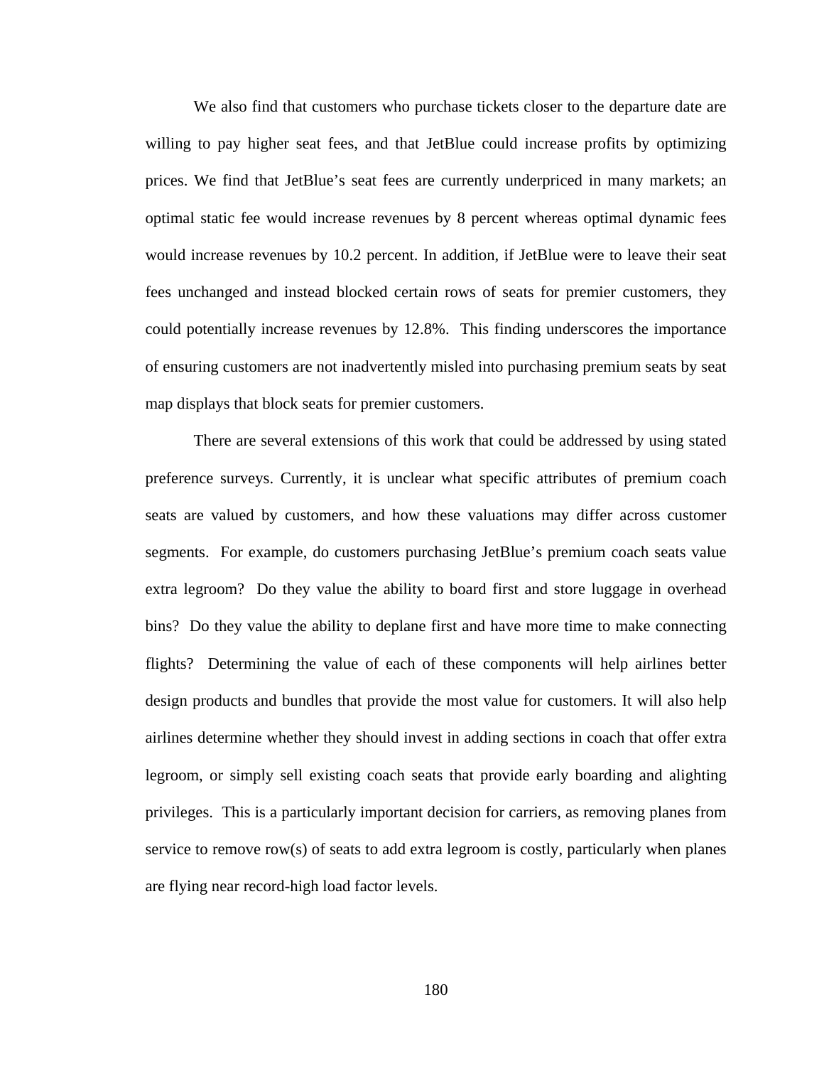We also find that customers who purchase tickets closer to the departure date are willing to pay higher seat fees, and that JetBlue could increase profits by optimizing prices. We find that JetBlue's seat fees are currently underpriced in many markets; an optimal static fee would increase revenues by 8 percent whereas optimal dynamic fees would increase revenues by 10.2 percent. In addition, if JetBlue were to leave their seat fees unchanged and instead blocked certain rows of seats for premier customers, they could potentially increase revenues by 12.8%. This finding underscores the importance of ensuring customers are not inadvertently misled into purchasing premium seats by seat map displays that block seats for premier customers.

There are several extensions of this work that could be addressed by using stated preference surveys. Currently, it is unclear what specific attributes of premium coach seats are valued by customers, and how these valuations may differ across customer segments. For example, do customers purchasing JetBlue's premium coach seats value extra legroom? Do they value the ability to board first and store luggage in overhead bins? Do they value the ability to deplane first and have more time to make connecting flights? Determining the value of each of these components will help airlines better design products and bundles that provide the most value for customers. It will also help airlines determine whether they should invest in adding sections in coach that offer extra legroom, or simply sell existing coach seats that provide early boarding and alighting privileges. This is a particularly important decision for carriers, as removing planes from service to remove row(s) of seats to add extra legroom is costly, particularly when planes are flying near record-high load factor levels.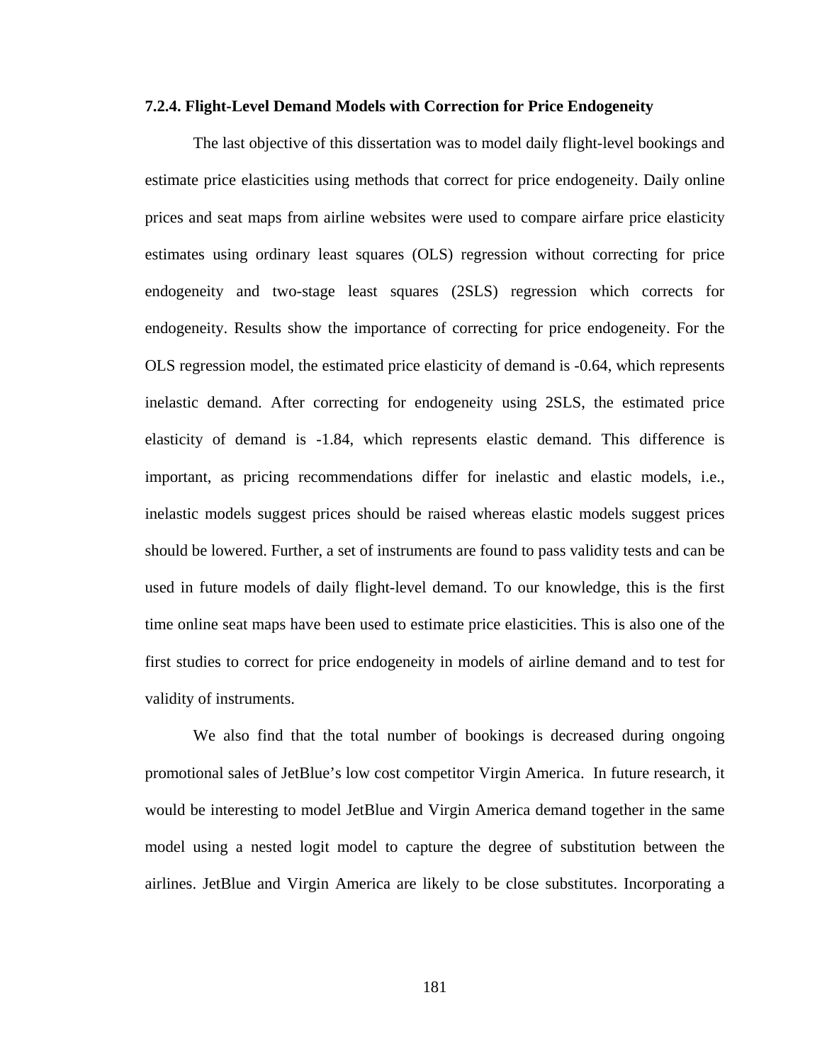### 7.2.4. Flight-Level Demand Models with Correction for Price Endogeneity

The last objective of this dissertation was to model daily flight-level bookings and estimate price elasticities using methods that correct for price endogeneity. Daily online prices and seat maps from airline websites were used to compare airfare price elasticity estimates using ordinary least squares (OLS) regression without correcting for price endogeneity and two-stage least squares (2SLS) regression which corrects for endogeneity. Results show the importance of correcting for price endogeneity. For the OLS regression model, the estimated price elasticity of demand is -0.64, which represents inelastic demand. After correcting for endogeneity using 2SLS, the estimated price elasticity of demand is -1.84, which represents elastic demand. This difference is important, as pricing recommendations differ for inelastic and elastic models, i.e., inelastic models suggest prices should be raised whereas elastic models suggest prices should be lowered. Further, a set of instruments are found to pass validity tests and can be used in future models of daily flight-level demand. To our knowledge, this is the first time online seat maps have been used to estimate price elasticities. This is also one of the first studies to correct for price endogeneity in models of airline demand and to test for validity of instruments.

We also find that the total number of bookings is decreased during ongoing promotional sales of JetBlue's low cost competitor Virgin America. In future research, it would be interesting to model JetBlue and Virgin America demand together in the same model using a nested logit model to capture the degree of substitution between the airlines. JetBlue and Virgin America are likely to be close substitutes. Incorporating a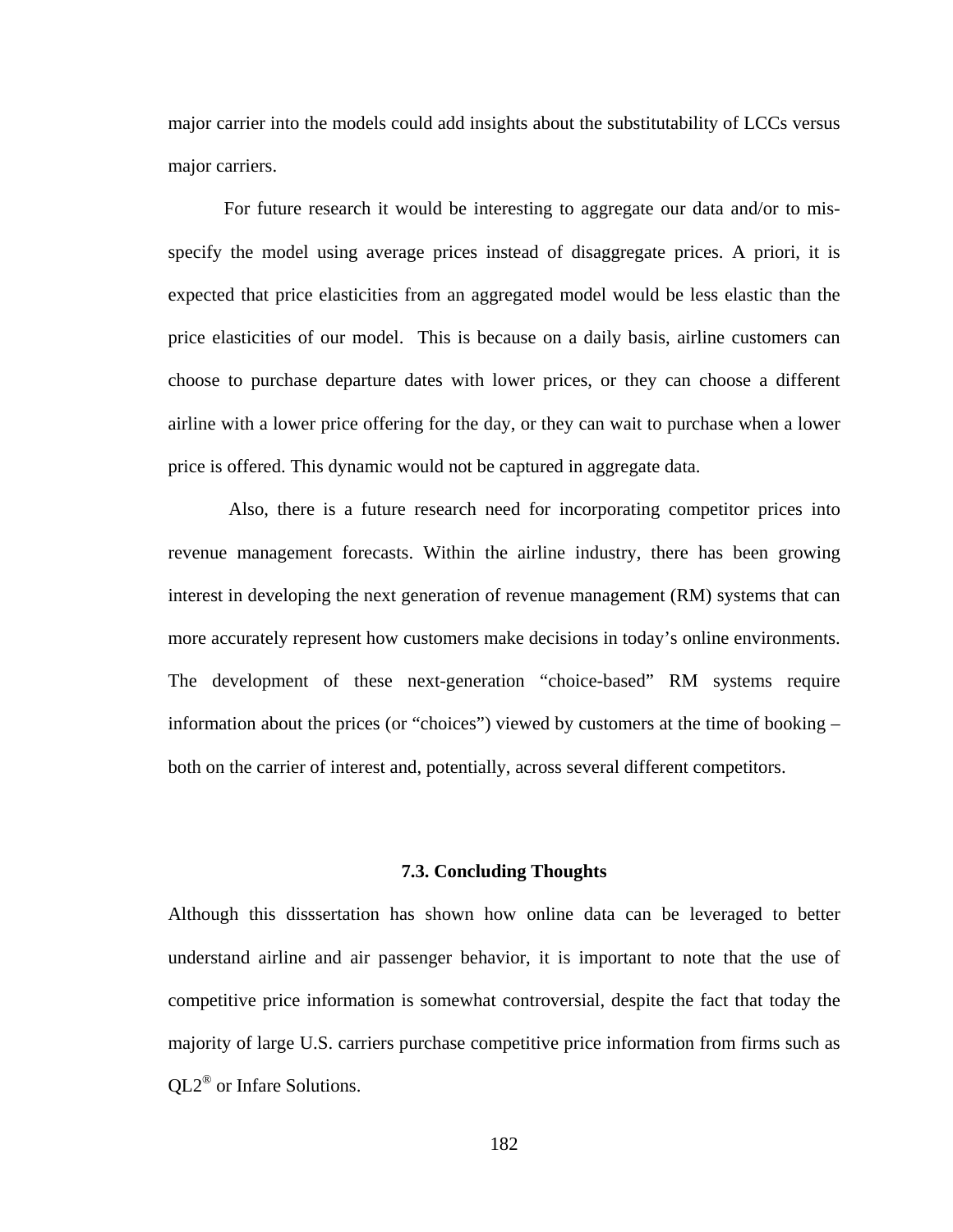major carrier into the models could add insights about the substitutability of LCCs versus major carriers.

For future research it would be interesting to aggregate our data and/or to mis-specify the model using average prices instead of disaggregate prices. A priori, it is expected that price elasticities from an aggregated model would be less elastic than the price elasticities of our model. This is because on a daily basis, airline customers can choose to purchase departure dates with lower prices, or they can choose a different airline with a lower price offering for the day, or they can wait to purchase when a lower price is offered. This dynamic would not be captured in aggregate data.

Also, there is a future research need for incorporating competitor prices into revenue management forecasts. Within the airline industry, there has been growing interest in developing the next generation of revenue management (RM) systems that can more accurately represent how customers make decisions in today's online environments. The development of these next-generation "choice-based" RM systems require information about the prices (or "choices") viewed by customers at the time of booking – both on the carrier of interest and, potentially, across several different competitors.

### 7.3. Concluding Thoughts

Although this disssertation has shown how online data can be leveraged to better understand airline and air passenger behavior, it is important to note that the use of competitive price information is somewhat controversial, despite the fact that today the majority of large U.S. carriers purchase competitive price information from firms such as QL2® or Infare Solutions.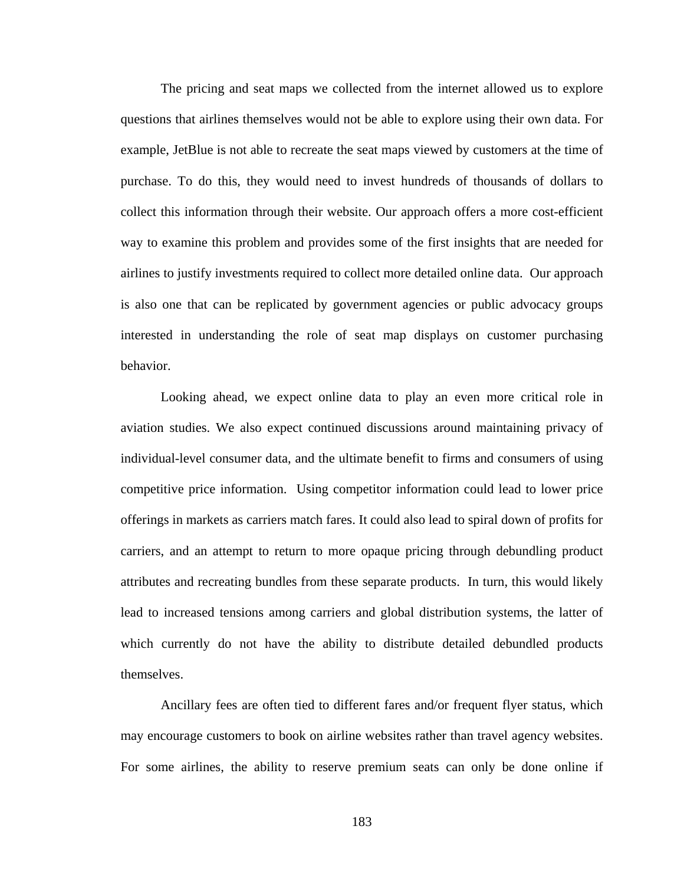The pricing and seat maps we collected from the internet allowed us to explore questions that airlines themselves would not be able to explore using their own data. For example, JetBlue is not able to recreate the seat maps viewed by customers at the time of purchase. To do this, they would need to invest hundreds of thousands of dollars to collect this information through their website. Our approach offers a more cost-efficient way to examine this problem and provides some of the first insights that are needed for airlines to justify investments required to collect more detailed online data. Our approach is also one that can be replicated by government agencies or public advocacy groups interested in understanding the role of seat map displays on customer purchasing behavior.

Looking ahead, we expect online data to play an even more critical role in aviation studies. We also expect continued discussions around maintaining privacy of individual-level consumer data, and the ultimate benefit to firms and consumers of using competitive price information. Using competitor information could lead to lower price offerings in markets as carriers match fares. It could also lead to spiral down of profits for carriers, and an attempt to return to more opaque pricing through debundling product attributes and recreating bundles from these separate products. In turn, this would likely lead to increased tensions among carriers and global distribution systems, the latter of which currently do not have the ability to distribute detailed debundled products themselves.

Ancillary fees are often tied to different fares and/or frequent flyer status, which may encourage customers to book on airline websites rather than travel agency websites. For some airlines, the ability to reserve premium seats can only be done online if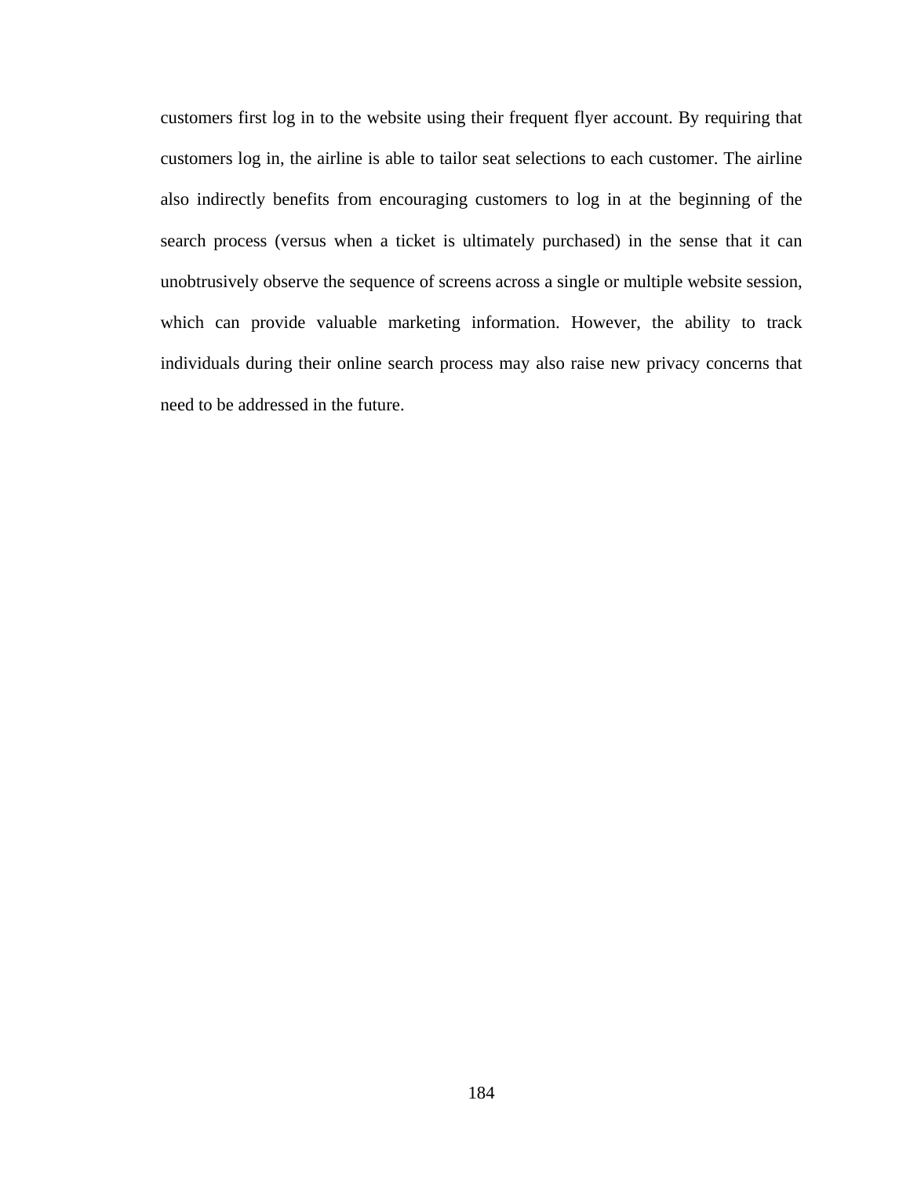customers first log in to the website using their frequent flyer account. By requiring that customers log in, the airline is able to tailor seat selections to each customer. The airline also indirectly benefits from encouraging customers to log in at the beginning of the search process (versus when a ticket is ultimately purchased) in the sense that it can unobtrusively observe the sequence of screens across a single or multiple website session, which can provide valuable marketing information. However, the ability to track individuals during their online search process may also raise new privacy concerns that need to be addressed in the future.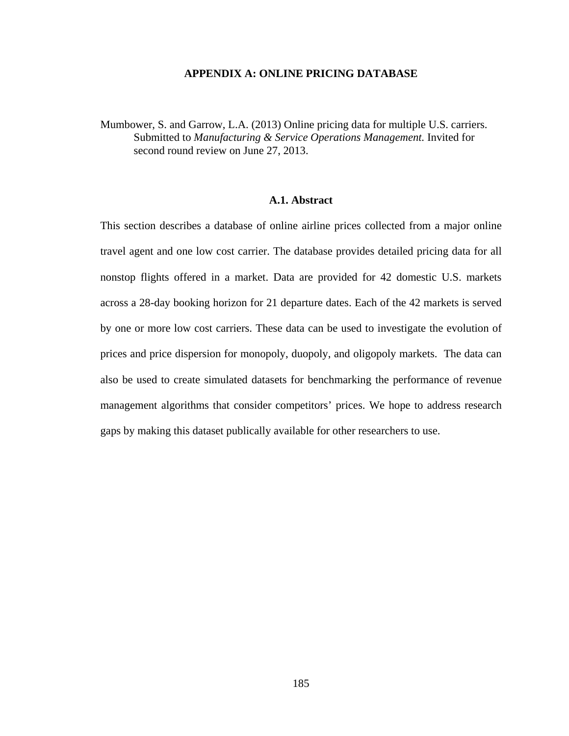# APPENDIX A: ONLINE PRICING DATABASE

Mumbower, S. and Garrow, L.A. (2013) Online pricing data for multiple U.S. carriers. Submitted to *Manufacturing & Service Operations Management.* Invited for second round review on June 27, 2013.

## A.1. Abstract

This section describes a database of online airline prices collected from a major online travel agent and one low cost carrier. The database provides detailed pricing data for all nonstop flights offered in a market. Data are provided for 42 domestic U.S. markets across a 28-day booking horizon for 21 departure dates. Each of the 42 markets is served by one or more low cost carriers. These data can be used to investigate the evolution of prices and price dispersion for monopoly, duopoly, and oligopoly markets. The data can also be used to create simulated datasets for benchmarking the performance of revenue management algorithms that consider competitors' prices. We hope to address research gaps by making this dataset publically available for other researchers to use.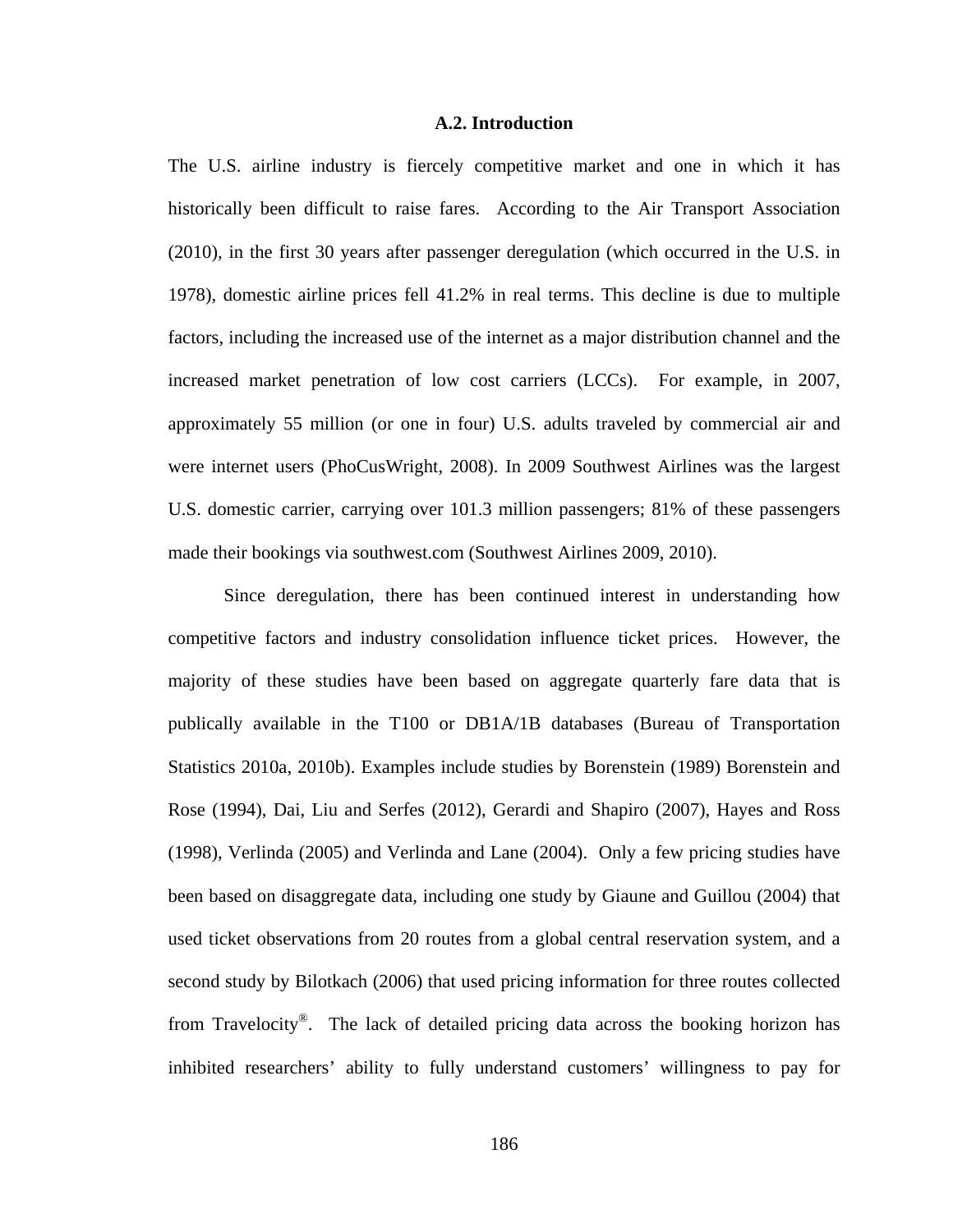### A.2. Introduction

The U.S. airline industry is fiercely competitive market and one in which it has historically been difficult to raise fares. According to the Air Transport Association (2010), in the first 30 years after passenger deregulation (which occurred in the U.S. in 1978), domestic airline prices fell 41.2% in real terms. This decline is due to multiple factors, including the increased use of the internet as a major distribution channel and the increased market penetration of low cost carriers (LCCs). For example, in 2007, approximately 55 million (or one in four) U.S. adults traveled by commercial air and were internet users (PhoCusWright, 2008). In 2009 Southwest Airlines was the largest U.S. domestic carrier, carrying over 101.3 million passengers; 81% of these passengers made their bookings via southwest.com (Southwest Airlines 2009, 2010).

Since deregulation, there has been continued interest in understanding how competitive factors and industry consolidation influence ticket prices. However, the majority of these studies have been based on aggregate quarterly fare data that is publically available in the T100 or DB1A/1B databases (Bureau of Transportation Statistics 2010a, 2010b). Examples include studies by Borenstein (1989) Borenstein and Rose (1994), Dai, Liu and Serfes (2012), Gerardi and Shapiro (2007), Hayes and Ross (1998), Verlinda (2005) and Verlinda and Lane (2004). Only a few pricing studies have been based on disaggregate data, including one study by Giaune and Guillou (2004) that used ticket observations from 20 routes from a global central reservation system, and a second study by Bilotkach (2006) that used pricing information for three routes collected from Travelocity®. The lack of detailed pricing data across the booking horizon has inhibited researchers' ability to fully understand customers' willingness to pay for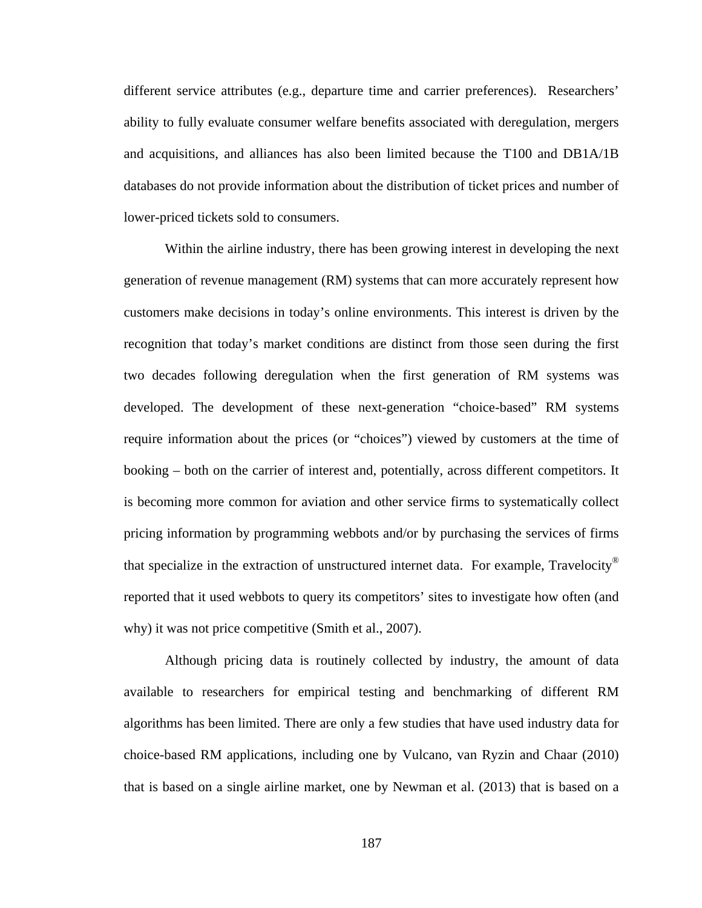different service attributes (e.g., departure time and carrier preferences). Researchers' ability to fully evaluate consumer welfare benefits associated with deregulation, mergers and acquisitions, and alliances has also been limited because the T100 and DB1A/1B databases do not provide information about the distribution of ticket prices and number of lower-priced tickets sold to consumers.

Within the airline industry, there has been growing interest in developing the next generation of revenue management (RM) systems that can more accurately represent how customers make decisions in today's online environments. This interest is driven by the recognition that today's market conditions are distinct from those seen during the first two decades following deregulation when the first generation of RM systems was developed. The development of these next-generation "choice-based" RM systems require information about the prices (or "choices") viewed by customers at the time of booking – both on the carrier of interest and, potentially, across different competitors. It is becoming more common for aviation and other service firms to systematically collect pricing information by programming webbots and/or by purchasing the services of firms that specialize in the extraction of unstructured internet data. For example, Travelocity® reported that it used webbots to query its competitors' sites to investigate how often (and why) it was not price competitive (Smith et al., 2007).

Although pricing data is routinely collected by industry, the amount of data available to researchers for empirical testing and benchmarking of different RM algorithms has been limited. There are only a few studies that have used industry data for choice-based RM applications, including one by Vulcano, van Ryzin and Chaar (2010) that is based on a single airline market, one by Newman et al. (2013) that is based on a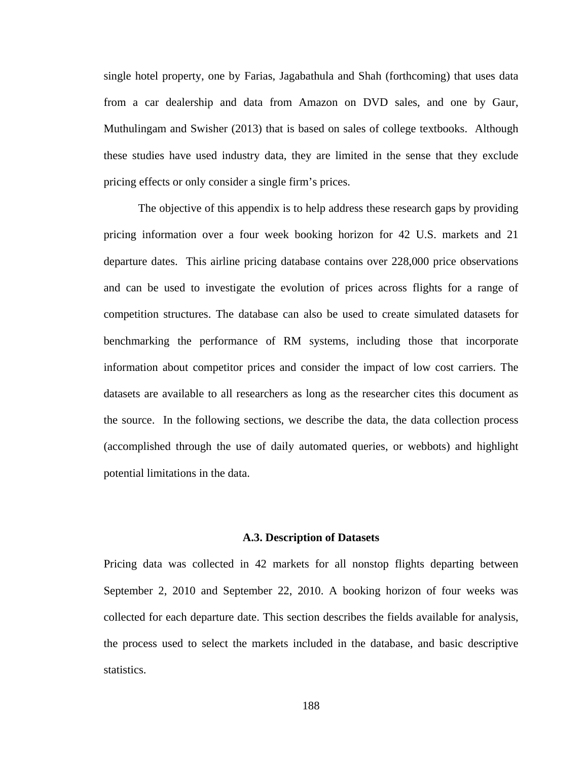single hotel property, one by Farias, Jagabathula and Shah (forthcoming) that uses data from a car dealership and data from Amazon on DVD sales, and one by Gaur, Muthulingam and Swisher (2013) that is based on sales of college textbooks. Although these studies have used industry data, they are limited in the sense that they exclude pricing effects or only consider a single firm's prices.

The objective of this appendix is to help address these research gaps by providing pricing information over a four week booking horizon for 42 U.S. markets and 21 departure dates. This airline pricing database contains over 228,000 price observations and can be used to investigate the evolution of prices across flights for a range of competition structures. The database can also be used to create simulated datasets for benchmarking the performance of RM systems, including those that incorporate information about competitor prices and consider the impact of low cost carriers. The datasets are available to all researchers as long as the researcher cites this document as the source. In the following sections, we describe the data, the data collection process (accomplished through the use of daily automated queries, or webbots) and highlight potential limitations in the data.

### A.3. Description of Datasets

Pricing data was collected in 42 markets for all nonstop flights departing between September 2, 2010 and September 22, 2010. A booking horizon of four weeks was collected for each departure date. This section describes the fields available for analysis, the process used to select the markets included in the database, and basic descriptive statistics.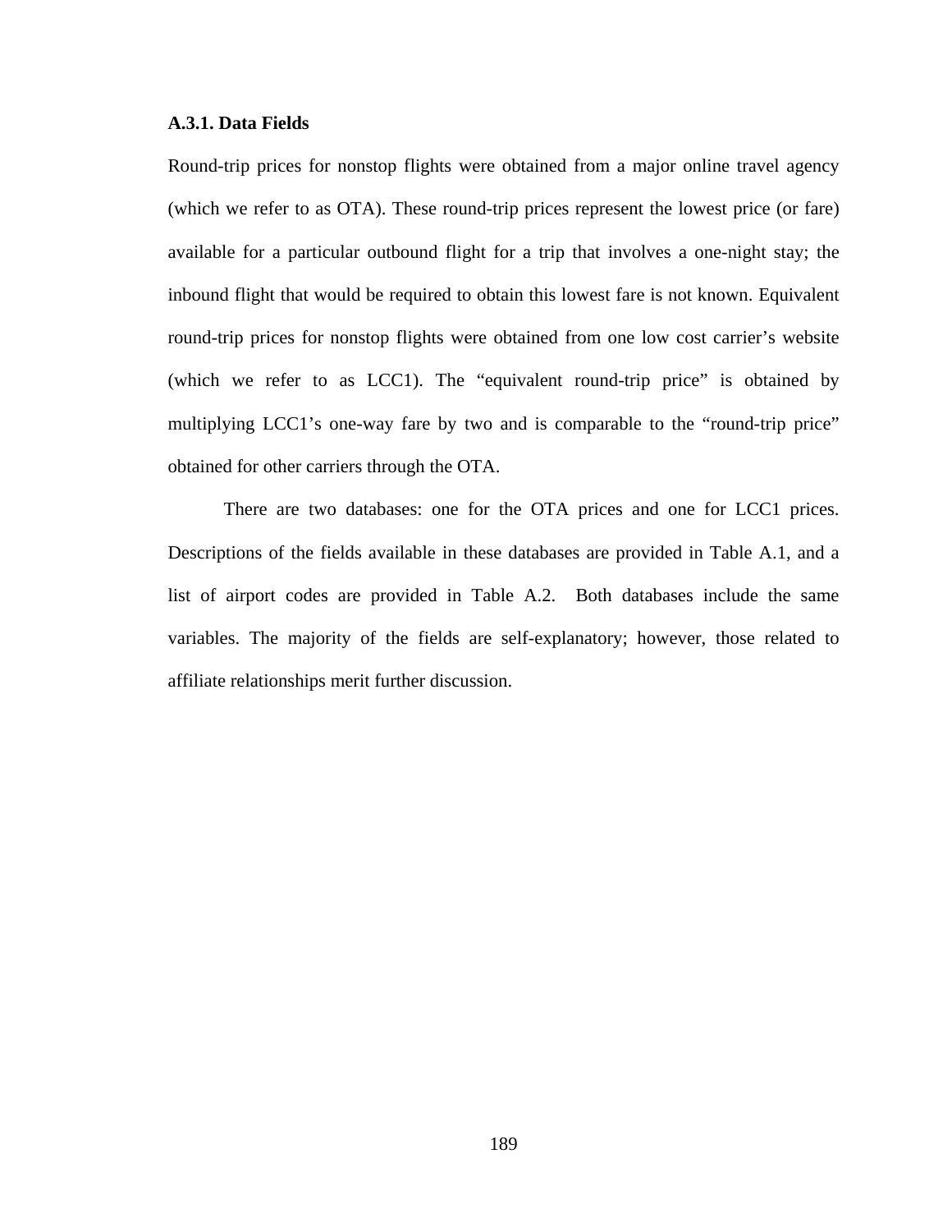### A.3.1. Data Fields

Round-trip prices for nonstop flights were obtained from a major online travel agency (which we refer to as OTA). These round-trip prices represent the lowest price (or fare) available for a particular outbound flight for a trip that involves a one-night stay; the inbound flight that would be required to obtain this lowest fare is not known. Equivalent round-trip prices for nonstop flights were obtained from one low cost carrier's website (which we refer to as LCC1). The "equivalent round-trip price" is obtained by multiplying LCC1's one-way fare by two and is comparable to the "round-trip price" obtained for other carriers through the OTA.

There are two databases: one for the OTA prices and one for LCC1 prices. Descriptions of the fields available in these databases are provided in Table A.1, and a list of airport codes are provided in Table A.2. Both databases include the same variables. The majority of the fields are self-explanatory; however, those related to affiliate relationships merit further discussion.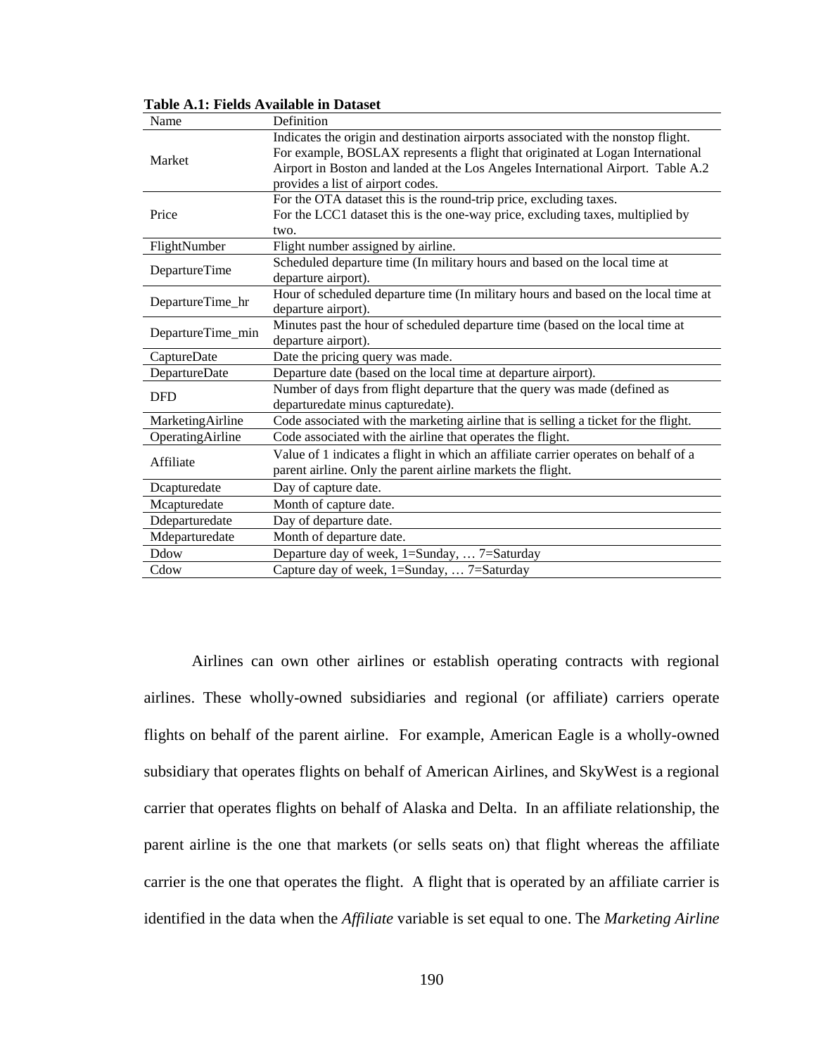**Table A.1: Fields Available in Dataset**

| Name | Definition |
|---|---|
| Market | Indicates the origin and destination airports associated with the nonstop flight. For example, BOSLAX represents a flight that originated at Logan International Airport in Boston and landed at the Los Angeles International Airport. Table A.2 provides a list of airport codes. |
| Price | For the OTA dataset this is the round-trip price, excluding taxes. For the LCC1 dataset this is the one-way price, excluding taxes, multiplied by two. |
| FlightNumber | Flight number assigned by airline. |
| DepartureTime | Scheduled departure time (In military hours and based on the local time at departure airport). |
| DepartureTime_hr | Hour of scheduled departure time (In military hours and based on the local time at departure airport). |
| DepartureTime_min | Minutes past the hour of scheduled departure time (based on the local time at departure airport). |
| CaptureDate | Date the pricing query was made. |
| DepartureDate | Departure date (based on the local time at departure airport). |
| DFD | Number of days from flight departure that the query was made (defined as departuredate minus capturedate). |
| MarketingAirline | Code associated with the marketing airline that is selling a ticket for the flight. |
| OperatingAirline | Code associated with the airline that operates the flight. |
| Affiliate | Value of 1 indicates a flight in which an affiliate carrier operates on behalf of a parent airline. Only the parent airline markets the flight. |
| Dcapturedate | Day of capture date. |
| Mcapturedate | Month of capture date. |
| Ddeparturedate | Day of departure date. |
| Mdeparturedate | Month of departure date. |
| Ddow | Departure day of week, 1=Sunday, … 7=Saturday |
| Cdow | Capture day of week, 1=Sunday, … 7=Saturday |

Airlines can own other airlines or establish operating contracts with regional airlines. These wholly-owned subsidiaries and regional (or affiliate) carriers operate flights on behalf of the parent airline. For example, American Eagle is a wholly-owned subsidiary that operates flights on behalf of American Airlines, and SkyWest is a regional carrier that operates flights on behalf of Alaska and Delta. In an affiliate relationship, the parent airline is the one that markets (or sells seats on) that flight whereas the affiliate carrier is the one that operates the flight. A flight that is operated by an affiliate carrier is identified in the data when the *Affiliate* variable is set equal to one. The *Marketing Airline*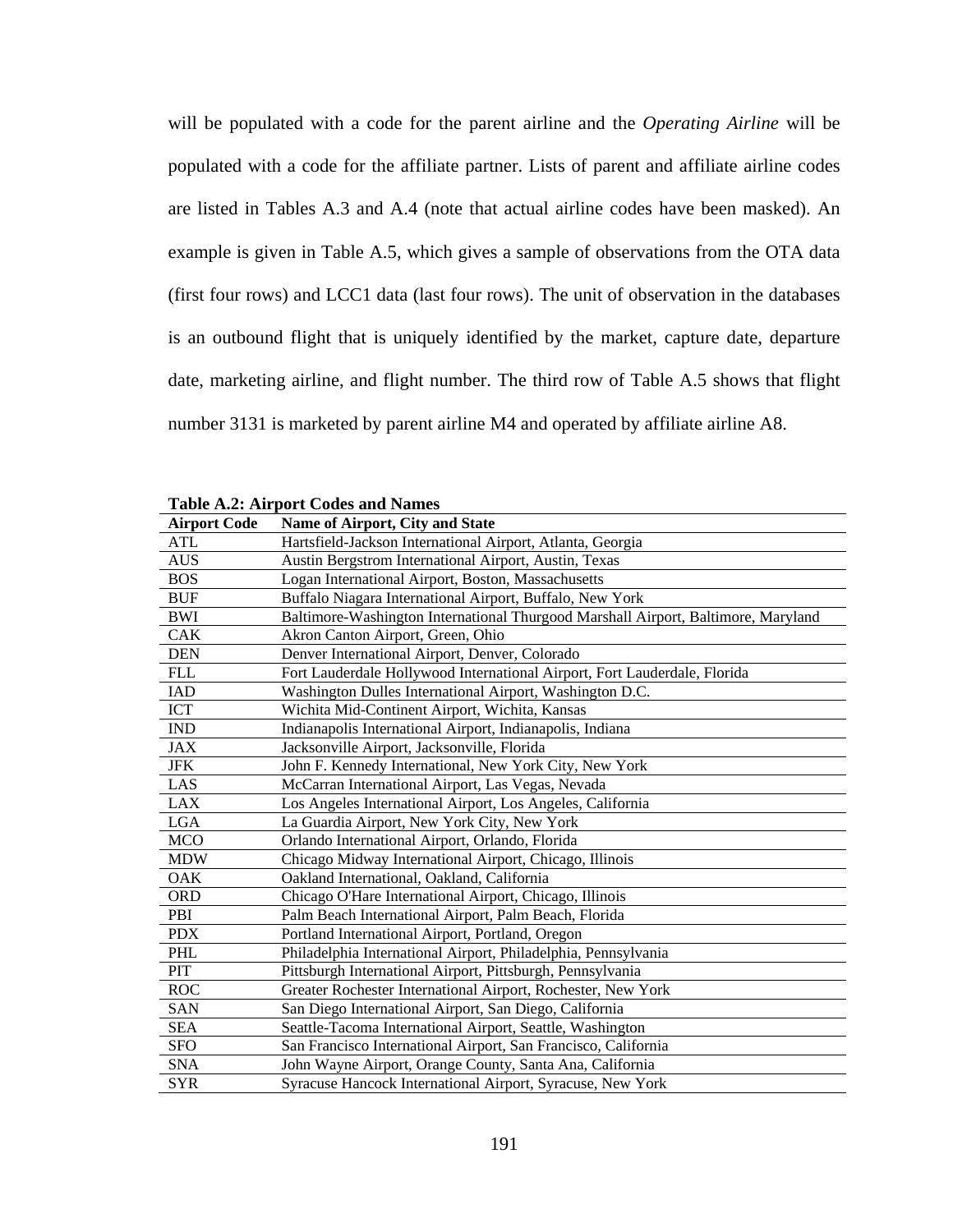will be populated with a code for the parent airline and the *Operating Airline* will be populated with a code for the affiliate partner. Lists of parent and affiliate airline codes are listed in Tables A.3 and A.4 (note that actual airline codes have been masked). An example is given in Table A.5, which gives a sample of observations from the OTA data (first four rows) and LCC1 data (last four rows). The unit of observation in the databases is an outbound flight that is uniquely identified by the market, capture date, departure date, marketing airline, and flight number. The third row of Table A.5 shows that flight number 3131 is marketed by parent airline M4 and operated by affiliate airline A8.

**Table A.2: Airport Codes and Names**

| Airport Code | Name of Airport, City and State |
|---|---|
| ATL | Hartsfield-Jackson International Airport, Atlanta, Georgia |
| AUS | Austin Bergstrom International Airport, Austin, Texas |
| BOS | Logan International Airport, Boston, Massachusetts |
| BUF | Buffalo Niagara International Airport, Buffalo, New York |
| BWI | Baltimore-Washington International Thurgood Marshall Airport, Baltimore, Maryland |
| CAK | Akron Canton Airport, Green, Ohio |
| DEN | Denver International Airport, Denver, Colorado |
| FLL | Fort Lauderdale Hollywood International Airport, Fort Lauderdale, Florida |
| IAD | Washington Dulles International Airport, Washington D.C. |
| ICT | Wichita Mid-Continent Airport, Wichita, Kansas |
| IND | Indianapolis International Airport, Indianapolis, Indiana |
| JAX | Jacksonville Airport, Jacksonville, Florida |
| JFK | John F. Kennedy International, New York City, New York |
| LAS | McCarran International Airport, Las Vegas, Nevada |
| LAX | Los Angeles International Airport, Los Angeles, California |
| LGA | La Guardia Airport, New York City, New York |
| MCO | Orlando International Airport, Orlando, Florida |
| MDW | Chicago Midway International Airport, Chicago, Illinois |
| OAK | Oakland International, Oakland, California |
| ORD | Chicago O'Hare International Airport, Chicago, Illinois |
| PBI | Palm Beach International Airport, Palm Beach, Florida |
| PDX | Portland International Airport, Portland, Oregon |
| PHL | Philadelphia International Airport, Philadelphia, Pennsylvania |
| PIT | Pittsburgh International Airport, Pittsburgh, Pennsylvania |
| ROC | Greater Rochester International Airport, Rochester, New York |
| SAN | San Diego International Airport, San Diego, California |
| SEA | Seattle-Tacoma International Airport, Seattle, Washington |
| SFO | San Francisco International Airport, San Francisco, California |
| SNA | John Wayne Airport, Orange County, Santa Ana, California |
| SYR | Syracuse Hancock International Airport, Syracuse, New York |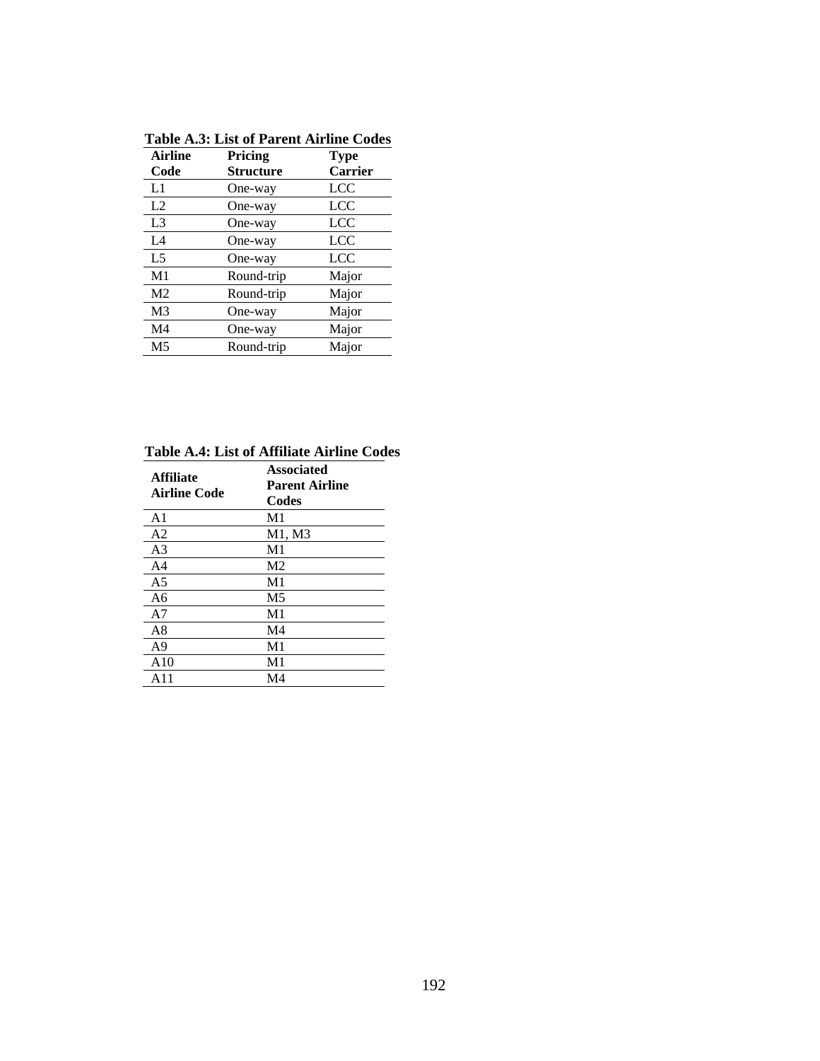**Table A.3: List of Parent Airline Codes**

| Airline Code | Pricing Structure | Type Carrier |
|---|---|---|
| L1 | One-way | LCC |
| L2 | One-way | LCC |
| L3 | One-way | LCC |
| L4 | One-way | LCC |
| L5 | One-way | LCC |
| M1 | Round-trip | Major |
| M2 | Round-trip | Major |
| M3 | One-way | Major |
| M4 | One-way | Major |
| M5 | Round-trip | Major |

**Table A.4: List of Affiliate Airline Codes**

| Affiliate Airline Code | Associated Parent Airline Codes |
|---|---|
| A1 | M1 |
| A2 | M1, M3 |
| A3 | M1 |
| A4 | M2 |
| A5 | M1 |
| A6 | M5 |
| A7 | M1 |
| A8 | M4 |
| A9 | M1 |
| A10 | M1 |
| A11 | M4 |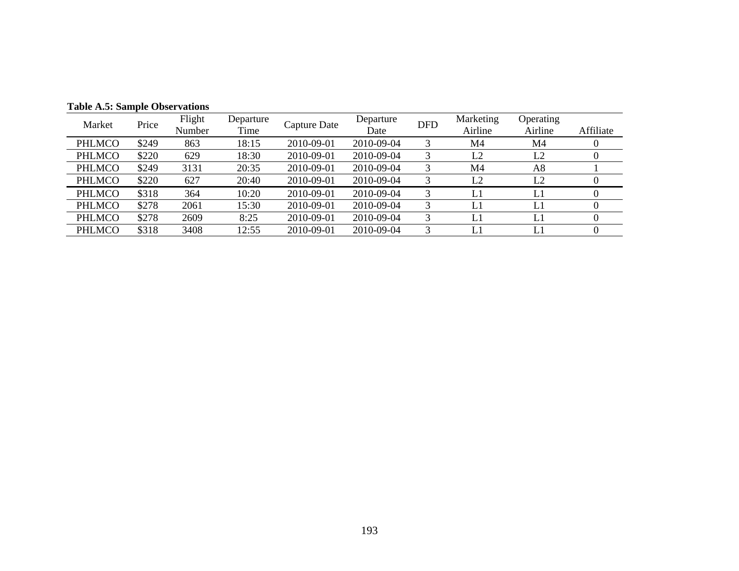**Table A.5: Sample Observations**

| Market | Price | Flight Number | Departure Time | Capture Date | Departure Date | DFD | Marketing Airline | Operating Airline | Affiliate |
|---|---|---|---|---|---|---|---|---|---|
| PHLMCO | $249 | 863 | 18:15 | 2010-09-01 | 2010-09-04 | 3 | M4 | M4 | 0 |
| PHLMCO | $220 | 629 | 18:30 | 2010-09-01 | 2010-09-04 | 3 | L2 | L2 | 0 |
| PHLMCO | $249 | 3131 | 20:35 | 2010-09-01 | 2010-09-04 | 3 | M4 | A8 | 1 |
| PHLMCO | $220 | 627 | 20:40 | 2010-09-01 | 2010-09-04 | 3 | L2 | L2 | 0 |
| PHLMCO | $318 | 364 | 10:20 | 2010-09-01 | 2010-09-04 | 3 | L1 | L1 | 0 |
| PHLMCO | $278 | 2061 | 15:30 | 2010-09-01 | 2010-09-04 | 3 | L1 | L1 | 0 |
| PHLMCO | $278 | 2609 | 8:25 | 2010-09-01 | 2010-09-04 | 3 | L1 | L1 | 0 |
| PHLMCO | $318 | 3408 | 12:55 | 2010-09-01 | 2010-09-04 | 3 | L1 | L1 | 0 |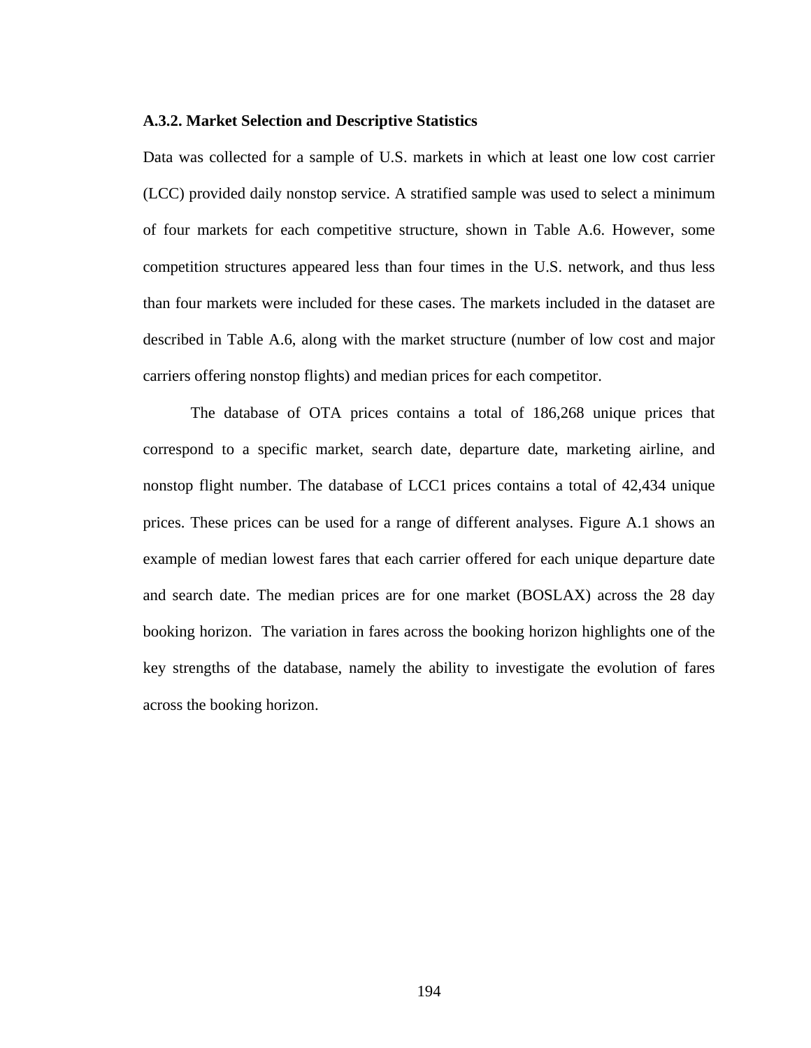### A.3.2. Market Selection and Descriptive Statistics

Data was collected for a sample of U.S. markets in which at least one low cost carrier (LCC) provided daily nonstop service. A stratified sample was used to select a minimum of four markets for each competitive structure, shown in Table A.6. However, some competition structures appeared less than four times in the U.S. network, and thus less than four markets were included for these cases. The markets included in the dataset are described in Table A.6, along with the market structure (number of low cost and major carriers offering nonstop flights) and median prices for each competitor.

The database of OTA prices contains a total of 186,268 unique prices that correspond to a specific market, search date, departure date, marketing airline, and nonstop flight number. The database of LCC1 prices contains a total of 42,434 unique prices. These prices can be used for a range of different analyses. Figure A.1 shows an example of median lowest fares that each carrier offered for each unique departure date and search date. The median prices are for one market (BOSLAX) across the 28 day booking horizon. The variation in fares across the booking horizon highlights one of the key strengths of the database, namely the ability to investigate the evolution of fares across the booking horizon.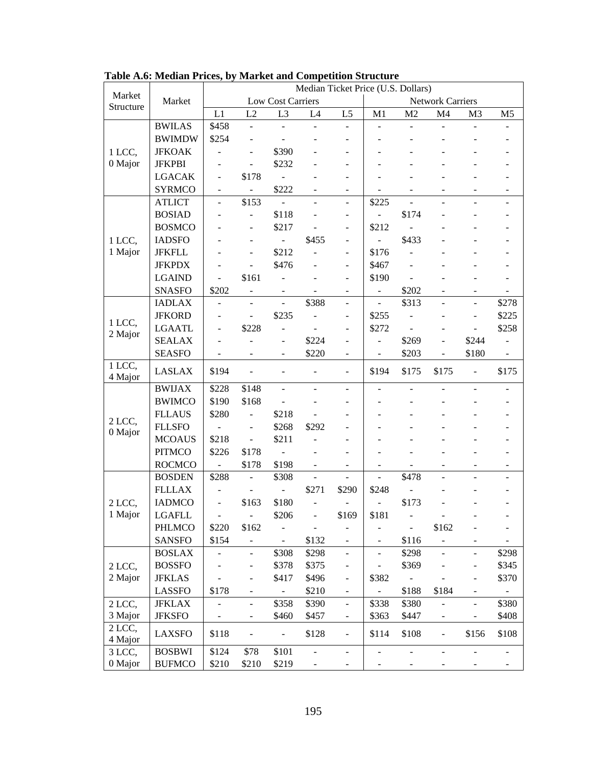**Table A.6: Median Prices, by Market and Competition Structure**

| Market Structure | Market | Median Ticket Price (U.S. Dollars) | | | | | | | | | |
|---|---|---|---|---|---|---|---|---|---|---|---|
| | | Low Cost Carriers | | | | | Network Carriers | | | | |
| | | L1 | L2 | L3 | L4 | L5 | M1 | M2 | M4 | M3 | M5 |
| 1 LCC, 0 Major | BWILAS | $458 | - | - | - | - | - | - | - | - | - |
| | BWIMDW | $254 | - | - | - | - | - | - | - | - | - |
| | JFKOAK | - | - | $390 | - | - | - | - | - | - | - |
| | JFKPBI | - | - | $232 | - | - | - | - | - | - | - |
| | LGACAK | - | $178 | - | - | - | - | - | - | - | - |
| | SYRMCO | - | - | $222 | - | - | - | - | - | - | - |
| 1 LCC, 1 Major | ATLICT | - | $153 | - | - | - | $225 | - | - | - | - |
| | BOSIAD | - | - | $118 | - | - | - | $174 | - | - | - |
| | BOSMCO | - | - | $217 | - | - | $212 | - | - | - | - |
| | IADSFO | - | - | - | $455 | - | - | $433 | - | - | - |
| | JFKFLL | - | - | $212 | - | - | $176 | - | - | - | - |
| | JFKPDX | - | - | $476 | - | - | $467 | - | - | - | - |
| | LGAIND | - | $161 | - | - | - | $190 | - | - | - | - |
| | SNASFO | $202 | - | - | - | - | - | $202 | - | - | - |
| 1 LCC, 2 Major | IADLAX | - | - | - | $388 | - | - | $313 | - | - | $278 |
| | JFKORD | - | - | $235 | - | - | $255 | - | - | - | $225 |
| | LGAATL | - | $228 | - | - | - | $272 | - | - | - | $258 |
| | SEALAX | - | - | - | $224 | - | - | $269 | - | $244 | - |
| | SEASFO | - | - | - | $220 | - | - | $203 | - | $180 | - |
| 1 LCC, 4 Major | LASLAX | $194 | - | - | - | - | $194 | $175 | $175 | - | $175 |
| 2 LCC, 0 Major | BWIJAX | $228 | $148 | - | - | - | - | - | - | - | - |
| | BWIMCO | $190 | $168 | - | - | - | - | - | - | - | - |
| | FLLAUS | $280 | - | $218 | - | - | - | - | - | - | - |
| | FLLSFO | - | - | $268 | $292 | - | - | - | - | - | - |
| | MCOAUS | $218 | - | $211 | - | - | - | - | - | - | - |
| | PITMCO | $226 | $178 | - | - | - | - | - | - | - | - |
| | ROCMCO | - | $178 | $198 | - | - | - | - | - | - | - |
| 2 LCC, 1 Major | BOSDEN | $288 | - | $308 | - | - | - | $478 | - | - | - |
| | FLLLAX | - | - | - | $271 | $290 | $248 | - | - | - | - |
| | IADMCO | - | $163 | $180 | - | - | - | $173 | - | - | - |
| | LGAFLL | - | - | $206 | - | $169 | $181 | - | - | - | - |
| | PHLMCO | $220 | $162 | - | - | - | - | - | $162 | - | - |
| | SANSFO | $154 | - | - | $132 | - | - | $116 | - | - | - |
| 2 LCC, 2 Major | BOSLAX | - | - | $308 | $298 | - | - | $298 | - | - | $298 |
| | BOSSFO | - | - | $378 | $375 | - | - | $369 | - | - | $345 |
| | JFKLAS | - | - | $417 | $496 | - | $382 | - | - | - | $370 |
| | LASSFO | $178 | - | - | $210 | - | - | $188 | $184 | - | - |
| 2 LCC, 3 Major | JFKLAX | - | - | $358 | $390 | - | $338 | $380 | - | - | $380 |
| | JFKSFO | - | - | $460 | $457 | - | $363 | $447 | - | - | $408 |
| 2 LCC, 4 Major | LAXSFO | $118 | - | - | $128 | - | $114 | $108 | - | $156 | $108 |
| 3 LCC, 0 Major | BOSBWI | $124 | $78 | $101 | - | - | - | - | - | - | - |
| | BUFMCO | $210 | $210 | $219 | - | - | - | - | - | - | - |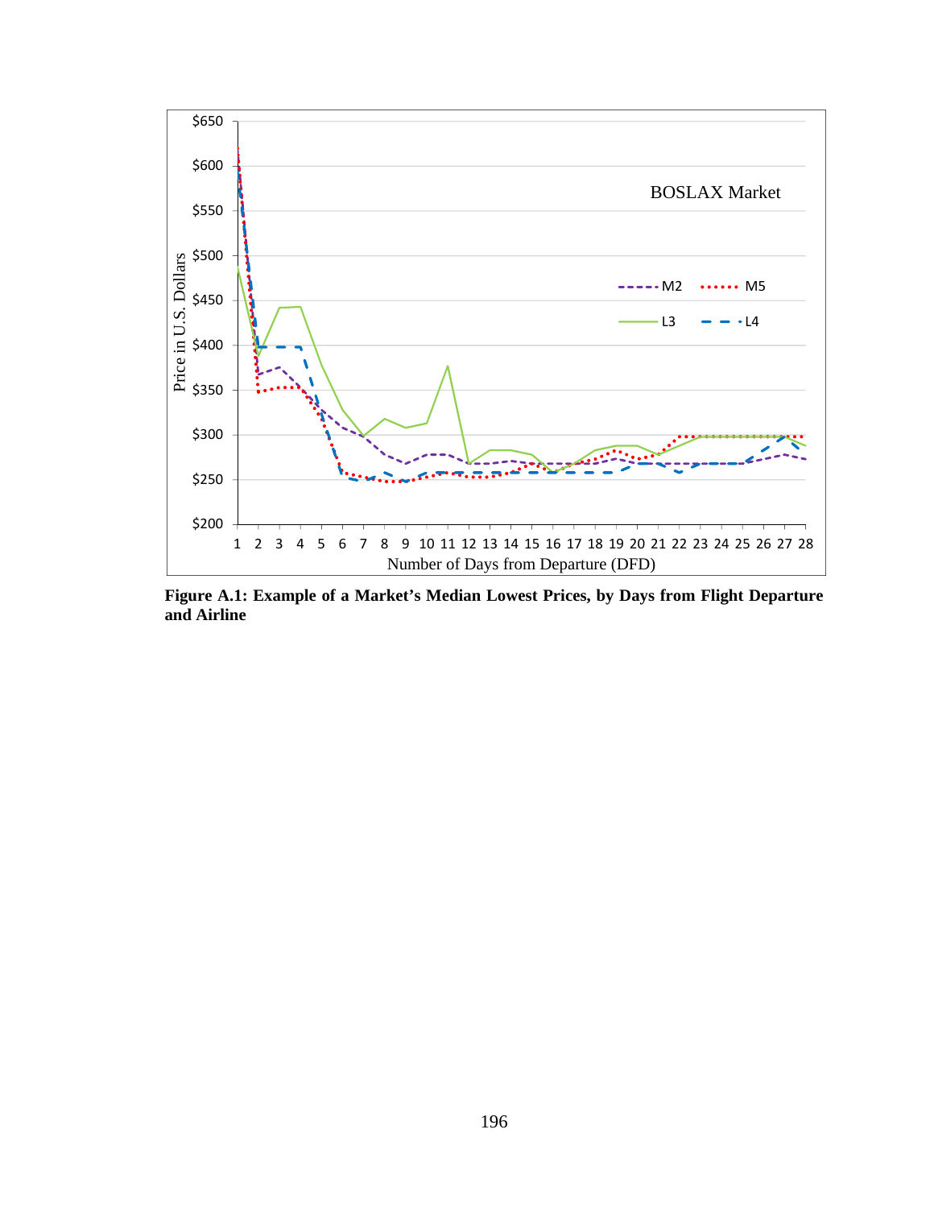**Figure A.1: Example of a Market's Median Lowest Prices, by Days from Flight Departure and Airline**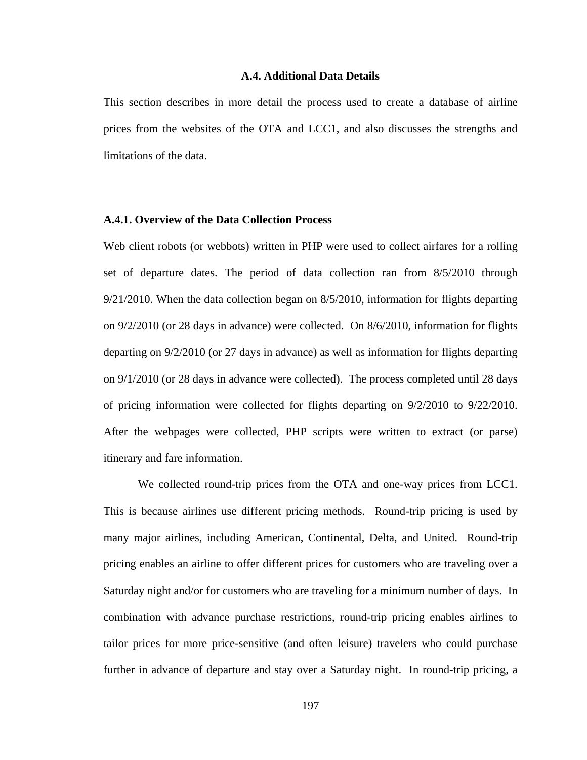### A.4. Additional Data Details

This section describes in more detail the process used to create a database of airline prices from the websites of the OTA and LCC1, and also discusses the strengths and limitations of the data.

#### A.4.1. Overview of the Data Collection Process

Web client robots (or webbots) written in PHP were used to collect airfares for a rolling set of departure dates. The period of data collection ran from 8/5/2010 through 9/21/2010. When the data collection began on 8/5/2010, information for flights departing on 9/2/2010 (or 28 days in advance) were collected. On 8/6/2010, information for flights departing on 9/2/2010 (or 27 days in advance) as well as information for flights departing on 9/1/2010 (or 28 days in advance were collected). The process completed until 28 days of pricing information were collected for flights departing on 9/2/2010 to 9/22/2010. After the webpages were collected, PHP scripts were written to extract (or parse) itinerary and fare information.

We collected round-trip prices from the OTA and one-way prices from LCC1. This is because airlines use different pricing methods. Round-trip pricing is used by many major airlines, including American, Continental, Delta, and United. Round-trip pricing enables an airline to offer different prices for customers who are traveling over a Saturday night and/or for customers who are traveling for a minimum number of days. In combination with advance purchase restrictions, round-trip pricing enables airlines to tailor prices for more price-sensitive (and often leisure) travelers who could purchase further in advance of departure and stay over a Saturday night. In round-trip pricing, a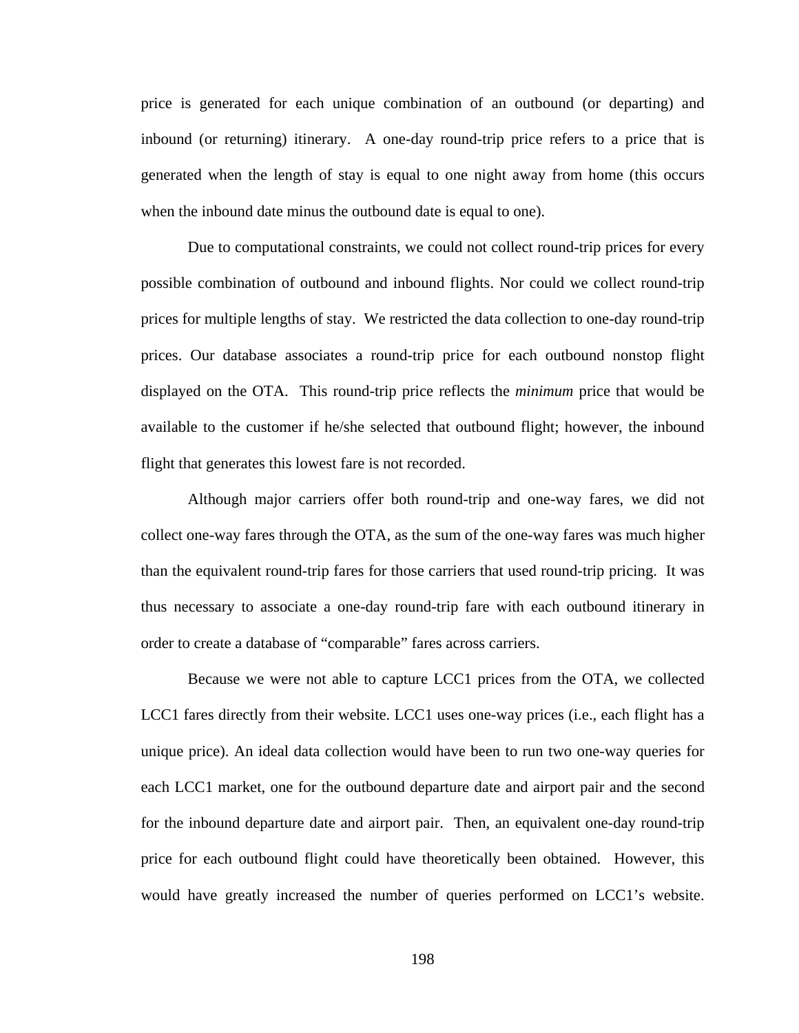price is generated for each unique combination of an outbound (or departing) and inbound (or returning) itinerary. A one-day round-trip price refers to a price that is generated when the length of stay is equal to one night away from home (this occurs when the inbound date minus the outbound date is equal to one).

Due to computational constraints, we could not collect round-trip prices for every possible combination of outbound and inbound flights. Nor could we collect round-trip prices for multiple lengths of stay. We restricted the data collection to one-day round-trip prices. Our database associates a round-trip price for each outbound nonstop flight displayed on the OTA. This round-trip price reflects the *minimum* price that would be available to the customer if he/she selected that outbound flight; however, the inbound flight that generates this lowest fare is not recorded.

Although major carriers offer both round-trip and one-way fares, we did not collect one-way fares through the OTA, as the sum of the one-way fares was much higher than the equivalent round-trip fares for those carriers that used round-trip pricing. It was thus necessary to associate a one-day round-trip fare with each outbound itinerary in order to create a database of "comparable" fares across carriers.

Because we were not able to capture LCC1 prices from the OTA, we collected LCC1 fares directly from their website. LCC1 uses one-way prices (i.e., each flight has a unique price). An ideal data collection would have been to run two one-way queries for each LCC1 market, one for the outbound departure date and airport pair and the second for the inbound departure date and airport pair. Then, an equivalent one-day round-trip price for each outbound flight could have theoretically been obtained. However, this would have greatly increased the number of queries performed on LCC1's website.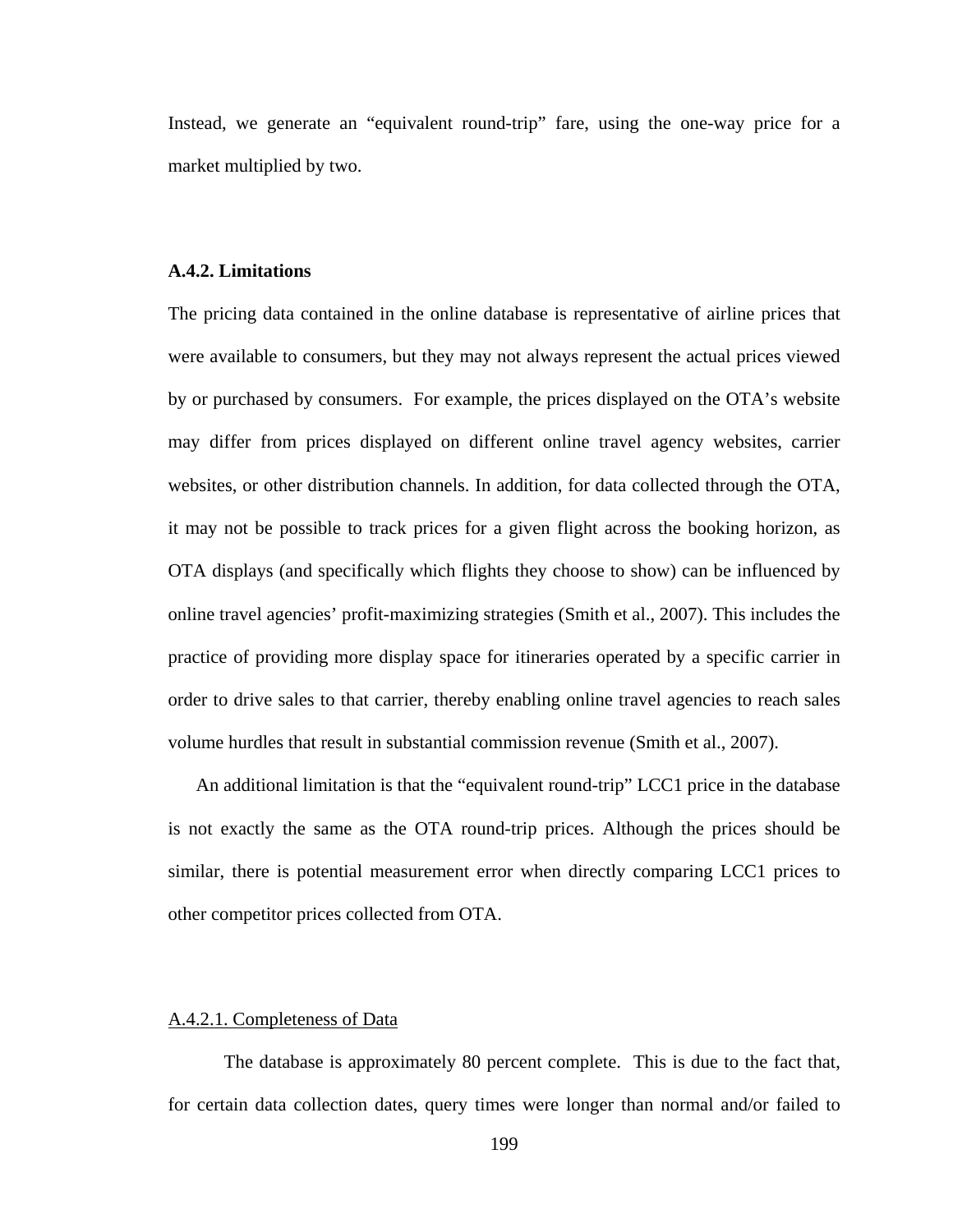Instead, we generate an "equivalent round-trip" fare, using the one-way price for a market multiplied by two.

### A.4.2. Limitations

The pricing data contained in the online database is representative of airline prices that were available to consumers, but they may not always represent the actual prices viewed by or purchased by consumers. For example, the prices displayed on the OTA's website may differ from prices displayed on different online travel agency websites, carrier websites, or other distribution channels. In addition, for data collected through the OTA, it may not be possible to track prices for a given flight across the booking horizon, as OTA displays (and specifically which flights they choose to show) can be influenced by online travel agencies' profit-maximizing strategies (Smith et al., 2007). This includes the practice of providing more display space for itineraries operated by a specific carrier in order to drive sales to that carrier, thereby enabling online travel agencies to reach sales volume hurdles that result in substantial commission revenue (Smith et al., 2007).

An additional limitation is that the "equivalent round-trip" LCC1 price in the database is not exactly the same as the OTA round-trip prices. Although the prices should be similar, there is potential measurement error when directly comparing LCC1 prices to other competitor prices collected from OTA.

#### A.4.2.1. Completeness of Data

The database is approximately 80 percent complete. This is due to the fact that, for certain data collection dates, query times were longer than normal and/or failed to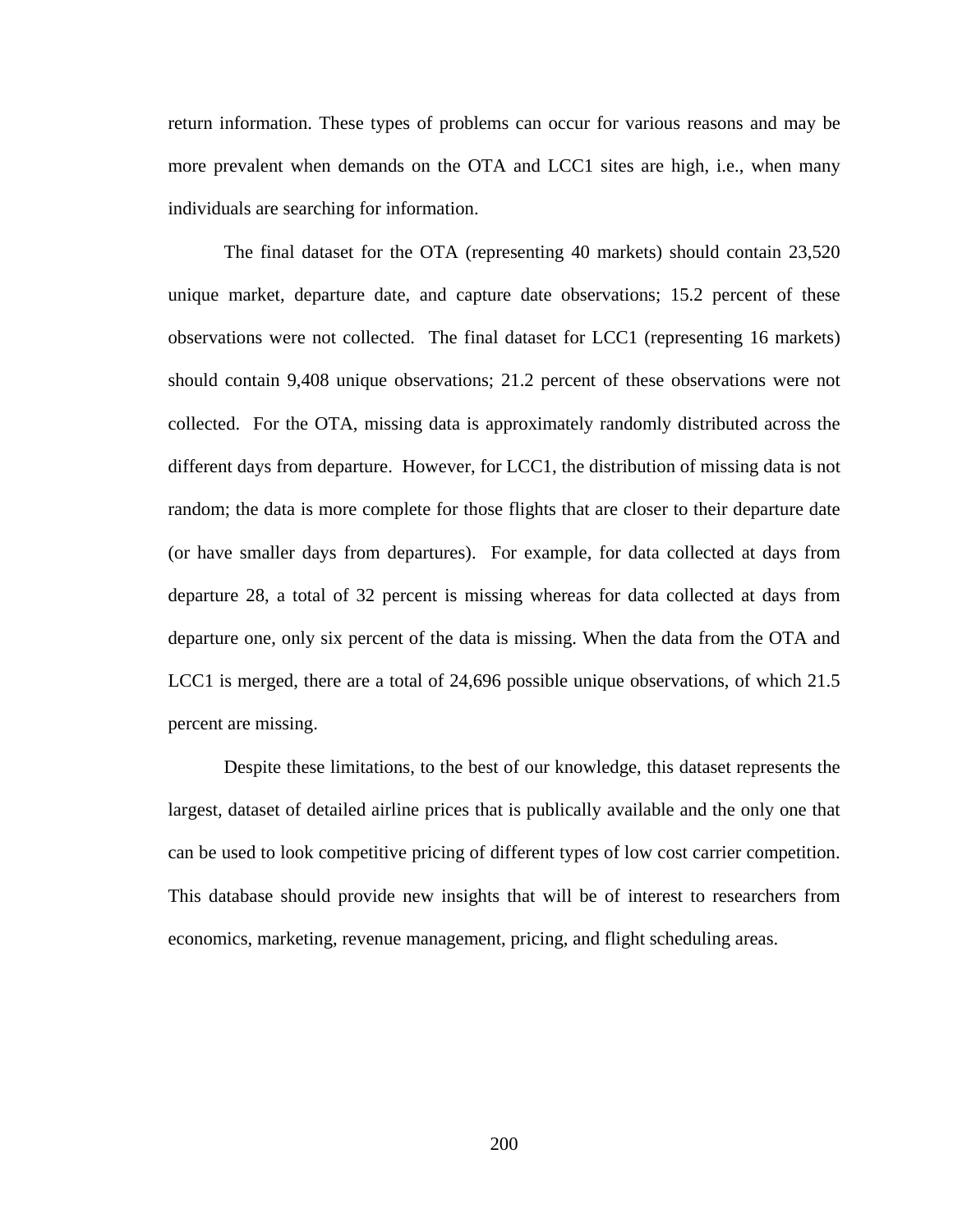return information. These types of problems can occur for various reasons and may be more prevalent when demands on the OTA and LCC1 sites are high, i.e., when many individuals are searching for information.

The final dataset for the OTA (representing 40 markets) should contain 23,520 unique market, departure date, and capture date observations; 15.2 percent of these observations were not collected. The final dataset for LCC1 (representing 16 markets) should contain 9,408 unique observations; 21.2 percent of these observations were not collected. For the OTA, missing data is approximately randomly distributed across the different days from departure. However, for LCC1, the distribution of missing data is not random; the data is more complete for those flights that are closer to their departure date (or have smaller days from departures). For example, for data collected at days from departure 28, a total of 32 percent is missing whereas for data collected at days from departure one, only six percent of the data is missing. When the data from the OTA and LCC1 is merged, there are a total of 24,696 possible unique observations, of which 21.5 percent are missing.

Despite these limitations, to the best of our knowledge, this dataset represents the largest, dataset of detailed airline prices that is publically available and the only one that can be used to look competitive pricing of different types of low cost carrier competition. This database should provide new insights that will be of interest to researchers from economics, marketing, revenue management, pricing, and flight scheduling areas.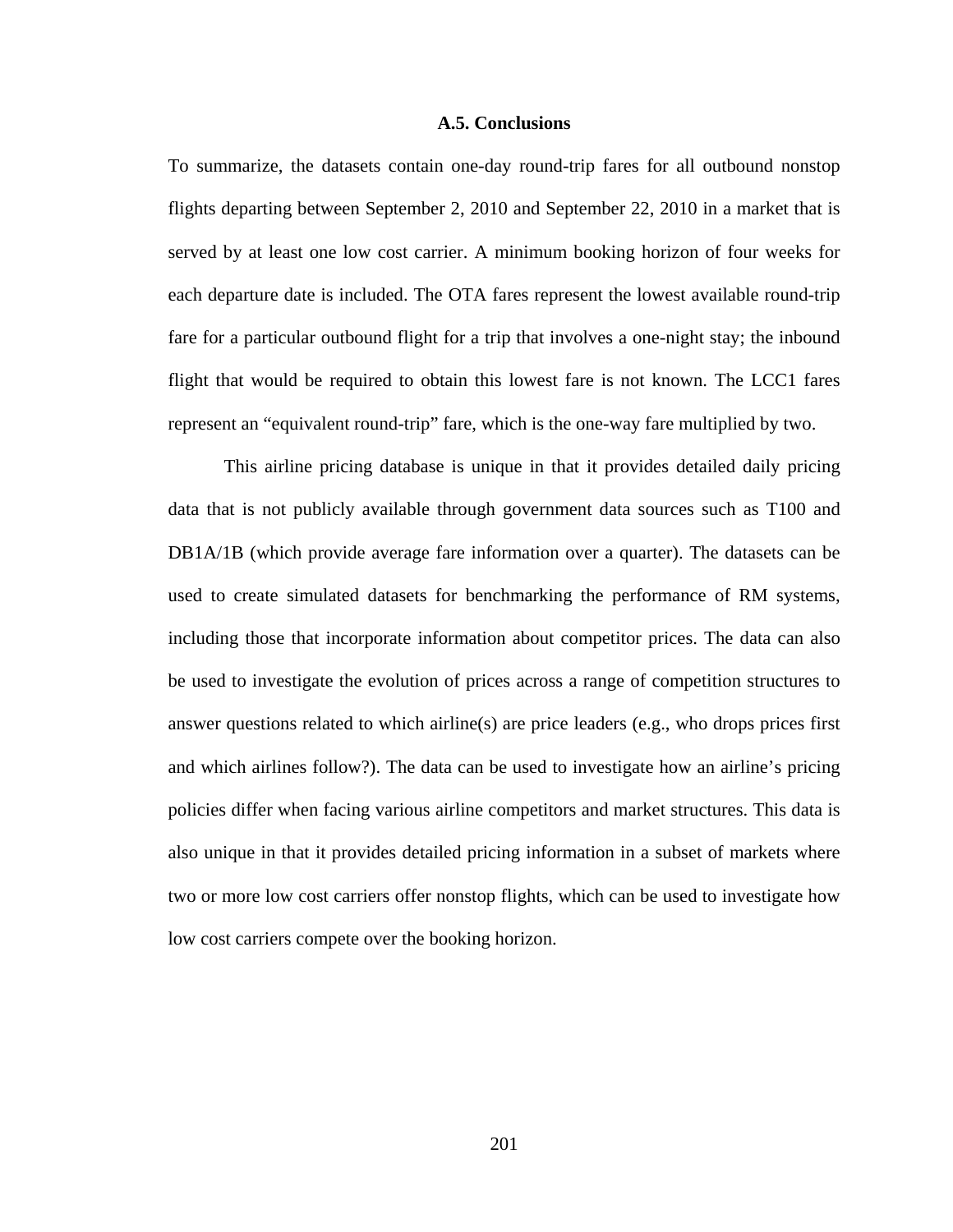### A.5. Conclusions

To summarize, the datasets contain one-day round-trip fares for all outbound nonstop flights departing between September 2, 2010 and September 22, 2010 in a market that is served by at least one low cost carrier. A minimum booking horizon of four weeks for each departure date is included. The OTA fares represent the lowest available round-trip fare for a particular outbound flight for a trip that involves a one-night stay; the inbound flight that would be required to obtain this lowest fare is not known. The LCC1 fares represent an "equivalent round-trip" fare, which is the one-way fare multiplied by two.

This airline pricing database is unique in that it provides detailed daily pricing data that is not publicly available through government data sources such as T100 and DB1A/1B (which provide average fare information over a quarter). The datasets can be used to create simulated datasets for benchmarking the performance of RM systems, including those that incorporate information about competitor prices. The data can also be used to investigate the evolution of prices across a range of competition structures to answer questions related to which airline(s) are price leaders (e.g., who drops prices first and which airlines follow?). The data can be used to investigate how an airline's pricing policies differ when facing various airline competitors and market structures. This data is also unique in that it provides detailed pricing information in a subset of markets where two or more low cost carriers offer nonstop flights, which can be used to investigate how low cost carriers compete over the booking horizon.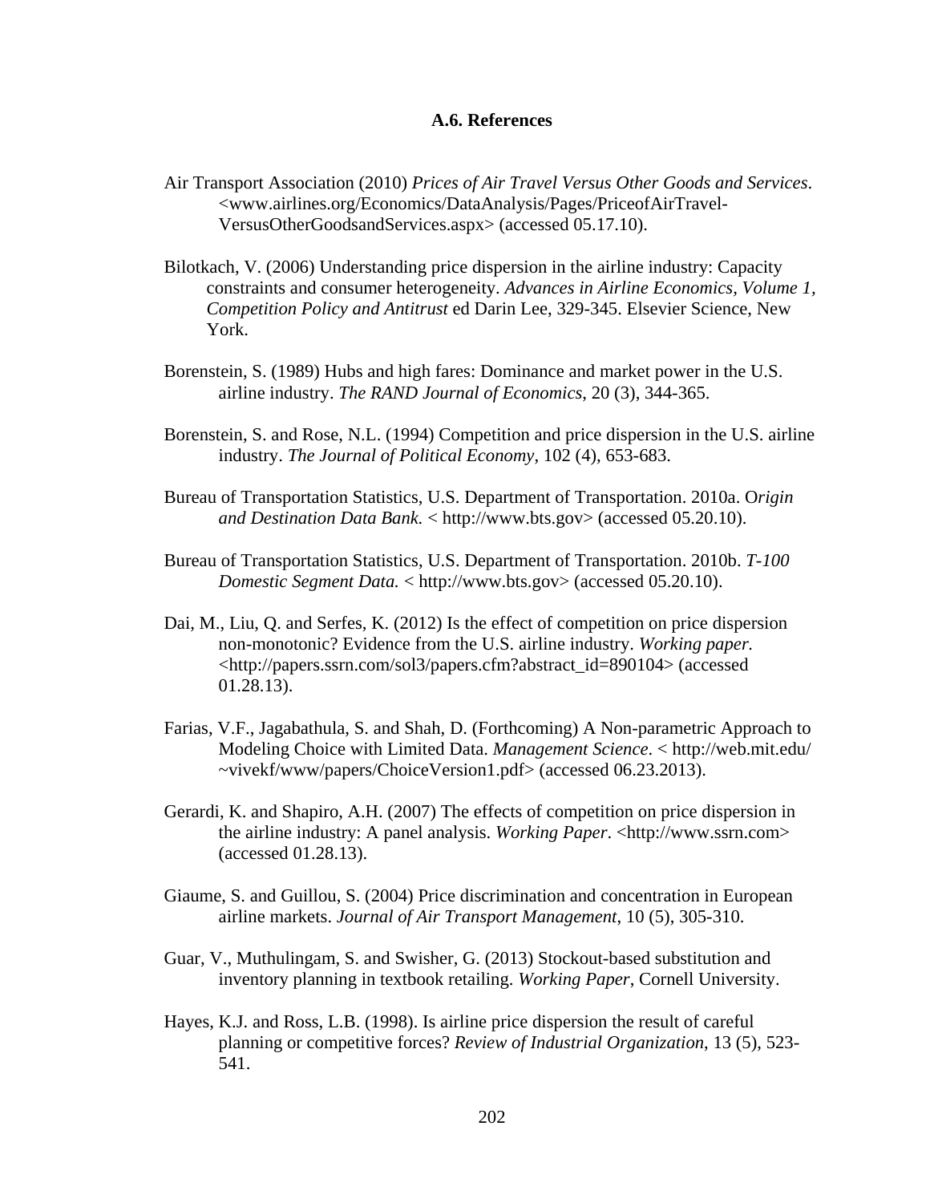### A.6. References

Air Transport Association (2010) *Prices of Air Travel Versus Other Goods and Services*. <www.airlines.org/Economics/DataAnalysis/Pages/PriceofAirTravel-VersusOtherGoodsandServices.aspx> (accessed 05.17.10).

Bilotkach, V. (2006) Understanding price dispersion in the airline industry: Capacity constraints and consumer heterogeneity. *Advances in Airline Economics, Volume 1, Competition Policy and Antitrust* ed Darin Lee, 329-345. Elsevier Science, New York.

Borenstein, S. (1989) Hubs and high fares: Dominance and market power in the U.S. airline industry. *The RAND Journal of Economics*, 20 (3), 344-365.

Borenstein, S. and Rose, N.L. (1994) Competition and price dispersion in the U.S. airline industry. *The Journal of Political Economy*, 102 (4), 653-683.

Bureau of Transportation Statistics, U.S. Department of Transportation. 2010a. O*rigin and Destination Data Bank.* < http://www.bts.gov> (accessed 05.20.10).

Bureau of Transportation Statistics, U.S. Department of Transportation. 2010b. *T-100 Domestic Segment Data.* < http://www.bts.gov> (accessed 05.20.10).

Dai, M., Liu, Q. and Serfes, K. (2012) Is the effect of competition on price dispersion non-monotonic? Evidence from the U.S. airline industry. *Working paper.* <http://papers.ssrn.com/sol3/papers.cfm?abstract_id=890104> (accessed 01.28.13).

Farias, V.F., Jagabathula, S. and Shah, D. (Forthcoming) A Non-parametric Approach to Modeling Choice with Limited Data. *Management Science*. < http://web.mit.edu/~vivekf/www/papers/ChoiceVersion1.pdf> (accessed 06.23.2013).

Gerardi, K. and Shapiro, A.H. (2007) The effects of competition on price dispersion in the airline industry: A panel analysis. *Working Paper*. <http://www.ssrn.com> (accessed 01.28.13).

Giaume, S. and Guillou, S. (2004) Price discrimination and concentration in European airline markets. *Journal of Air Transport Management*, 10 (5), 305-310.

Guar, V., Muthulingam, S. and Swisher, G. (2013) Stockout-based substitution and inventory planning in textbook retailing. *Working Paper*, Cornell University.

Hayes, K.J. and Ross, L.B. (1998). Is airline price dispersion the result of careful planning or competitive forces? *Review of Industrial Organization*, 13 (5), 523-541.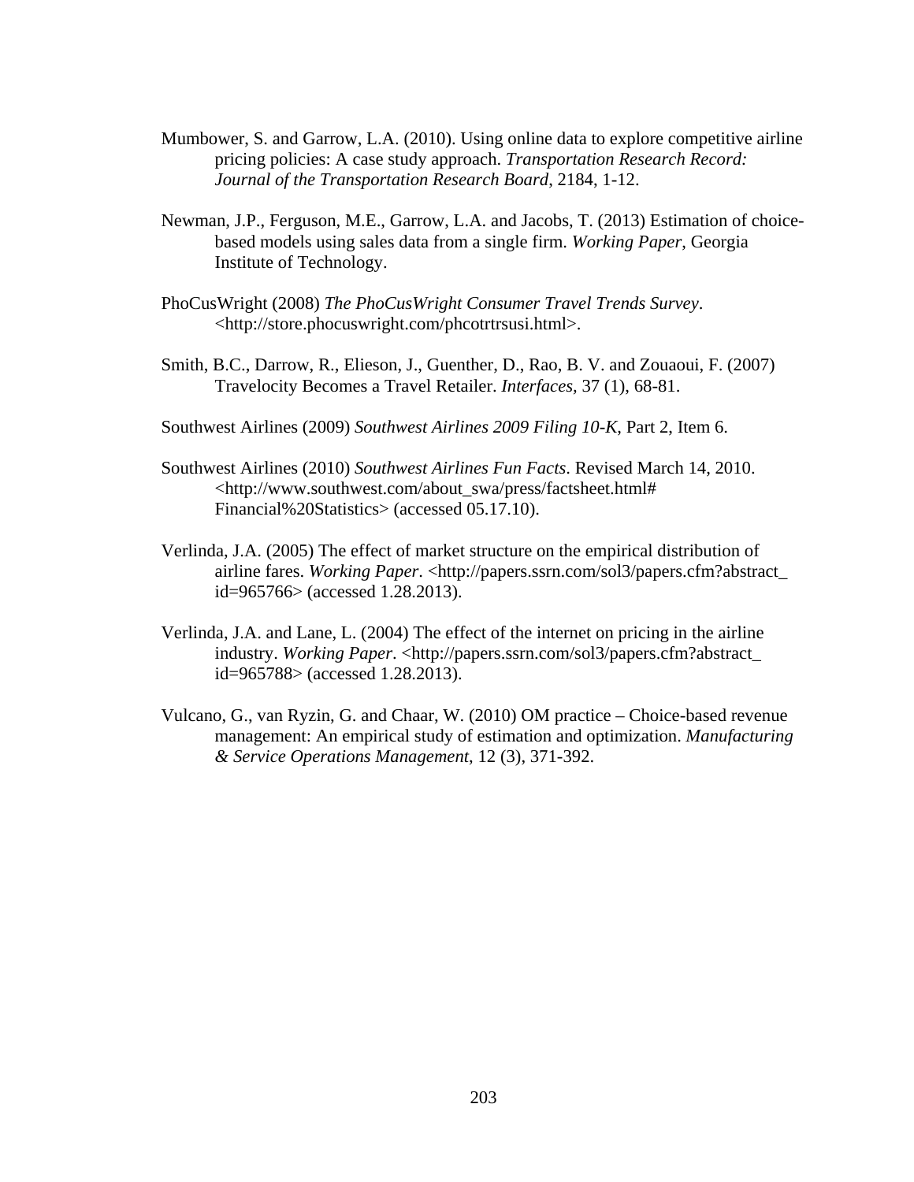Mumbower, S. and Garrow, L.A. (2010). Using online data to explore competitive airline pricing policies: A case study approach. *Transportation Research Record: Journal of the Transportation Research Board*, 2184, 1-12.

Newman, J.P., Ferguson, M.E., Garrow, L.A. and Jacobs, T. (2013) Estimation of choice-based models using sales data from a single firm. *Working Paper*, Georgia Institute of Technology.

PhoCusWright (2008) *The PhoCusWright Consumer Travel Trends Survey*. <http://store.phocuswright.com/phcotrtrsusi.html>.

Smith, B.C., Darrow, R., Elieson, J., Guenther, D., Rao, B. V. and Zouaoui, F. (2007) Travelocity Becomes a Travel Retailer. *Interfaces*, 37 (1), 68-81.

Southwest Airlines (2009) *Southwest Airlines 2009 Filing 10-K*, Part 2, Item 6.

Southwest Airlines (2010) *Southwest Airlines Fun Facts*. Revised March 14, 2010. <http://www.southwest.com/about_swa/press/factsheet.html#Financial%20Statistics> (accessed 05.17.10).

Verlinda, J.A. (2005) The effect of market structure on the empirical distribution of airline fares. *Working Paper*. <http://papers.ssrn.com/sol3/papers.cfm?abstract_id=965766> (accessed 1.28.2013).

Verlinda, J.A. and Lane, L. (2004) The effect of the internet on pricing in the airline industry. *Working Paper*. <http://papers.ssrn.com/sol3/papers.cfm?abstract_id=965788> (accessed 1.28.2013).

Vulcano, G., van Ryzin, G. and Chaar, W. (2010) OM practice – Choice-based revenue management: An empirical study of estimation and optimization. *Manufacturing & Service Operations Management*, 12 (3), 371-392.